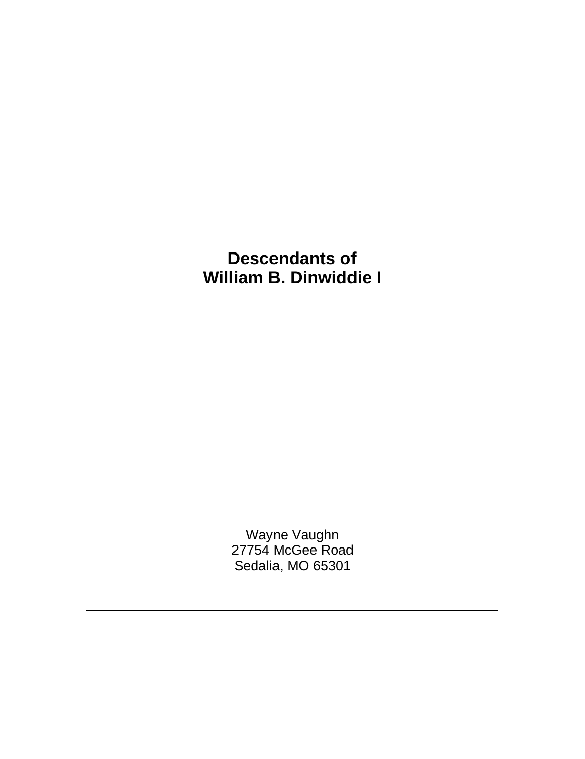# Descendants of William B. Dinwiddie I

Wayne Vaughn
27754 McGee Road
Sedalia, MO 65301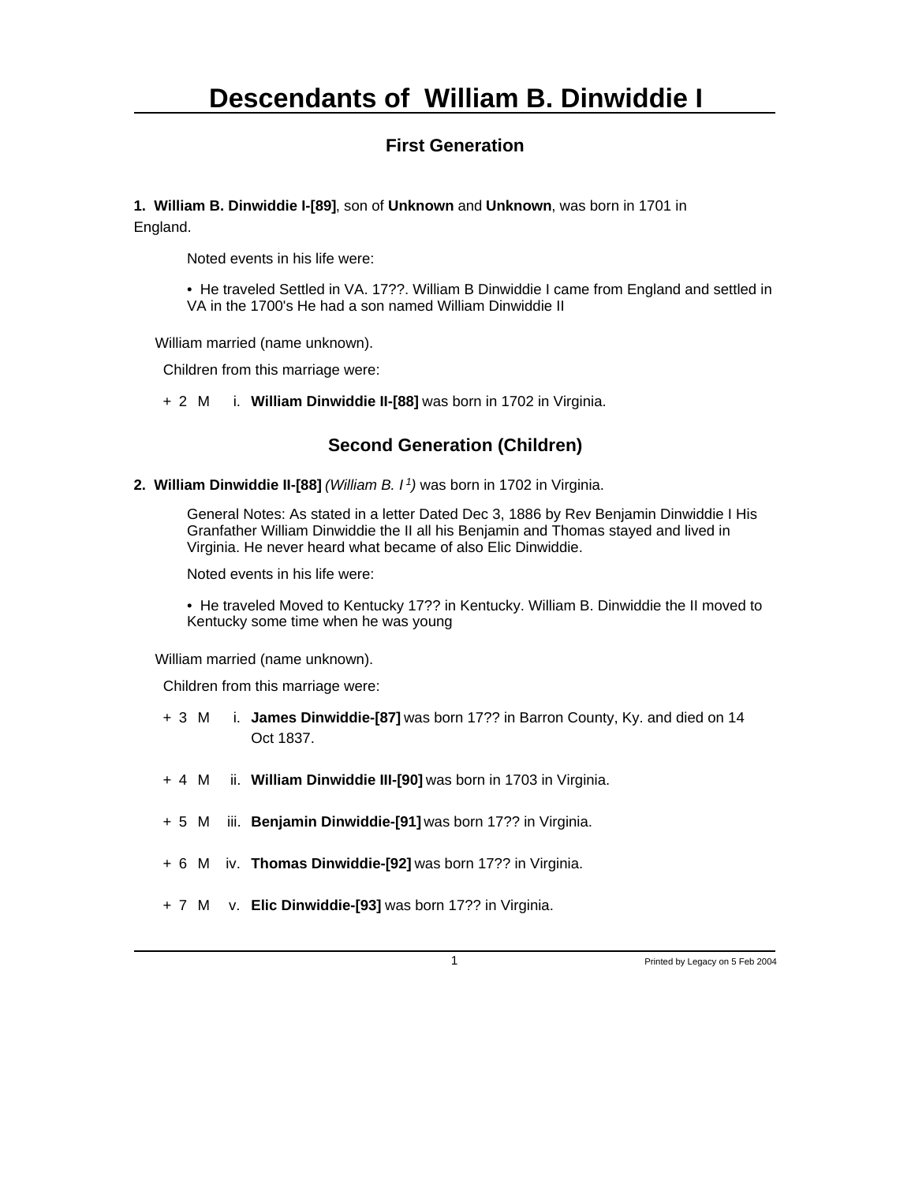# Descendants of William B. Dinwiddie I

## First Generation

**1. William B. Dinwiddie I-[89]**, son of **Unknown** and **Unknown**, was born in 1701 in England.

Noted events in his life were:

• He traveled Settled in VA. 17??. William B Dinwiddie I came from England and settled in VA in the 1700's He had a son named William Dinwiddie II

William married (name unknown).

Children from this marriage were:

+ 2 M i. **William Dinwiddie II-[88]** was born in 1702 in Virginia.

## Second Generation (Children)

**2. William Dinwiddie II-[88]** *(William B. I [1])* was born in 1702 in Virginia.

General Notes: As stated in a letter Dated Dec 3, 1886 by Rev Benjamin Dinwiddie I His Granfather William Dinwiddie the II all his Benjamin and Thomas stayed and lived in Virginia. He never heard what became of also Elic Dinwiddie.

Noted events in his life were:

• He traveled Moved to Kentucky 17?? in Kentucky. William B. Dinwiddie the II moved to Kentucky some time when he was young

William married (name unknown).

Children from this marriage were:

+ 3 M i. **James Dinwiddie-[87]** was born 17?? in Barron County, Ky. and died on 14 Oct 1837.

+ 4 M ii. **William Dinwiddie III-[90]** was born in 1703 in Virginia.

+ 5 M iii. **Benjamin Dinwiddie-[91]** was born 17?? in Virginia.

+ 6 M iv. **Thomas Dinwiddie-[92]** was born 17?? in Virginia.

+ 7 M v. **Elic Dinwiddie-[93]** was born 17?? in Virginia.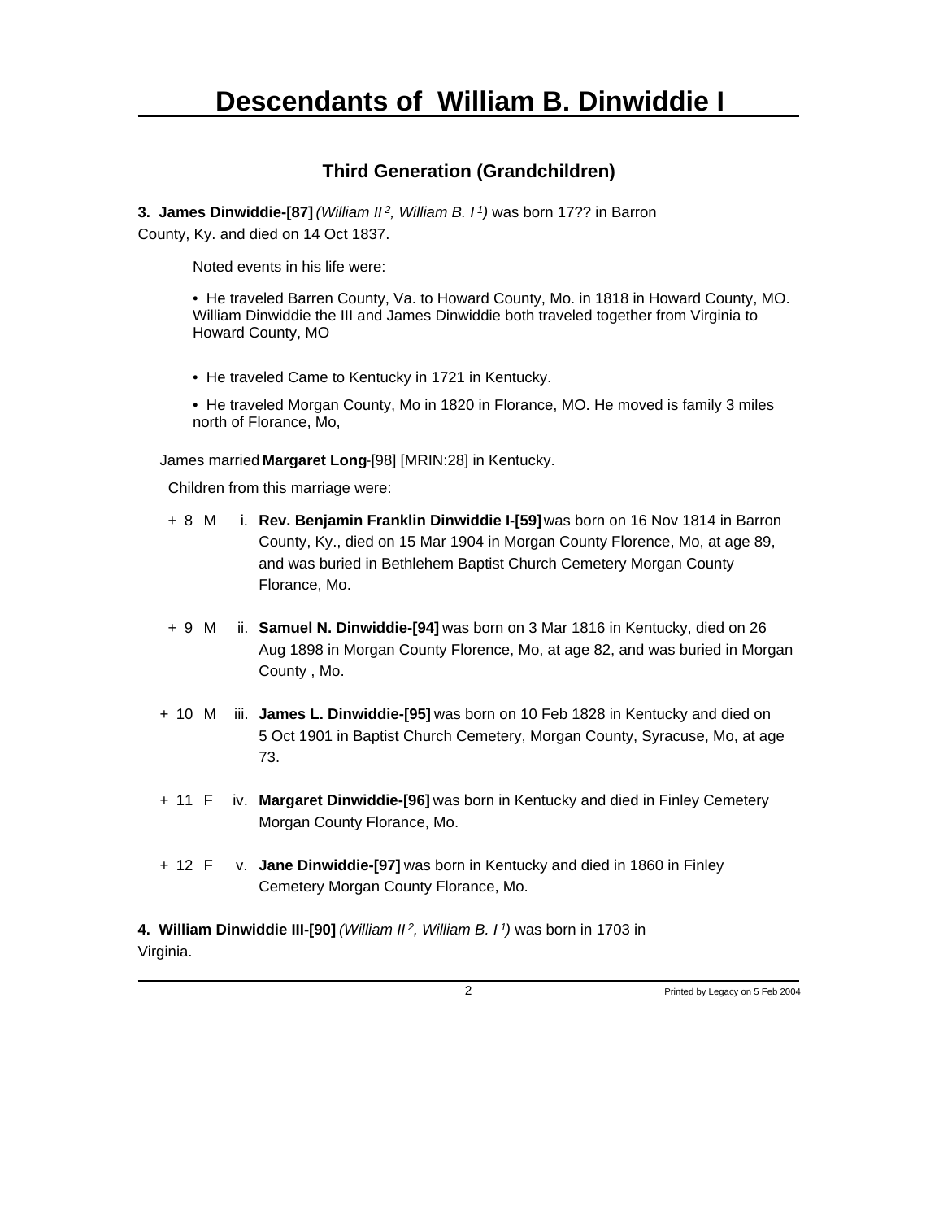# Descendants of William B. Dinwiddie I

## Third Generation (Grandchildren)

**3. James Dinwiddie-[87]** *(William II [2], William B. I [1])* was born 17?? in Barron County, Ky. and died on 14 Oct 1837.

Noted events in his life were:

- He traveled Barren County, Va. to Howard County, Mo. in 1818 in Howard County, MO. William Dinwiddie the III and James Dinwiddie both traveled together from Virginia to Howard County, MO
- He traveled Came to Kentucky in 1721 in Kentucky.
- He traveled Morgan County, Mo in 1820 in Florance, MO. He moved is family 3 miles north of Florance, Mo,

James married **Margaret Long**-[98] [MRIN:28] in Kentucky.

Children from this marriage were:

+ 8 M i. **Rev. Benjamin Franklin Dinwiddie I-[59]** was born on 16 Nov 1814 in Barron County, Ky., died on 15 Mar 1904 in Morgan County Florence, Mo, at age 89, and was buried in Bethlehem Baptist Church Cemetery Morgan County Florance, Mo.

+ 9 M ii. **Samuel N. Dinwiddie-[94]** was born on 3 Mar 1816 in Kentucky, died on 26 Aug 1898 in Morgan County Florence, Mo, at age 82, and was buried in Morgan County , Mo.

+ 10 M iii. **James L. Dinwiddie-[95]** was born on 10 Feb 1828 in Kentucky and died on 5 Oct 1901 in Baptist Church Cemetery, Morgan County, Syracuse, Mo, at age 73.

+ 11 F iv. **Margaret Dinwiddie-[96]** was born in Kentucky and died in Finley Cemetery Morgan County Florance, Mo.

+ 12 F v. **Jane Dinwiddie-[97]** was born in Kentucky and died in 1860 in Finley Cemetery Morgan County Florance, Mo.

**4. William Dinwiddie III-[90]** *(William II [2], William B. I [1])* was born in 1703 in Virginia.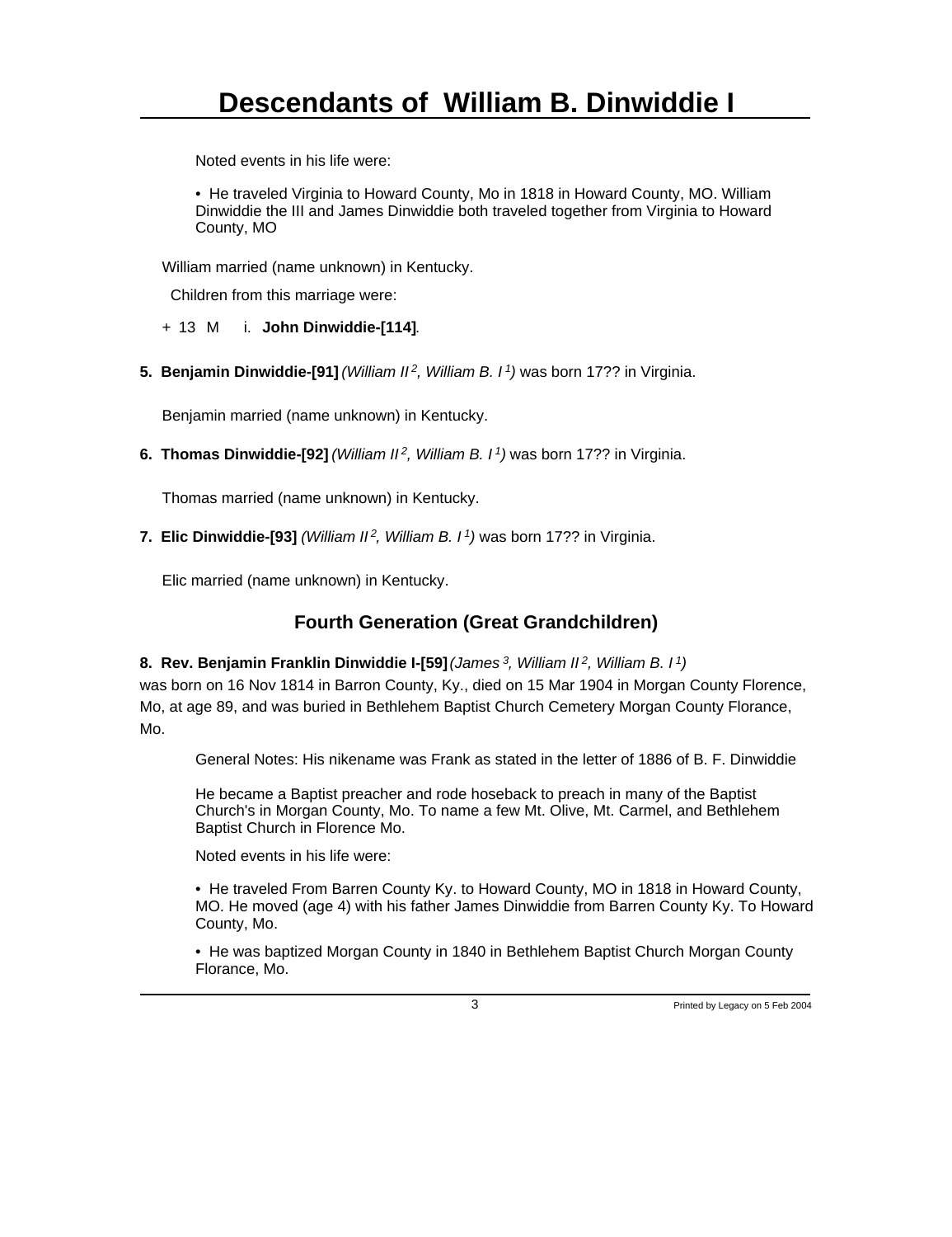Noted events in his life were:

- He traveled Virginia to Howard County, Mo in 1818 in Howard County, MO. William Dinwiddie the III and James Dinwiddie both traveled together from Virginia to Howard County, MO

William married (name unknown) in Kentucky.

Children from this marriage were:

\+ 13 M i. **John Dinwiddie-[114]**.

**5. Benjamin Dinwiddie-[91]** *(William II $^{2}$, William B. I $^{1}$)* was born 17?? in Virginia.

Benjamin married (name unknown) in Kentucky.

**6. Thomas Dinwiddie-[92]** *(William II $^{2}$, William B. I $^{1}$)* was born 17?? in Virginia.

Thomas married (name unknown) in Kentucky.

**7. Elic Dinwiddie-[93]** *(William II $^{2}$, William B. I $^{1}$)* was born 17?? in Virginia.

Elic married (name unknown) in Kentucky.

## Fourth Generation (Great Grandchildren)

**8. Rev. Benjamin Franklin Dinwiddie I-[59]** *(James $^{3}$, William II $^{2}$, William B. I $^{1}$)* was born on 16 Nov 1814 in Barron County, Ky., died on 15 Mar 1904 in Morgan County Florence, Mo, at age 89, and was buried in Bethlehem Baptist Church Cemetery Morgan County Florance, Mo.

General Notes: His nikename was Frank as stated in the letter of 1886 of B. F. Dinwiddie

He became a Baptist preacher and rode hoseback to preach in many of the Baptist Church's in Morgan County, Mo. To name a few Mt. Olive, Mt. Carmel, and Bethlehem Baptist Church in Florence Mo.

Noted events in his life were:

- He traveled From Barren County Ky. to Howard County, MO in 1818 in Howard County, MO. He moved (age 4) with his father James Dinwiddie from Barren County Ky. To Howard County, Mo.

- He was baptized Morgan County in 1840 in Bethlehem Baptist Church Morgan County Florance, Mo.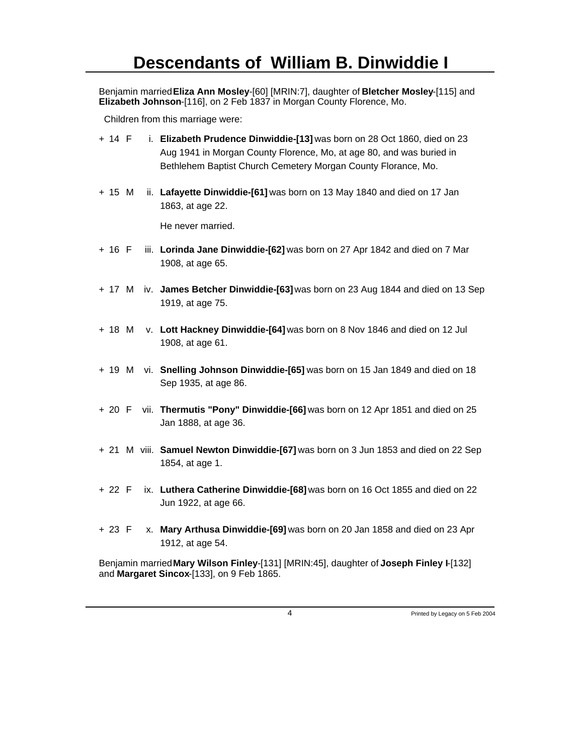# Descendants of William B. Dinwiddie I

Benjamin married **Eliza Ann Mosley**-[60] [MRIN:7], daughter of **Bletcher Mosley**-[115] and **Elizabeth Johnson**-[116], on 2 Feb 1837 in Morgan County Florence, Mo.

Children from this marriage were:

+ 14 F i. **Elizabeth Prudence Dinwiddie-[13]** was born on 28 Oct 1860, died on 23 Aug 1941 in Morgan County Florence, Mo, at age 80, and was buried in Bethlehem Baptist Church Cemetery Morgan County Florance, Mo.

+ 15 M ii. **Lafayette Dinwiddie-[61]** was born on 13 May 1840 and died on 17 Jan 1863, at age 22.

  He never married.

+ 16 F iii. **Lorinda Jane Dinwiddie-[62]** was born on 27 Apr 1842 and died on 7 Mar 1908, at age 65.

+ 17 M iv. **James Betcher Dinwiddie-[63]** was born on 23 Aug 1844 and died on 13 Sep 1919, at age 75.

+ 18 M v. **Lott Hackney Dinwiddie-[64]** was born on 8 Nov 1846 and died on 12 Jul 1908, at age 61.

+ 19 M vi. **Snelling Johnson Dinwiddie-[65]** was born on 15 Jan 1849 and died on 18 Sep 1935, at age 86.

+ 20 F vii. **Thermutis "Pony" Dinwiddie-[66]** was born on 12 Apr 1851 and died on 25 Jan 1888, at age 36.

+ 21 M viii. **Samuel Newton Dinwiddie-[67]** was born on 3 Jun 1853 and died on 22 Sep 1854, at age 1.

+ 22 F ix. **Luthera Catherine Dinwiddie-[68]** was born on 16 Oct 1855 and died on 22 Jun 1922, at age 66.

+ 23 F x. **Mary Arthusa Dinwiddie-[69]** was born on 20 Jan 1858 and died on 23 Apr 1912, at age 54.

Benjamin married **Mary Wilson Finley**-[131] [MRIN:45], daughter of **Joseph Finley I**-[132] and **Margaret Sincox**-[133], on 9 Feb 1865.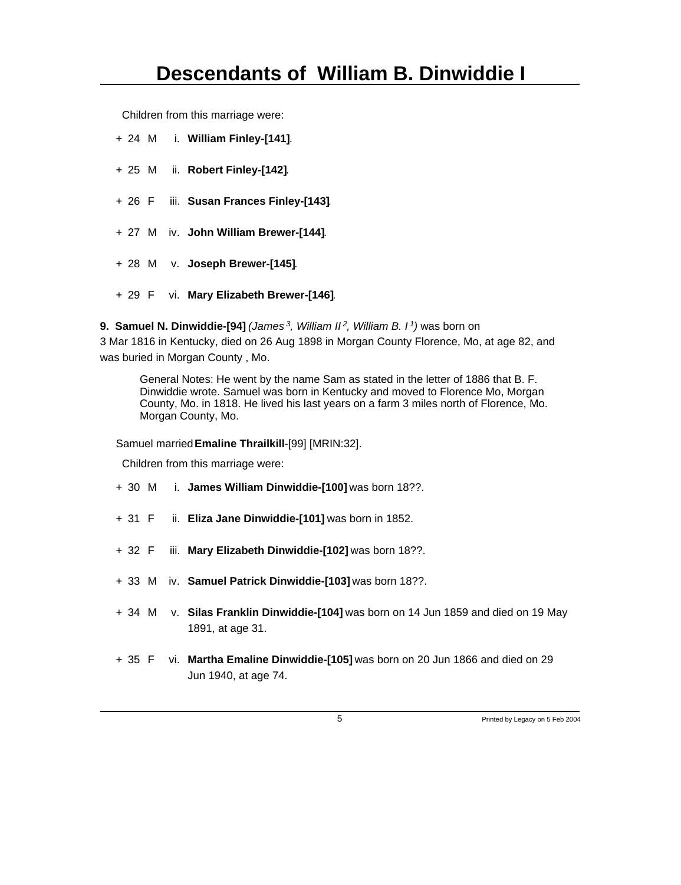Children from this marriage were:

- \+ 24 M i. **William Finley-[141]**.
- \+ 25 M ii. **Robert Finley-[142]**.
- \+ 26 F iii. **Susan Frances Finley-[143]**.
- \+ 27 M iv. **John William Brewer-[144]**.
- \+ 28 M v. **Joseph Brewer-[145]**.
- \+ 29 F vi. **Mary Elizabeth Brewer-[146]**.

**9. Samuel N. Dinwiddie-[94]** *(James 3, William II 2, William B. I 1)* was born on 3 Mar 1816 in Kentucky, died on 26 Aug 1898 in Morgan County Florence, Mo, at age 82, and was buried in Morgan County , Mo.

> General Notes: He went by the name Sam as stated in the letter of 1886 that B. F. Dinwiddie wrote. Samuel was born in Kentucky and moved to Florence Mo, Morgan County, Mo. in 1818. He lived his last years on a farm 3 miles north of Florence, Mo. Morgan County, Mo.

Samuel married **Emaline Thrailkill**-[99] [MRIN:32].

Children from this marriage were:

- \+ 30 M i. **James William Dinwiddie-[100]** was born 18??.
- \+ 31 F ii. **Eliza Jane Dinwiddie-[101]** was born in 1852.
- \+ 32 F iii. **Mary Elizabeth Dinwiddie-[102]** was born 18??.
- \+ 33 M iv. **Samuel Patrick Dinwiddie-[103]** was born 18??.
- \+ 34 M v. **Silas Franklin Dinwiddie-[104]** was born on 14 Jun 1859 and died on 19 May 1891, at age 31.
- \+ 35 F vi. **Martha Emaline Dinwiddie-[105]** was born on 20 Jun 1866 and died on 29 Jun 1940, at age 74.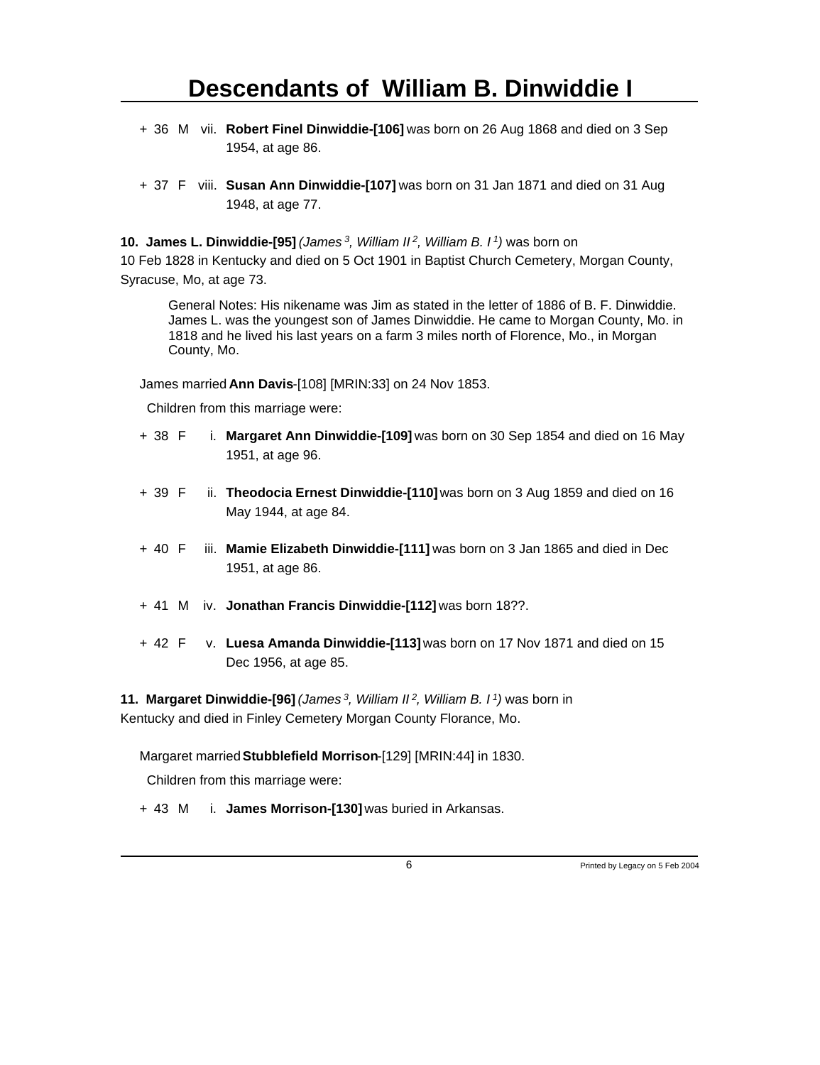+ 36 M vii. **Robert Finel Dinwiddie-[106]** was born on 26 Aug 1868 and died on 3 Sep 1954, at age 86.

+ 37 F viii. **Susan Ann Dinwiddie-[107]** was born on 31 Jan 1871 and died on 31 Aug 1948, at age 77.

**10. James L. Dinwiddie-[95]** *(James [3], William II [2], William B. I [1])* was born on 10 Feb 1828 in Kentucky and died on 5 Oct 1901 in Baptist Church Cemetery, Morgan County, Syracuse, Mo, at age 73.

General Notes: His nikename was Jim as stated in the letter of 1886 of B. F. Dinwiddie. James L. was the youngest son of James Dinwiddie. He came to Morgan County, Mo. in 1818 and he lived his last years on a farm 3 miles north of Florence, Mo., in Morgan County, Mo.

James married **Ann Davis**-[108] [MRIN:33] on 24 Nov 1853.

Children from this marriage were:

+ 38 F i. **Margaret Ann Dinwiddie-[109]** was born on 30 Sep 1854 and died on 16 May 1951, at age 96.

+ 39 F ii. **Theodocia Ernest Dinwiddie-[110]** was born on 3 Aug 1859 and died on 16 May 1944, at age 84.

+ 40 F iii. **Mamie Elizabeth Dinwiddie-[111]** was born on 3 Jan 1865 and died in Dec 1951, at age 86.

+ 41 M iv. **Jonathan Francis Dinwiddie-[112]** was born 18??.

+ 42 F v. **Luesa Amanda Dinwiddie-[113]** was born on 17 Nov 1871 and died on 15 Dec 1956, at age 85.

**11. Margaret Dinwiddie-[96]** *(James [3], William II [2], William B. I [1])* was born in Kentucky and died in Finley Cemetery Morgan County Florance, Mo.

Margaret married **Stubblefield Morrison**-[129] [MRIN:44] in 1830.

Children from this marriage were:

+ 43 M i. **James Morrison-[130]** was buried in Arkansas.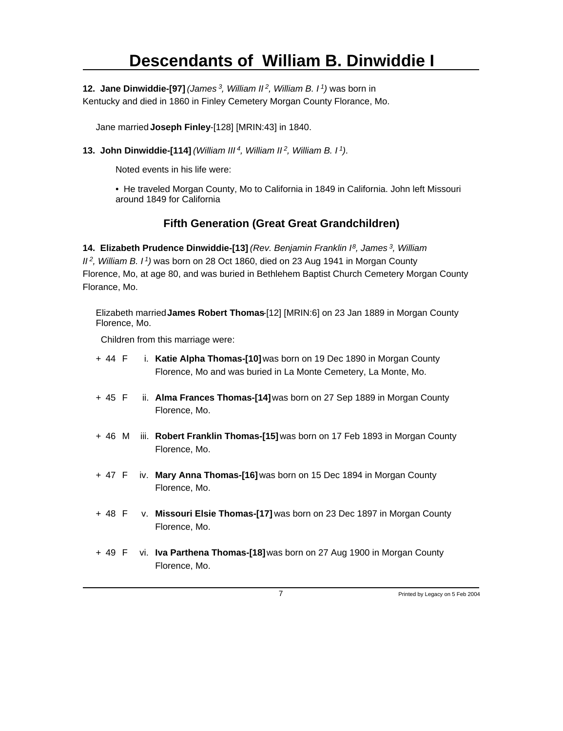# Descendants of William B. Dinwiddie I

**12. Jane Dinwiddie-[97]** *(James 3, William II 2, William B. I 1)* was born in Kentucky and died in 1860 in Finley Cemetery Morgan County Florance, Mo.

Jane married **Joseph Finley**-[128] [MRIN:43] in 1840.

**13. John Dinwiddie-[114]** *(William III 4, William II 2, William B. I 1)*.

Noted events in his life were:

• He traveled Morgan County, Mo to California in 1849 in California. John left Missouri around 1849 for California

## Fifth Generation (Great Great Grandchildren)

**14. Elizabeth Prudence Dinwiddie-[13]** *(Rev. Benjamin Franklin I 8, James 3, William II 2, William B. I 1)* was born on 28 Oct 1860, died on 23 Aug 1941 in Morgan County Florence, Mo, at age 80, and was buried in Bethlehem Baptist Church Cemetery Morgan County Florance, Mo.

Elizabeth married **James Robert Thomas**-[12] [MRIN:6] on 23 Jan 1889 in Morgan County Florence, Mo.

Children from this marriage were:

+ 44 F i. **Katie Alpha Thomas-[10]** was born on 19 Dec 1890 in Morgan County Florence, Mo and was buried in La Monte Cemetery, La Monte, Mo.

+ 45 F ii. **Alma Frances Thomas-[14]** was born on 27 Sep 1889 in Morgan County Florence, Mo.

+ 46 M iii. **Robert Franklin Thomas-[15]** was born on 17 Feb 1893 in Morgan County Florence, Mo.

+ 47 F iv. **Mary Anna Thomas-[16]** was born on 15 Dec 1894 in Morgan County Florence, Mo.

+ 48 F v. **Missouri Elsie Thomas-[17]** was born on 23 Dec 1897 in Morgan County Florence, Mo.

+ 49 F vi. **Iva Parthena Thomas-[18]** was born on 27 Aug 1900 in Morgan County Florence, Mo.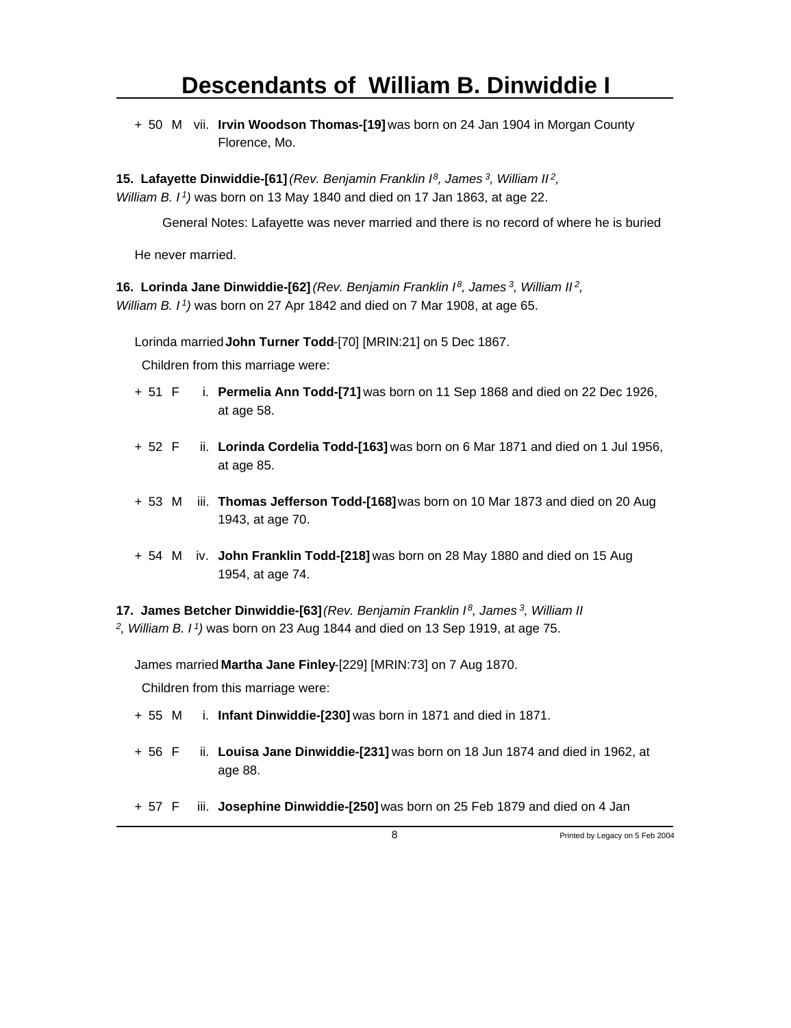+ 50 M vii. **Irvin Woodson Thomas-[19]** was born on 24 Jan 1904 in Morgan County Florence, Mo.

**15. Lafayette Dinwiddie-[61]** *(Rev. Benjamin Franklin I[8], James[3], William II[2], William B. I[1])* was born on 13 May 1840 and died on 17 Jan 1863, at age 22.

General Notes: Lafayette was never married and there is no record of where he is buried

He never married.

**16. Lorinda Jane Dinwiddie-[62]** *(Rev. Benjamin Franklin I[8], James[3], William II[2], William B. I[1])* was born on 27 Apr 1842 and died on 7 Mar 1908, at age 65.

Lorinda married **John Turner Todd**-[70] [MRIN:21] on 5 Dec 1867.

Children from this marriage were:

+ 51 F i. **Permelia Ann Todd-[71]** was born on 11 Sep 1868 and died on 22 Dec 1926, at age 58.

+ 52 F ii. **Lorinda Cordelia Todd-[163]** was born on 6 Mar 1871 and died on 1 Jul 1956, at age 85.

+ 53 M iii. **Thomas Jefferson Todd-[168]** was born on 10 Mar 1873 and died on 20 Aug 1943, at age 70.

+ 54 M iv. **John Franklin Todd-[218]** was born on 28 May 1880 and died on 15 Aug 1954, at age 74.

**17. James Betcher Dinwiddie-[63]** *(Rev. Benjamin Franklin I[8], James[3], William II[2], William B. I[1])* was born on 23 Aug 1844 and died on 13 Sep 1919, at age 75.

James married **Martha Jane Finley**-[229] [MRIN:73] on 7 Aug 1870.

Children from this marriage were:

+ 55 M i. **Infant Dinwiddie-[230]** was born in 1871 and died in 1871.

+ 56 F ii. **Louisa Jane Dinwiddie-[231]** was born on 18 Jun 1874 and died in 1962, at age 88.

+ 57 F iii. **Josephine Dinwiddie-[250]** was born on 25 Feb 1879 and died on 4 Jan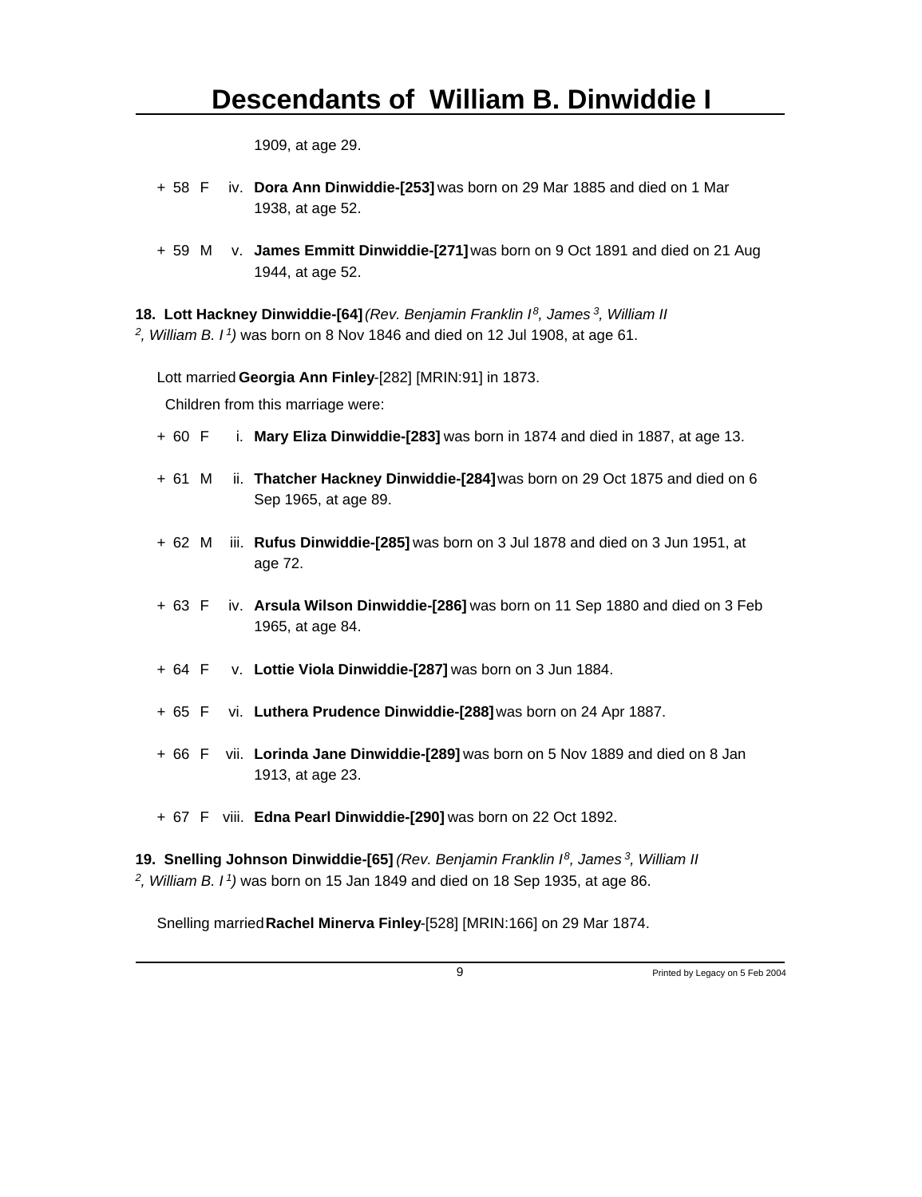1909, at age 29.

\+ 58 F iv. **Dora Ann Dinwiddie-[253]** was born on 29 Mar 1885 and died on 1 Mar 1938, at age 52.

\+ 59 M v. **James Emmitt Dinwiddie-[271]** was born on 9 Oct 1891 and died on 21 Aug 1944, at age 52.

**18. Lott Hackney Dinwiddie-[64]** *(Rev. Benjamin Franklin I[8], James[3], William II[2], William B. I[1])* was born on 8 Nov 1846 and died on 12 Jul 1908, at age 61.

Lott married **Georgia Ann Finley**-[282] [MRIN:91] in 1873.

Children from this marriage were:

\+ 60 F i. **Mary Eliza Dinwiddie-[283]** was born in 1874 and died in 1887, at age 13.

\+ 61 M ii. **Thatcher Hackney Dinwiddie-[284]** was born on 29 Oct 1875 and died on 6 Sep 1965, at age 89.

\+ 62 M iii. **Rufus Dinwiddie-[285]** was born on 3 Jul 1878 and died on 3 Jun 1951, at age 72.

\+ 63 F iv. **Arsula Wilson Dinwiddie-[286]** was born on 11 Sep 1880 and died on 3 Feb 1965, at age 84.

\+ 64 F v. **Lottie Viola Dinwiddie-[287]** was born on 3 Jun 1884.

\+ 65 F vi. **Luthera Prudence Dinwiddie-[288]** was born on 24 Apr 1887.

\+ 66 F vii. **Lorinda Jane Dinwiddie-[289]** was born on 5 Nov 1889 and died on 8 Jan 1913, at age 23.

\+ 67 F viii. **Edna Pearl Dinwiddie-[290]** was born on 22 Oct 1892.

**19. Snelling Johnson Dinwiddie-[65]** *(Rev. Benjamin Franklin I[8], James[3], William II[2], William B. I[1])* was born on 15 Jan 1849 and died on 18 Sep 1935, at age 86.

Snelling married **Rachel Minerva Finley**-[528] [MRIN:166] on 29 Mar 1874.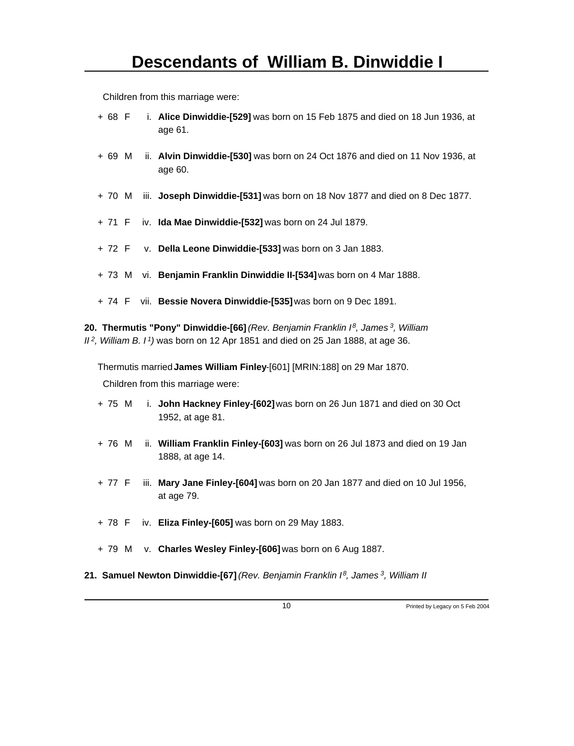Children from this marriage were:

- \+ 68 F i. **Alice Dinwiddie-[529]** was born on 15 Feb 1875 and died on 18 Jun 1936, at age 61.
- \+ 69 M ii. **Alvin Dinwiddie-[530]** was born on 24 Oct 1876 and died on 11 Nov 1936, at age 60.
- \+ 70 M iii. **Joseph Dinwiddie-[531]** was born on 18 Nov 1877 and died on 8 Dec 1877.
- \+ 71 F iv. **Ida Mae Dinwiddie-[532]** was born on 24 Jul 1879.
- \+ 72 F v. **Della Leone Dinwiddie-[533]** was born on 3 Jan 1883.
- \+ 73 M vi. **Benjamin Franklin Dinwiddie II-[534]** was born on 4 Mar 1888.
- \+ 74 F vii. **Bessie Novera Dinwiddie-[535]** was born on 9 Dec 1891.

**20. Thermutis "Pony" Dinwiddie-[66]** *(Rev. Benjamin Franklin I[8], James[3], William II[2], William B. I[1])* was born on 12 Apr 1851 and died on 25 Jan 1888, at age 36.

Thermutis married **James William Finley**-[601] [MRIN:188] on 29 Mar 1870.

Children from this marriage were:

- \+ 75 M i. **John Hackney Finley-[602]** was born on 26 Jun 1871 and died on 30 Oct 1952, at age 81.
- \+ 76 M ii. **William Franklin Finley-[603]** was born on 26 Jul 1873 and died on 19 Jan 1888, at age 14.
- \+ 77 F iii. **Mary Jane Finley-[604]** was born on 20 Jan 1877 and died on 10 Jul 1956, at age 79.
- \+ 78 F iv. **Eliza Finley-[605]** was born on 29 May 1883.
- \+ 79 M v. **Charles Wesley Finley-[606]** was born on 6 Aug 1887.

**21. Samuel Newton Dinwiddie-[67]** *(Rev. Benjamin Franklin I[8], James[3], William II*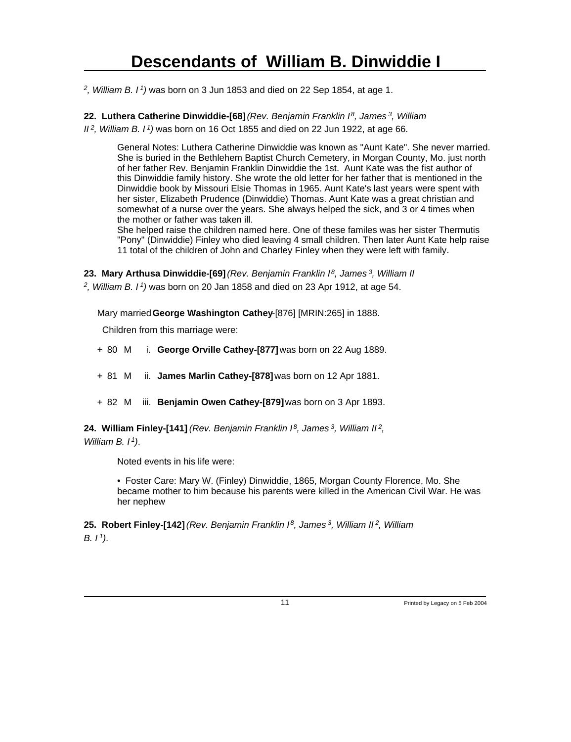*[2], William B. I [1])* was born on 3 Jun 1853 and died on 22 Sep 1854, at age 1.

**22. Luthera Catherine Dinwiddie-[68]** *(Rev. Benjamin Franklin I [8], James [3], William II [2], William B. I [1])* was born on 16 Oct 1855 and died on 22 Jun 1922, at age 66.

General Notes: Luthera Catherine Dinwiddie was known as "Aunt Kate". She never married. She is buried in the Bethlehem Baptist Church Cemetery, in Morgan County, Mo. just north of her father Rev. Benjamin Franklin Dinwiddie the 1st. Aunt Kate was the fist author of this Dinwiddie family history. She wrote the old letter for her father that is mentioned in the Dinwiddie book by Missouri Elsie Thomas in 1965. Aunt Kate's last years were spent with her sister, Elizabeth Prudence (Dinwiddie) Thomas. Aunt Kate was a great christian and somewhat of a nurse over the years. She always helped the sick, and 3 or 4 times when the mother or father was taken ill.
She helped raise the children named here. One of these familes was her sister Thermutis "Pony" (Dinwiddie) Finley who died leaving 4 small children. Then later Aunt Kate help raise 11 total of the children of John and Charley Finley when they were left with family.

**23. Mary Arthusa Dinwiddie-[69]** *(Rev. Benjamin Franklin I [8], James [3], William II [2], William B. I [1])* was born on 20 Jan 1858 and died on 23 Apr 1912, at age 54.

Mary married **George Washington Cathey**-[876] [MRIN:265] in 1888.

Children from this marriage were:

+ 80 M i. **George Orville Cathey-[877]** was born on 22 Aug 1889.

+ 81 M ii. **James Marlin Cathey-[878]** was born on 12 Apr 1881.

+ 82 M iii. **Benjamin Owen Cathey-[879]** was born on 3 Apr 1893.

**24. William Finley-[141]** *(Rev. Benjamin Franklin I [8], James [3], William II [2], William B. I [1])*.

Noted events in his life were:

• Foster Care: Mary W. (Finley) Dinwiddie, 1865, Morgan County Florence, Mo. She became mother to him because his parents were killed in the American Civil War. He was her nephew

**25. Robert Finley-[142]** *(Rev. Benjamin Franklin I [8], James [3], William II [2], William B. I [1])*.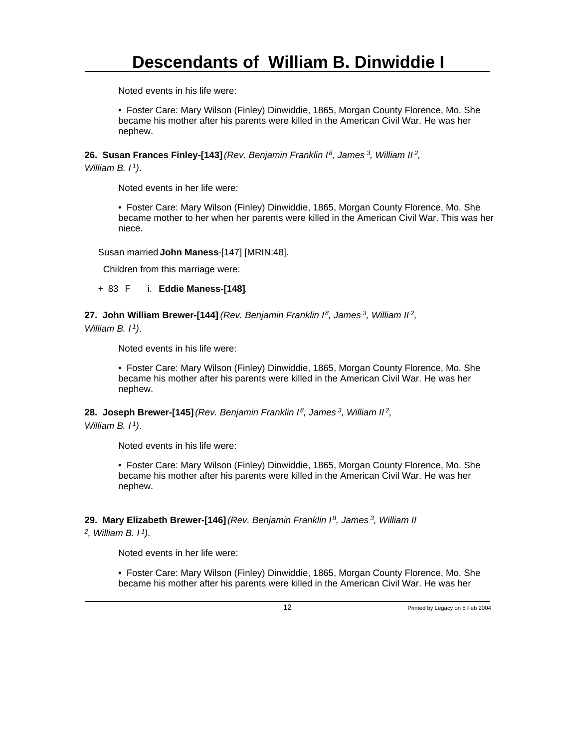Noted events in his life were:

• Foster Care: Mary Wilson (Finley) Dinwiddie, 1865, Morgan County Florence, Mo. She became his mother after his parents were killed in the American Civil War. He was her nephew.

**26. Susan Frances Finley-[143]** *(Rev. Benjamin Franklin I[8], James[3], William II[2], William B. I[1])*.

Noted events in her life were:

• Foster Care: Mary Wilson (Finley) Dinwiddie, 1865, Morgan County Florence, Mo. She became mother to her when her parents were killed in the American Civil War. This was her niece.

Susan married **John Maness**-[147] [MRIN:48].

Children from this marriage were:

+ 83 F i. **Eddie Maness-[148]**.

**27. John William Brewer-[144]** *(Rev. Benjamin Franklin I[8], James[3], William II[2], William B. I[1])*.

Noted events in his life were:

• Foster Care: Mary Wilson (Finley) Dinwiddie, 1865, Morgan County Florence, Mo. She became his mother after his parents were killed in the American Civil War. He was her nephew.

**28. Joseph Brewer-[145]** *(Rev. Benjamin Franklin I[8], James[3], William II[2], William B. I[1])*.

Noted events in his life were:

• Foster Care: Mary Wilson (Finley) Dinwiddie, 1865, Morgan County Florence, Mo. She became his mother after his parents were killed in the American Civil War. He was her nephew.

**29. Mary Elizabeth Brewer-[146]** *(Rev. Benjamin Franklin I[8], James[3], William II[2], William B. I[1])*.

Noted events in her life were:

• Foster Care: Mary Wilson (Finley) Dinwiddie, 1865, Morgan County Florence, Mo. She became his mother after his parents were killed in the American Civil War. He was her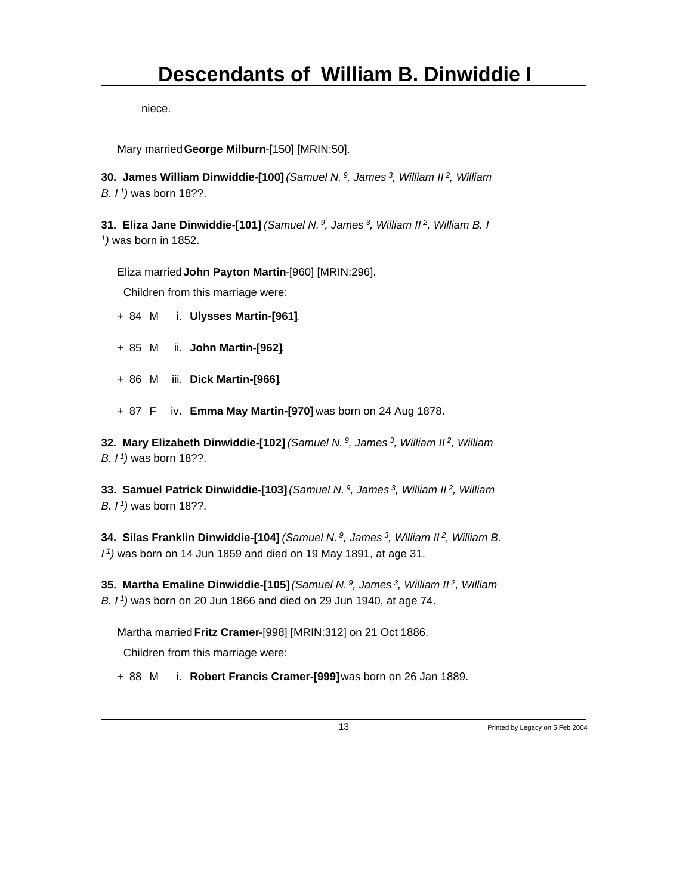niece.

Mary married **George Milburn**-[150] [MRIN:50].

**30. James William Dinwiddie-[100]** *(Samuel N.*[9]*, James*[3]*, William II*[2]*, William B. I*[1]*)* was born 18??.

**31. Eliza Jane Dinwiddie-[101]** *(Samuel N.*[9]*, James*[3]*, William II*[2]*, William B. I*[1]*)* was born in 1852.

Eliza married **John Payton Martin**-[960] [MRIN:296].

Children from this marriage were:

+ 84 M i. **Ulysses Martin-[961]**.

+ 85 M ii. **John Martin-[962]**.

+ 86 M iii. **Dick Martin-[966]**.

+ 87 F iv. **Emma May Martin-[970]** was born on 24 Aug 1878.

**32. Mary Elizabeth Dinwiddie-[102]** *(Samuel N.*[9]*, James*[3]*, William II*[2]*, William B. I*[1]*)* was born 18??.

**33. Samuel Patrick Dinwiddie-[103]** *(Samuel N.*[9]*, James*[3]*, William II*[2]*, William B. I*[1]*)* was born 18??.

**34. Silas Franklin Dinwiddie-[104]** *(Samuel N.*[9]*, James*[3]*, William II*[2]*, William B. I*[1]*)* was born on 14 Jun 1859 and died on 19 May 1891, at age 31.

**35. Martha Emaline Dinwiddie-[105]** *(Samuel N.*[9]*, James*[3]*, William II*[2]*, William B. I*[1]*)* was born on 20 Jun 1866 and died on 29 Jun 1940, at age 74.

Martha married **Fritz Cramer**-[998] [MRIN:312] on 21 Oct 1886.

Children from this marriage were:

+ 88 M i. **Robert Francis Cramer-[999]** was born on 26 Jan 1889.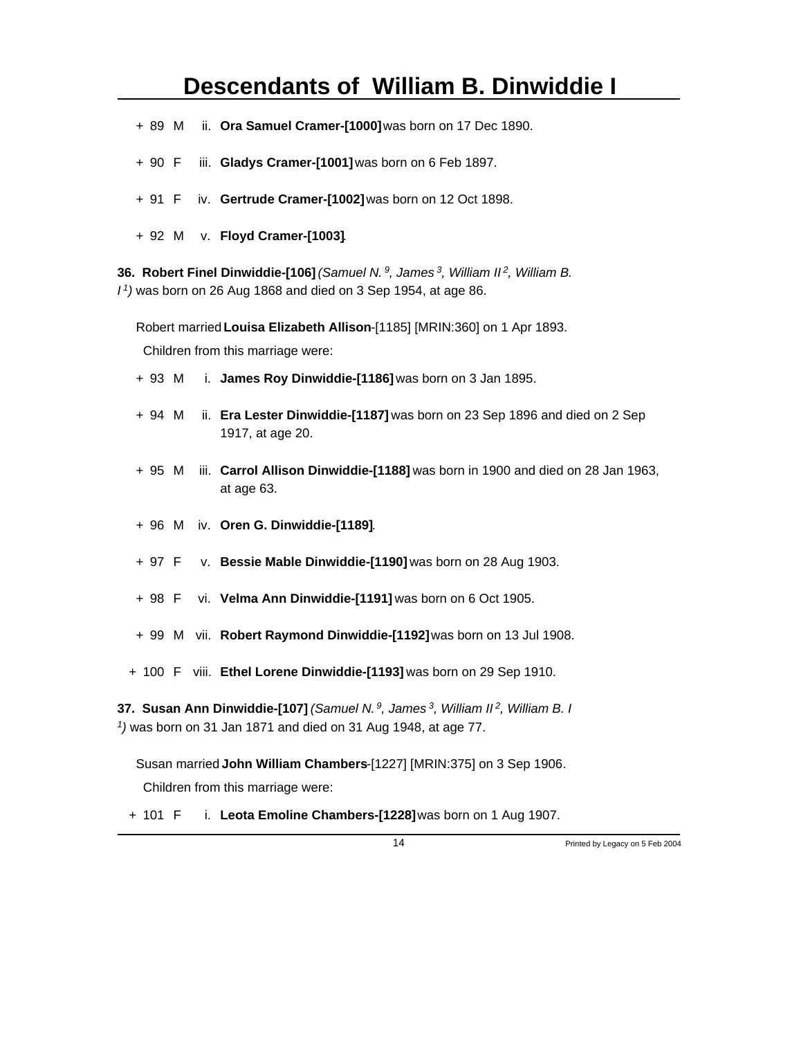# Descendants of William B. Dinwiddie I

\+ 89 M ii. **Ora Samuel Cramer-[1000]** was born on 17 Dec 1890.

\+ 90 F iii. **Gladys Cramer-[1001]** was born on 6 Feb 1897.

\+ 91 F iv. **Gertrude Cramer-[1002]** was born on 12 Oct 1898.

\+ 92 M v. **Floyd Cramer-[1003]**.

**36. Robert Finel Dinwiddie-[106]** *(Samuel N.[9], James[3], William II[2], William B. I[1])* was born on 26 Aug 1868 and died on 3 Sep 1954, at age 86.

Robert married **Louisa Elizabeth Allison**-[1185] [MRIN:360] on 1 Apr 1893.

Children from this marriage were:

\+ 93 M i. **James Roy Dinwiddie-[1186]** was born on 3 Jan 1895.

\+ 94 M ii. **Era Lester Dinwiddie-[1187]** was born on 23 Sep 1896 and died on 2 Sep 1917, at age 20.

\+ 95 M iii. **Carrol Allison Dinwiddie-[1188]** was born in 1900 and died on 28 Jan 1963, at age 63.

\+ 96 M iv. **Oren G. Dinwiddie-[1189]**.

\+ 97 F v. **Bessie Mable Dinwiddie-[1190]** was born on 28 Aug 1903.

\+ 98 F vi. **Velma Ann Dinwiddie-[1191]** was born on 6 Oct 1905.

\+ 99 M vii. **Robert Raymond Dinwiddie-[1192]** was born on 13 Jul 1908.

\+ 100 F viii. **Ethel Lorene Dinwiddie-[1193]** was born on 29 Sep 1910.

**37. Susan Ann Dinwiddie-[107]** *(Samuel N.[9], James[3], William II[2], William B. I[1])* was born on 31 Jan 1871 and died on 31 Aug 1948, at age 77.

Susan married **John William Chambers**-[1227] [MRIN:375] on 3 Sep 1906.

Children from this marriage were:

\+ 101 F i. **Leota Emoline Chambers-[1228]** was born on 1 Aug 1907.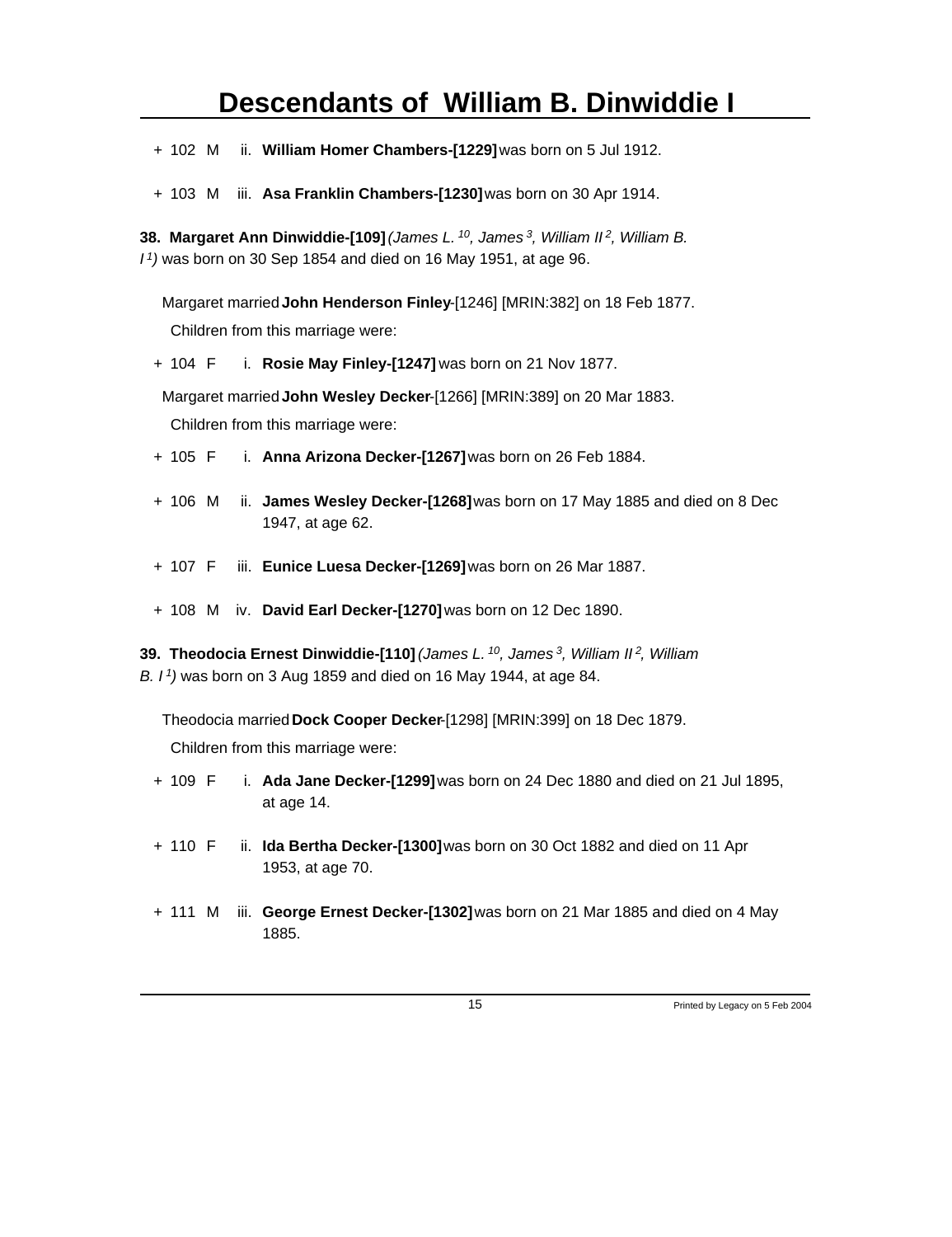+ 102 M ii. **William Homer Chambers-[1229]** was born on 5 Jul 1912.

+ 103 M iii. **Asa Franklin Chambers-[1230]** was born on 30 Apr 1914.

**38. Margaret Ann Dinwiddie-[109]** *(James L.[10], James[3], William II[2], William B. I[1])* was born on 30 Sep 1854 and died on 16 May 1951, at age 96.

Margaret married **John Henderson Finley**-[1246] [MRIN:382] on 18 Feb 1877.

Children from this marriage were:

+ 104 F i. **Rosie May Finley-[1247]** was born on 21 Nov 1877.

Margaret married **John Wesley Decker**-[1266] [MRIN:389] on 20 Mar 1883.

Children from this marriage were:

+ 105 F i. **Anna Arizona Decker-[1267]** was born on 26 Feb 1884.

+ 106 M ii. **James Wesley Decker-[1268]** was born on 17 May 1885 and died on 8 Dec 1947, at age 62.

+ 107 F iii. **Eunice Luesa Decker-[1269]** was born on 26 Mar 1887.

+ 108 M iv. **David Earl Decker-[1270]** was born on 12 Dec 1890.

**39. Theodocia Ernest Dinwiddie-[110]** *(James L.[10], James[3], William II[2], William B. I[1])* was born on 3 Aug 1859 and died on 16 May 1944, at age 84.

Theodocia married **Dock Cooper Decker**-[1298] [MRIN:399] on 18 Dec 1879.

Children from this marriage were:

+ 109 F i. **Ada Jane Decker-[1299]** was born on 24 Dec 1880 and died on 21 Jul 1895, at age 14.

+ 110 F ii. **Ida Bertha Decker-[1300]** was born on 30 Oct 1882 and died on 11 Apr 1953, at age 70.

+ 111 M iii. **George Ernest Decker-[1302]** was born on 21 Mar 1885 and died on 4 May 1885.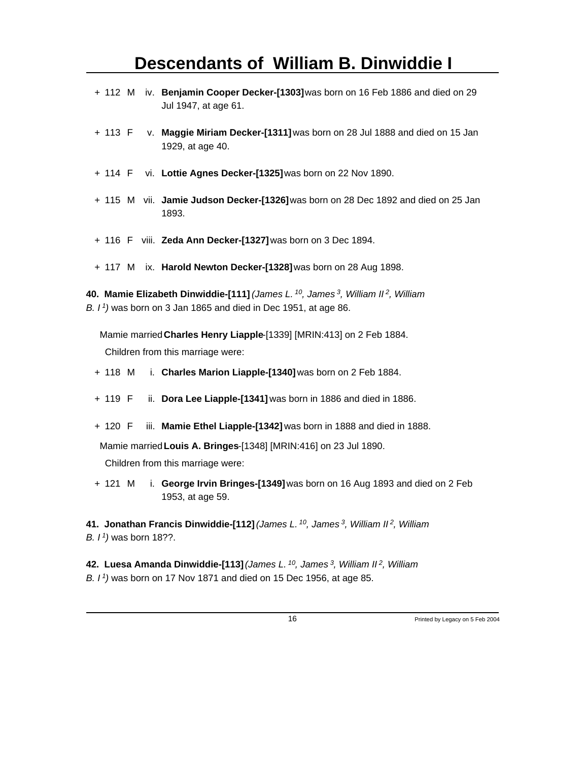+ 112 M iv. **Benjamin Cooper Decker-[1303]** was born on 16 Feb 1886 and died on 29 Jul 1947, at age 61.

+ 113 F v. **Maggie Miriam Decker-[1311]** was born on 28 Jul 1888 and died on 15 Jan 1929, at age 40.

+ 114 F vi. **Lottie Agnes Decker-[1325]** was born on 22 Nov 1890.

+ 115 M vii. **Jamie Judson Decker-[1326]** was born on 28 Dec 1892 and died on 25 Jan 1893.

+ 116 F viii. **Zeda Ann Decker-[1327]** was born on 3 Dec 1894.

+ 117 M ix. **Harold Newton Decker-[1328]** was born on 28 Aug 1898.

**40. Mamie Elizabeth Dinwiddie-[111]** *(James L.[10], James[3], William II[2], William B. I[1])* was born on 3 Jan 1865 and died in Dec 1951, at age 86.

Mamie married **Charles Henry Liapple**-[1339] [MRIN:413] on 2 Feb 1884.

Children from this marriage were:

+ 118 M i. **Charles Marion Liapple-[1340]** was born on 2 Feb 1884.

+ 119 F ii. **Dora Lee Liapple-[1341]** was born in 1886 and died in 1886.

+ 120 F iii. **Mamie Ethel Liapple-[1342]** was born in 1888 and died in 1888.

Mamie married **Louis A. Bringes**-[1348] [MRIN:416] on 23 Jul 1890.

Children from this marriage were:

+ 121 M i. **George Irvin Bringes-[1349]** was born on 16 Aug 1893 and died on 2 Feb 1953, at age 59.

**41. Jonathan Francis Dinwiddie-[112]** *(James L.[10], James[3], William II[2], William B. I[1])* was born 18??.

**42. Luesa Amanda Dinwiddie-[113]** *(James L.[10], James[3], William II[2], William B. I[1])* was born on 17 Nov 1871 and died on 15 Dec 1956, at age 85.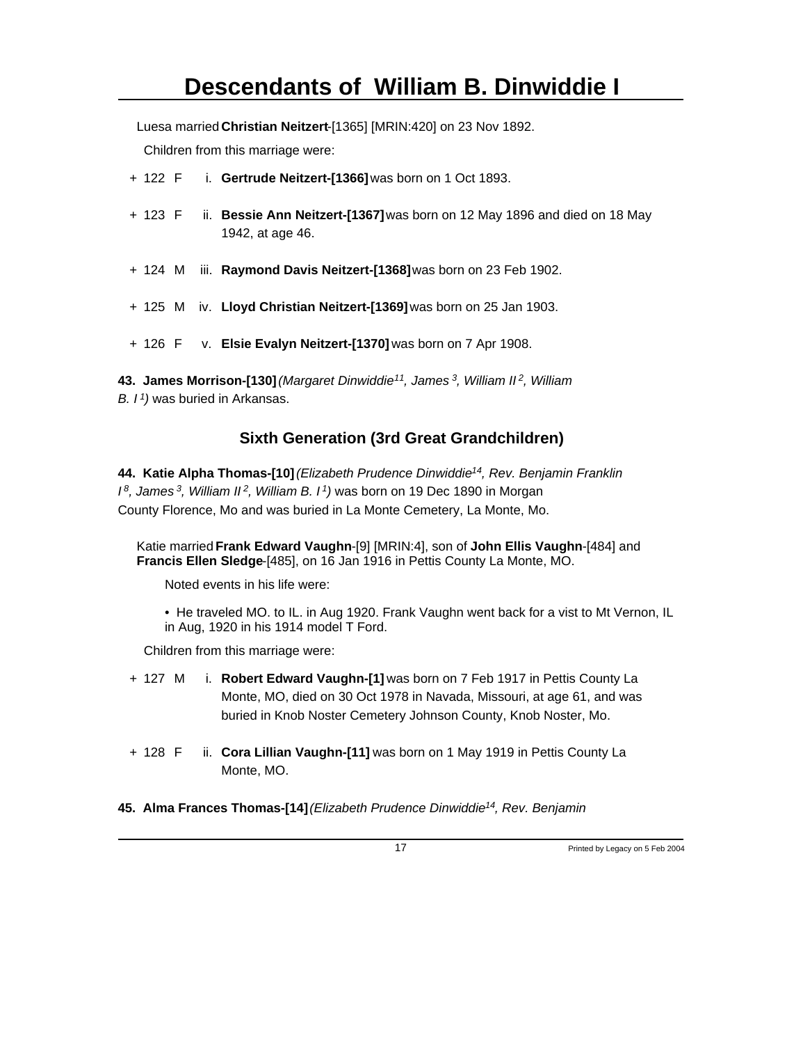# Descendants of William B. Dinwiddie I

Luesa married **Christian Neitzert**-[1365] [MRIN:420] on 23 Nov 1892.

Children from this marriage were:

+ 122 F i. **Gertrude Neitzert-[1366]** was born on 1 Oct 1893.

+ 123 F ii. **Bessie Ann Neitzert-[1367]** was born on 12 May 1896 and died on 18 May 1942, at age 46.

+ 124 M iii. **Raymond Davis Neitzert-[1368]** was born on 23 Feb 1902.

+ 125 M iv. **Lloyd Christian Neitzert-[1369]** was born on 25 Jan 1903.

+ 126 F v. **Elsie Evalyn Neitzert-[1370]** was born on 7 Apr 1908.

**43. James Morrison-[130]** *(Margaret Dinwiddie[11], James [3], William II [2], William B. I [1])* was buried in Arkansas.

## Sixth Generation (3rd Great Grandchildren)

**44. Katie Alpha Thomas-[10]** *(Elizabeth Prudence Dinwiddie[14], Rev. Benjamin Franklin I [8], James [3], William II [2], William B. I [1])* was born on 19 Dec 1890 in Morgan County Florence, Mo and was buried in La Monte Cemetery, La Monte, Mo.

Katie married **Frank Edward Vaughn**-[9] [MRIN:4], son of **John Ellis Vaughn**-[484] and **Francis Ellen Sledge**-[485], on 16 Jan 1916 in Pettis County La Monte, MO.

Noted events in his life were:

• He traveled MO. to IL. in Aug 1920. Frank Vaughn went back for a vist to Mt Vernon, IL in Aug, 1920 in his 1914 model T Ford.

Children from this marriage were:

+ 127 M i. **Robert Edward Vaughn-[1]** was born on 7 Feb 1917 in Pettis County La Monte, MO, died on 30 Oct 1978 in Navada, Missouri, at age 61, and was buried in Knob Noster Cemetery Johnson County, Knob Noster, Mo.

+ 128 F ii. **Cora Lillian Vaughn-[11]** was born on 1 May 1919 in Pettis County La Monte, MO.

**45. Alma Frances Thomas-[14]** *(Elizabeth Prudence Dinwiddie[14], Rev. Benjamin*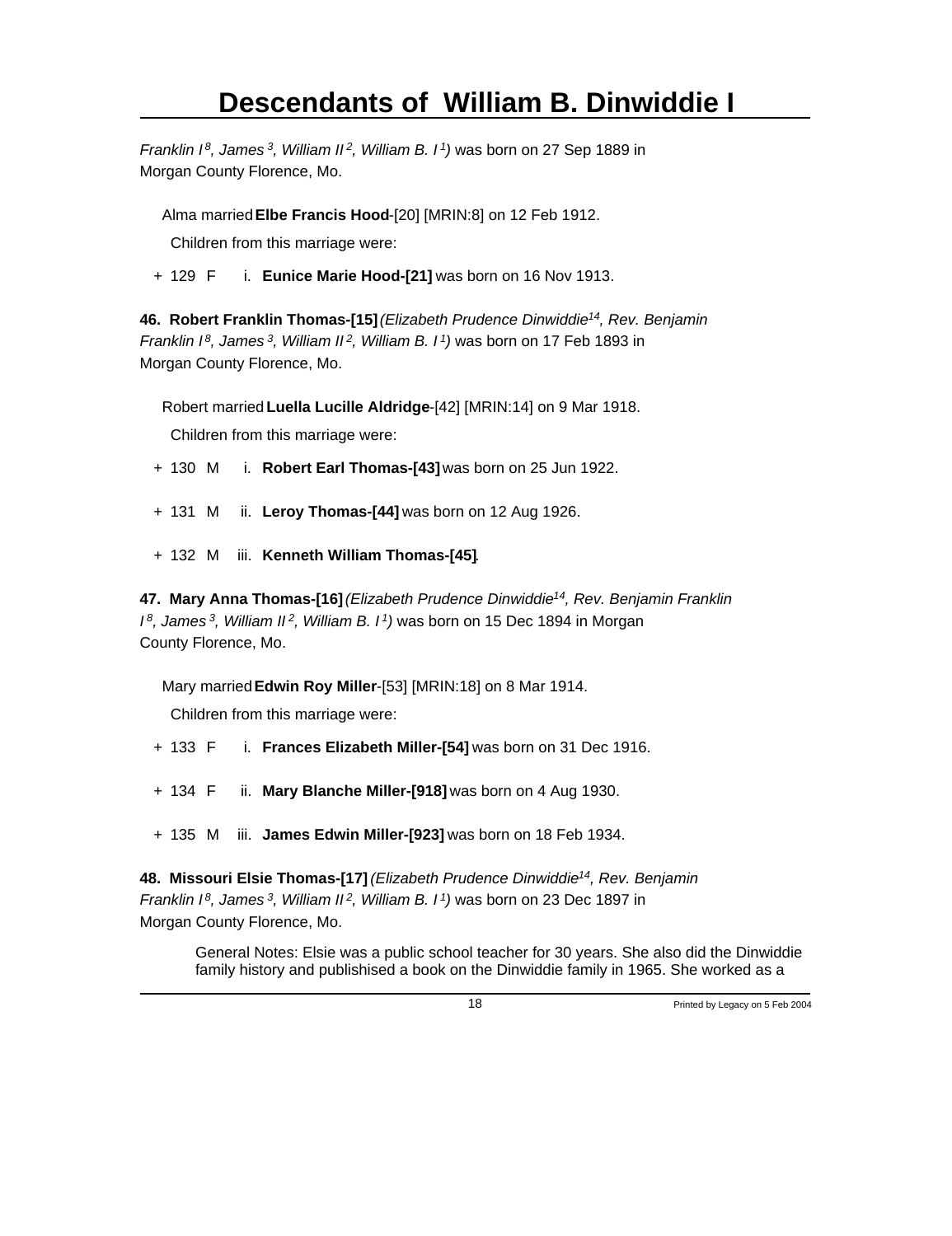*Franklin I[8], James[3], William II[2], William B. I[1])* was born on 27 Sep 1889 in Morgan County Florence, Mo.

Alma married **Elbe Francis Hood**-[20] [MRIN:8] on 12 Feb 1912.

Children from this marriage were:

+ 129 F i. **Eunice Marie Hood-[21]** was born on 16 Nov 1913.

**46. Robert Franklin Thomas-[15]** *(Elizabeth Prudence Dinwiddie[14], Rev. Benjamin Franklin I[8], James[3], William II[2], William B. I[1])* was born on 17 Feb 1893 in Morgan County Florence, Mo.

Robert married **Luella Lucille Aldridge**-[42] [MRIN:14] on 9 Mar 1918.

Children from this marriage were:

+ 130 M i. **Robert Earl Thomas-[43]** was born on 25 Jun 1922.

+ 131 M ii. **Leroy Thomas-[44]** was born on 12 Aug 1926.

+ 132 M iii. **Kenneth William Thomas-[45]**.

**47. Mary Anna Thomas-[16]** *(Elizabeth Prudence Dinwiddie[14], Rev. Benjamin Franklin I[8], James[3], William II[2], William B. I[1])* was born on 15 Dec 1894 in Morgan County Florence, Mo.

Mary married **Edwin Roy Miller**-[53] [MRIN:18] on 8 Mar 1914.

Children from this marriage were:

+ 133 F i. **Frances Elizabeth Miller-[54]** was born on 31 Dec 1916.

+ 134 F ii. **Mary Blanche Miller-[918]** was born on 4 Aug 1930.

+ 135 M iii. **James Edwin Miller-[923]** was born on 18 Feb 1934.

**48. Missouri Elsie Thomas-[17]** *(Elizabeth Prudence Dinwiddie[14], Rev. Benjamin Franklin I[8], James[3], William II[2], William B. I[1])* was born on 23 Dec 1897 in Morgan County Florence, Mo.

General Notes: Elsie was a public school teacher for 30 years. She also did the Dinwiddie family history and publishised a book on the Dinwiddie family in 1965. She worked as a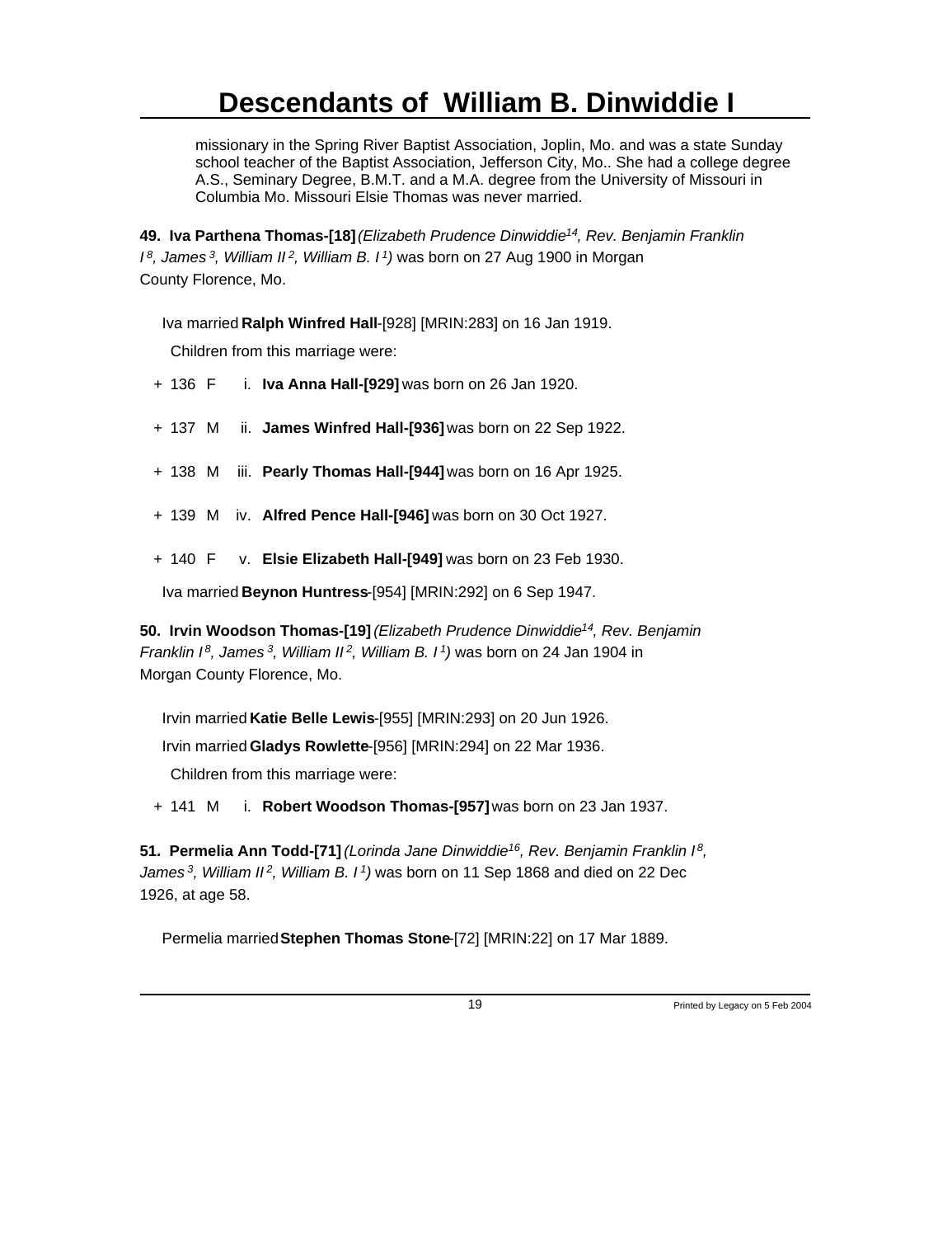missionary in the Spring River Baptist Association, Joplin, Mo. and was a state Sunday school teacher of the Baptist Association, Jefferson City, Mo.. She had a college degree A.S., Seminary Degree, B.M.T. and a M.A. degree from the University of Missouri in Columbia Mo. Missouri Elsie Thomas was never married.

**49. Iva Parthena Thomas-[18]** *(Elizabeth Prudence Dinwiddie[14], Rev. Benjamin Franklin I[8], James[3], William II[2], William B. I[1])* was born on 27 Aug 1900 in Morgan County Florence, Mo.

Iva married **Ralph Winfred Hall**-[928] [MRIN:283] on 16 Jan 1919.

Children from this marriage were:

+ 136 F i. **Iva Anna Hall-[929]** was born on 26 Jan 1920.
+ 137 M ii. **James Winfred Hall-[936]** was born on 22 Sep 1922.
+ 138 M iii. **Pearly Thomas Hall-[944]** was born on 16 Apr 1925.
+ 139 M iv. **Alfred Pence Hall-[946]** was born on 30 Oct 1927.
+ 140 F v. **Elsie Elizabeth Hall-[949]** was born on 23 Feb 1930.

Iva married **Beynon Huntress**-[954] [MRIN:292] on 6 Sep 1947.

**50. Irvin Woodson Thomas-[19]** *(Elizabeth Prudence Dinwiddie[14], Rev. Benjamin Franklin I[8], James[3], William II[2], William B. I[1])* was born on 24 Jan 1904 in Morgan County Florence, Mo.

Irvin married **Katie Belle Lewis**-[955] [MRIN:293] on 20 Jun 1926.

Irvin married **Gladys Rowlette**-[956] [MRIN:294] on 22 Mar 1936.

Children from this marriage were:

+ 141 M i. **Robert Woodson Thomas-[957]** was born on 23 Jan 1937.

**51. Permelia Ann Todd-[71]** *(Lorinda Jane Dinwiddie[16], Rev. Benjamin Franklin I[8], James[3], William II[2], William B. I[1])* was born on 11 Sep 1868 and died on 22 Dec 1926, at age 58.

Permelia married **Stephen Thomas Stone**-[72] [MRIN:22] on 17 Mar 1889.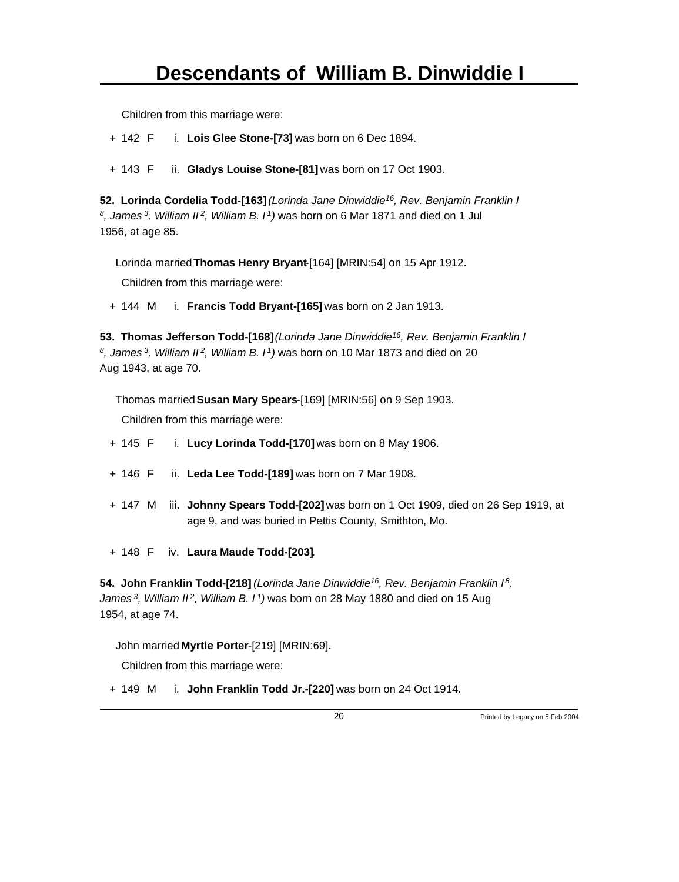Children from this marriage were:

+ 142 F i. **Lois Glee Stone-[73]** was born on 6 Dec 1894.

+ 143 F ii. **Gladys Louise Stone-[81]** was born on 17 Oct 1903.

**52. Lorinda Cordelia Todd-[163]** *(Lorinda Jane Dinwiddie[16], Rev. Benjamin Franklin I [8], James [3], William II [2], William B. I [1])* was born on 6 Mar 1871 and died on 1 Jul 1956, at age 85.

Lorinda married **Thomas Henry Bryant**-[164] [MRIN:54] on 15 Apr 1912.

Children from this marriage were:

+ 144 M i. **Francis Todd Bryant-[165]** was born on 2 Jan 1913.

**53. Thomas Jefferson Todd-[168]** *(Lorinda Jane Dinwiddie[16], Rev. Benjamin Franklin I [8], James [3], William II [2], William B. I [1])* was born on 10 Mar 1873 and died on 20 Aug 1943, at age 70.

Thomas married **Susan Mary Spears**-[169] [MRIN:56] on 9 Sep 1903.

Children from this marriage were:

+ 145 F i. **Lucy Lorinda Todd-[170]** was born on 8 May 1906.

+ 146 F ii. **Leda Lee Todd-[189]** was born on 7 Mar 1908.

+ 147 M iii. **Johnny Spears Todd-[202]** was born on 1 Oct 1909, died on 26 Sep 1919, at age 9, and was buried in Pettis County, Smithton, Mo.

+ 148 F iv. **Laura Maude Todd-[203]**.

**54. John Franklin Todd-[218]** *(Lorinda Jane Dinwiddie[16], Rev. Benjamin Franklin I [8], James [3], William II [2], William B. I [1])* was born on 28 May 1880 and died on 15 Aug 1954, at age 74.

John married **Myrtle Porter**-[219] [MRIN:69].

Children from this marriage were:

+ 149 M i. **John Franklin Todd Jr.-[220]** was born on 24 Oct 1914.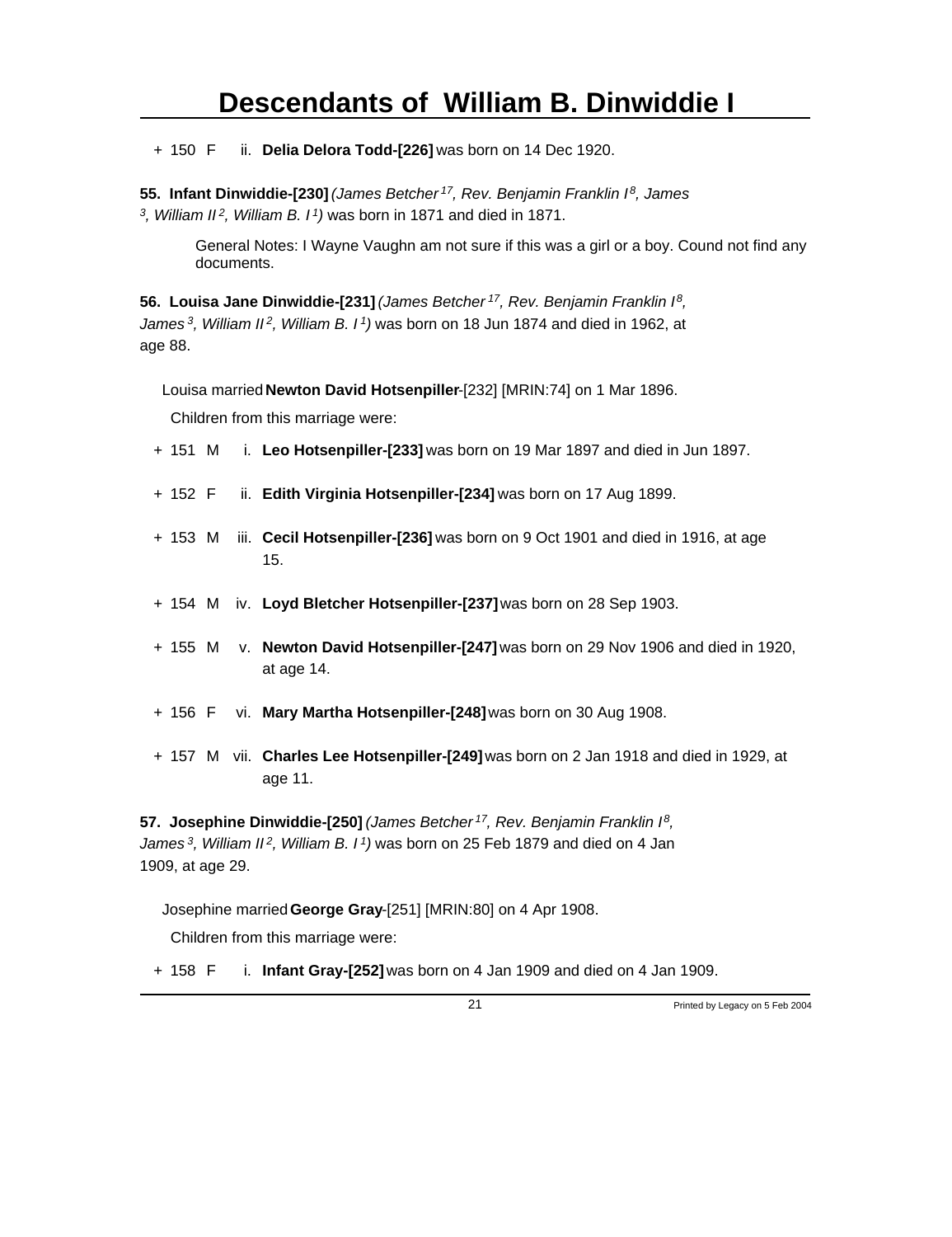+ 150 F ii. **Delia Delora Todd-[226]** was born on 14 Dec 1920.

**55. Infant Dinwiddie-[230]** *(James Betcher[17], Rev. Benjamin Franklin I[8], James[3], William II[2], William B. I[1])* was born in 1871 and died in 1871.

> General Notes: I Wayne Vaughn am not sure if this was a girl or a boy. Cound not find any documents.

**56. Louisa Jane Dinwiddie-[231]** *(James Betcher[17], Rev. Benjamin Franklin I[8], James[3], William II[2], William B. I[1])* was born on 18 Jun 1874 and died in 1962, at age 88.

Louisa married **Newton David Hotsenpiller**-[232] [MRIN:74] on 1 Mar 1896.

Children from this marriage were:

+ 151 M i. **Leo Hotsenpiller-[233]** was born on 19 Mar 1897 and died in Jun 1897.

+ 152 F ii. **Edith Virginia Hotsenpiller-[234]** was born on 17 Aug 1899.

+ 153 M iii. **Cecil Hotsenpiller-[236]** was born on 9 Oct 1901 and died in 1916, at age 15.

+ 154 M iv. **Loyd Bletcher Hotsenpiller-[237]** was born on 28 Sep 1903.

+ 155 M v. **Newton David Hotsenpiller-[247]** was born on 29 Nov 1906 and died in 1920, at age 14.

+ 156 F vi. **Mary Martha Hotsenpiller-[248]** was born on 30 Aug 1908.

+ 157 M vii. **Charles Lee Hotsenpiller-[249]** was born on 2 Jan 1918 and died in 1929, at age 11.

**57. Josephine Dinwiddie-[250]** *(James Betcher[17], Rev. Benjamin Franklin I[8], James[3], William II[2], William B. I[1])* was born on 25 Feb 1879 and died on 4 Jan 1909, at age 29.

Josephine married **George Gray**-[251] [MRIN:80] on 4 Apr 1908.

Children from this marriage were:

+ 158 F i. **Infant Gray-[252]** was born on 4 Jan 1909 and died on 4 Jan 1909.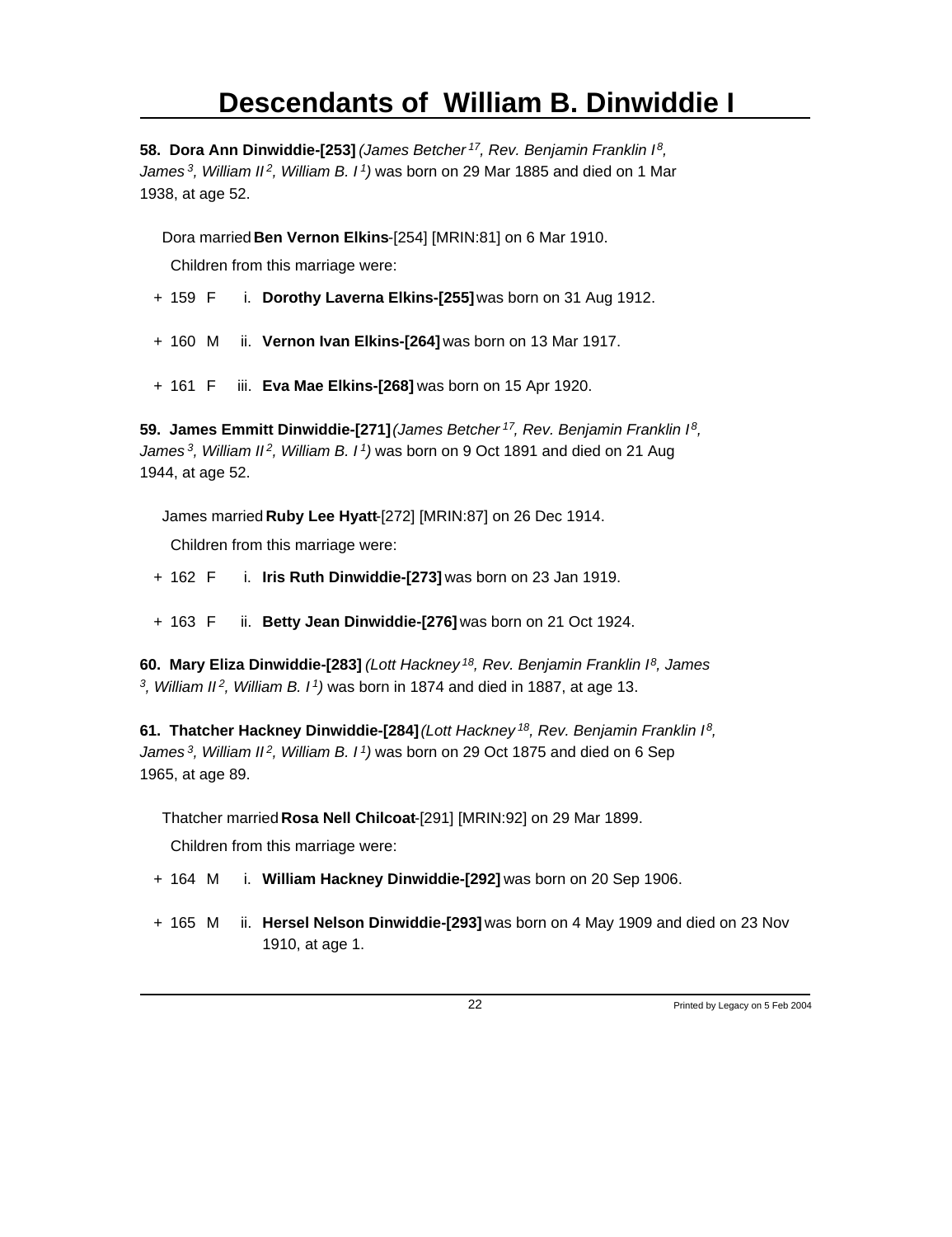# Descendants of William B. Dinwiddie I

**58. Dora Ann Dinwiddie-[253]** *(James Betcher[17], Rev. Benjamin Franklin I[8], James[3], William II[2], William B. I[1])* was born on 29 Mar 1885 and died on 1 Mar 1938, at age 52.

Dora married **Ben Vernon Elkins**-[254] [MRIN:81] on 6 Mar 1910.

Children from this marriage were:

+ 159 F i. **Dorothy Laverna Elkins-[255]** was born on 31 Aug 1912.
+ 160 M ii. **Vernon Ivan Elkins-[264]** was born on 13 Mar 1917.
+ 161 F iii. **Eva Mae Elkins-[268]** was born on 15 Apr 1920.

**59. James Emmitt Dinwiddie-[271]** *(James Betcher[17], Rev. Benjamin Franklin I[8], James[3], William II[2], William B. I[1])* was born on 9 Oct 1891 and died on 21 Aug 1944, at age 52.

James married **Ruby Lee Hyatt**-[272] [MRIN:87] on 26 Dec 1914.

Children from this marriage were:

+ 162 F i. **Iris Ruth Dinwiddie-[273]** was born on 23 Jan 1919.
+ 163 F ii. **Betty Jean Dinwiddie-[276]** was born on 21 Oct 1924.

**60. Mary Eliza Dinwiddie-[283]** *(Lott Hackney[18], Rev. Benjamin Franklin I[8], James[3], William II[2], William B. I[1])* was born in 1874 and died in 1887, at age 13.

**61. Thatcher Hackney Dinwiddie-[284]** *(Lott Hackney[18], Rev. Benjamin Franklin I[8], James[3], William II[2], William B. I[1])* was born on 29 Oct 1875 and died on 6 Sep 1965, at age 89.

Thatcher married **Rosa Nell Chilcoat**-[291] [MRIN:92] on 29 Mar 1899.

Children from this marriage were:

+ 164 M i. **William Hackney Dinwiddie-[292]** was born on 20 Sep 1906.
+ 165 M ii. **Hersel Nelson Dinwiddie-[293]** was born on 4 May 1909 and died on 23 Nov 1910, at age 1.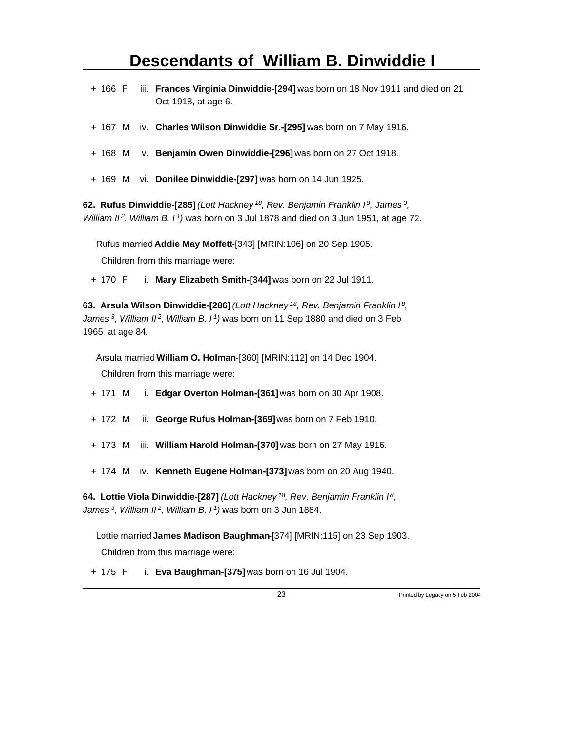+ 166 F iii. **Frances Virginia Dinwiddie-[294]** was born on 18 Nov 1911 and died on 21 Oct 1918, at age 6.

+ 167 M iv. **Charles Wilson Dinwiddie Sr.-[295]** was born on 7 May 1916.

+ 168 M v. **Benjamin Owen Dinwiddie-[296]** was born on 27 Oct 1918.

+ 169 M vi. **Donilee Dinwiddie-[297]** was born on 14 Jun 1925.

**62. Rufus Dinwiddie-[285]** *(Lott Hackney[18], Rev. Benjamin Franklin I[8], James[3], William II[2], William B. I[1])* was born on 3 Jul 1878 and died on 3 Jun 1951, at age 72.

Rufus married **Addie May Moffett**-[343] [MRIN:106] on 20 Sep 1905.

Children from this marriage were:

+ 170 F i. **Mary Elizabeth Smith-[344]** was born on 22 Jul 1911.

**63. Arsula Wilson Dinwiddie-[286]** *(Lott Hackney[18], Rev. Benjamin Franklin I[8], James[3], William II[2], William B. I[1])* was born on 11 Sep 1880 and died on 3 Feb 1965, at age 84.

Arsula married **William O. Holman**-[360] [MRIN:112] on 14 Dec 1904.

Children from this marriage were:

+ 171 M i. **Edgar Overton Holman-[361]** was born on 30 Apr 1908.

+ 172 M ii. **George Rufus Holman-[369]** was born on 7 Feb 1910.

+ 173 M iii. **William Harold Holman-[370]** was born on 27 May 1916.

+ 174 M iv. **Kenneth Eugene Holman-[373]** was born on 20 Aug 1940.

**64. Lottie Viola Dinwiddie-[287]** *(Lott Hackney[18], Rev. Benjamin Franklin I[8], James[3], William II[2], William B. I[1])* was born on 3 Jun 1884.

Lottie married **James Madison Baughman**-[374] [MRIN:115] on 23 Sep 1903.

Children from this marriage were:

+ 175 F i. **Eva Baughman-[375]** was born on 16 Jul 1904.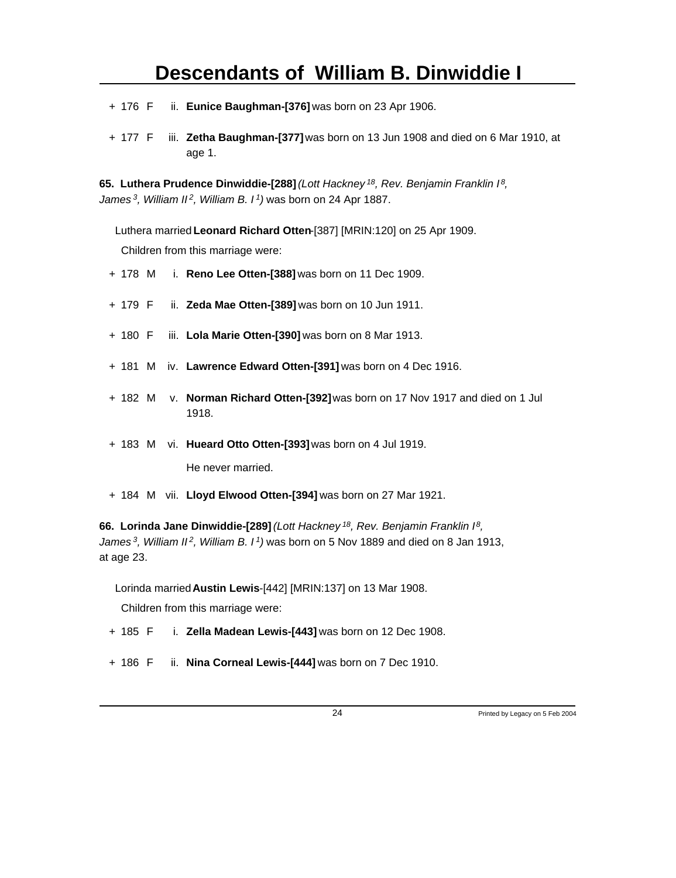+ 176 F ii. **Eunice Baughman-[376]** was born on 23 Apr 1906.

+ 177 F iii. **Zetha Baughman-[377]** was born on 13 Jun 1908 and died on 6 Mar 1910, at age 1.

**65. Luthera Prudence Dinwiddie-[288]** *(Lott Hackney[18], Rev. Benjamin Franklin I[8], James[3], William II[2], William B. I[1])* was born on 24 Apr 1887.

Luthera married **Leonard Richard Otten**-[387] [MRIN:120] on 25 Apr 1909.

Children from this marriage were:

+ 178 M i. **Reno Lee Otten-[388]** was born on 11 Dec 1909.

+ 179 F ii. **Zeda Mae Otten-[389]** was born on 10 Jun 1911.

+ 180 F iii. **Lola Marie Otten-[390]** was born on 8 Mar 1913.

+ 181 M iv. **Lawrence Edward Otten-[391]** was born on 4 Dec 1916.

+ 182 M v. **Norman Richard Otten-[392]** was born on 17 Nov 1917 and died on 1 Jul 1918.

+ 183 M vi. **Hueard Otto Otten-[393]** was born on 4 Jul 1919.

He never married.

+ 184 M vii. **Lloyd Elwood Otten-[394]** was born on 27 Mar 1921.

**66. Lorinda Jane Dinwiddie-[289]** *(Lott Hackney[18], Rev. Benjamin Franklin I[8], James[3], William II[2], William B. I[1])* was born on 5 Nov 1889 and died on 8 Jan 1913, at age 23.

Lorinda married **Austin Lewis**-[442] [MRIN:137] on 13 Mar 1908.

Children from this marriage were:

+ 185 F i. **Zella Madean Lewis-[443]** was born on 12 Dec 1908.

+ 186 F ii. **Nina Corneal Lewis-[444]** was born on 7 Dec 1910.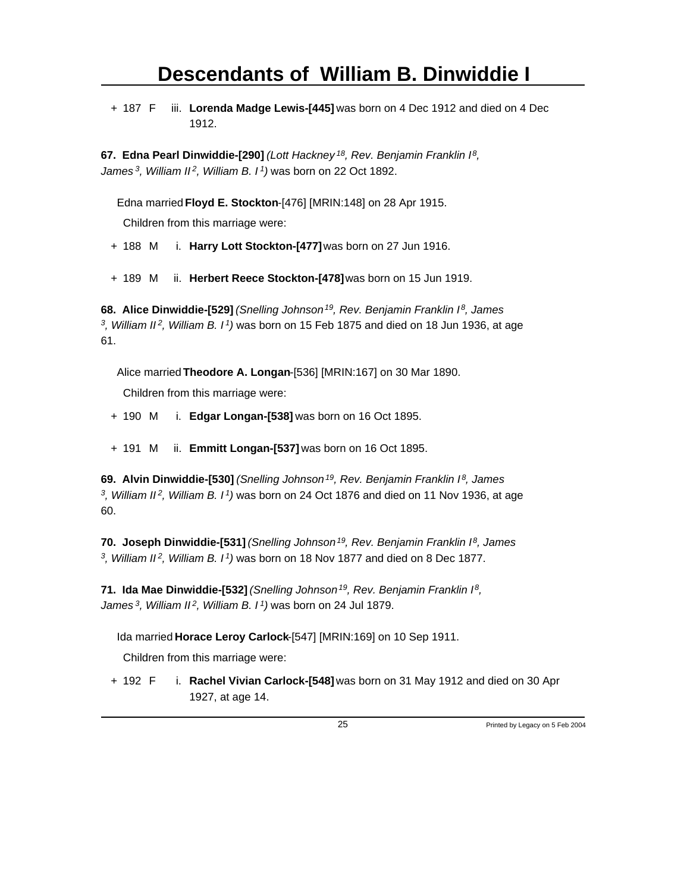+ 187 F iii. **Lorenda Madge Lewis-[445]** was born on 4 Dec 1912 and died on 4 Dec 1912.

**67. Edna Pearl Dinwiddie-[290]** *(Lott Hackney[18], Rev. Benjamin Franklin I[8], James[3], William II[2], William B. I[1])* was born on 22 Oct 1892.

Edna married **Floyd E. Stockton**-[476] [MRIN:148] on 28 Apr 1915.

Children from this marriage were:

+ 188 M i. **Harry Lott Stockton-[477]** was born on 27 Jun 1916.

+ 189 M ii. **Herbert Reece Stockton-[478]** was born on 15 Jun 1919.

**68. Alice Dinwiddie-[529]** *(Snelling Johnson[19], Rev. Benjamin Franklin I[8], James[3], William II[2], William B. I[1])* was born on 15 Feb 1875 and died on 18 Jun 1936, at age 61.

Alice married **Theodore A. Longan**-[536] [MRIN:167] on 30 Mar 1890.

Children from this marriage were:

+ 190 M i. **Edgar Longan-[538]** was born on 16 Oct 1895.

+ 191 M ii. **Emmitt Longan-[537]** was born on 16 Oct 1895.

**69. Alvin Dinwiddie-[530]** *(Snelling Johnson[19], Rev. Benjamin Franklin I[8], James[3], William II[2], William B. I[1])* was born on 24 Oct 1876 and died on 11 Nov 1936, at age 60.

**70. Joseph Dinwiddie-[531]** *(Snelling Johnson[19], Rev. Benjamin Franklin I[8], James[3], William II[2], William B. I[1])* was born on 18 Nov 1877 and died on 8 Dec 1877.

**71. Ida Mae Dinwiddie-[532]** *(Snelling Johnson[19], Rev. Benjamin Franklin I[8], James[3], William II[2], William B. I[1])* was born on 24 Jul 1879.

Ida married **Horace Leroy Carlock**-[547] [MRIN:169] on 10 Sep 1911.

Children from this marriage were:

+ 192 F i. **Rachel Vivian Carlock-[548]** was born on 31 May 1912 and died on 30 Apr 1927, at age 14.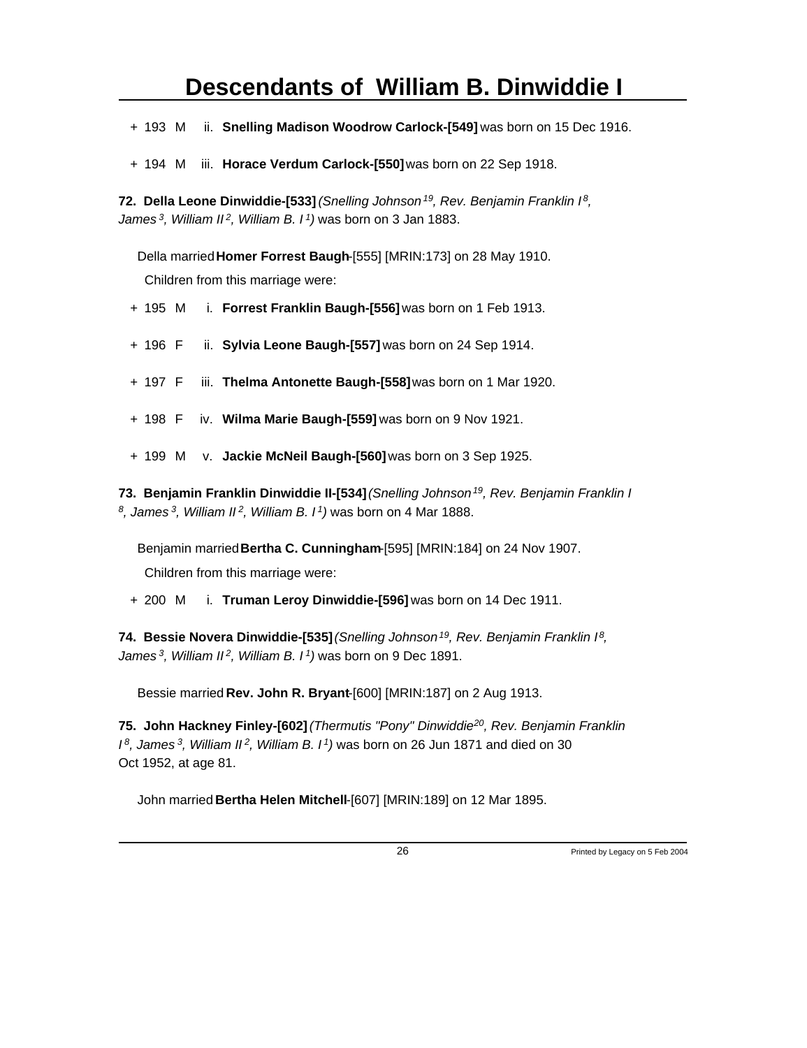+ 193 M ii. **Snelling Madison Woodrow Carlock-[549]** was born on 15 Dec 1916.

+ 194 M iii. **Horace Verdum Carlock-[550]** was born on 22 Sep 1918.

**72. Della Leone Dinwiddie-[533]** *(Snelling Johnson[19], Rev. Benjamin Franklin I[8], James[3], William II[2], William B. I[1])* was born on 3 Jan 1883.

Della married **Homer Forrest Baugh**-[555] [MRIN:173] on 28 May 1910.

Children from this marriage were:

+ 195 M i. **Forrest Franklin Baugh-[556]** was born on 1 Feb 1913.

+ 196 F ii. **Sylvia Leone Baugh-[557]** was born on 24 Sep 1914.

+ 197 F iii. **Thelma Antonette Baugh-[558]** was born on 1 Mar 1920.

+ 198 F iv. **Wilma Marie Baugh-[559]** was born on 9 Nov 1921.

+ 199 M v. **Jackie McNeil Baugh-[560]** was born on 3 Sep 1925.

**73. Benjamin Franklin Dinwiddie II-[534]** *(Snelling Johnson[19], Rev. Benjamin Franklin I[8], James[3], William II[2], William B. I[1])* was born on 4 Mar 1888.

Benjamin married **Bertha C. Cunningham**-[595] [MRIN:184] on 24 Nov 1907.

Children from this marriage were:

+ 200 M i. **Truman Leroy Dinwiddie-[596]** was born on 14 Dec 1911.

**74. Bessie Novera Dinwiddie-[535]** *(Snelling Johnson[19], Rev. Benjamin Franklin I[8], James[3], William II[2], William B. I[1])* was born on 9 Dec 1891.

Bessie married **Rev. John R. Bryant**-[600] [MRIN:187] on 2 Aug 1913.

**75. John Hackney Finley-[602]** *(Thermutis "Pony" Dinwiddie[20], Rev. Benjamin Franklin I[8], James[3], William II[2], William B. I[1])* was born on 26 Jun 1871 and died on 30 Oct 1952, at age 81.

John married **Bertha Helen Mitchell**-[607] [MRIN:189] on 12 Mar 1895.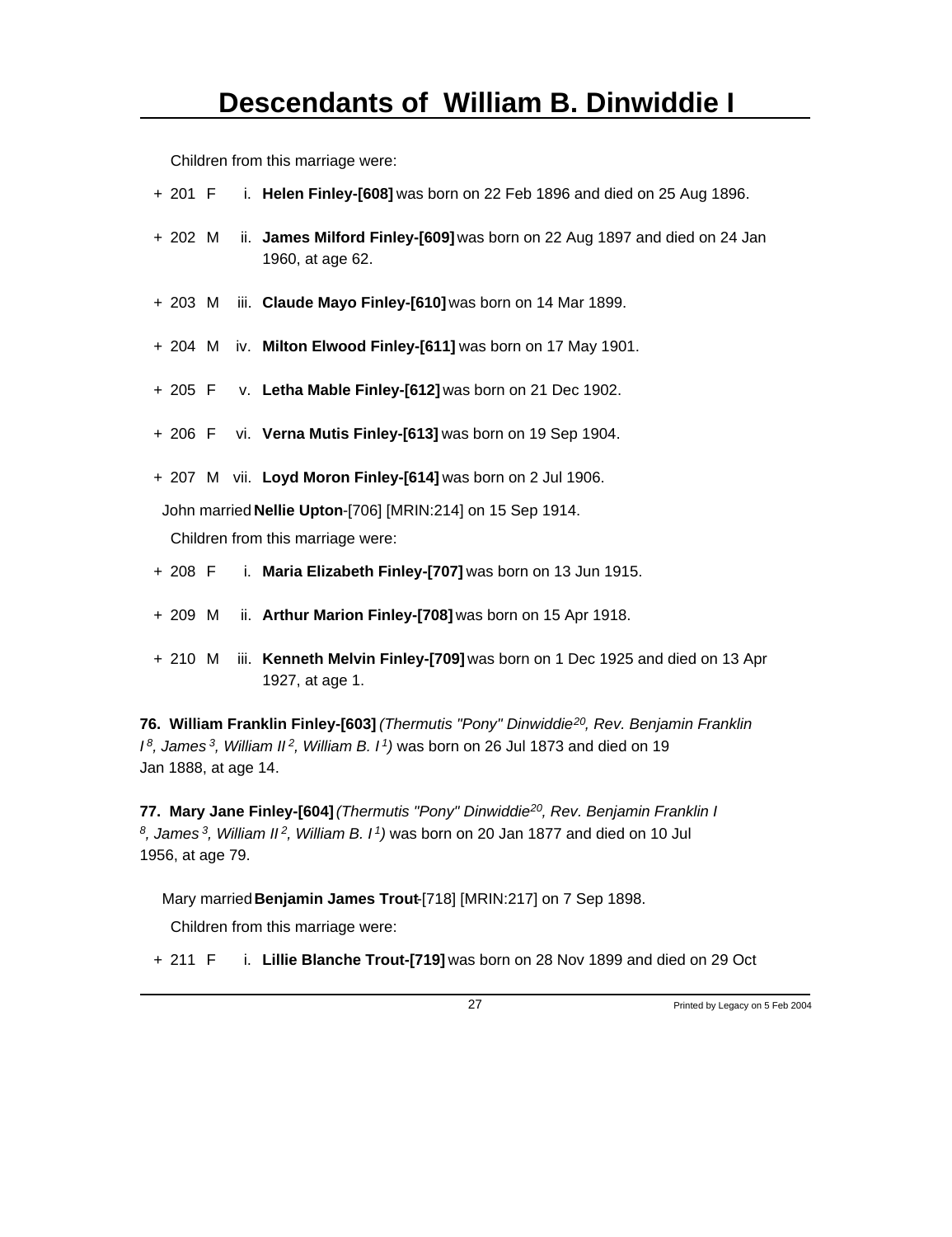Children from this marriage were:

+ 201 F i. **Helen Finley-[608]** was born on 22 Feb 1896 and died on 25 Aug 1896.

+ 202 M ii. **James Milford Finley-[609]** was born on 22 Aug 1897 and died on 24 Jan 1960, at age 62.

+ 203 M iii. **Claude Mayo Finley-[610]** was born on 14 Mar 1899.

+ 204 M iv. **Milton Elwood Finley-[611]** was born on 17 May 1901.

+ 205 F v. **Letha Mable Finley-[612]** was born on 21 Dec 1902.

+ 206 F vi. **Verna Mutis Finley-[613]** was born on 19 Sep 1904.

+ 207 M vii. **Loyd Moron Finley-[614]** was born on 2 Jul 1906.

John married **Nellie Upton**-[706] [MRIN:214] on 15 Sep 1914.

Children from this marriage were:

+ 208 F i. **Maria Elizabeth Finley-[707]** was born on 13 Jun 1915.

+ 209 M ii. **Arthur Marion Finley-[708]** was born on 15 Apr 1918.

+ 210 M iii. **Kenneth Melvin Finley-[709]** was born on 1 Dec 1925 and died on 13 Apr 1927, at age 1.

**76. William Franklin Finley-[603]** *(Thermutis "Pony" Dinwiddie[20], Rev. Benjamin Franklin I[8], James[3], William II[2], William B. I[1])* was born on 26 Jul 1873 and died on 19 Jan 1888, at age 14.

**77. Mary Jane Finley-[604]** *(Thermutis "Pony" Dinwiddie[20], Rev. Benjamin Franklin I[8], James[3], William II[2], William B. I[1])* was born on 20 Jan 1877 and died on 10 Jul 1956, at age 79.

Mary married **Benjamin James Trout**-[718] [MRIN:217] on 7 Sep 1898.

Children from this marriage were:

+ 211 F i. **Lillie Blanche Trout-[719]** was born on 28 Nov 1899 and died on 29 Oct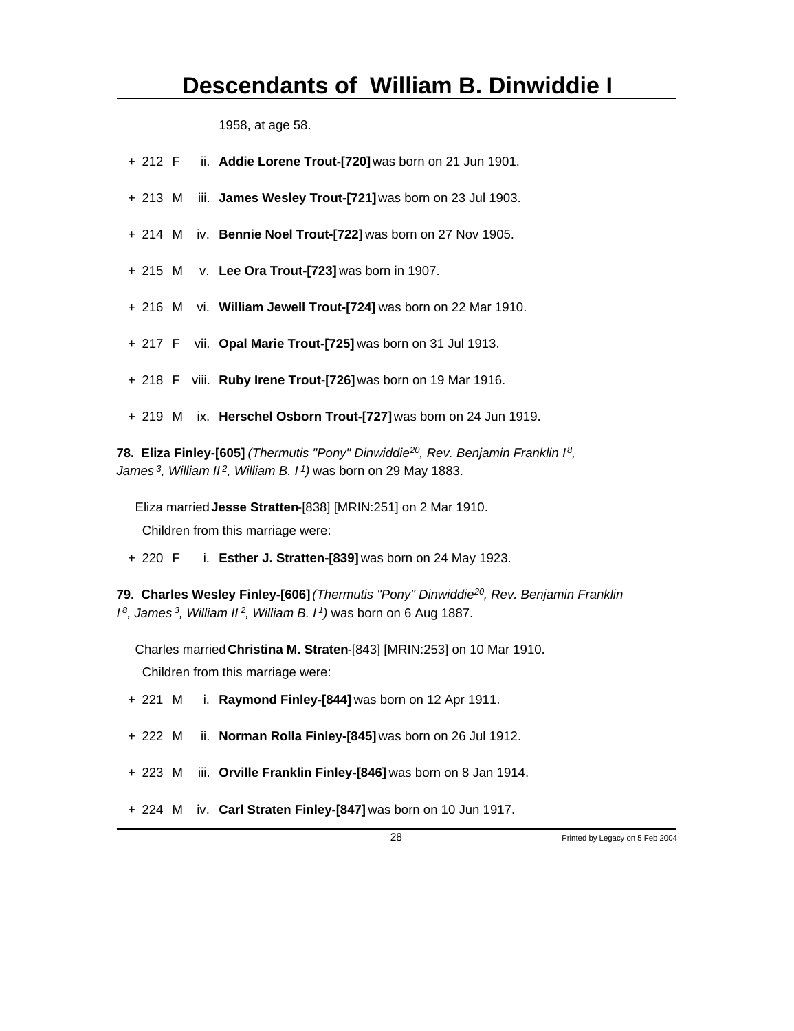1958, at age 58.

+ 212 F ii. **Addie Lorene Trout-[720]** was born on 21 Jun 1901.

+ 213 M iii. **James Wesley Trout-[721]** was born on 23 Jul 1903.

+ 214 M iv. **Bennie Noel Trout-[722]** was born on 27 Nov 1905.

+ 215 M v. **Lee Ora Trout-[723]** was born in 1907.

+ 216 M vi. **William Jewell Trout-[724]** was born on 22 Mar 1910.

+ 217 F vii. **Opal Marie Trout-[725]** was born on 31 Jul 1913.

+ 218 F viii. **Ruby Irene Trout-[726]** was born on 19 Mar 1916.

+ 219 M ix. **Herschel Osborn Trout-[727]** was born on 24 Jun 1919.

**78. Eliza Finley-[605]** *(Thermutis "Pony" Dinwiddie[20], Rev. Benjamin Franklin I[8], James[3], William II[2], William B. I[1])* was born on 29 May 1883.

Eliza married **Jesse Stratten**-[838] [MRIN:251] on 2 Mar 1910.

Children from this marriage were:

+ 220 F i. **Esther J. Stratten-[839]** was born on 24 May 1923.

**79. Charles Wesley Finley-[606]** *(Thermutis "Pony" Dinwiddie[20], Rev. Benjamin Franklin I[8], James[3], William II[2], William B. I[1])* was born on 6 Aug 1887.

Charles married **Christina M. Straten**-[843] [MRIN:253] on 10 Mar 1910.

Children from this marriage were:

+ 221 M i. **Raymond Finley-[844]** was born on 12 Apr 1911.

+ 222 M ii. **Norman Rolla Finley-[845]** was born on 26 Jul 1912.

+ 223 M iii. **Orville Franklin Finley-[846]** was born on 8 Jan 1914.

+ 224 M iv. **Carl Straten Finley-[847]** was born on 10 Jun 1917.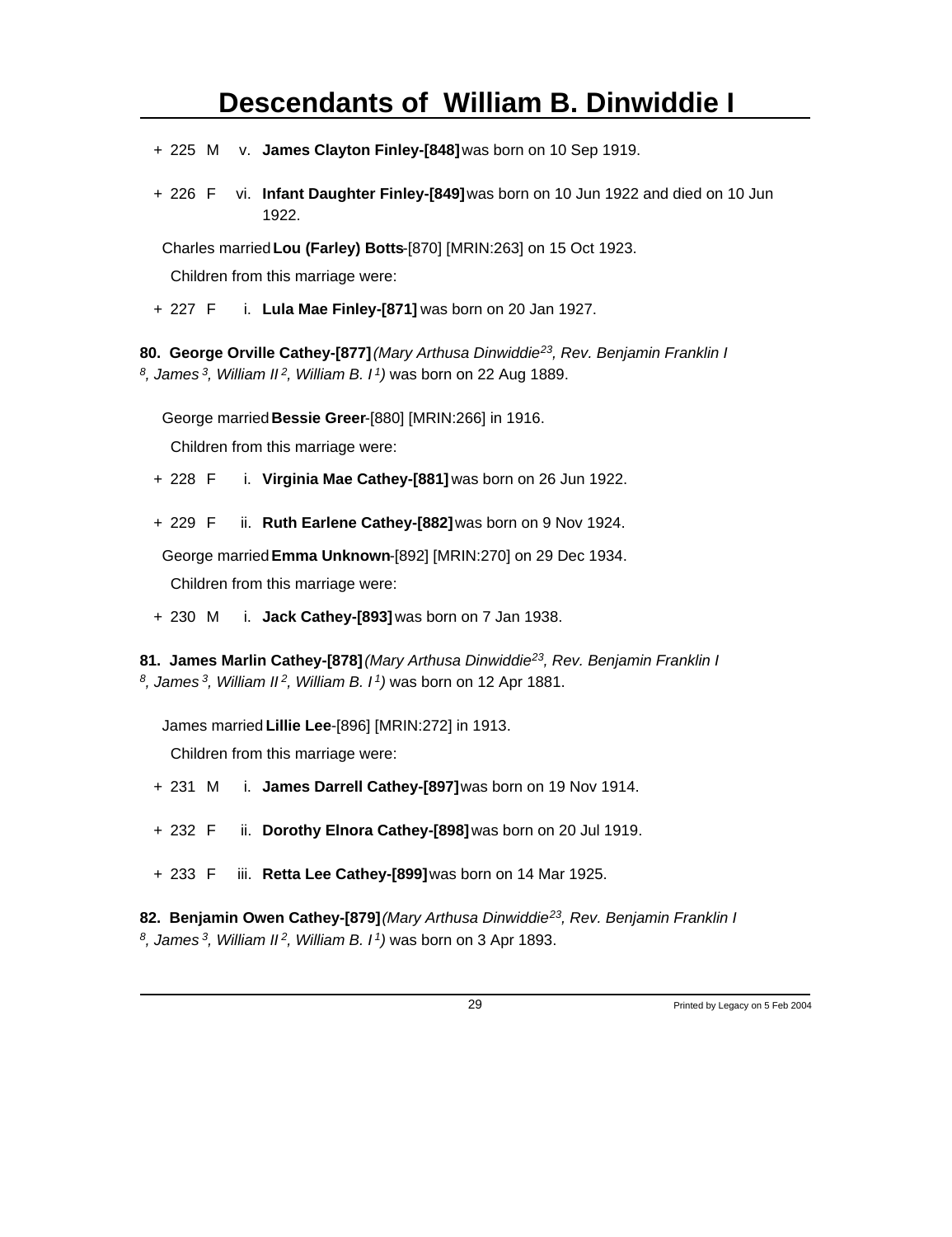+ 225 M v. **James Clayton Finley-[848]** was born on 10 Sep 1919.

+ 226 F vi. **Infant Daughter Finley-[849]** was born on 10 Jun 1922 and died on 10 Jun 1922.

Charles married **Lou (Farley) Botts**-[870] [MRIN:263] on 15 Oct 1923.

Children from this marriage were:

+ 227 F i. **Lula Mae Finley-[871]** was born on 20 Jan 1927.

**80. George Orville Cathey-[877]** *(Mary Arthusa Dinwiddie[23], Rev. Benjamin Franklin I [8], James [3], William II [2], William B. I [1])* was born on 22 Aug 1889.

George married **Bessie Greer**-[880] [MRIN:266] in 1916.

Children from this marriage were:

+ 228 F i. **Virginia Mae Cathey-[881]** was born on 26 Jun 1922.

+ 229 F ii. **Ruth Earlene Cathey-[882]** was born on 9 Nov 1924.

George married **Emma Unknown**-[892] [MRIN:270] on 29 Dec 1934.

Children from this marriage were:

+ 230 M i. **Jack Cathey-[893]** was born on 7 Jan 1938.

**81. James Marlin Cathey-[878]** *(Mary Arthusa Dinwiddie[23], Rev. Benjamin Franklin I [8], James [3], William II [2], William B. I [1])* was born on 12 Apr 1881.

James married **Lillie Lee**-[896] [MRIN:272] in 1913.

Children from this marriage were:

+ 231 M i. **James Darrell Cathey-[897]** was born on 19 Nov 1914.

+ 232 F ii. **Dorothy Elnora Cathey-[898]** was born on 20 Jul 1919.

+ 233 F iii. **Retta Lee Cathey-[899]** was born on 14 Mar 1925.

**82. Benjamin Owen Cathey-[879]** *(Mary Arthusa Dinwiddie[23], Rev. Benjamin Franklin I [8], James [3], William II [2], William B. I [1])* was born on 3 Apr 1893.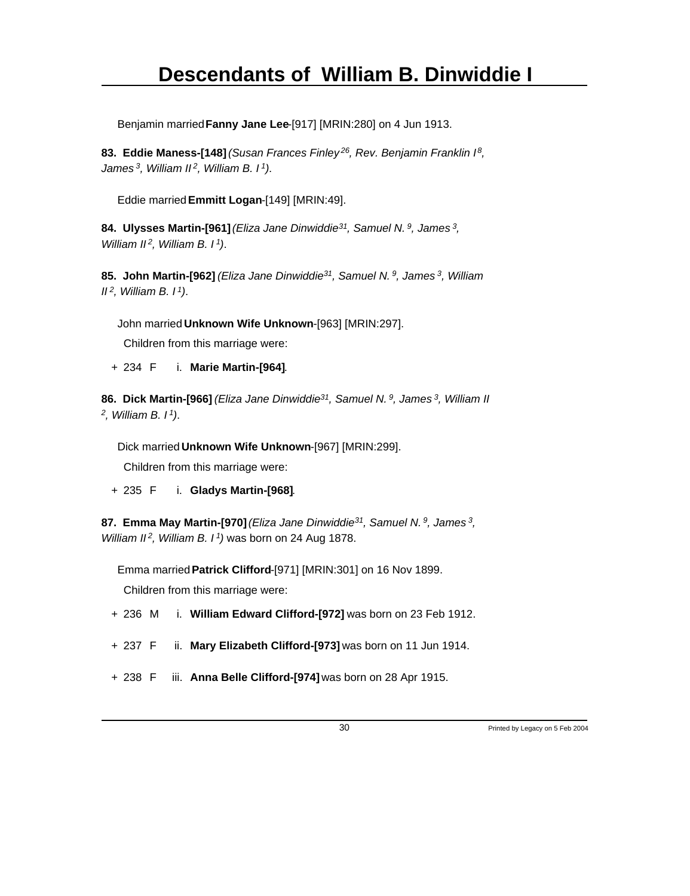Benjamin married **Fanny Jane Lee**-[917] [MRIN:280] on 4 Jun 1913.

**83. Eddie Maness-[148]** *(Susan Frances Finley[26], Rev. Benjamin Franklin I[8], James[3], William II[2], William B. I[1])*.

Eddie married **Emmitt Logan**-[149] [MRIN:49].

**84. Ulysses Martin-[961]** *(Eliza Jane Dinwiddie[31], Samuel N.[9], James[3], William II[2], William B. I[1])*.

**85. John Martin-[962]** *(Eliza Jane Dinwiddie[31], Samuel N.[9], James[3], William II[2], William B. I[1])*.

John married **Unknown Wife Unknown**-[963] [MRIN:297].

Children from this marriage were:

+ 234 F i. **Marie Martin-[964]**.

**86. Dick Martin-[966]** *(Eliza Jane Dinwiddie[31], Samuel N.[9], James[3], William II[2], William B. I[1])*.

Dick married **Unknown Wife Unknown**-[967] [MRIN:299].

Children from this marriage were:

+ 235 F i. **Gladys Martin-[968]**.

**87. Emma May Martin-[970]** *(Eliza Jane Dinwiddie[31], Samuel N.[9], James[3], William II[2], William B. I[1])* was born on 24 Aug 1878.

Emma married **Patrick Clifford**-[971] [MRIN:301] on 16 Nov 1899.

Children from this marriage were:

+ 236 M i. **William Edward Clifford-[972]** was born on 23 Feb 1912.

+ 237 F ii. **Mary Elizabeth Clifford-[973]** was born on 11 Jun 1914.

+ 238 F iii. **Anna Belle Clifford-[974]** was born on 28 Apr 1915.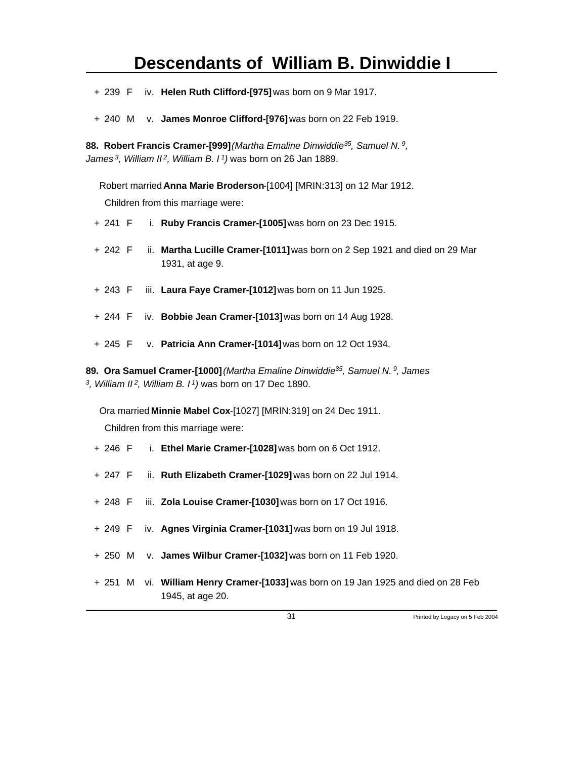\+ 239 F iv. **Helen Ruth Clifford-[975]** was born on 9 Mar 1917.

\+ 240 M v. **James Monroe Clifford-[976]** was born on 22 Feb 1919.

**88. Robert Francis Cramer-[999]** *(Martha Emaline Dinwiddie[35], Samuel N.[9], James[3], William II[2], William B. I[1])* was born on 26 Jan 1889.

Robert married **Anna Marie Broderson**-[1004] [MRIN:313] on 12 Mar 1912.

Children from this marriage were:

\+ 241 F i. **Ruby Francis Cramer-[1005]** was born on 23 Dec 1915.

\+ 242 F ii. **Martha Lucille Cramer-[1011]** was born on 2 Sep 1921 and died on 29 Mar 1931, at age 9.

\+ 243 F iii. **Laura Faye Cramer-[1012]** was born on 11 Jun 1925.

\+ 244 F iv. **Bobbie Jean Cramer-[1013]** was born on 14 Aug 1928.

\+ 245 F v. **Patricia Ann Cramer-[1014]** was born on 12 Oct 1934.

**89. Ora Samuel Cramer-[1000]** *(Martha Emaline Dinwiddie[35], Samuel N.[9], James[3], William II[2], William B. I[1])* was born on 17 Dec 1890.

Ora married **Minnie Mabel Cox**-[1027] [MRIN:319] on 24 Dec 1911.

Children from this marriage were:

\+ 246 F i. **Ethel Marie Cramer-[1028]** was born on 6 Oct 1912.

\+ 247 F ii. **Ruth Elizabeth Cramer-[1029]** was born on 22 Jul 1914.

\+ 248 F iii. **Zola Louise Cramer-[1030]** was born on 17 Oct 1916.

\+ 249 F iv. **Agnes Virginia Cramer-[1031]** was born on 19 Jul 1918.

\+ 250 M v. **James Wilbur Cramer-[1032]** was born on 11 Feb 1920.

\+ 251 M vi. **William Henry Cramer-[1033]** was born on 19 Jan 1925 and died on 28 Feb 1945, at age 20.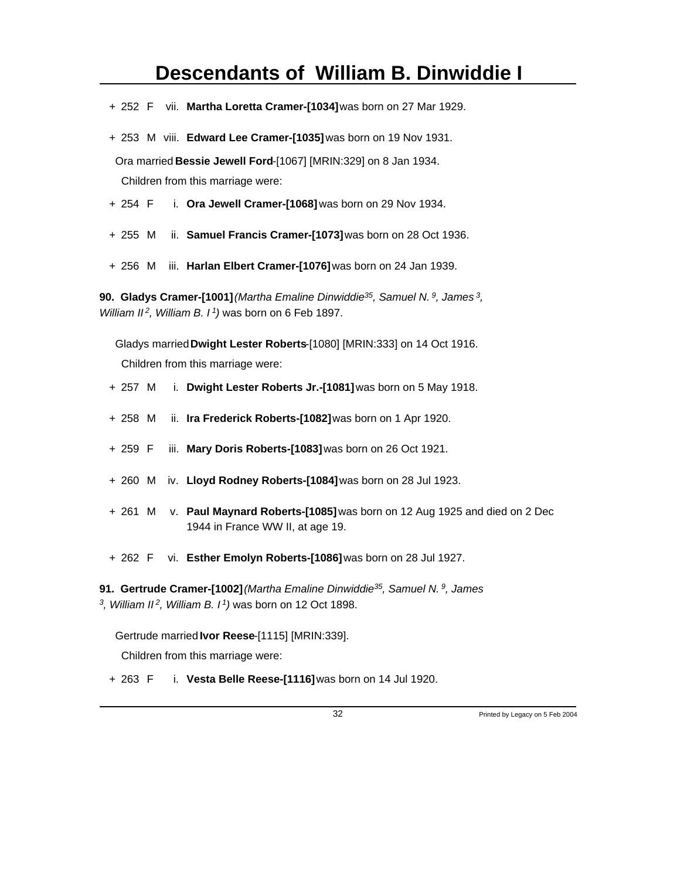+ 252 F vii. **Martha Loretta Cramer-[1034]** was born on 27 Mar 1929.

+ 253 M viii. **Edward Lee Cramer-[1035]** was born on 19 Nov 1931.

Ora married **Bessie Jewell Ford**-[1067] [MRIN:329] on 8 Jan 1934.

Children from this marriage were:

+ 254 F i. **Ora Jewell Cramer-[1068]** was born on 29 Nov 1934.

+ 255 M ii. **Samuel Francis Cramer-[1073]** was born on 28 Oct 1936.

+ 256 M iii. **Harlan Elbert Cramer-[1076]** was born on 24 Jan 1939.

**90. Gladys Cramer-[1001]** *(Martha Emaline Dinwiddie[35], Samuel N.[9], James[3], William II[2], William B. I[1])* was born on 6 Feb 1897.

Gladys married **Dwight Lester Roberts**-[1080] [MRIN:333] on 14 Oct 1916.

Children from this marriage were:

+ 257 M i. **Dwight Lester Roberts Jr.-[1081]** was born on 5 May 1918.

+ 258 M ii. **Ira Frederick Roberts-[1082]** was born on 1 Apr 1920.

+ 259 F iii. **Mary Doris Roberts-[1083]** was born on 26 Oct 1921.

+ 260 M iv. **Lloyd Rodney Roberts-[1084]** was born on 28 Jul 1923.

+ 261 M v. **Paul Maynard Roberts-[1085]** was born on 12 Aug 1925 and died on 2 Dec 1944 in France WW II, at age 19.

+ 262 F vi. **Esther Emolyn Roberts-[1086]** was born on 28 Jul 1927.

**91. Gertrude Cramer-[1002]** *(Martha Emaline Dinwiddie[35], Samuel N.[9], James[3], William II[2], William B. I[1])* was born on 12 Oct 1898.

Gertrude married **Ivor Reese**-[1115] [MRIN:339].

Children from this marriage were:

+ 263 F i. **Vesta Belle Reese-[1116]** was born on 14 Jul 1920.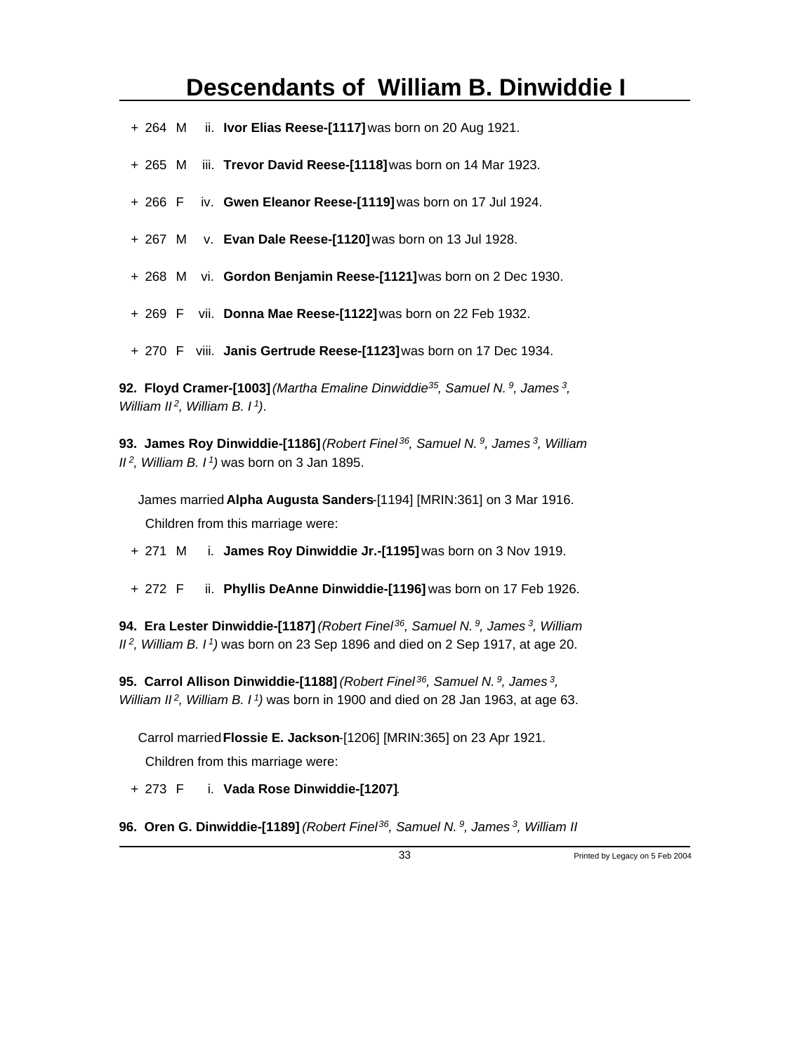+ 264 M ii. **Ivor Elias Reese-[1117]** was born on 20 Aug 1921.

+ 265 M iii. **Trevor David Reese-[1118]** was born on 14 Mar 1923.

+ 266 F iv. **Gwen Eleanor Reese-[1119]** was born on 17 Jul 1924.

+ 267 M v. **Evan Dale Reese-[1120]** was born on 13 Jul 1928.

+ 268 M vi. **Gordon Benjamin Reese-[1121]** was born on 2 Dec 1930.

+ 269 F vii. **Donna Mae Reese-[1122]** was born on 22 Feb 1932.

+ 270 F viii. **Janis Gertrude Reese-[1123]** was born on 17 Dec 1934.

**92. Floyd Cramer-[1003]** *(Martha Emaline Dinwiddie[35], Samuel N.[9], James[3], William II[2], William B. I[1])*.

**93. James Roy Dinwiddie-[1186]** *(Robert Finel[36], Samuel N.[9], James[3], William II[2], William B. I[1])* was born on 3 Jan 1895.

James married **Alpha Augusta Sanders**-[1194] [MRIN:361] on 3 Mar 1916.

Children from this marriage were:

+ 271 M i. **James Roy Dinwiddie Jr.-[1195]** was born on 3 Nov 1919.

+ 272 F ii. **Phyllis DeAnne Dinwiddie-[1196]** was born on 17 Feb 1926.

**94. Era Lester Dinwiddie-[1187]** *(Robert Finel[36], Samuel N.[9], James[3], William II[2], William B. I[1])* was born on 23 Sep 1896 and died on 2 Sep 1917, at age 20.

**95. Carrol Allison Dinwiddie-[1188]** *(Robert Finel[36], Samuel N.[9], James[3], William II[2], William B. I[1])* was born in 1900 and died on 28 Jan 1963, at age 63.

Carrol married **Flossie E. Jackson**-[1206] [MRIN:365] on 23 Apr 1921.

Children from this marriage were:

+ 273 F i. **Vada Rose Dinwiddie-[1207]**.

**96. Oren G. Dinwiddie-[1189]** *(Robert Finel[36], Samuel N.[9], James[3], William II*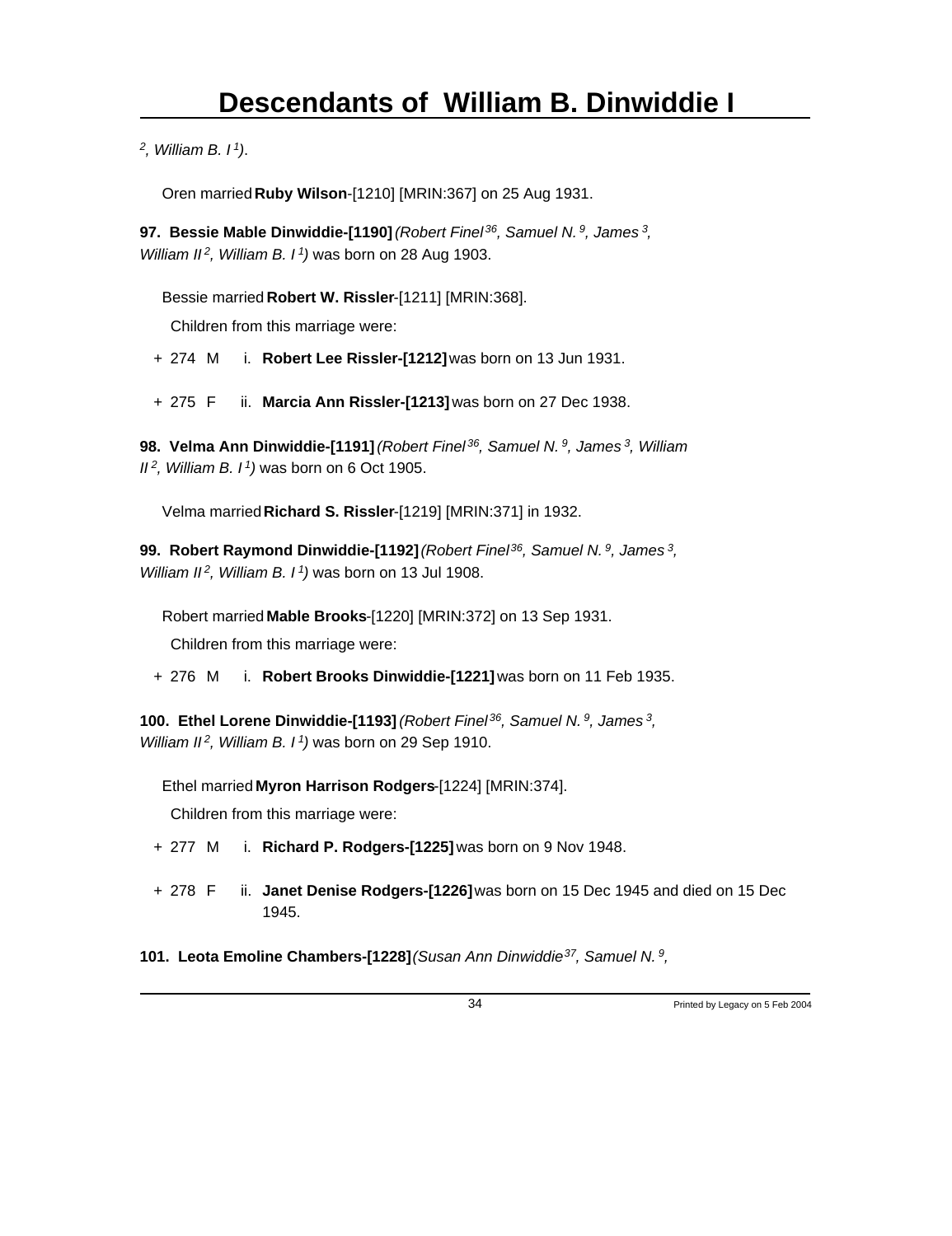*[2], William B. I [1])*.

Oren married **Ruby Wilson**-[1210] [MRIN:367] on 25 Aug 1931.

**97. Bessie Mable Dinwiddie-[1190]** *(Robert Finel [36], Samuel N. [9], James [3], William II [2], William B. I [1])* was born on 28 Aug 1903.

Bessie married **Robert W. Rissler**-[1211] [MRIN:368].

Children from this marriage were:

+ 274 M i. **Robert Lee Rissler-[1212]** was born on 13 Jun 1931.

+ 275 F ii. **Marcia Ann Rissler-[1213]** was born on 27 Dec 1938.

**98. Velma Ann Dinwiddie-[1191]** *(Robert Finel [36], Samuel N. [9], James [3], William II [2], William B. I [1])* was born on 6 Oct 1905.

Velma married **Richard S. Rissler**-[1219] [MRIN:371] in 1932.

**99. Robert Raymond Dinwiddie-[1192]** *(Robert Finel [36], Samuel N. [9], James [3], William II [2], William B. I [1])* was born on 13 Jul 1908.

Robert married **Mable Brooks**-[1220] [MRIN:372] on 13 Sep 1931.

Children from this marriage were:

+ 276 M i. **Robert Brooks Dinwiddie-[1221]** was born on 11 Feb 1935.

**100. Ethel Lorene Dinwiddie-[1193]** *(Robert Finel [36], Samuel N. [9], James [3], William II [2], William B. I [1])* was born on 29 Sep 1910.

Ethel married **Myron Harrison Rodgers**-[1224] [MRIN:374].

Children from this marriage were:

+ 277 M i. **Richard P. Rodgers-[1225]** was born on 9 Nov 1948.

+ 278 F ii. **Janet Denise Rodgers-[1226]** was born on 15 Dec 1945 and died on 15 Dec 1945.

**101. Leota Emoline Chambers-[1228]** *(Susan Ann Dinwiddie [37], Samuel N. [9],*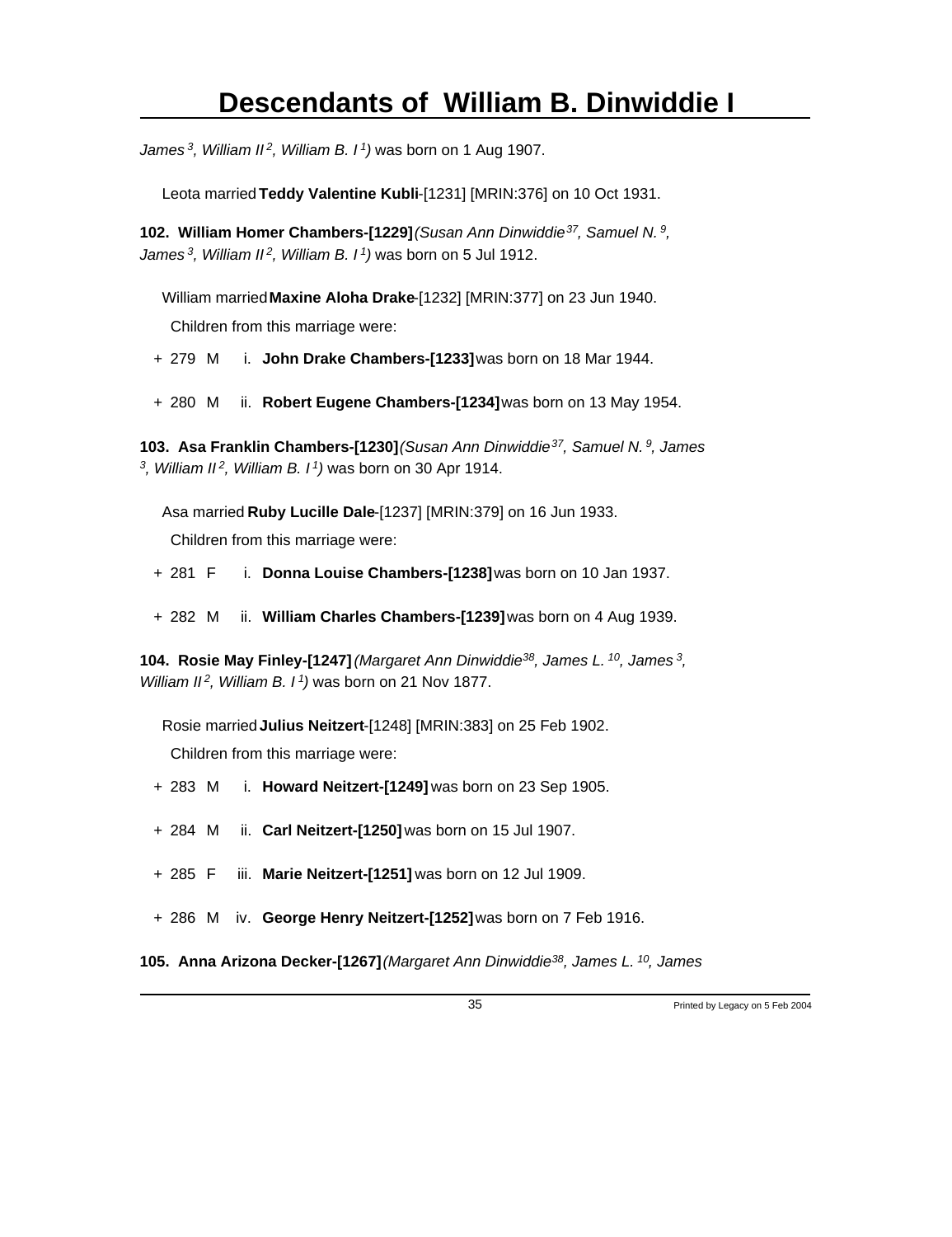*James [3], William II [2], William B. I [1])* was born on 1 Aug 1907.

Leota married **Teddy Valentine Kubli**-[1231] [MRIN:376] on 10 Oct 1931.

**102. William Homer Chambers-[1229]** *(Susan Ann Dinwiddie [37], Samuel N. [9], James [3], William II [2], William B. I [1])* was born on 5 Jul 1912.

William married **Maxine Aloha Drake**-[1232] [MRIN:377] on 23 Jun 1940.

Children from this marriage were:

+ 279 M i. **John Drake Chambers-[1233]** was born on 18 Mar 1944.

+ 280 M ii. **Robert Eugene Chambers-[1234]** was born on 13 May 1954.

**103. Asa Franklin Chambers-[1230]** *(Susan Ann Dinwiddie [37], Samuel N. [9], James [3], William II [2], William B. I [1])* was born on 30 Apr 1914.

Asa married **Ruby Lucille Dale**-[1237] [MRIN:379] on 16 Jun 1933.

Children from this marriage were:

+ 281 F i. **Donna Louise Chambers-[1238]** was born on 10 Jan 1937.

+ 282 M ii. **William Charles Chambers-[1239]** was born on 4 Aug 1939.

**104. Rosie May Finley-[1247]** *(Margaret Ann Dinwiddie [38], James L. [10], James [3], William II [2], William B. I [1])* was born on 21 Nov 1877.

Rosie married **Julius Neitzert**-[1248] [MRIN:383] on 25 Feb 1902.

Children from this marriage were:

+ 283 M i. **Howard Neitzert-[1249]** was born on 23 Sep 1905.

+ 284 M ii. **Carl Neitzert-[1250]** was born on 15 Jul 1907.

+ 285 F iii. **Marie Neitzert-[1251]** was born on 12 Jul 1909.

+ 286 M iv. **George Henry Neitzert-[1252]** was born on 7 Feb 1916.

**105. Anna Arizona Decker-[1267]** *(Margaret Ann Dinwiddie [38], James L. [10], James*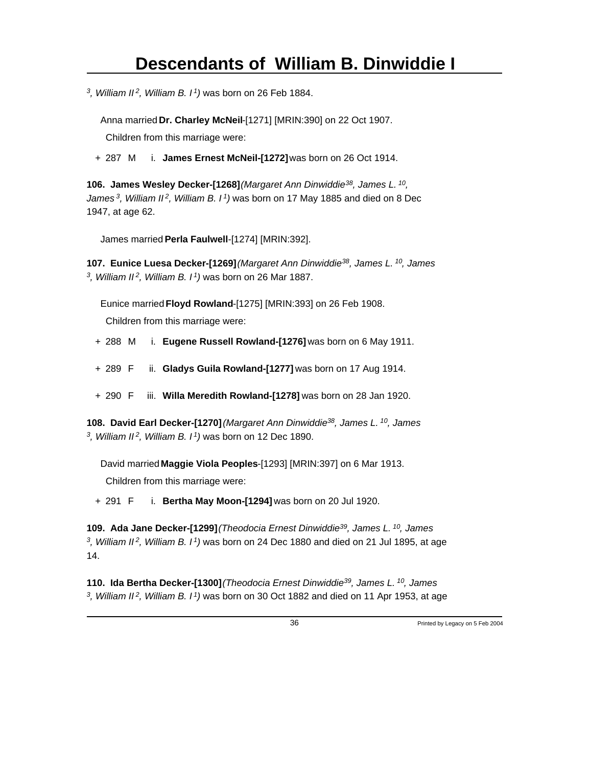*³, William II², William B. I¹)* was born on 26 Feb 1884.

Anna married **Dr. Charley McNeil**-[1271] [MRIN:390] on 22 Oct 1907.

Children from this marriage were:

+ 287 M i. **James Ernest McNeil-[1272]** was born on 26 Oct 1914.

**106. James Wesley Decker-[1268]** *(Margaret Ann Dinwiddie[38], James L.[10], James[3], William II[2], William B. I[1])* was born on 17 May 1885 and died on 8 Dec 1947, at age 62.

James married **Perla Faulwell**-[1274] [MRIN:392].

**107. Eunice Luesa Decker-[1269]** *(Margaret Ann Dinwiddie[38], James L.[10], James[3], William II[2], William B. I[1])* was born on 26 Mar 1887.

Eunice married **Floyd Rowland**-[1275] [MRIN:393] on 26 Feb 1908.

Children from this marriage were:

+ 288 M i. **Eugene Russell Rowland-[1276]** was born on 6 May 1911.

+ 289 F ii. **Gladys Guila Rowland-[1277]** was born on 17 Aug 1914.

+ 290 F iii. **Willa Meredith Rowland-[1278]** was born on 28 Jan 1920.

**108. David Earl Decker-[1270]** *(Margaret Ann Dinwiddie[38], James L.[10], James[3], William II[2], William B. I[1])* was born on 12 Dec 1890.

David married **Maggie Viola Peoples**-[1293] [MRIN:397] on 6 Mar 1913.

Children from this marriage were:

+ 291 F i. **Bertha May Moon-[1294]** was born on 20 Jul 1920.

**109. Ada Jane Decker-[1299]** *(Theodocia Ernest Dinwiddie[39], James L.[10], James[3], William II[2], William B. I[1])* was born on 24 Dec 1880 and died on 21 Jul 1895, at age 14.

**110. Ida Bertha Decker-[1300]** *(Theodocia Ernest Dinwiddie[39], James L.[10], James[3], William II[2], William B. I[1])* was born on 30 Oct 1882 and died on 11 Apr 1953, at age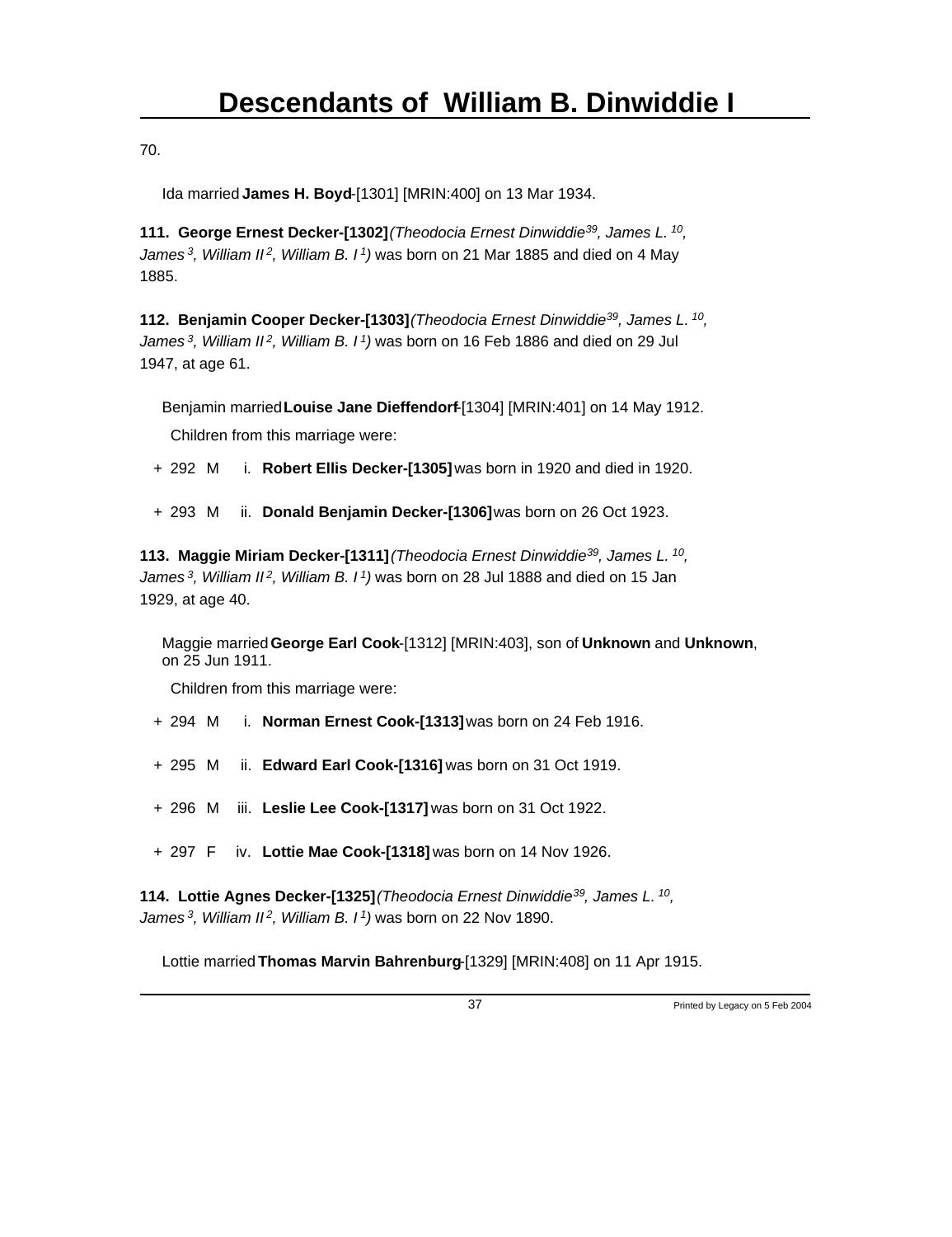70.

Ida married **James H. Boyd**-[1301] [MRIN:400] on 13 Mar 1934.

**111. George Ernest Decker-[1302]** *(Theodocia Ernest Dinwiddie[39], James L.[10], James[3], William II[2], William B. I[1])* was born on 21 Mar 1885 and died on 4 May 1885.

**112. Benjamin Cooper Decker-[1303]** *(Theodocia Ernest Dinwiddie[39], James L.[10], James[3], William II[2], William B. I[1])* was born on 16 Feb 1886 and died on 29 Jul 1947, at age 61.

Benjamin married **Louise Jane Dieffendorf**-[1304] [MRIN:401] on 14 May 1912.

Children from this marriage were:

+ 292 M i. **Robert Ellis Decker-[1305]** was born in 1920 and died in 1920.

+ 293 M ii. **Donald Benjamin Decker-[1306]** was born on 26 Oct 1923.

**113. Maggie Miriam Decker-[1311]** *(Theodocia Ernest Dinwiddie[39], James L.[10], James[3], William II[2], William B. I[1])* was born on 28 Jul 1888 and died on 15 Jan 1929, at age 40.

Maggie married **George Earl Cook**-[1312] [MRIN:403], son of **Unknown** and **Unknown**, on 25 Jun 1911.

Children from this marriage were:

+ 294 M i. **Norman Ernest Cook-[1313]** was born on 24 Feb 1916.

+ 295 M ii. **Edward Earl Cook-[1316]** was born on 31 Oct 1919.

+ 296 M iii. **Leslie Lee Cook-[1317]** was born on 31 Oct 1922.

+ 297 F iv. **Lottie Mae Cook-[1318]** was born on 14 Nov 1926.

**114. Lottie Agnes Decker-[1325]** *(Theodocia Ernest Dinwiddie[39], James L.[10], James[3], William II[2], William B. I[1])* was born on 22 Nov 1890.

Lottie married **Thomas Marvin Bahrenburg**-[1329] [MRIN:408] on 11 Apr 1915.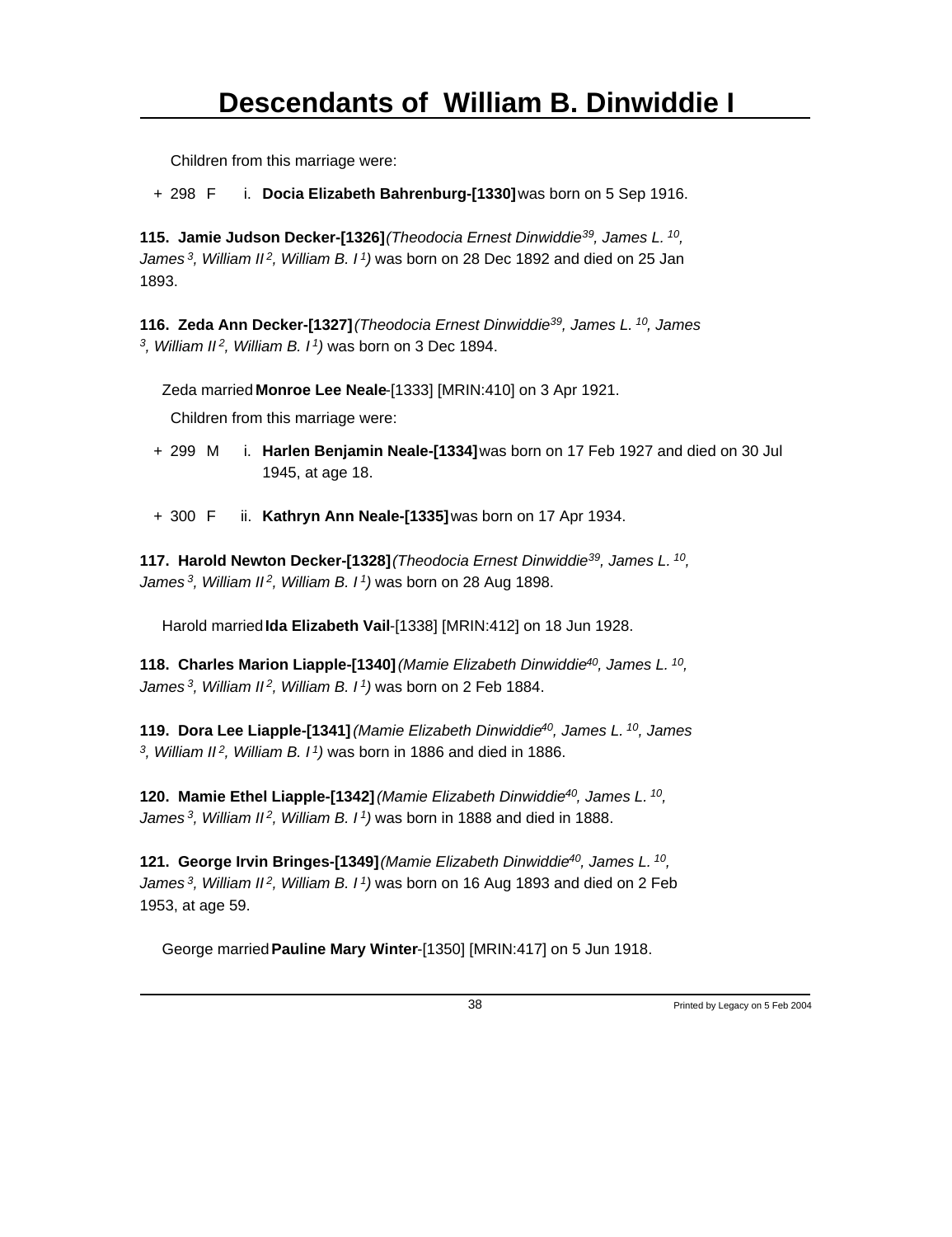Children from this marriage were:

\+ 298 F i. **Docia Elizabeth Bahrenburg-[1330]** was born on 5 Sep 1916.

**115. Jamie Judson Decker-[1326]** *(Theodocia Ernest Dinwiddie[39], James L.[10], James[3], William II[2], William B. I[1])* was born on 28 Dec 1892 and died on 25 Jan 1893.

**116. Zeda Ann Decker-[1327]** *(Theodocia Ernest Dinwiddie[39], James L.[10], James[3], William II[2], William B. I[1])* was born on 3 Dec 1894.

Zeda married **Monroe Lee Neale**-[1333] [MRIN:410] on 3 Apr 1921.

Children from this marriage were:

\+ 299 M i. **Harlen Benjamin Neale-[1334]** was born on 17 Feb 1927 and died on 30 Jul 1945, at age 18.

\+ 300 F ii. **Kathryn Ann Neale-[1335]** was born on 17 Apr 1934.

**117. Harold Newton Decker-[1328]** *(Theodocia Ernest Dinwiddie[39], James L.[10], James[3], William II[2], William B. I[1])* was born on 28 Aug 1898.

Harold married **Ida Elizabeth Vail**-[1338] [MRIN:412] on 18 Jun 1928.

**118. Charles Marion Liapple-[1340]** *(Mamie Elizabeth Dinwiddie[40], James L.[10], James[3], William II[2], William B. I[1])* was born on 2 Feb 1884.

**119. Dora Lee Liapple-[1341]** *(Mamie Elizabeth Dinwiddie[40], James L.[10], James[3], William II[2], William B. I[1])* was born in 1886 and died in 1886.

**120. Mamie Ethel Liapple-[1342]** *(Mamie Elizabeth Dinwiddie[40], James L.[10], James[3], William II[2], William B. I[1])* was born in 1888 and died in 1888.

**121. George Irvin Bringes-[1349]** *(Mamie Elizabeth Dinwiddie[40], James L.[10], James[3], William II[2], William B. I[1])* was born on 16 Aug 1893 and died on 2 Feb 1953, at age 59.

George married **Pauline Mary Winter**-[1350] [MRIN:417] on 5 Jun 1918.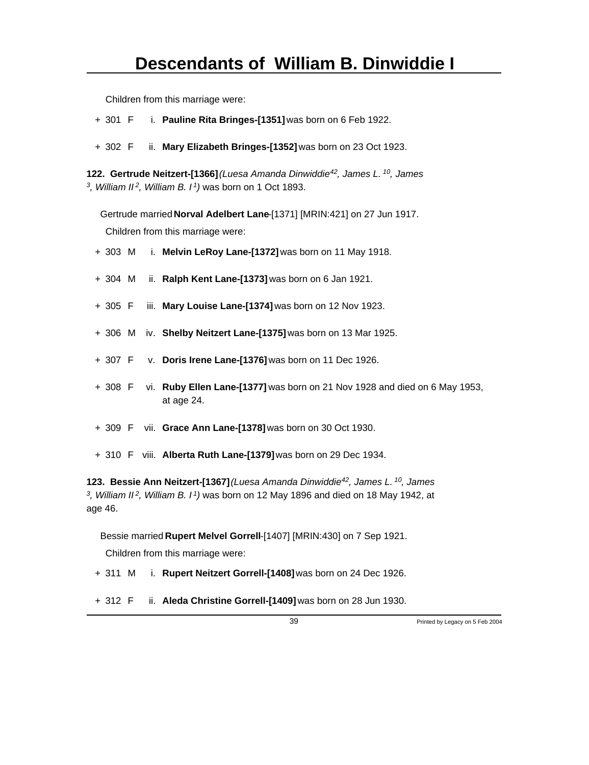Children from this marriage were:

+ 301 F i. **Pauline Rita Bringes-[1351]** was born on 6 Feb 1922.

+ 302 F ii. **Mary Elizabeth Bringes-[1352]** was born on 23 Oct 1923.

**122. Gertrude Neitzert-[1366]** *(Luesa Amanda Dinwiddie[42], James L.[10], James [3], William II[2], William B. I[1])* was born on 1 Oct 1893.

Gertrude married **Norval Adelbert Lane**-[1371] [MRIN:421] on 27 Jun 1917.

Children from this marriage were:

+ 303 M i. **Melvin LeRoy Lane-[1372]** was born on 11 May 1918.

+ 304 M ii. **Ralph Kent Lane-[1373]** was born on 6 Jan 1921.

+ 305 F iii. **Mary Louise Lane-[1374]** was born on 12 Nov 1923.

+ 306 M iv. **Shelby Neitzert Lane-[1375]** was born on 13 Mar 1925.

+ 307 F v. **Doris Irene Lane-[1376]** was born on 11 Dec 1926.

+ 308 F vi. **Ruby Ellen Lane-[1377]** was born on 21 Nov 1928 and died on 6 May 1953, at age 24.

+ 309 F vii. **Grace Ann Lane-[1378]** was born on 30 Oct 1930.

+ 310 F viii. **Alberta Ruth Lane-[1379]** was born on 29 Dec 1934.

**123. Bessie Ann Neitzert-[1367]** *(Luesa Amanda Dinwiddie[42], James L.[10], James [3], William II[2], William B. I[1])* was born on 12 May 1896 and died on 18 May 1942, at age 46.

Bessie married **Rupert Melvel Gorrell**-[1407] [MRIN:430] on 7 Sep 1921.

Children from this marriage were:

+ 311 M i. **Rupert Neitzert Gorrell-[1408]** was born on 24 Dec 1926.

+ 312 F ii. **Aleda Christine Gorrell-[1409]** was born on 28 Jun 1930.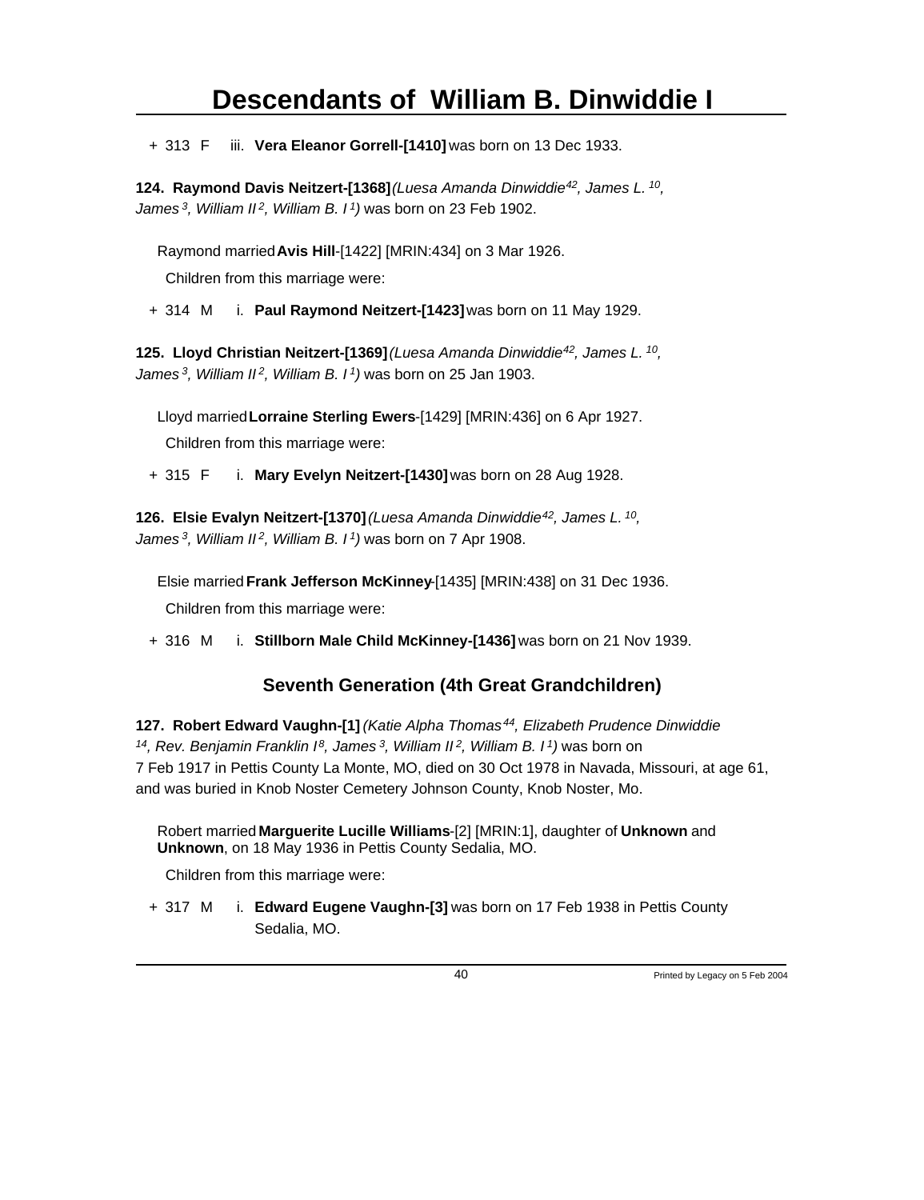+ 313 F iii. **Vera Eleanor Gorrell-[1410]** was born on 13 Dec 1933.

**124. Raymond Davis Neitzert-[1368]** *(Luesa Amanda Dinwiddie[42], James L.[10], James[3], William II[2], William B. I[1])* was born on 23 Feb 1902.

Raymond married **Avis Hill**-[1422] [MRIN:434] on 3 Mar 1926.

Children from this marriage were:

+ 314 M i. **Paul Raymond Neitzert-[1423]** was born on 11 May 1929.

**125. Lloyd Christian Neitzert-[1369]** *(Luesa Amanda Dinwiddie[42], James L.[10], James[3], William II[2], William B. I[1])* was born on 25 Jan 1903.

Lloyd married **Lorraine Sterling Ewers**-[1429] [MRIN:436] on 6 Apr 1927.

Children from this marriage were:

+ 315 F i. **Mary Evelyn Neitzert-[1430]** was born on 28 Aug 1928.

**126. Elsie Evalyn Neitzert-[1370]** *(Luesa Amanda Dinwiddie[42], James L.[10], James[3], William II[2], William B. I[1])* was born on 7 Apr 1908.

Elsie married **Frank Jefferson McKinney**-[1435] [MRIN:438] on 31 Dec 1936.

Children from this marriage were:

+ 316 M i. **Stillborn Male Child McKinney-[1436]** was born on 21 Nov 1939.

## Seventh Generation (4th Great Grandchildren)

**127. Robert Edward Vaughn-[1]** *(Katie Alpha Thomas[44], Elizabeth Prudence Dinwiddie[14], Rev. Benjamin Franklin I[8], James[3], William II[2], William B. I[1])* was born on 7 Feb 1917 in Pettis County La Monte, MO, died on 30 Oct 1978 in Navada, Missouri, at age 61, and was buried in Knob Noster Cemetery Johnson County, Knob Noster, Mo.

Robert married **Marguerite Lucille Williams**-[2] [MRIN:1], daughter of **Unknown** and **Unknown**, on 18 May 1936 in Pettis County Sedalia, MO.

Children from this marriage were:

+ 317 M i. **Edward Eugene Vaughn-[3]** was born on 17 Feb 1938 in Pettis County Sedalia, MO.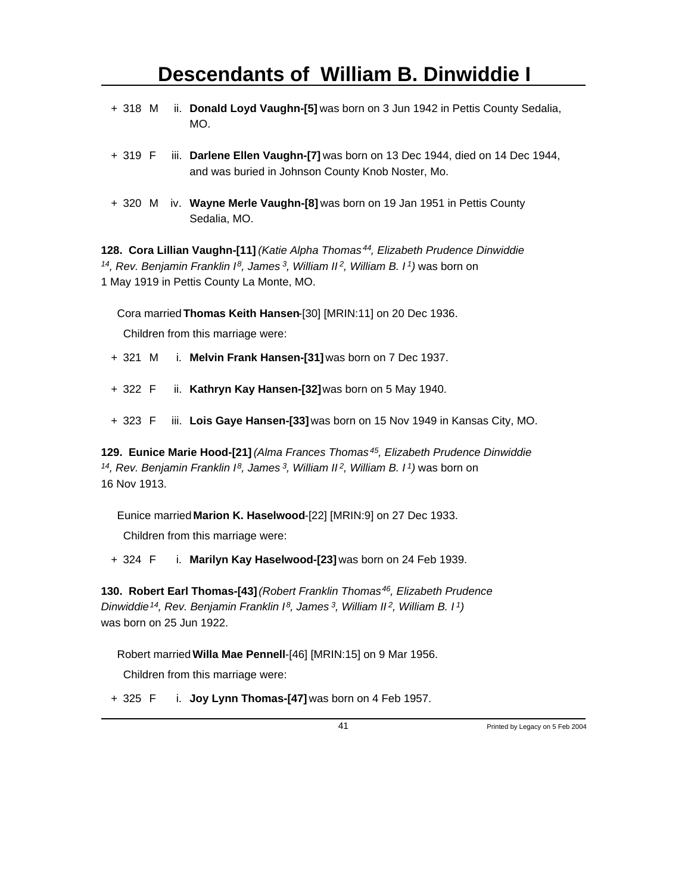+ 318 M ii. **Donald Loyd Vaughn-[5]** was born on 3 Jun 1942 in Pettis County Sedalia, MO.

+ 319 F iii. **Darlene Ellen Vaughn-[7]** was born on 13 Dec 1944, died on 14 Dec 1944, and was buried in Johnson County Knob Noster, Mo.

+ 320 M iv. **Wayne Merle Vaughn-[8]** was born on 19 Jan 1951 in Pettis County Sedalia, MO.

**128. Cora Lillian Vaughn-[11]** *(Katie Alpha Thomas[44], Elizabeth Prudence Dinwiddie[14], Rev. Benjamin Franklin I[8], James[3], William II[2], William B. I[1])* was born on 1 May 1919 in Pettis County La Monte, MO.

Cora married **Thomas Keith Hansen**-[30] [MRIN:11] on 20 Dec 1936.

Children from this marriage were:

+ 321 M i. **Melvin Frank Hansen-[31]** was born on 7 Dec 1937.

+ 322 F ii. **Kathryn Kay Hansen-[32]** was born on 5 May 1940.

+ 323 F iii. **Lois Gaye Hansen-[33]** was born on 15 Nov 1949 in Kansas City, MO.

**129. Eunice Marie Hood-[21]** *(Alma Frances Thomas[45], Elizabeth Prudence Dinwiddie[14], Rev. Benjamin Franklin I[8], James[3], William II[2], William B. I[1])* was born on 16 Nov 1913.

Eunice married **Marion K. Haselwood**-[22] [MRIN:9] on 27 Dec 1933.

Children from this marriage were:

+ 324 F i. **Marilyn Kay Haselwood-[23]** was born on 24 Feb 1939.

**130. Robert Earl Thomas-[43]** *(Robert Franklin Thomas[46], Elizabeth Prudence Dinwiddie[14], Rev. Benjamin Franklin I[8], James[3], William II[2], William B. I[1])* was born on 25 Jun 1922.

Robert married **Willa Mae Pennell**-[46] [MRIN:15] on 9 Mar 1956.

Children from this marriage were:

+ 325 F i. **Joy Lynn Thomas-[47]** was born on 4 Feb 1957.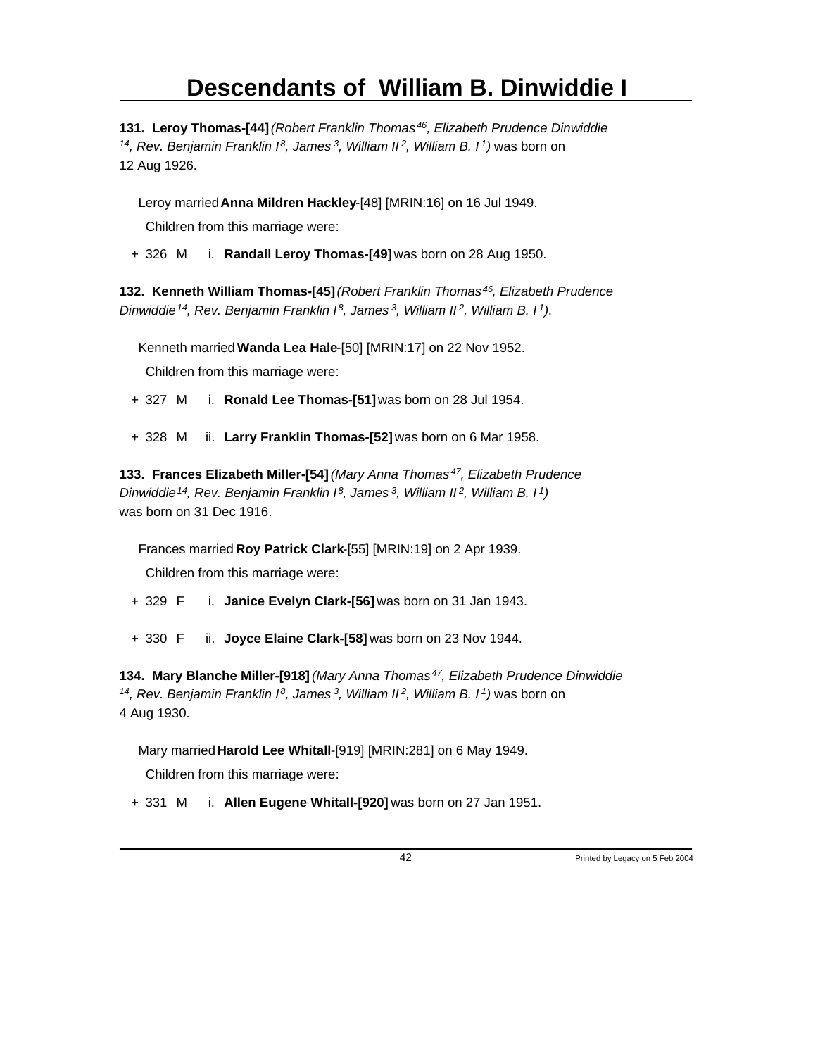# Descendants of William B. Dinwiddie I

**131. Leroy Thomas-[44]** *(Robert Franklin Thomas[46], Elizabeth Prudence Dinwiddie[14], Rev. Benjamin Franklin I[8], James[3], William II[2], William B. I[1])* was born on 12 Aug 1926.

Leroy married **Anna Mildren Hackley**-[48] [MRIN:16] on 16 Jul 1949.

Children from this marriage were:

+ 326 M i. **Randall Leroy Thomas-[49]** was born on 28 Aug 1950.

**132. Kenneth William Thomas-[45]** *(Robert Franklin Thomas[46], Elizabeth Prudence Dinwiddie[14], Rev. Benjamin Franklin I[8], James[3], William II[2], William B. I[1]).*

Kenneth married **Wanda Lea Hale**-[50] [MRIN:17] on 22 Nov 1952.

Children from this marriage were:

+ 327 M i. **Ronald Lee Thomas-[51]** was born on 28 Jul 1954.

+ 328 M ii. **Larry Franklin Thomas-[52]** was born on 6 Mar 1958.

**133. Frances Elizabeth Miller-[54]** *(Mary Anna Thomas[47], Elizabeth Prudence Dinwiddie[14], Rev. Benjamin Franklin I[8], James[3], William II[2], William B. I[1])* was born on 31 Dec 1916.

Frances married **Roy Patrick Clark**-[55] [MRIN:19] on 2 Apr 1939.

Children from this marriage were:

+ 329 F i. **Janice Evelyn Clark-[56]** was born on 31 Jan 1943.

+ 330 F ii. **Joyce Elaine Clark-[58]** was born on 23 Nov 1944.

**134. Mary Blanche Miller-[918]** *(Mary Anna Thomas[47], Elizabeth Prudence Dinwiddie[14], Rev. Benjamin Franklin I[8], James[3], William II[2], William B. I[1])* was born on 4 Aug 1930.

Mary married **Harold Lee Whitall**-[919] [MRIN:281] on 6 May 1949.

Children from this marriage were:

+ 331 M i. **Allen Eugene Whitall-[920]** was born on 27 Jan 1951.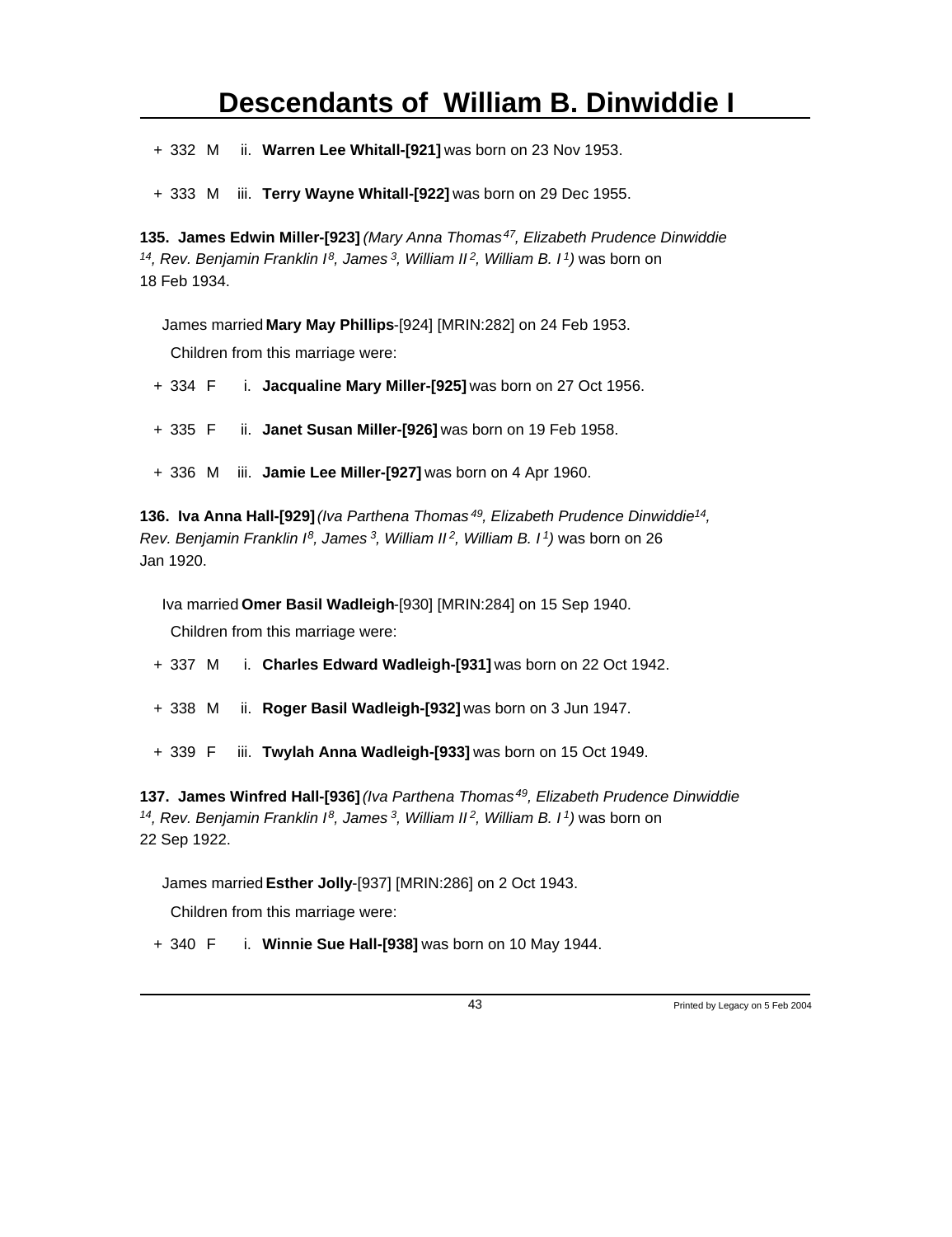+ 332 M ii. **Warren Lee Whitall-[921]** was born on 23 Nov 1953.

+ 333 M iii. **Terry Wayne Whitall-[922]** was born on 29 Dec 1955.

**135. James Edwin Miller-[923]** *(Mary Anna Thomas[47], Elizabeth Prudence Dinwiddie[14], Rev. Benjamin Franklin I[8], James[3], William II[2], William B. I[1])* was born on 18 Feb 1934.

James married **Mary May Phillips**-[924] [MRIN:282] on 24 Feb 1953.

Children from this marriage were:

+ 334 F i. **Jacqualine Mary Miller-[925]** was born on 27 Oct 1956.

+ 335 F ii. **Janet Susan Miller-[926]** was born on 19 Feb 1958.

+ 336 M iii. **Jamie Lee Miller-[927]** was born on 4 Apr 1960.

**136. Iva Anna Hall-[929]** *(Iva Parthena Thomas[49], Elizabeth Prudence Dinwiddie[14], Rev. Benjamin Franklin I[8], James[3], William II[2], William B. I[1])* was born on 26 Jan 1920.

Iva married **Omer Basil Wadleigh**-[930] [MRIN:284] on 15 Sep 1940.

Children from this marriage were:

+ 337 M i. **Charles Edward Wadleigh-[931]** was born on 22 Oct 1942.

+ 338 M ii. **Roger Basil Wadleigh-[932]** was born on 3 Jun 1947.

+ 339 F iii. **Twylah Anna Wadleigh-[933]** was born on 15 Oct 1949.

**137. James Winfred Hall-[936]** *(Iva Parthena Thomas[49], Elizabeth Prudence Dinwiddie[14], Rev. Benjamin Franklin I[8], James[3], William II[2], William B. I[1])* was born on 22 Sep 1922.

James married **Esther Jolly**-[937] [MRIN:286] on 2 Oct 1943.

Children from this marriage were:

+ 340 F i. **Winnie Sue Hall-[938]** was born on 10 May 1944.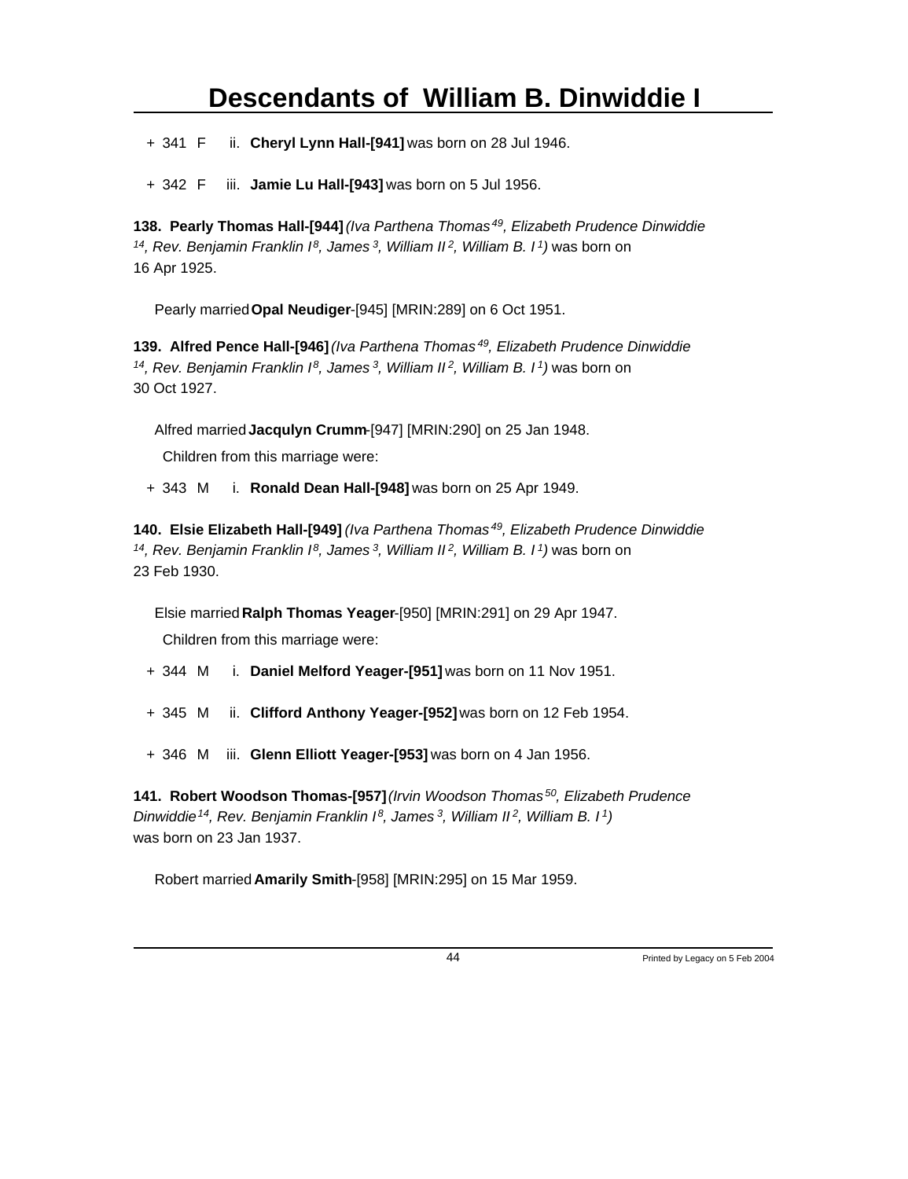+ 341 F ii. **Cheryl Lynn Hall-[941]** was born on 28 Jul 1946.

+ 342 F iii. **Jamie Lu Hall-[943]** was born on 5 Jul 1956.

**138. Pearly Thomas Hall-[944]** *(Iva Parthena Thomas[49], Elizabeth Prudence Dinwiddie[14], Rev. Benjamin Franklin I[8], James[3], William II[2], William B. I[1])* was born on 16 Apr 1925.

Pearly married **Opal Neudiger**-[945] [MRIN:289] on 6 Oct 1951.

**139. Alfred Pence Hall-[946]** *(Iva Parthena Thomas[49], Elizabeth Prudence Dinwiddie[14], Rev. Benjamin Franklin I[8], James[3], William II[2], William B. I[1])* was born on 30 Oct 1927.

Alfred married **Jacqulyn Crumm**-[947] [MRIN:290] on 25 Jan 1948.

Children from this marriage were:

+ 343 M i. **Ronald Dean Hall-[948]** was born on 25 Apr 1949.

**140. Elsie Elizabeth Hall-[949]** *(Iva Parthena Thomas[49], Elizabeth Prudence Dinwiddie[14], Rev. Benjamin Franklin I[8], James[3], William II[2], William B. I[1])* was born on 23 Feb 1930.

Elsie married **Ralph Thomas Yeager**-[950] [MRIN:291] on 29 Apr 1947.

Children from this marriage were:

+ 344 M i. **Daniel Melford Yeager-[951]** was born on 11 Nov 1951.

+ 345 M ii. **Clifford Anthony Yeager-[952]** was born on 12 Feb 1954.

+ 346 M iii. **Glenn Elliott Yeager-[953]** was born on 4 Jan 1956.

**141. Robert Woodson Thomas-[957]** *(Irvin Woodson Thomas[50], Elizabeth Prudence Dinwiddie[14], Rev. Benjamin Franklin I[8], James[3], William II[2], William B. I[1])* was born on 23 Jan 1937.

Robert married **Amarily Smith**-[958] [MRIN:295] on 15 Mar 1959.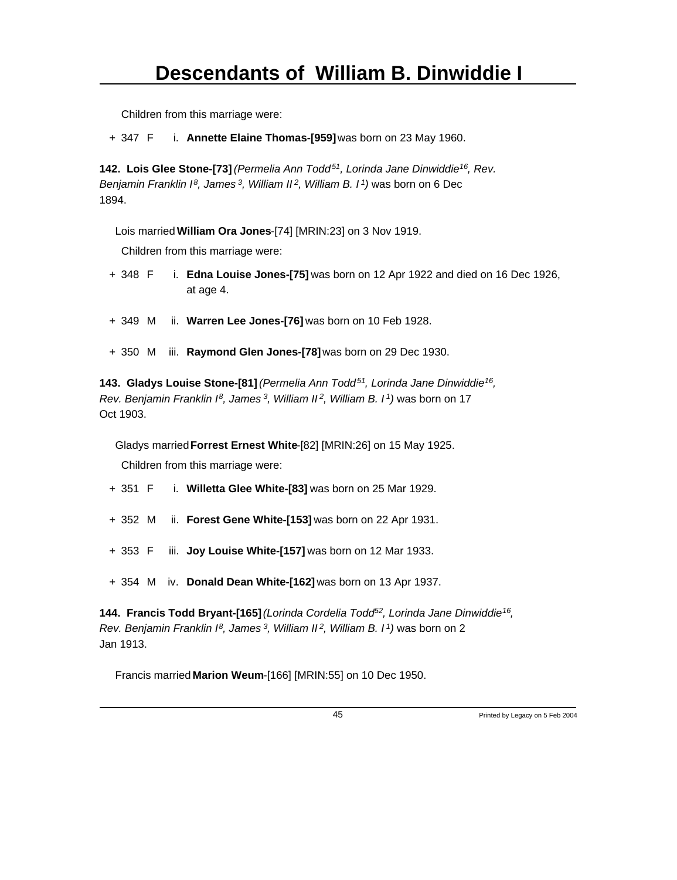Children from this marriage were:

+ 347 F i. **Annette Elaine Thomas-[959]** was born on 23 May 1960.

**142. Lois Glee Stone-[73]** *(Permelia Ann Todd[51], Lorinda Jane Dinwiddie[16], Rev. Benjamin Franklin I[8], James[3], William II[2], William B. I[1])* was born on 6 Dec 1894.

Lois married **William Ora Jones**-[74] [MRIN:23] on 3 Nov 1919.

Children from this marriage were:

+ 348 F i. **Edna Louise Jones-[75]** was born on 12 Apr 1922 and died on 16 Dec 1926, at age 4.

+ 349 M ii. **Warren Lee Jones-[76]** was born on 10 Feb 1928.

+ 350 M iii. **Raymond Glen Jones-[78]** was born on 29 Dec 1930.

**143. Gladys Louise Stone-[81]** *(Permelia Ann Todd[51], Lorinda Jane Dinwiddie[16], Rev. Benjamin Franklin I[8], James[3], William II[2], William B. I[1])* was born on 17 Oct 1903.

Gladys married **Forrest Ernest White**-[82] [MRIN:26] on 15 May 1925.

Children from this marriage were:

+ 351 F i. **Willetta Glee White-[83]** was born on 25 Mar 1929.

+ 352 M ii. **Forest Gene White-[153]** was born on 22 Apr 1931.

+ 353 F iii. **Joy Louise White-[157]** was born on 12 Mar 1933.

+ 354 M iv. **Donald Dean White-[162]** was born on 13 Apr 1937.

**144. Francis Todd Bryant-[165]** *(Lorinda Cordelia Todd[52], Lorinda Jane Dinwiddie[16], Rev. Benjamin Franklin I[8], James[3], William II[2], William B. I[1])* was born on 2 Jan 1913.

Francis married **Marion Weum**-[166] [MRIN:55] on 10 Dec 1950.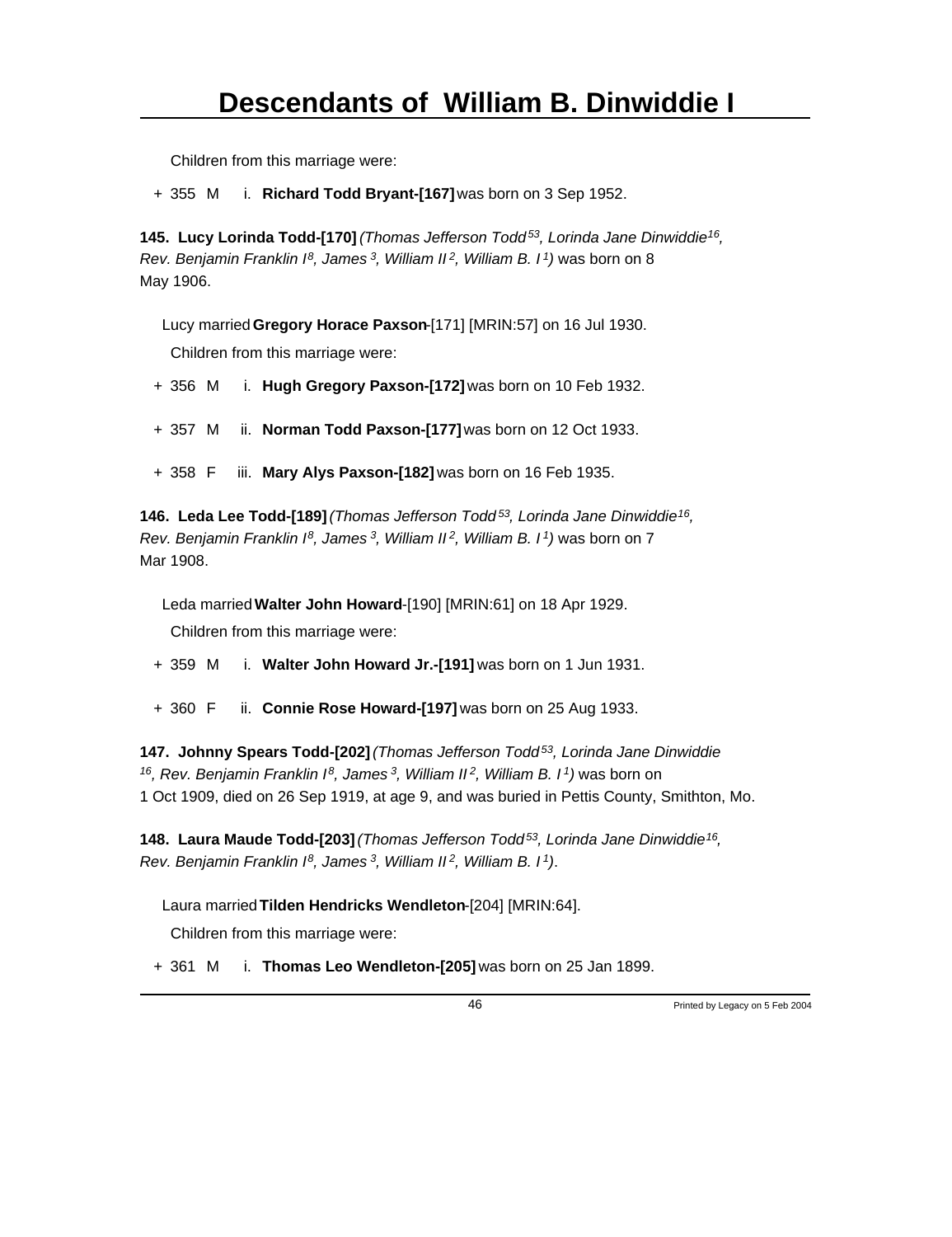Children from this marriage were:

+ 355 M i. **Richard Todd Bryant-[167]** was born on 3 Sep 1952.

**145. Lucy Lorinda Todd-[170]** *(Thomas Jefferson Todd[53], Lorinda Jane Dinwiddie[16], Rev. Benjamin Franklin I[8], James[3], William II[2], William B. I[1])* was born on 8 May 1906.

Lucy married **Gregory Horace Paxson**-[171] [MRIN:57] on 16 Jul 1930.

Children from this marriage were:

+ 356 M i. **Hugh Gregory Paxson-[172]** was born on 10 Feb 1932.

+ 357 M ii. **Norman Todd Paxson-[177]** was born on 12 Oct 1933.

+ 358 F iii. **Mary Alys Paxson-[182]** was born on 16 Feb 1935.

**146. Leda Lee Todd-[189]** *(Thomas Jefferson Todd[53], Lorinda Jane Dinwiddie[16], Rev. Benjamin Franklin I[8], James[3], William II[2], William B. I[1])* was born on 7 Mar 1908.

Leda married **Walter John Howard**-[190] [MRIN:61] on 18 Apr 1929.

Children from this marriage were:

+ 359 M i. **Walter John Howard Jr.-[191]** was born on 1 Jun 1931.

+ 360 F ii. **Connie Rose Howard-[197]** was born on 25 Aug 1933.

**147. Johnny Spears Todd-[202]** *(Thomas Jefferson Todd[53], Lorinda Jane Dinwiddie[16], Rev. Benjamin Franklin I[8], James[3], William II[2], William B. I[1])* was born on 1 Oct 1909, died on 26 Sep 1919, at age 9, and was buried in Pettis County, Smithton, Mo.

**148. Laura Maude Todd-[203]** *(Thomas Jefferson Todd[53], Lorinda Jane Dinwiddie[16], Rev. Benjamin Franklin I[8], James[3], William II[2], William B. I[1])*.

Laura married **Tilden Hendricks Wendleton**-[204] [MRIN:64].

Children from this marriage were:

+ 361 M i. **Thomas Leo Wendleton-[205]** was born on 25 Jan 1899.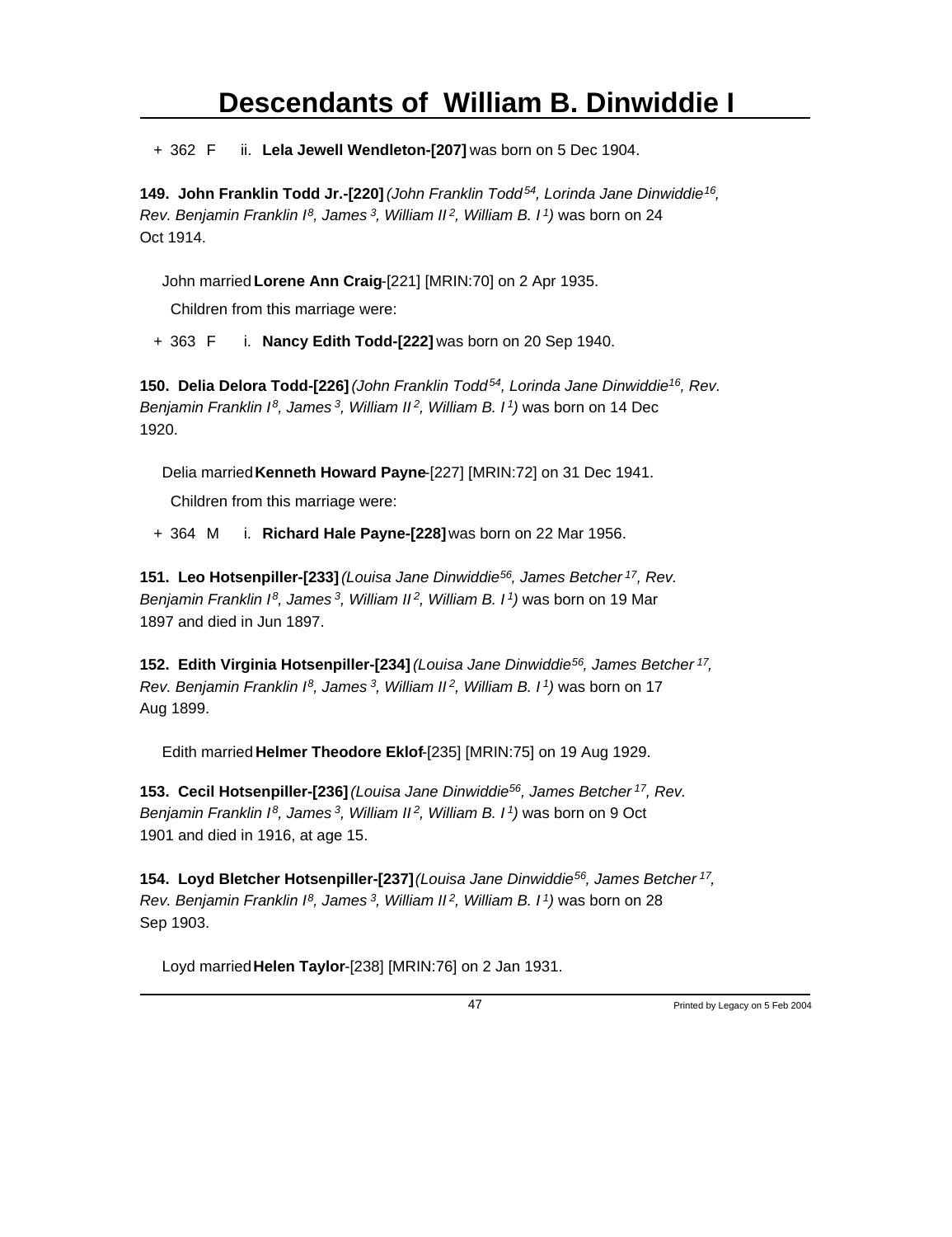+ 362 F ii. **Lela Jewell Wendleton-[207]** was born on 5 Dec 1904.

**149. John Franklin Todd Jr.-[220]** *(John Franklin Todd[54], Lorinda Jane Dinwiddie[16], Rev. Benjamin Franklin I[8], James[3], William II[2], William B. I[1])* was born on 24 Oct 1914.

John married **Lorene Ann Craig**-[221] [MRIN:70] on 2 Apr 1935.

Children from this marriage were:

+ 363 F i. **Nancy Edith Todd-[222]** was born on 20 Sep 1940.

**150. Delia Delora Todd-[226]** *(John Franklin Todd[54], Lorinda Jane Dinwiddie[16], Rev. Benjamin Franklin I[8], James[3], William II[2], William B. I[1])* was born on 14 Dec 1920.

Delia married **Kenneth Howard Payne**-[227] [MRIN:72] on 31 Dec 1941.

Children from this marriage were:

+ 364 M i. **Richard Hale Payne-[228]** was born on 22 Mar 1956.

**151. Leo Hotsenpiller-[233]** *(Louisa Jane Dinwiddie[56], James Betcher[17], Rev. Benjamin Franklin I[8], James[3], William II[2], William B. I[1])* was born on 19 Mar 1897 and died in Jun 1897.

**152. Edith Virginia Hotsenpiller-[234]** *(Louisa Jane Dinwiddie[56], James Betcher[17], Rev. Benjamin Franklin I[8], James[3], William II[2], William B. I[1])* was born on 17 Aug 1899.

Edith married **Helmer Theodore Eklof**-[235] [MRIN:75] on 19 Aug 1929.

**153. Cecil Hotsenpiller-[236]** *(Louisa Jane Dinwiddie[56], James Betcher[17], Rev. Benjamin Franklin I[8], James[3], William II[2], William B. I[1])* was born on 9 Oct 1901 and died in 1916, at age 15.

**154. Loyd Bletcher Hotsenpiller-[237]** *(Louisa Jane Dinwiddie[56], James Betcher[17], Rev. Benjamin Franklin I[8], James[3], William II[2], William B. I[1])* was born on 28 Sep 1903.

Loyd married **Helen Taylor**-[238] [MRIN:76] on 2 Jan 1931.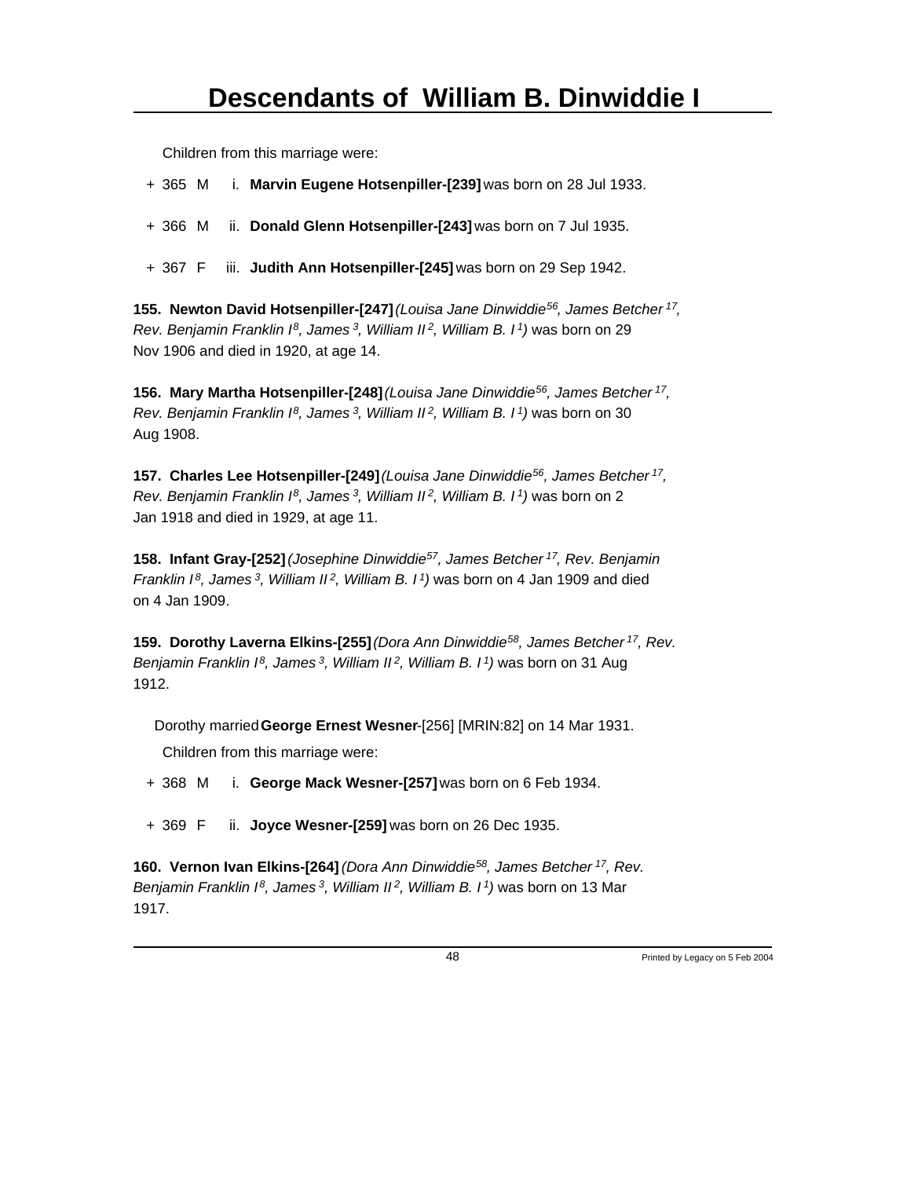Children from this marriage were:

+ 365 M i. **Marvin Eugene Hotsenpiller-[239]** was born on 28 Jul 1933.

+ 366 M ii. **Donald Glenn Hotsenpiller-[243]** was born on 7 Jul 1935.

+ 367 F iii. **Judith Ann Hotsenpiller-[245]** was born on 29 Sep 1942.

**155. Newton David Hotsenpiller-[247]** *(Louisa Jane Dinwiddie[56], James Betcher[17], Rev. Benjamin Franklin I[8], James[3], William II[2], William B. I[1])* was born on 29 Nov 1906 and died in 1920, at age 14.

**156. Mary Martha Hotsenpiller-[248]** *(Louisa Jane Dinwiddie[56], James Betcher[17], Rev. Benjamin Franklin I[8], James[3], William II[2], William B. I[1])* was born on 30 Aug 1908.

**157. Charles Lee Hotsenpiller-[249]** *(Louisa Jane Dinwiddie[56], James Betcher[17], Rev. Benjamin Franklin I[8], James[3], William II[2], William B. I[1])* was born on 2 Jan 1918 and died in 1929, at age 11.

**158. Infant Gray-[252]** *(Josephine Dinwiddie[57], James Betcher[17], Rev. Benjamin Franklin I[8], James[3], William II[2], William B. I[1])* was born on 4 Jan 1909 and died on 4 Jan 1909.

**159. Dorothy Laverna Elkins-[255]** *(Dora Ann Dinwiddie[58], James Betcher[17], Rev. Benjamin Franklin I[8], James[3], William II[2], William B. I[1])* was born on 31 Aug 1912.

Dorothy married **George Ernest Wesner**-[256] [MRIN:82] on 14 Mar 1931.

Children from this marriage were:

+ 368 M i. **George Mack Wesner-[257]** was born on 6 Feb 1934.

+ 369 F ii. **Joyce Wesner-[259]** was born on 26 Dec 1935.

**160. Vernon Ivan Elkins-[264]** *(Dora Ann Dinwiddie[58], James Betcher[17], Rev. Benjamin Franklin I[8], James[3], William II[2], William B. I[1])* was born on 13 Mar 1917.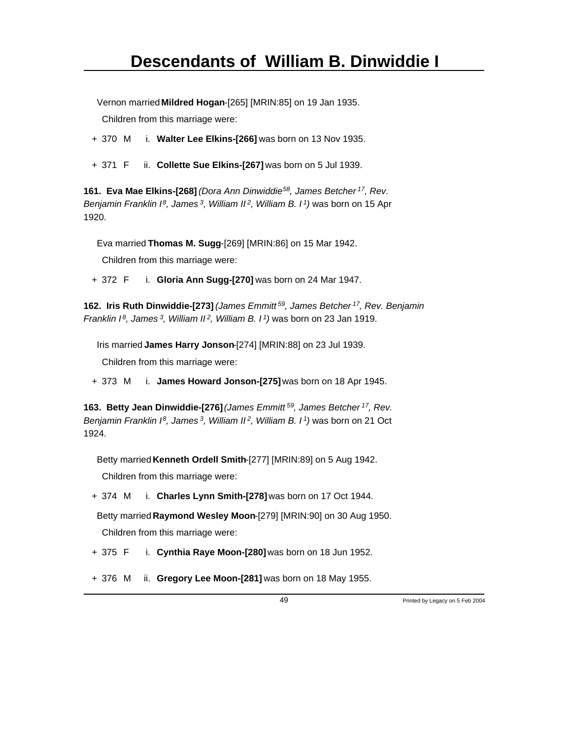Vernon married **Mildred Hogan**-[265] [MRIN:85] on 19 Jan 1935.

Children from this marriage were:

+ 370 M i. **Walter Lee Elkins-[266]** was born on 13 Nov 1935.

+ 371 F ii. **Collette Sue Elkins-[267]** was born on 5 Jul 1939.

**161. Eva Mae Elkins-[268]** *(Dora Ann Dinwiddie[58], James Betcher[17], Rev. Benjamin Franklin I[8], James[3], William II[2], William B. I[1])* was born on 15 Apr 1920.

Eva married **Thomas M. Sugg**-[269] [MRIN:86] on 15 Mar 1942.

Children from this marriage were:

+ 372 F i. **Gloria Ann Sugg-[270]** was born on 24 Mar 1947.

**162. Iris Ruth Dinwiddie-[273]** *(James Emmitt[59], James Betcher[17], Rev. Benjamin Franklin I[8], James[3], William II[2], William B. I[1])* was born on 23 Jan 1919.

Iris married **James Harry Jonson**-[274] [MRIN:88] on 23 Jul 1939.

Children from this marriage were:

+ 373 M i. **James Howard Jonson-[275]** was born on 18 Apr 1945.

**163. Betty Jean Dinwiddie-[276]** *(James Emmitt[59], James Betcher[17], Rev. Benjamin Franklin I[8], James[3], William II[2], William B. I[1])* was born on 21 Oct 1924.

Betty married **Kenneth Ordell Smith**-[277] [MRIN:89] on 5 Aug 1942.

Children from this marriage were:

+ 374 M i. **Charles Lynn Smith-[278]** was born on 17 Oct 1944.

Betty married **Raymond Wesley Moon**-[279] [MRIN:90] on 30 Aug 1950.

Children from this marriage were:

+ 375 F i. **Cynthia Raye Moon-[280]** was born on 18 Jun 1952.

+ 376 M ii. **Gregory Lee Moon-[281]** was born on 18 May 1955.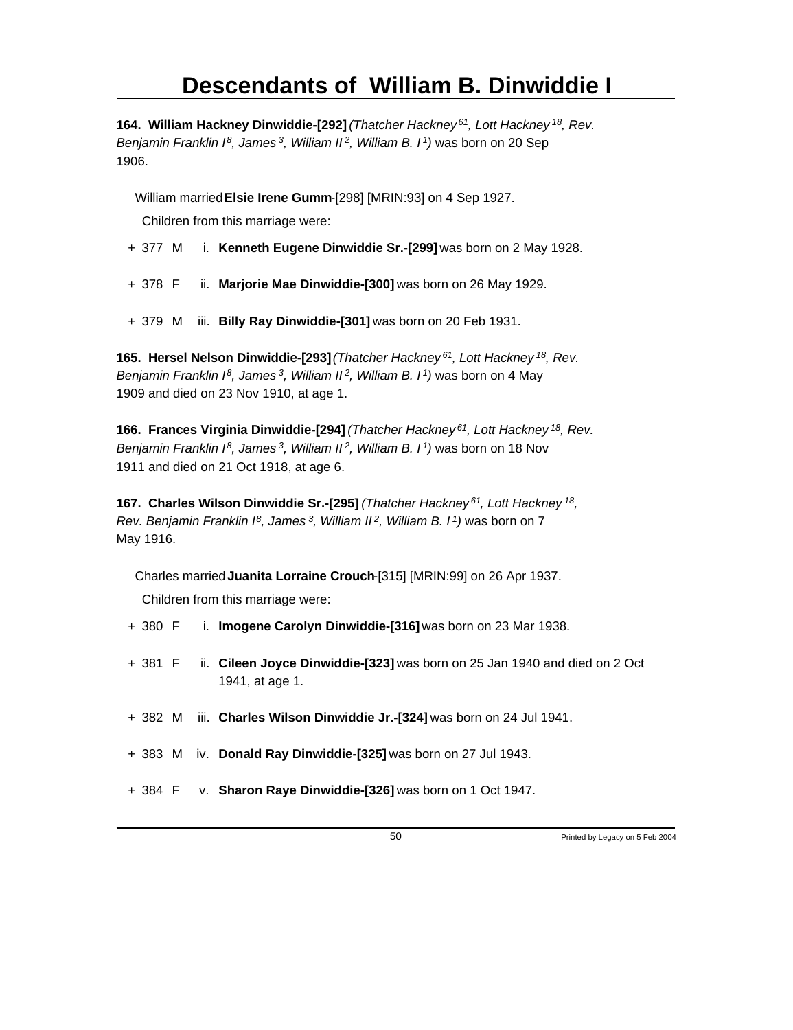**164. William Hackney Dinwiddie-[292]** *(Thatcher Hackney [61], Lott Hackney [18], Rev. Benjamin Franklin I [8], James [3], William II [2], William B. I [1])* was born on 20 Sep 1906.

William married **Elsie Irene Gumm**-[298] [MRIN:93] on 4 Sep 1927.

Children from this marriage were:

+ 377 M i. **Kenneth Eugene Dinwiddie Sr.-[299]** was born on 2 May 1928.

+ 378 F ii. **Marjorie Mae Dinwiddie-[300]** was born on 26 May 1929.

+ 379 M iii. **Billy Ray Dinwiddie-[301]** was born on 20 Feb 1931.

**165. Hersel Nelson Dinwiddie-[293]** *(Thatcher Hackney [61], Lott Hackney [18], Rev. Benjamin Franklin I [8], James [3], William II [2], William B. I [1])* was born on 4 May 1909 and died on 23 Nov 1910, at age 1.

**166. Frances Virginia Dinwiddie-[294]** *(Thatcher Hackney [61], Lott Hackney [18], Rev. Benjamin Franklin I [8], James [3], William II [2], William B. I [1])* was born on 18 Nov 1911 and died on 21 Oct 1918, at age 6.

**167. Charles Wilson Dinwiddie Sr.-[295]** *(Thatcher Hackney [61], Lott Hackney [18], Rev. Benjamin Franklin I [8], James [3], William II [2], William B. I [1])* was born on 7 May 1916.

Charles married **Juanita Lorraine Crouch**-[315] [MRIN:99] on 26 Apr 1937.

Children from this marriage were:

+ 380 F i. **Imogene Carolyn Dinwiddie-[316]** was born on 23 Mar 1938.

+ 381 F ii. **Cileen Joyce Dinwiddie-[323]** was born on 25 Jan 1940 and died on 2 Oct 1941, at age 1.

+ 382 M iii. **Charles Wilson Dinwiddie Jr.-[324]** was born on 24 Jul 1941.

+ 383 M iv. **Donald Ray Dinwiddie-[325]** was born on 27 Jul 1943.

+ 384 F v. **Sharon Raye Dinwiddie-[326]** was born on 1 Oct 1947.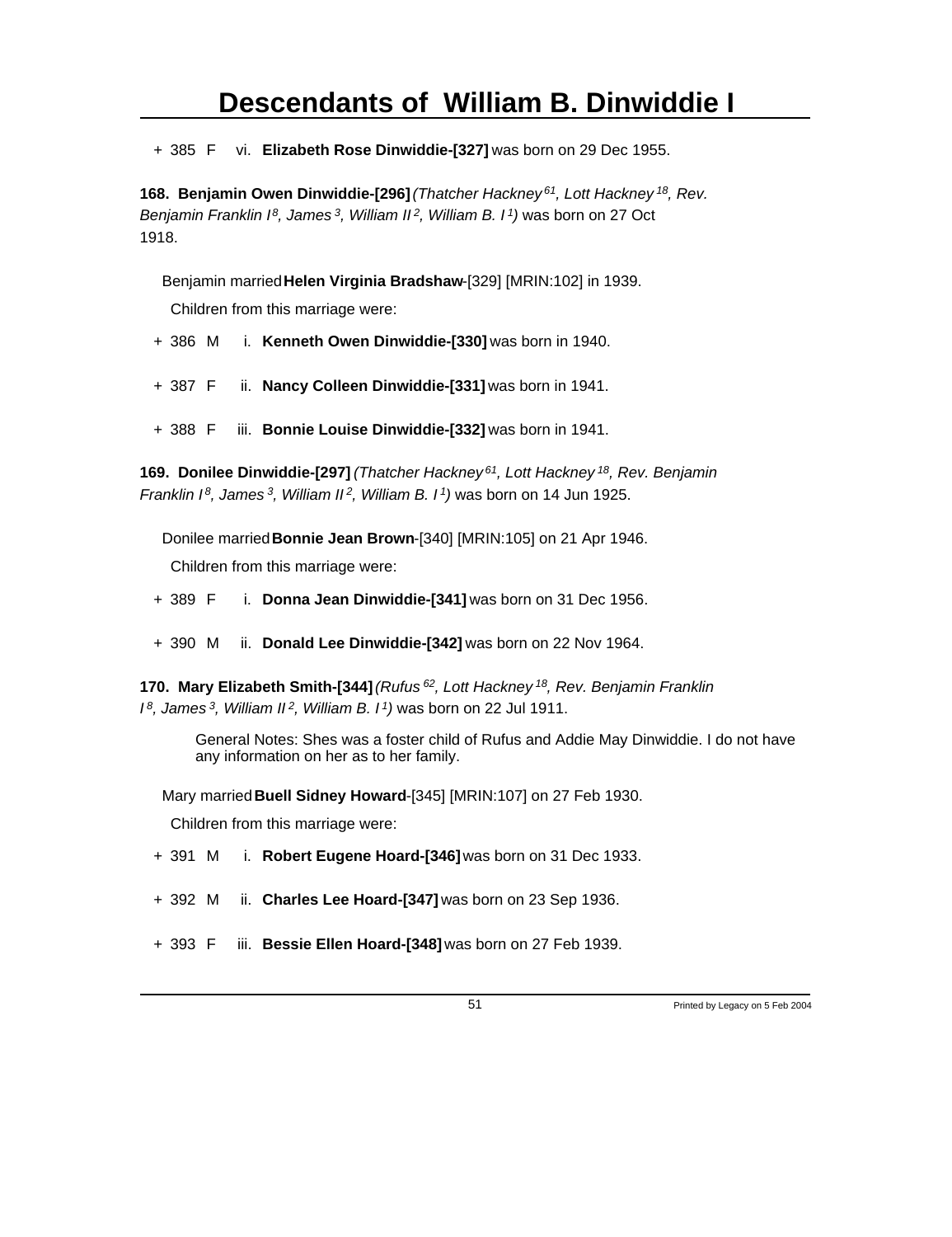+ 385 F vi. **Elizabeth Rose Dinwiddie-[327]** was born on 29 Dec 1955.

**168. Benjamin Owen Dinwiddie-[296]** *(Thatcher Hackney[61], Lott Hackney[18], Rev. Benjamin Franklin I[8], James[3], William II[2], William B. I[1])* was born on 27 Oct 1918.

Benjamin married **Helen Virginia Bradshaw**-[329] [MRIN:102] in 1939.

Children from this marriage were:

+ 386 M i. **Kenneth Owen Dinwiddie-[330]** was born in 1940.

+ 387 F ii. **Nancy Colleen Dinwiddie-[331]** was born in 1941.

+ 388 F iii. **Bonnie Louise Dinwiddie-[332]** was born in 1941.

**169. Donilee Dinwiddie-[297]** *(Thatcher Hackney[61], Lott Hackney[18], Rev. Benjamin Franklin I[8], James[3], William II[2], William B. I[1])* was born on 14 Jun 1925.

Donilee married **Bonnie Jean Brown**-[340] [MRIN:105] on 21 Apr 1946.

Children from this marriage were:

+ 389 F i. **Donna Jean Dinwiddie-[341]** was born on 31 Dec 1956.

+ 390 M ii. **Donald Lee Dinwiddie-[342]** was born on 22 Nov 1964.

**170. Mary Elizabeth Smith-[344]** *(Rufus[62], Lott Hackney[18], Rev. Benjamin Franklin I[8], James[3], William II[2], William B. I[1])* was born on 22 Jul 1911.

General Notes: Shes was a foster child of Rufus and Addie May Dinwiddie. I do not have any information on her as to her family.

Mary married **Buell Sidney Howard**-[345] [MRIN:107] on 27 Feb 1930.

Children from this marriage were:

+ 391 M i. **Robert Eugene Hoard-[346]** was born on 31 Dec 1933.

+ 392 M ii. **Charles Lee Hoard-[347]** was born on 23 Sep 1936.

+ 393 F iii. **Bessie Ellen Hoard-[348]** was born on 27 Feb 1939.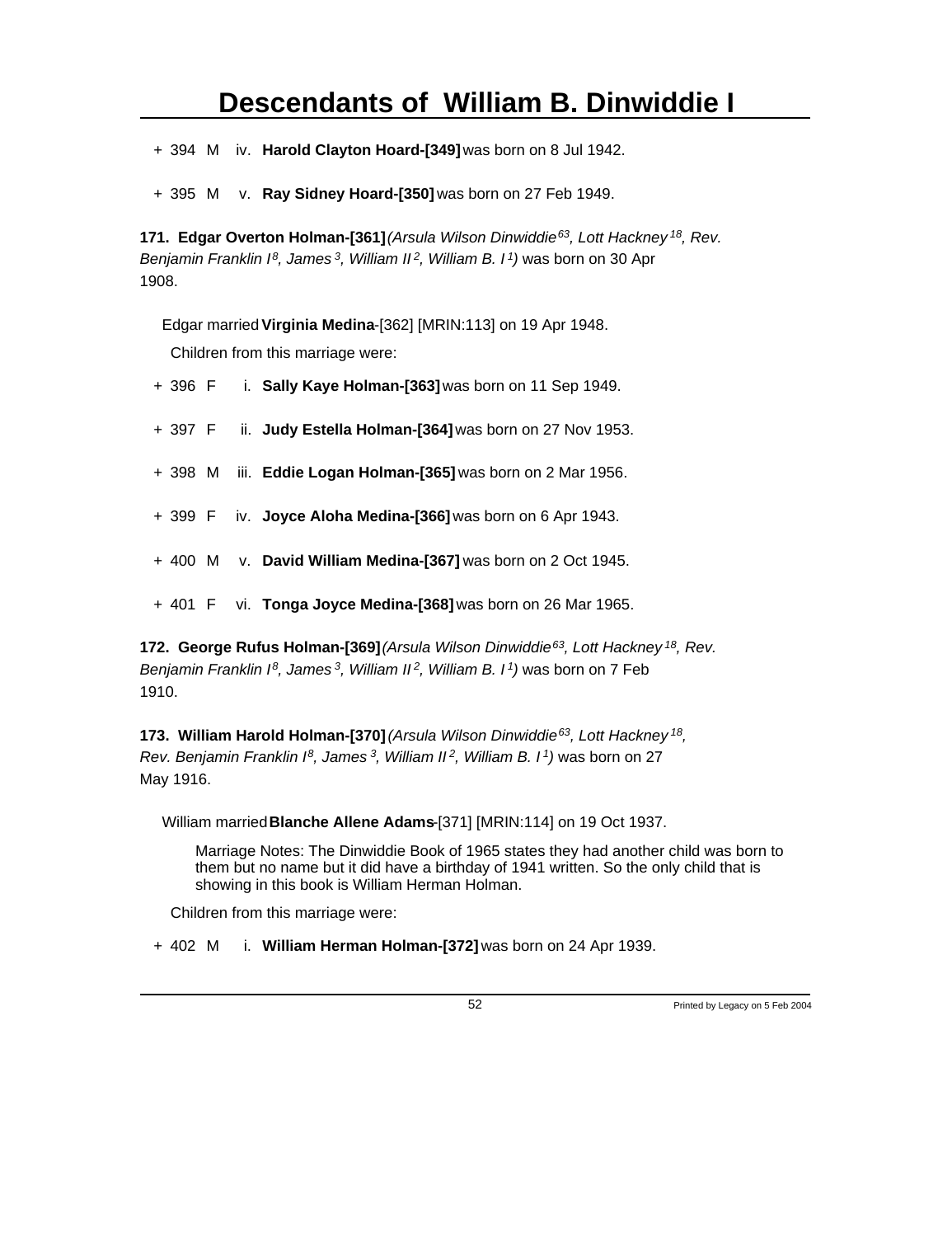# Descendants of William B. Dinwiddie I

\+ 394 M iv. **Harold Clayton Hoard-[349]** was born on 8 Jul 1942.

\+ 395 M v. **Ray Sidney Hoard-[350]** was born on 27 Feb 1949.

**171. Edgar Overton Holman-[361]** *(Arsula Wilson Dinwiddie[63], Lott Hackney[18], Rev. Benjamin Franklin I[8], James[3], William II[2], William B. I[1])* was born on 30 Apr 1908.

Edgar married **Virginia Medina**-[362] [MRIN:113] on 19 Apr 1948.

Children from this marriage were:

\+ 396 F i. **Sally Kaye Holman-[363]** was born on 11 Sep 1949.

\+ 397 F ii. **Judy Estella Holman-[364]** was born on 27 Nov 1953.

\+ 398 M iii. **Eddie Logan Holman-[365]** was born on 2 Mar 1956.

\+ 399 F iv. **Joyce Aloha Medina-[366]** was born on 6 Apr 1943.

\+ 400 M v. **David William Medina-[367]** was born on 2 Oct 1945.

\+ 401 F vi. **Tonga Joyce Medina-[368]** was born on 26 Mar 1965.

**172. George Rufus Holman-[369]** *(Arsula Wilson Dinwiddie[63], Lott Hackney[18], Rev. Benjamin Franklin I[8], James[3], William II[2], William B. I[1])* was born on 7 Feb 1910.

**173. William Harold Holman-[370]** *(Arsula Wilson Dinwiddie[63], Lott Hackney[18], Rev. Benjamin Franklin I[8], James[3], William II[2], William B. I[1])* was born on 27 May 1916.

William married **Blanche Allene Adams**-[371] [MRIN:114] on 19 Oct 1937.

Marriage Notes: The Dinwiddie Book of 1965 states they had another child was born to them but no name but it did have a birthday of 1941 written. So the only child that is showing in this book is William Herman Holman.

Children from this marriage were:

\+ 402 M i. **William Herman Holman-[372]** was born on 24 Apr 1939.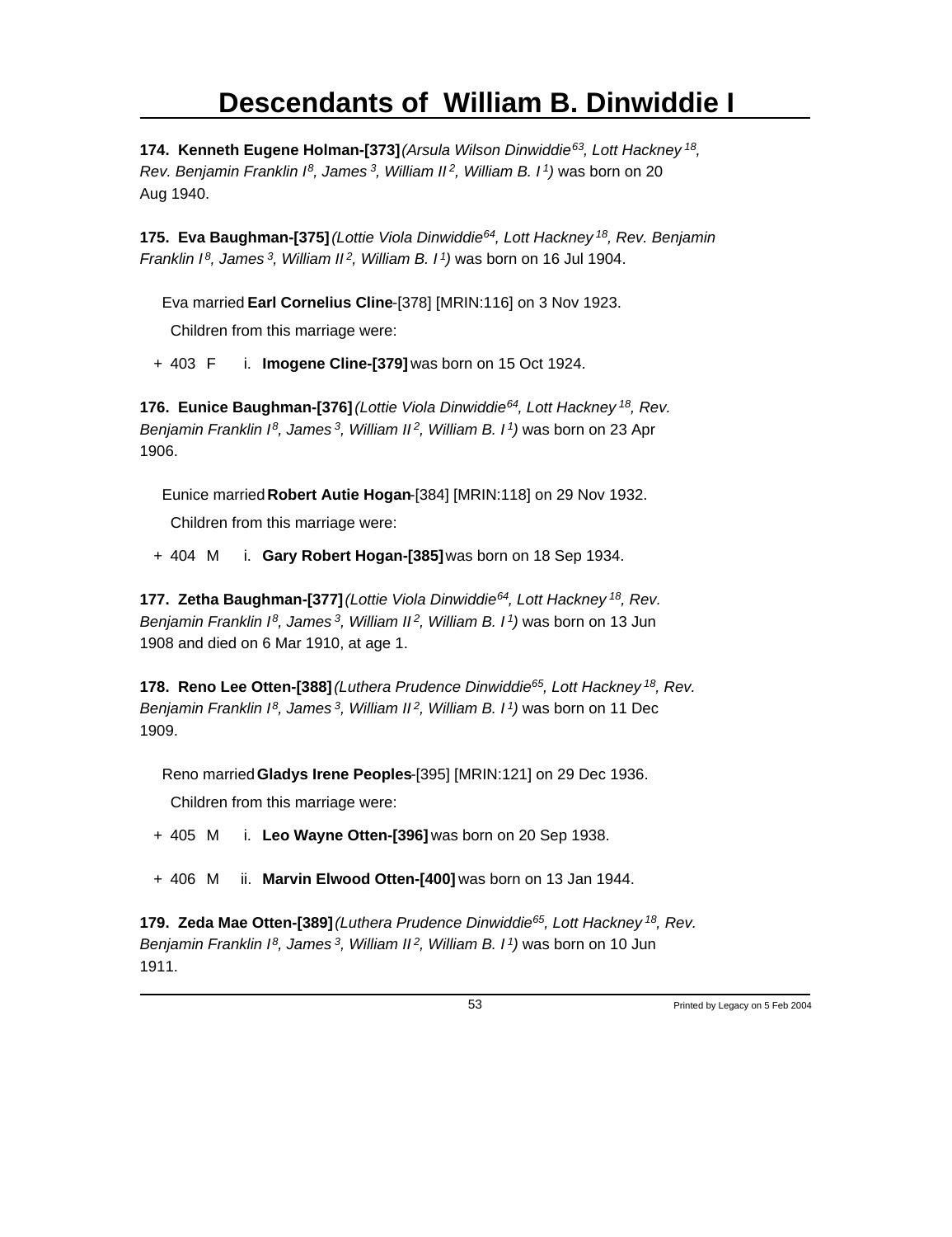**174. Kenneth Eugene Holman-[373]** *(Arsula Wilson Dinwiddie[63], Lott Hackney[18], Rev. Benjamin Franklin I[8], James[3], William II[2], William B. I[1])* was born on 20 Aug 1940.

**175. Eva Baughman-[375]** *(Lottie Viola Dinwiddie[64], Lott Hackney[18], Rev. Benjamin Franklin I[8], James[3], William II[2], William B. I[1])* was born on 16 Jul 1904.

Eva married **Earl Cornelius Cline**-[378] [MRIN:116] on 3 Nov 1923.

Children from this marriage were:

+ 403 F i. **Imogene Cline-[379]** was born on 15 Oct 1924.

**176. Eunice Baughman-[376]** *(Lottie Viola Dinwiddie[64], Lott Hackney[18], Rev. Benjamin Franklin I[8], James[3], William II[2], William B. I[1])* was born on 23 Apr 1906.

Eunice married **Robert Autie Hogan**-[384] [MRIN:118] on 29 Nov 1932.

Children from this marriage were:

+ 404 M i. **Gary Robert Hogan-[385]** was born on 18 Sep 1934.

**177. Zetha Baughman-[377]** *(Lottie Viola Dinwiddie[64], Lott Hackney[18], Rev. Benjamin Franklin I[8], James[3], William II[2], William B. I[1])* was born on 13 Jun 1908 and died on 6 Mar 1910, at age 1.

**178. Reno Lee Otten-[388]** *(Luthera Prudence Dinwiddie[65], Lott Hackney[18], Rev. Benjamin Franklin I[8], James[3], William II[2], William B. I[1])* was born on 11 Dec 1909.

Reno married **Gladys Irene Peoples**-[395] [MRIN:121] on 29 Dec 1936.

Children from this marriage were:

+ 405 M i. **Leo Wayne Otten-[396]** was born on 20 Sep 1938.

+ 406 M ii. **Marvin Elwood Otten-[400]** was born on 13 Jan 1944.

**179. Zeda Mae Otten-[389]** *(Luthera Prudence Dinwiddie[65], Lott Hackney[18], Rev. Benjamin Franklin I[8], James[3], William II[2], William B. I[1])* was born on 10 Jun 1911.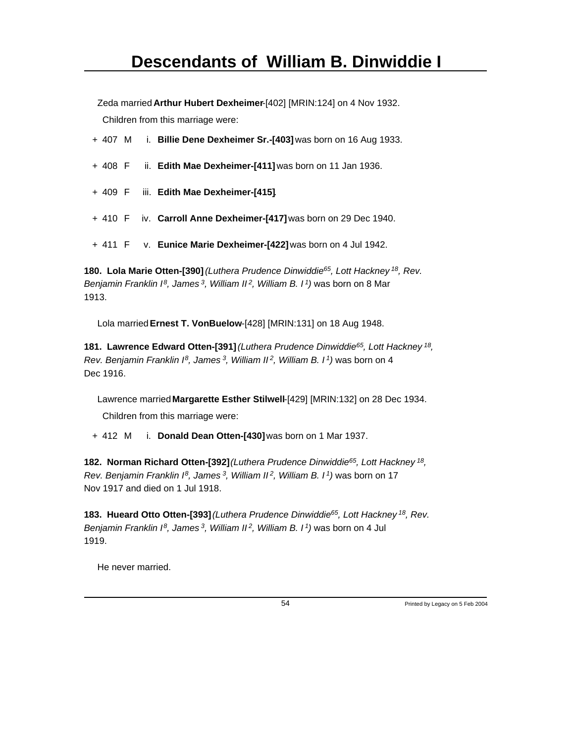Zeda married **Arthur Hubert Dexheimer**-[402] [MRIN:124] on 4 Nov 1932.

Children from this marriage were:

\+ 407 M i. **Billie Dene Dexheimer Sr.-[403]** was born on 16 Aug 1933.

\+ 408 F ii. **Edith Mae Dexheimer-[411]** was born on 11 Jan 1936.

\+ 409 F iii. **Edith Mae Dexheimer-[415]**.

\+ 410 F iv. **Carroll Anne Dexheimer-[417]** was born on 29 Dec 1940.

\+ 411 F v. **Eunice Marie Dexheimer-[422]** was born on 4 Jul 1942.

**180. Lola Marie Otten-[390]** *(Luthera Prudence Dinwiddie[65], Lott Hackney[18], Rev. Benjamin Franklin I[8], James[3], William II[2], William B. I[1])* was born on 8 Mar 1913.

Lola married **Ernest T. VonBuelow**-[428] [MRIN:131] on 18 Aug 1948.

**181. Lawrence Edward Otten-[391]** *(Luthera Prudence Dinwiddie[65], Lott Hackney[18], Rev. Benjamin Franklin I[8], James[3], William II[2], William B. I[1])* was born on 4 Dec 1916.

Lawrence married **Margarette Esther Stilwell**-[429] [MRIN:132] on 28 Dec 1934.

Children from this marriage were:

\+ 412 M i. **Donald Dean Otten-[430]** was born on 1 Mar 1937.

**182. Norman Richard Otten-[392]** *(Luthera Prudence Dinwiddie[65], Lott Hackney[18], Rev. Benjamin Franklin I[8], James[3], William II[2], William B. I[1])* was born on 17 Nov 1917 and died on 1 Jul 1918.

**183. Hueard Otto Otten-[393]** *(Luthera Prudence Dinwiddie[65], Lott Hackney[18], Rev. Benjamin Franklin I[8], James[3], William II[2], William B. I[1])* was born on 4 Jul 1919.

He never married.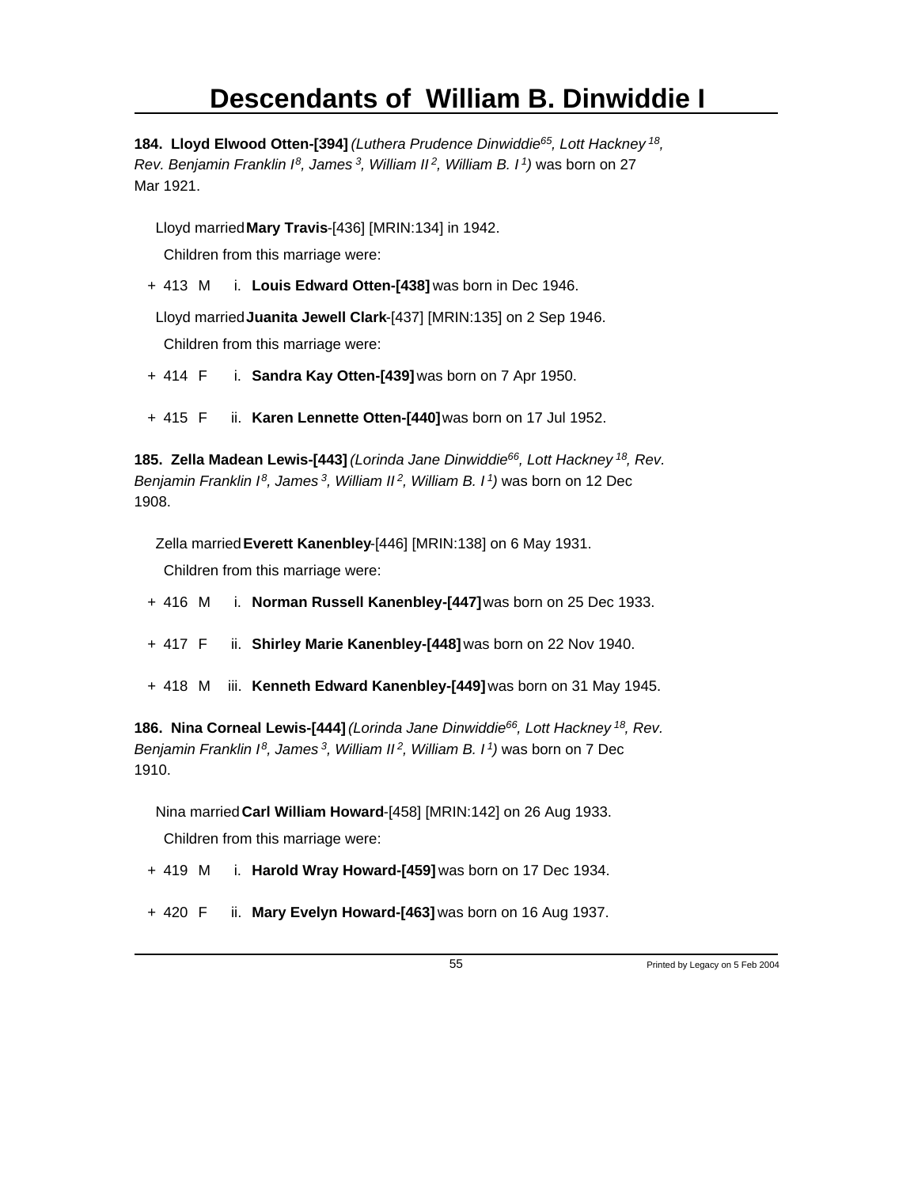# Descendants of William B. Dinwiddie I

**184. Lloyd Elwood Otten-[394]** *(Luthera Prudence Dinwiddie[65], Lott Hackney [18], Rev. Benjamin Franklin I[8], James [3], William II[2], William B. I[1])* was born on 27 Mar 1921.

Lloyd married **Mary Travis**-[436] [MRIN:134] in 1942.

Children from this marriage were:

+ 413 M i. **Louis Edward Otten-[438]** was born in Dec 1946.

Lloyd married **Juanita Jewell Clark**-[437] [MRIN:135] on 2 Sep 1946.

Children from this marriage were:

+ 414 F i. **Sandra Kay Otten-[439]** was born on 7 Apr 1950.

+ 415 F ii. **Karen Lennette Otten-[440]** was born on 17 Jul 1952.

**185. Zella Madean Lewis-[443]** *(Lorinda Jane Dinwiddie[66], Lott Hackney [18], Rev. Benjamin Franklin I[8], James [3], William II[2], William B. I[1])* was born on 12 Dec 1908.

Zella married **Everett Kanenbley**-[446] [MRIN:138] on 6 May 1931.

Children from this marriage were:

+ 416 M i. **Norman Russell Kanenbley-[447]** was born on 25 Dec 1933.

+ 417 F ii. **Shirley Marie Kanenbley-[448]** was born on 22 Nov 1940.

+ 418 M iii. **Kenneth Edward Kanenbley-[449]** was born on 31 May 1945.

**186. Nina Corneal Lewis-[444]** *(Lorinda Jane Dinwiddie[66], Lott Hackney [18], Rev. Benjamin Franklin I[8], James [3], William II[2], William B. I[1])* was born on 7 Dec 1910.

Nina married **Carl William Howard**-[458] [MRIN:142] on 26 Aug 1933.

Children from this marriage were:

+ 419 M i. **Harold Wray Howard-[459]** was born on 17 Dec 1934.

+ 420 F ii. **Mary Evelyn Howard-[463]** was born on 16 Aug 1937.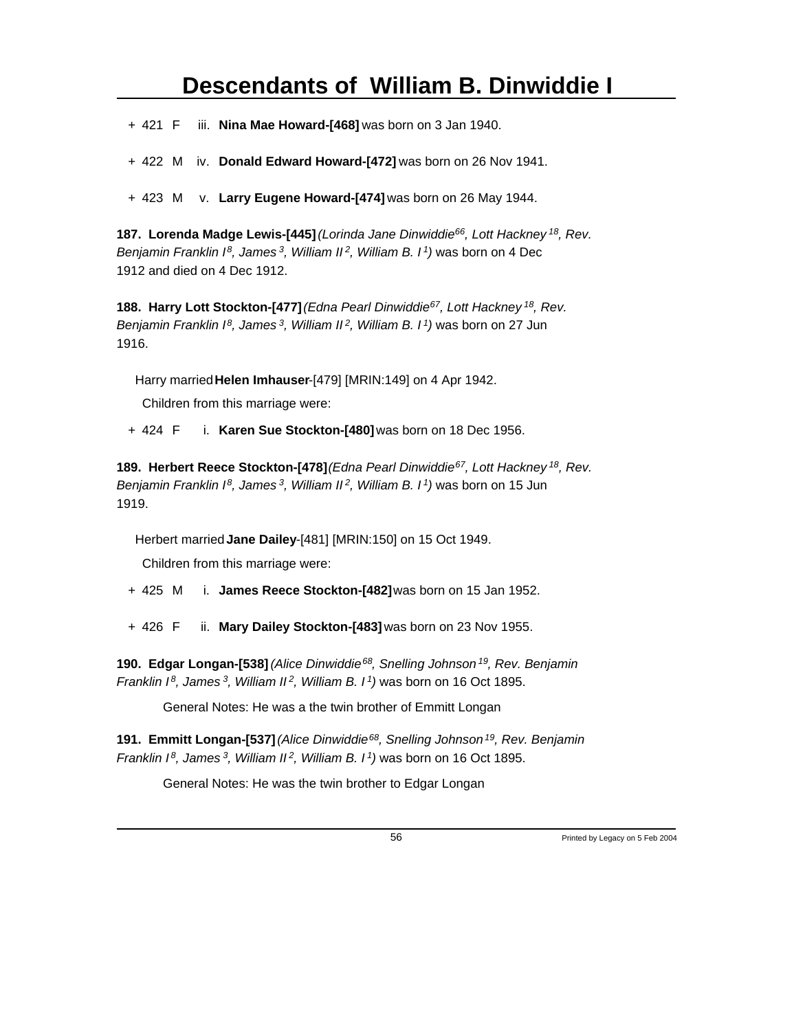+ 421 F iii. **Nina Mae Howard-[468]** was born on 3 Jan 1940.

+ 422 M iv. **Donald Edward Howard-[472]** was born on 26 Nov 1941.

+ 423 M v. **Larry Eugene Howard-[474]** was born on 26 May 1944.

**187. Lorenda Madge Lewis-[445]** *(Lorinda Jane Dinwiddie[66], Lott Hackney[18], Rev. Benjamin Franklin I[8], James[3], William II[2], William B. I[1])* was born on 4 Dec 1912 and died on 4 Dec 1912.

**188. Harry Lott Stockton-[477]** *(Edna Pearl Dinwiddie[67], Lott Hackney[18], Rev. Benjamin Franklin I[8], James[3], William II[2], William B. I[1])* was born on 27 Jun 1916.

Harry married **Helen Imhauser**-[479] [MRIN:149] on 4 Apr 1942.

Children from this marriage were:

+ 424 F i. **Karen Sue Stockton-[480]** was born on 18 Dec 1956.

**189. Herbert Reece Stockton-[478]** *(Edna Pearl Dinwiddie[67], Lott Hackney[18], Rev. Benjamin Franklin I[8], James[3], William II[2], William B. I[1])* was born on 15 Jun 1919.

Herbert married **Jane Dailey**-[481] [MRIN:150] on 15 Oct 1949.

Children from this marriage were:

+ 425 M i. **James Reece Stockton-[482]** was born on 15 Jan 1952.

+ 426 F ii. **Mary Dailey Stockton-[483]** was born on 23 Nov 1955.

**190. Edgar Longan-[538]** *(Alice Dinwiddie[68], Snelling Johnson[19], Rev. Benjamin Franklin I[8], James[3], William II[2], William B. I[1])* was born on 16 Oct 1895.

General Notes: He was a the twin brother of Emmitt Longan

**191. Emmitt Longan-[537]** *(Alice Dinwiddie[68], Snelling Johnson[19], Rev. Benjamin Franklin I[8], James[3], William II[2], William B. I[1])* was born on 16 Oct 1895.

General Notes: He was the twin brother to Edgar Longan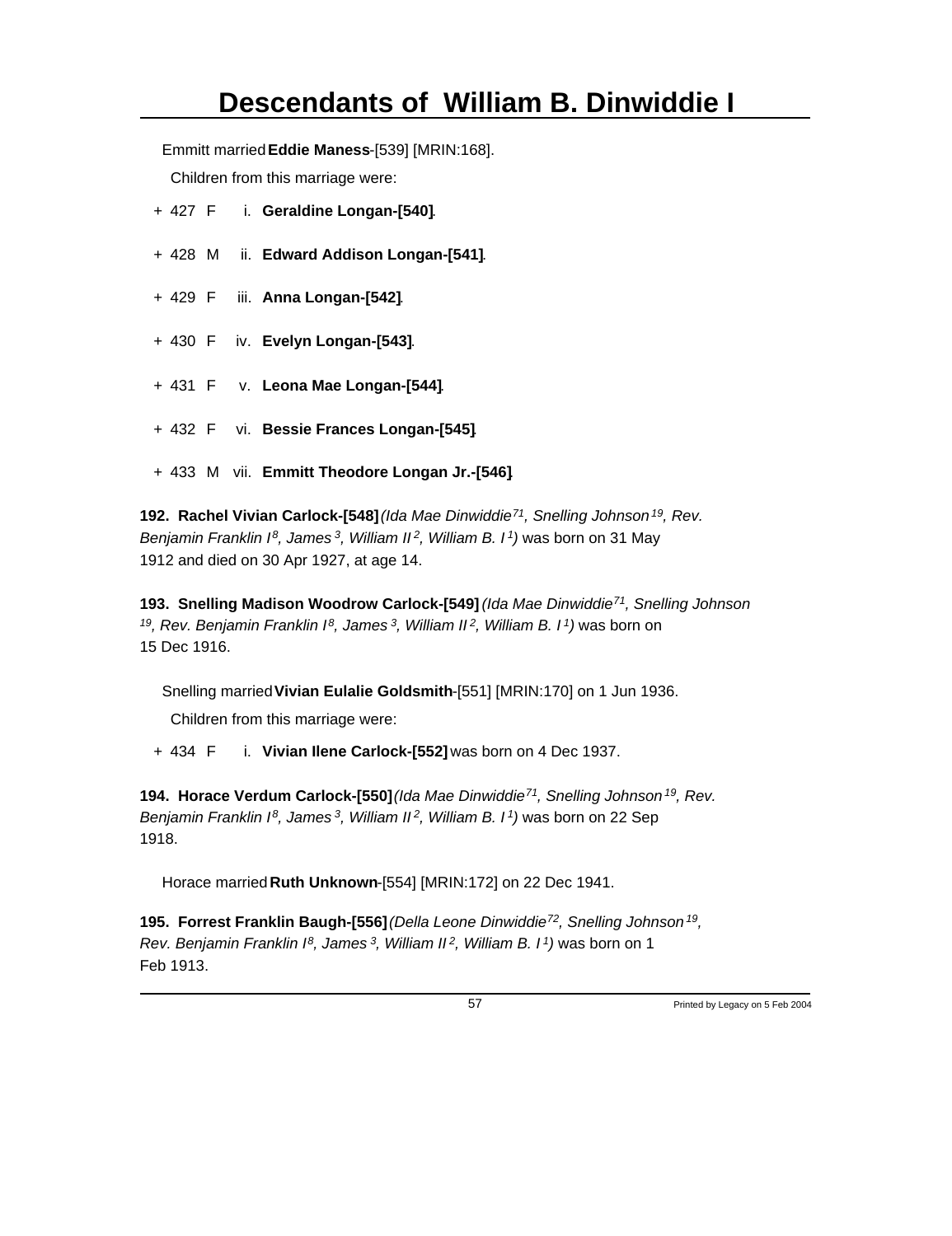Emmitt married **Eddie Maness**-[539] [MRIN:168].

Children from this marriage were:

+ 427 F i. **Geraldine Longan-[540]**.

+ 428 M ii. **Edward Addison Longan-[541]**.

+ 429 F iii. **Anna Longan-[542]**.

+ 430 F iv. **Evelyn Longan-[543]**.

+ 431 F v. **Leona Mae Longan-[544]**.

+ 432 F vi. **Bessie Frances Longan-[545]**.

+ 433 M vii. **Emmitt Theodore Longan Jr.-[546]**.

**192. Rachel Vivian Carlock-[548]** *(Ida Mae Dinwiddie[71], Snelling Johnson[19], Rev. Benjamin Franklin I[8], James[3], William II[2], William B. I[1])* was born on 31 May 1912 and died on 30 Apr 1927, at age 14.

**193. Snelling Madison Woodrow Carlock-[549]** *(Ida Mae Dinwiddie[71], Snelling Johnson[19], Rev. Benjamin Franklin I[8], James[3], William II[2], William B. I[1])* was born on 15 Dec 1916.

Snelling married **Vivian Eulalie Goldsmith**-[551] [MRIN:170] on 1 Jun 1936.

Children from this marriage were:

+ 434 F i. **Vivian Ilene Carlock-[552]** was born on 4 Dec 1937.

**194. Horace Verdum Carlock-[550]** *(Ida Mae Dinwiddie[71], Snelling Johnson[19], Rev. Benjamin Franklin I[8], James[3], William II[2], William B. I[1])* was born on 22 Sep 1918.

Horace married **Ruth Unknown**-[554] [MRIN:172] on 22 Dec 1941.

**195. Forrest Franklin Baugh-[556]** *(Della Leone Dinwiddie[72], Snelling Johnson[19], Rev. Benjamin Franklin I[8], James[3], William II[2], William B. I[1])* was born on 1 Feb 1913.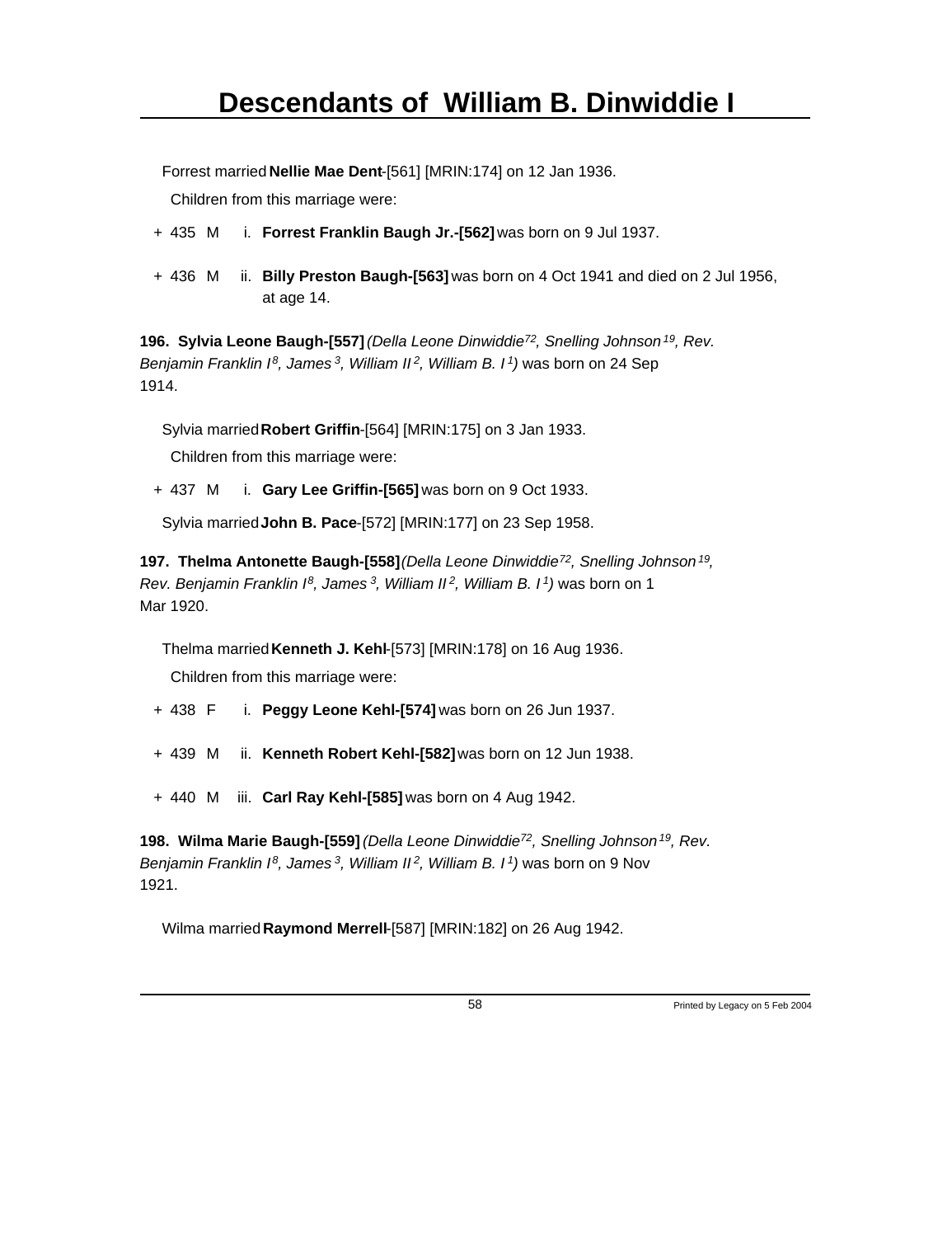Forrest married **Nellie Mae Dent**-[561] [MRIN:174] on 12 Jan 1936.

Children from this marriage were:

+ 435 M i. **Forrest Franklin Baugh Jr.-[562]** was born on 9 Jul 1937.

+ 436 M ii. **Billy Preston Baugh-[563]** was born on 4 Oct 1941 and died on 2 Jul 1956, at age 14.

**196. Sylvia Leone Baugh-[557]** *(Della Leone Dinwiddie[72], Snelling Johnson[19], Rev. Benjamin Franklin I[8], James[3], William II[2], William B. I[1])* was born on 24 Sep 1914.

Sylvia married **Robert Griffin**-[564] [MRIN:175] on 3 Jan 1933.

Children from this marriage were:

+ 437 M i. **Gary Lee Griffin-[565]** was born on 9 Oct 1933.

Sylvia married **John B. Pace**-[572] [MRIN:177] on 23 Sep 1958.

**197. Thelma Antonette Baugh-[558]** *(Della Leone Dinwiddie[72], Snelling Johnson[19], Rev. Benjamin Franklin I[8], James[3], William II[2], William B. I[1])* was born on 1 Mar 1920.

Thelma married **Kenneth J. Kehl**-[573] [MRIN:178] on 16 Aug 1936.

Children from this marriage were:

+ 438 F i. **Peggy Leone Kehl-[574]** was born on 26 Jun 1937.

+ 439 M ii. **Kenneth Robert Kehl-[582]** was born on 12 Jun 1938.

+ 440 M iii. **Carl Ray Kehl-[585]** was born on 4 Aug 1942.

**198. Wilma Marie Baugh-[559]** *(Della Leone Dinwiddie[72], Snelling Johnson[19], Rev. Benjamin Franklin I[8], James[3], William II[2], William B. I[1])* was born on 9 Nov 1921.

Wilma married **Raymond Merrell**-[587] [MRIN:182] on 26 Aug 1942.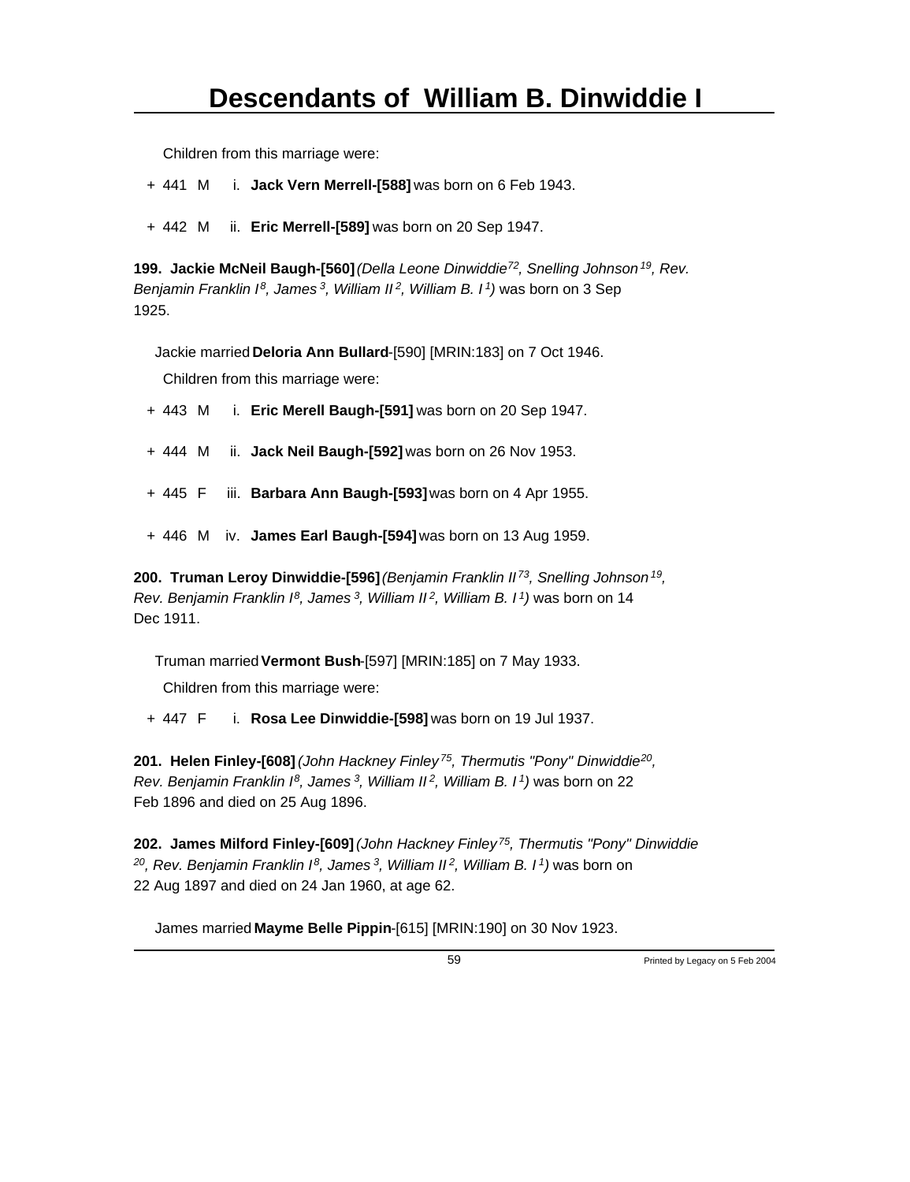Children from this marriage were:

+ 441 M i. **Jack Vern Merrell-[588]** was born on 6 Feb 1943.

+ 442 M ii. **Eric Merrell-[589]** was born on 20 Sep 1947.

**199. Jackie McNeil Baugh-[560]** *(Della Leone Dinwiddie[72], Snelling Johnson[19], Rev. Benjamin Franklin I[8], James[3], William II[2], William B. I[1])* was born on 3 Sep 1925.

Jackie married **Deloria Ann Bullard**-[590] [MRIN:183] on 7 Oct 1946.

Children from this marriage were:

+ 443 M i. **Eric Merell Baugh-[591]** was born on 20 Sep 1947.

+ 444 M ii. **Jack Neil Baugh-[592]** was born on 26 Nov 1953.

+ 445 F iii. **Barbara Ann Baugh-[593]** was born on 4 Apr 1955.

+ 446 M iv. **James Earl Baugh-[594]** was born on 13 Aug 1959.

**200. Truman Leroy Dinwiddie-[596]** *(Benjamin Franklin II[73], Snelling Johnson[19], Rev. Benjamin Franklin I[8], James[3], William II[2], William B. I[1])* was born on 14 Dec 1911.

Truman married **Vermont Bush**-[597] [MRIN:185] on 7 May 1933.

Children from this marriage were:

+ 447 F i. **Rosa Lee Dinwiddie-[598]** was born on 19 Jul 1937.

**201. Helen Finley-[608]** *(John Hackney Finley[75], Thermutis "Pony" Dinwiddie[20], Rev. Benjamin Franklin I[8], James[3], William II[2], William B. I[1])* was born on 22 Feb 1896 and died on 25 Aug 1896.

**202. James Milford Finley-[609]** *(John Hackney Finley[75], Thermutis "Pony" Dinwiddie[20], Rev. Benjamin Franklin I[8], James[3], William II[2], William B. I[1])* was born on 22 Aug 1897 and died on 24 Jan 1960, at age 62.

James married **Mayme Belle Pippin**-[615] [MRIN:190] on 30 Nov 1923.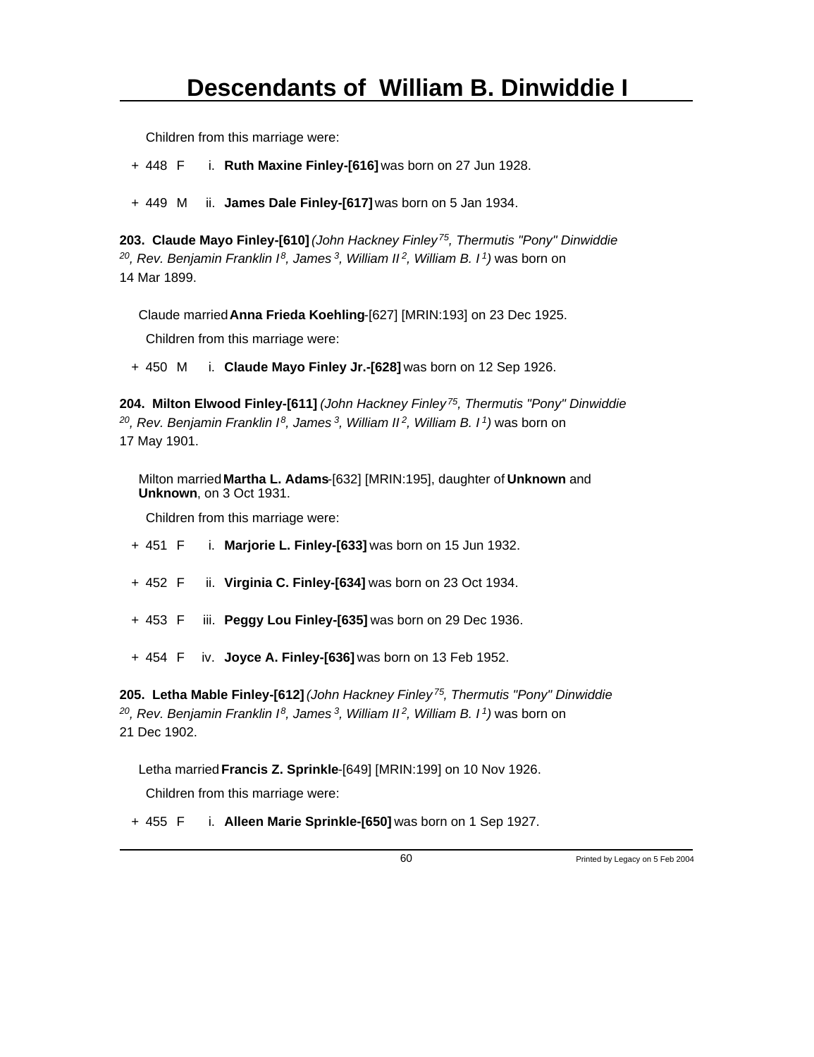Children from this marriage were:

+ 448 F i. **Ruth Maxine Finley-[616]** was born on 27 Jun 1928.

+ 449 M ii. **James Dale Finley-[617]** was born on 5 Jan 1934.

**203. Claude Mayo Finley-[610]** *(John Hackney Finley[75], Thermutis "Pony" Dinwiddie[20], Rev. Benjamin Franklin I[8], James[3], William II[2], William B. I[1])* was born on 14 Mar 1899.

Claude married **Anna Frieda Koehling**-[627] [MRIN:193] on 23 Dec 1925.

Children from this marriage were:

+ 450 M i. **Claude Mayo Finley Jr.-[628]** was born on 12 Sep 1926.

**204. Milton Elwood Finley-[611]** *(John Hackney Finley[75], Thermutis "Pony" Dinwiddie[20], Rev. Benjamin Franklin I[8], James[3], William II[2], William B. I[1])* was born on 17 May 1901.

Milton married **Martha L. Adams**-[632] [MRIN:195], daughter of **Unknown** and **Unknown**, on 3 Oct 1931.

Children from this marriage were:

+ 451 F i. **Marjorie L. Finley-[633]** was born on 15 Jun 1932.

+ 452 F ii. **Virginia C. Finley-[634]** was born on 23 Oct 1934.

+ 453 F iii. **Peggy Lou Finley-[635]** was born on 29 Dec 1936.

+ 454 F iv. **Joyce A. Finley-[636]** was born on 13 Feb 1952.

**205. Letha Mable Finley-[612]** *(John Hackney Finley[75], Thermutis "Pony" Dinwiddie[20], Rev. Benjamin Franklin I[8], James[3], William II[2], William B. I[1])* was born on 21 Dec 1902.

Letha married **Francis Z. Sprinkle**-[649] [MRIN:199] on 10 Nov 1926.

Children from this marriage were:

+ 455 F i. **Alleen Marie Sprinkle-[650]** was born on 1 Sep 1927.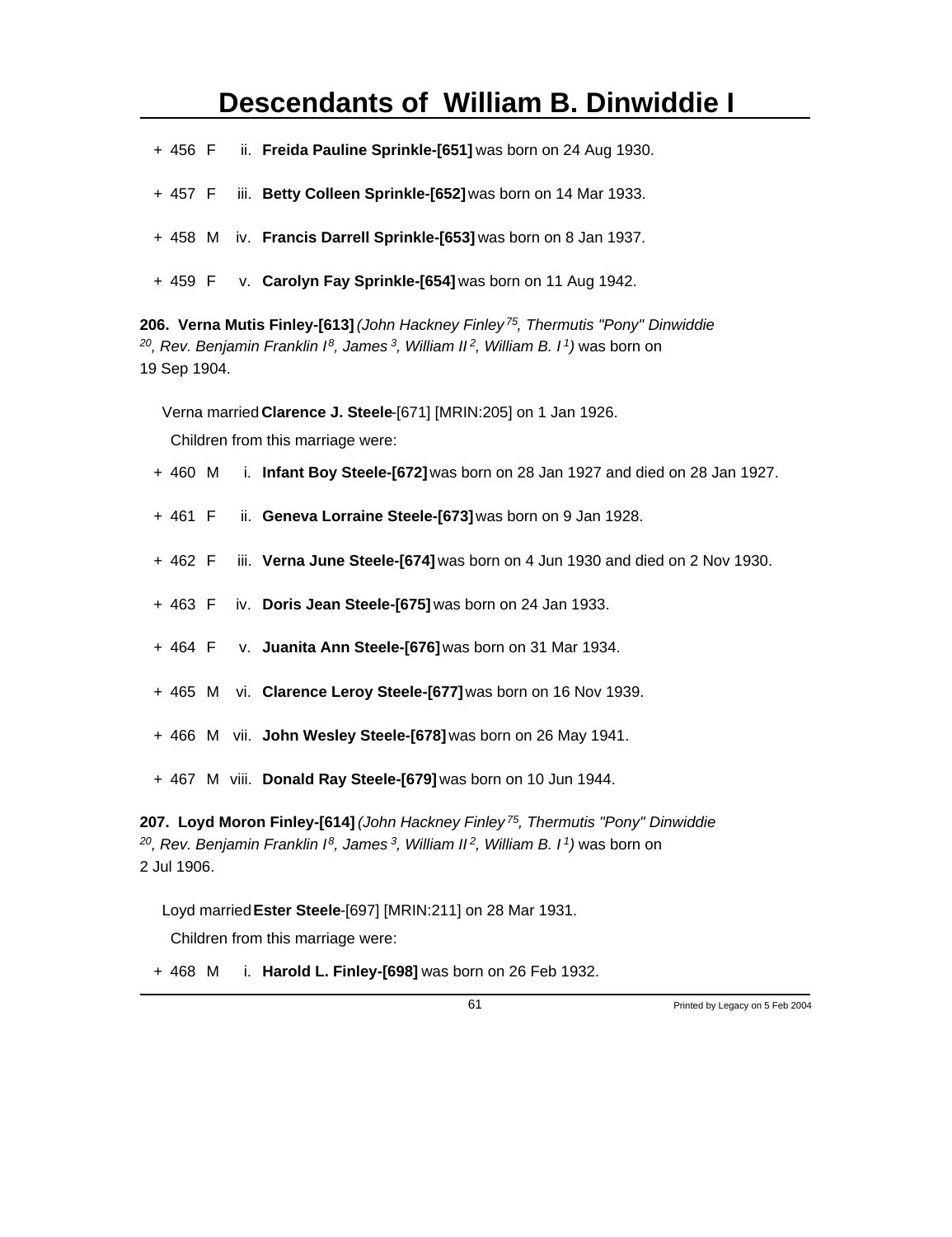+ 456 F ii. **Freida Pauline Sprinkle-[651]** was born on 24 Aug 1930.

+ 457 F iii. **Betty Colleen Sprinkle-[652]** was born on 14 Mar 1933.

+ 458 M iv. **Francis Darrell Sprinkle-[653]** was born on 8 Jan 1937.

+ 459 F v. **Carolyn Fay Sprinkle-[654]** was born on 11 Aug 1942.

**206. Verna Mutis Finley-[613]** *(John Hackney Finley[75], Thermutis "Pony" Dinwiddie[20], Rev. Benjamin Franklin I[8], James[3], William II[2], William B. I[1])* was born on 19 Sep 1904.

Verna married **Clarence J. Steele**-[671] [MRIN:205] on 1 Jan 1926.

Children from this marriage were:

+ 460 M i. **Infant Boy Steele-[672]** was born on 28 Jan 1927 and died on 28 Jan 1927.

+ 461 F ii. **Geneva Lorraine Steele-[673]** was born on 9 Jan 1928.

+ 462 F iii. **Verna June Steele-[674]** was born on 4 Jun 1930 and died on 2 Nov 1930.

+ 463 F iv. **Doris Jean Steele-[675]** was born on 24 Jan 1933.

+ 464 F v. **Juanita Ann Steele-[676]** was born on 31 Mar 1934.

+ 465 M vi. **Clarence Leroy Steele-[677]** was born on 16 Nov 1939.

+ 466 M vii. **John Wesley Steele-[678]** was born on 26 May 1941.

+ 467 M viii. **Donald Ray Steele-[679]** was born on 10 Jun 1944.

**207. Loyd Moron Finley-[614]** *(John Hackney Finley[75], Thermutis "Pony" Dinwiddie[20], Rev. Benjamin Franklin I[8], James[3], William II[2], William B. I[1])* was born on 2 Jul 1906.

Loyd married **Ester Steele**-[697] [MRIN:211] on 28 Mar 1931.

Children from this marriage were:

+ 468 M i. **Harold L. Finley-[698]** was born on 26 Feb 1932.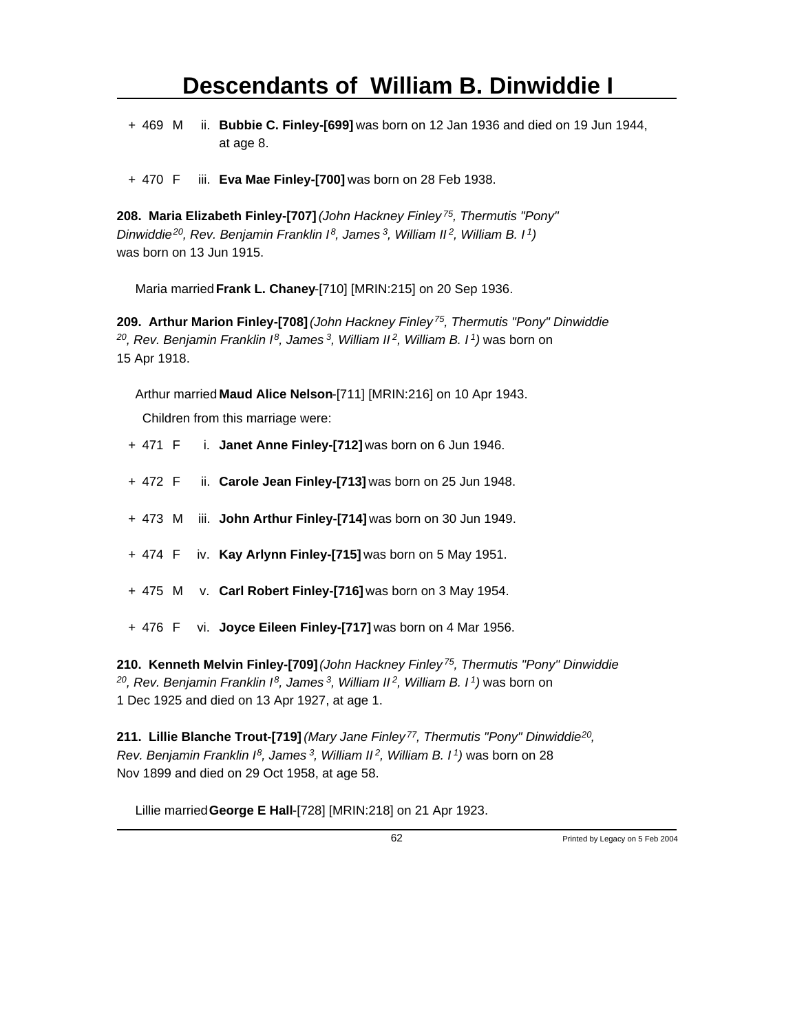+ 469 M ii. **Bubbie C. Finley-[699]** was born on 12 Jan 1936 and died on 19 Jun 1944, at age 8.

+ 470 F iii. **Eva Mae Finley-[700]** was born on 28 Feb 1938.

**208. Maria Elizabeth Finley-[707]** *(John Hackney Finley[75], Thermutis "Pony" Dinwiddie[20], Rev. Benjamin Franklin I[8], James[3], William II[2], William B. I[1])* was born on 13 Jun 1915.

Maria married **Frank L. Chaney**-[710] [MRIN:215] on 20 Sep 1936.

**209. Arthur Marion Finley-[708]** *(John Hackney Finley[75], Thermutis "Pony" Dinwiddie[20], Rev. Benjamin Franklin I[8], James[3], William II[2], William B. I[1])* was born on 15 Apr 1918.

Arthur married **Maud Alice Nelson**-[711] [MRIN:216] on 10 Apr 1943.

Children from this marriage were:

+ 471 F i. **Janet Anne Finley-[712]** was born on 6 Jun 1946.

+ 472 F ii. **Carole Jean Finley-[713]** was born on 25 Jun 1948.

+ 473 M iii. **John Arthur Finley-[714]** was born on 30 Jun 1949.

+ 474 F iv. **Kay Arlynn Finley-[715]** was born on 5 May 1951.

+ 475 M v. **Carl Robert Finley-[716]** was born on 3 May 1954.

+ 476 F vi. **Joyce Eileen Finley-[717]** was born on 4 Mar 1956.

**210. Kenneth Melvin Finley-[709]** *(John Hackney Finley[75], Thermutis "Pony" Dinwiddie[20], Rev. Benjamin Franklin I[8], James[3], William II[2], William B. I[1])* was born on 1 Dec 1925 and died on 13 Apr 1927, at age 1.

**211. Lillie Blanche Trout-[719]** *(Mary Jane Finley[77], Thermutis "Pony" Dinwiddie[20], Rev. Benjamin Franklin I[8], James[3], William II[2], William B. I[1])* was born on 28 Nov 1899 and died on 29 Oct 1958, at age 58.

Lillie married **George E Hall**-[728] [MRIN:218] on 21 Apr 1923.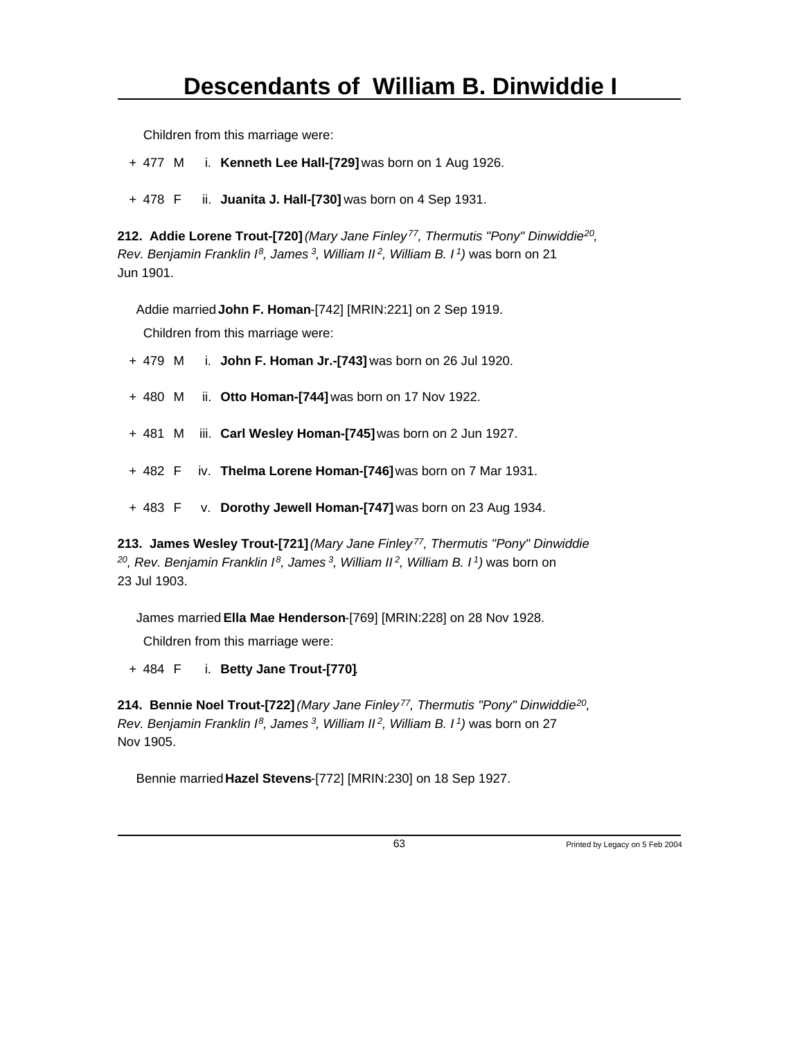Children from this marriage were:

+ 477 M i. **Kenneth Lee Hall-[729]** was born on 1 Aug 1926.

+ 478 F ii. **Juanita J. Hall-[730]** was born on 4 Sep 1931.

**212. Addie Lorene Trout-[720]** *(Mary Jane Finley[77], Thermutis "Pony" Dinwiddie[20], Rev. Benjamin Franklin I[8], James[3], William II[2], William B. I[1])* was born on 21 Jun 1901.

Addie married **John F. Homan**-[742] [MRIN:221] on 2 Sep 1919.

Children from this marriage were:

+ 479 M i. **John F. Homan Jr.-[743]** was born on 26 Jul 1920.

+ 480 M ii. **Otto Homan-[744]** was born on 17 Nov 1922.

+ 481 M iii. **Carl Wesley Homan-[745]** was born on 2 Jun 1927.

+ 482 F iv. **Thelma Lorene Homan-[746]** was born on 7 Mar 1931.

+ 483 F v. **Dorothy Jewell Homan-[747]** was born on 23 Aug 1934.

**213. James Wesley Trout-[721]** *(Mary Jane Finley[77], Thermutis "Pony" Dinwiddie[20], Rev. Benjamin Franklin I[8], James[3], William II[2], William B. I[1])* was born on 23 Jul 1903.

James married **Ella Mae Henderson**-[769] [MRIN:228] on 28 Nov 1928.

Children from this marriage were:

+ 484 F i. **Betty Jane Trout-[770]**.

**214. Bennie Noel Trout-[722]** *(Mary Jane Finley[77], Thermutis "Pony" Dinwiddie[20], Rev. Benjamin Franklin I[8], James[3], William II[2], William B. I[1])* was born on 27 Nov 1905.

Bennie married **Hazel Stevens**-[772] [MRIN:230] on 18 Sep 1927.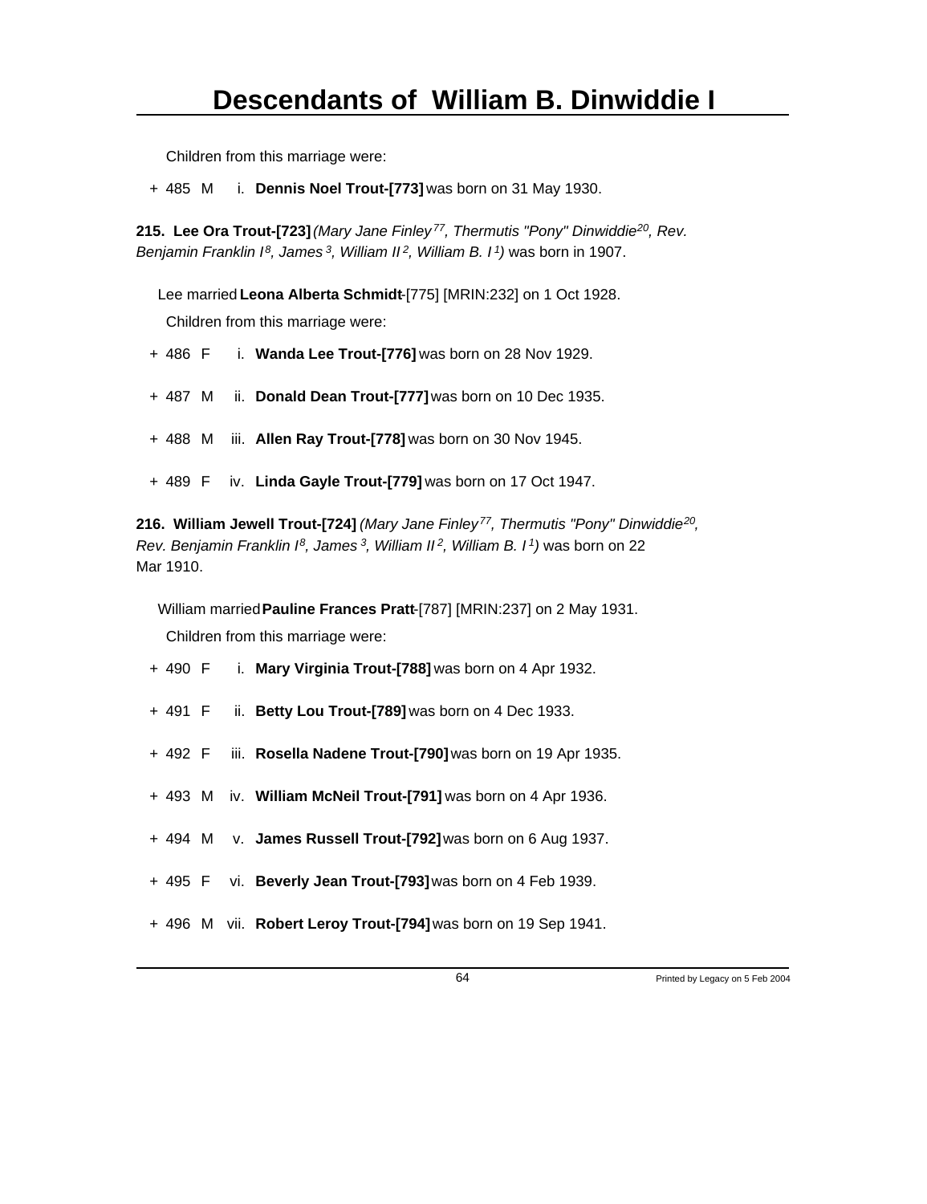Children from this marriage were:

+ 485 M i. **Dennis Noel Trout-[773]** was born on 31 May 1930.

**215. Lee Ora Trout-[723]** *(Mary Jane Finley[77], Thermutis "Pony" Dinwiddie[20], Rev. Benjamin Franklin I[8], James[3], William II[2], William B. I[1])* was born in 1907.

Lee married **Leona Alberta Schmidt**-[775] [MRIN:232] on 1 Oct 1928.

Children from this marriage were:

+ 486 F i. **Wanda Lee Trout-[776]** was born on 28 Nov 1929.

+ 487 M ii. **Donald Dean Trout-[777]** was born on 10 Dec 1935.

+ 488 M iii. **Allen Ray Trout-[778]** was born on 30 Nov 1945.

+ 489 F iv. **Linda Gayle Trout-[779]** was born on 17 Oct 1947.

**216. William Jewell Trout-[724]** *(Mary Jane Finley[77], Thermutis "Pony" Dinwiddie[20], Rev. Benjamin Franklin I[8], James[3], William II[2], William B. I[1])* was born on 22 Mar 1910.

William married **Pauline Frances Pratt**-[787] [MRIN:237] on 2 May 1931.

Children from this marriage were:

+ 490 F i. **Mary Virginia Trout-[788]** was born on 4 Apr 1932.

+ 491 F ii. **Betty Lou Trout-[789]** was born on 4 Dec 1933.

+ 492 F iii. **Rosella Nadene Trout-[790]** was born on 19 Apr 1935.

+ 493 M iv. **William McNeil Trout-[791]** was born on 4 Apr 1936.

+ 494 M v. **James Russell Trout-[792]** was born on 6 Aug 1937.

+ 495 F vi. **Beverly Jean Trout-[793]** was born on 4 Feb 1939.

+ 496 M vii. **Robert Leroy Trout-[794]** was born on 19 Sep 1941.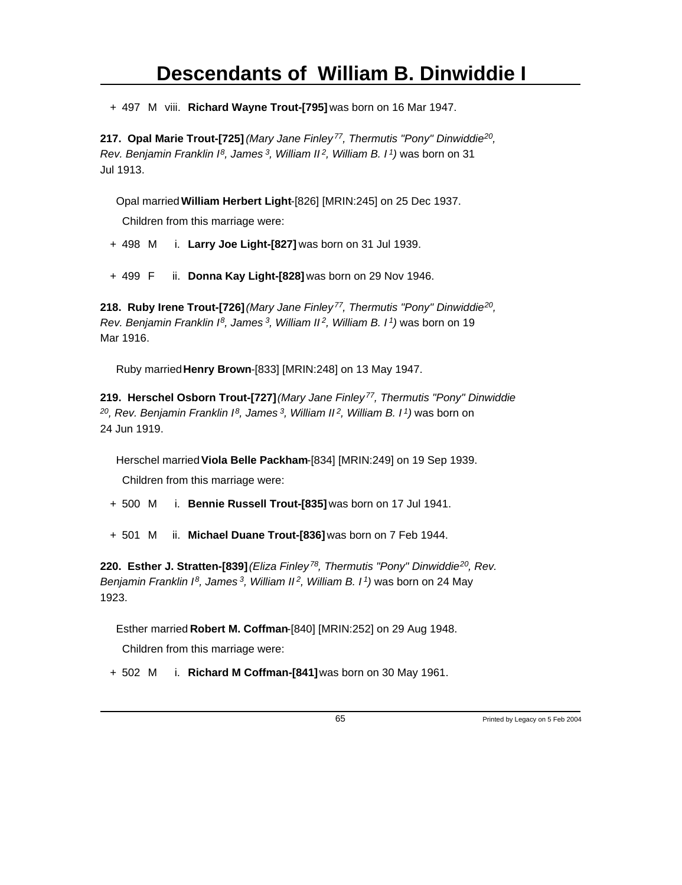+ 497 M viii. **Richard Wayne Trout-[795]** was born on 16 Mar 1947.

**217. Opal Marie Trout-[725]** *(Mary Jane Finley[77], Thermutis "Pony" Dinwiddie[20], Rev. Benjamin Franklin I[8], James[3], William II[2], William B. I[1])* was born on 31 Jul 1913.

Opal married **William Herbert Light**-[826] [MRIN:245] on 25 Dec 1937.

Children from this marriage were:

+ 498 M i. **Larry Joe Light-[827]** was born on 31 Jul 1939.

+ 499 F ii. **Donna Kay Light-[828]** was born on 29 Nov 1946.

**218. Ruby Irene Trout-[726]** *(Mary Jane Finley[77], Thermutis "Pony" Dinwiddie[20], Rev. Benjamin Franklin I[8], James[3], William II[2], William B. I[1])* was born on 19 Mar 1916.

Ruby married **Henry Brown**-[833] [MRIN:248] on 13 May 1947.

**219. Herschel Osborn Trout-[727]** *(Mary Jane Finley[77], Thermutis "Pony" Dinwiddie[20], Rev. Benjamin Franklin I[8], James[3], William II[2], William B. I[1])* was born on 24 Jun 1919.

Herschel married **Viola Belle Packham**-[834] [MRIN:249] on 19 Sep 1939.

Children from this marriage were:

+ 500 M i. **Bennie Russell Trout-[835]** was born on 17 Jul 1941.

+ 501 M ii. **Michael Duane Trout-[836]** was born on 7 Feb 1944.

**220. Esther J. Stratten-[839]** *(Eliza Finley[78], Thermutis "Pony" Dinwiddie[20], Rev. Benjamin Franklin I[8], James[3], William II[2], William B. I[1])* was born on 24 May 1923.

Esther married **Robert M. Coffman**-[840] [MRIN:252] on 29 Aug 1948.

Children from this marriage were:

+ 502 M i. **Richard M Coffman-[841]** was born on 30 May 1961.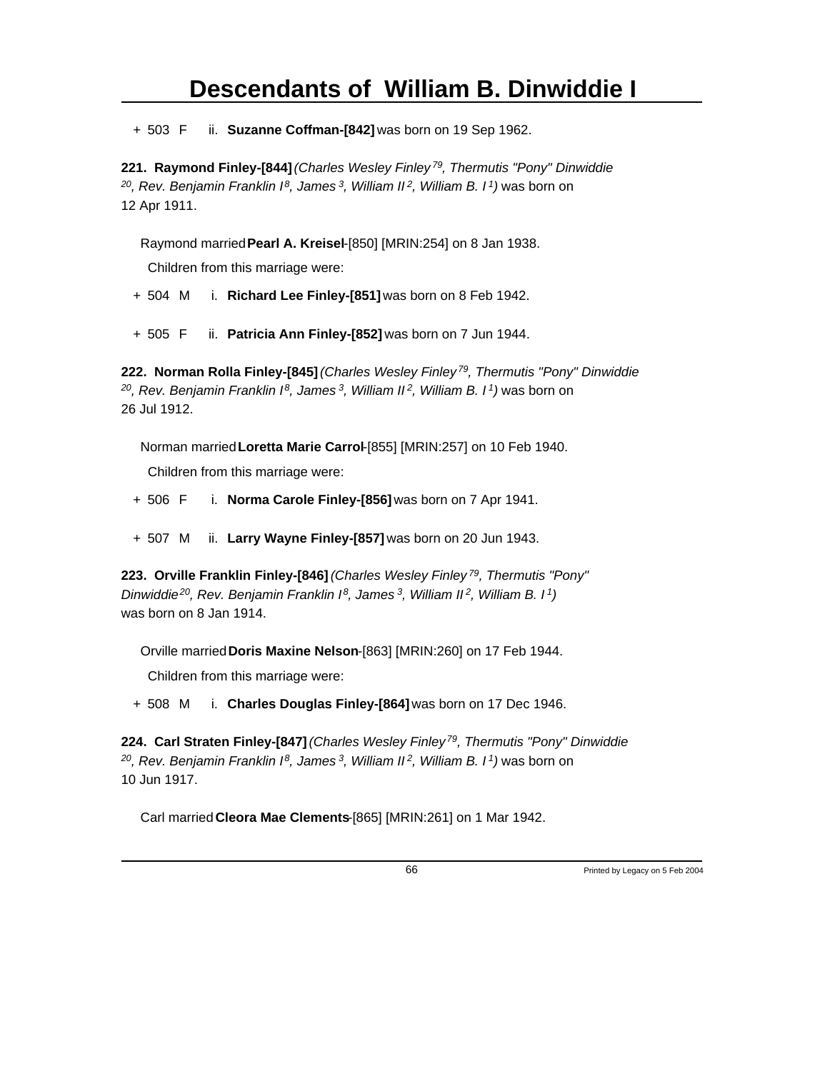+ 503 F ii. **Suzanne Coffman-[842]** was born on 19 Sep 1962.

**221. Raymond Finley-[844]** *(Charles Wesley Finley[79], Thermutis "Pony" Dinwiddie[20], Rev. Benjamin Franklin I[8], James[3], William II[2], William B. I[1])* was born on 12 Apr 1911.

Raymond married **Pearl A. Kreisel**-[850] [MRIN:254] on 8 Jan 1938.

Children from this marriage were:

+ 504 M i. **Richard Lee Finley-[851]** was born on 8 Feb 1942.

+ 505 F ii. **Patricia Ann Finley-[852]** was born on 7 Jun 1944.

**222. Norman Rolla Finley-[845]** *(Charles Wesley Finley[79], Thermutis "Pony" Dinwiddie[20], Rev. Benjamin Franklin I[8], James[3], William II[2], William B. I[1])* was born on 26 Jul 1912.

Norman married **Loretta Marie Carrol**-[855] [MRIN:257] on 10 Feb 1940.

Children from this marriage were:

+ 506 F i. **Norma Carole Finley-[856]** was born on 7 Apr 1941.

+ 507 M ii. **Larry Wayne Finley-[857]** was born on 20 Jun 1943.

**223. Orville Franklin Finley-[846]** *(Charles Wesley Finley[79], Thermutis "Pony" Dinwiddie[20], Rev. Benjamin Franklin I[8], James[3], William II[2], William B. I[1])* was born on 8 Jan 1914.

Orville married **Doris Maxine Nelson**-[863] [MRIN:260] on 17 Feb 1944.

Children from this marriage were:

+ 508 M i. **Charles Douglas Finley-[864]** was born on 17 Dec 1946.

**224. Carl Straten Finley-[847]** *(Charles Wesley Finley[79], Thermutis "Pony" Dinwiddie[20], Rev. Benjamin Franklin I[8], James[3], William II[2], William B. I[1])* was born on 10 Jun 1917.

Carl married **Cleora Mae Clements**-[865] [MRIN:261] on 1 Mar 1942.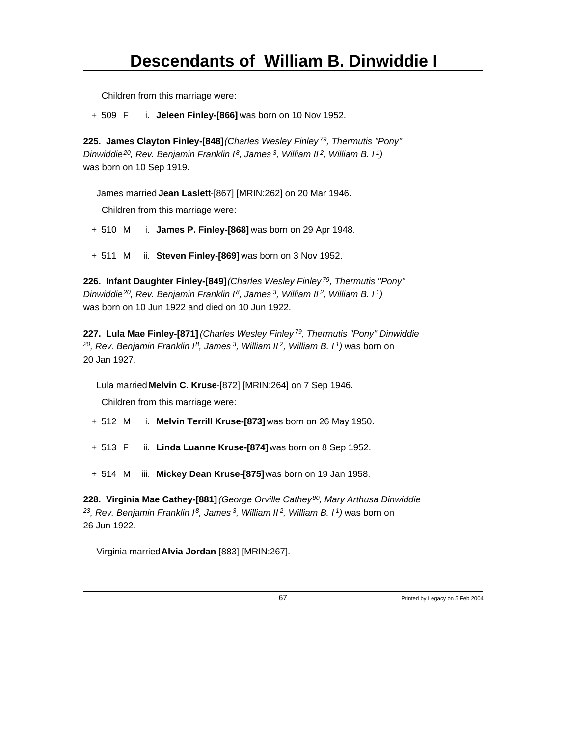Children from this marriage were:

+ 509 F i. **Jeleen Finley-[866]** was born on 10 Nov 1952.

**225. James Clayton Finley-[848]** *(Charles Wesley Finley[79], Thermutis "Pony" Dinwiddie[20], Rev. Benjamin Franklin I[8], James[3], William II[2], William B. I[1])* was born on 10 Sep 1919.

James married **Jean Laslett**-[867] [MRIN:262] on 20 Mar 1946.

Children from this marriage were:

+ 510 M i. **James P. Finley-[868]** was born on 29 Apr 1948.

+ 511 M ii. **Steven Finley-[869]** was born on 3 Nov 1952.

**226. Infant Daughter Finley-[849]** *(Charles Wesley Finley[79], Thermutis "Pony" Dinwiddie[20], Rev. Benjamin Franklin I[8], James[3], William II[2], William B. I[1])* was born on 10 Jun 1922 and died on 10 Jun 1922.

**227. Lula Mae Finley-[871]** *(Charles Wesley Finley[79], Thermutis "Pony" Dinwiddie[20], Rev. Benjamin Franklin I[8], James[3], William II[2], William B. I[1])* was born on 20 Jan 1927.

Lula married **Melvin C. Kruse**-[872] [MRIN:264] on 7 Sep 1946.

Children from this marriage were:

+ 512 M i. **Melvin Terrill Kruse-[873]** was born on 26 May 1950.

+ 513 F ii. **Linda Luanne Kruse-[874]** was born on 8 Sep 1952.

+ 514 M iii. **Mickey Dean Kruse-[875]** was born on 19 Jan 1958.

**228. Virginia Mae Cathey-[881]** *(George Orville Cathey[80], Mary Arthusa Dinwiddie[23], Rev. Benjamin Franklin I[8], James[3], William II[2], William B. I[1])* was born on 26 Jun 1922.

Virginia married **Alvia Jordan**-[883] [MRIN:267].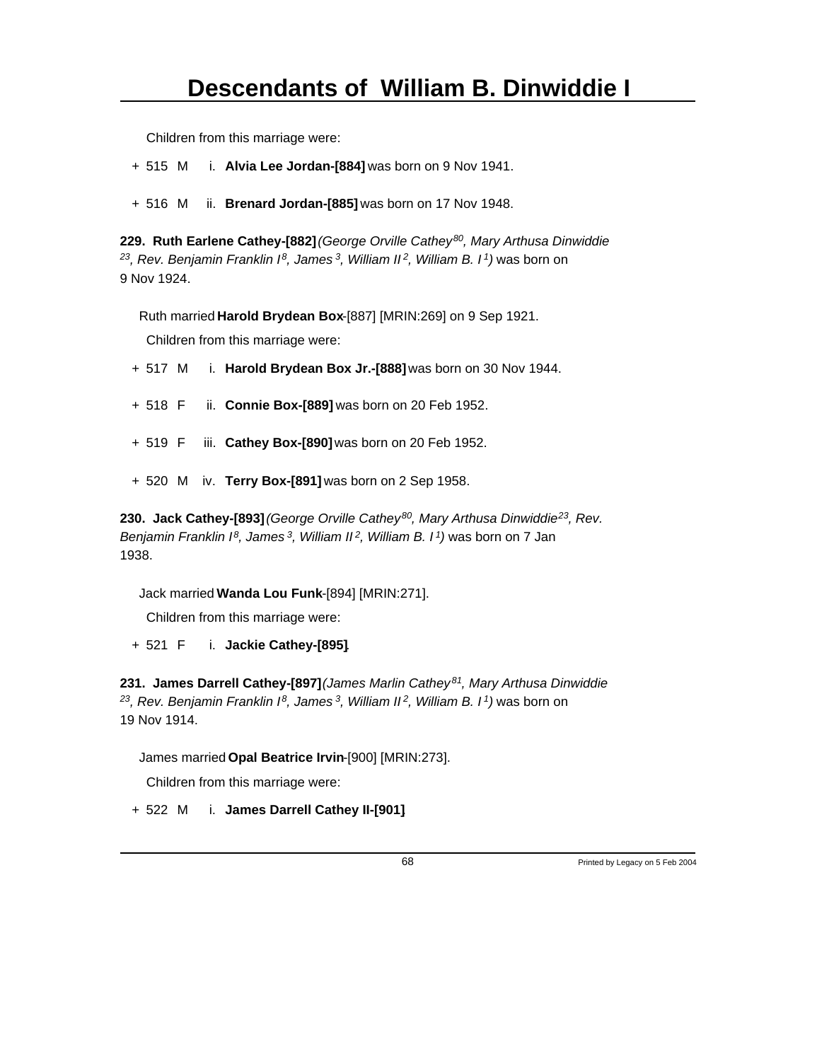Children from this marriage were:

+ 515 M i. **Alvia Lee Jordan-[884]** was born on 9 Nov 1941.

+ 516 M ii. **Brenard Jordan-[885]** was born on 17 Nov 1948.

**229. Ruth Earlene Cathey-[882]** *(George Orville Cathey[80], Mary Arthusa Dinwiddie[23], Rev. Benjamin Franklin I[8], James[3], William II[2], William B. I[1])* was born on 9 Nov 1924.

Ruth married **Harold Brydean Box**-[887] [MRIN:269] on 9 Sep 1921.

Children from this marriage were:

+ 517 M i. **Harold Brydean Box Jr.-[888]** was born on 30 Nov 1944.

+ 518 F ii. **Connie Box-[889]** was born on 20 Feb 1952.

+ 519 F iii. **Cathey Box-[890]** was born on 20 Feb 1952.

+ 520 M iv. **Terry Box-[891]** was born on 2 Sep 1958.

**230. Jack Cathey-[893]** *(George Orville Cathey[80], Mary Arthusa Dinwiddie[23], Rev. Benjamin Franklin I[8], James[3], William II[2], William B. I[1])* was born on 7 Jan 1938.

Jack married **Wanda Lou Funk**-[894] [MRIN:271].

Children from this marriage were:

+ 521 F i. **Jackie Cathey-[895]**.

**231. James Darrell Cathey-[897]** *(James Marlin Cathey[81], Mary Arthusa Dinwiddie[23], Rev. Benjamin Franklin I[8], James[3], William II[2], William B. I[1])* was born on 19 Nov 1914.

James married **Opal Beatrice Irvin**-[900] [MRIN:273].

Children from this marriage were:

+ 522 M i. **James Darrell Cathey II-[901]**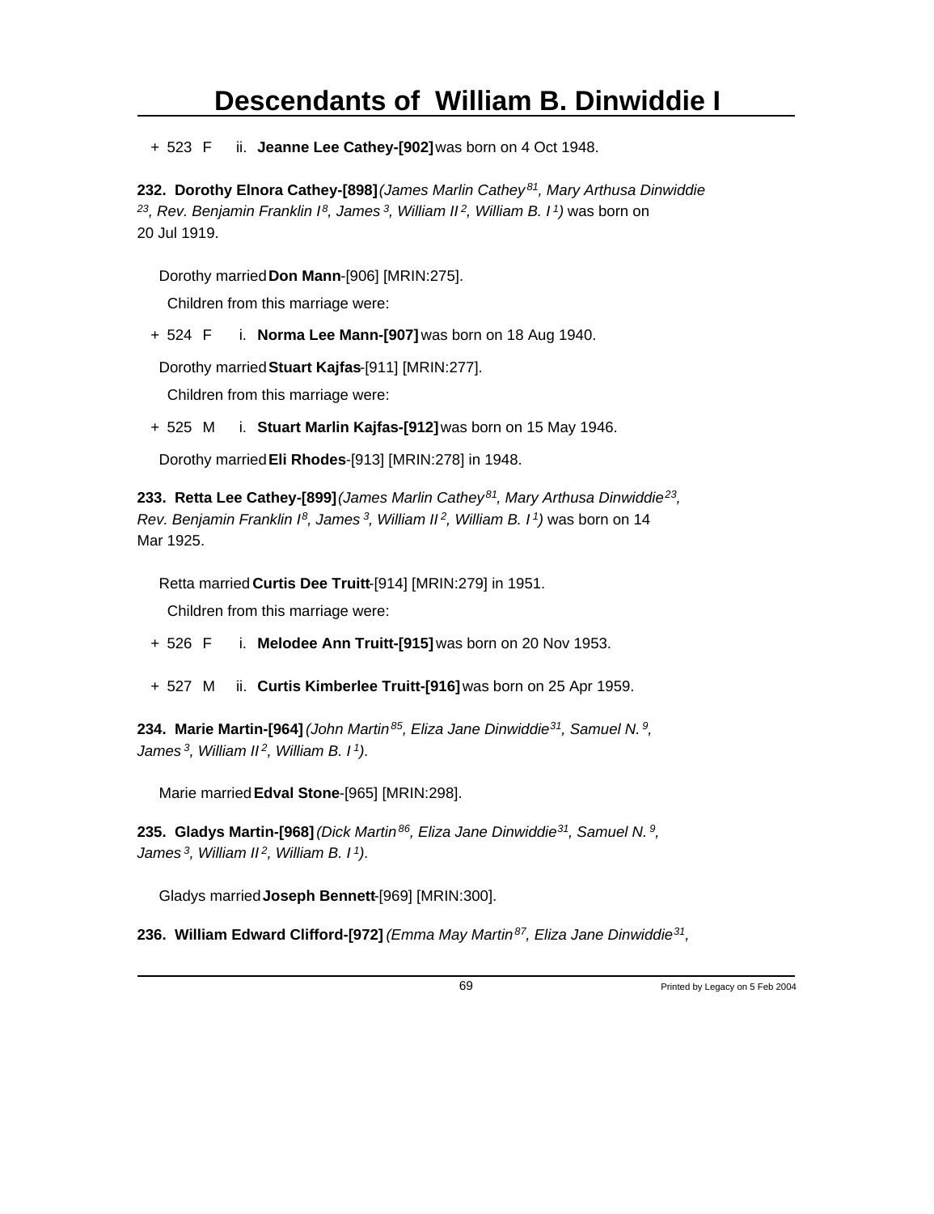+ 523 F ii. **Jeanne Lee Cathey-[902]** was born on 4 Oct 1948.

**232. Dorothy Elnora Cathey-[898]** *(James Marlin Cathey[81], Mary Arthusa Dinwiddie[23], Rev. Benjamin Franklin I[8], James[3], William II[2], William B. I[1])* was born on 20 Jul 1919.

Dorothy married **Don Mann**-[906] [MRIN:275].

Children from this marriage were:

+ 524 F i. **Norma Lee Mann-[907]** was born on 18 Aug 1940.

Dorothy married **Stuart Kajfas**-[911] [MRIN:277].

Children from this marriage were:

+ 525 M i. **Stuart Marlin Kajfas-[912]** was born on 15 May 1946.

Dorothy married **Eli Rhodes**-[913] [MRIN:278] in 1948.

**233. Retta Lee Cathey-[899]** *(James Marlin Cathey[81], Mary Arthusa Dinwiddie[23], Rev. Benjamin Franklin I[8], James[3], William II[2], William B. I[1])* was born on 14 Mar 1925.

Retta married **Curtis Dee Truitt**-[914] [MRIN:279] in 1951.

Children from this marriage were:

+ 526 F i. **Melodee Ann Truitt-[915]** was born on 20 Nov 1953.

+ 527 M ii. **Curtis Kimberlee Truitt-[916]** was born on 25 Apr 1959.

**234. Marie Martin-[964]** *(John Martin[85], Eliza Jane Dinwiddie[31], Samuel N.[9], James[3], William II[2], William B. I[1])*.

Marie married **Edval Stone**-[965] [MRIN:298].

**235. Gladys Martin-[968]** *(Dick Martin[86], Eliza Jane Dinwiddie[31], Samuel N.[9], James[3], William II[2], William B. I[1])*.

Gladys married **Joseph Bennett**-[969] [MRIN:300].

**236. William Edward Clifford-[972]** *(Emma May Martin[87], Eliza Jane Dinwiddie[31],*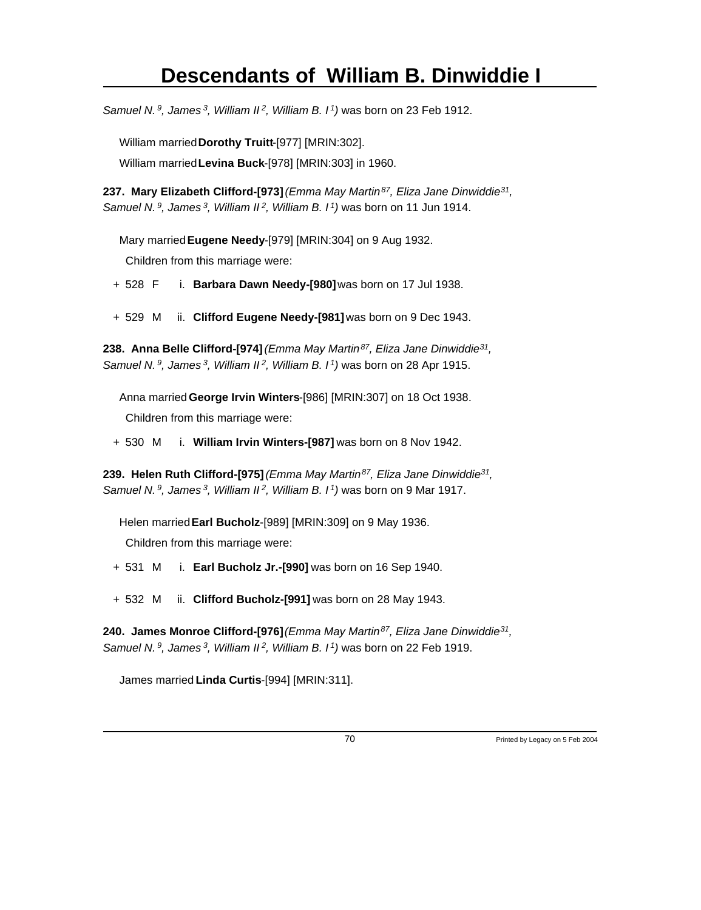*Samuel N.[9], James[3], William II[2], William B. I[1])* was born on 23 Feb 1912.

William married **Dorothy Truitt**-[977] [MRIN:302].

William married **Levina Buck**-[978] [MRIN:303] in 1960.

**237. Mary Elizabeth Clifford-[973]** *(Emma May Martin[87], Eliza Jane Dinwiddie[31], Samuel N.[9], James[3], William II[2], William B. I[1])* was born on 11 Jun 1914.

Mary married **Eugene Needy**-[979] [MRIN:304] on 9 Aug 1932.

Children from this marriage were:

+ 528 F i. **Barbara Dawn Needy-[980]** was born on 17 Jul 1938.

+ 529 M ii. **Clifford Eugene Needy-[981]** was born on 9 Dec 1943.

**238. Anna Belle Clifford-[974]** *(Emma May Martin[87], Eliza Jane Dinwiddie[31], Samuel N.[9], James[3], William II[2], William B. I[1])* was born on 28 Apr 1915.

Anna married **George Irvin Winters**-[986] [MRIN:307] on 18 Oct 1938.

Children from this marriage were:

+ 530 M i. **William Irvin Winters-[987]** was born on 8 Nov 1942.

**239. Helen Ruth Clifford-[975]** *(Emma May Martin[87], Eliza Jane Dinwiddie[31], Samuel N.[9], James[3], William II[2], William B. I[1])* was born on 9 Mar 1917.

Helen married **Earl Bucholz**-[989] [MRIN:309] on 9 May 1936.

Children from this marriage were:

+ 531 M i. **Earl Bucholz Jr.-[990]** was born on 16 Sep 1940.

+ 532 M ii. **Clifford Bucholz-[991]** was born on 28 May 1943.

**240. James Monroe Clifford-[976]** *(Emma May Martin[87], Eliza Jane Dinwiddie[31], Samuel N.[9], James[3], William II[2], William B. I[1])* was born on 22 Feb 1919.

James married **Linda Curtis**-[994] [MRIN:311].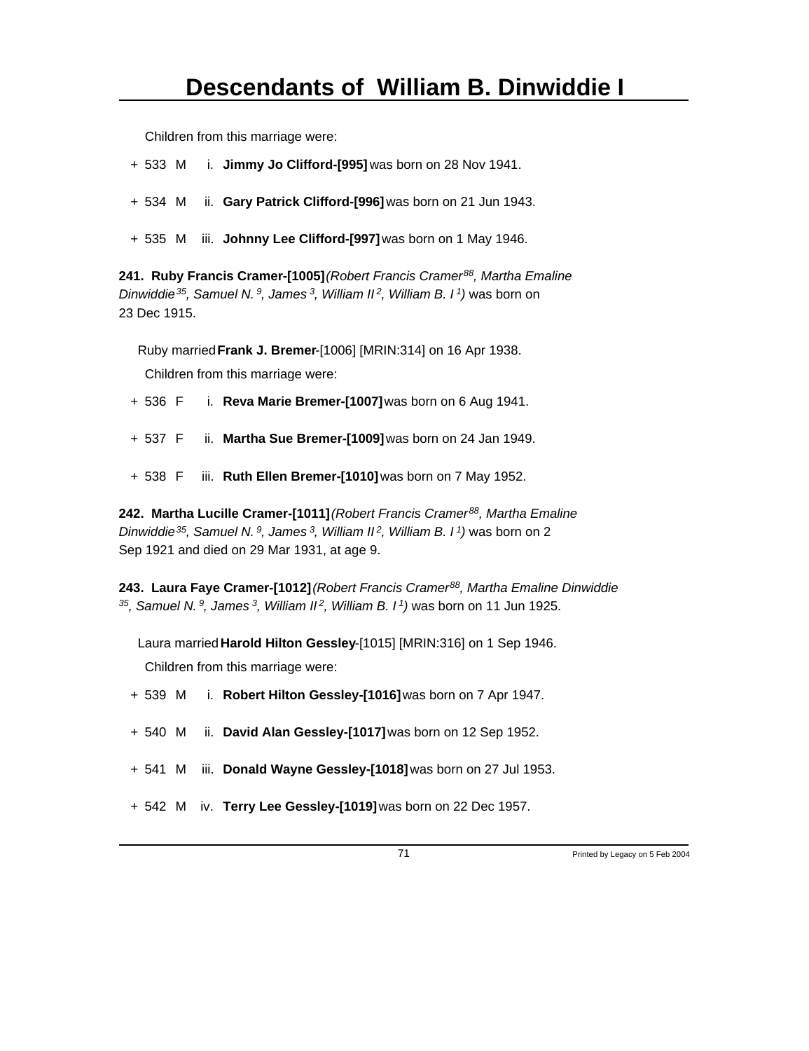Children from this marriage were:

+ 533 M i. **Jimmy Jo Clifford-[995]** was born on 28 Nov 1941.

+ 534 M ii. **Gary Patrick Clifford-[996]** was born on 21 Jun 1943.

+ 535 M iii. **Johnny Lee Clifford-[997]** was born on 1 May 1946.

**241. Ruby Francis Cramer-[1005]** *(Robert Francis Cramer[88], Martha Emaline Dinwiddie[35], Samuel N.[9], James[3], William II[2], William B. I[1])* was born on 23 Dec 1915.

Ruby married **Frank J. Bremer**-[1006] [MRIN:314] on 16 Apr 1938.

Children from this marriage were:

+ 536 F i. **Reva Marie Bremer-[1007]** was born on 6 Aug 1941.

+ 537 F ii. **Martha Sue Bremer-[1009]** was born on 24 Jan 1949.

+ 538 F iii. **Ruth Ellen Bremer-[1010]** was born on 7 May 1952.

**242. Martha Lucille Cramer-[1011]** *(Robert Francis Cramer[88], Martha Emaline Dinwiddie[35], Samuel N.[9], James[3], William II[2], William B. I[1])* was born on 2 Sep 1921 and died on 29 Mar 1931, at age 9.

**243. Laura Faye Cramer-[1012]** *(Robert Francis Cramer[88], Martha Emaline Dinwiddie[35], Samuel N.[9], James[3], William II[2], William B. I[1])* was born on 11 Jun 1925.

Laura married **Harold Hilton Gessley**-[1015] [MRIN:316] on 1 Sep 1946.

Children from this marriage were:

+ 539 M i. **Robert Hilton Gessley-[1016]** was born on 7 Apr 1947.

+ 540 M ii. **David Alan Gessley-[1017]** was born on 12 Sep 1952.

+ 541 M iii. **Donald Wayne Gessley-[1018]** was born on 27 Jul 1953.

+ 542 M iv. **Terry Lee Gessley-[1019]** was born on 22 Dec 1957.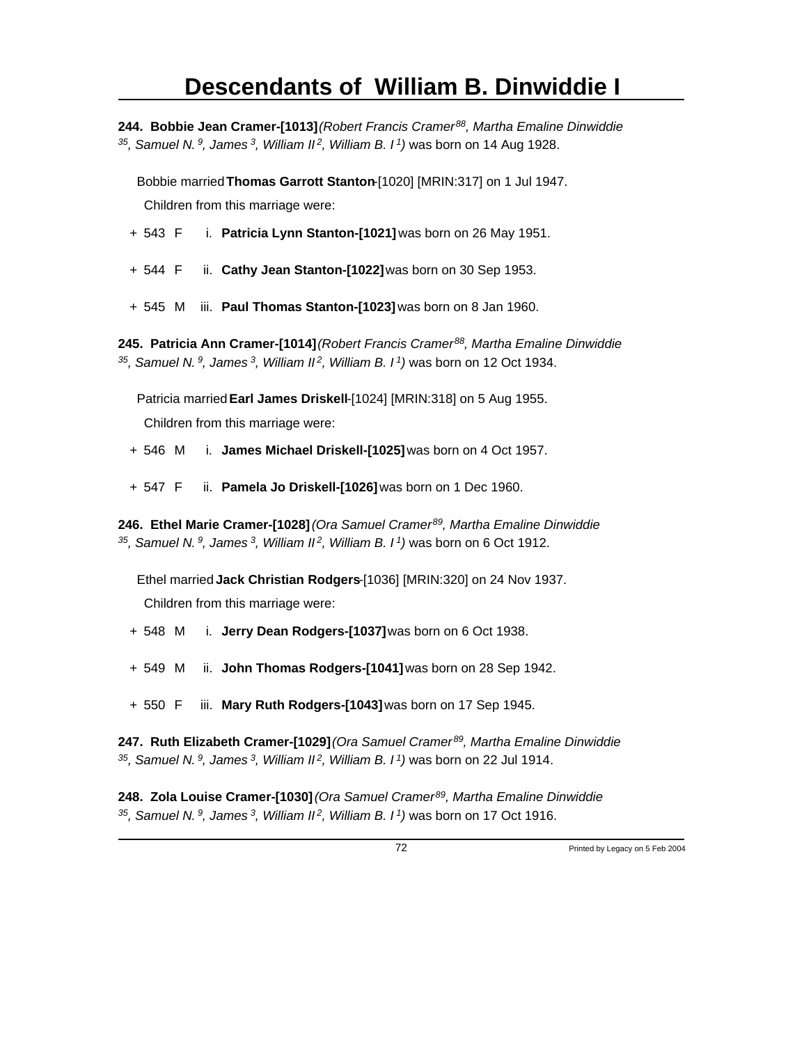# Descendants of William B. Dinwiddie I

**244. Bobbie Jean Cramer-[1013]** *(Robert Francis Cramer[88], Martha Emaline Dinwiddie [35], Samuel N.[9], James[3], William II[2], William B. I[1])* was born on 14 Aug 1928.

Bobbie married **Thomas Garrott Stanton**-[1020] [MRIN:317] on 1 Jul 1947.

Children from this marriage were:

+ 543 F i. **Patricia Lynn Stanton-[1021]** was born on 26 May 1951.
+ 544 F ii. **Cathy Jean Stanton-[1022]** was born on 30 Sep 1953.
+ 545 M iii. **Paul Thomas Stanton-[1023]** was born on 8 Jan 1960.

**245. Patricia Ann Cramer-[1014]** *(Robert Francis Cramer[88], Martha Emaline Dinwiddie [35], Samuel N.[9], James[3], William II[2], William B. I[1])* was born on 12 Oct 1934.

Patricia married **Earl James Driskell**-[1024] [MRIN:318] on 5 Aug 1955.

Children from this marriage were:

+ 546 M i. **James Michael Driskell-[1025]** was born on 4 Oct 1957.
+ 547 F ii. **Pamela Jo Driskell-[1026]** was born on 1 Dec 1960.

**246. Ethel Marie Cramer-[1028]** *(Ora Samuel Cramer[89], Martha Emaline Dinwiddie [35], Samuel N.[9], James[3], William II[2], William B. I[1])* was born on 6 Oct 1912.

Ethel married **Jack Christian Rodgers**-[1036] [MRIN:320] on 24 Nov 1937.

Children from this marriage were:

+ 548 M i. **Jerry Dean Rodgers-[1037]** was born on 6 Oct 1938.
+ 549 M ii. **John Thomas Rodgers-[1041]** was born on 28 Sep 1942.
+ 550 F iii. **Mary Ruth Rodgers-[1043]** was born on 17 Sep 1945.

**247. Ruth Elizabeth Cramer-[1029]** *(Ora Samuel Cramer[89], Martha Emaline Dinwiddie [35], Samuel N.[9], James[3], William II[2], William B. I[1])* was born on 22 Jul 1914.

**248. Zola Louise Cramer-[1030]** *(Ora Samuel Cramer[89], Martha Emaline Dinwiddie [35], Samuel N.[9], James[3], William II[2], William B. I[1])* was born on 17 Oct 1916.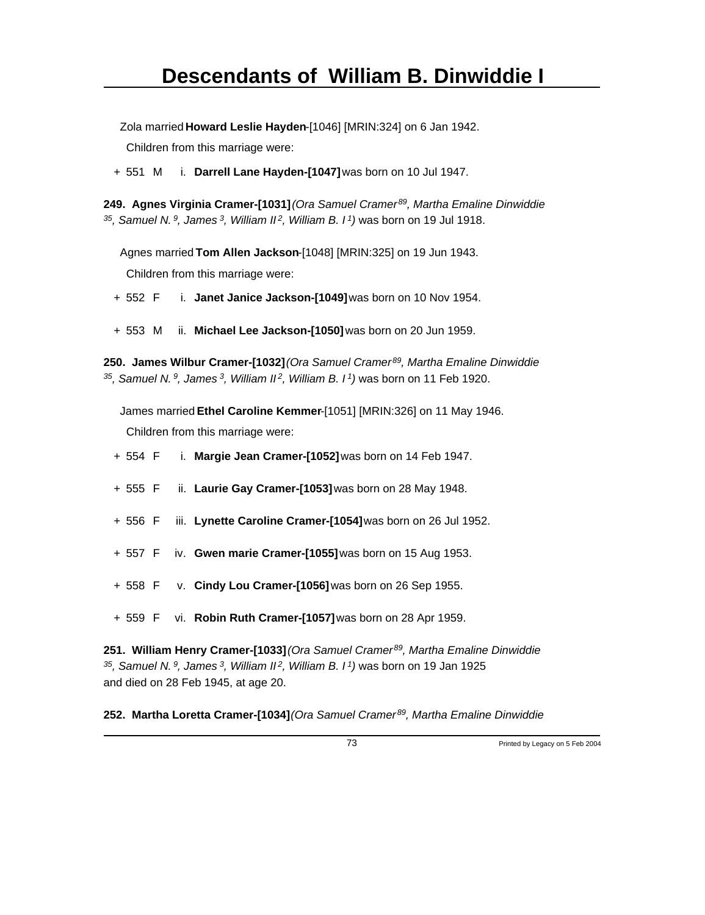Zola married **Howard Leslie Hayden**-[1046] [MRIN:324] on 6 Jan 1942.

Children from this marriage were:

\+ 551 M i. **Darrell Lane Hayden-[1047]** was born on 10 Jul 1947.

**249. Agnes Virginia Cramer-[1031]** *(Ora Samuel Cramer 89, Martha Emaline Dinwiddie 35, Samuel N. 9, James 3, William II 2, William B. I 1)* was born on 19 Jul 1918.

Agnes married **Tom Allen Jackson**-[1048] [MRIN:325] on 19 Jun 1943.

Children from this marriage were:

\+ 552 F i. **Janet Janice Jackson-[1049]** was born on 10 Nov 1954.

\+ 553 M ii. **Michael Lee Jackson-[1050]** was born on 20 Jun 1959.

**250. James Wilbur Cramer-[1032]** *(Ora Samuel Cramer 89, Martha Emaline Dinwiddie 35, Samuel N. 9, James 3, William II 2, William B. I 1)* was born on 11 Feb 1920.

James married **Ethel Caroline Kemmer**-[1051] [MRIN:326] on 11 May 1946.

Children from this marriage were:

\+ 554 F i. **Margie Jean Cramer-[1052]** was born on 14 Feb 1947.

\+ 555 F ii. **Laurie Gay Cramer-[1053]** was born on 28 May 1948.

\+ 556 F iii. **Lynette Caroline Cramer-[1054]** was born on 26 Jul 1952.

\+ 557 F iv. **Gwen marie Cramer-[1055]** was born on 15 Aug 1953.

\+ 558 F v. **Cindy Lou Cramer-[1056]** was born on 26 Sep 1955.

\+ 559 F vi. **Robin Ruth Cramer-[1057]** was born on 28 Apr 1959.

**251. William Henry Cramer-[1033]** *(Ora Samuel Cramer 89, Martha Emaline Dinwiddie 35, Samuel N. 9, James 3, William II 2, William B. I 1)* was born on 19 Jan 1925 and died on 28 Feb 1945, at age 20.

**252. Martha Loretta Cramer-[1034]** *(Ora Samuel Cramer 89, Martha Emaline Dinwiddie*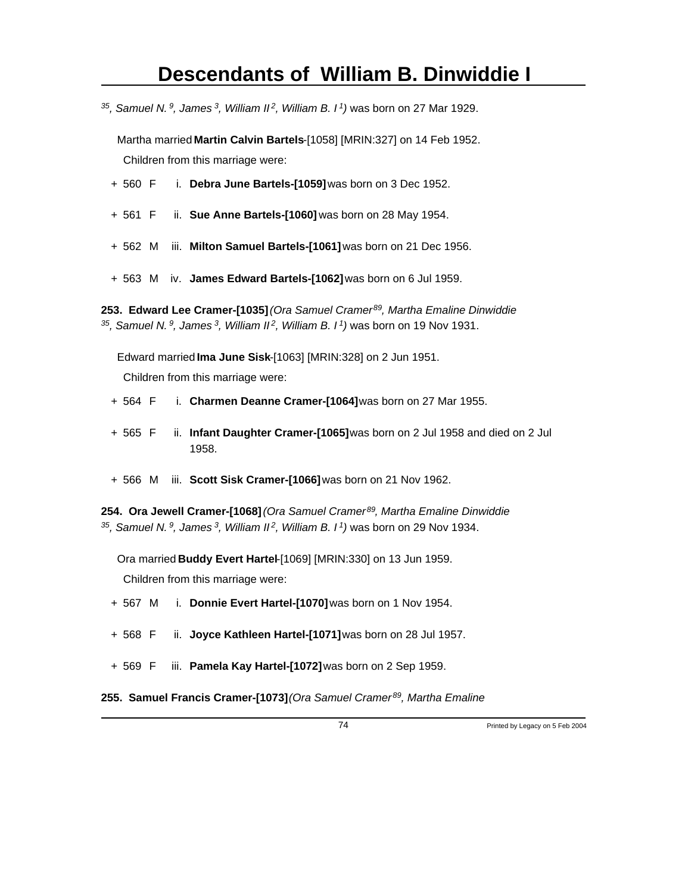[35], *Samuel N.* [9], *James* [3], *William II* [2], *William B. I* [1]) was born on 27 Mar 1929.

Martha married **Martin Calvin Bartels**-[1058] [MRIN:327] on 14 Feb 1952.

Children from this marriage were:

+ 560 F i. **Debra June Bartels-[1059]** was born on 3 Dec 1952.

+ 561 F ii. **Sue Anne Bartels-[1060]** was born on 28 May 1954.

+ 562 M iii. **Milton Samuel Bartels-[1061]** was born on 21 Dec 1956.

+ 563 M iv. **James Edward Bartels-[1062]** was born on 6 Jul 1959.

**253. Edward Lee Cramer-[1035]** *(Ora Samuel Cramer* [89], *Martha Emaline Dinwiddie* [35], *Samuel N.* [9], *James* [3], *William II* [2], *William B. I* [1]) was born on 19 Nov 1931.

Edward married **Ima June Sisk**-[1063] [MRIN:328] on 2 Jun 1951.

Children from this marriage were:

+ 564 F i. **Charmen Deanne Cramer-[1064]** was born on 27 Mar 1955.

+ 565 F ii. **Infant Daughter Cramer-[1065]** was born on 2 Jul 1958 and died on 2 Jul 1958.

+ 566 M iii. **Scott Sisk Cramer-[1066]** was born on 21 Nov 1962.

**254. Ora Jewell Cramer-[1068]** *(Ora Samuel Cramer* [89], *Martha Emaline Dinwiddie* [35], *Samuel N.* [9], *James* [3], *William II* [2], *William B. I* [1]) was born on 29 Nov 1934.

Ora married **Buddy Evert Hartel**-[1069] [MRIN:330] on 13 Jun 1959.

Children from this marriage were:

+ 567 M i. **Donnie Evert Hartel-[1070]** was born on 1 Nov 1954.

+ 568 F ii. **Joyce Kathleen Hartel-[1071]** was born on 28 Jul 1957.

+ 569 F iii. **Pamela Kay Hartel-[1072]** was born on 2 Sep 1959.

**255. Samuel Francis Cramer-[1073]** *(Ora Samuel Cramer* [89], *Martha Emaline*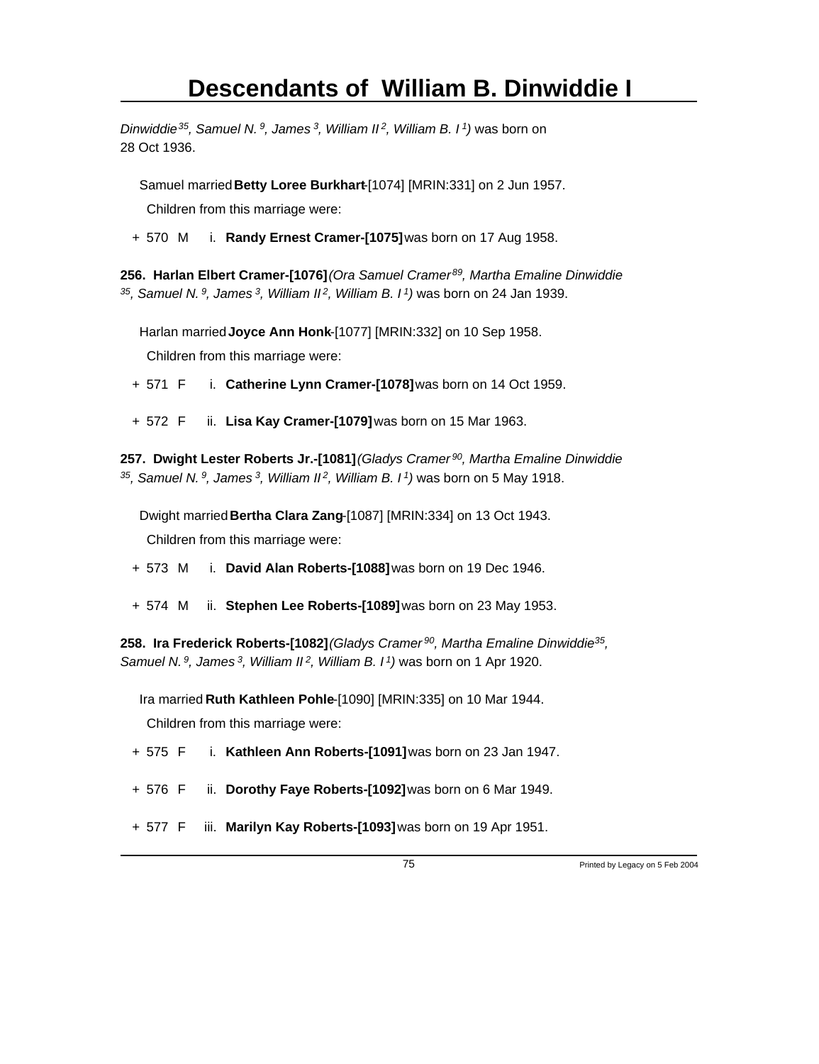*Dinwiddie[35], Samuel N.[9], James[3], William II[2], William B. I[1])* was born on 28 Oct 1936.

Samuel married **Betty Loree Burkhart**-[1074] [MRIN:331] on 2 Jun 1957.

Children from this marriage were:

+ 570 M i. **Randy Ernest Cramer-[1075]** was born on 17 Aug 1958.

**256. Harlan Elbert Cramer-[1076]** *(Ora Samuel Cramer[89], Martha Emaline Dinwiddie[35], Samuel N.[9], James[3], William II[2], William B. I[1])* was born on 24 Jan 1939.

Harlan married **Joyce Ann Honk**-[1077] [MRIN:332] on 10 Sep 1958.

Children from this marriage were:

+ 571 F i. **Catherine Lynn Cramer-[1078]** was born on 14 Oct 1959.

+ 572 F ii. **Lisa Kay Cramer-[1079]** was born on 15 Mar 1963.

**257. Dwight Lester Roberts Jr.-[1081]** *(Gladys Cramer[90], Martha Emaline Dinwiddie[35], Samuel N.[9], James[3], William II[2], William B. I[1])* was born on 5 May 1918.

Dwight married **Bertha Clara Zang**-[1087] [MRIN:334] on 13 Oct 1943.

Children from this marriage were:

+ 573 M i. **David Alan Roberts-[1088]** was born on 19 Dec 1946.

+ 574 M ii. **Stephen Lee Roberts-[1089]** was born on 23 May 1953.

**258. Ira Frederick Roberts-[1082]** *(Gladys Cramer[90], Martha Emaline Dinwiddie[35], Samuel N.[9], James[3], William II[2], William B. I[1])* was born on 1 Apr 1920.

Ira married **Ruth Kathleen Pohle**-[1090] [MRIN:335] on 10 Mar 1944.

Children from this marriage were:

+ 575 F i. **Kathleen Ann Roberts-[1091]** was born on 23 Jan 1947.

+ 576 F ii. **Dorothy Faye Roberts-[1092]** was born on 6 Mar 1949.

+ 577 F iii. **Marilyn Kay Roberts-[1093]** was born on 19 Apr 1951.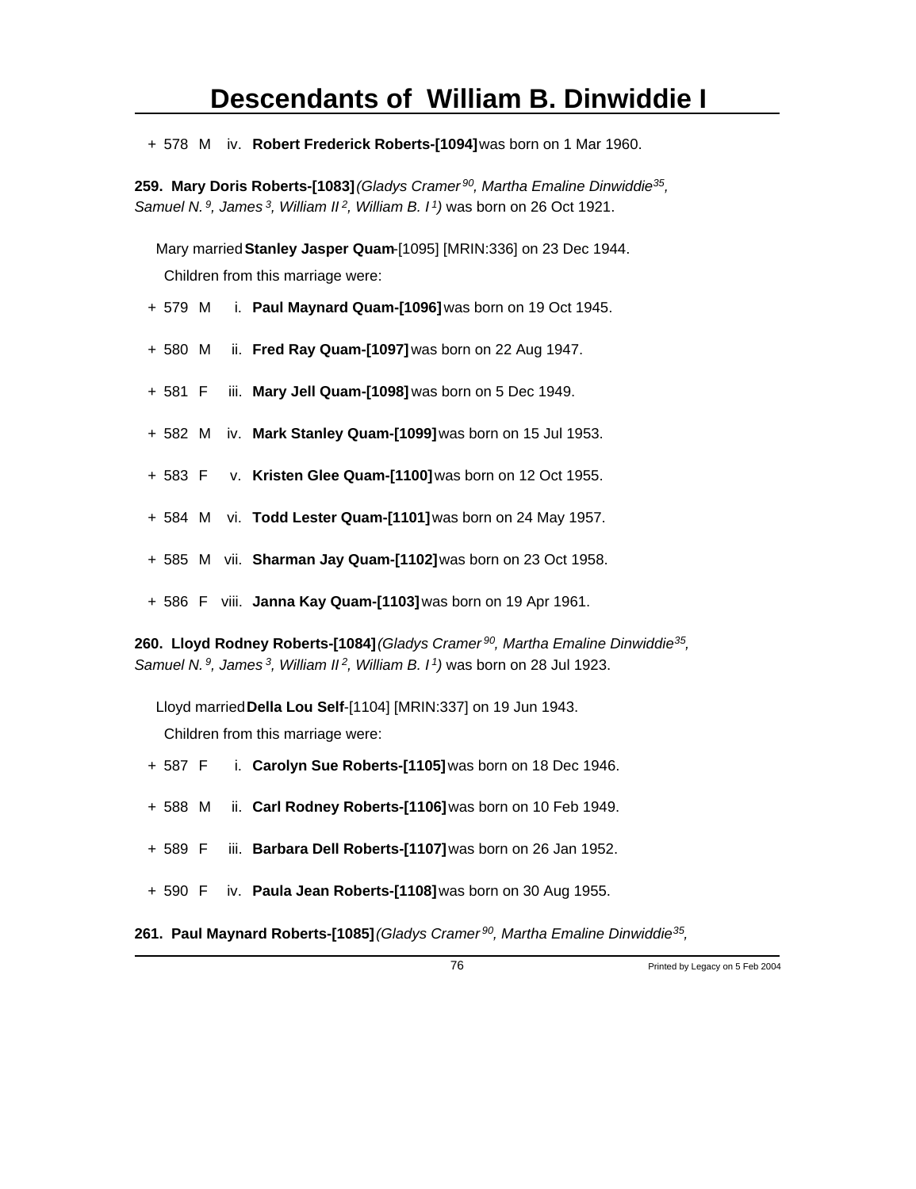+ 578 M iv. **Robert Frederick Roberts-[1094]** was born on 1 Mar 1960.

**259. Mary Doris Roberts-[1083]** *(Gladys Cramer[90], Martha Emaline Dinwiddie[35], Samuel N.[9], James[3], William II[2], William B. I[1])* was born on 26 Oct 1921.

Mary married **Stanley Jasper Quam**-[1095] [MRIN:336] on 23 Dec 1944.

Children from this marriage were:

+ 579 M i. **Paul Maynard Quam-[1096]** was born on 19 Oct 1945.

+ 580 M ii. **Fred Ray Quam-[1097]** was born on 22 Aug 1947.

+ 581 F iii. **Mary Jell Quam-[1098]** was born on 5 Dec 1949.

+ 582 M iv. **Mark Stanley Quam-[1099]** was born on 15 Jul 1953.

+ 583 F v. **Kristen Glee Quam-[1100]** was born on 12 Oct 1955.

+ 584 M vi. **Todd Lester Quam-[1101]** was born on 24 May 1957.

+ 585 M vii. **Sharman Jay Quam-[1102]** was born on 23 Oct 1958.

+ 586 F viii. **Janna Kay Quam-[1103]** was born on 19 Apr 1961.

**260. Lloyd Rodney Roberts-[1084]** *(Gladys Cramer[90], Martha Emaline Dinwiddie[35], Samuel N.[9], James[3], William II[2], William B. I[1])* was born on 28 Jul 1923.

Lloyd married **Della Lou Self**-[1104] [MRIN:337] on 19 Jun 1943.

Children from this marriage were:

+ 587 F i. **Carolyn Sue Roberts-[1105]** was born on 18 Dec 1946.

+ 588 M ii. **Carl Rodney Roberts-[1106]** was born on 10 Feb 1949.

+ 589 F iii. **Barbara Dell Roberts-[1107]** was born on 26 Jan 1952.

+ 590 F iv. **Paula Jean Roberts-[1108]** was born on 30 Aug 1955.

**261. Paul Maynard Roberts-[1085]** *(Gladys Cramer[90], Martha Emaline Dinwiddie[35],*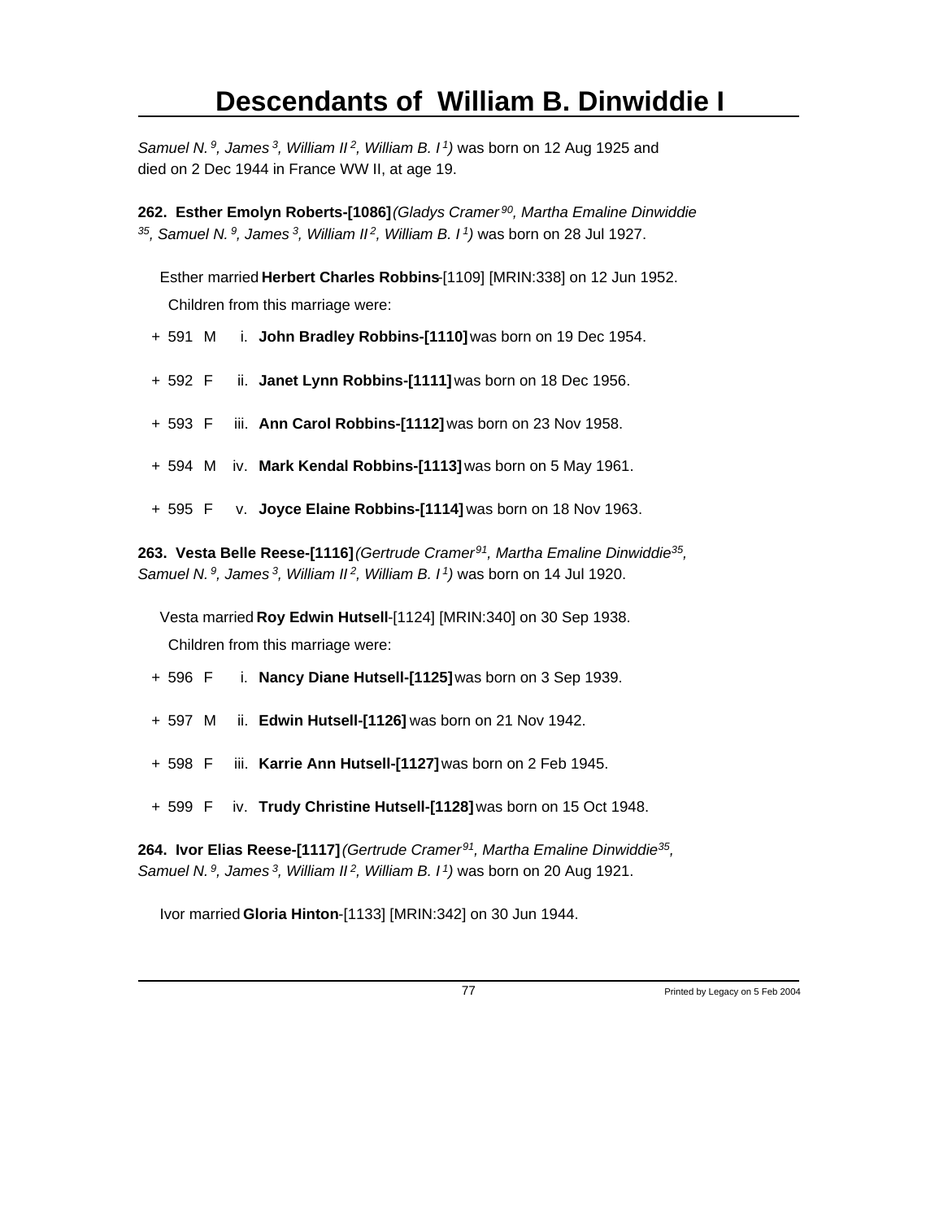*Samuel N.* [9], *James* [3], *William II* [2], *William B. I* [1]*)* was born on 12 Aug 1925 and died on 2 Dec 1944 in France WW II, at age 19.

**262. Esther Emolyn Roberts-[1086]** *(Gladys Cramer* [90], *Martha Emaline Dinwiddie* [35], *Samuel N.* [9], *James* [3], *William II* [2], *William B. I* [1]*)* was born on 28 Jul 1927.

Esther married **Herbert Charles Robbins**-[1109] [MRIN:338] on 12 Jun 1952.

Children from this marriage were:

- \+ 591 M i. **John Bradley Robbins-[1110]** was born on 19 Dec 1954.
- \+ 592 F ii. **Janet Lynn Robbins-[1111]** was born on 18 Dec 1956.
- \+ 593 F iii. **Ann Carol Robbins-[1112]** was born on 23 Nov 1958.
- \+ 594 M iv. **Mark Kendal Robbins-[1113]** was born on 5 May 1961.
- \+ 595 F v. **Joyce Elaine Robbins-[1114]** was born on 18 Nov 1963.

**263. Vesta Belle Reese-[1116]** *(Gertrude Cramer* [91], *Martha Emaline Dinwiddie* [35], *Samuel N.* [9], *James* [3], *William II* [2], *William B. I* [1]*)* was born on 14 Jul 1920.

Vesta married **Roy Edwin Hutsell**-[1124] [MRIN:340] on 30 Sep 1938.

Children from this marriage were:

- \+ 596 F i. **Nancy Diane Hutsell-[1125]** was born on 3 Sep 1939.
- \+ 597 M ii. **Edwin Hutsell-[1126]** was born on 21 Nov 1942.
- \+ 598 F iii. **Karrie Ann Hutsell-[1127]** was born on 2 Feb 1945.
- \+ 599 F iv. **Trudy Christine Hutsell-[1128]** was born on 15 Oct 1948.

**264. Ivor Elias Reese-[1117]** *(Gertrude Cramer* [91], *Martha Emaline Dinwiddie* [35], *Samuel N.* [9], *James* [3], *William II* [2], *William B. I* [1]*)* was born on 20 Aug 1921.

Ivor married **Gloria Hinton**-[1133] [MRIN:342] on 30 Jun 1944.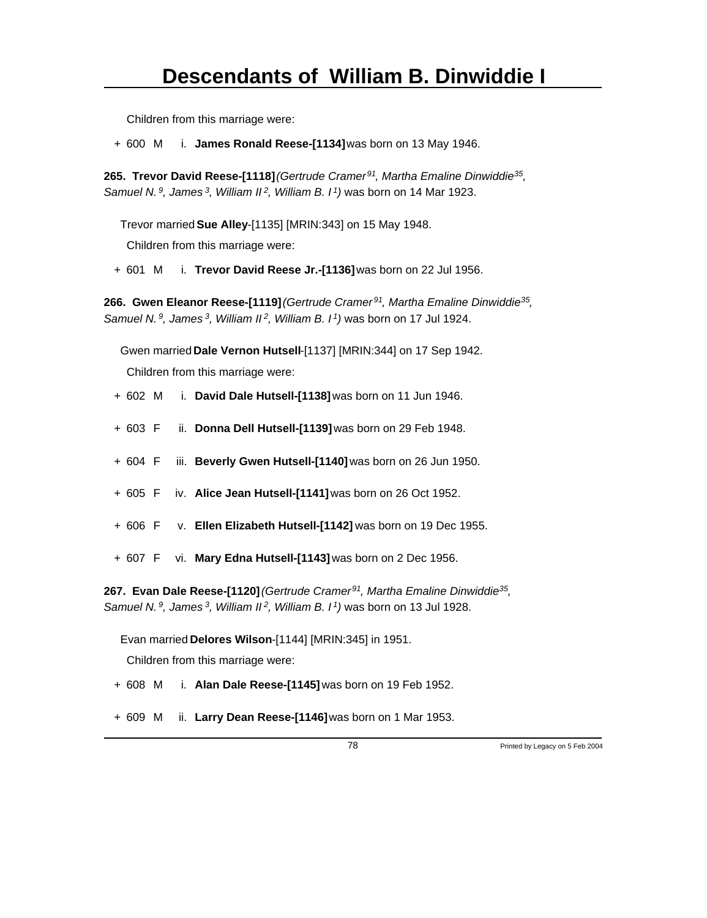Children from this marriage were:

+ 600 M i. **James Ronald Reese-[1134]** was born on 13 May 1946.

**265. Trevor David Reese-[1118]** *(Gertrude Cramer[91], Martha Emaline Dinwiddie[35], Samuel N.[9], James[3], William II[2], William B. I[1])* was born on 14 Mar 1923.

Trevor married **Sue Alley**-[1135] [MRIN:343] on 15 May 1948.

Children from this marriage were:

+ 601 M i. **Trevor David Reese Jr.-[1136]** was born on 22 Jul 1956.

**266. Gwen Eleanor Reese-[1119]** *(Gertrude Cramer[91], Martha Emaline Dinwiddie[35], Samuel N.[9], James[3], William II[2], William B. I[1])* was born on 17 Jul 1924.

Gwen married **Dale Vernon Hutsell**-[1137] [MRIN:344] on 17 Sep 1942.

Children from this marriage were:

+ 602 M i. **David Dale Hutsell-[1138]** was born on 11 Jun 1946.

+ 603 F ii. **Donna Dell Hutsell-[1139]** was born on 29 Feb 1948.

+ 604 F iii. **Beverly Gwen Hutsell-[1140]** was born on 26 Jun 1950.

+ 605 F iv. **Alice Jean Hutsell-[1141]** was born on 26 Oct 1952.

+ 606 F v. **Ellen Elizabeth Hutsell-[1142]** was born on 19 Dec 1955.

+ 607 F vi. **Mary Edna Hutsell-[1143]** was born on 2 Dec 1956.

**267. Evan Dale Reese-[1120]** *(Gertrude Cramer[91], Martha Emaline Dinwiddie[35], Samuel N.[9], James[3], William II[2], William B. I[1])* was born on 13 Jul 1928.

Evan married **Delores Wilson**-[1144] [MRIN:345] in 1951.

Children from this marriage were:

+ 608 M i. **Alan Dale Reese-[1145]** was born on 19 Feb 1952.

+ 609 M ii. **Larry Dean Reese-[1146]** was born on 1 Mar 1953.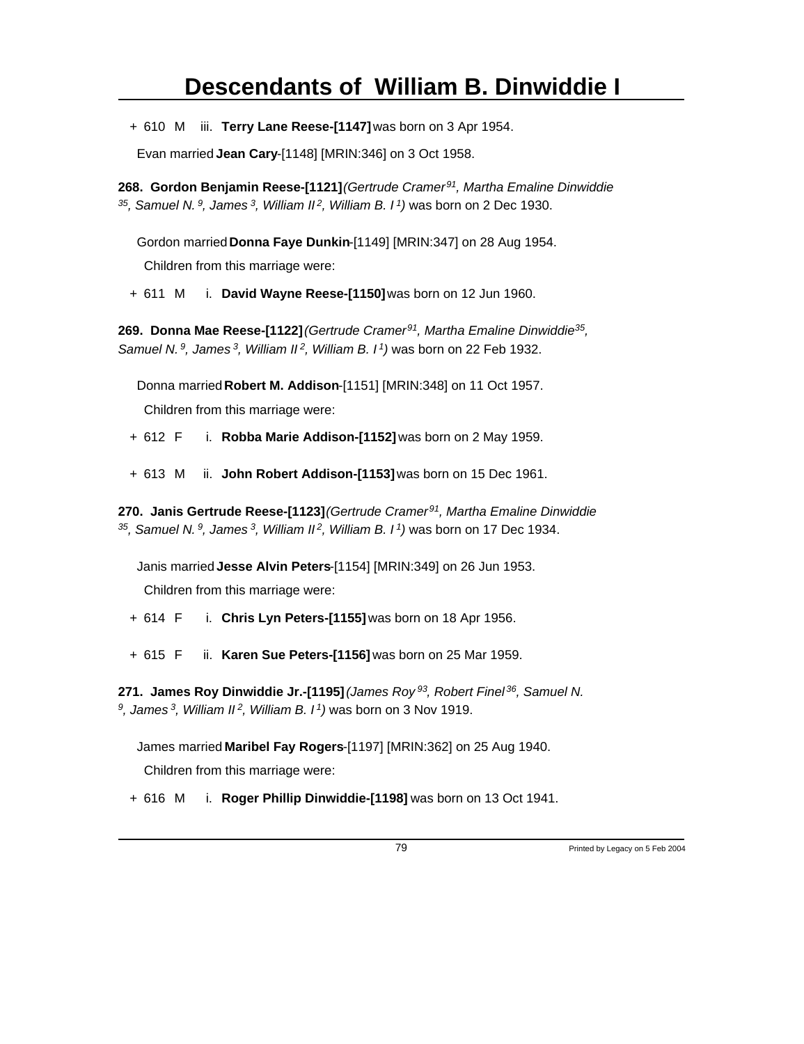+ 610 M iii. **Terry Lane Reese-[1147]** was born on 3 Apr 1954.

Evan married **Jean Cary**-[1148] [MRIN:346] on 3 Oct 1958.

**268. Gordon Benjamin Reese-[1121]** *(Gertrude Cramer 91, Martha Emaline Dinwiddie 35, Samuel N. 9, James 3, William II 2, William B. I 1)* was born on 2 Dec 1930.

Gordon married **Donna Faye Dunkin**-[1149] [MRIN:347] on 28 Aug 1954.

Children from this marriage were:

+ 611 M i. **David Wayne Reese-[1150]** was born on 12 Jun 1960.

**269. Donna Mae Reese-[1122]** *(Gertrude Cramer 91, Martha Emaline Dinwiddie 35, Samuel N. 9, James 3, William II 2, William B. I 1)* was born on 22 Feb 1932.

Donna married **Robert M. Addison**-[1151] [MRIN:348] on 11 Oct 1957.

Children from this marriage were:

+ 612 F i. **Robba Marie Addison-[1152]** was born on 2 May 1959.

+ 613 M ii. **John Robert Addison-[1153]** was born on 15 Dec 1961.

**270. Janis Gertrude Reese-[1123]** *(Gertrude Cramer 91, Martha Emaline Dinwiddie 35, Samuel N. 9, James 3, William II 2, William B. I 1)* was born on 17 Dec 1934.

Janis married **Jesse Alvin Peters**-[1154] [MRIN:349] on 26 Jun 1953.

Children from this marriage were:

+ 614 F i. **Chris Lyn Peters-[1155]** was born on 18 Apr 1956.

+ 615 F ii. **Karen Sue Peters-[1156]** was born on 25 Mar 1959.

**271. James Roy Dinwiddie Jr.-[1195]** *(James Roy 93, Robert Finel 36, Samuel N. 9, James 3, William II 2, William B. I 1)* was born on 3 Nov 1919.

James married **Maribel Fay Rogers**-[1197] [MRIN:362] on 25 Aug 1940.

Children from this marriage were:

+ 616 M i. **Roger Phillip Dinwiddie-[1198]** was born on 13 Oct 1941.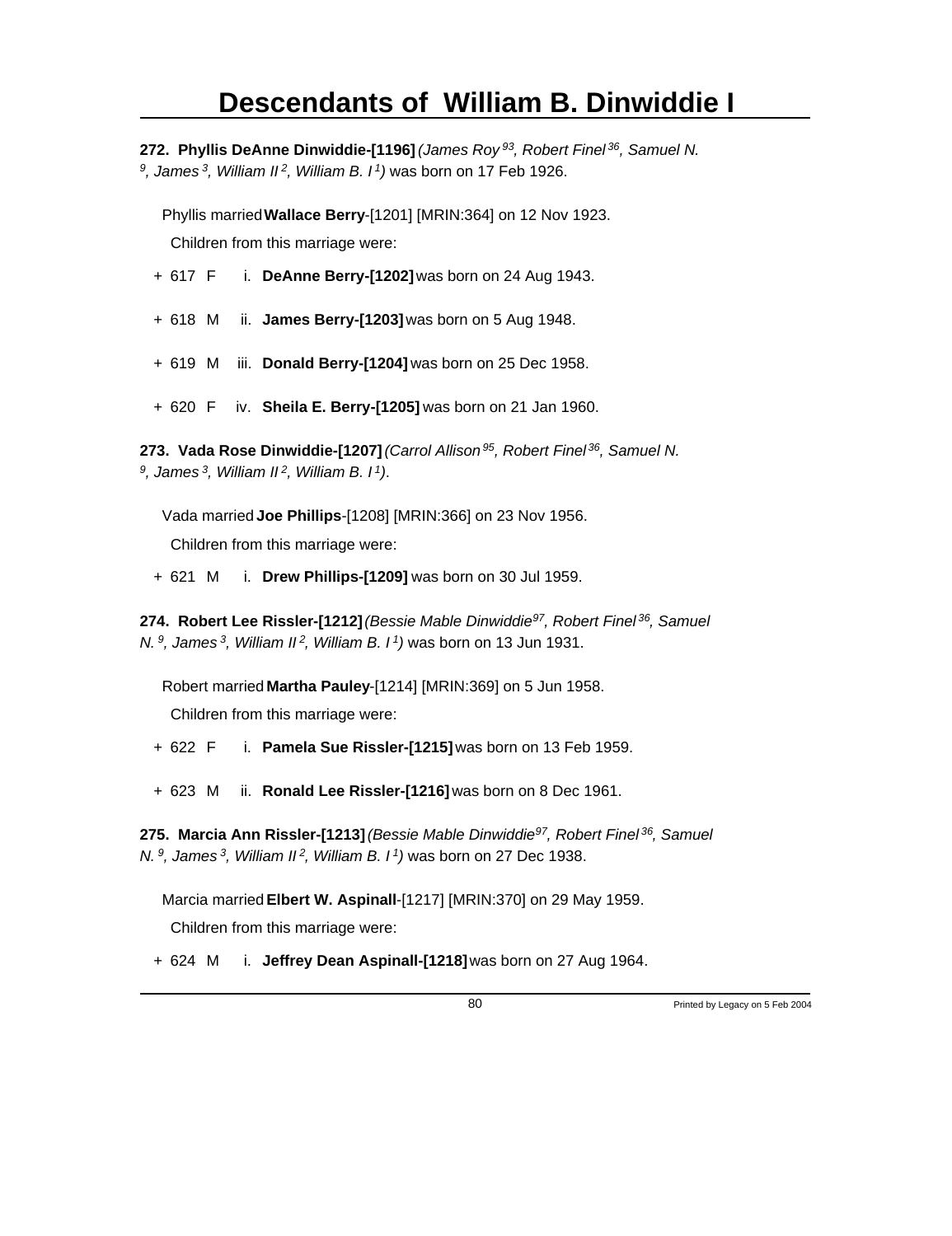# Descendants of William B. Dinwiddie I

**272. Phyllis DeAnne Dinwiddie-[1196]** *(James Roy[93], Robert Finel[36], Samuel N.[9], James[3], William II[2], William B. I[1])* was born on 17 Feb 1926.

Phyllis married **Wallace Berry**-[1201] [MRIN:364] on 12 Nov 1923.

Children from this marriage were:

+ 617 F i. **DeAnne Berry-[1202]** was born on 24 Aug 1943.
+ 618 M ii. **James Berry-[1203]** was born on 5 Aug 1948.
+ 619 M iii. **Donald Berry-[1204]** was born on 25 Dec 1958.
+ 620 F iv. **Sheila E. Berry-[1205]** was born on 21 Jan 1960.

**273. Vada Rose Dinwiddie-[1207]** *(Carrol Allison[95], Robert Finel[36], Samuel N.[9], James[3], William II[2], William B. I[1])*.

Vada married **Joe Phillips**-[1208] [MRIN:366] on 23 Nov 1956.

Children from this marriage were:

+ 621 M i. **Drew Phillips-[1209]** was born on 30 Jul 1959.

**274. Robert Lee Rissler-[1212]** *(Bessie Mable Dinwiddie[97], Robert Finel[36], Samuel N.[9], James[3], William II[2], William B. I[1])* was born on 13 Jun 1931.

Robert married **Martha Pauley**-[1214] [MRIN:369] on 5 Jun 1958.

Children from this marriage were:

+ 622 F i. **Pamela Sue Rissler-[1215]** was born on 13 Feb 1959.
+ 623 M ii. **Ronald Lee Rissler-[1216]** was born on 8 Dec 1961.

**275. Marcia Ann Rissler-[1213]** *(Bessie Mable Dinwiddie[97], Robert Finel[36], Samuel N.[9], James[3], William II[2], William B. I[1])* was born on 27 Dec 1938.

Marcia married **Elbert W. Aspinall**-[1217] [MRIN:370] on 29 May 1959.

Children from this marriage were:

+ 624 M i. **Jeffrey Dean Aspinall-[1218]** was born on 27 Aug 1964.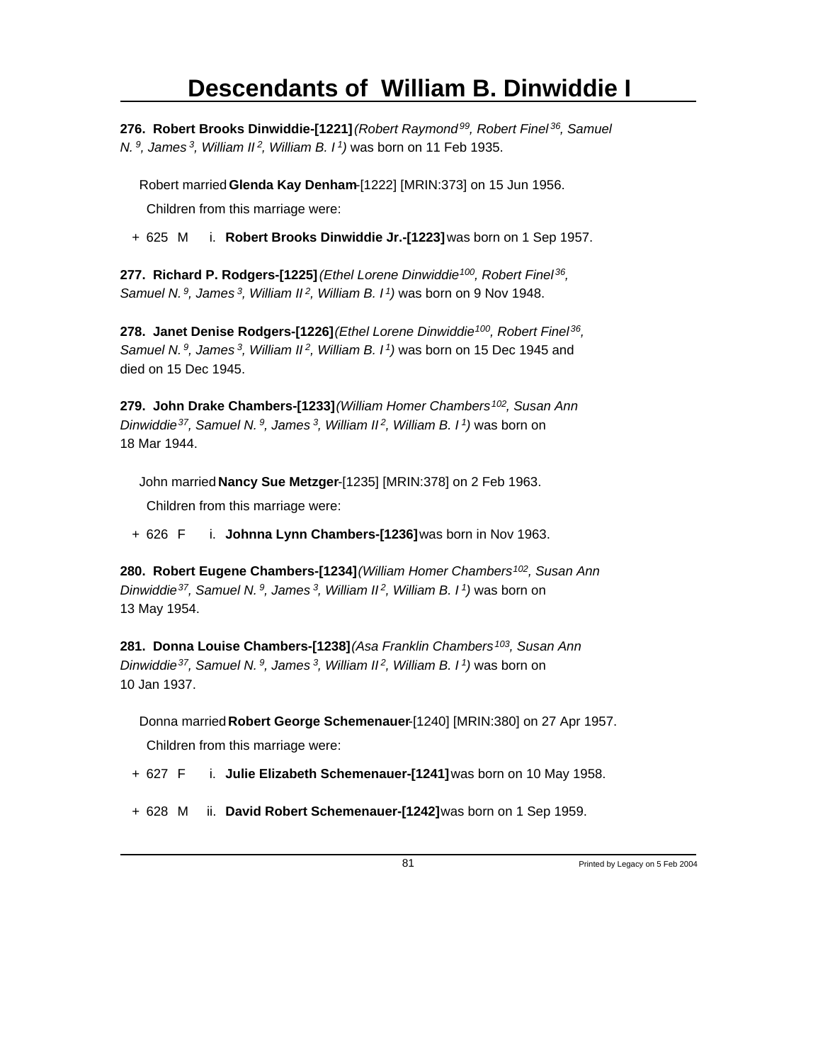# Descendants of William B. Dinwiddie I

**276. Robert Brooks Dinwiddie-[1221]** *(Robert Raymond[99], Robert Finel[36], Samuel N.[9], James[3], William II[2], William B. I[1])* was born on 11 Feb 1935.

Robert married **Glenda Kay Denham**-[1222] [MRIN:373] on 15 Jun 1956.

Children from this marriage were:

+ 625 M i. **Robert Brooks Dinwiddie Jr.-[1223]** was born on 1 Sep 1957.

**277. Richard P. Rodgers-[1225]** *(Ethel Lorene Dinwiddie[100], Robert Finel[36], Samuel N.[9], James[3], William II[2], William B. I[1])* was born on 9 Nov 1948.

**278. Janet Denise Rodgers-[1226]** *(Ethel Lorene Dinwiddie[100], Robert Finel[36], Samuel N.[9], James[3], William II[2], William B. I[1])* was born on 15 Dec 1945 and died on 15 Dec 1945.

**279. John Drake Chambers-[1233]** *(William Homer Chambers[102], Susan Ann Dinwiddie[37], Samuel N.[9], James[3], William II[2], William B. I[1])* was born on 18 Mar 1944.

John married **Nancy Sue Metzger**-[1235] [MRIN:378] on 2 Feb 1963.

Children from this marriage were:

+ 626 F i. **Johnna Lynn Chambers-[1236]** was born in Nov 1963.

**280. Robert Eugene Chambers-[1234]** *(William Homer Chambers[102], Susan Ann Dinwiddie[37], Samuel N.[9], James[3], William II[2], William B. I[1])* was born on 13 May 1954.

**281. Donna Louise Chambers-[1238]** *(Asa Franklin Chambers[103], Susan Ann Dinwiddie[37], Samuel N.[9], James[3], William II[2], William B. I[1])* was born on 10 Jan 1937.

Donna married **Robert George Schemenauer**-[1240] [MRIN:380] on 27 Apr 1957.

Children from this marriage were:

+ 627 F i. **Julie Elizabeth Schemenauer-[1241]** was born on 10 May 1958.

+ 628 M ii. **David Robert Schemenauer-[1242]** was born on 1 Sep 1959.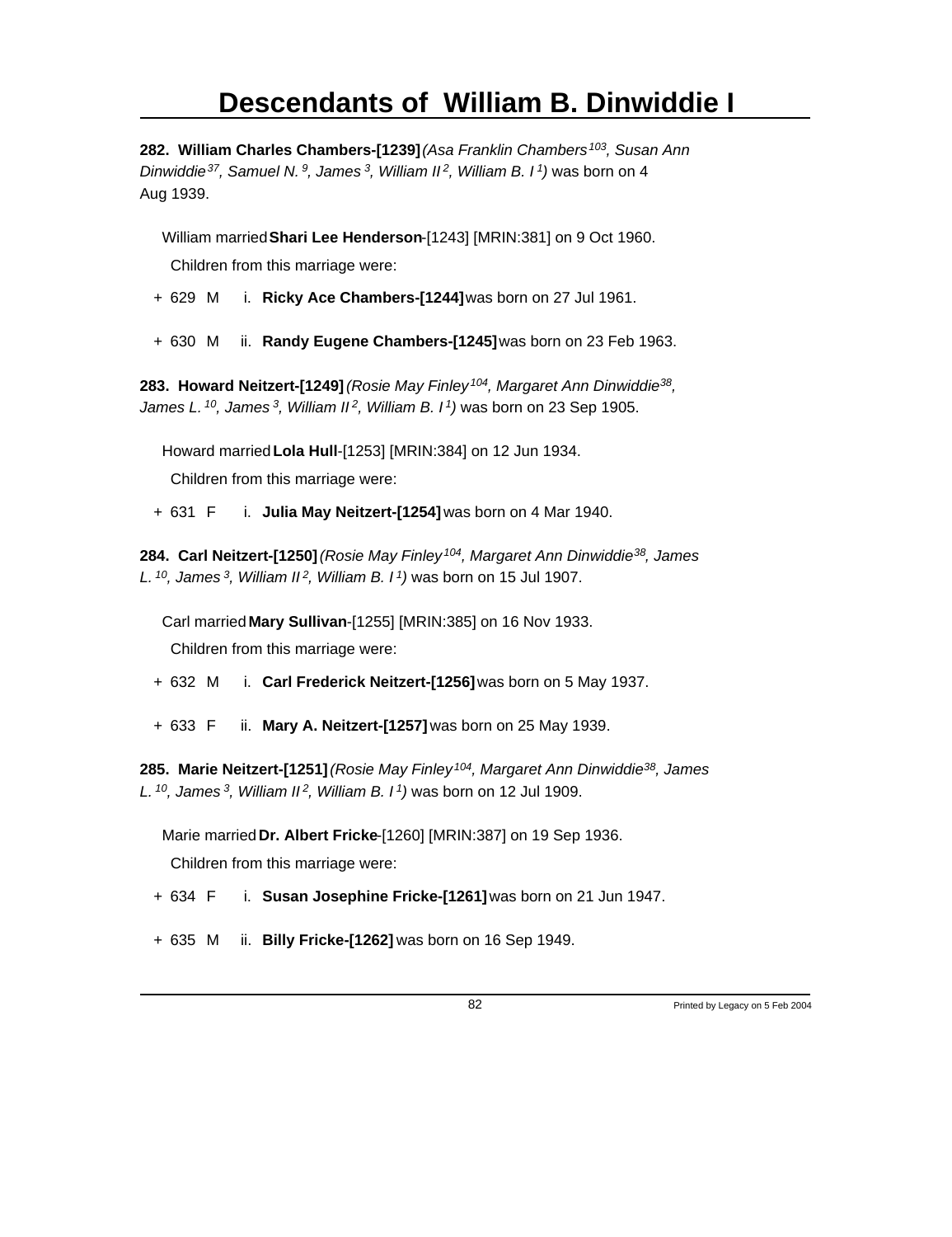# Descendants of William B. Dinwiddie I

**282. William Charles Chambers-[1239]** *(Asa Franklin Chambers[103], Susan Ann Dinwiddie[37], Samuel N.[9], James[3], William II[2], William B. I[1])* was born on 4 Aug 1939.

William married **Shari Lee Henderson**-[1243] [MRIN:381] on 9 Oct 1960.

Children from this marriage were:

+ 629 M i. **Ricky Ace Chambers-[1244]** was born on 27 Jul 1961.

+ 630 M ii. **Randy Eugene Chambers-[1245]** was born on 23 Feb 1963.

**283. Howard Neitzert-[1249]** *(Rosie May Finley[104], Margaret Ann Dinwiddie[38], James L.[10], James[3], William II[2], William B. I[1])* was born on 23 Sep 1905.

Howard married **Lola Hull**-[1253] [MRIN:384] on 12 Jun 1934.

Children from this marriage were:

+ 631 F i. **Julia May Neitzert-[1254]** was born on 4 Mar 1940.

**284. Carl Neitzert-[1250]** *(Rosie May Finley[104], Margaret Ann Dinwiddie[38], James L.[10], James[3], William II[2], William B. I[1])* was born on 15 Jul 1907.

Carl married **Mary Sullivan**-[1255] [MRIN:385] on 16 Nov 1933.

Children from this marriage were:

+ 632 M i. **Carl Frederick Neitzert-[1256]** was born on 5 May 1937.

+ 633 F ii. **Mary A. Neitzert-[1257]** was born on 25 May 1939.

**285. Marie Neitzert-[1251]** *(Rosie May Finley[104], Margaret Ann Dinwiddie[38], James L.[10], James[3], William II[2], William B. I[1])* was born on 12 Jul 1909.

Marie married **Dr. Albert Fricke**-[1260] [MRIN:387] on 19 Sep 1936.

Children from this marriage were:

+ 634 F i. **Susan Josephine Fricke-[1261]** was born on 21 Jun 1947.

+ 635 M ii. **Billy Fricke-[1262]** was born on 16 Sep 1949.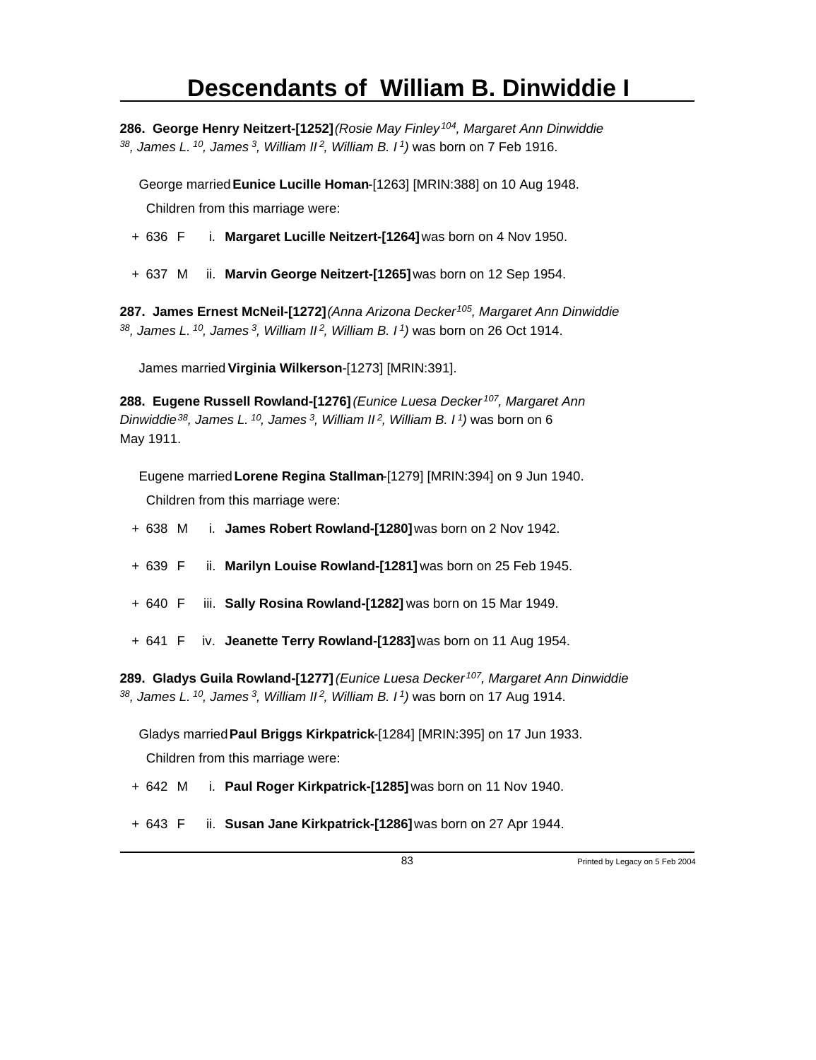# Descendants of William B. Dinwiddie I

**286. George Henry Neitzert-[1252]** *(Rosie May Finley[104], Margaret Ann Dinwiddie[38], James L.[10], James[3], William II[2], William B. I[1])* was born on 7 Feb 1916.

George married **Eunice Lucille Homan**-[1263] [MRIN:388] on 10 Aug 1948.

Children from this marriage were:

+ 636 F i. **Margaret Lucille Neitzert-[1264]** was born on 4 Nov 1950.

+ 637 M ii. **Marvin George Neitzert-[1265]** was born on 12 Sep 1954.

**287. James Ernest McNeil-[1272]** *(Anna Arizona Decker[105], Margaret Ann Dinwiddie[38], James L.[10], James[3], William II[2], William B. I[1])* was born on 26 Oct 1914.

James married **Virginia Wilkerson**-[1273] [MRIN:391].

**288. Eugene Russell Rowland-[1276]** *(Eunice Luesa Decker[107], Margaret Ann Dinwiddie[38], James L.[10], James[3], William II[2], William B. I[1])* was born on 6 May 1911.

Eugene married **Lorene Regina Stallman**-[1279] [MRIN:394] on 9 Jun 1940.

Children from this marriage were:

+ 638 M i. **James Robert Rowland-[1280]** was born on 2 Nov 1942.

+ 639 F ii. **Marilyn Louise Rowland-[1281]** was born on 25 Feb 1945.

+ 640 F iii. **Sally Rosina Rowland-[1282]** was born on 15 Mar 1949.

+ 641 F iv. **Jeanette Terry Rowland-[1283]** was born on 11 Aug 1954.

**289. Gladys Guila Rowland-[1277]** *(Eunice Luesa Decker[107], Margaret Ann Dinwiddie[38], James L.[10], James[3], William II[2], William B. I[1])* was born on 17 Aug 1914.

Gladys married **Paul Briggs Kirkpatrick**-[1284] [MRIN:395] on 17 Jun 1933.

Children from this marriage were:

+ 642 M i. **Paul Roger Kirkpatrick-[1285]** was born on 11 Nov 1940.

+ 643 F ii. **Susan Jane Kirkpatrick-[1286]** was born on 27 Apr 1944.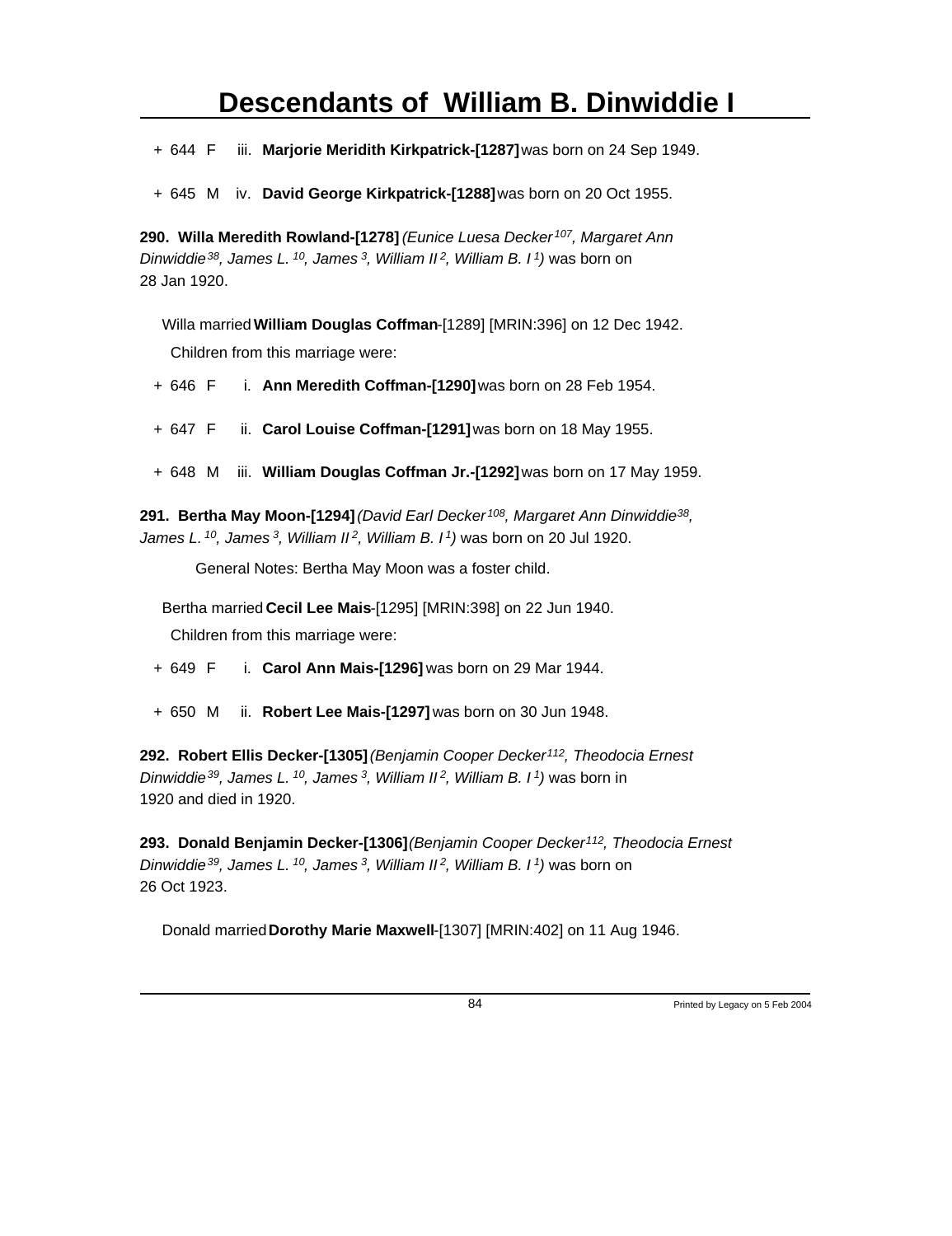+ 644 F iii. **Marjorie Meridith Kirkpatrick-[1287]** was born on 24 Sep 1949.

+ 645 M iv. **David George Kirkpatrick-[1288]** was born on 20 Oct 1955.

**290. Willa Meredith Rowland-[1278]** *(Eunice Luesa Decker[107], Margaret Ann Dinwiddie[38], James L.[10], James[3], William II[2], William B. I[1])* was born on 28 Jan 1920.

Willa married **William Douglas Coffman**-[1289] [MRIN:396] on 12 Dec 1942.

Children from this marriage were:

+ 646 F i. **Ann Meredith Coffman-[1290]** was born on 28 Feb 1954.

+ 647 F ii. **Carol Louise Coffman-[1291]** was born on 18 May 1955.

+ 648 M iii. **William Douglas Coffman Jr.-[1292]** was born on 17 May 1959.

**291. Bertha May Moon-[1294]** *(David Earl Decker[108], Margaret Ann Dinwiddie[38], James L.[10], James[3], William II[2], William B. I[1])* was born on 20 Jul 1920.

General Notes: Bertha May Moon was a foster child.

Bertha married **Cecil Lee Mais**-[1295] [MRIN:398] on 22 Jun 1940.

Children from this marriage were:

+ 649 F i. **Carol Ann Mais-[1296]** was born on 29 Mar 1944.

+ 650 M ii. **Robert Lee Mais-[1297]** was born on 30 Jun 1948.

**292. Robert Ellis Decker-[1305]** *(Benjamin Cooper Decker[112], Theodocia Ernest Dinwiddie[39], James L.[10], James[3], William II[2], William B. I[1])* was born in 1920 and died in 1920.

**293. Donald Benjamin Decker-[1306]** *(Benjamin Cooper Decker[112], Theodocia Ernest Dinwiddie[39], James L.[10], James[3], William II[2], William B. I[1])* was born on 26 Oct 1923.

Donald married **Dorothy Marie Maxwell**-[1307] [MRIN:402] on 11 Aug 1946.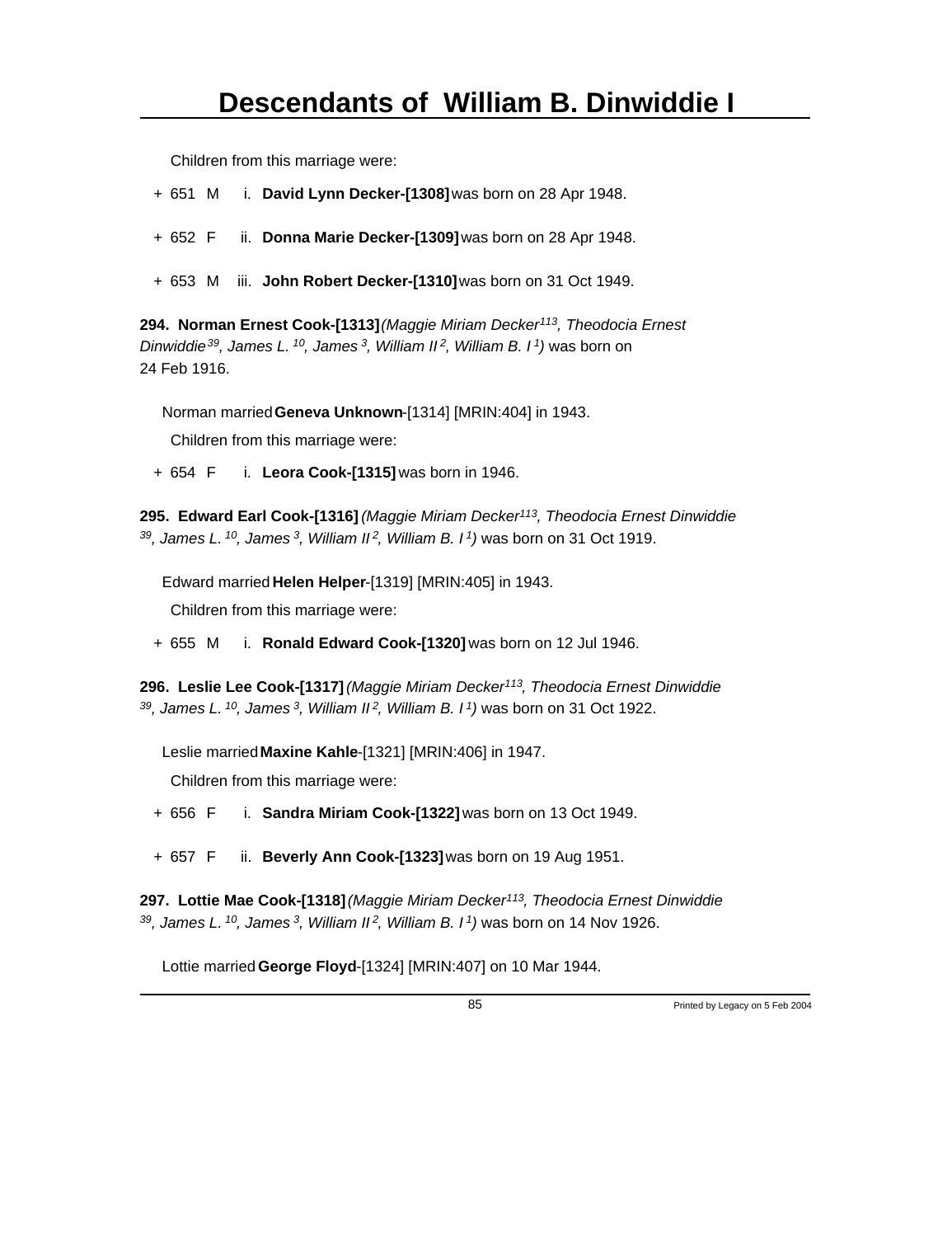Children from this marriage were:

+ 651 M i. **David Lynn Decker-[1308]** was born on 28 Apr 1948.

+ 652 F ii. **Donna Marie Decker-[1309]** was born on 28 Apr 1948.

+ 653 M iii. **John Robert Decker-[1310]** was born on 31 Oct 1949.

**294. Norman Ernest Cook-[1313]** *(Maggie Miriam Decker[113], Theodocia Ernest Dinwiddie[39], James L.[10], James[3], William II[2], William B. I[1])* was born on 24 Feb 1916.

Norman married **Geneva Unknown**-[1314] [MRIN:404] in 1943.

Children from this marriage were:

+ 654 F i. **Leora Cook-[1315]** was born in 1946.

**295. Edward Earl Cook-[1316]** *(Maggie Miriam Decker[113], Theodocia Ernest Dinwiddie[39], James L.[10], James[3], William II[2], William B. I[1])* was born on 31 Oct 1919.

Edward married **Helen Helper**-[1319] [MRIN:405] in 1943.

Children from this marriage were:

+ 655 M i. **Ronald Edward Cook-[1320]** was born on 12 Jul 1946.

**296. Leslie Lee Cook-[1317]** *(Maggie Miriam Decker[113], Theodocia Ernest Dinwiddie[39], James L.[10], James[3], William II[2], William B. I[1])* was born on 31 Oct 1922.

Leslie married **Maxine Kahle**-[1321] [MRIN:406] in 1947.

Children from this marriage were:

+ 656 F i. **Sandra Miriam Cook-[1322]** was born on 13 Oct 1949.

+ 657 F ii. **Beverly Ann Cook-[1323]** was born on 19 Aug 1951.

**297. Lottie Mae Cook-[1318]** *(Maggie Miriam Decker[113], Theodocia Ernest Dinwiddie[39], James L.[10], James[3], William II[2], William B. I[1])* was born on 14 Nov 1926.

Lottie married **George Floyd**-[1324] [MRIN:407] on 10 Mar 1944.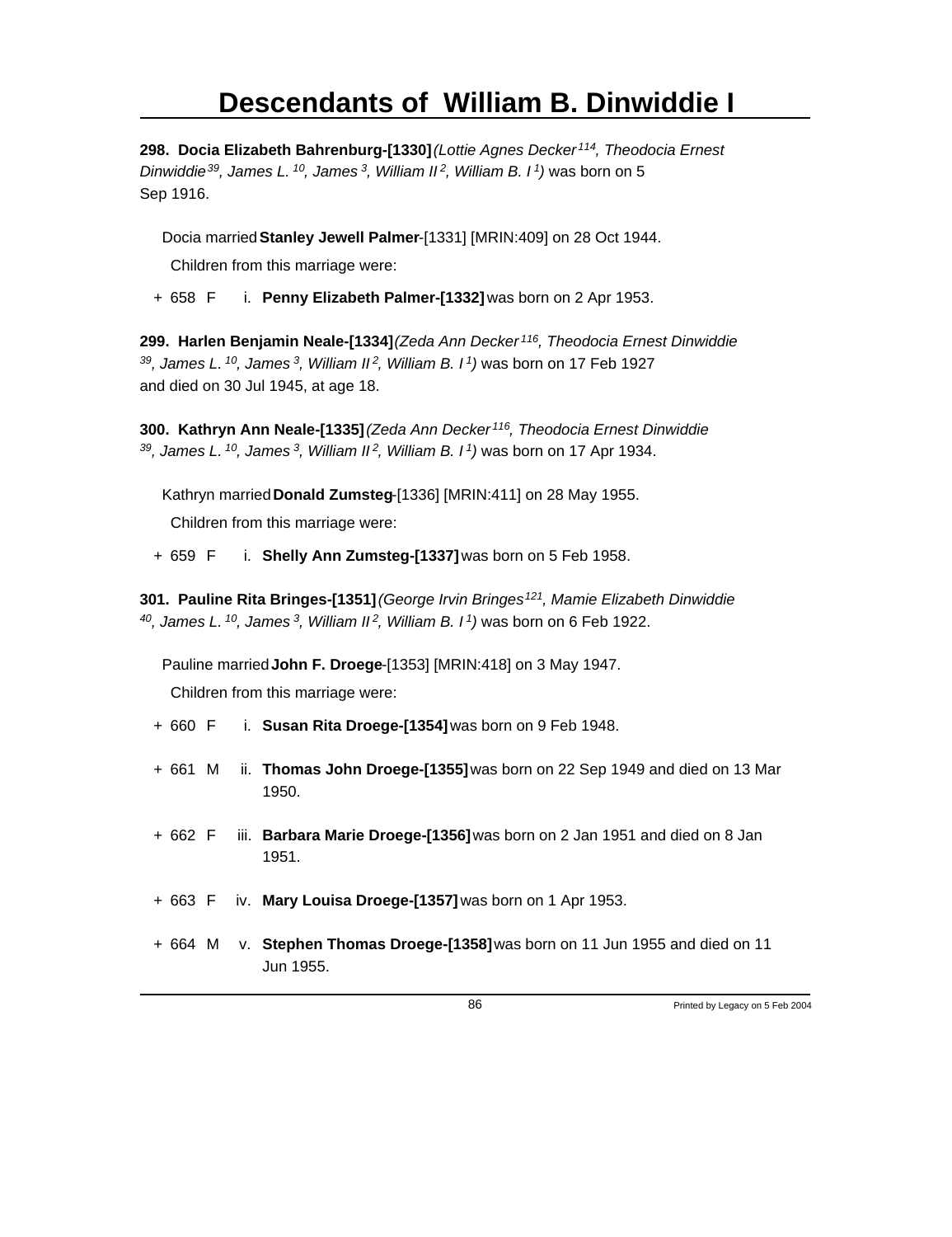# Descendants of William B. Dinwiddie I

**298. Docia Elizabeth Bahrenburg-[1330]** *(Lottie Agnes Decker[114], Theodocia Ernest Dinwiddie[39], James L.[10], James[3], William II[2], William B. I[1])* was born on 5 Sep 1916.

Docia married **Stanley Jewell Palmer**-[1331] [MRIN:409] on 28 Oct 1944.

Children from this marriage were:

+ 658 F i. **Penny Elizabeth Palmer-[1332]** was born on 2 Apr 1953.

**299. Harlen Benjamin Neale-[1334]** *(Zeda Ann Decker[116], Theodocia Ernest Dinwiddie[39], James L.[10], James[3], William II[2], William B. I[1])* was born on 17 Feb 1927 and died on 30 Jul 1945, at age 18.

**300. Kathryn Ann Neale-[1335]** *(Zeda Ann Decker[116], Theodocia Ernest Dinwiddie[39], James L.[10], James[3], William II[2], William B. I[1])* was born on 17 Apr 1934.

Kathryn married **Donald Zumsteg**-[1336] [MRIN:411] on 28 May 1955.

Children from this marriage were:

+ 659 F i. **Shelly Ann Zumsteg-[1337]** was born on 5 Feb 1958.

**301. Pauline Rita Bringes-[1351]** *(George Irvin Bringes[121], Mamie Elizabeth Dinwiddie[40], James L.[10], James[3], William II[2], William B. I[1])* was born on 6 Feb 1922.

Pauline married **John F. Droege**-[1353] [MRIN:418] on 3 May 1947.

Children from this marriage were:

+ 660 F i. **Susan Rita Droege-[1354]** was born on 9 Feb 1948.

+ 661 M ii. **Thomas John Droege-[1355]** was born on 22 Sep 1949 and died on 13 Mar 1950.

+ 662 F iii. **Barbara Marie Droege-[1356]** was born on 2 Jan 1951 and died on 8 Jan 1951.

+ 663 F iv. **Mary Louisa Droege-[1357]** was born on 1 Apr 1953.

+ 664 M v. **Stephen Thomas Droege-[1358]** was born on 11 Jun 1955 and died on 11 Jun 1955.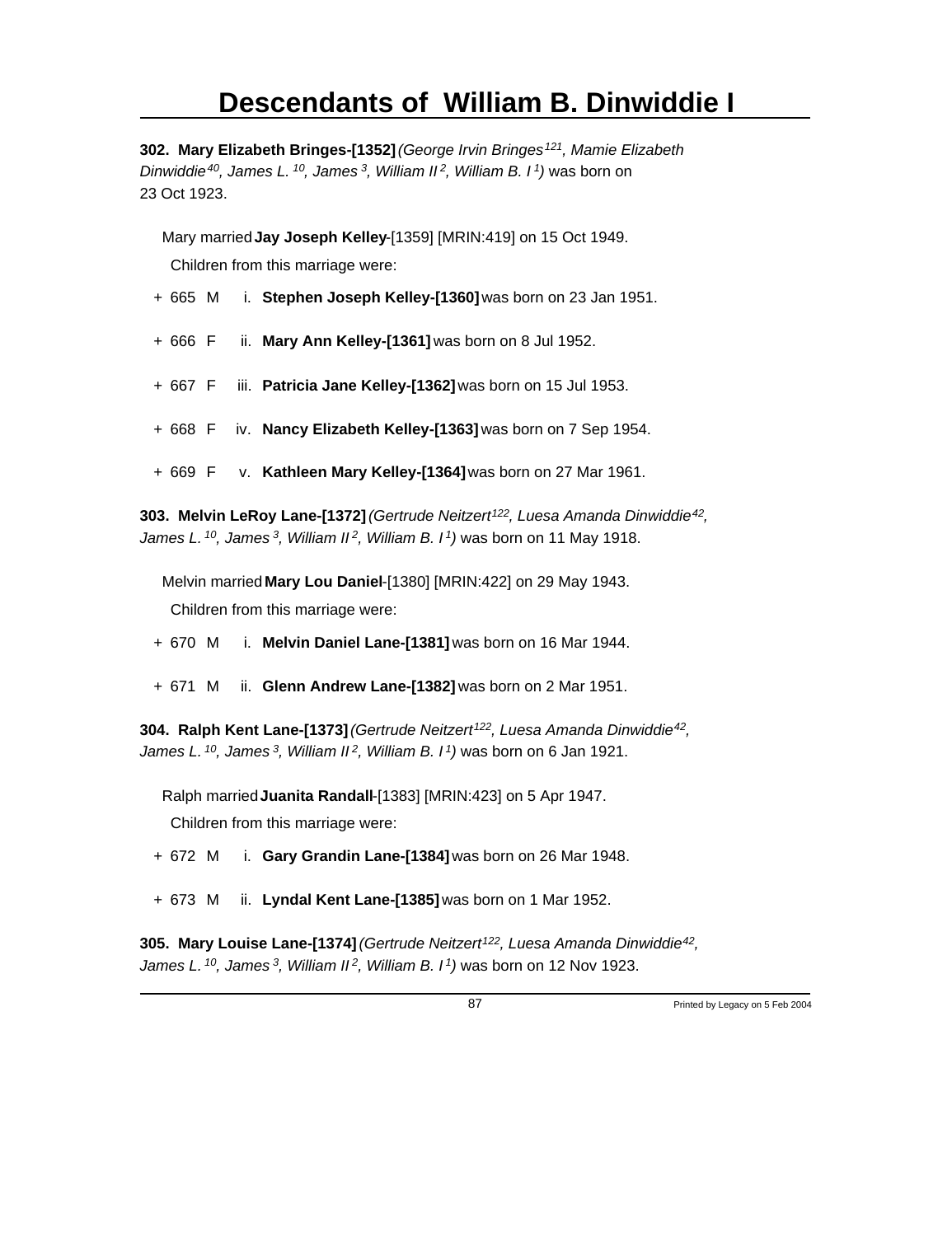# Descendants of William B. Dinwiddie I

**302. Mary Elizabeth Bringes-[1352]** *(George Irvin Bringes[121], Mamie Elizabeth Dinwiddie[40], James L.[10], James[3], William II[2], William B. I[1])* was born on 23 Oct 1923.

Mary married **Jay Joseph Kelley**-[1359] [MRIN:419] on 15 Oct 1949.

Children from this marriage were:

+ 665 M i. **Stephen Joseph Kelley-[1360]** was born on 23 Jan 1951.

+ 666 F ii. **Mary Ann Kelley-[1361]** was born on 8 Jul 1952.

+ 667 F iii. **Patricia Jane Kelley-[1362]** was born on 15 Jul 1953.

+ 668 F iv. **Nancy Elizabeth Kelley-[1363]** was born on 7 Sep 1954.

+ 669 F v. **Kathleen Mary Kelley-[1364]** was born on 27 Mar 1961.

**303. Melvin LeRoy Lane-[1372]** *(Gertrude Neitzert[122], Luesa Amanda Dinwiddie[42], James L.[10], James[3], William II[2], William B. I[1])* was born on 11 May 1918.

Melvin married **Mary Lou Daniel**-[1380] [MRIN:422] on 29 May 1943.

Children from this marriage were:

+ 670 M i. **Melvin Daniel Lane-[1381]** was born on 16 Mar 1944.

+ 671 M ii. **Glenn Andrew Lane-[1382]** was born on 2 Mar 1951.

**304. Ralph Kent Lane-[1373]** *(Gertrude Neitzert[122], Luesa Amanda Dinwiddie[42], James L.[10], James[3], William II[2], William B. I[1])* was born on 6 Jan 1921.

Ralph married **Juanita Randall**-[1383] [MRIN:423] on 5 Apr 1947.

Children from this marriage were:

+ 672 M i. **Gary Grandin Lane-[1384]** was born on 26 Mar 1948.

+ 673 M ii. **Lyndal Kent Lane-[1385]** was born on 1 Mar 1952.

**305. Mary Louise Lane-[1374]** *(Gertrude Neitzert[122], Luesa Amanda Dinwiddie[42], James L.[10], James[3], William II[2], William B. I[1])* was born on 12 Nov 1923.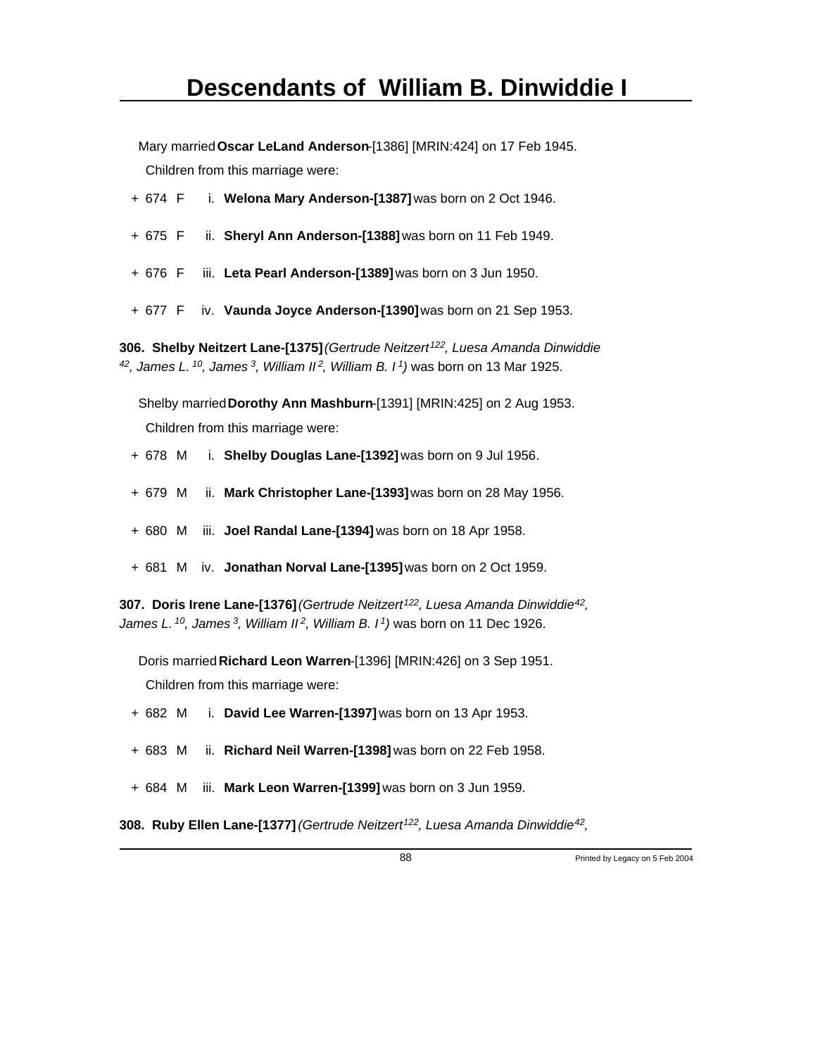Mary married **Oscar LeLand Anderson**-[1386] [MRIN:424] on 17 Feb 1945.

Children from this marriage were:

+ 674 F i. **Welona Mary Anderson-[1387]** was born on 2 Oct 1946.

+ 675 F ii. **Sheryl Ann Anderson-[1388]** was born on 11 Feb 1949.

+ 676 F iii. **Leta Pearl Anderson-[1389]** was born on 3 Jun 1950.

+ 677 F iv. **Vaunda Joyce Anderson-[1390]** was born on 21 Sep 1953.

**306. Shelby Neitzert Lane-[1375]** *(Gertrude Neitzert[122], Luesa Amanda Dinwiddie[42], James L.[10], James[3], William II[2], William B. I[1])* was born on 13 Mar 1925.

Shelby married **Dorothy Ann Mashburn**-[1391] [MRIN:425] on 2 Aug 1953.

Children from this marriage were:

+ 678 M i. **Shelby Douglas Lane-[1392]** was born on 9 Jul 1956.

+ 679 M ii. **Mark Christopher Lane-[1393]** was born on 28 May 1956.

+ 680 M iii. **Joel Randal Lane-[1394]** was born on 18 Apr 1958.

+ 681 M iv. **Jonathan Norval Lane-[1395]** was born on 2 Oct 1959.

**307. Doris Irene Lane-[1376]** *(Gertrude Neitzert[122], Luesa Amanda Dinwiddie[42], James L.[10], James[3], William II[2], William B. I[1])* was born on 11 Dec 1926.

Doris married **Richard Leon Warren**-[1396] [MRIN:426] on 3 Sep 1951.

Children from this marriage were:

+ 682 M i. **David Lee Warren-[1397]** was born on 13 Apr 1953.

+ 683 M ii. **Richard Neil Warren-[1398]** was born on 22 Feb 1958.

+ 684 M iii. **Mark Leon Warren-[1399]** was born on 3 Jun 1959.

**308. Ruby Ellen Lane-[1377]** *(Gertrude Neitzert[122], Luesa Amanda Dinwiddie[42],*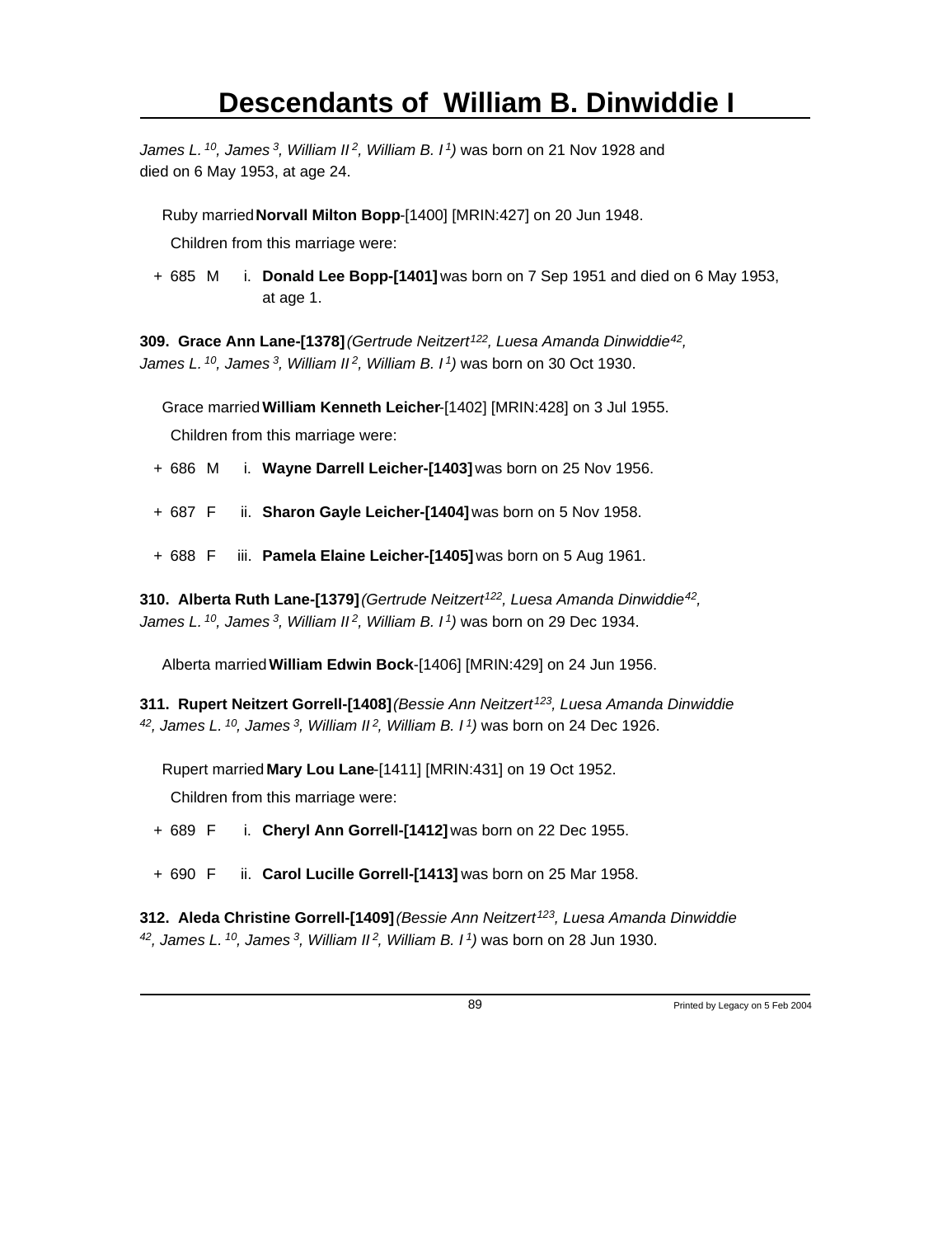*James L.[10], James[3], William II[2], William B. I[1])* was born on 21 Nov 1928 and died on 6 May 1953, at age 24.

Ruby married **Norvall Milton Bopp**-[1400] [MRIN:427] on 20 Jun 1948.

Children from this marriage were:

+ 685 M i. **Donald Lee Bopp-[1401]** was born on 7 Sep 1951 and died on 6 May 1953, at age 1.

**309. Grace Ann Lane-[1378]** *(Gertrude Neitzert[122], Luesa Amanda Dinwiddie[42], James L.[10], James[3], William II[2], William B. I[1])* was born on 30 Oct 1930.

Grace married **William Kenneth Leicher**-[1402] [MRIN:428] on 3 Jul 1955.

Children from this marriage were:

+ 686 M i. **Wayne Darrell Leicher-[1403]** was born on 25 Nov 1956.

+ 687 F ii. **Sharon Gayle Leicher-[1404]** was born on 5 Nov 1958.

+ 688 F iii. **Pamela Elaine Leicher-[1405]** was born on 5 Aug 1961.

**310. Alberta Ruth Lane-[1379]** *(Gertrude Neitzert[122], Luesa Amanda Dinwiddie[42], James L.[10], James[3], William II[2], William B. I[1])* was born on 29 Dec 1934.

Alberta married **William Edwin Bock**-[1406] [MRIN:429] on 24 Jun 1956.

**311. Rupert Neitzert Gorrell-[1408]** *(Bessie Ann Neitzert[123], Luesa Amanda Dinwiddie[42], James L.[10], James[3], William II[2], William B. I[1])* was born on 24 Dec 1926.

Rupert married **Mary Lou Lane**-[1411] [MRIN:431] on 19 Oct 1952.

Children from this marriage were:

+ 689 F i. **Cheryl Ann Gorrell-[1412]** was born on 22 Dec 1955.

+ 690 F ii. **Carol Lucille Gorrell-[1413]** was born on 25 Mar 1958.

**312. Aleda Christine Gorrell-[1409]** *(Bessie Ann Neitzert[123], Luesa Amanda Dinwiddie[42], James L.[10], James[3], William II[2], William B. I[1])* was born on 28 Jun 1930.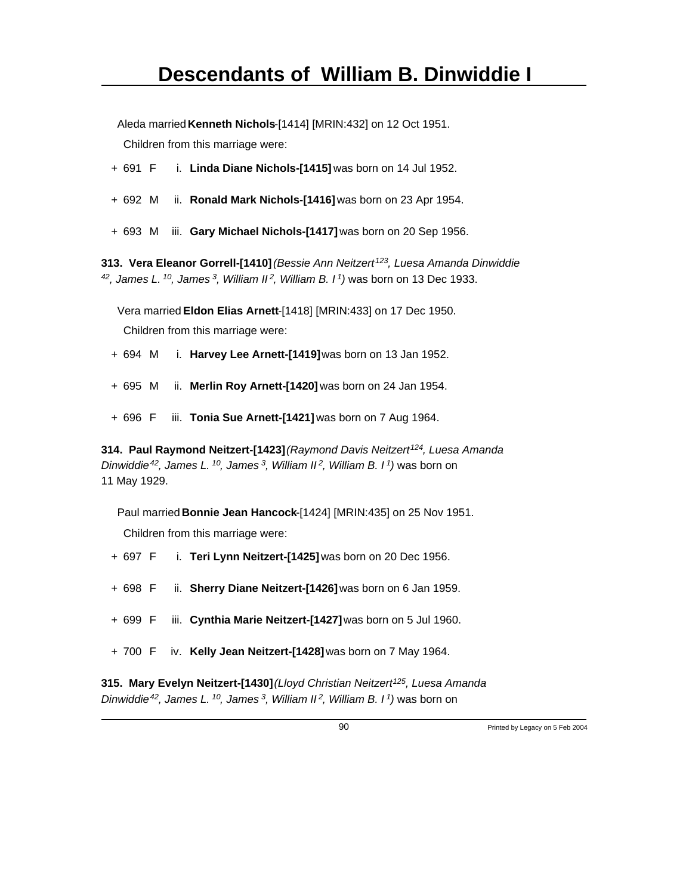Aleda married **Kenneth Nichols**-[1414] [MRIN:432] on 12 Oct 1951.

Children from this marriage were:

+ 691 F i. **Linda Diane Nichols-[1415]** was born on 14 Jul 1952.

+ 692 M ii. **Ronald Mark Nichols-[1416]** was born on 23 Apr 1954.

+ 693 M iii. **Gary Michael Nichols-[1417]** was born on 20 Sep 1956.

**313. Vera Eleanor Gorrell-[1410]** *(Bessie Ann Neitzert[123], Luesa Amanda Dinwiddie[42], James L.[10], James[3], William II[2], William B. I[1])* was born on 13 Dec 1933.

Vera married **Eldon Elias Arnett**-[1418] [MRIN:433] on 17 Dec 1950.

Children from this marriage were:

+ 694 M i. **Harvey Lee Arnett-[1419]** was born on 13 Jan 1952.

+ 695 M ii. **Merlin Roy Arnett-[1420]** was born on 24 Jan 1954.

+ 696 F iii. **Tonia Sue Arnett-[1421]** was born on 7 Aug 1964.

**314. Paul Raymond Neitzert-[1423]** *(Raymond Davis Neitzert[124], Luesa Amanda Dinwiddie[42], James L.[10], James[3], William II[2], William B. I[1])* was born on 11 May 1929.

Paul married **Bonnie Jean Hancock**-[1424] [MRIN:435] on 25 Nov 1951.

Children from this marriage were:

+ 697 F i. **Teri Lynn Neitzert-[1425]** was born on 20 Dec 1956.

+ 698 F ii. **Sherry Diane Neitzert-[1426]** was born on 6 Jan 1959.

+ 699 F iii. **Cynthia Marie Neitzert-[1427]** was born on 5 Jul 1960.

+ 700 F iv. **Kelly Jean Neitzert-[1428]** was born on 7 May 1964.

**315. Mary Evelyn Neitzert-[1430]** *(Lloyd Christian Neitzert[125], Luesa Amanda Dinwiddie[42], James L.[10], James[3], William II[2], William B. I[1])* was born on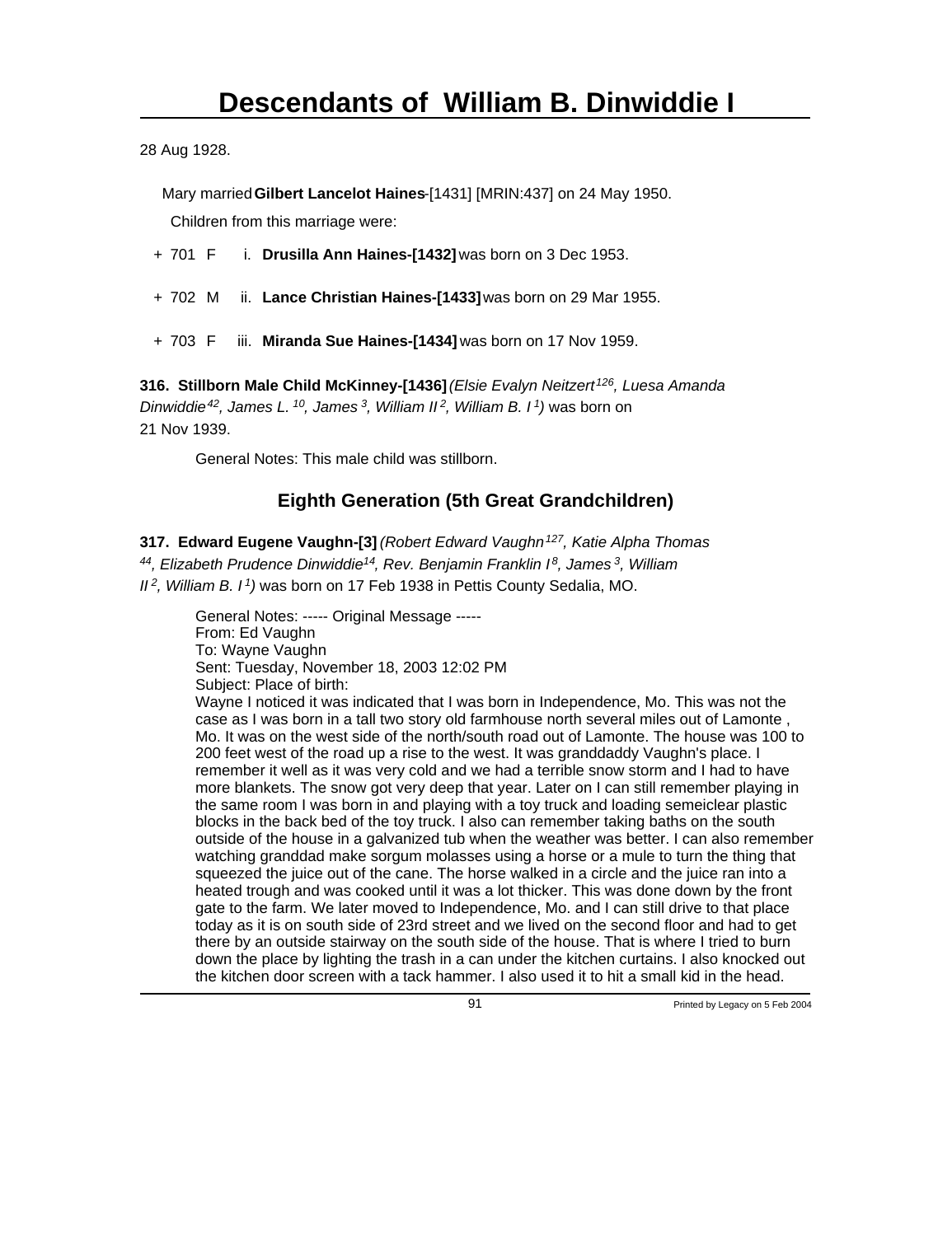28 Aug 1928.

Mary married **Gilbert Lancelot Haines**-[1431] [MRIN:437] on 24 May 1950.

Children from this marriage were:

+ 701 F i. **Drusilla Ann Haines-[1432]** was born on 3 Dec 1953.

+ 702 M ii. **Lance Christian Haines-[1433]** was born on 29 Mar 1955.

+ 703 F iii. **Miranda Sue Haines-[1434]** was born on 17 Nov 1959.

**316. Stillborn Male Child McKinney-[1436]** *(Elsie Evalyn Neitzert[126], Luesa Amanda Dinwiddie[42], James L.[10], James[3], William II[2], William B. I[1])* was born on 21 Nov 1939.

General Notes: This male child was stillborn.

## Eighth Generation (5th Great Grandchildren)

**317. Edward Eugene Vaughn-[3]** *(Robert Edward Vaughn[127], Katie Alpha Thomas[44], Elizabeth Prudence Dinwiddie[14], Rev. Benjamin Franklin I[8], James[3], William II[2], William B. I[1])* was born on 17 Feb 1938 in Pettis County Sedalia, MO.

General Notes: ----- Original Message -----
From: Ed Vaughn
To: Wayne Vaughn
Sent: Tuesday, November 18, 2003 12:02 PM
Subject: Place of birth:
Wayne I noticed it was indicated that I was born in Independence, Mo. This was not the case as I was born in a tall two story old farmhouse north several miles out of Lamonte , Mo. It was on the west side of the north/south road out of Lamonte. The house was 100 to 200 feet west of the road up a rise to the west. It was granddaddy Vaughn's place. I remember it well as it was very cold and we had a terrible snow storm and I had to have more blankets. The snow got very deep that year. Later on I can still remember playing in the same room I was born in and playing with a toy truck and loading semeiclear plastic blocks in the back bed of the toy truck. I also can remember taking baths on the south outside of the house in a galvanized tub when the weather was better. I can also remember watching granddad make sorgum molasses using a horse or a mule to turn the thing that squeezed the juice out of the cane. The horse walked in a circle and the juice ran into a heated trough and was cooked until it was a lot thicker. This was done down by the front gate to the farm. We later moved to Independence, Mo. and I can still drive to that place today as it is on south side of 23rd street and we lived on the second floor and had to get there by an outside stairway on the south side of the house. That is where I tried to burn down the place by lighting the trash in a can under the kitchen curtains. I also knocked out the kitchen door screen with a tack hammer. I also used it to hit a small kid in the head.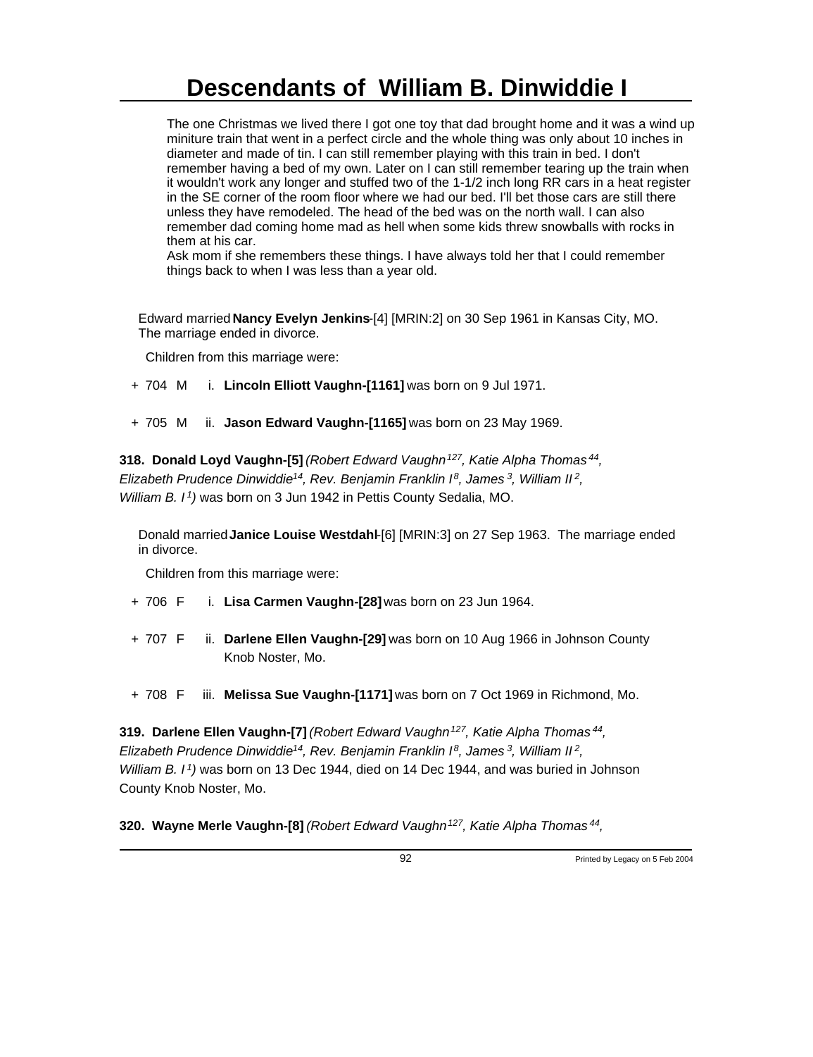The one Christmas we lived there I got one toy that dad brought home and it was a wind up miniture train that went in a perfect circle and the whole thing was only about 10 inches in diameter and made of tin. I can still remember playing with this train in bed. I don't remember having a bed of my own. Later on I can still remember tearing up the train when it wouldn't work any longer and stuffed two of the 1-1/2 inch long RR cars in a heat register in the SE corner of the room floor where we had our bed. I'll bet those cars are still there unless they have remodeled. The head of the bed was on the north wall. I can also remember dad coming home mad as hell when some kids threw snowballs with rocks in them at his car.
Ask mom if she remembers these things. I have always told her that I could remember things back to when I was less than a year old.

Edward married **Nancy Evelyn Jenkins**-[4] [MRIN:2] on 30 Sep 1961 in Kansas City, MO. The marriage ended in divorce.

Children from this marriage were:

+ 704 M i. **Lincoln Elliott Vaughn-[1161]** was born on 9 Jul 1971.

+ 705 M ii. **Jason Edward Vaughn-[1165]** was born on 23 May 1969.

**318. Donald Loyd Vaughn-[5]** *(Robert Edward Vaughn[127], Katie Alpha Thomas[44], Elizabeth Prudence Dinwiddie[14], Rev. Benjamin Franklin I[8], James[3], William II[2], William B. I[1])* was born on 3 Jun 1942 in Pettis County Sedalia, MO.

Donald married **Janice Louise Westdahl**-[6] [MRIN:3] on 27 Sep 1963. The marriage ended in divorce.

Children from this marriage were:

+ 706 F i. **Lisa Carmen Vaughn-[28]** was born on 23 Jun 1964.

+ 707 F ii. **Darlene Ellen Vaughn-[29]** was born on 10 Aug 1966 in Johnson County Knob Noster, Mo.

+ 708 F iii. **Melissa Sue Vaughn-[1171]** was born on 7 Oct 1969 in Richmond, Mo.

**319. Darlene Ellen Vaughn-[7]** *(Robert Edward Vaughn[127], Katie Alpha Thomas[44], Elizabeth Prudence Dinwiddie[14], Rev. Benjamin Franklin I[8], James[3], William II[2], William B. I[1])* was born on 13 Dec 1944, died on 14 Dec 1944, and was buried in Johnson County Knob Noster, Mo.

**320. Wayne Merle Vaughn-[8]** *(Robert Edward Vaughn[127], Katie Alpha Thomas[44],*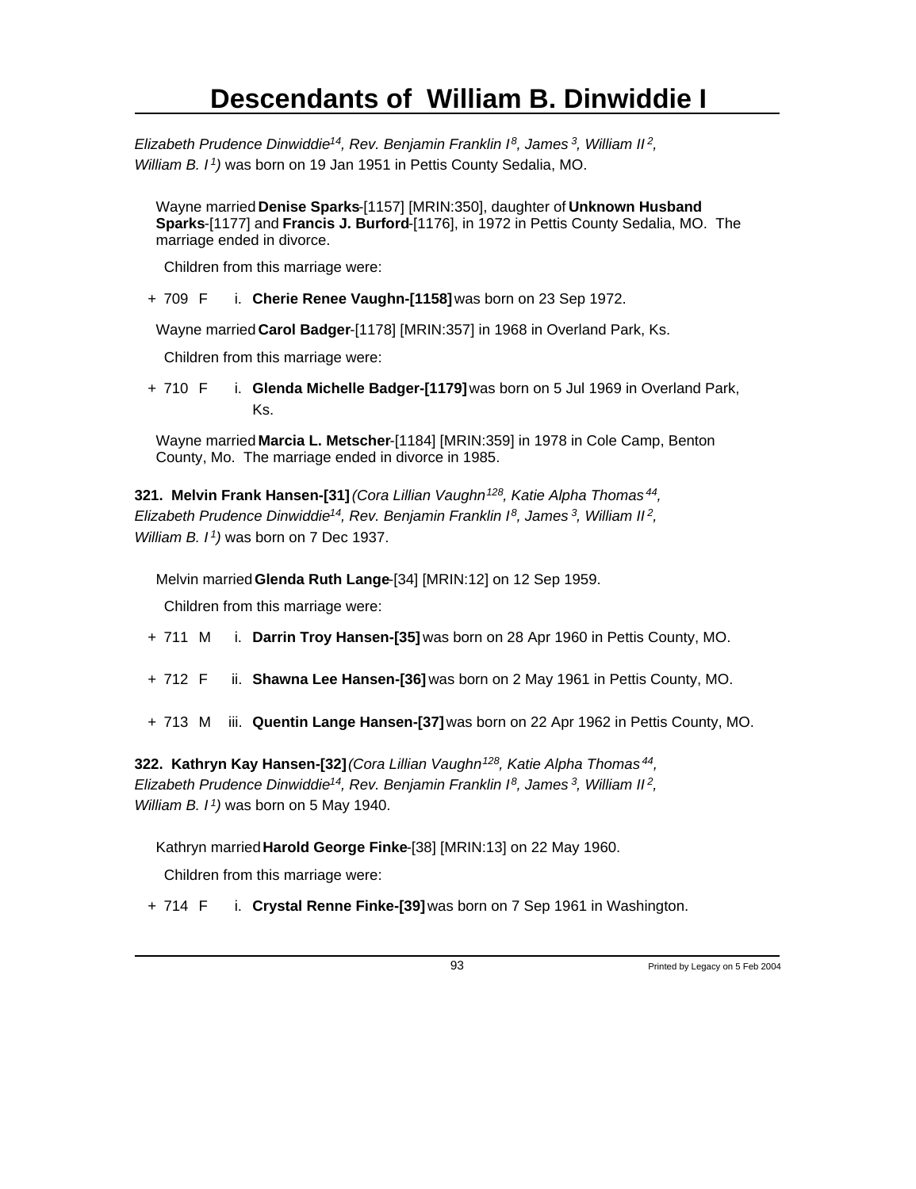*Elizabeth Prudence Dinwiddie[14], Rev. Benjamin Franklin I[8], James[3], William II[2], William B. I[1])* was born on 19 Jan 1951 in Pettis County Sedalia, MO.

Wayne married **Denise Sparks**-[1157] [MRIN:350], daughter of **Unknown Husband Sparks**-[1177] and **Francis J. Burford**-[1176], in 1972 in Pettis County Sedalia, MO. The marriage ended in divorce.

Children from this marriage were:

+ 709 F i. **Cherie Renee Vaughn-[1158]** was born on 23 Sep 1972.

Wayne married **Carol Badger**-[1178] [MRIN:357] in 1968 in Overland Park, Ks.

Children from this marriage were:

+ 710 F i. **Glenda Michelle Badger-[1179]** was born on 5 Jul 1969 in Overland Park, Ks.

Wayne married **Marcia L. Metscher**-[1184] [MRIN:359] in 1978 in Cole Camp, Benton County, Mo. The marriage ended in divorce in 1985.

**321. Melvin Frank Hansen-[31]** *(Cora Lillian Vaughn[128], Katie Alpha Thomas[44], Elizabeth Prudence Dinwiddie[14], Rev. Benjamin Franklin I[8], James[3], William II[2], William B. I[1])* was born on 7 Dec 1937.

Melvin married **Glenda Ruth Lange**-[34] [MRIN:12] on 12 Sep 1959.

Children from this marriage were:

+ 711 M i. **Darrin Troy Hansen-[35]** was born on 28 Apr 1960 in Pettis County, MO.

+ 712 F ii. **Shawna Lee Hansen-[36]** was born on 2 May 1961 in Pettis County, MO.

+ 713 M iii. **Quentin Lange Hansen-[37]** was born on 22 Apr 1962 in Pettis County, MO.

**322. Kathryn Kay Hansen-[32]** *(Cora Lillian Vaughn[128], Katie Alpha Thomas[44], Elizabeth Prudence Dinwiddie[14], Rev. Benjamin Franklin I[8], James[3], William II[2], William B. I[1])* was born on 5 May 1940.

Kathryn married **Harold George Finke**-[38] [MRIN:13] on 22 May 1960.

Children from this marriage were:

+ 714 F i. **Crystal Renne Finke-[39]** was born on 7 Sep 1961 in Washington.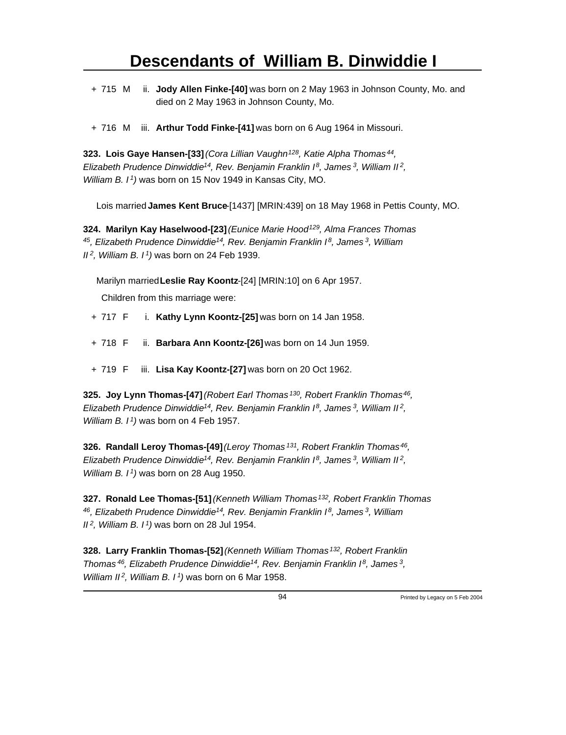+ 715 M ii. **Jody Allen Finke-[40]** was born on 2 May 1963 in Johnson County, Mo. and died on 2 May 1963 in Johnson County, Mo.

+ 716 M iii. **Arthur Todd Finke-[41]** was born on 6 Aug 1964 in Missouri.

**323. Lois Gaye Hansen-[33]** *(Cora Lillian Vaughn[128], Katie Alpha Thomas[44], Elizabeth Prudence Dinwiddie[14], Rev. Benjamin Franklin I[8], James[3], William II[2], William B. I[1])* was born on 15 Nov 1949 in Kansas City, MO.

Lois married **James Kent Bruce**-[1437] [MRIN:439] on 18 May 1968 in Pettis County, MO.

**324. Marilyn Kay Haselwood-[23]** *(Eunice Marie Hood[129], Alma Frances Thomas[45], Elizabeth Prudence Dinwiddie[14], Rev. Benjamin Franklin I[8], James[3], William II[2], William B. I[1])* was born on 24 Feb 1939.

Marilyn married **Leslie Ray Koontz**-[24] [MRIN:10] on 6 Apr 1957.

Children from this marriage were:

+ 717 F i. **Kathy Lynn Koontz-[25]** was born on 14 Jan 1958.

+ 718 F ii. **Barbara Ann Koontz-[26]** was born on 14 Jun 1959.

+ 719 F iii. **Lisa Kay Koontz-[27]** was born on 20 Oct 1962.

**325. Joy Lynn Thomas-[47]** *(Robert Earl Thomas[130], Robert Franklin Thomas[46], Elizabeth Prudence Dinwiddie[14], Rev. Benjamin Franklin I[8], James[3], William II[2], William B. I[1])* was born on 4 Feb 1957.

**326. Randall Leroy Thomas-[49]** *(Leroy Thomas[131], Robert Franklin Thomas[46], Elizabeth Prudence Dinwiddie[14], Rev. Benjamin Franklin I[8], James[3], William II[2], William B. I[1])* was born on 28 Aug 1950.

**327. Ronald Lee Thomas-[51]** *(Kenneth William Thomas[132], Robert Franklin Thomas[46], Elizabeth Prudence Dinwiddie[14], Rev. Benjamin Franklin I[8], James[3], William II[2], William B. I[1])* was born on 28 Jul 1954.

**328. Larry Franklin Thomas-[52]** *(Kenneth William Thomas[132], Robert Franklin Thomas[46], Elizabeth Prudence Dinwiddie[14], Rev. Benjamin Franklin I[8], James[3], William II[2], William B. I[1])* was born on 6 Mar 1958.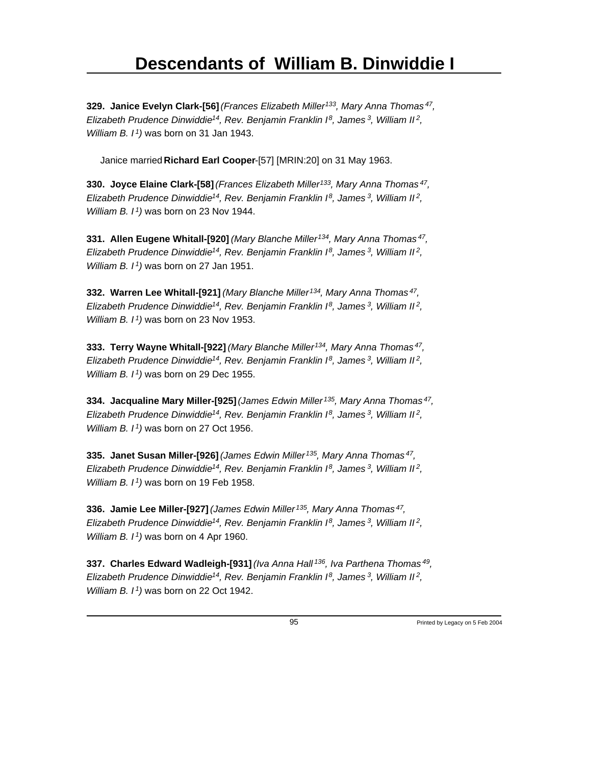# Descendants of William B. Dinwiddie I

**329. Janice Evelyn Clark-[56]** *(Frances Elizabeth Miller[133], Mary Anna Thomas[47], Elizabeth Prudence Dinwiddie[14], Rev. Benjamin Franklin I[8], James[3], William II[2], William B. I[1])* was born on 31 Jan 1943.

Janice married **Richard Earl Cooper**-[57] [MRIN:20] on 31 May 1963.

**330. Joyce Elaine Clark-[58]** *(Frances Elizabeth Miller[133], Mary Anna Thomas[47], Elizabeth Prudence Dinwiddie[14], Rev. Benjamin Franklin I[8], James[3], William II[2], William B. I[1])* was born on 23 Nov 1944.

**331. Allen Eugene Whitall-[920]** *(Mary Blanche Miller[134], Mary Anna Thomas[47], Elizabeth Prudence Dinwiddie[14], Rev. Benjamin Franklin I[8], James[3], William II[2], William B. I[1])* was born on 27 Jan 1951.

**332. Warren Lee Whitall-[921]** *(Mary Blanche Miller[134], Mary Anna Thomas[47], Elizabeth Prudence Dinwiddie[14], Rev. Benjamin Franklin I[8], James[3], William II[2], William B. I[1])* was born on 23 Nov 1953.

**333. Terry Wayne Whitall-[922]** *(Mary Blanche Miller[134], Mary Anna Thomas[47], Elizabeth Prudence Dinwiddie[14], Rev. Benjamin Franklin I[8], James[3], William II[2], William B. I[1])* was born on 29 Dec 1955.

**334. Jacqualine Mary Miller-[925]** *(James Edwin Miller[135], Mary Anna Thomas[47], Elizabeth Prudence Dinwiddie[14], Rev. Benjamin Franklin I[8], James[3], William II[2], William B. I[1])* was born on 27 Oct 1956.

**335. Janet Susan Miller-[926]** *(James Edwin Miller[135], Mary Anna Thomas[47], Elizabeth Prudence Dinwiddie[14], Rev. Benjamin Franklin I[8], James[3], William II[2], William B. I[1])* was born on 19 Feb 1958.

**336. Jamie Lee Miller-[927]** *(James Edwin Miller[135], Mary Anna Thomas[47], Elizabeth Prudence Dinwiddie[14], Rev. Benjamin Franklin I[8], James[3], William II[2], William B. I[1])* was born on 4 Apr 1960.

**337. Charles Edward Wadleigh-[931]** *(Iva Anna Hall[136], Iva Parthena Thomas[49], Elizabeth Prudence Dinwiddie[14], Rev. Benjamin Franklin I[8], James[3], William II[2], William B. I[1])* was born on 22 Oct 1942.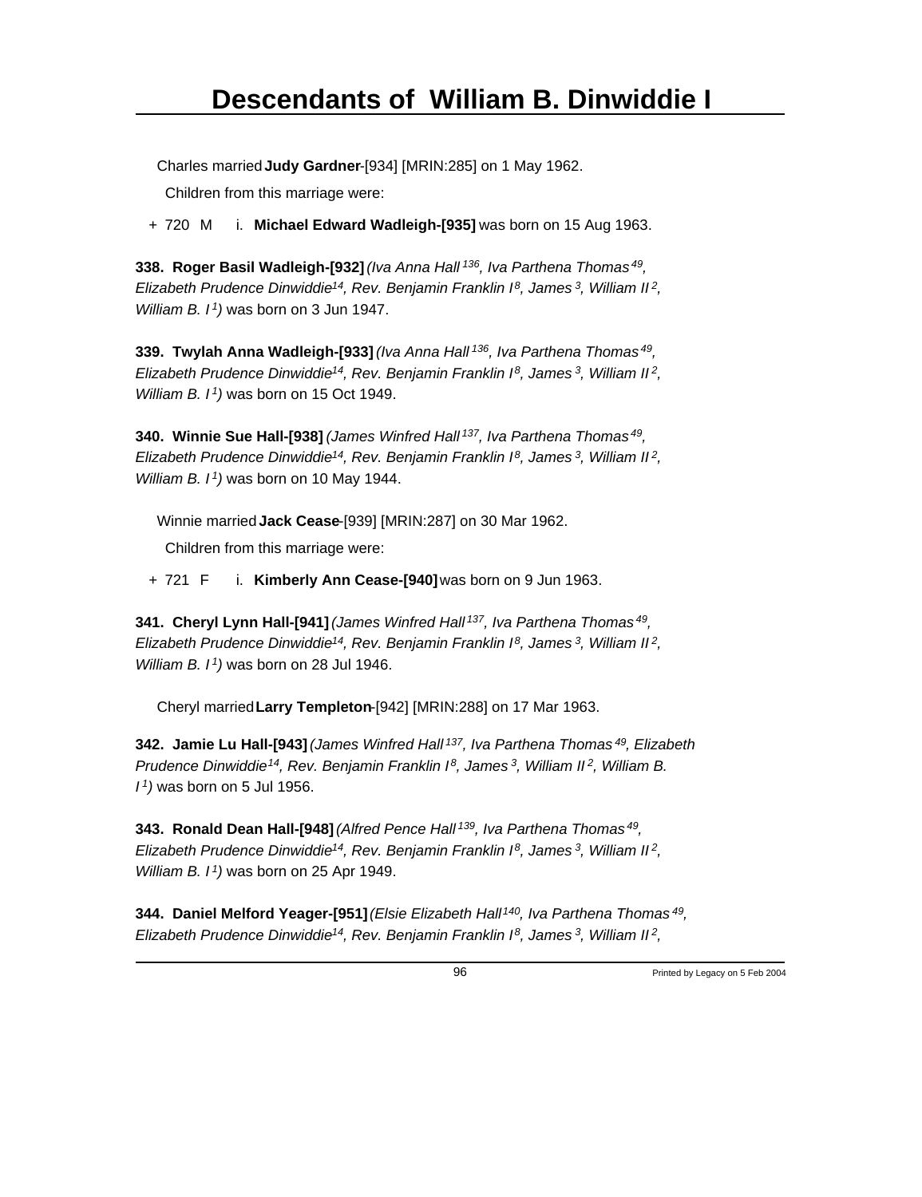Charles married **Judy Gardner**-[934] [MRIN:285] on 1 May 1962.

Children from this marriage were:

+ 720 M i. **Michael Edward Wadleigh-[935]** was born on 15 Aug 1963.

**338. Roger Basil Wadleigh-[932]** *(Iva Anna Hall[136], Iva Parthena Thomas[49], Elizabeth Prudence Dinwiddie[14], Rev. Benjamin Franklin I[8], James[3], William II[2], William B. I[1])* was born on 3 Jun 1947.

**339. Twylah Anna Wadleigh-[933]** *(Iva Anna Hall[136], Iva Parthena Thomas[49], Elizabeth Prudence Dinwiddie[14], Rev. Benjamin Franklin I[8], James[3], William II[2], William B. I[1])* was born on 15 Oct 1949.

**340. Winnie Sue Hall-[938]** *(James Winfred Hall[137], Iva Parthena Thomas[49], Elizabeth Prudence Dinwiddie[14], Rev. Benjamin Franklin I[8], James[3], William II[2], William B. I[1])* was born on 10 May 1944.

Winnie married **Jack Cease**-[939] [MRIN:287] on 30 Mar 1962.

Children from this marriage were:

+ 721 F i. **Kimberly Ann Cease-[940]** was born on 9 Jun 1963.

**341. Cheryl Lynn Hall-[941]** *(James Winfred Hall[137], Iva Parthena Thomas[49], Elizabeth Prudence Dinwiddie[14], Rev. Benjamin Franklin I[8], James[3], William II[2], William B. I[1])* was born on 28 Jul 1946.

Cheryl married **Larry Templeton**-[942] [MRIN:288] on 17 Mar 1963.

**342. Jamie Lu Hall-[943]** *(James Winfred Hall[137], Iva Parthena Thomas[49], Elizabeth Prudence Dinwiddie[14], Rev. Benjamin Franklin I[8], James[3], William II[2], William B. I[1])* was born on 5 Jul 1956.

**343. Ronald Dean Hall-[948]** *(Alfred Pence Hall[139], Iva Parthena Thomas[49], Elizabeth Prudence Dinwiddie[14], Rev. Benjamin Franklin I[8], James[3], William II[2], William B. I[1])* was born on 25 Apr 1949.

**344. Daniel Melford Yeager-[951]** *(Elsie Elizabeth Hall[140], Iva Parthena Thomas[49], Elizabeth Prudence Dinwiddie[14], Rev. Benjamin Franklin I[8], James[3], William II[2],*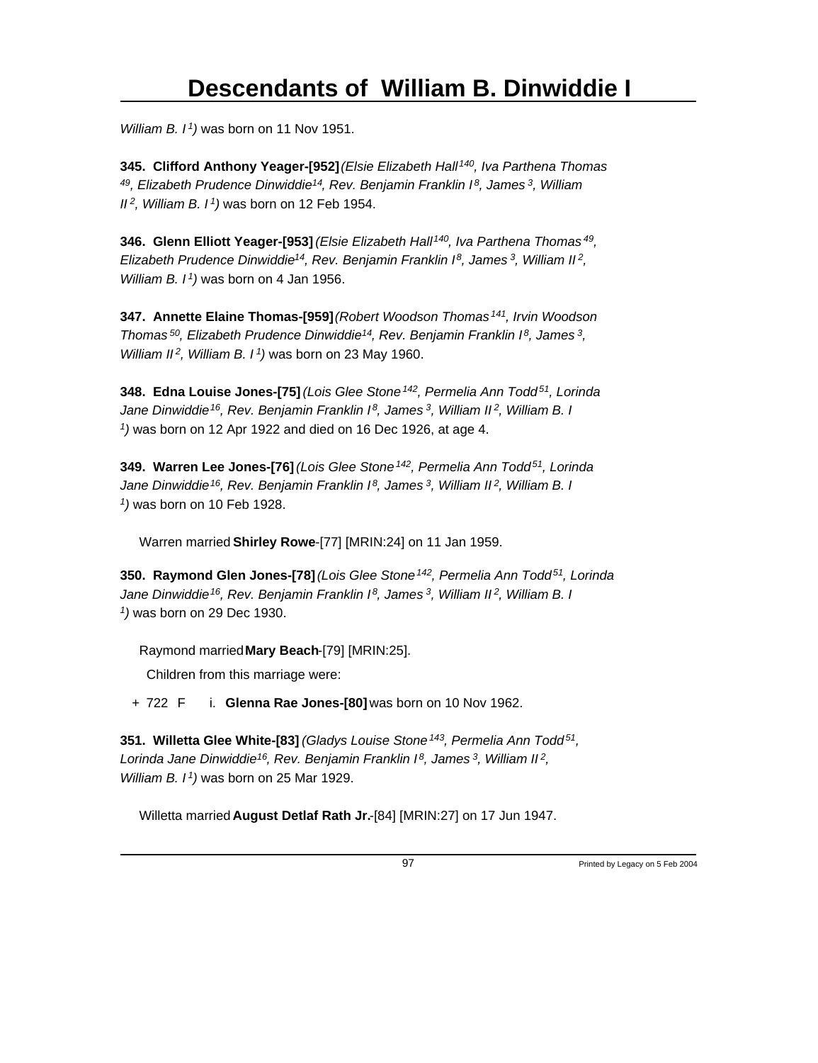*William B. I[1])* was born on 11 Nov 1951.

**345. Clifford Anthony Yeager-[952]** *(Elsie Elizabeth Hall[140], Iva Parthena Thomas[49], Elizabeth Prudence Dinwiddie[14], Rev. Benjamin Franklin I[8], James[3], William II[2], William B. I[1])* was born on 12 Feb 1954.

**346. Glenn Elliott Yeager-[953]** *(Elsie Elizabeth Hall[140], Iva Parthena Thomas[49], Elizabeth Prudence Dinwiddie[14], Rev. Benjamin Franklin I[8], James[3], William II[2], William B. I[1])* was born on 4 Jan 1956.

**347. Annette Elaine Thomas-[959]** *(Robert Woodson Thomas[141], Irvin Woodson Thomas[50], Elizabeth Prudence Dinwiddie[14], Rev. Benjamin Franklin I[8], James[3], William II[2], William B. I[1])* was born on 23 May 1960.

**348. Edna Louise Jones-[75]** *(Lois Glee Stone[142], Permelia Ann Todd[51], Lorinda Jane Dinwiddie[16], Rev. Benjamin Franklin I[8], James[3], William II[2], William B. I[1])* was born on 12 Apr 1922 and died on 16 Dec 1926, at age 4.

**349. Warren Lee Jones-[76]** *(Lois Glee Stone[142], Permelia Ann Todd[51], Lorinda Jane Dinwiddie[16], Rev. Benjamin Franklin I[8], James[3], William II[2], William B. I[1])* was born on 10 Feb 1928.

Warren married **Shirley Rowe**-[77] [MRIN:24] on 11 Jan 1959.

**350. Raymond Glen Jones-[78]** *(Lois Glee Stone[142], Permelia Ann Todd[51], Lorinda Jane Dinwiddie[16], Rev. Benjamin Franklin I[8], James[3], William II[2], William B. I[1])* was born on 29 Dec 1930.

Raymond married **Mary Beach**-[79] [MRIN:25].

Children from this marriage were:

\+ 722 F i. **Glenna Rae Jones-[80]** was born on 10 Nov 1962.

**351. Willetta Glee White-[83]** *(Gladys Louise Stone[143], Permelia Ann Todd[51], Lorinda Jane Dinwiddie[16], Rev. Benjamin Franklin I[8], James[3], William II[2], William B. I[1])* was born on 25 Mar 1929.

Willetta married **August Detlaf Rath Jr.**-[84] [MRIN:27] on 17 Jun 1947.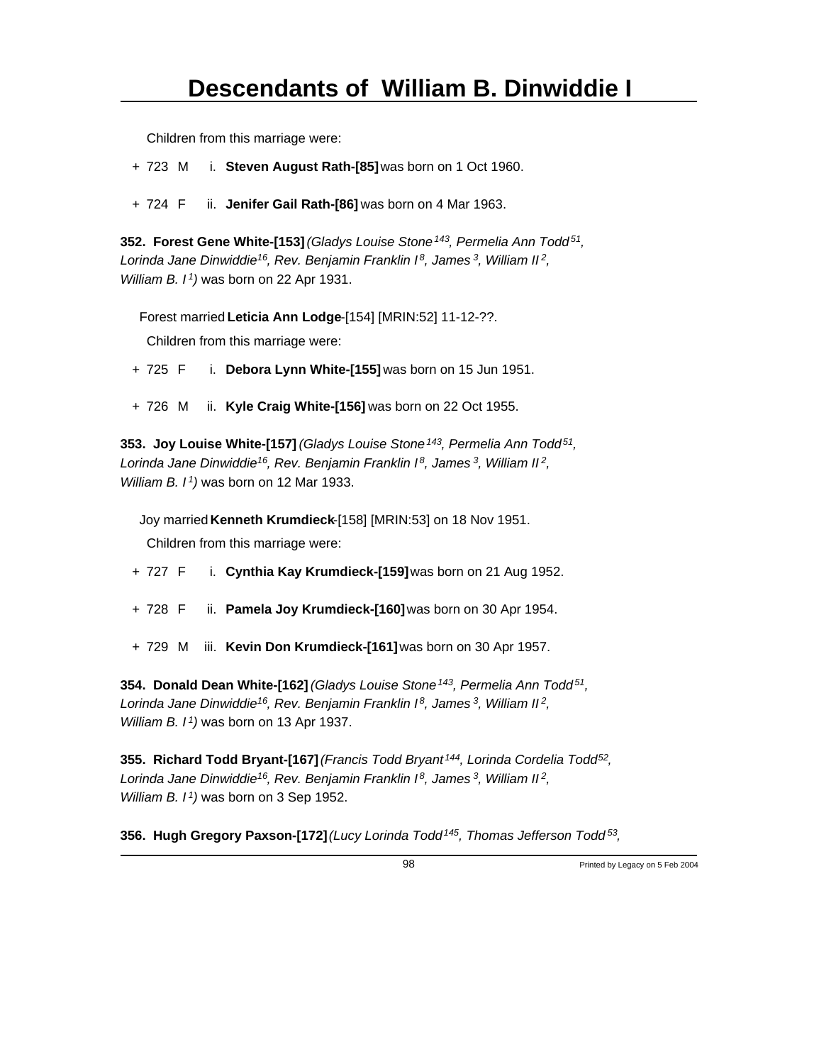Children from this marriage were:

+ 723 M i. **Steven August Rath-[85]** was born on 1 Oct 1960.

+ 724 F ii. **Jenifer Gail Rath-[86]** was born on 4 Mar 1963.

**352. Forest Gene White-[153]** *(Gladys Louise Stone[143], Permelia Ann Todd[51], Lorinda Jane Dinwiddie[16], Rev. Benjamin Franklin I[8], James[3], William II[2], William B. I[1])* was born on 22 Apr 1931.

Forest married **Leticia Ann Lodge**-[154] [MRIN:52] 11-12-??.

Children from this marriage were:

+ 725 F i. **Debora Lynn White-[155]** was born on 15 Jun 1951.

+ 726 M ii. **Kyle Craig White-[156]** was born on 22 Oct 1955.

**353. Joy Louise White-[157]** *(Gladys Louise Stone[143], Permelia Ann Todd[51], Lorinda Jane Dinwiddie[16], Rev. Benjamin Franklin I[8], James[3], William II[2], William B. I[1])* was born on 12 Mar 1933.

Joy married **Kenneth Krumdieck**-[158] [MRIN:53] on 18 Nov 1951.

Children from this marriage were:

+ 727 F i. **Cynthia Kay Krumdieck-[159]** was born on 21 Aug 1952.

+ 728 F ii. **Pamela Joy Krumdieck-[160]** was born on 30 Apr 1954.

+ 729 M iii. **Kevin Don Krumdieck-[161]** was born on 30 Apr 1957.

**354. Donald Dean White-[162]** *(Gladys Louise Stone[143], Permelia Ann Todd[51], Lorinda Jane Dinwiddie[16], Rev. Benjamin Franklin I[8], James[3], William II[2], William B. I[1])* was born on 13 Apr 1937.

**355. Richard Todd Bryant-[167]** *(Francis Todd Bryant[144], Lorinda Cordelia Todd[52], Lorinda Jane Dinwiddie[16], Rev. Benjamin Franklin I[8], James[3], William II[2], William B. I[1])* was born on 3 Sep 1952.

**356. Hugh Gregory Paxson-[172]** *(Lucy Lorinda Todd[145], Thomas Jefferson Todd[53],*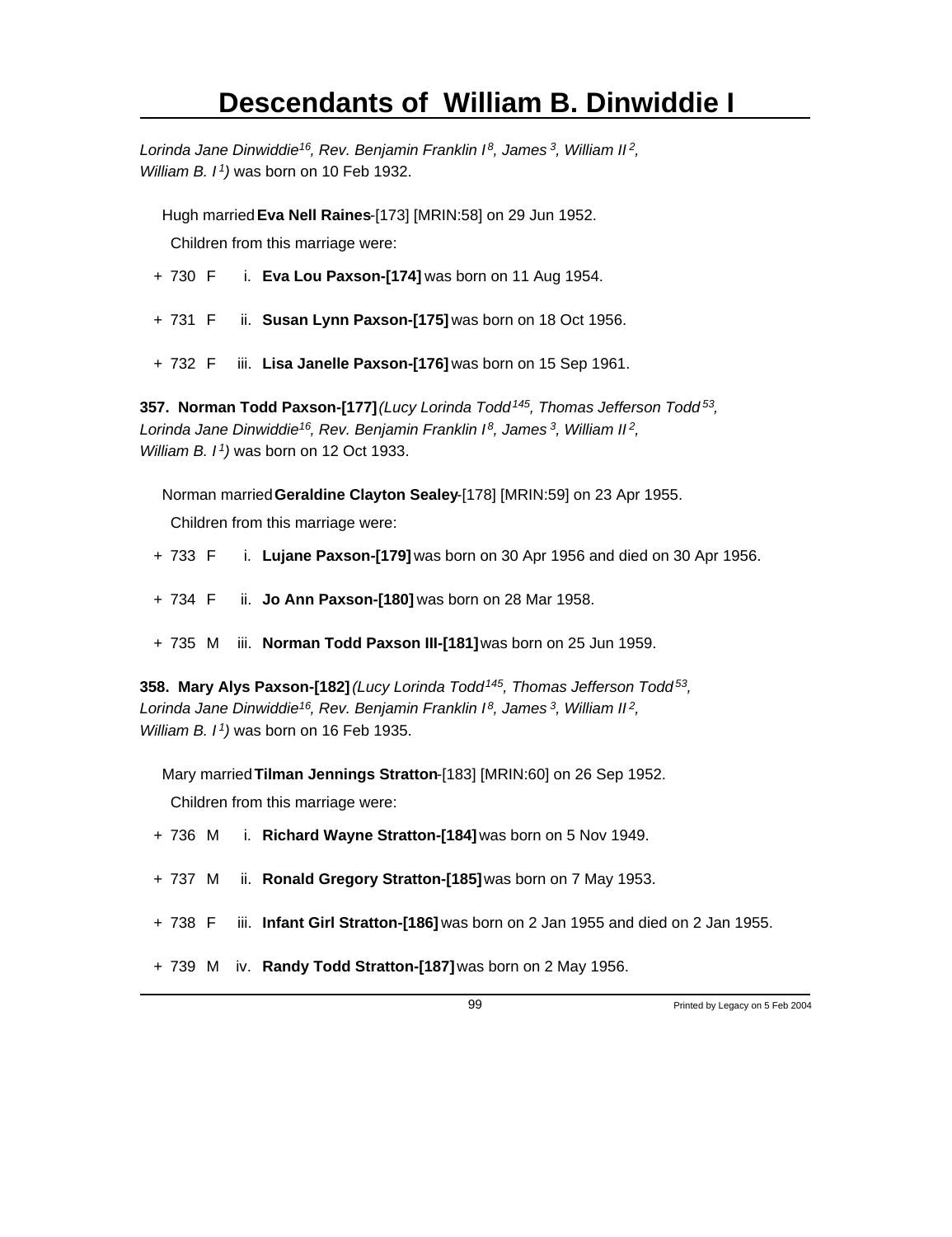# Descendants of William B. Dinwiddie I

*Lorinda Jane Dinwiddie[16], Rev. Benjamin Franklin I[8], James[3], William II[2], William B. I[1])* was born on 10 Feb 1932.

Hugh married **Eva Nell Raines**-[173] [MRIN:58] on 29 Jun 1952.

Children from this marriage were:

+ 730 F i. **Eva Lou Paxson-[174]** was born on 11 Aug 1954.

+ 731 F ii. **Susan Lynn Paxson-[175]** was born on 18 Oct 1956.

+ 732 F iii. **Lisa Janelle Paxson-[176]** was born on 15 Sep 1961.

**357. Norman Todd Paxson-[177]** *(Lucy Lorinda Todd[145], Thomas Jefferson Todd[53], Lorinda Jane Dinwiddie[16], Rev. Benjamin Franklin I[8], James[3], William II[2], William B. I[1])* was born on 12 Oct 1933.

Norman married **Geraldine Clayton Sealey**-[178] [MRIN:59] on 23 Apr 1955.

Children from this marriage were:

+ 733 F i. **Lujane Paxson-[179]** was born on 30 Apr 1956 and died on 30 Apr 1956.

+ 734 F ii. **Jo Ann Paxson-[180]** was born on 28 Mar 1958.

+ 735 M iii. **Norman Todd Paxson III-[181]** was born on 25 Jun 1959.

**358. Mary Alys Paxson-[182]** *(Lucy Lorinda Todd[145], Thomas Jefferson Todd[53], Lorinda Jane Dinwiddie[16], Rev. Benjamin Franklin I[8], James[3], William II[2], William B. I[1])* was born on 16 Feb 1935.

Mary married **Tilman Jennings Stratton**-[183] [MRIN:60] on 26 Sep 1952.

Children from this marriage were:

+ 736 M i. **Richard Wayne Stratton-[184]** was born on 5 Nov 1949.

+ 737 M ii. **Ronald Gregory Stratton-[185]** was born on 7 May 1953.

+ 738 F iii. **Infant Girl Stratton-[186]** was born on 2 Jan 1955 and died on 2 Jan 1955.

+ 739 M iv. **Randy Todd Stratton-[187]** was born on 2 May 1956.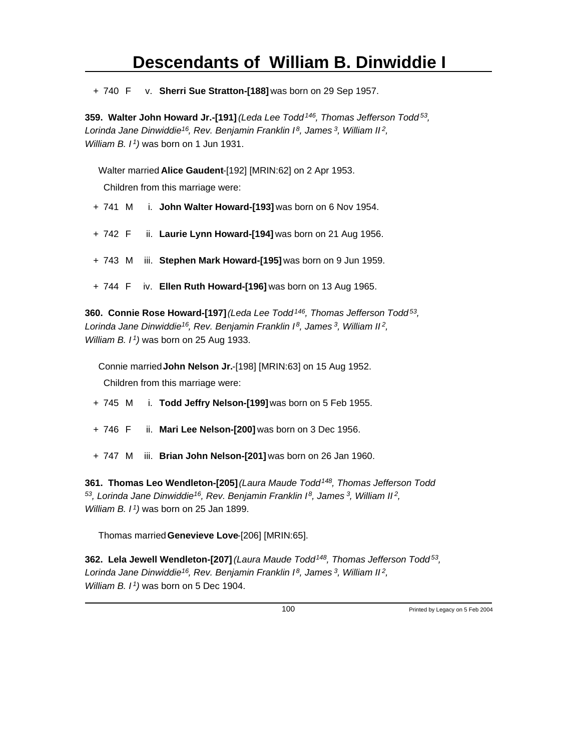+ 740 F v. **Sherri Sue Stratton-[188]** was born on 29 Sep 1957.

**359. Walter John Howard Jr.-[191]** *(Leda Lee Todd[146], Thomas Jefferson Todd[53], Lorinda Jane Dinwiddie[16], Rev. Benjamin Franklin I[8], James[3], William II[2], William B. I[1])* was born on 1 Jun 1931.

Walter married **Alice Gaudent**-[192] [MRIN:62] on 2 Apr 1953.

Children from this marriage were:

+ 741 M i. **John Walter Howard-[193]** was born on 6 Nov 1954.

+ 742 F ii. **Laurie Lynn Howard-[194]** was born on 21 Aug 1956.

+ 743 M iii. **Stephen Mark Howard-[195]** was born on 9 Jun 1959.

+ 744 F iv. **Ellen Ruth Howard-[196]** was born on 13 Aug 1965.

**360. Connie Rose Howard-[197]** *(Leda Lee Todd[146], Thomas Jefferson Todd[53], Lorinda Jane Dinwiddie[16], Rev. Benjamin Franklin I[8], James[3], William II[2], William B. I[1])* was born on 25 Aug 1933.

Connie married **John Nelson Jr.**-[198] [MRIN:63] on 15 Aug 1952.

Children from this marriage were:

+ 745 M i. **Todd Jeffry Nelson-[199]** was born on 5 Feb 1955.

+ 746 F ii. **Mari Lee Nelson-[200]** was born on 3 Dec 1956.

+ 747 M iii. **Brian John Nelson-[201]** was born on 26 Jan 1960.

**361. Thomas Leo Wendleton-[205]** *(Laura Maude Todd[148], Thomas Jefferson Todd[53], Lorinda Jane Dinwiddie[16], Rev. Benjamin Franklin I[8], James[3], William II[2], William B. I[1])* was born on 25 Jan 1899.

Thomas married **Genevieve Love**-[206] [MRIN:65].

**362. Lela Jewell Wendleton-[207]** *(Laura Maude Todd[148], Thomas Jefferson Todd[53], Lorinda Jane Dinwiddie[16], Rev. Benjamin Franklin I[8], James[3], William II[2], William B. I[1])* was born on 5 Dec 1904.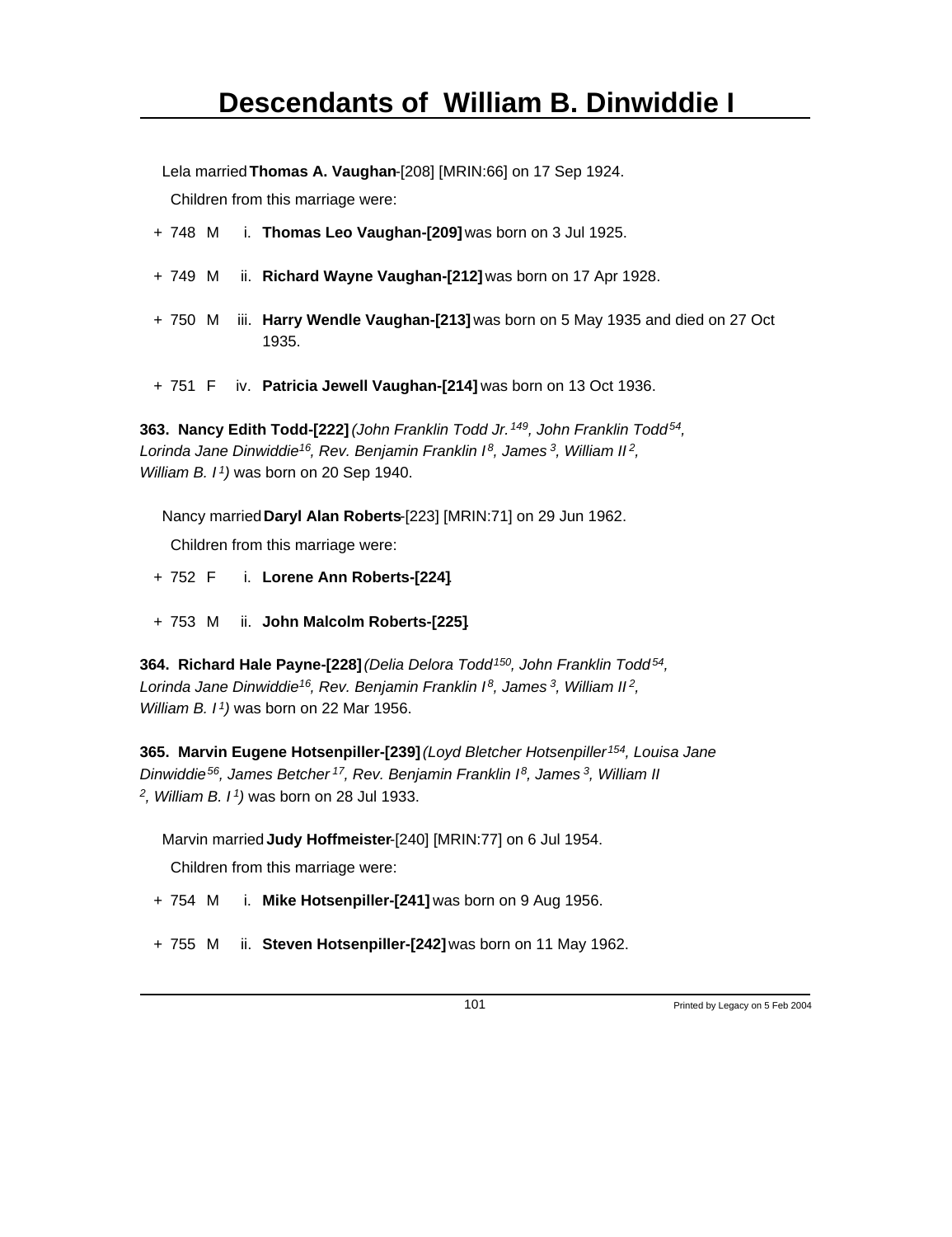Lela married **Thomas A. Vaughan**-[208] [MRIN:66] on 17 Sep 1924.

Children from this marriage were:

+ 748 M i. **Thomas Leo Vaughan-[209]** was born on 3 Jul 1925.
+ 749 M ii. **Richard Wayne Vaughan-[212]** was born on 17 Apr 1928.
+ 750 M iii. **Harry Wendle Vaughan-[213]** was born on 5 May 1935 and died on 27 Oct 1935.
+ 751 F iv. **Patricia Jewell Vaughan-[214]** was born on 13 Oct 1936.

**363. Nancy Edith Todd-[222]** *(John Franklin Todd Jr.[149], John Franklin Todd[54], Lorinda Jane Dinwiddie[16], Rev. Benjamin Franklin I[8], James[3], William II[2], William B. I[1])* was born on 20 Sep 1940.

Nancy married **Daryl Alan Roberts**-[223] [MRIN:71] on 29 Jun 1962.

Children from this marriage were:

+ 752 F i. **Lorene Ann Roberts-[224]**.
+ 753 M ii. **John Malcolm Roberts-[225]**.

**364. Richard Hale Payne-[228]** *(Delia Delora Todd[150], John Franklin Todd[54], Lorinda Jane Dinwiddie[16], Rev. Benjamin Franklin I[8], James[3], William II[2], William B. I[1])* was born on 22 Mar 1956.

**365. Marvin Eugene Hotsenpiller-[239]** *(Loyd Bletcher Hotsenpiller[154], Louisa Jane Dinwiddie[56], James Betcher[17], Rev. Benjamin Franklin I[8], James[3], William II[2], William B. I[1])* was born on 28 Jul 1933.

Marvin married **Judy Hoffmeister**-[240] [MRIN:77] on 6 Jul 1954.

Children from this marriage were:

+ 754 M i. **Mike Hotsenpiller-[241]** was born on 9 Aug 1956.
+ 755 M ii. **Steven Hotsenpiller-[242]** was born on 11 May 1962.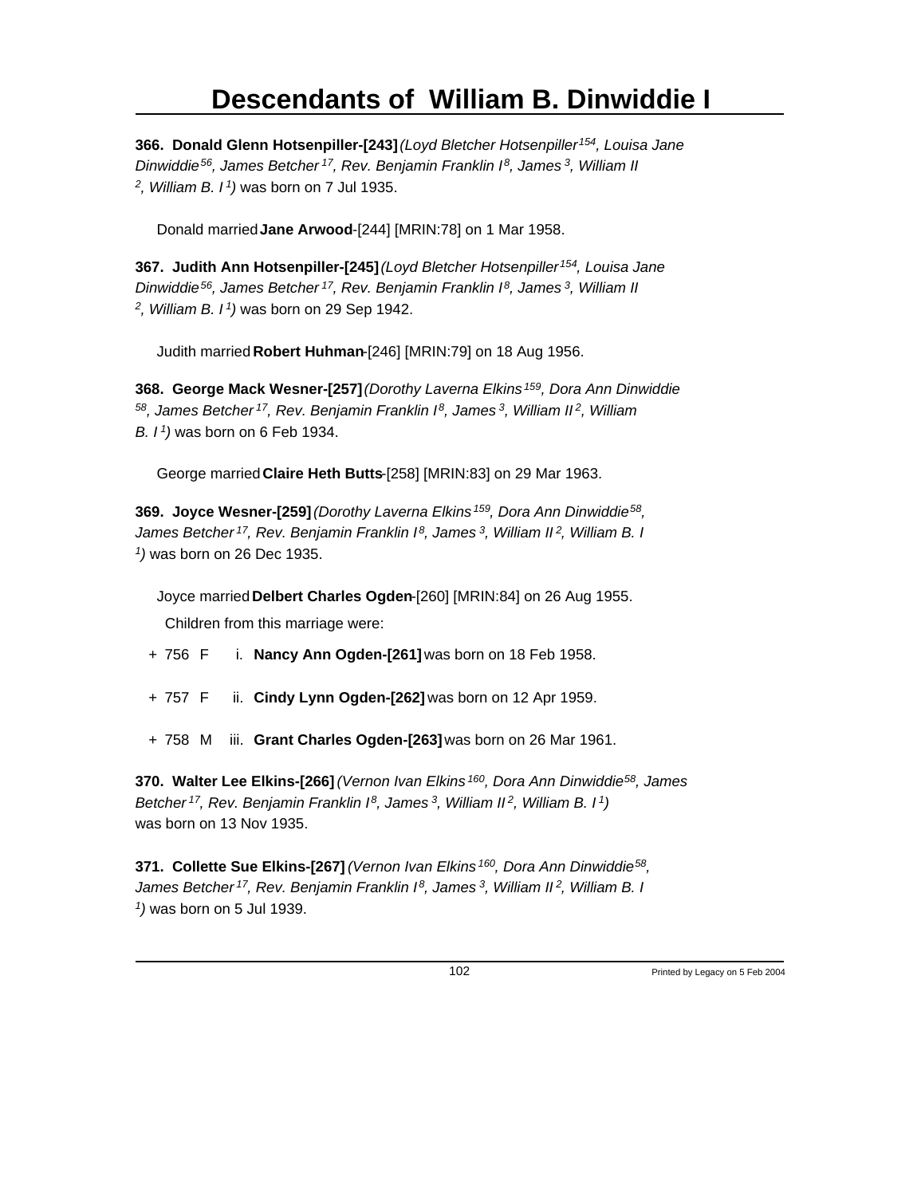# Descendants of William B. Dinwiddie I

**366. Donald Glenn Hotsenpiller-[243]** *(Loyd Bletcher Hotsenpiller[154], Louisa Jane Dinwiddie[56], James Betcher[17], Rev. Benjamin Franklin I[8], James[3], William II[2], William B. I[1])* was born on 7 Jul 1935.

Donald married **Jane Arwood**-[244] [MRIN:78] on 1 Mar 1958.

**367. Judith Ann Hotsenpiller-[245]** *(Loyd Bletcher Hotsenpiller[154], Louisa Jane Dinwiddie[56], James Betcher[17], Rev. Benjamin Franklin I[8], James[3], William II[2], William B. I[1])* was born on 29 Sep 1942.

Judith married **Robert Huhman**-[246] [MRIN:79] on 18 Aug 1956.

**368. George Mack Wesner-[257]** *(Dorothy Laverna Elkins[159], Dora Ann Dinwiddie[58], James Betcher[17], Rev. Benjamin Franklin I[8], James[3], William II[2], William B. I[1])* was born on 6 Feb 1934.

George married **Claire Heth Butts**-[258] [MRIN:83] on 29 Mar 1963.

**369. Joyce Wesner-[259]** *(Dorothy Laverna Elkins[159], Dora Ann Dinwiddie[58], James Betcher[17], Rev. Benjamin Franklin I[8], James[3], William II[2], William B. I[1])* was born on 26 Dec 1935.

Joyce married **Delbert Charles Ogden**-[260] [MRIN:84] on 26 Aug 1955.

Children from this marriage were:

- \+ 756 F i. **Nancy Ann Ogden-[261]** was born on 18 Feb 1958.
- \+ 757 F ii. **Cindy Lynn Ogden-[262]** was born on 12 Apr 1959.
- \+ 758 M iii. **Grant Charles Ogden-[263]** was born on 26 Mar 1961.

**370. Walter Lee Elkins-[266]** *(Vernon Ivan Elkins[160], Dora Ann Dinwiddie[58], James Betcher[17], Rev. Benjamin Franklin I[8], James[3], William II[2], William B. I[1])* was born on 13 Nov 1935.

**371. Collette Sue Elkins-[267]** *(Vernon Ivan Elkins[160], Dora Ann Dinwiddie[58], James Betcher[17], Rev. Benjamin Franklin I[8], James[3], William II[2], William B. I[1])* was born on 5 Jul 1939.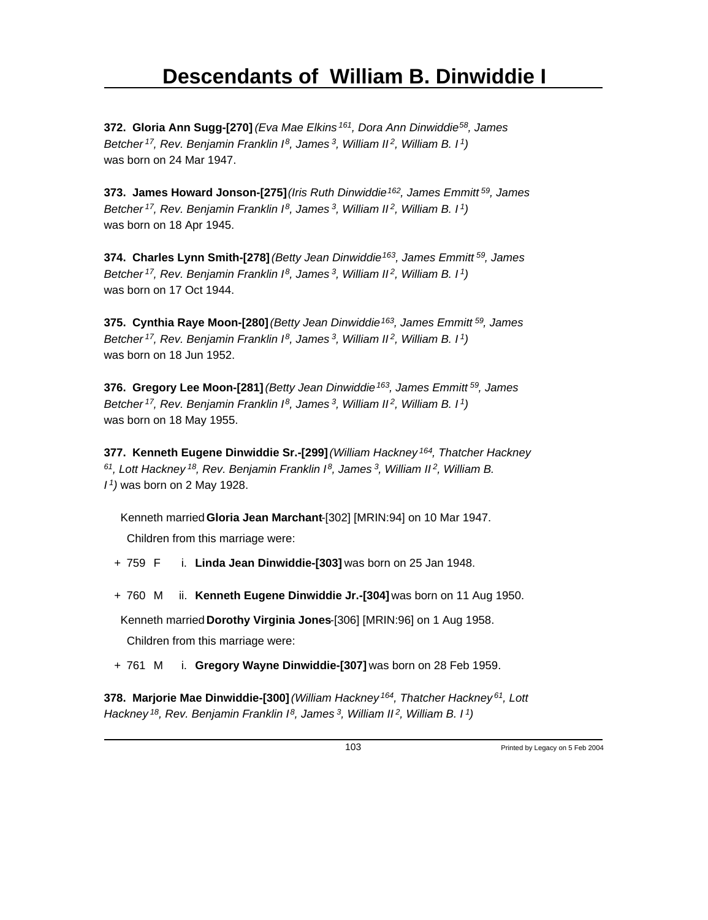# Descendants of William B. Dinwiddie I

**372. Gloria Ann Sugg-[270]** *(Eva Mae Elkins[161], Dora Ann Dinwiddie[58], James Betcher[17], Rev. Benjamin Franklin I[8], James[3], William II[2], William B. I[1])* was born on 24 Mar 1947.

**373. James Howard Jonson-[275]** *(Iris Ruth Dinwiddie[162], James Emmitt[59], James Betcher[17], Rev. Benjamin Franklin I[8], James[3], William II[2], William B. I[1])* was born on 18 Apr 1945.

**374. Charles Lynn Smith-[278]** *(Betty Jean Dinwiddie[163], James Emmitt[59], James Betcher[17], Rev. Benjamin Franklin I[8], James[3], William II[2], William B. I[1])* was born on 17 Oct 1944.

**375. Cynthia Raye Moon-[280]** *(Betty Jean Dinwiddie[163], James Emmitt[59], James Betcher[17], Rev. Benjamin Franklin I[8], James[3], William II[2], William B. I[1])* was born on 18 Jun 1952.

**376. Gregory Lee Moon-[281]** *(Betty Jean Dinwiddie[163], James Emmitt[59], James Betcher[17], Rev. Benjamin Franklin I[8], James[3], William II[2], William B. I[1])* was born on 18 May 1955.

**377. Kenneth Eugene Dinwiddie Sr.-[299]** *(William Hackney[164], Thatcher Hackney[61], Lott Hackney[18], Rev. Benjamin Franklin I[8], James[3], William II[2], William B. I[1])* was born on 2 May 1928.

Kenneth married **Gloria Jean Marchant**-[302] [MRIN:94] on 10 Mar 1947.

Children from this marriage were:

+ 759 F i. **Linda Jean Dinwiddie-[303]** was born on 25 Jan 1948.

+ 760 M ii. **Kenneth Eugene Dinwiddie Jr.-[304]** was born on 11 Aug 1950.

Kenneth married **Dorothy Virginia Jones**-[306] [MRIN:96] on 1 Aug 1958.

Children from this marriage were:

+ 761 M i. **Gregory Wayne Dinwiddie-[307]** was born on 28 Feb 1959.

**378. Marjorie Mae Dinwiddie-[300]** *(William Hackney[164], Thatcher Hackney[61], Lott Hackney[18], Rev. Benjamin Franklin I[8], James[3], William II[2], William B. I[1])*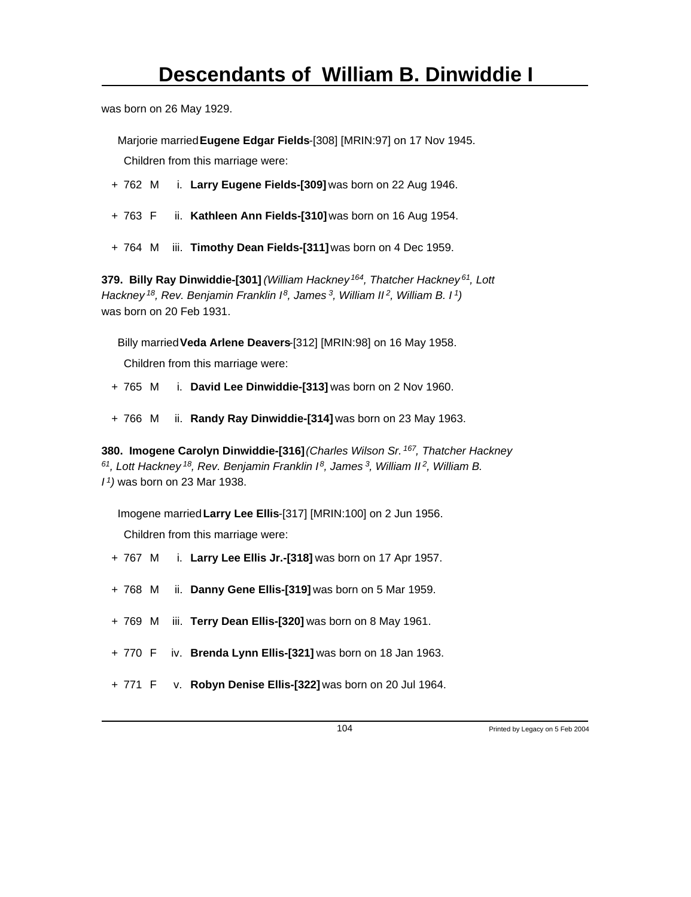was born on 26 May 1929.

Marjorie married **Eugene Edgar Fields**-[308] [MRIN:97] on 17 Nov 1945.

Children from this marriage were:

+ 762 M i. **Larry Eugene Fields-[309]** was born on 22 Aug 1946.

+ 763 F ii. **Kathleen Ann Fields-[310]** was born on 16 Aug 1954.

+ 764 M iii. **Timothy Dean Fields-[311]** was born on 4 Dec 1959.

**379. Billy Ray Dinwiddie-[301]** *(William Hackney[164], Thatcher Hackney[61], Lott Hackney[18], Rev. Benjamin Franklin I[8], James[3], William II[2], William B. I[1])* was born on 20 Feb 1931.

Billy married **Veda Arlene Deavers**-[312] [MRIN:98] on 16 May 1958.

Children from this marriage were:

+ 765 M i. **David Lee Dinwiddie-[313]** was born on 2 Nov 1960.

+ 766 M ii. **Randy Ray Dinwiddie-[314]** was born on 23 May 1963.

**380. Imogene Carolyn Dinwiddie-[316]** *(Charles Wilson Sr.[167], Thatcher Hackney[61], Lott Hackney[18], Rev. Benjamin Franklin I[8], James[3], William II[2], William B. I[1])* was born on 23 Mar 1938.

Imogene married **Larry Lee Ellis**-[317] [MRIN:100] on 2 Jun 1956.

Children from this marriage were:

+ 767 M i. **Larry Lee Ellis Jr.-[318]** was born on 17 Apr 1957.

+ 768 M ii. **Danny Gene Ellis-[319]** was born on 5 Mar 1959.

+ 769 M iii. **Terry Dean Ellis-[320]** was born on 8 May 1961.

+ 770 F iv. **Brenda Lynn Ellis-[321]** was born on 18 Jan 1963.

+ 771 F v. **Robyn Denise Ellis-[322]** was born on 20 Jul 1964.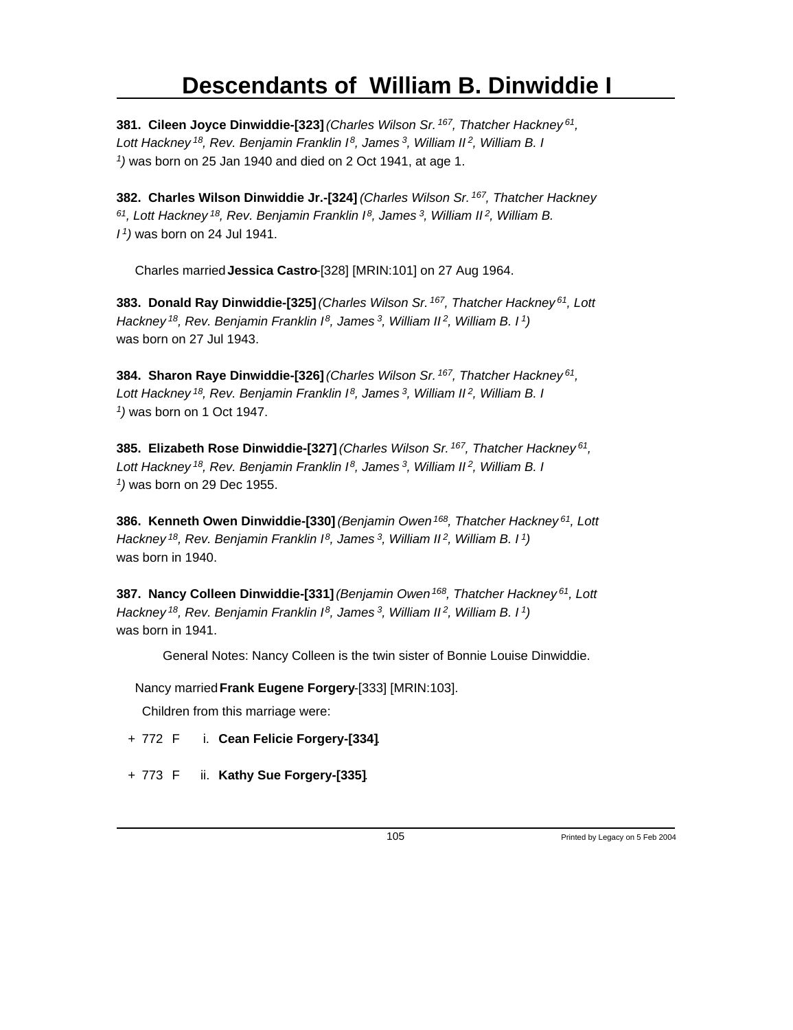**381. Cileen Joyce Dinwiddie-[323]** *(Charles Wilson Sr.[167], Thatcher Hackney[61], Lott Hackney[18], Rev. Benjamin Franklin I[8], James[3], William II[2], William B. I[1])* was born on 25 Jan 1940 and died on 2 Oct 1941, at age 1.

**382. Charles Wilson Dinwiddie Jr.-[324]** *(Charles Wilson Sr.[167], Thatcher Hackney[61], Lott Hackney[18], Rev. Benjamin Franklin I[8], James[3], William II[2], William B. I[1])* was born on 24 Jul 1941.

Charles married **Jessica Castro**-[328] [MRIN:101] on 27 Aug 1964.

**383. Donald Ray Dinwiddie-[325]** *(Charles Wilson Sr.[167], Thatcher Hackney[61], Lott Hackney[18], Rev. Benjamin Franklin I[8], James[3], William II[2], William B. I[1])* was born on 27 Jul 1943.

**384. Sharon Raye Dinwiddie-[326]** *(Charles Wilson Sr.[167], Thatcher Hackney[61], Lott Hackney[18], Rev. Benjamin Franklin I[8], James[3], William II[2], William B. I[1])* was born on 1 Oct 1947.

**385. Elizabeth Rose Dinwiddie-[327]** *(Charles Wilson Sr.[167], Thatcher Hackney[61], Lott Hackney[18], Rev. Benjamin Franklin I[8], James[3], William II[2], William B. I[1])* was born on 29 Dec 1955.

**386. Kenneth Owen Dinwiddie-[330]** *(Benjamin Owen[168], Thatcher Hackney[61], Lott Hackney[18], Rev. Benjamin Franklin I[8], James[3], William II[2], William B. I[1])* was born in 1940.

**387. Nancy Colleen Dinwiddie-[331]** *(Benjamin Owen[168], Thatcher Hackney[61], Lott Hackney[18], Rev. Benjamin Franklin I[8], James[3], William II[2], William B. I[1])* was born in 1941.

General Notes: Nancy Colleen is the twin sister of Bonnie Louise Dinwiddie.

Nancy married **Frank Eugene Forgery**-[333] [MRIN:103].

Children from this marriage were:

+ 772 F i. **Cean Felicie Forgery-[334]**.

+ 773 F ii. **Kathy Sue Forgery-[335]**.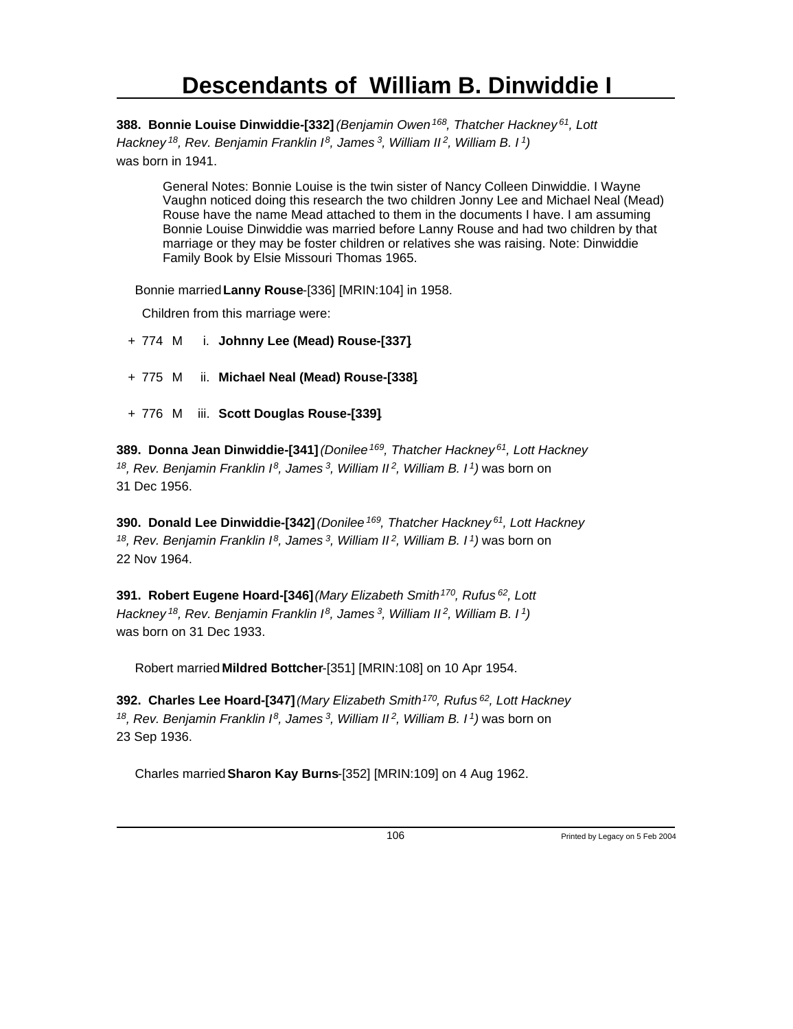# Descendants of William B. Dinwiddie I

**388. Bonnie Louise Dinwiddie-[332]** *(Benjamin Owen[168], Thatcher Hackney[61], Lott Hackney[18], Rev. Benjamin Franklin I[8], James[3], William II[2], William B. I[1])* was born in 1941.

> General Notes: Bonnie Louise is the twin sister of Nancy Colleen Dinwiddie. I Wayne Vaughn noticed doing this research the two children Jonny Lee and Michael Neal (Mead) Rouse have the name Mead attached to them in the documents I have. I am assuming Bonnie Louise Dinwiddie was married before Lanny Rouse and had two children by that marriage or they may be foster children or relatives she was raising. Note: Dinwiddie Family Book by Elsie Missouri Thomas 1965.

Bonnie married **Lanny Rouse**-[336] [MRIN:104] in 1958.

Children from this marriage were:

- \+ 774 M i. **Johnny Lee (Mead) Rouse-[337]**.
- \+ 775 M ii. **Michael Neal (Mead) Rouse-[338]**.
- \+ 776 M iii. **Scott Douglas Rouse-[339]**.

**389. Donna Jean Dinwiddie-[341]** *(Donilee[169], Thatcher Hackney[61], Lott Hackney[18], Rev. Benjamin Franklin I[8], James[3], William II[2], William B. I[1])* was born on 31 Dec 1956.

**390. Donald Lee Dinwiddie-[342]** *(Donilee[169], Thatcher Hackney[61], Lott Hackney[18], Rev. Benjamin Franklin I[8], James[3], William II[2], William B. I[1])* was born on 22 Nov 1964.

**391. Robert Eugene Hoard-[346]** *(Mary Elizabeth Smith[170], Rufus[62], Lott Hackney[18], Rev. Benjamin Franklin I[8], James[3], William II[2], William B. I[1])* was born on 31 Dec 1933.

Robert married **Mildred Bottcher**-[351] [MRIN:108] on 10 Apr 1954.

**392. Charles Lee Hoard-[347]** *(Mary Elizabeth Smith[170], Rufus[62], Lott Hackney[18], Rev. Benjamin Franklin I[8], James[3], William II[2], William B. I[1])* was born on 23 Sep 1936.

Charles married **Sharon Kay Burns**-[352] [MRIN:109] on 4 Aug 1962.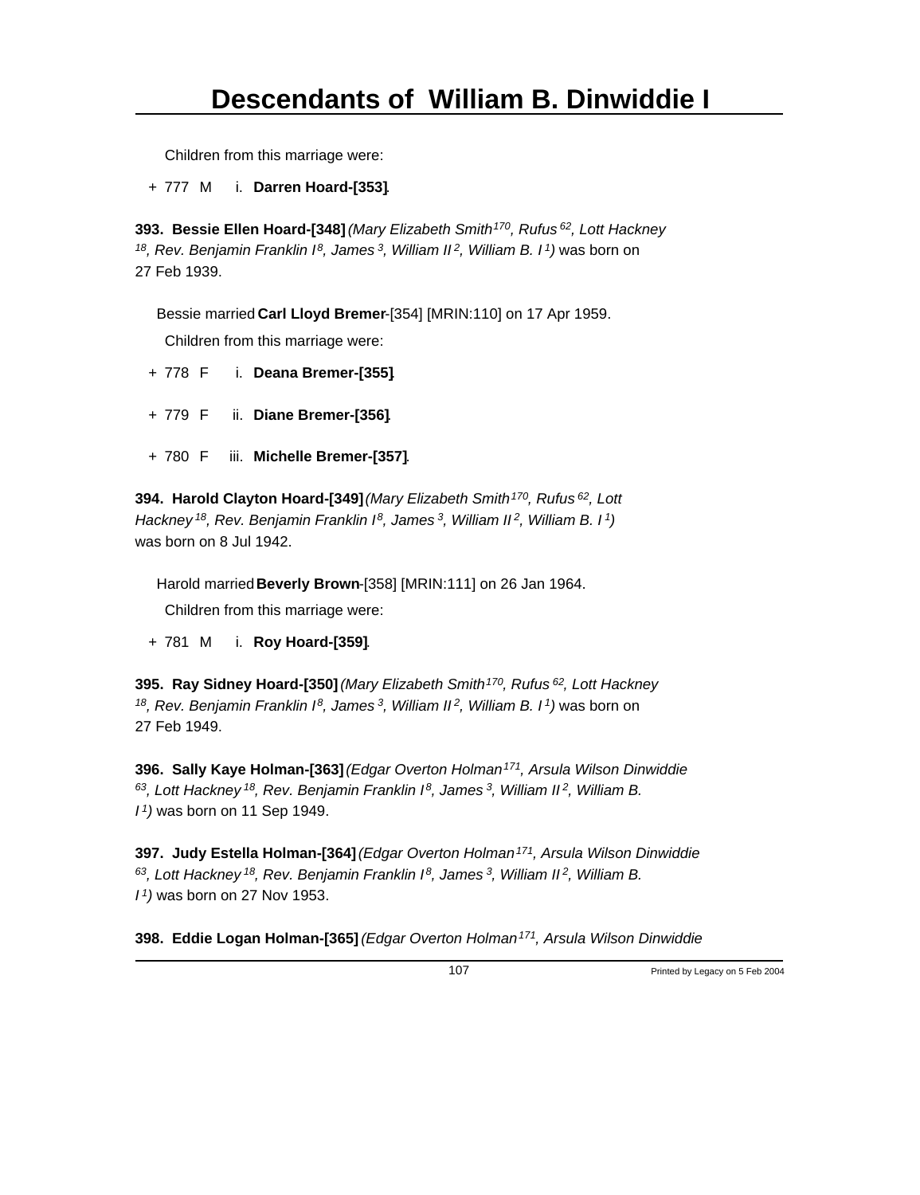Children from this marriage were:

+ 777 M i. **Darren Hoard-[353]**.

**393. Bessie Ellen Hoard-[348]** *(Mary Elizabeth Smith[170], Rufus[62], Lott Hackney[18], Rev. Benjamin Franklin I[8], James[3], William II[2], William B. I[1])* was born on 27 Feb 1939.

Bessie married **Carl Lloyd Bremer**-[354] [MRIN:110] on 17 Apr 1959.

Children from this marriage were:

+ 778 F i. **Deana Bremer-[355]**.

+ 779 F ii. **Diane Bremer-[356]**.

+ 780 F iii. **Michelle Bremer-[357]**.

**394. Harold Clayton Hoard-[349]** *(Mary Elizabeth Smith[170], Rufus[62], Lott Hackney[18], Rev. Benjamin Franklin I[8], James[3], William II[2], William B. I[1])* was born on 8 Jul 1942.

Harold married **Beverly Brown**-[358] [MRIN:111] on 26 Jan 1964.

Children from this marriage were:

+ 781 M i. **Roy Hoard-[359]**.

**395. Ray Sidney Hoard-[350]** *(Mary Elizabeth Smith[170], Rufus[62], Lott Hackney[18], Rev. Benjamin Franklin I[8], James[3], William II[2], William B. I[1])* was born on 27 Feb 1949.

**396. Sally Kaye Holman-[363]** *(Edgar Overton Holman[171], Arsula Wilson Dinwiddie[63], Lott Hackney[18], Rev. Benjamin Franklin I[8], James[3], William II[2], William B. I[1])* was born on 11 Sep 1949.

**397. Judy Estella Holman-[364]** *(Edgar Overton Holman[171], Arsula Wilson Dinwiddie[63], Lott Hackney[18], Rev. Benjamin Franklin I[8], James[3], William II[2], William B. I[1])* was born on 27 Nov 1953.

**398. Eddie Logan Holman-[365]** *(Edgar Overton Holman[171], Arsula Wilson Dinwiddie*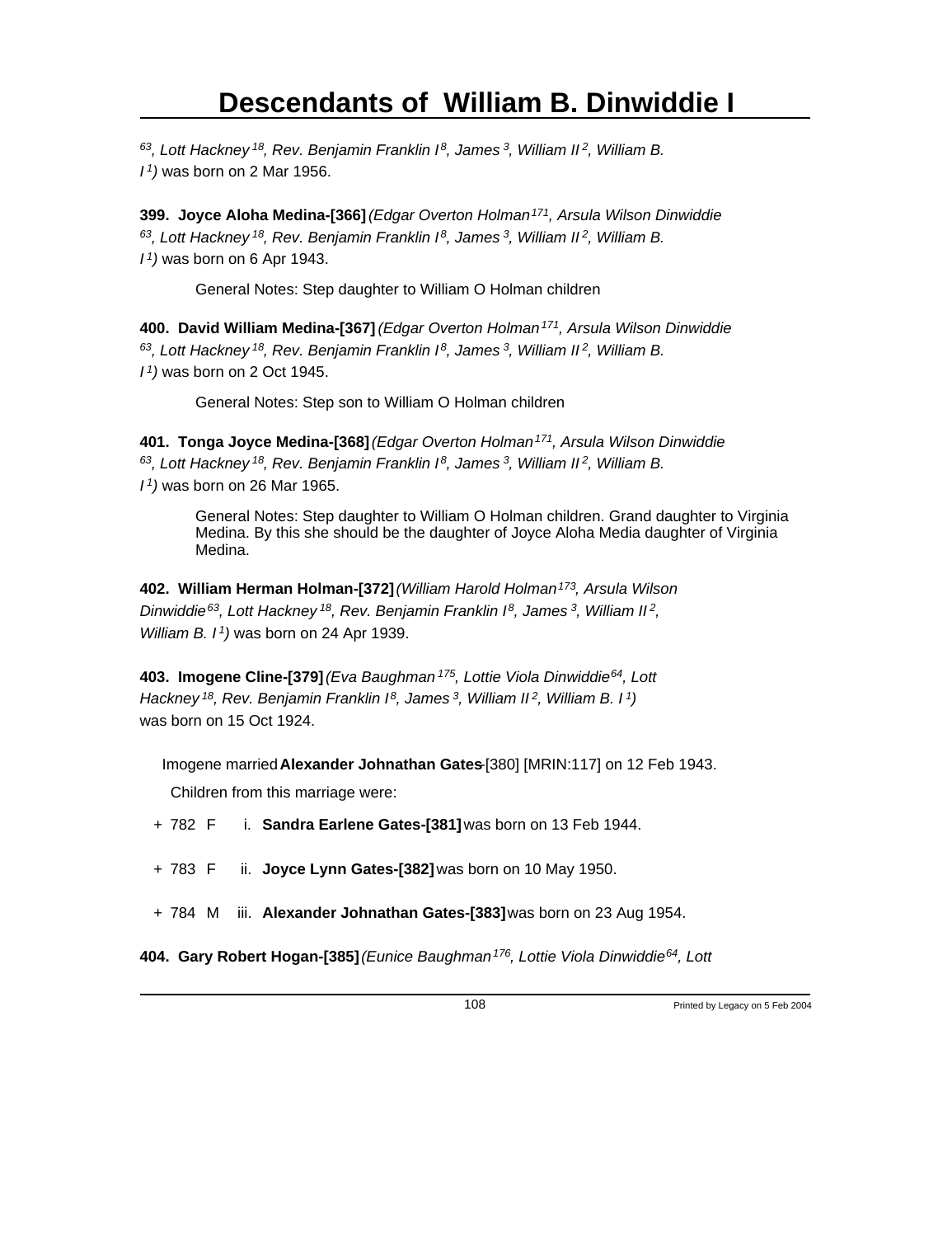[63], Lott Hackney [18], Rev. Benjamin Franklin I [8], James [3], William II [2], William B. I [1]) was born on 2 Mar 1956.

**399. Joyce Aloha Medina-[366]** *(Edgar Overton Holman [171], Arsula Wilson Dinwiddie [63], Lott Hackney [18], Rev. Benjamin Franklin I [8], James [3], William II [2], William B. I [1])* was born on 6 Apr 1943.

General Notes: Step daughter to William O Holman children

**400. David William Medina-[367]** *(Edgar Overton Holman [171], Arsula Wilson Dinwiddie [63], Lott Hackney [18], Rev. Benjamin Franklin I [8], James [3], William II [2], William B. I [1])* was born on 2 Oct 1945.

General Notes: Step son to William O Holman children

**401. Tonga Joyce Medina-[368]** *(Edgar Overton Holman [171], Arsula Wilson Dinwiddie [63], Lott Hackney [18], Rev. Benjamin Franklin I [8], James [3], William II [2], William B. I [1])* was born on 26 Mar 1965.

General Notes: Step daughter to William O Holman children. Grand daughter to Virginia Medina. By this she should be the daughter of Joyce Aloha Media daughter of Virginia Medina.

**402. William Herman Holman-[372]** *(William Harold Holman [173], Arsula Wilson Dinwiddie [63], Lott Hackney [18], Rev. Benjamin Franklin I [8], James [3], William II [2], William B. I [1])* was born on 24 Apr 1939.

**403. Imogene Cline-[379]** *(Eva Baughman [175], Lottie Viola Dinwiddie [64], Lott Hackney [18], Rev. Benjamin Franklin I [8], James [3], William II [2], William B. I [1])* was born on 15 Oct 1924.

Imogene married **Alexander Johnathan Gates**-[380] [MRIN:117] on 12 Feb 1943.

Children from this marriage were:

- \+ 782 F i. **Sandra Earlene Gates-[381]** was born on 13 Feb 1944.
- \+ 783 F ii. **Joyce Lynn Gates-[382]** was born on 10 May 1950.
- \+ 784 M iii. **Alexander Johnathan Gates-[383]** was born on 23 Aug 1954.

**404. Gary Robert Hogan-[385]** *(Eunice Baughman [176], Lottie Viola Dinwiddie [64], Lott*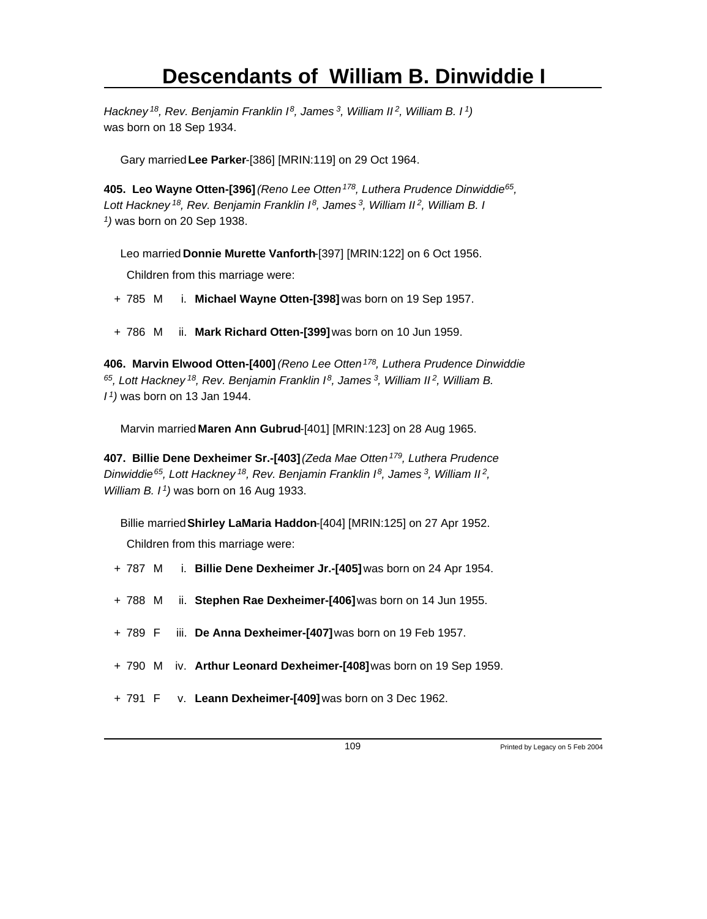*Hackney[18], Rev. Benjamin Franklin I[8], James[3], William II[2], William B. I[1])* was born on 18 Sep 1934.

Gary married **Lee Parker**-[386] [MRIN:119] on 29 Oct 1964.

**405. Leo Wayne Otten-[396]** *(Reno Lee Otten[178], Luthera Prudence Dinwiddie[65], Lott Hackney[18], Rev. Benjamin Franklin I[8], James[3], William II[2], William B. I[1])* was born on 20 Sep 1938.

Leo married **Donnie Murette Vanforth**-[397] [MRIN:122] on 6 Oct 1956.

Children from this marriage were:

+ 785 M i. **Michael Wayne Otten-[398]** was born on 19 Sep 1957.

+ 786 M ii. **Mark Richard Otten-[399]** was born on 10 Jun 1959.

**406. Marvin Elwood Otten-[400]** *(Reno Lee Otten[178], Luthera Prudence Dinwiddie[65], Lott Hackney[18], Rev. Benjamin Franklin I[8], James[3], William II[2], William B. I[1])* was born on 13 Jan 1944.

Marvin married **Maren Ann Gubrud**-[401] [MRIN:123] on 28 Aug 1965.

**407. Billie Dene Dexheimer Sr.-[403]** *(Zeda Mae Otten[179], Luthera Prudence Dinwiddie[65], Lott Hackney[18], Rev. Benjamin Franklin I[8], James[3], William II[2], William B. I[1])* was born on 16 Aug 1933.

Billie married **Shirley LaMaria Haddon**-[404] [MRIN:125] on 27 Apr 1952.

Children from this marriage were:

+ 787 M i. **Billie Dene Dexheimer Jr.-[405]** was born on 24 Apr 1954.

+ 788 M ii. **Stephen Rae Dexheimer-[406]** was born on 14 Jun 1955.

+ 789 F iii. **De Anna Dexheimer-[407]** was born on 19 Feb 1957.

+ 790 M iv. **Arthur Leonard Dexheimer-[408]** was born on 19 Sep 1959.

+ 791 F v. **Leann Dexheimer-[409]** was born on 3 Dec 1962.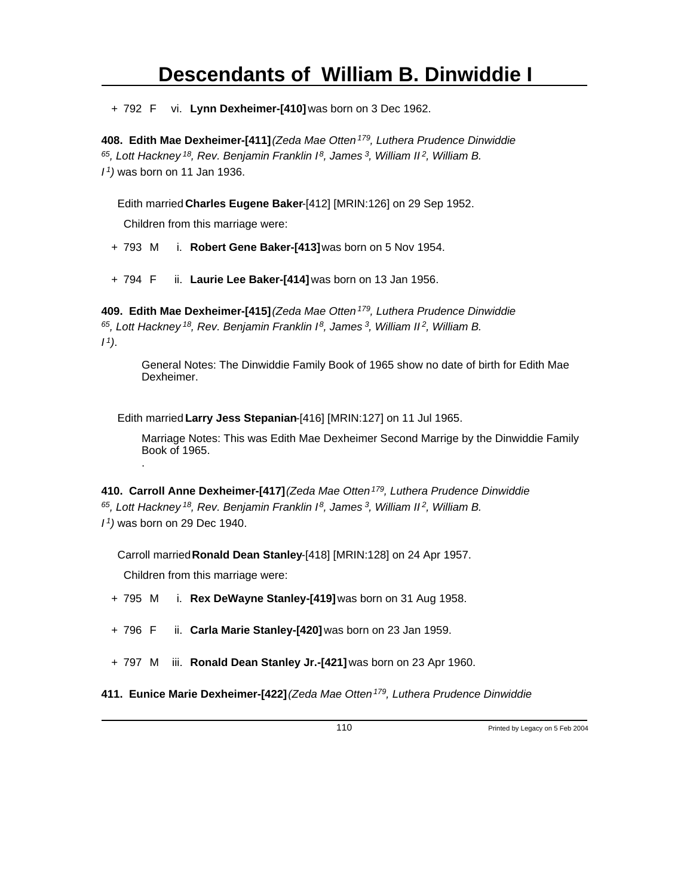+ 792 F vi. **Lynn Dexheimer-[410]** was born on 3 Dec 1962.

**408. Edith Mae Dexheimer-[411]** *(Zeda Mae Otten[179], Luthera Prudence Dinwiddie[65], Lott Hackney[18], Rev. Benjamin Franklin I[8], James[3], William II[2], William B. I[1])* was born on 11 Jan 1936.

Edith married **Charles Eugene Baker**-[412] [MRIN:126] on 29 Sep 1952.

Children from this marriage were:

+ 793 M i. **Robert Gene Baker-[413]** was born on 5 Nov 1954.

+ 794 F ii. **Laurie Lee Baker-[414]** was born on 13 Jan 1956.

**409. Edith Mae Dexheimer-[415]** *(Zeda Mae Otten[179], Luthera Prudence Dinwiddie[65], Lott Hackney[18], Rev. Benjamin Franklin I[8], James[3], William II[2], William B. I[1])*.

General Notes: The Dinwiddie Family Book of 1965 show no date of birth for Edith Mae Dexheimer.

Edith married **Larry Jess Stepanian**-[416] [MRIN:127] on 11 Jul 1965.

Marriage Notes: This was Edith Mae Dexheimer Second Marrige by the Dinwiddie Family Book of 1965.
.

**410. Carroll Anne Dexheimer-[417]** *(Zeda Mae Otten[179], Luthera Prudence Dinwiddie[65], Lott Hackney[18], Rev. Benjamin Franklin I[8], James[3], William II[2], William B. I[1])* was born on 29 Dec 1940.

Carroll married **Ronald Dean Stanley**-[418] [MRIN:128] on 24 Apr 1957.

Children from this marriage were:

+ 795 M i. **Rex DeWayne Stanley-[419]** was born on 31 Aug 1958.

+ 796 F ii. **Carla Marie Stanley-[420]** was born on 23 Jan 1959.

+ 797 M iii. **Ronald Dean Stanley Jr.-[421]** was born on 23 Apr 1960.

**411. Eunice Marie Dexheimer-[422]** *(Zeda Mae Otten[179], Luthera Prudence Dinwiddie*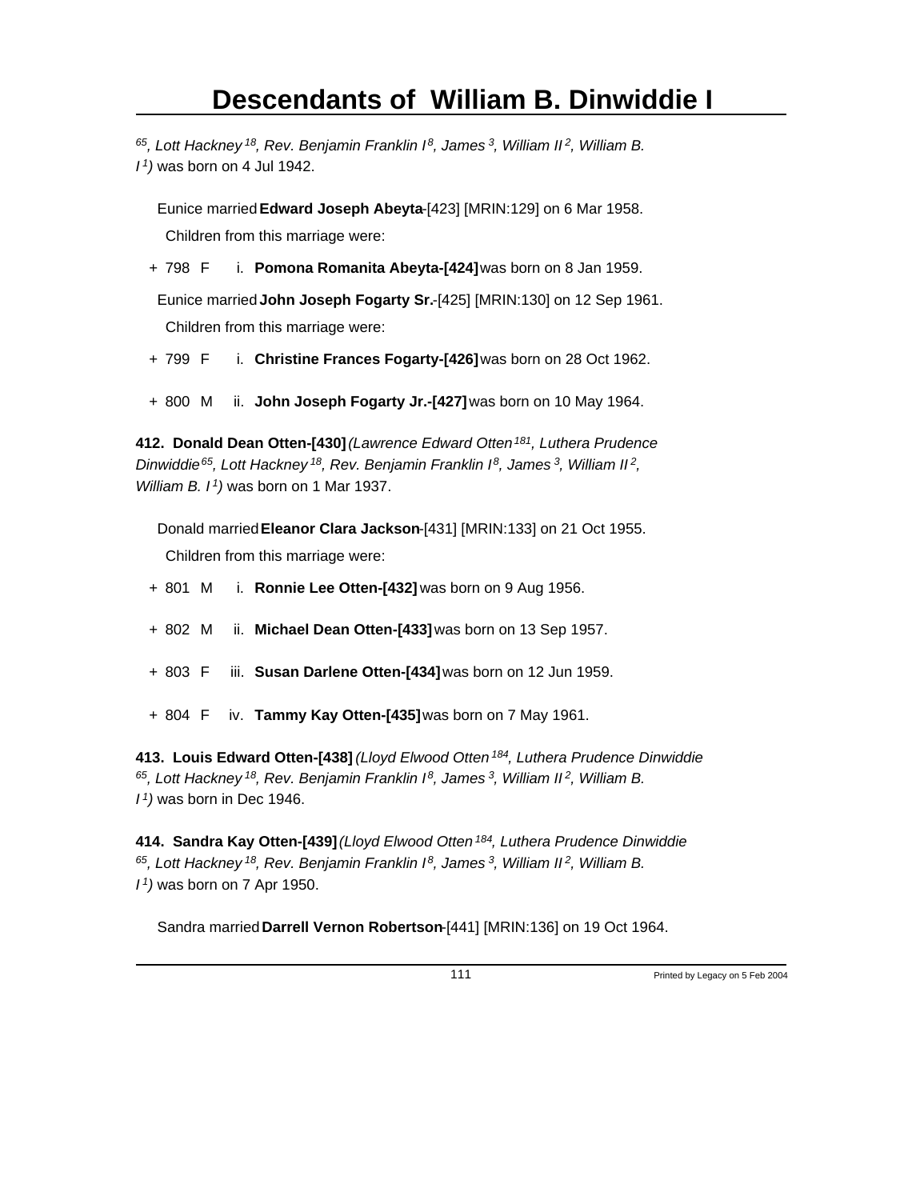*[65], Lott Hackney [18], Rev. Benjamin Franklin I [8], James [3], William II [2], William B. I [1])* was born on 4 Jul 1942.

Eunice married **Edward Joseph Abeyta**-[423] [MRIN:129] on 6 Mar 1958.

Children from this marriage were:

+ 798 F i. **Pomona Romanita Abeyta-[424]** was born on 8 Jan 1959.

Eunice married **John Joseph Fogarty Sr.**-[425] [MRIN:130] on 12 Sep 1961.

Children from this marriage were:

+ 799 F i. **Christine Frances Fogarty-[426]** was born on 28 Oct 1962.

+ 800 M ii. **John Joseph Fogarty Jr.-[427]** was born on 10 May 1964.

**412. Donald Dean Otten-[430]** *(Lawrence Edward Otten [181], Luthera Prudence Dinwiddie [65], Lott Hackney [18], Rev. Benjamin Franklin I [8], James [3], William II [2], William B. I [1])* was born on 1 Mar 1937.

Donald married **Eleanor Clara Jackson**-[431] [MRIN:133] on 21 Oct 1955.

Children from this marriage were:

+ 801 M i. **Ronnie Lee Otten-[432]** was born on 9 Aug 1956.

+ 802 M ii. **Michael Dean Otten-[433]** was born on 13 Sep 1957.

+ 803 F iii. **Susan Darlene Otten-[434]** was born on 12 Jun 1959.

+ 804 F iv. **Tammy Kay Otten-[435]** was born on 7 May 1961.

**413. Louis Edward Otten-[438]** *(Lloyd Elwood Otten [184], Luthera Prudence Dinwiddie [65], Lott Hackney [18], Rev. Benjamin Franklin I [8], James [3], William II [2], William B. I [1])* was born in Dec 1946.

**414. Sandra Kay Otten-[439]** *(Lloyd Elwood Otten [184], Luthera Prudence Dinwiddie [65], Lott Hackney [18], Rev. Benjamin Franklin I [8], James [3], William II [2], William B. I [1])* was born on 7 Apr 1950.

Sandra married **Darrell Vernon Robertson**-[441] [MRIN:136] on 19 Oct 1964.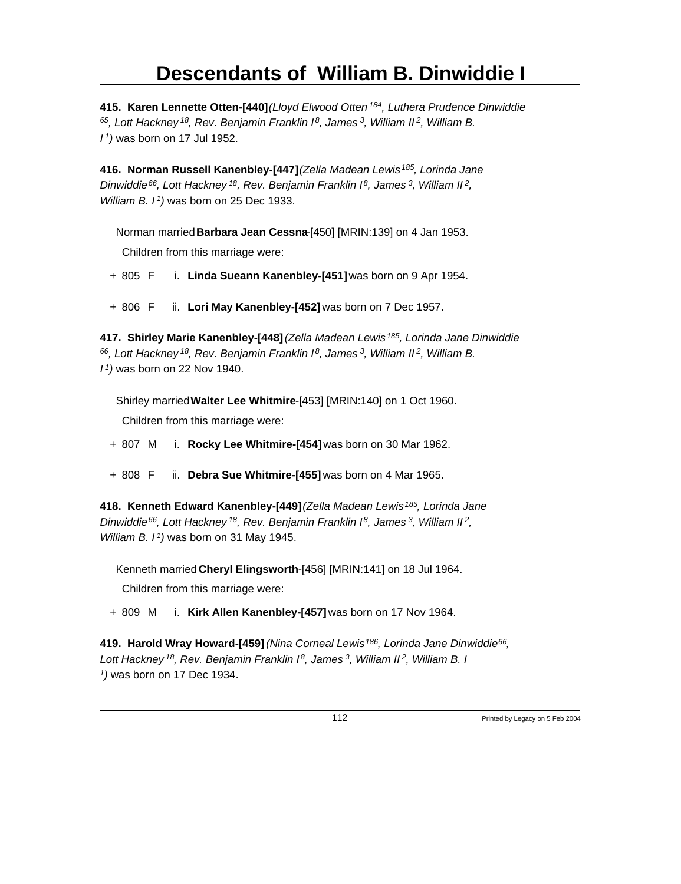**415. Karen Lennette Otten-[440]***(Lloyd Elwood Otten[184], Luthera Prudence Dinwiddie[65], Lott Hackney[18], Rev. Benjamin Franklin I[8], James[3], William II[2], William B. I[1])* was born on 17 Jul 1952.

**416. Norman Russell Kanenbley-[447]***(Zella Madean Lewis[185], Lorinda Jane Dinwiddie[66], Lott Hackney[18], Rev. Benjamin Franklin I[8], James[3], William II[2], William B. I[1])* was born on 25 Dec 1933.

Norman married **Barbara Jean Cessna**-[450] [MRIN:139] on 4 Jan 1953.

Children from this marriage were:

+ 805 F i. **Linda Sueann Kanenbley-[451]** was born on 9 Apr 1954.

+ 806 F ii. **Lori May Kanenbley-[452]** was born on 7 Dec 1957.

**417. Shirley Marie Kanenbley-[448]***(Zella Madean Lewis[185], Lorinda Jane Dinwiddie[66], Lott Hackney[18], Rev. Benjamin Franklin I[8], James[3], William II[2], William B. I[1])* was born on 22 Nov 1940.

Shirley married **Walter Lee Whitmire**-[453] [MRIN:140] on 1 Oct 1960.

Children from this marriage were:

+ 807 M i. **Rocky Lee Whitmire-[454]** was born on 30 Mar 1962.

+ 808 F ii. **Debra Sue Whitmire-[455]** was born on 4 Mar 1965.

**418. Kenneth Edward Kanenbley-[449]***(Zella Madean Lewis[185], Lorinda Jane Dinwiddie[66], Lott Hackney[18], Rev. Benjamin Franklin I[8], James[3], William II[2], William B. I[1])* was born on 31 May 1945.

Kenneth married **Cheryl Elingsworth**-[456] [MRIN:141] on 18 Jul 1964.

Children from this marriage were:

+ 809 M i. **Kirk Allen Kanenbley-[457]** was born on 17 Nov 1964.

**419. Harold Wray Howard-[459]***(Nina Corneal Lewis[186], Lorinda Jane Dinwiddie[66], Lott Hackney[18], Rev. Benjamin Franklin I[8], James[3], William II[2], William B. I[1])* was born on 17 Dec 1934.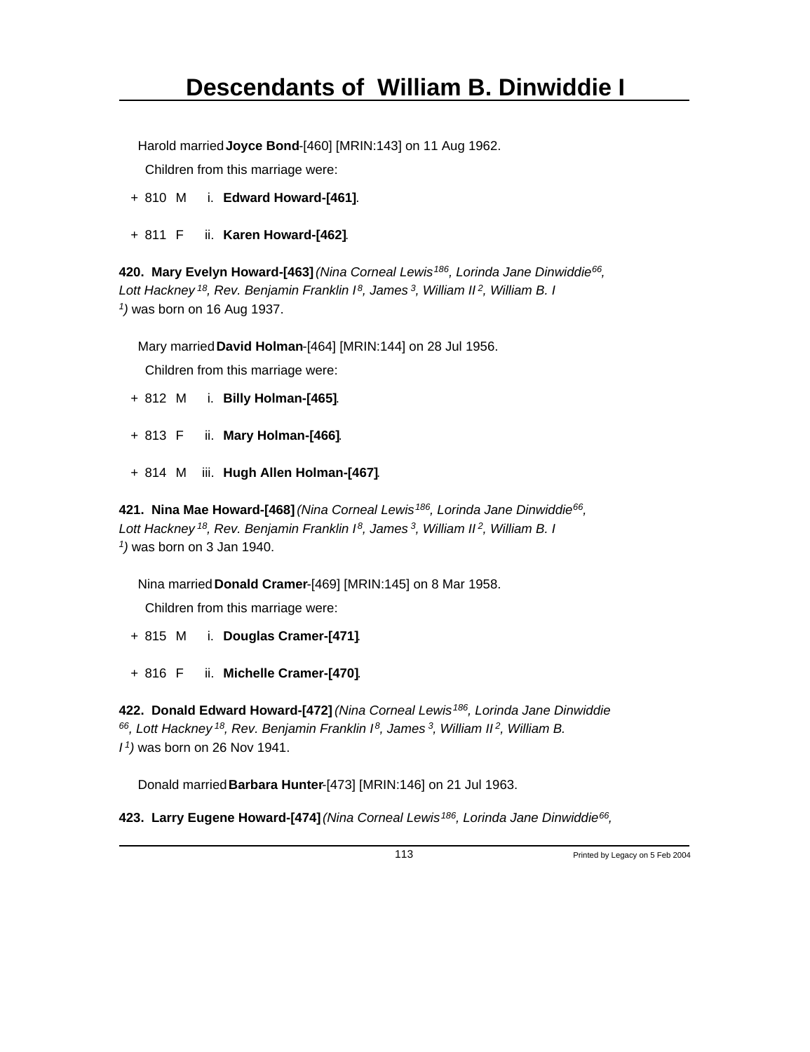Harold married **Joyce Bond**-[460] [MRIN:143] on 11 Aug 1962.

Children from this marriage were:

+ 810 M i. **Edward Howard-[461]**.

+ 811 F ii. **Karen Howard-[462]**.

**420. Mary Evelyn Howard-[463]** *(Nina Corneal Lewis[186], Lorinda Jane Dinwiddie[66], Lott Hackney[18], Rev. Benjamin Franklin I[8], James[3], William II[2], William B. I[1])* was born on 16 Aug 1937.

Mary married **David Holman**-[464] [MRIN:144] on 28 Jul 1956.

Children from this marriage were:

+ 812 M i. **Billy Holman-[465]**.

+ 813 F ii. **Mary Holman-[466]**.

+ 814 M iii. **Hugh Allen Holman-[467]**.

**421. Nina Mae Howard-[468]** *(Nina Corneal Lewis[186], Lorinda Jane Dinwiddie[66], Lott Hackney[18], Rev. Benjamin Franklin I[8], James[3], William II[2], William B. I[1])* was born on 3 Jan 1940.

Nina married **Donald Cramer**-[469] [MRIN:145] on 8 Mar 1958.

Children from this marriage were:

+ 815 M i. **Douglas Cramer-[471]**.

+ 816 F ii. **Michelle Cramer-[470]**.

**422. Donald Edward Howard-[472]** *(Nina Corneal Lewis[186], Lorinda Jane Dinwiddie[66], Lott Hackney[18], Rev. Benjamin Franklin I[8], James[3], William II[2], William B. I[1])* was born on 26 Nov 1941.

Donald married **Barbara Hunter**-[473] [MRIN:146] on 21 Jul 1963.

**423. Larry Eugene Howard-[474]** *(Nina Corneal Lewis[186], Lorinda Jane Dinwiddie[66],*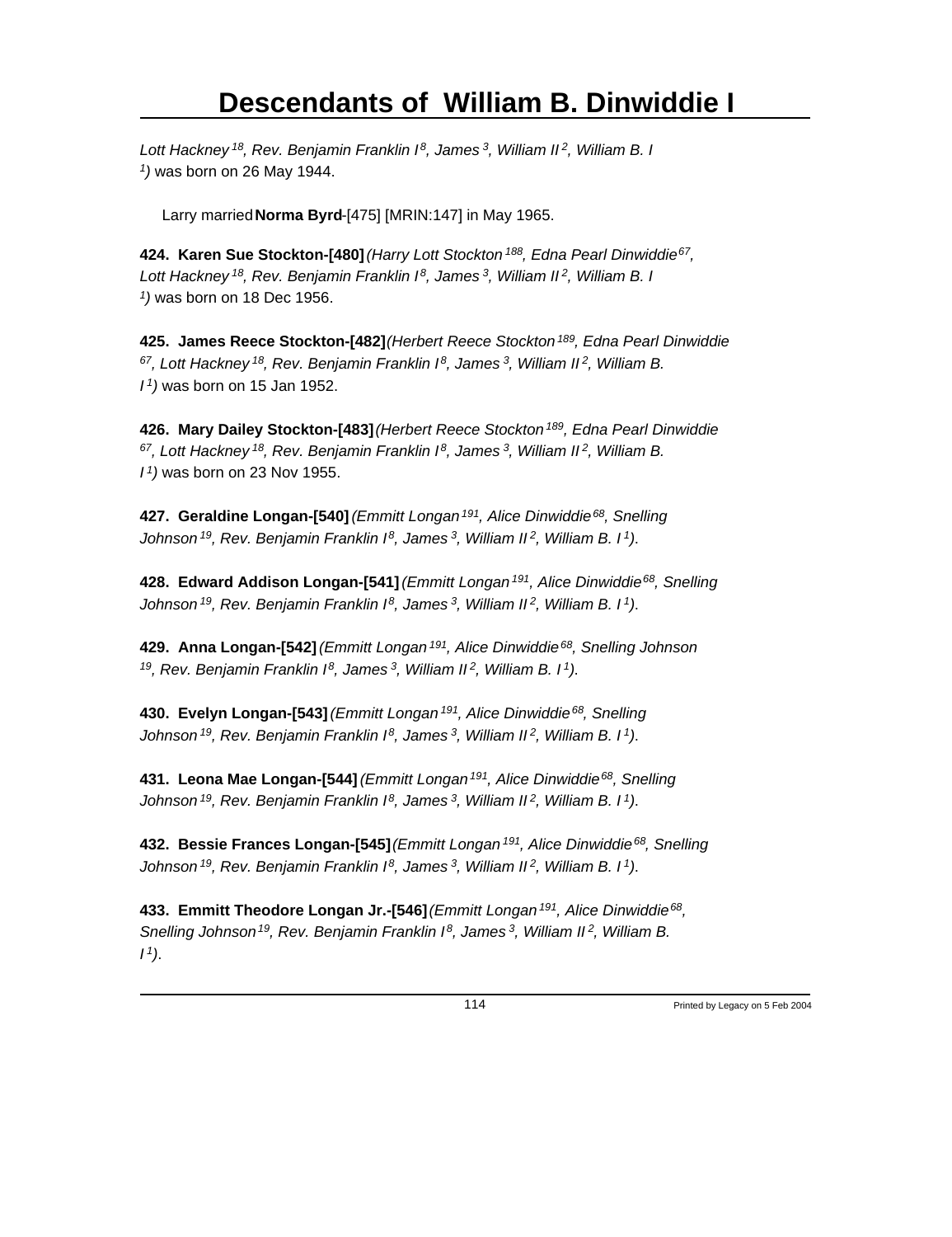*Lott Hackney[18], Rev. Benjamin Franklin I[8], James[3], William II[2], William B. I[1])* was born on 26 May 1944.

Larry married **Norma Byrd**-[475] [MRIN:147] in May 1965.

**424. Karen Sue Stockton-[480]** *(Harry Lott Stockton[188], Edna Pearl Dinwiddie[67], Lott Hackney[18], Rev. Benjamin Franklin I[8], James[3], William II[2], William B. I[1])* was born on 18 Dec 1956.

**425. James Reece Stockton-[482]** *(Herbert Reece Stockton[189], Edna Pearl Dinwiddie[67], Lott Hackney[18], Rev. Benjamin Franklin I[8], James[3], William II[2], William B. I[1])* was born on 15 Jan 1952.

**426. Mary Dailey Stockton-[483]** *(Herbert Reece Stockton[189], Edna Pearl Dinwiddie[67], Lott Hackney[18], Rev. Benjamin Franklin I[8], James[3], William II[2], William B. I[1])* was born on 23 Nov 1955.

**427. Geraldine Longan-[540]** *(Emmitt Longan[191], Alice Dinwiddie[68], Snelling Johnson[19], Rev. Benjamin Franklin I[8], James[3], William II[2], William B. I[1]).*

**428. Edward Addison Longan-[541]** *(Emmitt Longan[191], Alice Dinwiddie[68], Snelling Johnson[19], Rev. Benjamin Franklin I[8], James[3], William II[2], William B. I[1]).*

**429. Anna Longan-[542]** *(Emmitt Longan[191], Alice Dinwiddie[68], Snelling Johnson[19], Rev. Benjamin Franklin I[8], James[3], William II[2], William B. I[1]).*

**430. Evelyn Longan-[543]** *(Emmitt Longan[191], Alice Dinwiddie[68], Snelling Johnson[19], Rev. Benjamin Franklin I[8], James[3], William II[2], William B. I[1]).*

**431. Leona Mae Longan-[544]** *(Emmitt Longan[191], Alice Dinwiddie[68], Snelling Johnson[19], Rev. Benjamin Franklin I[8], James[3], William II[2], William B. I[1]).*

**432. Bessie Frances Longan-[545]** *(Emmitt Longan[191], Alice Dinwiddie[68], Snelling Johnson[19], Rev. Benjamin Franklin I[8], James[3], William II[2], William B. I[1]).*

**433. Emmitt Theodore Longan Jr.-[546]** *(Emmitt Longan[191], Alice Dinwiddie[68], Snelling Johnson[19], Rev. Benjamin Franklin I[8], James[3], William II[2], William B. I[1]).*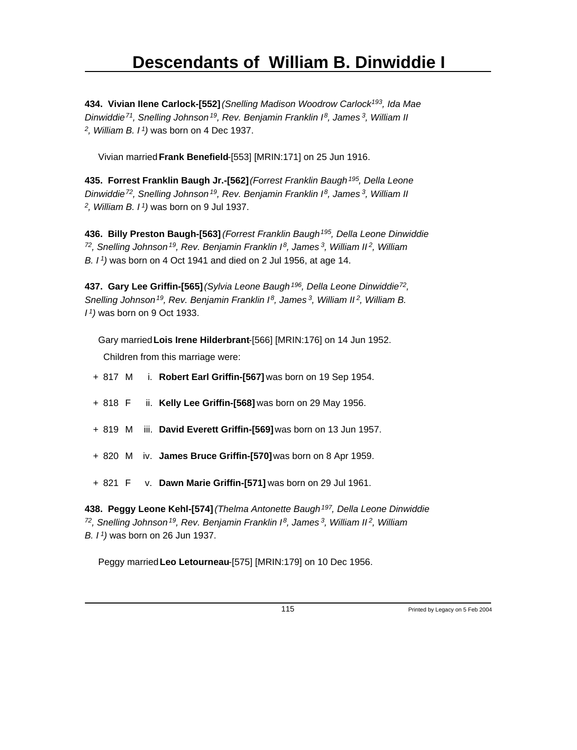# Descendants of William B. Dinwiddie I

**434. Vivian Ilene Carlock-[552]** *(Snelling Madison Woodrow Carlock[193], Ida Mae Dinwiddie[71], Snelling Johnson[19], Rev. Benjamin Franklin I[8], James[3], William II[2], William B. I[1])* was born on 4 Dec 1937.

Vivian married **Frank Benefield**-[553] [MRIN:171] on 25 Jun 1916.

**435. Forrest Franklin Baugh Jr.-[562]** *(Forrest Franklin Baugh[195], Della Leone Dinwiddie[72], Snelling Johnson[19], Rev. Benjamin Franklin I[8], James[3], William II[2], William B. I[1])* was born on 9 Jul 1937.

**436. Billy Preston Baugh-[563]** *(Forrest Franklin Baugh[195], Della Leone Dinwiddie[72], Snelling Johnson[19], Rev. Benjamin Franklin I[8], James[3], William II[2], William B. I[1])* was born on 4 Oct 1941 and died on 2 Jul 1956, at age 14.

**437. Gary Lee Griffin-[565]** *(Sylvia Leone Baugh[196], Della Leone Dinwiddie[72], Snelling Johnson[19], Rev. Benjamin Franklin I[8], James[3], William II[2], William B. I[1])* was born on 9 Oct 1933.

Gary married **Lois Irene Hilderbrant**-[566] [MRIN:176] on 14 Jun 1952.

Children from this marriage were:

- + 817 M i. **Robert Earl Griffin-[567]** was born on 19 Sep 1954.
- + 818 F ii. **Kelly Lee Griffin-[568]** was born on 29 May 1956.
- + 819 M iii. **David Everett Griffin-[569]** was born on 13 Jun 1957.
- + 820 M iv. **James Bruce Griffin-[570]** was born on 8 Apr 1959.
- + 821 F v. **Dawn Marie Griffin-[571]** was born on 29 Jul 1961.

**438. Peggy Leone Kehl-[574]** *(Thelma Antonette Baugh[197], Della Leone Dinwiddie[72], Snelling Johnson[19], Rev. Benjamin Franklin I[8], James[3], William II[2], William B. I[1])* was born on 26 Jun 1937.

Peggy married **Leo Letourneau**-[575] [MRIN:179] on 10 Dec 1956.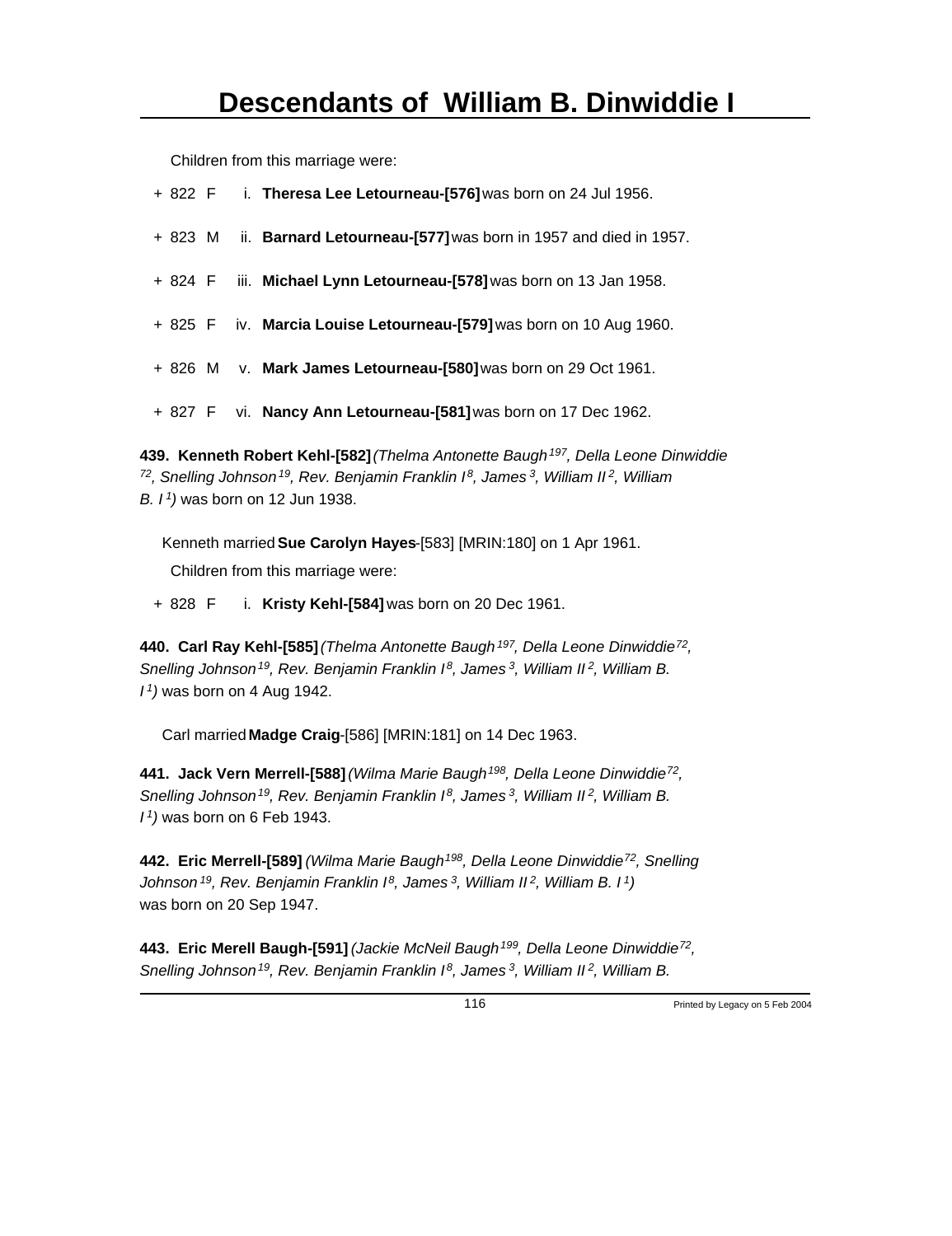Children from this marriage were:

+ 822 F i. **Theresa Lee Letourneau-[576]** was born on 24 Jul 1956.

+ 823 M ii. **Barnard Letourneau-[577]** was born in 1957 and died in 1957.

+ 824 F iii. **Michael Lynn Letourneau-[578]** was born on 13 Jan 1958.

+ 825 F iv. **Marcia Louise Letourneau-[579]** was born on 10 Aug 1960.

+ 826 M v. **Mark James Letourneau-[580]** was born on 29 Oct 1961.

+ 827 F vi. **Nancy Ann Letourneau-[581]** was born on 17 Dec 1962.

**439. Kenneth Robert Kehl-[582]** *(Thelma Antonette Baugh[197], Della Leone Dinwiddie[72], Snelling Johnson[19], Rev. Benjamin Franklin I[8], James[3], William II[2], William B. I[1])* was born on 12 Jun 1938.

Kenneth married **Sue Carolyn Hayes**-[583] [MRIN:180] on 1 Apr 1961.

Children from this marriage were:

+ 828 F i. **Kristy Kehl-[584]** was born on 20 Dec 1961.

**440. Carl Ray Kehl-[585]** *(Thelma Antonette Baugh[197], Della Leone Dinwiddie[72], Snelling Johnson[19], Rev. Benjamin Franklin I[8], James[3], William II[2], William B. I[1])* was born on 4 Aug 1942.

Carl married **Madge Craig**-[586] [MRIN:181] on 14 Dec 1963.

**441. Jack Vern Merrell-[588]** *(Wilma Marie Baugh[198], Della Leone Dinwiddie[72], Snelling Johnson[19], Rev. Benjamin Franklin I[8], James[3], William II[2], William B. I[1])* was born on 6 Feb 1943.

**442. Eric Merrell-[589]** *(Wilma Marie Baugh[198], Della Leone Dinwiddie[72], Snelling Johnson[19], Rev. Benjamin Franklin I[8], James[3], William II[2], William B. I[1])* was born on 20 Sep 1947.

**443. Eric Merell Baugh-[591]** *(Jackie McNeil Baugh[199], Della Leone Dinwiddie[72], Snelling Johnson[19], Rev. Benjamin Franklin I[8], James[3], William II[2], William B.*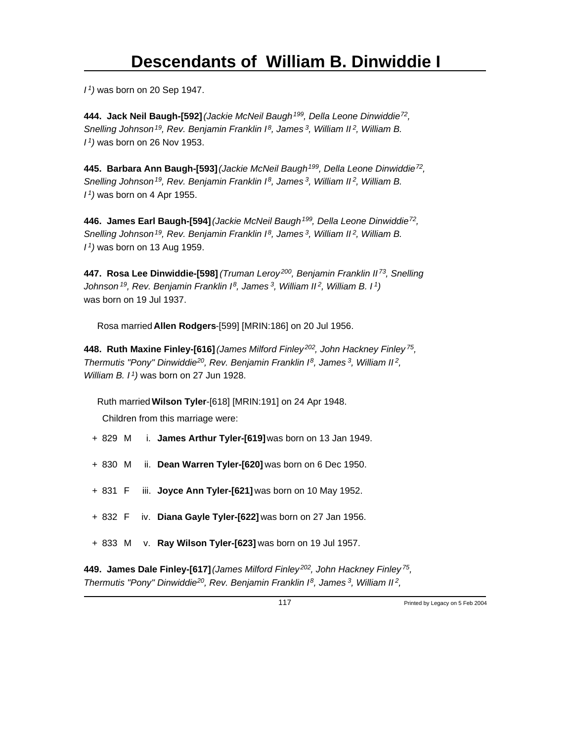*I[1])* was born on 20 Sep 1947.

**444. Jack Neil Baugh-[592]** *(Jackie McNeil Baugh[199], Della Leone Dinwiddie[72], Snelling Johnson[19], Rev. Benjamin Franklin I[8], James[3], William II[2], William B. I[1])* was born on 26 Nov 1953.

**445. Barbara Ann Baugh-[593]** *(Jackie McNeil Baugh[199], Della Leone Dinwiddie[72], Snelling Johnson[19], Rev. Benjamin Franklin I[8], James[3], William II[2], William B. I[1])* was born on 4 Apr 1955.

**446. James Earl Baugh-[594]** *(Jackie McNeil Baugh[199], Della Leone Dinwiddie[72], Snelling Johnson[19], Rev. Benjamin Franklin I[8], James[3], William II[2], William B. I[1])* was born on 13 Aug 1959.

**447. Rosa Lee Dinwiddie-[598]** *(Truman Leroy[200], Benjamin Franklin II[73], Snelling Johnson[19], Rev. Benjamin Franklin I[8], James[3], William II[2], William B. I[1])* was born on 19 Jul 1937.

Rosa married **Allen Rodgers**-[599] [MRIN:186] on 20 Jul 1956.

**448. Ruth Maxine Finley-[616]** *(James Milford Finley[202], John Hackney Finley[75], Thermutis "Pony" Dinwiddie[20], Rev. Benjamin Franklin I[8], James[3], William II[2], William B. I[1])* was born on 27 Jun 1928.

Ruth married **Wilson Tyler**-[618] [MRIN:191] on 24 Apr 1948.

Children from this marriage were:

+ 829 M i. **James Arthur Tyler-[619]** was born on 13 Jan 1949.
+ 830 M ii. **Dean Warren Tyler-[620]** was born on 6 Dec 1950.
+ 831 F iii. **Joyce Ann Tyler-[621]** was born on 10 May 1952.
+ 832 F iv. **Diana Gayle Tyler-[622]** was born on 27 Jan 1956.
+ 833 M v. **Ray Wilson Tyler-[623]** was born on 19 Jul 1957.

**449. James Dale Finley-[617]** *(James Milford Finley[202], John Hackney Finley[75], Thermutis "Pony" Dinwiddie[20], Rev. Benjamin Franklin I[8], James[3], William II[2],*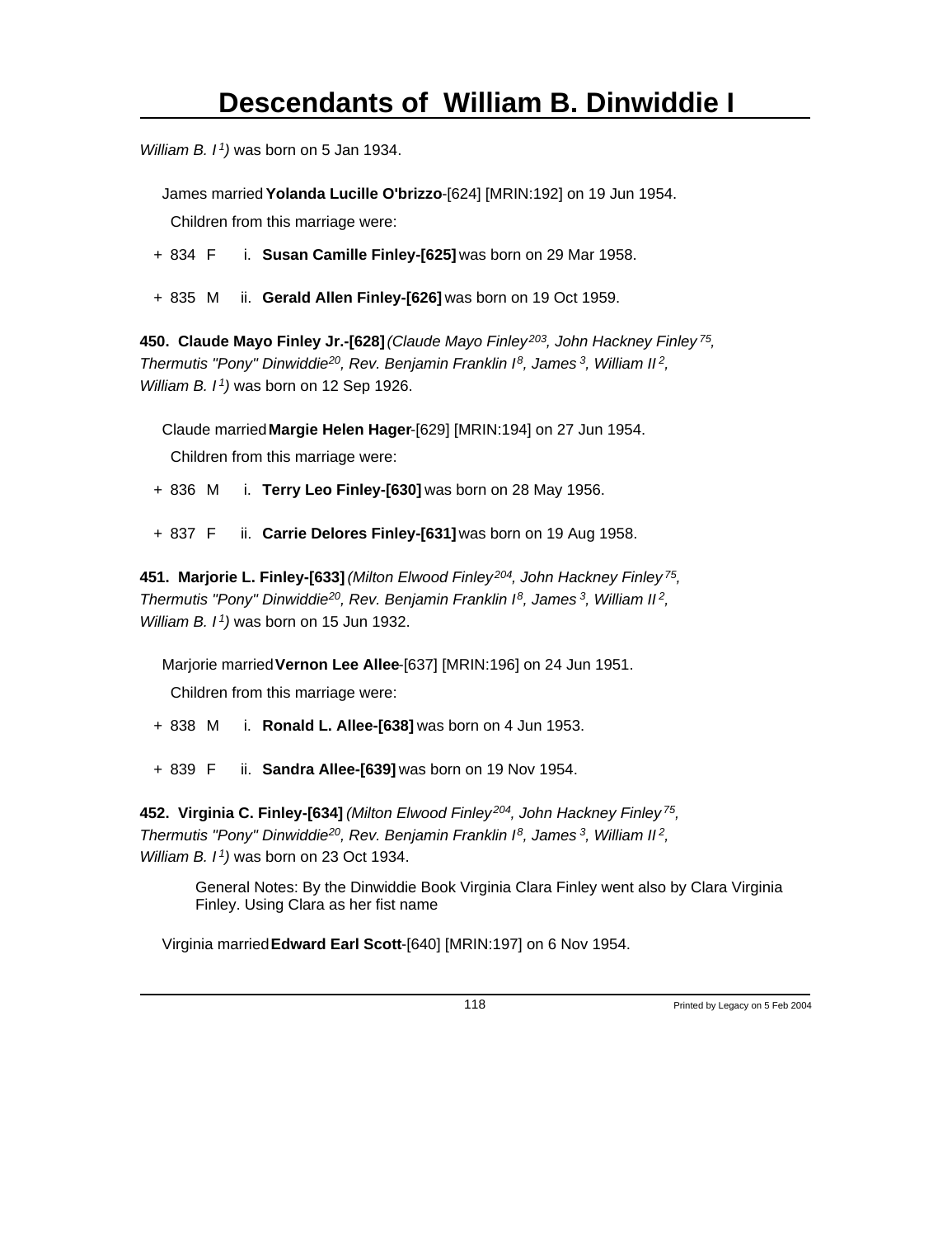*William B. I[1])* was born on 5 Jan 1934.

James married **Yolanda Lucille O'brizzo**-[624] [MRIN:192] on 19 Jun 1954.

Children from this marriage were:

+ 834 F i. **Susan Camille Finley-[625]** was born on 29 Mar 1958.

+ 835 M ii. **Gerald Allen Finley-[626]** was born on 19 Oct 1959.

**450. Claude Mayo Finley Jr.-[628]** *(Claude Mayo Finley[203], John Hackney Finley[75], Thermutis "Pony" Dinwiddie[20], Rev. Benjamin Franklin I[8], James[3], William II[2], William B. I[1])* was born on 12 Sep 1926.

Claude married **Margie Helen Hager**-[629] [MRIN:194] on 27 Jun 1954.

Children from this marriage were:

+ 836 M i. **Terry Leo Finley-[630]** was born on 28 May 1956.

+ 837 F ii. **Carrie Delores Finley-[631]** was born on 19 Aug 1958.

**451. Marjorie L. Finley-[633]** *(Milton Elwood Finley[204], John Hackney Finley[75], Thermutis "Pony" Dinwiddie[20], Rev. Benjamin Franklin I[8], James[3], William II[2], William B. I[1])* was born on 15 Jun 1932.

Marjorie married **Vernon Lee Allee**-[637] [MRIN:196] on 24 Jun 1951.

Children from this marriage were:

+ 838 M i. **Ronald L. Allee-[638]** was born on 4 Jun 1953.

+ 839 F ii. **Sandra Allee-[639]** was born on 19 Nov 1954.

**452. Virginia C. Finley-[634]** *(Milton Elwood Finley[204], John Hackney Finley[75], Thermutis "Pony" Dinwiddie[20], Rev. Benjamin Franklin I[8], James[3], William II[2], William B. I[1])* was born on 23 Oct 1934.

General Notes: By the Dinwiddie Book Virginia Clara Finley went also by Clara Virginia Finley. Using Clara as her fist name

Virginia married **Edward Earl Scott**-[640] [MRIN:197] on 6 Nov 1954.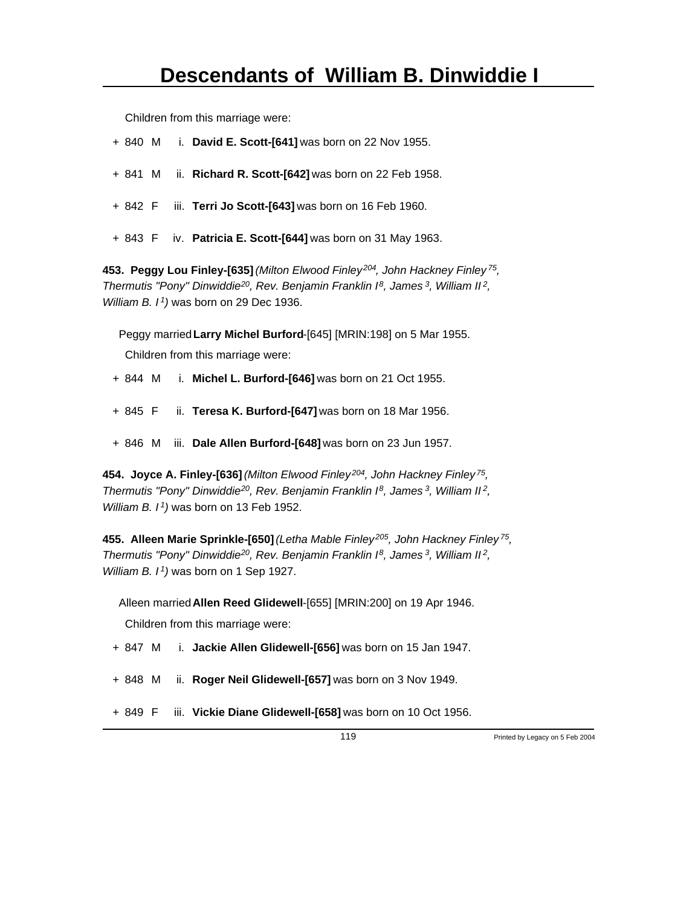Children from this marriage were:

+ 840 M i. **David E. Scott-[641]** was born on 22 Nov 1955.

+ 841 M ii. **Richard R. Scott-[642]** was born on 22 Feb 1958.

+ 842 F iii. **Terri Jo Scott-[643]** was born on 16 Feb 1960.

+ 843 F iv. **Patricia E. Scott-[644]** was born on 31 May 1963.

**453. Peggy Lou Finley-[635]** *(Milton Elwood Finley[204], John Hackney Finley[75], Thermutis "Pony" Dinwiddie[20], Rev. Benjamin Franklin I[8], James[3], William II[2], William B. I[1])* was born on 29 Dec 1936.

Peggy married **Larry Michel Burford**-[645] [MRIN:198] on 5 Mar 1955.

Children from this marriage were:

+ 844 M i. **Michel L. Burford-[646]** was born on 21 Oct 1955.

+ 845 F ii. **Teresa K. Burford-[647]** was born on 18 Mar 1956.

+ 846 M iii. **Dale Allen Burford-[648]** was born on 23 Jun 1957.

**454. Joyce A. Finley-[636]** *(Milton Elwood Finley[204], John Hackney Finley[75], Thermutis "Pony" Dinwiddie[20], Rev. Benjamin Franklin I[8], James[3], William II[2], William B. I[1])* was born on 13 Feb 1952.

**455. Alleen Marie Sprinkle-[650]** *(Letha Mable Finley[205], John Hackney Finley[75], Thermutis "Pony" Dinwiddie[20], Rev. Benjamin Franklin I[8], James[3], William II[2], William B. I[1])* was born on 1 Sep 1927.

Alleen married **Allen Reed Glidewell**-[655] [MRIN:200] on 19 Apr 1946.

Children from this marriage were:

+ 847 M i. **Jackie Allen Glidewell-[656]** was born on 15 Jan 1947.

+ 848 M ii. **Roger Neil Glidewell-[657]** was born on 3 Nov 1949.

+ 849 F iii. **Vickie Diane Glidewell-[658]** was born on 10 Oct 1956.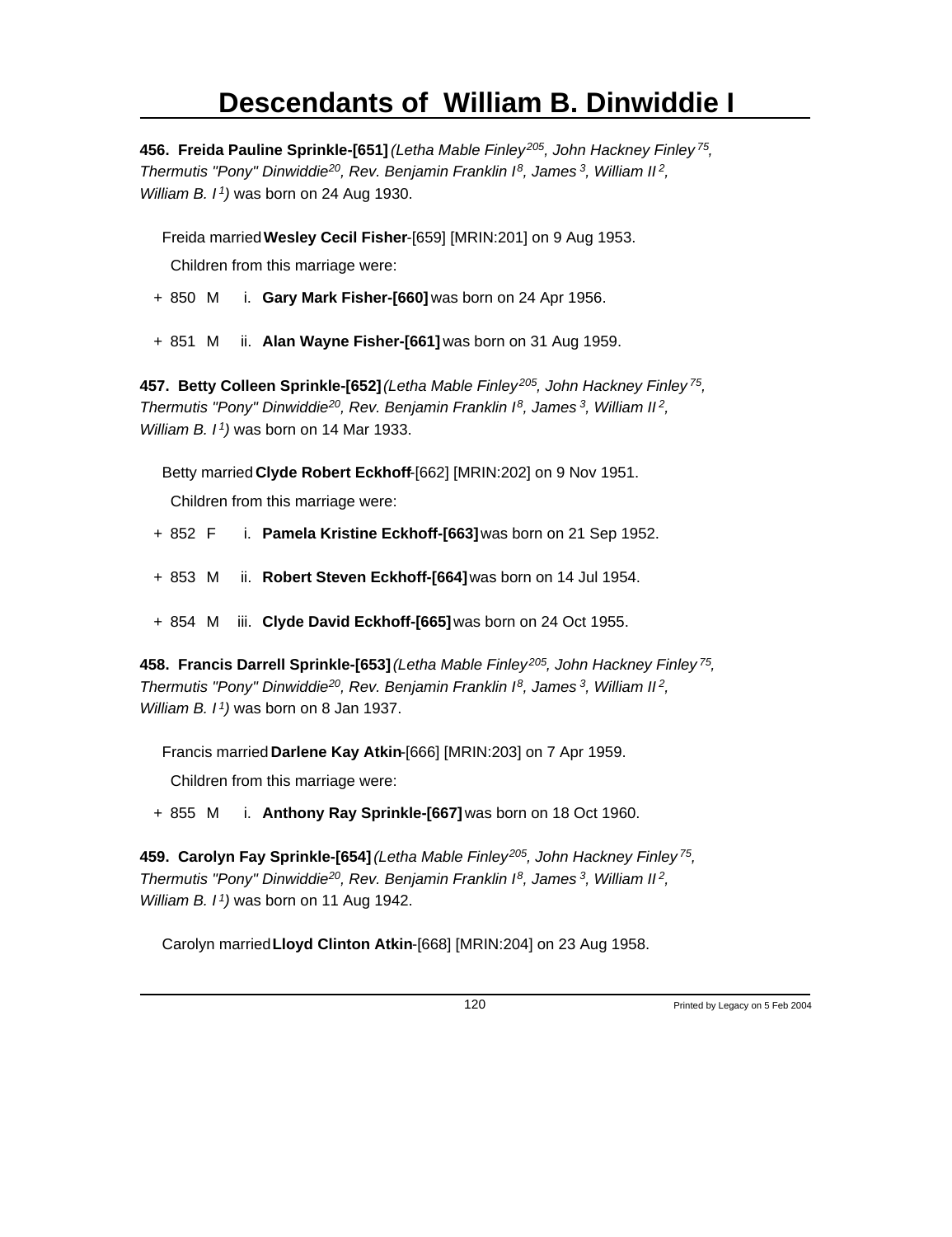**456. Freida Pauline Sprinkle-[651]** *(Letha Mable Finley[205], John Hackney Finley[75], Thermutis "Pony" Dinwiddie[20], Rev. Benjamin Franklin I[8], James[3], William II[2], William B. I[1])* was born on 24 Aug 1930.

Freida married **Wesley Cecil Fisher**-[659] [MRIN:201] on 9 Aug 1953.

Children from this marriage were:

- \+ 850 M i. **Gary Mark Fisher-[660]** was born on 24 Apr 1956.
- \+ 851 M ii. **Alan Wayne Fisher-[661]** was born on 31 Aug 1959.

**457. Betty Colleen Sprinkle-[652]** *(Letha Mable Finley[205], John Hackney Finley[75], Thermutis "Pony" Dinwiddie[20], Rev. Benjamin Franklin I[8], James[3], William II[2], William B. I[1])* was born on 14 Mar 1933.

Betty married **Clyde Robert Eckhoff**-[662] [MRIN:202] on 9 Nov 1951.

Children from this marriage were:

- \+ 852 F i. **Pamela Kristine Eckhoff-[663]** was born on 21 Sep 1952.
- \+ 853 M ii. **Robert Steven Eckhoff-[664]** was born on 14 Jul 1954.
- \+ 854 M iii. **Clyde David Eckhoff-[665]** was born on 24 Oct 1955.

**458. Francis Darrell Sprinkle-[653]** *(Letha Mable Finley[205], John Hackney Finley[75], Thermutis "Pony" Dinwiddie[20], Rev. Benjamin Franklin I[8], James[3], William II[2], William B. I[1])* was born on 8 Jan 1937.

Francis married **Darlene Kay Atkin**-[666] [MRIN:203] on 7 Apr 1959.

Children from this marriage were:

- \+ 855 M i. **Anthony Ray Sprinkle-[667]** was born on 18 Oct 1960.

**459. Carolyn Fay Sprinkle-[654]** *(Letha Mable Finley[205], John Hackney Finley[75], Thermutis "Pony" Dinwiddie[20], Rev. Benjamin Franklin I[8], James[3], William II[2], William B. I[1])* was born on 11 Aug 1942.

Carolyn married **Lloyd Clinton Atkin**-[668] [MRIN:204] on 23 Aug 1958.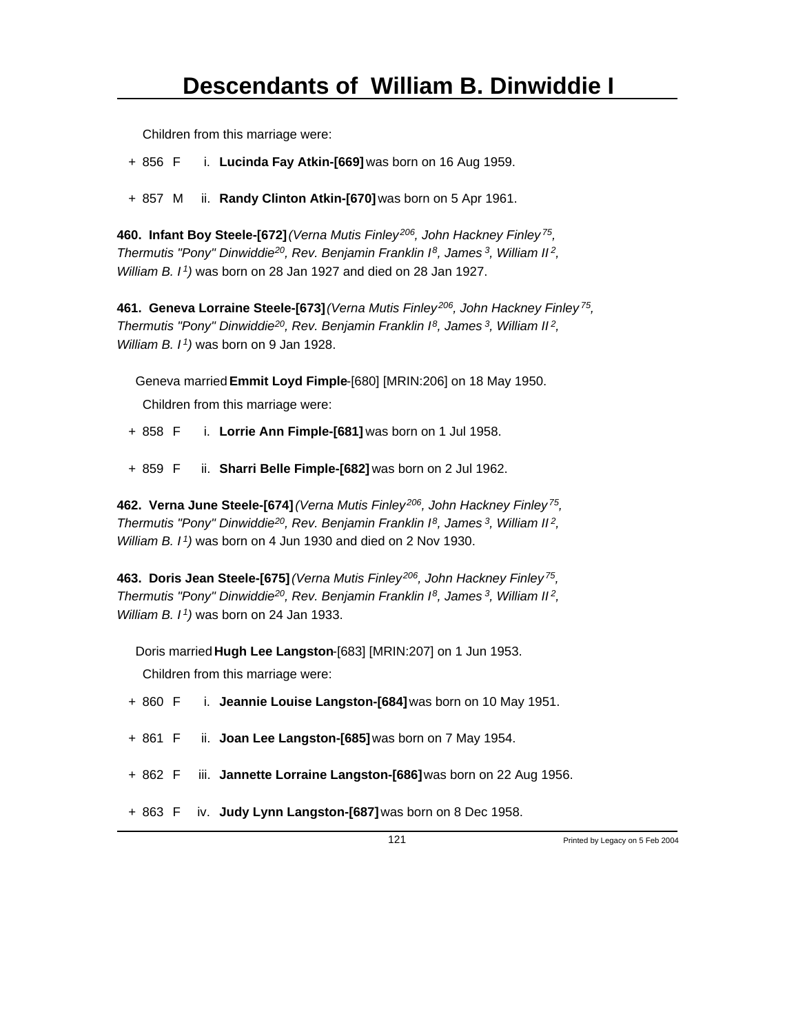Children from this marriage were:

+ 856 F i. **Lucinda Fay Atkin-[669]** was born on 16 Aug 1959.

+ 857 M ii. **Randy Clinton Atkin-[670]** was born on 5 Apr 1961.

**460. Infant Boy Steele-[672]** *(Verna Mutis Finley[206], John Hackney Finley[75], Thermutis "Pony" Dinwiddie[20], Rev. Benjamin Franklin I[8], James[3], William II[2], William B. I[1])* was born on 28 Jan 1927 and died on 28 Jan 1927.

**461. Geneva Lorraine Steele-[673]** *(Verna Mutis Finley[206], John Hackney Finley[75], Thermutis "Pony" Dinwiddie[20], Rev. Benjamin Franklin I[8], James[3], William II[2], William B. I[1])* was born on 9 Jan 1928.

Geneva married **Emmit Loyd Fimple**-[680] [MRIN:206] on 18 May 1950.

Children from this marriage were:

+ 858 F i. **Lorrie Ann Fimple-[681]** was born on 1 Jul 1958.

+ 859 F ii. **Sharri Belle Fimple-[682]** was born on 2 Jul 1962.

**462. Verna June Steele-[674]** *(Verna Mutis Finley[206], John Hackney Finley[75], Thermutis "Pony" Dinwiddie[20], Rev. Benjamin Franklin I[8], James[3], William II[2], William B. I[1])* was born on 4 Jun 1930 and died on 2 Nov 1930.

**463. Doris Jean Steele-[675]** *(Verna Mutis Finley[206], John Hackney Finley[75], Thermutis "Pony" Dinwiddie[20], Rev. Benjamin Franklin I[8], James[3], William II[2], William B. I[1])* was born on 24 Jan 1933.

Doris married **Hugh Lee Langston**-[683] [MRIN:207] on 1 Jun 1953.

Children from this marriage were:

+ 860 F i. **Jeannie Louise Langston-[684]** was born on 10 May 1951.

+ 861 F ii. **Joan Lee Langston-[685]** was born on 7 May 1954.

+ 862 F iii. **Jannette Lorraine Langston-[686]** was born on 22 Aug 1956.

+ 863 F iv. **Judy Lynn Langston-[687]** was born on 8 Dec 1958.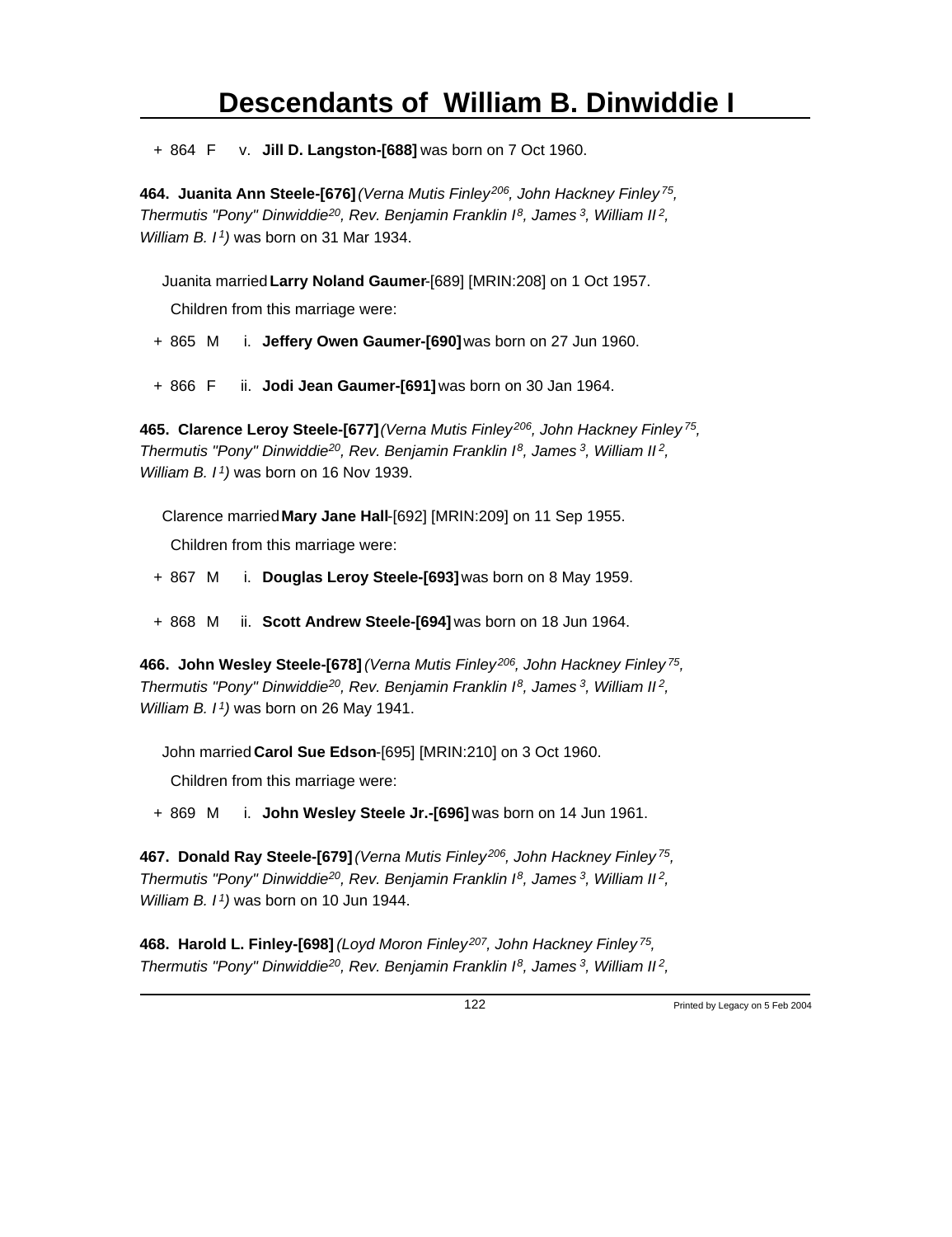+ 864 F v. **Jill D. Langston-[688]** was born on 7 Oct 1960.

**464. Juanita Ann Steele-[676]** *(Verna Mutis Finley[206], John Hackney Finley[75], Thermutis "Pony" Dinwiddie[20], Rev. Benjamin Franklin I[8], James[3], William II[2], William B. I[1])* was born on 31 Mar 1934.

Juanita married **Larry Noland Gaumer**-[689] [MRIN:208] on 1 Oct 1957.

Children from this marriage were:

+ 865 M i. **Jeffery Owen Gaumer-[690]** was born on 27 Jun 1960.

+ 866 F ii. **Jodi Jean Gaumer-[691]** was born on 30 Jan 1964.

**465. Clarence Leroy Steele-[677]** *(Verna Mutis Finley[206], John Hackney Finley[75], Thermutis "Pony" Dinwiddie[20], Rev. Benjamin Franklin I[8], James[3], William II[2], William B. I[1])* was born on 16 Nov 1939.

Clarence married **Mary Jane Hall**-[692] [MRIN:209] on 11 Sep 1955.

Children from this marriage were:

+ 867 M i. **Douglas Leroy Steele-[693]** was born on 8 May 1959.

+ 868 M ii. **Scott Andrew Steele-[694]** was born on 18 Jun 1964.

**466. John Wesley Steele-[678]** *(Verna Mutis Finley[206], John Hackney Finley[75], Thermutis "Pony" Dinwiddie[20], Rev. Benjamin Franklin I[8], James[3], William II[2], William B. I[1])* was born on 26 May 1941.

John married **Carol Sue Edson**-[695] [MRIN:210] on 3 Oct 1960.

Children from this marriage were:

+ 869 M i. **John Wesley Steele Jr.-[696]** was born on 14 Jun 1961.

**467. Donald Ray Steele-[679]** *(Verna Mutis Finley[206], John Hackney Finley[75], Thermutis "Pony" Dinwiddie[20], Rev. Benjamin Franklin I[8], James[3], William II[2], William B. I[1])* was born on 10 Jun 1944.

**468. Harold L. Finley-[698]** *(Loyd Moron Finley[207], John Hackney Finley[75], Thermutis "Pony" Dinwiddie[20], Rev. Benjamin Franklin I[8], James[3], William II[2],*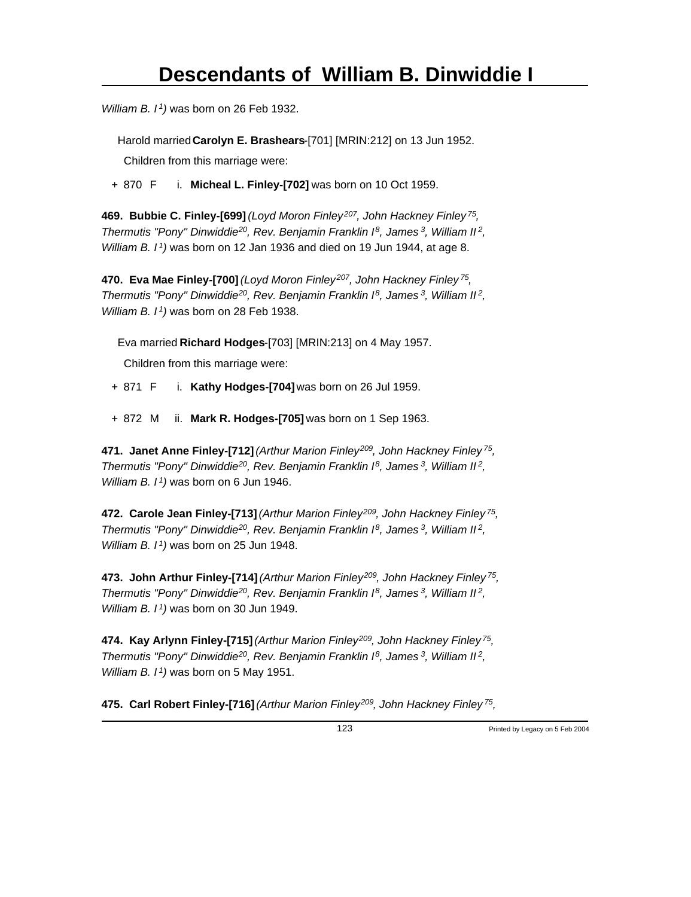*William B. I[1])* was born on 26 Feb 1932.

Harold married **Carolyn E. Brashears**-[701] [MRIN:212] on 13 Jun 1952.

Children from this marriage were:

+ 870 F i. **Micheal L. Finley-[702]** was born on 10 Oct 1959.

**469. Bubbie C. Finley-[699]** *(Loyd Moron Finley[207], John Hackney Finley[75], Thermutis "Pony" Dinwiddie[20], Rev. Benjamin Franklin I[8], James[3], William II[2], William B. I[1])* was born on 12 Jan 1936 and died on 19 Jun 1944, at age 8.

**470. Eva Mae Finley-[700]** *(Loyd Moron Finley[207], John Hackney Finley[75], Thermutis "Pony" Dinwiddie[20], Rev. Benjamin Franklin I[8], James[3], William II[2], William B. I[1])* was born on 28 Feb 1938.

Eva married **Richard Hodges**-[703] [MRIN:213] on 4 May 1957.

Children from this marriage were:

+ 871 F i. **Kathy Hodges-[704]** was born on 26 Jul 1959.

+ 872 M ii. **Mark R. Hodges-[705]** was born on 1 Sep 1963.

**471. Janet Anne Finley-[712]** *(Arthur Marion Finley[209], John Hackney Finley[75], Thermutis "Pony" Dinwiddie[20], Rev. Benjamin Franklin I[8], James[3], William II[2], William B. I[1])* was born on 6 Jun 1946.

**472. Carole Jean Finley-[713]** *(Arthur Marion Finley[209], John Hackney Finley[75], Thermutis "Pony" Dinwiddie[20], Rev. Benjamin Franklin I[8], James[3], William II[2], William B. I[1])* was born on 25 Jun 1948.

**473. John Arthur Finley-[714]** *(Arthur Marion Finley[209], John Hackney Finley[75], Thermutis "Pony" Dinwiddie[20], Rev. Benjamin Franklin I[8], James[3], William II[2], William B. I[1])* was born on 30 Jun 1949.

**474. Kay Arlynn Finley-[715]** *(Arthur Marion Finley[209], John Hackney Finley[75], Thermutis "Pony" Dinwiddie[20], Rev. Benjamin Franklin I[8], James[3], William II[2], William B. I[1])* was born on 5 May 1951.

**475. Carl Robert Finley-[716]** *(Arthur Marion Finley[209], John Hackney Finley[75],*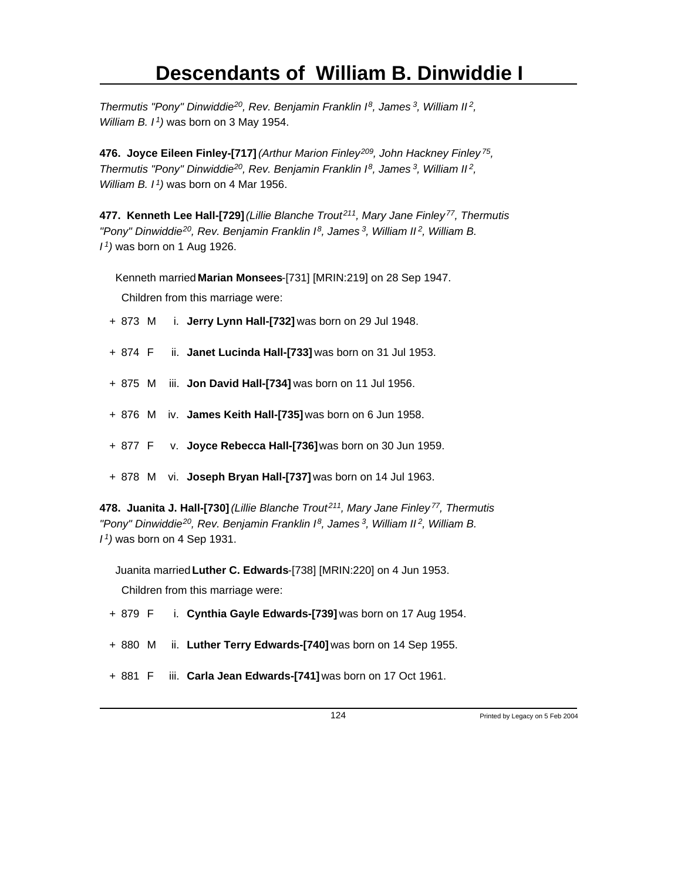*Thermutis "Pony" Dinwiddie[20], Rev. Benjamin Franklin I[8], James[3], William II[2], William B. I[1])* was born on 3 May 1954.

**476. Joyce Eileen Finley-[717]** *(Arthur Marion Finley[209], John Hackney Finley[75], Thermutis "Pony" Dinwiddie[20], Rev. Benjamin Franklin I[8], James[3], William II[2], William B. I[1])* was born on 4 Mar 1956.

**477. Kenneth Lee Hall-[729]** *(Lillie Blanche Trout[211], Mary Jane Finley[77], Thermutis "Pony" Dinwiddie[20], Rev. Benjamin Franklin I[8], James[3], William II[2], William B. I[1])* was born on 1 Aug 1926.

Kenneth married **Marian Monsees**-[731] [MRIN:219] on 28 Sep 1947.

Children from this marriage were:

- + 873 M i. **Jerry Lynn Hall-[732]** was born on 29 Jul 1948.
- + 874 F ii. **Janet Lucinda Hall-[733]** was born on 31 Jul 1953.
- + 875 M iii. **Jon David Hall-[734]** was born on 11 Jul 1956.
- + 876 M iv. **James Keith Hall-[735]** was born on 6 Jun 1958.
- + 877 F v. **Joyce Rebecca Hall-[736]** was born on 30 Jun 1959.
- + 878 M vi. **Joseph Bryan Hall-[737]** was born on 14 Jul 1963.

**478. Juanita J. Hall-[730]** *(Lillie Blanche Trout[211], Mary Jane Finley[77], Thermutis "Pony" Dinwiddie[20], Rev. Benjamin Franklin I[8], James[3], William II[2], William B. I[1])* was born on 4 Sep 1931.

Juanita married **Luther C. Edwards**-[738] [MRIN:220] on 4 Jun 1953.

Children from this marriage were:

- + 879 F i. **Cynthia Gayle Edwards-[739]** was born on 17 Aug 1954.
- + 880 M ii. **Luther Terry Edwards-[740]** was born on 14 Sep 1955.
- + 881 F iii. **Carla Jean Edwards-[741]** was born on 17 Oct 1961.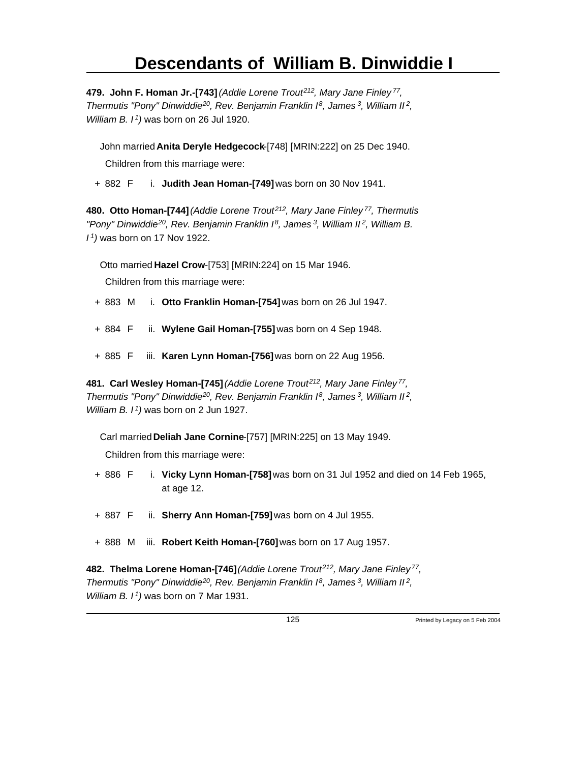**479. John F. Homan Jr.-[743]** *(Addie Lorene Trout[212], Mary Jane Finley[77], Thermutis "Pony" Dinwiddie[20], Rev. Benjamin Franklin I[8], James[3], William II[2], William B. I[1])* was born on 26 Jul 1920.

John married **Anita Deryle Hedgecock**-[748] [MRIN:222] on 25 Dec 1940.

Children from this marriage were:

+ 882 F i. **Judith Jean Homan-[749]** was born on 30 Nov 1941.

**480. Otto Homan-[744]** *(Addie Lorene Trout[212], Mary Jane Finley[77], Thermutis "Pony" Dinwiddie[20], Rev. Benjamin Franklin I[8], James[3], William II[2], William B. I[1])* was born on 17 Nov 1922.

Otto married **Hazel Crow**-[753] [MRIN:224] on 15 Mar 1946.

Children from this marriage were:

+ 883 M i. **Otto Franklin Homan-[754]** was born on 26 Jul 1947.

+ 884 F ii. **Wylene Gail Homan-[755]** was born on 4 Sep 1948.

+ 885 F iii. **Karen Lynn Homan-[756]** was born on 22 Aug 1956.

**481. Carl Wesley Homan-[745]** *(Addie Lorene Trout[212], Mary Jane Finley[77], Thermutis "Pony" Dinwiddie[20], Rev. Benjamin Franklin I[8], James[3], William II[2], William B. I[1])* was born on 2 Jun 1927.

Carl married **Deliah Jane Cornine**-[757] [MRIN:225] on 13 May 1949.

Children from this marriage were:

+ 886 F i. **Vicky Lynn Homan-[758]** was born on 31 Jul 1952 and died on 14 Feb 1965, at age 12.

+ 887 F ii. **Sherry Ann Homan-[759]** was born on 4 Jul 1955.

+ 888 M iii. **Robert Keith Homan-[760]** was born on 17 Aug 1957.

**482. Thelma Lorene Homan-[746]** *(Addie Lorene Trout[212], Mary Jane Finley[77], Thermutis "Pony" Dinwiddie[20], Rev. Benjamin Franklin I[8], James[3], William II[2], William B. I[1])* was born on 7 Mar 1931.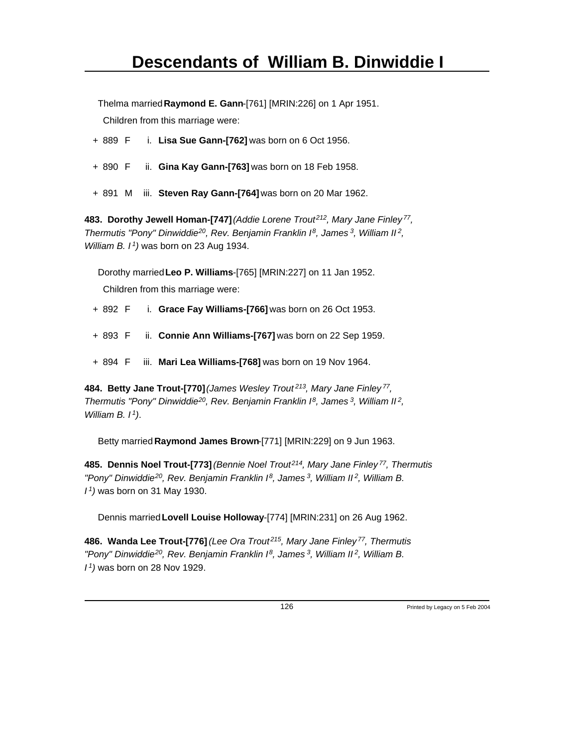Thelma married **Raymond E. Gann**-[761] [MRIN:226] on 1 Apr 1951.

Children from this marriage were:

+ 889 F i. **Lisa Sue Gann-[762]** was born on 6 Oct 1956.

+ 890 F ii. **Gina Kay Gann-[763]** was born on 18 Feb 1958.

+ 891 M iii. **Steven Ray Gann-[764]** was born on 20 Mar 1962.

**483. Dorothy Jewell Homan-[747]** *(Addie Lorene Trout[212], Mary Jane Finley[77], Thermutis "Pony" Dinwiddie[20], Rev. Benjamin Franklin I[8], James[3], William II[2], William B. I[1])* was born on 23 Aug 1934.

Dorothy married **Leo P. Williams**-[765] [MRIN:227] on 11 Jan 1952.

Children from this marriage were:

+ 892 F i. **Grace Fay Williams-[766]** was born on 26 Oct 1953.

+ 893 F ii. **Connie Ann Williams-[767]** was born on 22 Sep 1959.

+ 894 F iii. **Mari Lea Williams-[768]** was born on 19 Nov 1964.

**484. Betty Jane Trout-[770]** *(James Wesley Trout[213], Mary Jane Finley[77], Thermutis "Pony" Dinwiddie[20], Rev. Benjamin Franklin I[8], James[3], William II[2], William B. I[1])*.

Betty married **Raymond James Brown**-[771] [MRIN:229] on 9 Jun 1963.

**485. Dennis Noel Trout-[773]** *(Bennie Noel Trout[214], Mary Jane Finley[77], Thermutis "Pony" Dinwiddie[20], Rev. Benjamin Franklin I[8], James[3], William II[2], William B. I[1])* was born on 31 May 1930.

Dennis married **Lovell Louise Holloway**-[774] [MRIN:231] on 26 Aug 1962.

**486. Wanda Lee Trout-[776]** *(Lee Ora Trout[215], Mary Jane Finley[77], Thermutis "Pony" Dinwiddie[20], Rev. Benjamin Franklin I[8], James[3], William II[2], William B. I[1])* was born on 28 Nov 1929.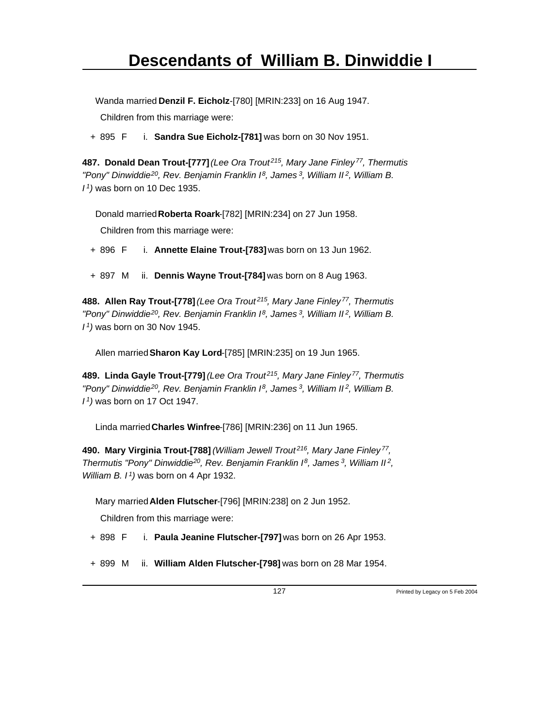Wanda married **Denzil F. Eicholz**-[780] [MRIN:233] on 16 Aug 1947.

Children from this marriage were:

+ 895 F i. **Sandra Sue Eicholz-[781]** was born on 30 Nov 1951.

**487. Donald Dean Trout-[777]** *(Lee Ora Trout[215], Mary Jane Finley[77], Thermutis "Pony" Dinwiddie[20], Rev. Benjamin Franklin I[8], James[3], William II[2], William B. I[1])* was born on 10 Dec 1935.

Donald married **Roberta Roark**-[782] [MRIN:234] on 27 Jun 1958.

Children from this marriage were:

+ 896 F i. **Annette Elaine Trout-[783]** was born on 13 Jun 1962.

+ 897 M ii. **Dennis Wayne Trout-[784]** was born on 8 Aug 1963.

**488. Allen Ray Trout-[778]** *(Lee Ora Trout[215], Mary Jane Finley[77], Thermutis "Pony" Dinwiddie[20], Rev. Benjamin Franklin I[8], James[3], William II[2], William B. I[1])* was born on 30 Nov 1945.

Allen married **Sharon Kay Lord**-[785] [MRIN:235] on 19 Jun 1965.

**489. Linda Gayle Trout-[779]** *(Lee Ora Trout[215], Mary Jane Finley[77], Thermutis "Pony" Dinwiddie[20], Rev. Benjamin Franklin I[8], James[3], William II[2], William B. I[1])* was born on 17 Oct 1947.

Linda married **Charles Winfree**-[786] [MRIN:236] on 11 Jun 1965.

**490. Mary Virginia Trout-[788]** *(William Jewell Trout[216], Mary Jane Finley[77], Thermutis "Pony" Dinwiddie[20], Rev. Benjamin Franklin I[8], James[3], William II[2], William B. I[1])* was born on 4 Apr 1932.

Mary married **Alden Flutscher**-[796] [MRIN:238] on 2 Jun 1952.

Children from this marriage were:

+ 898 F i. **Paula Jeanine Flutscher-[797]** was born on 26 Apr 1953.

+ 899 M ii. **William Alden Flutscher-[798]** was born on 28 Mar 1954.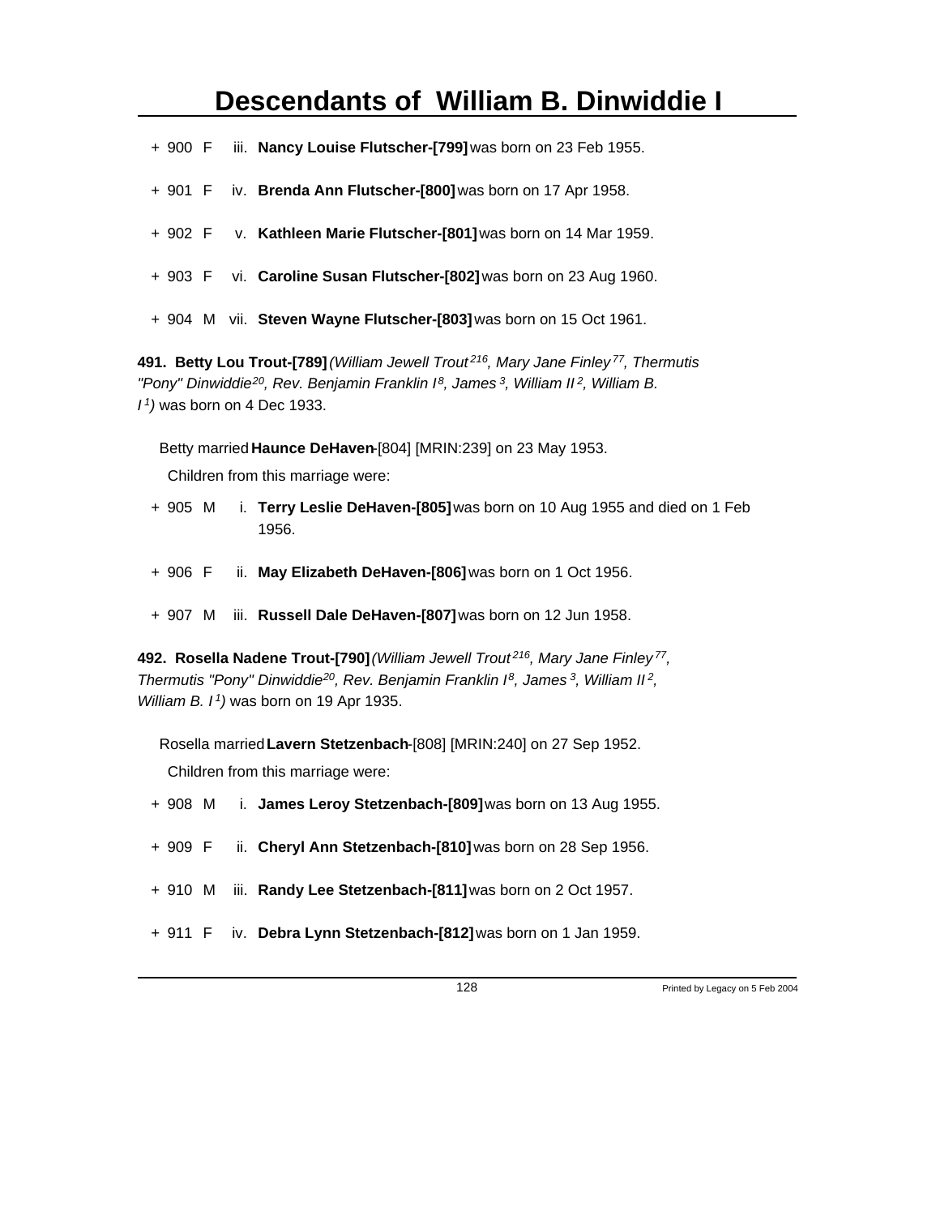+ 900 F iii. **Nancy Louise Flutscher-[799]** was born on 23 Feb 1955.

+ 901 F iv. **Brenda Ann Flutscher-[800]** was born on 17 Apr 1958.

+ 902 F v. **Kathleen Marie Flutscher-[801]** was born on 14 Mar 1959.

+ 903 F vi. **Caroline Susan Flutscher-[802]** was born on 23 Aug 1960.

+ 904 M vii. **Steven Wayne Flutscher-[803]** was born on 15 Oct 1961.

**491. Betty Lou Trout-[789]** *(William Jewell Trout[216], Mary Jane Finley[77], Thermutis "Pony" Dinwiddie[20], Rev. Benjamin Franklin I[8], James[3], William II[2], William B. I[1])* was born on 4 Dec 1933.

Betty married **Haunce DeHaven**-[804] [MRIN:239] on 23 May 1953.

Children from this marriage were:

+ 905 M i. **Terry Leslie DeHaven-[805]** was born on 10 Aug 1955 and died on 1 Feb 1956.

+ 906 F ii. **May Elizabeth DeHaven-[806]** was born on 1 Oct 1956.

+ 907 M iii. **Russell Dale DeHaven-[807]** was born on 12 Jun 1958.

**492. Rosella Nadene Trout-[790]** *(William Jewell Trout[216], Mary Jane Finley[77], Thermutis "Pony" Dinwiddie[20], Rev. Benjamin Franklin I[8], James[3], William II[2], William B. I[1])* was born on 19 Apr 1935.

Rosella married **Lavern Stetzenbach**-[808] [MRIN:240] on 27 Sep 1952.

Children from this marriage were:

+ 908 M i. **James Leroy Stetzenbach-[809]** was born on 13 Aug 1955.

+ 909 F ii. **Cheryl Ann Stetzenbach-[810]** was born on 28 Sep 1956.

+ 910 M iii. **Randy Lee Stetzenbach-[811]** was born on 2 Oct 1957.

+ 911 F iv. **Debra Lynn Stetzenbach-[812]** was born on 1 Jan 1959.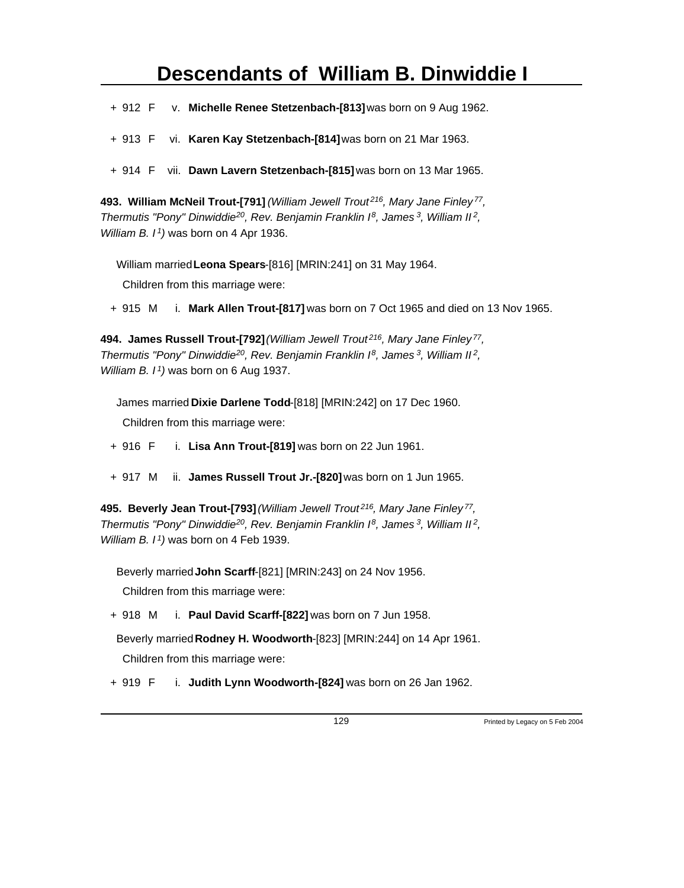+ 912 F v. **Michelle Renee Stetzenbach-[813]** was born on 9 Aug 1962.

+ 913 F vi. **Karen Kay Stetzenbach-[814]** was born on 21 Mar 1963.

+ 914 F vii. **Dawn Lavern Stetzenbach-[815]** was born on 13 Mar 1965.

**493. William McNeil Trout-[791]** *(William Jewell Trout[216], Mary Jane Finley[77], Thermutis "Pony" Dinwiddie[20], Rev. Benjamin Franklin I[8], James[3], William II[2], William B. I[1])* was born on 4 Apr 1936.

William married **Leona Spears**-[816] [MRIN:241] on 31 May 1964.

Children from this marriage were:

+ 915 M i. **Mark Allen Trout-[817]** was born on 7 Oct 1965 and died on 13 Nov 1965.

**494. James Russell Trout-[792]** *(William Jewell Trout[216], Mary Jane Finley[77], Thermutis "Pony" Dinwiddie[20], Rev. Benjamin Franklin I[8], James[3], William II[2], William B. I[1])* was born on 6 Aug 1937.

James married **Dixie Darlene Todd**-[818] [MRIN:242] on 17 Dec 1960.

Children from this marriage were:

+ 916 F i. **Lisa Ann Trout-[819]** was born on 22 Jun 1961.

+ 917 M ii. **James Russell Trout Jr.-[820]** was born on 1 Jun 1965.

**495. Beverly Jean Trout-[793]** *(William Jewell Trout[216], Mary Jane Finley[77], Thermutis "Pony" Dinwiddie[20], Rev. Benjamin Franklin I[8], James[3], William II[2], William B. I[1])* was born on 4 Feb 1939.

Beverly married **John Scarff**-[821] [MRIN:243] on 24 Nov 1956.

Children from this marriage were:

+ 918 M i. **Paul David Scarff-[822]** was born on 7 Jun 1958.

Beverly married **Rodney H. Woodworth**-[823] [MRIN:244] on 14 Apr 1961.

Children from this marriage were:

+ 919 F i. **Judith Lynn Woodworth-[824]** was born on 26 Jan 1962.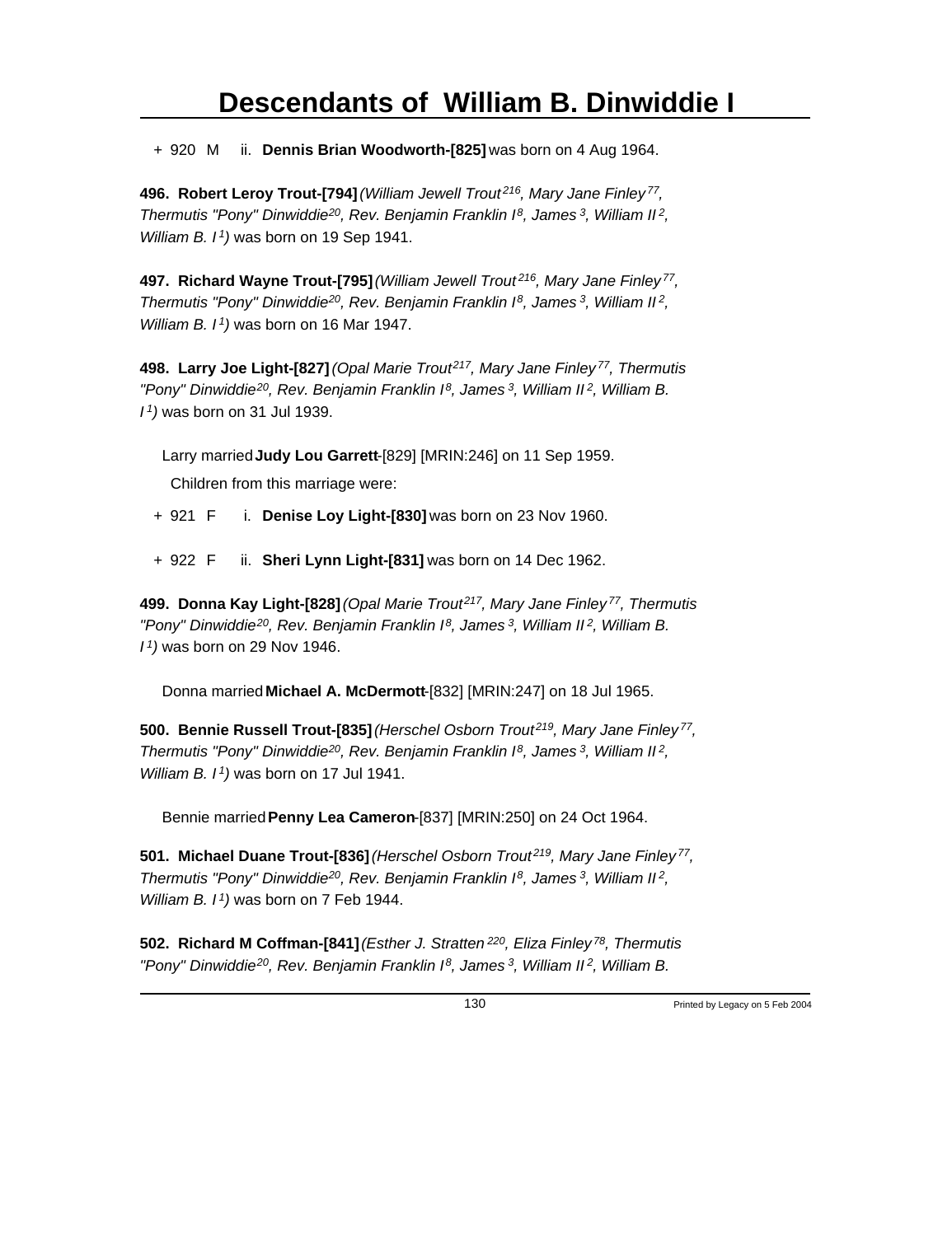# Descendants of William B. Dinwiddie I

+ 920 M ii. **Dennis Brian Woodworth-[825]** was born on 4 Aug 1964.

**496. Robert Leroy Trout-[794]** *(William Jewell Trout[216], Mary Jane Finley[77], Thermutis "Pony" Dinwiddie[20], Rev. Benjamin Franklin I[8], James[3], William II[2], William B. I[1])* was born on 19 Sep 1941.

**497. Richard Wayne Trout-[795]** *(William Jewell Trout[216], Mary Jane Finley[77], Thermutis "Pony" Dinwiddie[20], Rev. Benjamin Franklin I[8], James[3], William II[2], William B. I[1])* was born on 16 Mar 1947.

**498. Larry Joe Light-[827]** *(Opal Marie Trout[217], Mary Jane Finley[77], Thermutis "Pony" Dinwiddie[20], Rev. Benjamin Franklin I[8], James[3], William II[2], William B. I[1])* was born on 31 Jul 1939.

Larry married **Judy Lou Garrett**-[829] [MRIN:246] on 11 Sep 1959.

Children from this marriage were:

+ 921 F i. **Denise Loy Light-[830]** was born on 23 Nov 1960.

+ 922 F ii. **Sheri Lynn Light-[831]** was born on 14 Dec 1962.

**499. Donna Kay Light-[828]** *(Opal Marie Trout[217], Mary Jane Finley[77], Thermutis "Pony" Dinwiddie[20], Rev. Benjamin Franklin I[8], James[3], William II[2], William B. I[1])* was born on 29 Nov 1946.

Donna married **Michael A. McDermott**-[832] [MRIN:247] on 18 Jul 1965.

**500. Bennie Russell Trout-[835]** *(Herschel Osborn Trout[219], Mary Jane Finley[77], Thermutis "Pony" Dinwiddie[20], Rev. Benjamin Franklin I[8], James[3], William II[2], William B. I[1])* was born on 17 Jul 1941.

Bennie married **Penny Lea Cameron**-[837] [MRIN:250] on 24 Oct 1964.

**501. Michael Duane Trout-[836]** *(Herschel Osborn Trout[219], Mary Jane Finley[77], Thermutis "Pony" Dinwiddie[20], Rev. Benjamin Franklin I[8], James[3], William II[2], William B. I[1])* was born on 7 Feb 1944.

**502. Richard M Coffman-[841]** *(Esther J. Stratten[220], Eliza Finley[78], Thermutis "Pony" Dinwiddie[20], Rev. Benjamin Franklin I[8], James[3], William II[2], William B.*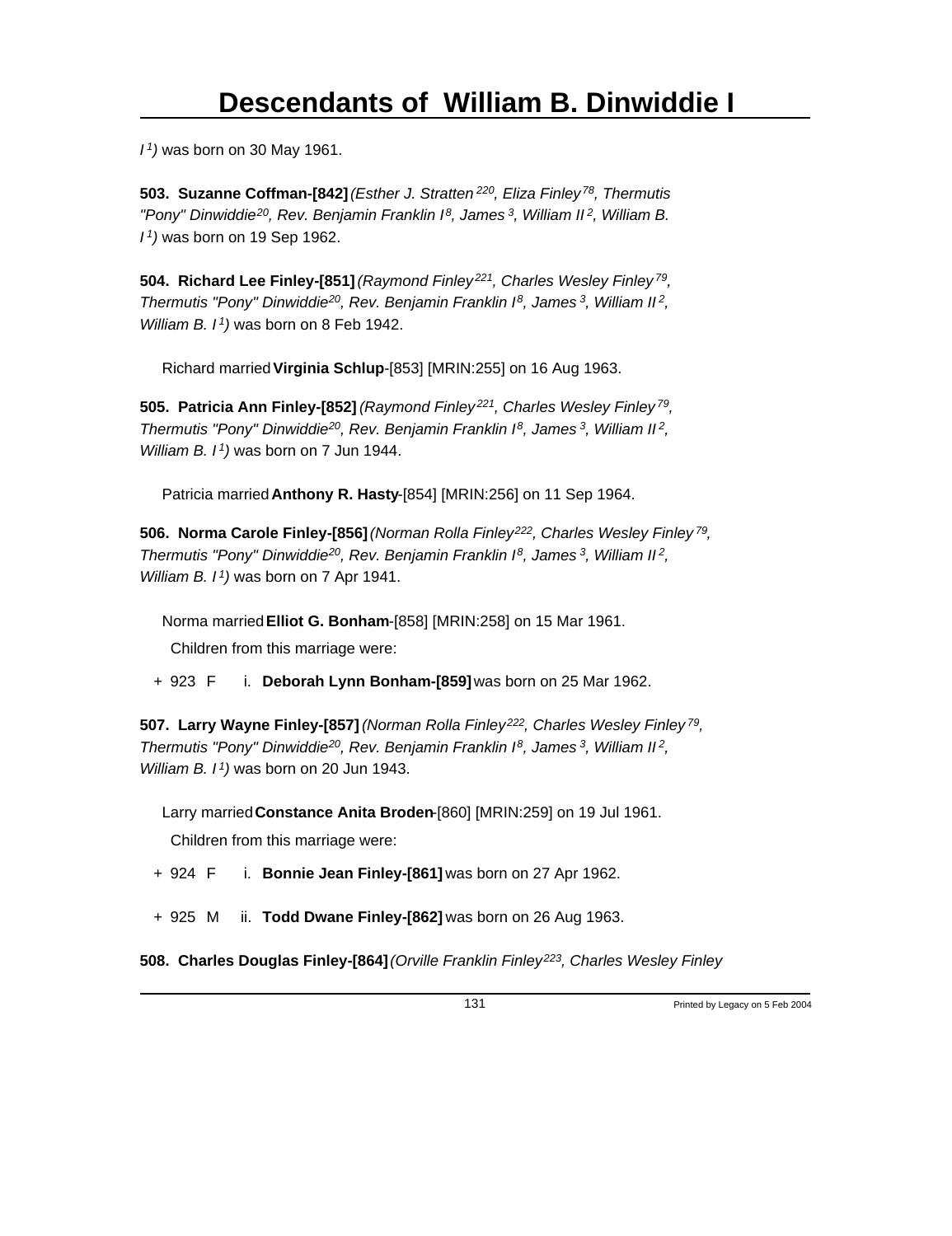*I [1])* was born on 30 May 1961.

**503. Suzanne Coffman-[842]** *(Esther J. Stratten [220], Eliza Finley [78], Thermutis "Pony" Dinwiddie [20], Rev. Benjamin Franklin I [8], James [3], William II [2], William B. I [1])* was born on 19 Sep 1962.

**504. Richard Lee Finley-[851]** *(Raymond Finley [221], Charles Wesley Finley [79], Thermutis "Pony" Dinwiddie [20], Rev. Benjamin Franklin I [8], James [3], William II [2], William B. I [1])* was born on 8 Feb 1942.

Richard married **Virginia Schlup**-[853] [MRIN:255] on 16 Aug 1963.

**505. Patricia Ann Finley-[852]** *(Raymond Finley [221], Charles Wesley Finley [79], Thermutis "Pony" Dinwiddie [20], Rev. Benjamin Franklin I [8], James [3], William II [2], William B. I [1])* was born on 7 Jun 1944.

Patricia married **Anthony R. Hasty**-[854] [MRIN:256] on 11 Sep 1964.

**506. Norma Carole Finley-[856]** *(Norman Rolla Finley [222], Charles Wesley Finley [79], Thermutis "Pony" Dinwiddie [20], Rev. Benjamin Franklin I [8], James [3], William II [2], William B. I [1])* was born on 7 Apr 1941.

Norma married **Elliot G. Bonham**-[858] [MRIN:258] on 15 Mar 1961.

Children from this marriage were:

+ 923 F i. **Deborah Lynn Bonham-[859]** was born on 25 Mar 1962.

**507. Larry Wayne Finley-[857]** *(Norman Rolla Finley [222], Charles Wesley Finley [79], Thermutis "Pony" Dinwiddie [20], Rev. Benjamin Franklin I [8], James [3], William II [2], William B. I [1])* was born on 20 Jun 1943.

Larry married **Constance Anita Broden**-[860] [MRIN:259] on 19 Jul 1961.

Children from this marriage were:

+ 924 F i. **Bonnie Jean Finley-[861]** was born on 27 Apr 1962.

+ 925 M ii. **Todd Dwane Finley-[862]** was born on 26 Aug 1963.

**508. Charles Douglas Finley-[864]** *(Orville Franklin Finley [223], Charles Wesley Finley*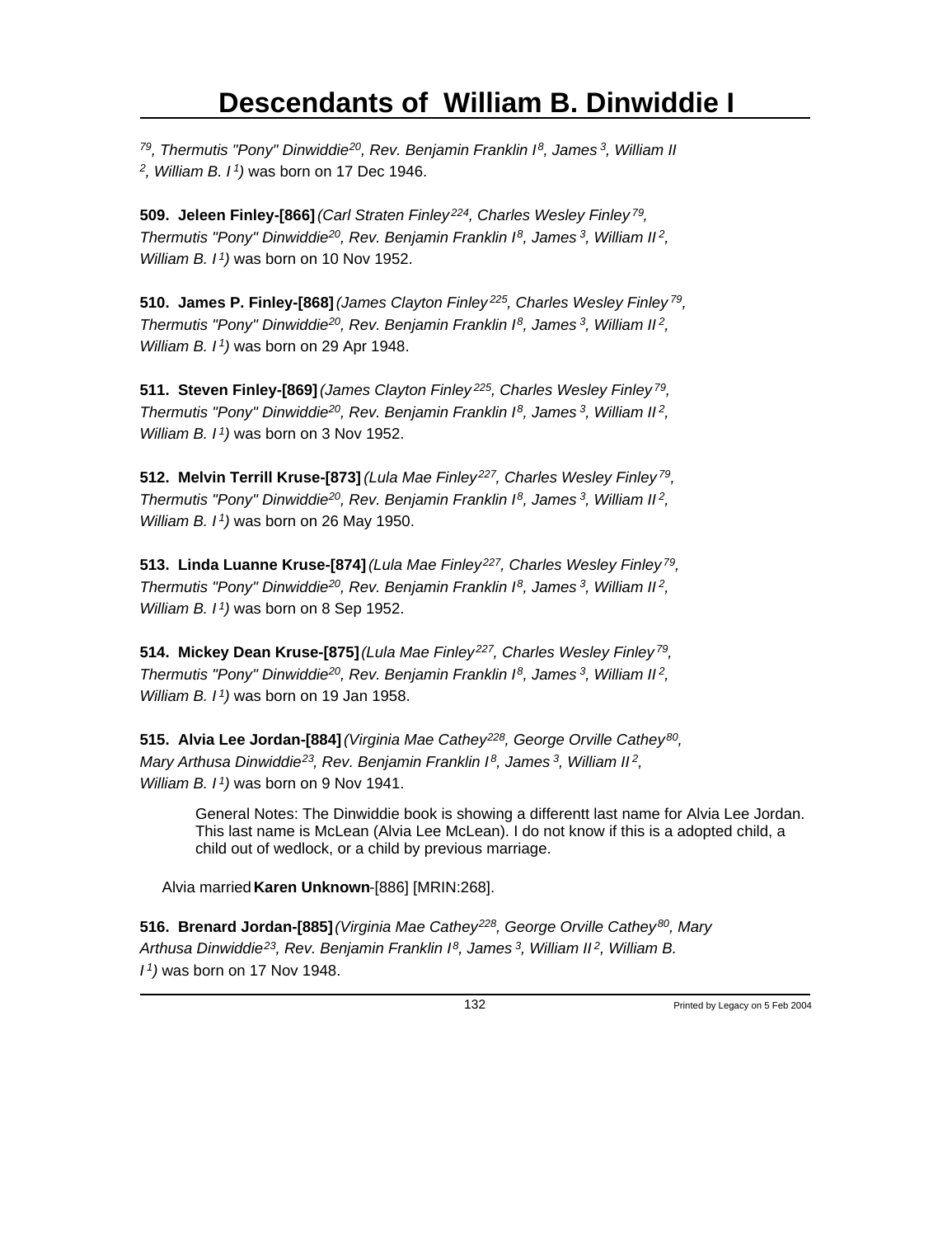[79], Thermutis "Pony" Dinwiddie[20], Rev. Benjamin Franklin I[8], James[3], William II[2], William B. I[1]) was born on 17 Dec 1946.

**509. Jeleen Finley-[866]** *(Carl Straten Finley[224], Charles Wesley Finley[79], Thermutis "Pony" Dinwiddie[20], Rev. Benjamin Franklin I[8], James[3], William II[2], William B. I[1])* was born on 10 Nov 1952.

**510. James P. Finley-[868]** *(James Clayton Finley[225], Charles Wesley Finley[79], Thermutis "Pony" Dinwiddie[20], Rev. Benjamin Franklin I[8], James[3], William II[2], William B. I[1])* was born on 29 Apr 1948.

**511. Steven Finley-[869]** *(James Clayton Finley[225], Charles Wesley Finley[79], Thermutis "Pony" Dinwiddie[20], Rev. Benjamin Franklin I[8], James[3], William II[2], William B. I[1])* was born on 3 Nov 1952.

**512. Melvin Terrill Kruse-[873]** *(Lula Mae Finley[227], Charles Wesley Finley[79], Thermutis "Pony" Dinwiddie[20], Rev. Benjamin Franklin I[8], James[3], William II[2], William B. I[1])* was born on 26 May 1950.

**513. Linda Luanne Kruse-[874]** *(Lula Mae Finley[227], Charles Wesley Finley[79], Thermutis "Pony" Dinwiddie[20], Rev. Benjamin Franklin I[8], James[3], William II[2], William B. I[1])* was born on 8 Sep 1952.

**514. Mickey Dean Kruse-[875]** *(Lula Mae Finley[227], Charles Wesley Finley[79], Thermutis "Pony" Dinwiddie[20], Rev. Benjamin Franklin I[8], James[3], William II[2], William B. I[1])* was born on 19 Jan 1958.

**515. Alvia Lee Jordan-[884]** *(Virginia Mae Cathey[228], George Orville Cathey[80], Mary Arthusa Dinwiddie[23], Rev. Benjamin Franklin I[8], James[3], William II[2], William B. I[1])* was born on 9 Nov 1941.

> General Notes: The Dinwiddie book is showing a differentt last name for Alvia Lee Jordan. This last name is McLean (Alvia Lee McLean). I do not know if this is a adopted child, a child out of wedlock, or a child by previous marriage.

Alvia married **Karen Unknown**-[886] [MRIN:268].

**516. Brenard Jordan-[885]** *(Virginia Mae Cathey[228], George Orville Cathey[80], Mary Arthusa Dinwiddie[23], Rev. Benjamin Franklin I[8], James[3], William II[2], William B. I[1])* was born on 17 Nov 1948.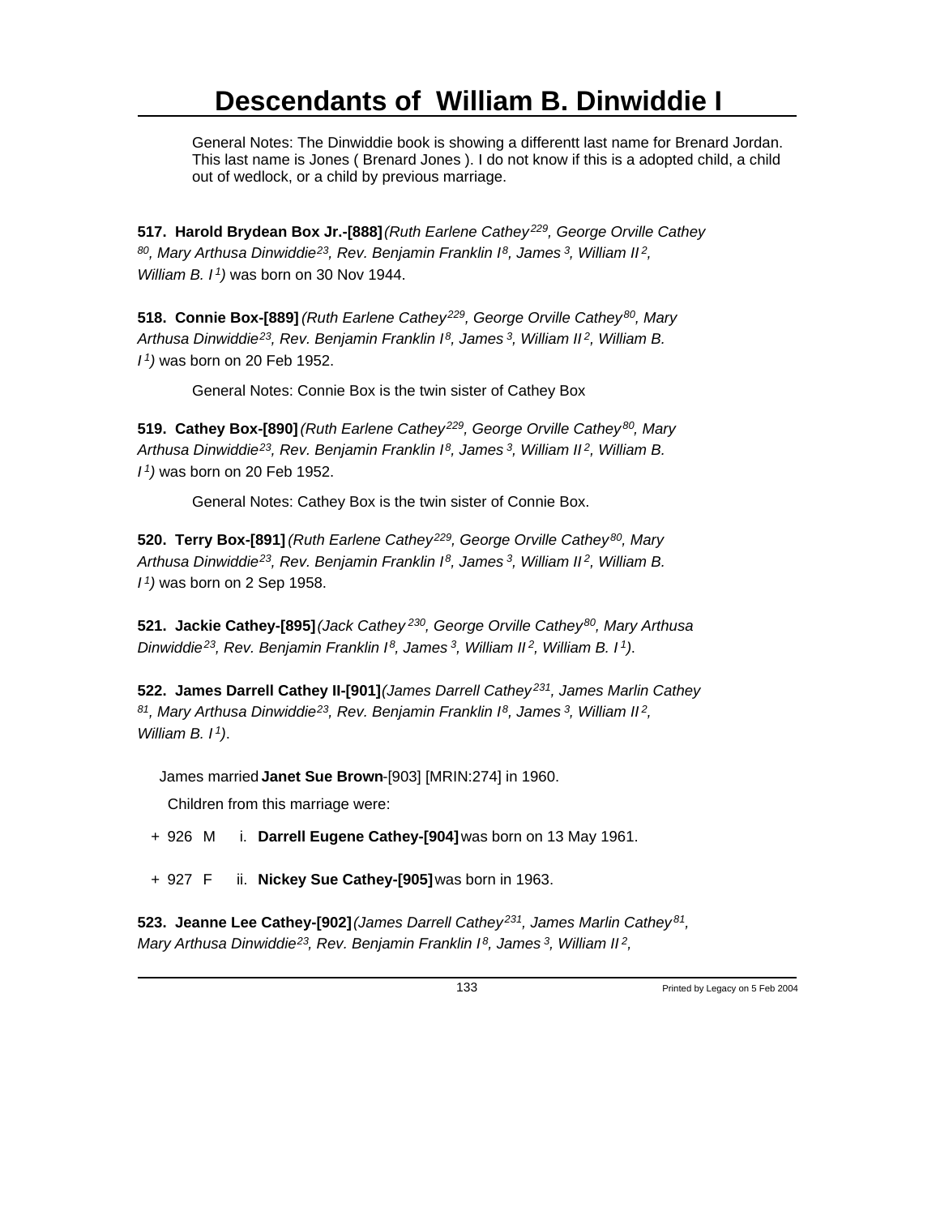General Notes: The Dinwiddie book is showing a differentt last name for Brenard Jordan. This last name is Jones ( Brenard Jones ). I do not know if this is a adopted child, a child out of wedlock, or a child by previous marriage.

**517. Harold Brydean Box Jr.-[888]** *(Ruth Earlene Cathey[229], George Orville Cathey[80], Mary Arthusa Dinwiddie[23], Rev. Benjamin Franklin I[8], James[3], William II[2], William B. I[1])* was born on 30 Nov 1944.

**518. Connie Box-[889]** *(Ruth Earlene Cathey[229], George Orville Cathey[80], Mary Arthusa Dinwiddie[23], Rev. Benjamin Franklin I[8], James[3], William II[2], William B. I[1])* was born on 20 Feb 1952.

General Notes: Connie Box is the twin sister of Cathey Box

**519. Cathey Box-[890]** *(Ruth Earlene Cathey[229], George Orville Cathey[80], Mary Arthusa Dinwiddie[23], Rev. Benjamin Franklin I[8], James[3], William II[2], William B. I[1])* was born on 20 Feb 1952.

General Notes: Cathey Box is the twin sister of Connie Box.

**520. Terry Box-[891]** *(Ruth Earlene Cathey[229], George Orville Cathey[80], Mary Arthusa Dinwiddie[23], Rev. Benjamin Franklin I[8], James[3], William II[2], William B. I[1])* was born on 2 Sep 1958.

**521. Jackie Cathey-[895]** *(Jack Cathey[230], George Orville Cathey[80], Mary Arthusa Dinwiddie[23], Rev. Benjamin Franklin I[8], James[3], William II[2], William B. I[1])*.

**522. James Darrell Cathey II-[901]** *(James Darrell Cathey[231], James Marlin Cathey[81], Mary Arthusa Dinwiddie[23], Rev. Benjamin Franklin I[8], James[3], William II[2], William B. I[1])*.

James married **Janet Sue Brown**-[903] [MRIN:274] in 1960.

Children from this marriage were:

- \+ 926 M i. **Darrell Eugene Cathey-[904]** was born on 13 May 1961.
- \+ 927 F ii. **Nickey Sue Cathey-[905]** was born in 1963.

**523. Jeanne Lee Cathey-[902]** *(James Darrell Cathey[231], James Marlin Cathey[81], Mary Arthusa Dinwiddie[23], Rev. Benjamin Franklin I[8], James[3], William II[2],*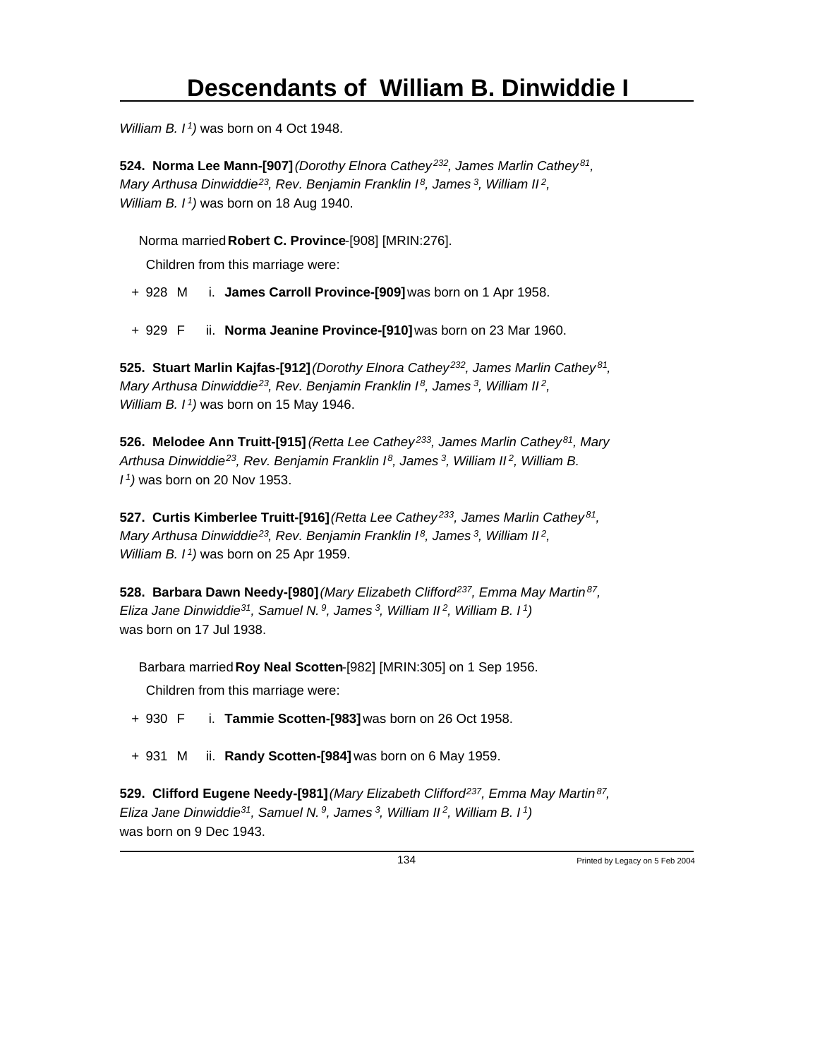*William B. I[1])* was born on 4 Oct 1948.

**524. Norma Lee Mann-[907]** *(Dorothy Elnora Cathey[232], James Marlin Cathey[81], Mary Arthusa Dinwiddie[23], Rev. Benjamin Franklin I[8], James[3], William II[2], William B. I[1])* was born on 18 Aug 1940.

Norma married **Robert C. Province**-[908] [MRIN:276].

Children from this marriage were:

+ 928 M i. **James Carroll Province-[909]** was born on 1 Apr 1958.

+ 929 F ii. **Norma Jeanine Province-[910]** was born on 23 Mar 1960.

**525. Stuart Marlin Kajfas-[912]** *(Dorothy Elnora Cathey[232], James Marlin Cathey[81], Mary Arthusa Dinwiddie[23], Rev. Benjamin Franklin I[8], James[3], William II[2], William B. I[1])* was born on 15 May 1946.

**526. Melodee Ann Truitt-[915]** *(Retta Lee Cathey[233], James Marlin Cathey[81], Mary Arthusa Dinwiddie[23], Rev. Benjamin Franklin I[8], James[3], William II[2], William B. I[1])* was born on 20 Nov 1953.

**527. Curtis Kimberlee Truitt-[916]** *(Retta Lee Cathey[233], James Marlin Cathey[81], Mary Arthusa Dinwiddie[23], Rev. Benjamin Franklin I[8], James[3], William II[2], William B. I[1])* was born on 25 Apr 1959.

**528. Barbara Dawn Needy-[980]** *(Mary Elizabeth Clifford[237], Emma May Martin[87], Eliza Jane Dinwiddie[31], Samuel N.[9], James[3], William II[2], William B. I[1])* was born on 17 Jul 1938.

Barbara married **Roy Neal Scotten**-[982] [MRIN:305] on 1 Sep 1956.

Children from this marriage were:

+ 930 F i. **Tammie Scotten-[983]** was born on 26 Oct 1958.

+ 931 M ii. **Randy Scotten-[984]** was born on 6 May 1959.

**529. Clifford Eugene Needy-[981]** *(Mary Elizabeth Clifford[237], Emma May Martin[87], Eliza Jane Dinwiddie[31], Samuel N.[9], James[3], William II[2], William B. I[1])* was born on 9 Dec 1943.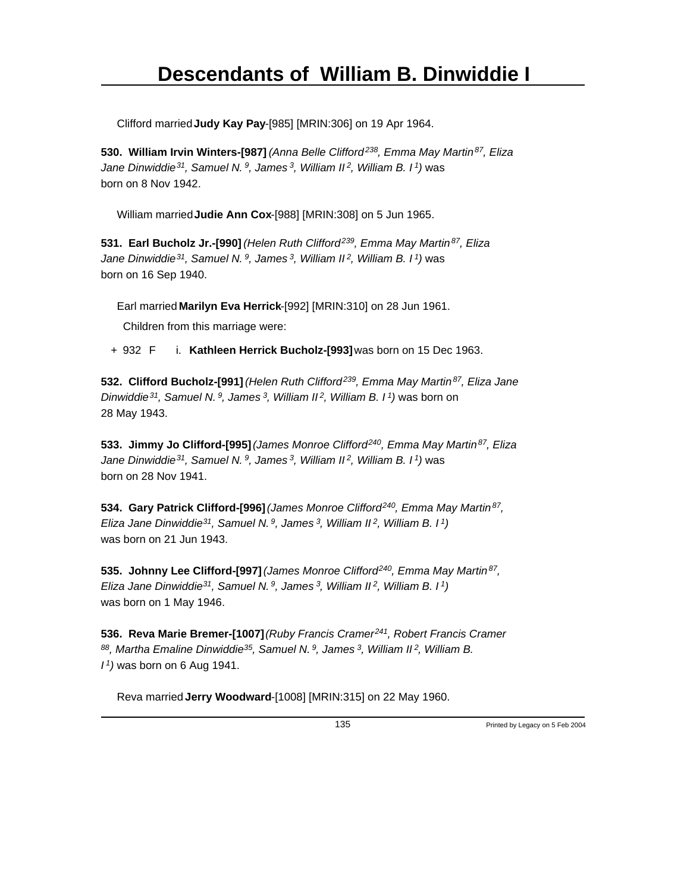Clifford married **Judy Kay Pay**-[985] [MRIN:306] on 19 Apr 1964.

**530. William Irvin Winters-[987]** *(Anna Belle Clifford[238], Emma May Martin[87], Eliza Jane Dinwiddie[31], Samuel N.[9], James[3], William II[2], William B. I[1])* was born on 8 Nov 1942.

William married **Judie Ann Cox**-[988] [MRIN:308] on 5 Jun 1965.

**531. Earl Bucholz Jr.-[990]** *(Helen Ruth Clifford[239], Emma May Martin[87], Eliza Jane Dinwiddie[31], Samuel N.[9], James[3], William II[2], William B. I[1])* was born on 16 Sep 1940.

Earl married **Marilyn Eva Herrick**-[992] [MRIN:310] on 28 Jun 1961.

Children from this marriage were:

+ 932 F i. **Kathleen Herrick Bucholz-[993]** was born on 15 Dec 1963.

**532. Clifford Bucholz-[991]** *(Helen Ruth Clifford[239], Emma May Martin[87], Eliza Jane Dinwiddie[31], Samuel N.[9], James[3], William II[2], William B. I[1])* was born on 28 May 1943.

**533. Jimmy Jo Clifford-[995]** *(James Monroe Clifford[240], Emma May Martin[87], Eliza Jane Dinwiddie[31], Samuel N.[9], James[3], William II[2], William B. I[1])* was born on 28 Nov 1941.

**534. Gary Patrick Clifford-[996]** *(James Monroe Clifford[240], Emma May Martin[87], Eliza Jane Dinwiddie[31], Samuel N.[9], James[3], William II[2], William B. I[1])* was born on 21 Jun 1943.

**535. Johnny Lee Clifford-[997]** *(James Monroe Clifford[240], Emma May Martin[87], Eliza Jane Dinwiddie[31], Samuel N.[9], James[3], William II[2], William B. I[1])* was born on 1 May 1946.

**536. Reva Marie Bremer-[1007]** *(Ruby Francis Cramer[241], Robert Francis Cramer[88], Martha Emaline Dinwiddie[35], Samuel N.[9], James[3], William II[2], William B. I[1])* was born on 6 Aug 1941.

Reva married **Jerry Woodward**-[1008] [MRIN:315] on 22 May 1960.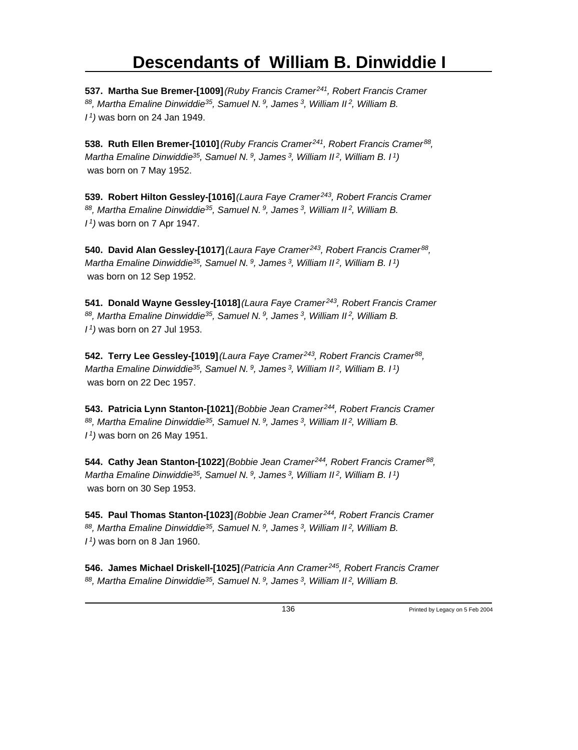# Descendants of William B. Dinwiddie I

**537. Martha Sue Bremer-[1009]** *(Ruby Francis Cramer[241], Robert Francis Cramer[88], Martha Emaline Dinwiddie[35], Samuel N.[9], James[3], William II[2], William B. I[1])* was born on 24 Jan 1949.

**538. Ruth Ellen Bremer-[1010]** *(Ruby Francis Cramer[241], Robert Francis Cramer[88], Martha Emaline Dinwiddie[35], Samuel N.[9], James[3], William II[2], William B. I[1])* was born on 7 May 1952.

**539. Robert Hilton Gessley-[1016]** *(Laura Faye Cramer[243], Robert Francis Cramer[88], Martha Emaline Dinwiddie[35], Samuel N.[9], James[3], William II[2], William B. I[1])* was born on 7 Apr 1947.

**540. David Alan Gessley-[1017]** *(Laura Faye Cramer[243], Robert Francis Cramer[88], Martha Emaline Dinwiddie[35], Samuel N.[9], James[3], William II[2], William B. I[1])* was born on 12 Sep 1952.

**541. Donald Wayne Gessley-[1018]** *(Laura Faye Cramer[243], Robert Francis Cramer[88], Martha Emaline Dinwiddie[35], Samuel N.[9], James[3], William II[2], William B. I[1])* was born on 27 Jul 1953.

**542. Terry Lee Gessley-[1019]** *(Laura Faye Cramer[243], Robert Francis Cramer[88], Martha Emaline Dinwiddie[35], Samuel N.[9], James[3], William II[2], William B. I[1])* was born on 22 Dec 1957.

**543. Patricia Lynn Stanton-[1021]** *(Bobbie Jean Cramer[244], Robert Francis Cramer[88], Martha Emaline Dinwiddie[35], Samuel N.[9], James[3], William II[2], William B. I[1])* was born on 26 May 1951.

**544. Cathy Jean Stanton-[1022]** *(Bobbie Jean Cramer[244], Robert Francis Cramer[88], Martha Emaline Dinwiddie[35], Samuel N.[9], James[3], William II[2], William B. I[1])* was born on 30 Sep 1953.

**545. Paul Thomas Stanton-[1023]** *(Bobbie Jean Cramer[244], Robert Francis Cramer[88], Martha Emaline Dinwiddie[35], Samuel N.[9], James[3], William II[2], William B. I[1])* was born on 8 Jan 1960.

**546. James Michael Driskell-[1025]** *(Patricia Ann Cramer[245], Robert Francis Cramer[88], Martha Emaline Dinwiddie[35], Samuel N.[9], James[3], William II[2], William B.*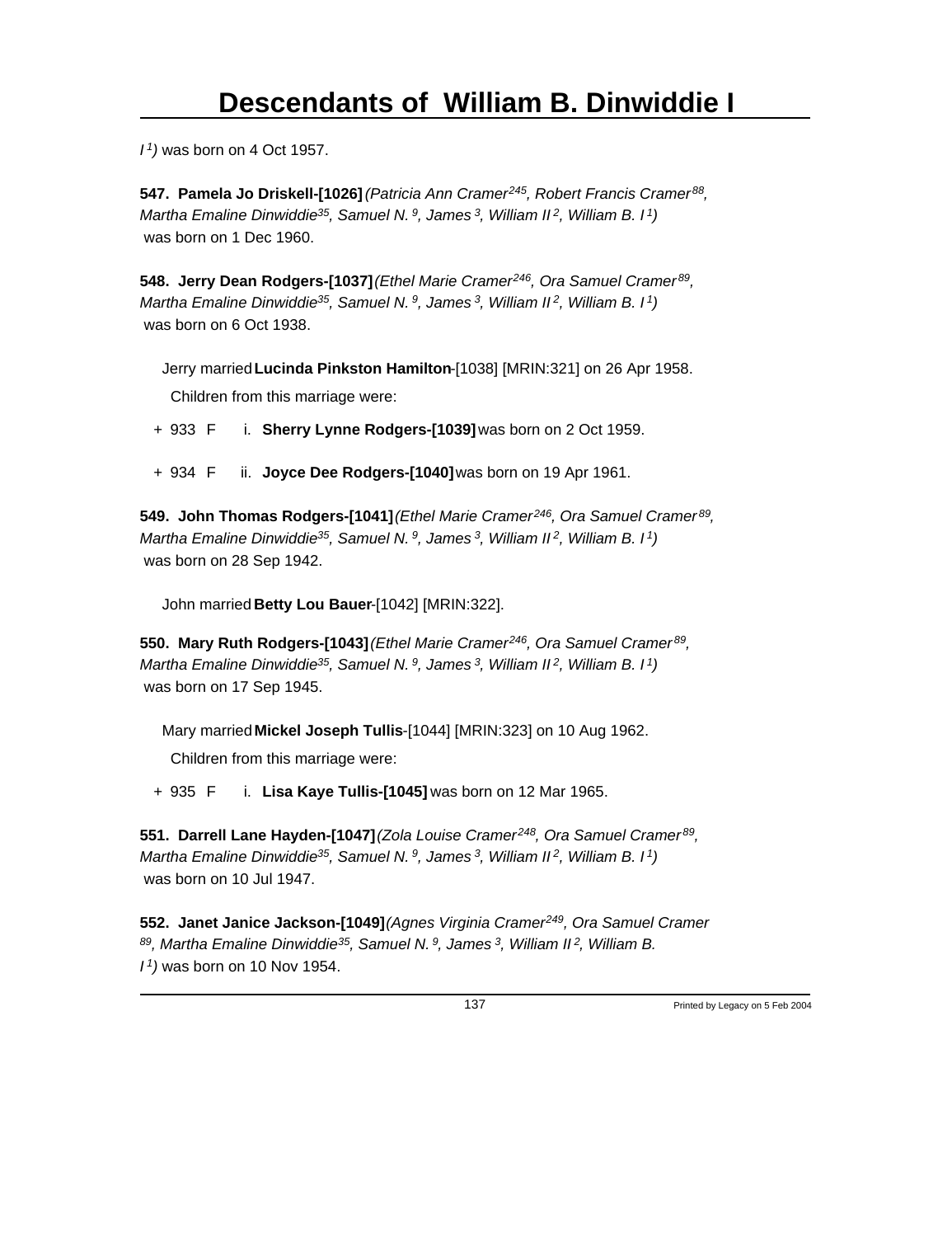*I*[1]) was born on 4 Oct 1957.

**547. Pamela Jo Driskell-[1026]** *(Patricia Ann Cramer[245], Robert Francis Cramer[88], Martha Emaline Dinwiddie[35], Samuel N.[9], James[3], William II[2], William B. I[1])* was born on 1 Dec 1960.

**548. Jerry Dean Rodgers-[1037]** *(Ethel Marie Cramer[246], Ora Samuel Cramer[89], Martha Emaline Dinwiddie[35], Samuel N.[9], James[3], William II[2], William B. I[1])* was born on 6 Oct 1938.

Jerry married **Lucinda Pinkston Hamilton**-[1038] [MRIN:321] on 26 Apr 1958.

Children from this marriage were:

+ 933 F i. **Sherry Lynne Rodgers-[1039]** was born on 2 Oct 1959.

+ 934 F ii. **Joyce Dee Rodgers-[1040]** was born on 19 Apr 1961.

**549. John Thomas Rodgers-[1041]** *(Ethel Marie Cramer[246], Ora Samuel Cramer[89], Martha Emaline Dinwiddie[35], Samuel N.[9], James[3], William II[2], William B. I[1])* was born on 28 Sep 1942.

John married **Betty Lou Bauer**-[1042] [MRIN:322].

**550. Mary Ruth Rodgers-[1043]** *(Ethel Marie Cramer[246], Ora Samuel Cramer[89], Martha Emaline Dinwiddie[35], Samuel N.[9], James[3], William II[2], William B. I[1])* was born on 17 Sep 1945.

Mary married **Mickel Joseph Tullis**-[1044] [MRIN:323] on 10 Aug 1962.

Children from this marriage were:

+ 935 F i. **Lisa Kaye Tullis-[1045]** was born on 12 Mar 1965.

**551. Darrell Lane Hayden-[1047]** *(Zola Louise Cramer[248], Ora Samuel Cramer[89], Martha Emaline Dinwiddie[35], Samuel N.[9], James[3], William II[2], William B. I[1])* was born on 10 Jul 1947.

**552. Janet Janice Jackson-[1049]** *(Agnes Virginia Cramer[249], Ora Samuel Cramer[89], Martha Emaline Dinwiddie[35], Samuel N.[9], James[3], William II[2], William B. I[1])* was born on 10 Nov 1954.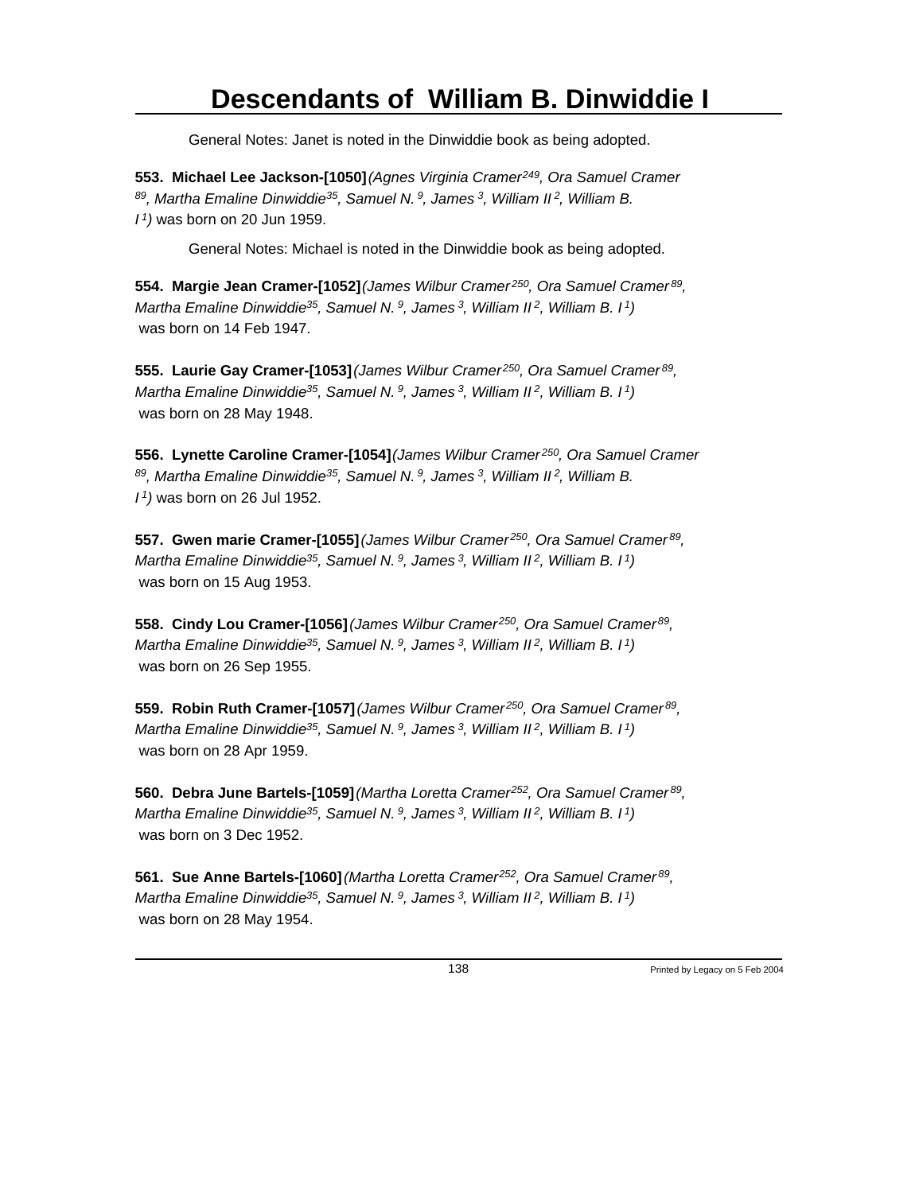General Notes: Janet is noted in the Dinwiddie book as being adopted.

**553. Michael Lee Jackson-[1050]** *(Agnes Virginia Cramer[249], Ora Samuel Cramer [89], Martha Emaline Dinwiddie[35], Samuel N.[9], James[3], William II[2], William B. I[1])* was born on 20 Jun 1959.

General Notes: Michael is noted in the Dinwiddie book as being adopted.

**554. Margie Jean Cramer-[1052]** *(James Wilbur Cramer[250], Ora Samuel Cramer[89], Martha Emaline Dinwiddie[35], Samuel N.[9], James[3], William II[2], William B. I[1])* was born on 14 Feb 1947.

**555. Laurie Gay Cramer-[1053]** *(James Wilbur Cramer[250], Ora Samuel Cramer[89], Martha Emaline Dinwiddie[35], Samuel N.[9], James[3], William II[2], William B. I[1])* was born on 28 May 1948.

**556. Lynette Caroline Cramer-[1054]** *(James Wilbur Cramer[250], Ora Samuel Cramer [89], Martha Emaline Dinwiddie[35], Samuel N.[9], James[3], William II[2], William B. I[1])* was born on 26 Jul 1952.

**557. Gwen marie Cramer-[1055]** *(James Wilbur Cramer[250], Ora Samuel Cramer[89], Martha Emaline Dinwiddie[35], Samuel N.[9], James[3], William II[2], William B. I[1])* was born on 15 Aug 1953.

**558. Cindy Lou Cramer-[1056]** *(James Wilbur Cramer[250], Ora Samuel Cramer[89], Martha Emaline Dinwiddie[35], Samuel N.[9], James[3], William II[2], William B. I[1])* was born on 26 Sep 1955.

**559. Robin Ruth Cramer-[1057]** *(James Wilbur Cramer[250], Ora Samuel Cramer[89], Martha Emaline Dinwiddie[35], Samuel N.[9], James[3], William II[2], William B. I[1])* was born on 28 Apr 1959.

**560. Debra June Bartels-[1059]** *(Martha Loretta Cramer[252], Ora Samuel Cramer[89], Martha Emaline Dinwiddie[35], Samuel N.[9], James[3], William II[2], William B. I[1])* was born on 3 Dec 1952.

**561. Sue Anne Bartels-[1060]** *(Martha Loretta Cramer[252], Ora Samuel Cramer[89], Martha Emaline Dinwiddie[35], Samuel N.[9], James[3], William II[2], William B. I[1])* was born on 28 May 1954.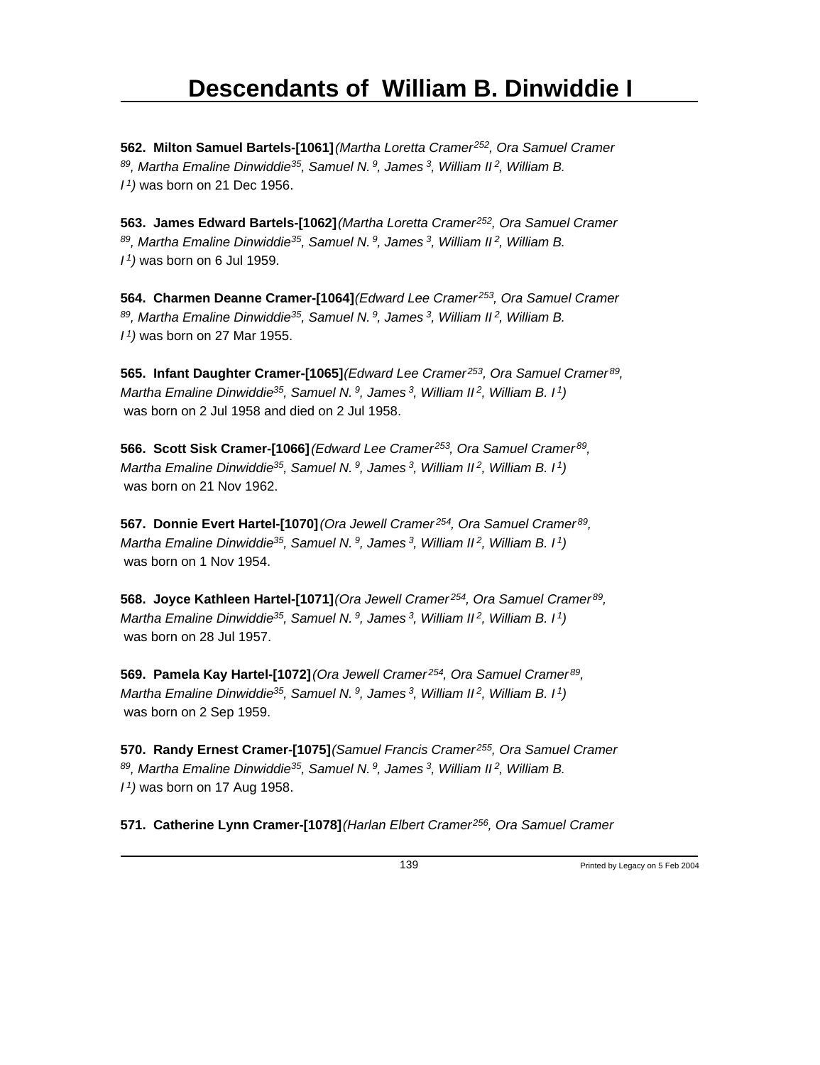# Descendants of William B. Dinwiddie I

**562. Milton Samuel Bartels-[1061]** *(Martha Loretta Cramer[252], Ora Samuel Cramer [89], Martha Emaline Dinwiddie[35], Samuel N.[9], James[3], William II[2], William B. I[1])* was born on 21 Dec 1956.

**563. James Edward Bartels-[1062]** *(Martha Loretta Cramer[252], Ora Samuel Cramer [89], Martha Emaline Dinwiddie[35], Samuel N.[9], James[3], William II[2], William B. I[1])* was born on 6 Jul 1959.

**564. Charmen Deanne Cramer-[1064]** *(Edward Lee Cramer[253], Ora Samuel Cramer [89], Martha Emaline Dinwiddie[35], Samuel N.[9], James[3], William II[2], William B. I[1])* was born on 27 Mar 1955.

**565. Infant Daughter Cramer-[1065]** *(Edward Lee Cramer[253], Ora Samuel Cramer[89], Martha Emaline Dinwiddie[35], Samuel N.[9], James[3], William II[2], William B. I[1])* was born on 2 Jul 1958 and died on 2 Jul 1958.

**566. Scott Sisk Cramer-[1066]** *(Edward Lee Cramer[253], Ora Samuel Cramer[89], Martha Emaline Dinwiddie[35], Samuel N.[9], James[3], William II[2], William B. I[1])* was born on 21 Nov 1962.

**567. Donnie Evert Hartel-[1070]** *(Ora Jewell Cramer[254], Ora Samuel Cramer[89], Martha Emaline Dinwiddie[35], Samuel N.[9], James[3], William II[2], William B. I[1])* was born on 1 Nov 1954.

**568. Joyce Kathleen Hartel-[1071]** *(Ora Jewell Cramer[254], Ora Samuel Cramer[89], Martha Emaline Dinwiddie[35], Samuel N.[9], James[3], William II[2], William B. I[1])* was born on 28 Jul 1957.

**569. Pamela Kay Hartel-[1072]** *(Ora Jewell Cramer[254], Ora Samuel Cramer[89], Martha Emaline Dinwiddie[35], Samuel N.[9], James[3], William II[2], William B. I[1])* was born on 2 Sep 1959.

**570. Randy Ernest Cramer-[1075]** *(Samuel Francis Cramer[255], Ora Samuel Cramer [89], Martha Emaline Dinwiddie[35], Samuel N.[9], James[3], William II[2], William B. I[1])* was born on 17 Aug 1958.

**571. Catherine Lynn Cramer-[1078]** *(Harlan Elbert Cramer[256], Ora Samuel Cramer*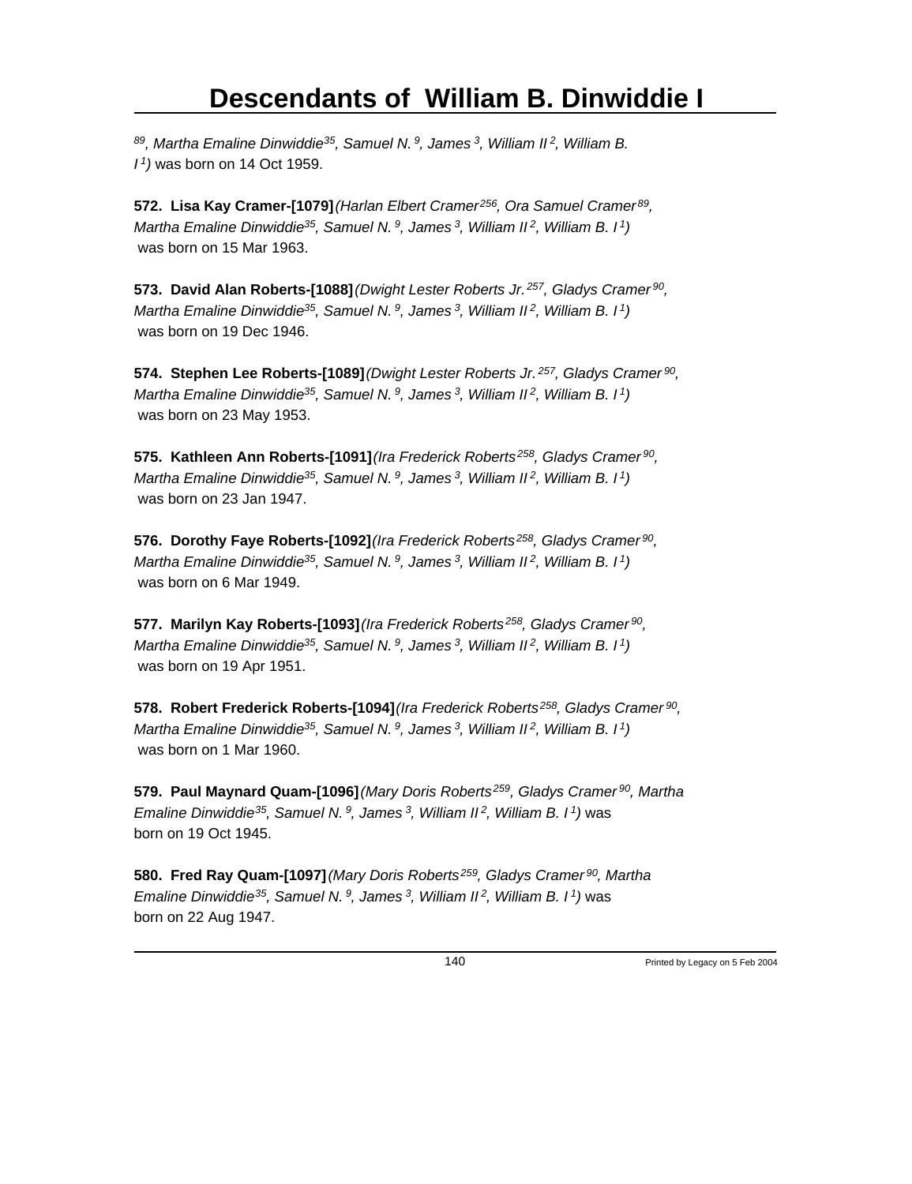[89], *Martha Emaline Dinwiddie*[35], *Samuel N.*[9], *James*[3], *William II*[2], *William B. I*[1]) was born on 14 Oct 1959.

**572. Lisa Kay Cramer-[1079]***(Harlan Elbert Cramer*[256], *Ora Samuel Cramer*[89], *Martha Emaline Dinwiddie*[35], *Samuel N.*[9], *James*[3], *William II*[2], *William B. I*[1]*)* was born on 15 Mar 1963.

**573. David Alan Roberts-[1088]***(Dwight Lester Roberts Jr.*[257], *Gladys Cramer*[90], *Martha Emaline Dinwiddie*[35], *Samuel N.*[9], *James*[3], *William II*[2], *William B. I*[1]*)* was born on 19 Dec 1946.

**574. Stephen Lee Roberts-[1089]***(Dwight Lester Roberts Jr.*[257], *Gladys Cramer*[90], *Martha Emaline Dinwiddie*[35], *Samuel N.*[9], *James*[3], *William II*[2], *William B. I*[1]*)* was born on 23 May 1953.

**575. Kathleen Ann Roberts-[1091]***(Ira Frederick Roberts*[258], *Gladys Cramer*[90], *Martha Emaline Dinwiddie*[35], *Samuel N.*[9], *James*[3], *William II*[2], *William B. I*[1]*)* was born on 23 Jan 1947.

**576. Dorothy Faye Roberts-[1092]***(Ira Frederick Roberts*[258], *Gladys Cramer*[90], *Martha Emaline Dinwiddie*[35], *Samuel N.*[9], *James*[3], *William II*[2], *William B. I*[1]*)* was born on 6 Mar 1949.

**577. Marilyn Kay Roberts-[1093]***(Ira Frederick Roberts*[258], *Gladys Cramer*[90], *Martha Emaline Dinwiddie*[35], *Samuel N.*[9], *James*[3], *William II*[2], *William B. I*[1]*)* was born on 19 Apr 1951.

**578. Robert Frederick Roberts-[1094]***(Ira Frederick Roberts*[258], *Gladys Cramer*[90], *Martha Emaline Dinwiddie*[35], *Samuel N.*[9], *James*[3], *William II*[2], *William B. I*[1]*)* was born on 1 Mar 1960.

**579. Paul Maynard Quam-[1096]***(Mary Doris Roberts*[259], *Gladys Cramer*[90], *Martha Emaline Dinwiddie*[35], *Samuel N.*[9], *James*[3], *William II*[2], *William B. I*[1]*)* was born on 19 Oct 1945.

**580. Fred Ray Quam-[1097]***(Mary Doris Roberts*[259], *Gladys Cramer*[90], *Martha Emaline Dinwiddie*[35], *Samuel N.*[9], *James*[3], *William II*[2], *William B. I*[1]*)* was born on 22 Aug 1947.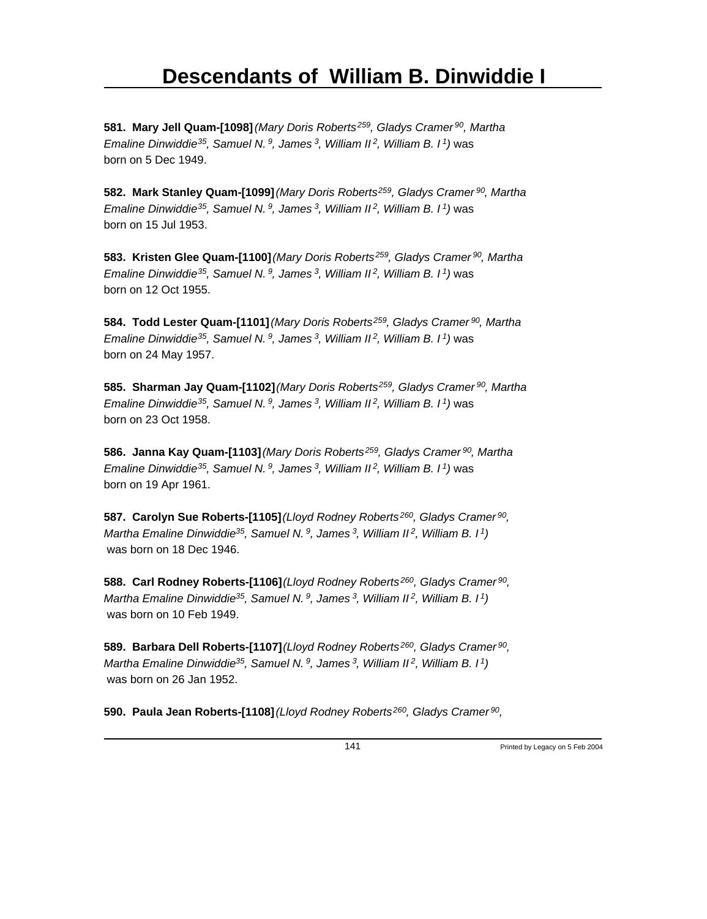**581. Mary Jell Quam-[1098]** *(Mary Doris Roberts[259], Gladys Cramer[90], Martha Emaline Dinwiddie[35], Samuel N.[9], James[3], William II[2], William B. I[1])* was born on 5 Dec 1949.

**582. Mark Stanley Quam-[1099]** *(Mary Doris Roberts[259], Gladys Cramer[90], Martha Emaline Dinwiddie[35], Samuel N.[9], James[3], William II[2], William B. I[1])* was born on 15 Jul 1953.

**583. Kristen Glee Quam-[1100]** *(Mary Doris Roberts[259], Gladys Cramer[90], Martha Emaline Dinwiddie[35], Samuel N.[9], James[3], William II[2], William B. I[1])* was born on 12 Oct 1955.

**584. Todd Lester Quam-[1101]** *(Mary Doris Roberts[259], Gladys Cramer[90], Martha Emaline Dinwiddie[35], Samuel N.[9], James[3], William II[2], William B. I[1])* was born on 24 May 1957.

**585. Sharman Jay Quam-[1102]** *(Mary Doris Roberts[259], Gladys Cramer[90], Martha Emaline Dinwiddie[35], Samuel N.[9], James[3], William II[2], William B. I[1])* was born on 23 Oct 1958.

**586. Janna Kay Quam-[1103]** *(Mary Doris Roberts[259], Gladys Cramer[90], Martha Emaline Dinwiddie[35], Samuel N.[9], James[3], William II[2], William B. I[1])* was born on 19 Apr 1961.

**587. Carolyn Sue Roberts-[1105]** *(Lloyd Rodney Roberts[260], Gladys Cramer[90], Martha Emaline Dinwiddie[35], Samuel N.[9], James[3], William II[2], William B. I[1])* was born on 18 Dec 1946.

**588. Carl Rodney Roberts-[1106]** *(Lloyd Rodney Roberts[260], Gladys Cramer[90], Martha Emaline Dinwiddie[35], Samuel N.[9], James[3], William II[2], William B. I[1])* was born on 10 Feb 1949.

**589. Barbara Dell Roberts-[1107]** *(Lloyd Rodney Roberts[260], Gladys Cramer[90], Martha Emaline Dinwiddie[35], Samuel N.[9], James[3], William II[2], William B. I[1])* was born on 26 Jan 1952.

**590. Paula Jean Roberts-[1108]** *(Lloyd Rodney Roberts[260], Gladys Cramer[90],*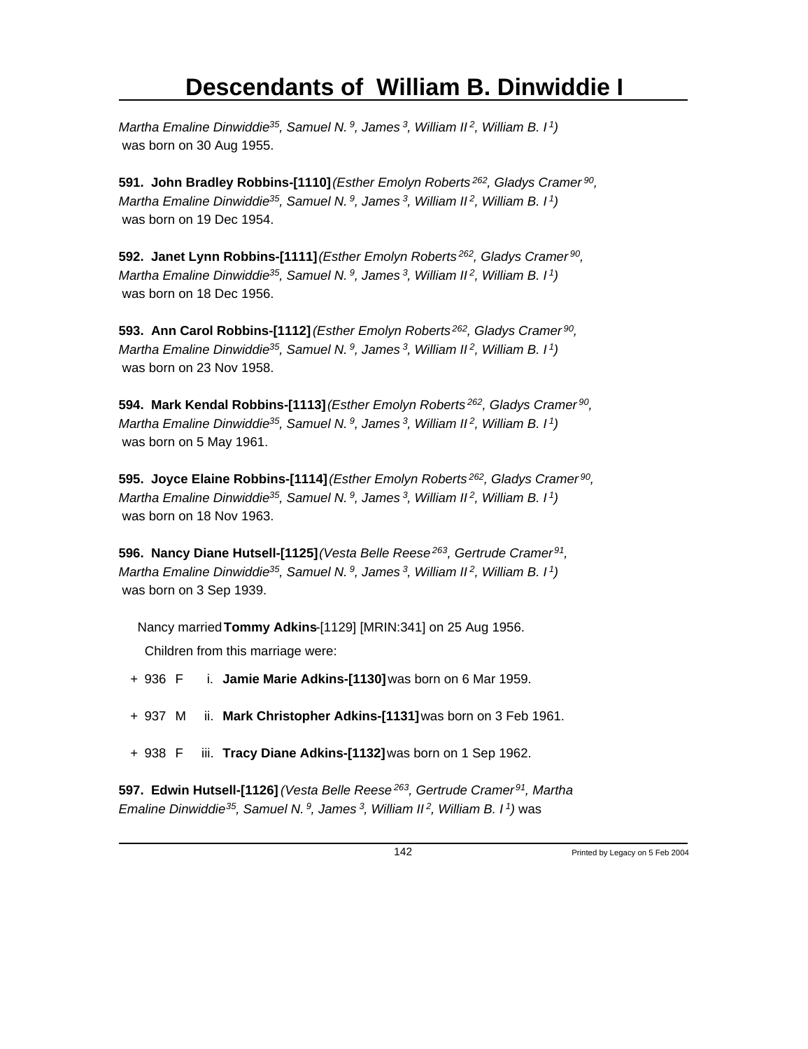*Martha Emaline Dinwiddie[35], Samuel N.[9], James[3], William II[2], William B. I[1])* was born on 30 Aug 1955.

**591. John Bradley Robbins-[1110]** *(Esther Emolyn Roberts[262], Gladys Cramer[90], Martha Emaline Dinwiddie[35], Samuel N.[9], James[3], William II[2], William B. I[1])* was born on 19 Dec 1954.

**592. Janet Lynn Robbins-[1111]** *(Esther Emolyn Roberts[262], Gladys Cramer[90], Martha Emaline Dinwiddie[35], Samuel N.[9], James[3], William II[2], William B. I[1])* was born on 18 Dec 1956.

**593. Ann Carol Robbins-[1112]** *(Esther Emolyn Roberts[262], Gladys Cramer[90], Martha Emaline Dinwiddie[35], Samuel N.[9], James[3], William II[2], William B. I[1])* was born on 23 Nov 1958.

**594. Mark Kendal Robbins-[1113]** *(Esther Emolyn Roberts[262], Gladys Cramer[90], Martha Emaline Dinwiddie[35], Samuel N.[9], James[3], William II[2], William B. I[1])* was born on 5 May 1961.

**595. Joyce Elaine Robbins-[1114]** *(Esther Emolyn Roberts[262], Gladys Cramer[90], Martha Emaline Dinwiddie[35], Samuel N.[9], James[3], William II[2], William B. I[1])* was born on 18 Nov 1963.

**596. Nancy Diane Hutsell-[1125]** *(Vesta Belle Reese[263], Gertrude Cramer[91], Martha Emaline Dinwiddie[35], Samuel N.[9], James[3], William II[2], William B. I[1])* was born on 3 Sep 1939.

Nancy married **Tommy Adkins**-[1129] [MRIN:341] on 25 Aug 1956.

Children from this marriage were:

- \+ 936 F i. **Jamie Marie Adkins-[1130]** was born on 6 Mar 1959.
- \+ 937 M ii. **Mark Christopher Adkins-[1131]** was born on 3 Feb 1961.
- \+ 938 F iii. **Tracy Diane Adkins-[1132]** was born on 1 Sep 1962.

**597. Edwin Hutsell-[1126]** *(Vesta Belle Reese[263], Gertrude Cramer[91], Martha Emaline Dinwiddie[35], Samuel N.[9], James[3], William II[2], William B. I[1])* was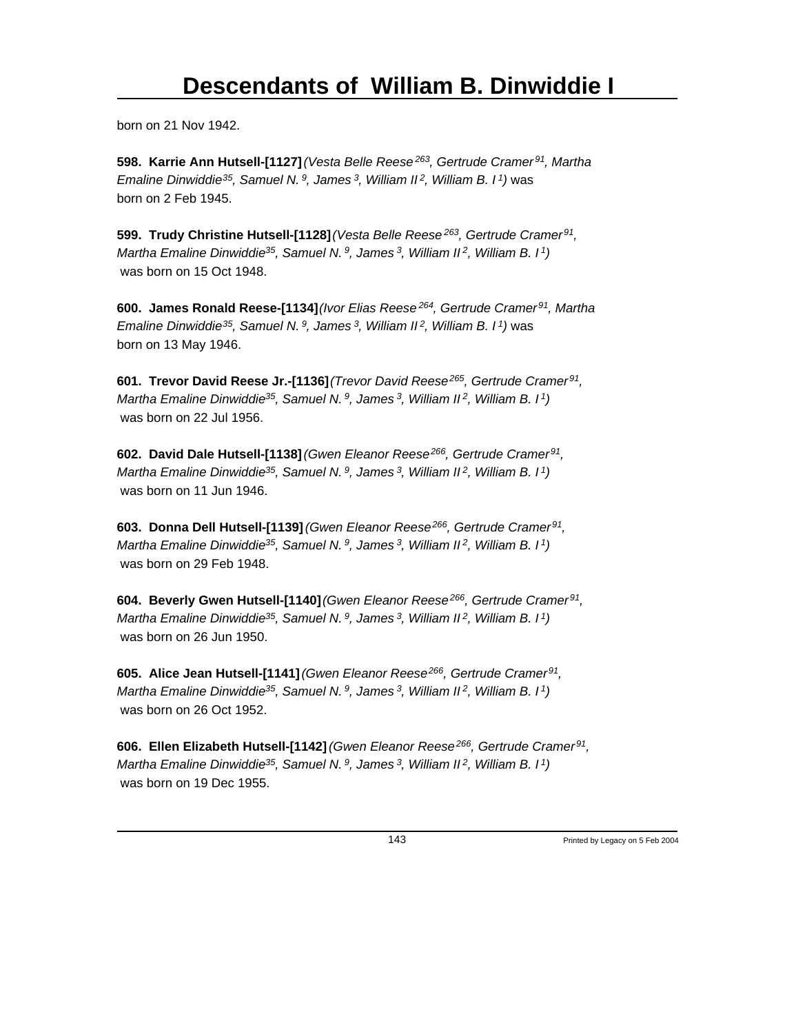born on 21 Nov 1942.

**598. Karrie Ann Hutsell-[1127]** *(Vesta Belle Reese[263], Gertrude Cramer[91], Martha Emaline Dinwiddie[35], Samuel N.[9], James[3], William II[2], William B. I[1])* was born on 2 Feb 1945.

**599. Trudy Christine Hutsell-[1128]** *(Vesta Belle Reese[263], Gertrude Cramer[91], Martha Emaline Dinwiddie[35], Samuel N.[9], James[3], William II[2], William B. I[1])* was born on 15 Oct 1948.

**600. James Ronald Reese-[1134]** *(Ivor Elias Reese[264], Gertrude Cramer[91], Martha Emaline Dinwiddie[35], Samuel N.[9], James[3], William II[2], William B. I[1])* was born on 13 May 1946.

**601. Trevor David Reese Jr.-[1136]** *(Trevor David Reese[265], Gertrude Cramer[91], Martha Emaline Dinwiddie[35], Samuel N.[9], James[3], William II[2], William B. I[1])* was born on 22 Jul 1956.

**602. David Dale Hutsell-[1138]** *(Gwen Eleanor Reese[266], Gertrude Cramer[91], Martha Emaline Dinwiddie[35], Samuel N.[9], James[3], William II[2], William B. I[1])* was born on 11 Jun 1946.

**603. Donna Dell Hutsell-[1139]** *(Gwen Eleanor Reese[266], Gertrude Cramer[91], Martha Emaline Dinwiddie[35], Samuel N.[9], James[3], William II[2], William B. I[1])* was born on 29 Feb 1948.

**604. Beverly Gwen Hutsell-[1140]** *(Gwen Eleanor Reese[266], Gertrude Cramer[91], Martha Emaline Dinwiddie[35], Samuel N.[9], James[3], William II[2], William B. I[1])* was born on 26 Jun 1950.

**605. Alice Jean Hutsell-[1141]** *(Gwen Eleanor Reese[266], Gertrude Cramer[91], Martha Emaline Dinwiddie[35], Samuel N.[9], James[3], William II[2], William B. I[1])* was born on 26 Oct 1952.

**606. Ellen Elizabeth Hutsell-[1142]** *(Gwen Eleanor Reese[266], Gertrude Cramer[91], Martha Emaline Dinwiddie[35], Samuel N.[9], James[3], William II[2], William B. I[1])* was born on 19 Dec 1955.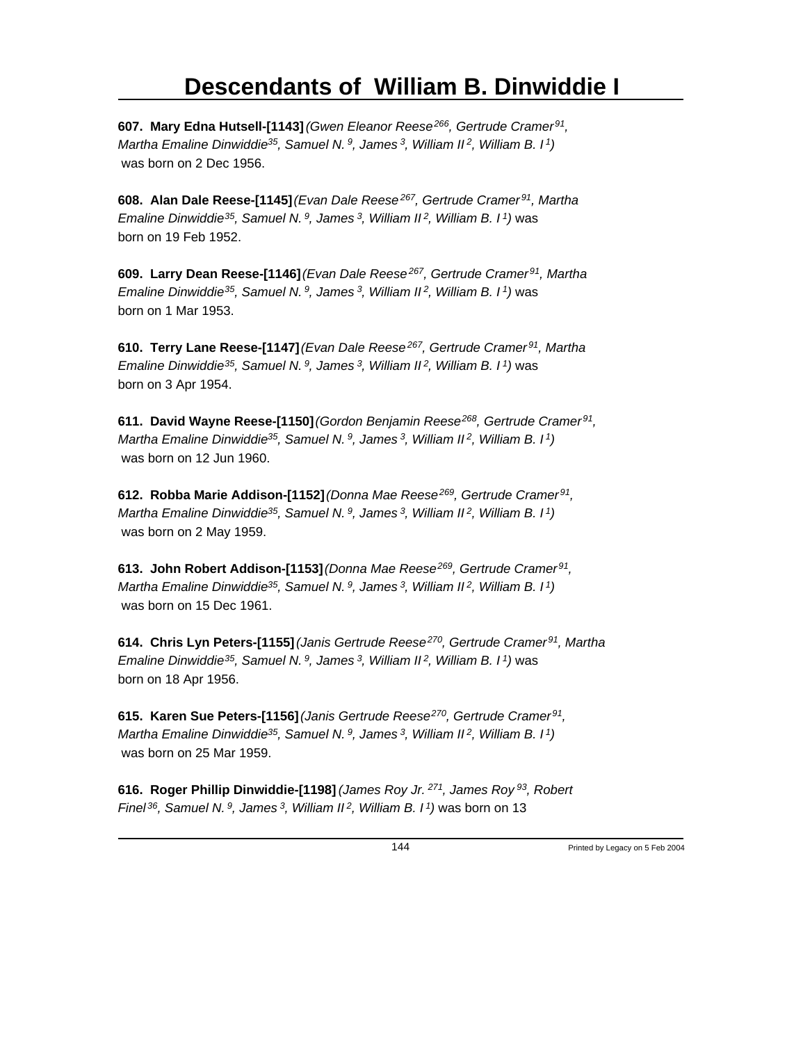# Descendants of William B. Dinwiddie I

**607. Mary Edna Hutsell-[1143]** *(Gwen Eleanor Reese[266], Gertrude Cramer[91], Martha Emaline Dinwiddie[35], Samuel N.[9], James[3], William II[2], William B. I[1])* was born on 2 Dec 1956.

**608. Alan Dale Reese-[1145]** *(Evan Dale Reese[267], Gertrude Cramer[91], Martha Emaline Dinwiddie[35], Samuel N.[9], James[3], William II[2], William B. I[1])* was born on 19 Feb 1952.

**609. Larry Dean Reese-[1146]** *(Evan Dale Reese[267], Gertrude Cramer[91], Martha Emaline Dinwiddie[35], Samuel N.[9], James[3], William II[2], William B. I[1])* was born on 1 Mar 1953.

**610. Terry Lane Reese-[1147]** *(Evan Dale Reese[267], Gertrude Cramer[91], Martha Emaline Dinwiddie[35], Samuel N.[9], James[3], William II[2], William B. I[1])* was born on 3 Apr 1954.

**611. David Wayne Reese-[1150]** *(Gordon Benjamin Reese[268], Gertrude Cramer[91], Martha Emaline Dinwiddie[35], Samuel N.[9], James[3], William II[2], William B. I[1])* was born on 12 Jun 1960.

**612. Robba Marie Addison-[1152]** *(Donna Mae Reese[269], Gertrude Cramer[91], Martha Emaline Dinwiddie[35], Samuel N.[9], James[3], William II[2], William B. I[1])* was born on 2 May 1959.

**613. John Robert Addison-[1153]** *(Donna Mae Reese[269], Gertrude Cramer[91], Martha Emaline Dinwiddie[35], Samuel N.[9], James[3], William II[2], William B. I[1])* was born on 15 Dec 1961.

**614. Chris Lyn Peters-[1155]** *(Janis Gertrude Reese[270], Gertrude Cramer[91], Martha Emaline Dinwiddie[35], Samuel N.[9], James[3], William II[2], William B. I[1])* was born on 18 Apr 1956.

**615. Karen Sue Peters-[1156]** *(Janis Gertrude Reese[270], Gertrude Cramer[91], Martha Emaline Dinwiddie[35], Samuel N.[9], James[3], William II[2], William B. I[1])* was born on 25 Mar 1959.

**616. Roger Phillip Dinwiddie-[1198]** *(James Roy Jr.[271], James Roy[93], Robert Finel[36], Samuel N.[9], James[3], William II[2], William B. I[1])* was born on 13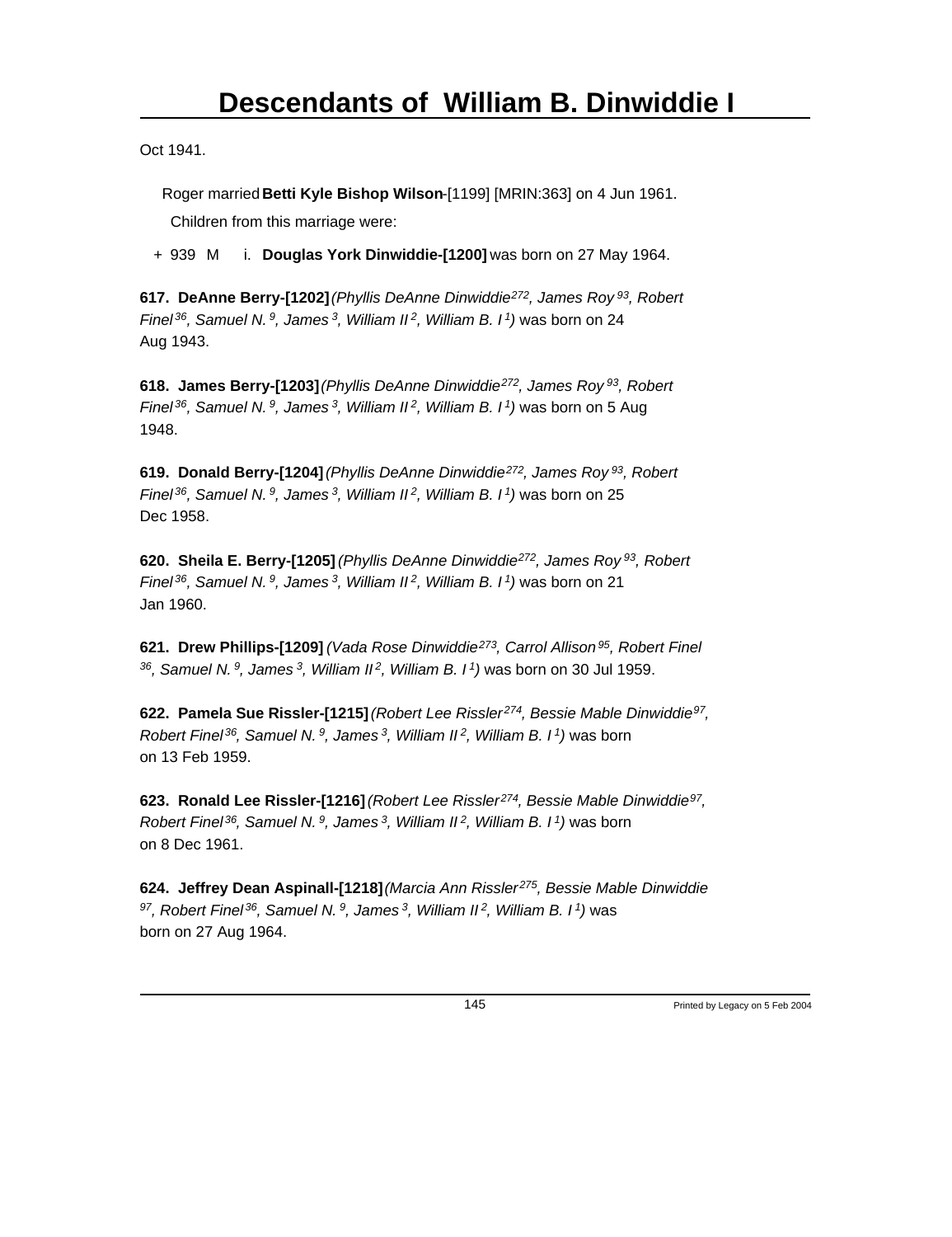Oct 1941.

Roger married **Betti Kyle Bishop Wilson**-[1199] [MRIN:363] on 4 Jun 1961.

Children from this marriage were:

+ 939 M i. **Douglas York Dinwiddie-[1200]** was born on 27 May 1964.

**617. DeAnne Berry-[1202]** *(Phyllis DeAnne Dinwiddie[272], James Roy[93], Robert Finel[36], Samuel N.[9], James[3], William II[2], William B. I[1])* was born on 24 Aug 1943.

**618. James Berry-[1203]** *(Phyllis DeAnne Dinwiddie[272], James Roy[93], Robert Finel[36], Samuel N.[9], James[3], William II[2], William B. I[1])* was born on 5 Aug 1948.

**619. Donald Berry-[1204]** *(Phyllis DeAnne Dinwiddie[272], James Roy[93], Robert Finel[36], Samuel N.[9], James[3], William II[2], William B. I[1])* was born on 25 Dec 1958.

**620. Sheila E. Berry-[1205]** *(Phyllis DeAnne Dinwiddie[272], James Roy[93], Robert Finel[36], Samuel N.[9], James[3], William II[2], William B. I[1])* was born on 21 Jan 1960.

**621. Drew Phillips-[1209]** *(Vada Rose Dinwiddie[273], Carrol Allison[95], Robert Finel[36], Samuel N.[9], James[3], William II[2], William B. I[1])* was born on 30 Jul 1959.

**622. Pamela Sue Rissler-[1215]** *(Robert Lee Rissler[274], Bessie Mable Dinwiddie[97], Robert Finel[36], Samuel N.[9], James[3], William II[2], William B. I[1])* was born on 13 Feb 1959.

**623. Ronald Lee Rissler-[1216]** *(Robert Lee Rissler[274], Bessie Mable Dinwiddie[97], Robert Finel[36], Samuel N.[9], James[3], William II[2], William B. I[1])* was born on 8 Dec 1961.

**624. Jeffrey Dean Aspinall-[1218]** *(Marcia Ann Rissler[275], Bessie Mable Dinwiddie[97], Robert Finel[36], Samuel N.[9], James[3], William II[2], William B. I[1])* was born on 27 Aug 1964.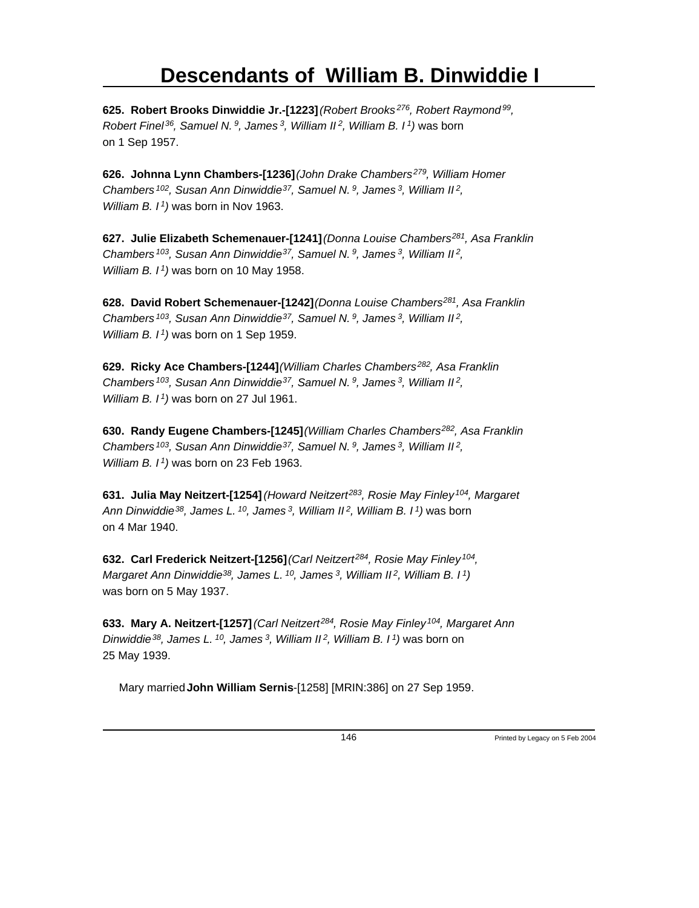# Descendants of William B. Dinwiddie I

**625. Robert Brooks Dinwiddie Jr.-[1223]** *(Robert Brooks[276], Robert Raymond[99], Robert Finel[36], Samuel N.[9], James[3], William II[2], William B. I[1])* was born on 1 Sep 1957.

**626. Johnna Lynn Chambers-[1236]** *(John Drake Chambers[279], William Homer Chambers[102], Susan Ann Dinwiddie[37], Samuel N.[9], James[3], William II[2], William B. I[1])* was born in Nov 1963.

**627. Julie Elizabeth Schemenauer-[1241]** *(Donna Louise Chambers[281], Asa Franklin Chambers[103], Susan Ann Dinwiddie[37], Samuel N.[9], James[3], William II[2], William B. I[1])* was born on 10 May 1958.

**628. David Robert Schemenauer-[1242]** *(Donna Louise Chambers[281], Asa Franklin Chambers[103], Susan Ann Dinwiddie[37], Samuel N.[9], James[3], William II[2], William B. I[1])* was born on 1 Sep 1959.

**629. Ricky Ace Chambers-[1244]** *(William Charles Chambers[282], Asa Franklin Chambers[103], Susan Ann Dinwiddie[37], Samuel N.[9], James[3], William II[2], William B. I[1])* was born on 27 Jul 1961.

**630. Randy Eugene Chambers-[1245]** *(William Charles Chambers[282], Asa Franklin Chambers[103], Susan Ann Dinwiddie[37], Samuel N.[9], James[3], William II[2], William B. I[1])* was born on 23 Feb 1963.

**631. Julia May Neitzert-[1254]** *(Howard Neitzert[283], Rosie May Finley[104], Margaret Ann Dinwiddie[38], James L.[10], James[3], William II[2], William B. I[1])* was born on 4 Mar 1940.

**632. Carl Frederick Neitzert-[1256]** *(Carl Neitzert[284], Rosie May Finley[104], Margaret Ann Dinwiddie[38], James L.[10], James[3], William II[2], William B. I[1])* was born on 5 May 1937.

**633. Mary A. Neitzert-[1257]** *(Carl Neitzert[284], Rosie May Finley[104], Margaret Ann Dinwiddie[38], James L.[10], James[3], William II[2], William B. I[1])* was born on 25 May 1939.

Mary married **John William Sernis**-[1258] [MRIN:386] on 27 Sep 1959.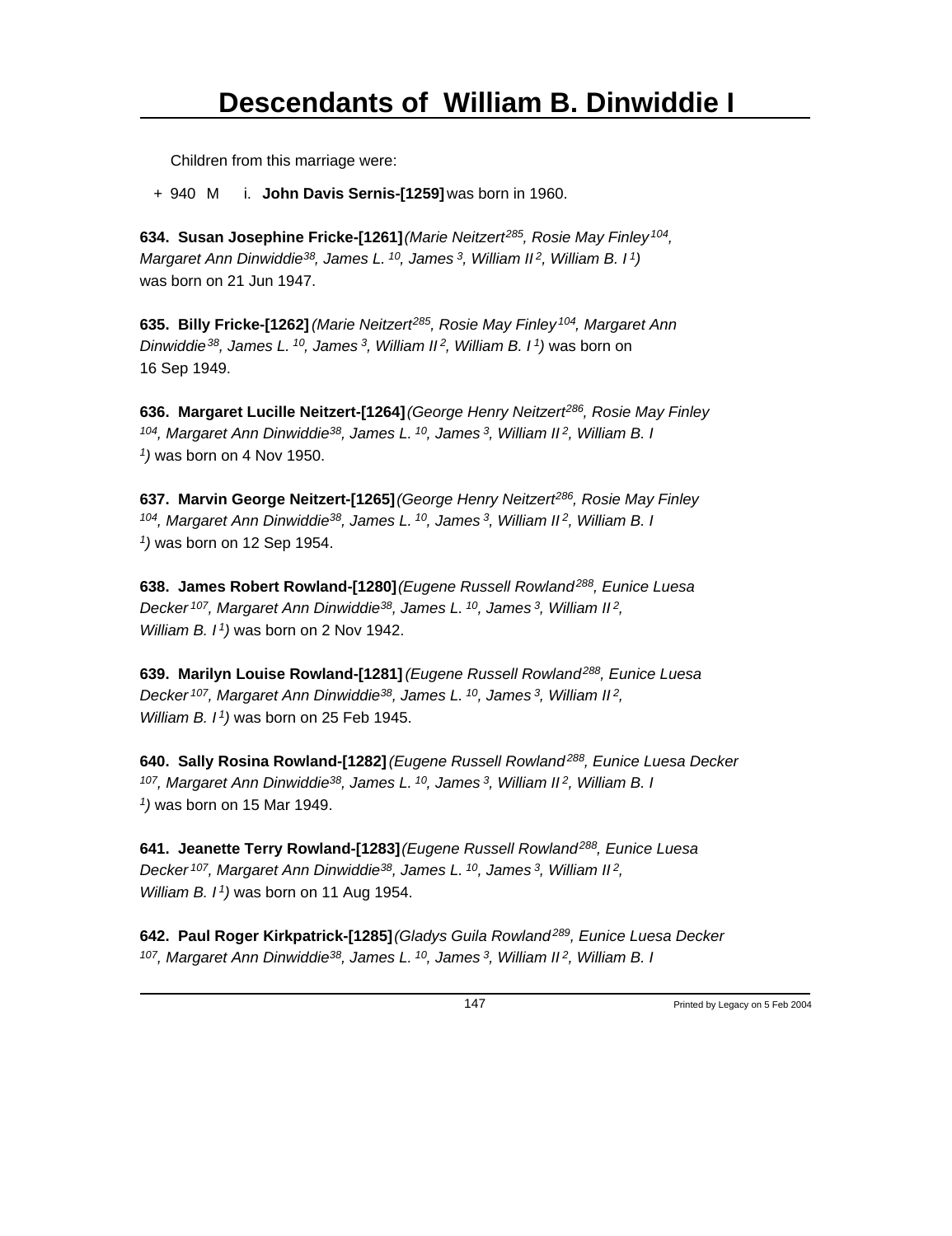# Descendants of William B. Dinwiddie I

Children from this marriage were:

+ 940 M i. **John Davis Sernis-[1259]** was born in 1960.

**634. Susan Josephine Fricke-[1261]** *(Marie Neitzert[285], Rosie May Finley[104], Margaret Ann Dinwiddie[38], James L.[10], James[3], William II[2], William B. I[1])* was born on 21 Jun 1947.

**635. Billy Fricke-[1262]** *(Marie Neitzert[285], Rosie May Finley[104], Margaret Ann Dinwiddie[38], James L.[10], James[3], William II[2], William B. I[1])* was born on 16 Sep 1949.

**636. Margaret Lucille Neitzert-[1264]** *(George Henry Neitzert[286], Rosie May Finley[104], Margaret Ann Dinwiddie[38], James L.[10], James[3], William II[2], William B. I[1])* was born on 4 Nov 1950.

**637. Marvin George Neitzert-[1265]** *(George Henry Neitzert[286], Rosie May Finley[104], Margaret Ann Dinwiddie[38], James L.[10], James[3], William II[2], William B. I[1])* was born on 12 Sep 1954.

**638. James Robert Rowland-[1280]** *(Eugene Russell Rowland[288], Eunice Luesa Decker[107], Margaret Ann Dinwiddie[38], James L.[10], James[3], William II[2], William B. I[1])* was born on 2 Nov 1942.

**639. Marilyn Louise Rowland-[1281]** *(Eugene Russell Rowland[288], Eunice Luesa Decker[107], Margaret Ann Dinwiddie[38], James L.[10], James[3], William II[2], William B. I[1])* was born on 25 Feb 1945.

**640. Sally Rosina Rowland-[1282]** *(Eugene Russell Rowland[288], Eunice Luesa Decker[107], Margaret Ann Dinwiddie[38], James L.[10], James[3], William II[2], William B. I[1])* was born on 15 Mar 1949.

**641. Jeanette Terry Rowland-[1283]** *(Eugene Russell Rowland[288], Eunice Luesa Decker[107], Margaret Ann Dinwiddie[38], James L.[10], James[3], William II[2], William B. I[1])* was born on 11 Aug 1954.

**642. Paul Roger Kirkpatrick-[1285]** *(Gladys Guila Rowland[289], Eunice Luesa Decker[107], Margaret Ann Dinwiddie[38], James L.[10], James[3], William II[2], William B. I*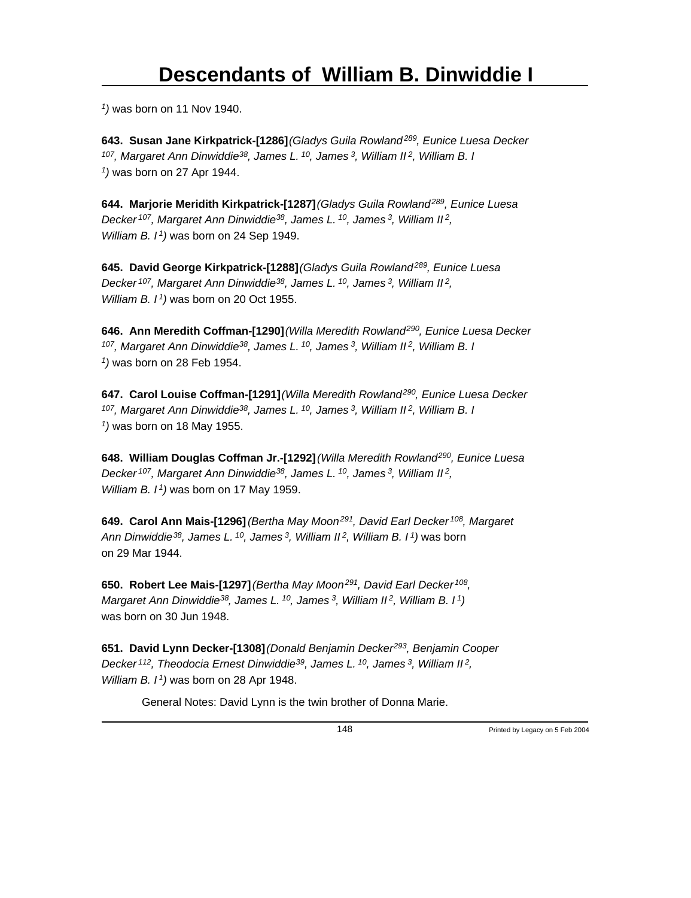*1)* was born on 11 Nov 1940.

**643. Susan Jane Kirkpatrick-[1286]** *(Gladys Guila Rowland[289], Eunice Luesa Decker [107], Margaret Ann Dinwiddie[38], James L.[10], James[3], William II[2], William B. I [1])* was born on 27 Apr 1944.

**644. Marjorie Meridith Kirkpatrick-[1287]** *(Gladys Guila Rowland[289], Eunice Luesa Decker[107], Margaret Ann Dinwiddie[38], James L.[10], James[3], William II[2], William B. I[1])* was born on 24 Sep 1949.

**645. David George Kirkpatrick-[1288]** *(Gladys Guila Rowland[289], Eunice Luesa Decker[107], Margaret Ann Dinwiddie[38], James L.[10], James[3], William II[2], William B. I[1])* was born on 20 Oct 1955.

**646. Ann Meredith Coffman-[1290]** *(Willa Meredith Rowland[290], Eunice Luesa Decker [107], Margaret Ann Dinwiddie[38], James L.[10], James[3], William II[2], William B. I [1])* was born on 28 Feb 1954.

**647. Carol Louise Coffman-[1291]** *(Willa Meredith Rowland[290], Eunice Luesa Decker [107], Margaret Ann Dinwiddie[38], James L.[10], James[3], William II[2], William B. I [1])* was born on 18 May 1955.

**648. William Douglas Coffman Jr.-[1292]** *(Willa Meredith Rowland[290], Eunice Luesa Decker[107], Margaret Ann Dinwiddie[38], James L.[10], James[3], William II[2], William B. I[1])* was born on 17 May 1959.

**649. Carol Ann Mais-[1296]** *(Bertha May Moon[291], David Earl Decker[108], Margaret Ann Dinwiddie[38], James L.[10], James[3], William II[2], William B. I[1])* was born on 29 Mar 1944.

**650. Robert Lee Mais-[1297]** *(Bertha May Moon[291], David Earl Decker[108], Margaret Ann Dinwiddie[38], James L.[10], James[3], William II[2], William B. I[1])* was born on 30 Jun 1948.

**651. David Lynn Decker-[1308]** *(Donald Benjamin Decker[293], Benjamin Cooper Decker[112], Theodocia Ernest Dinwiddie[39], James L.[10], James[3], William II[2], William B. I[1])* was born on 28 Apr 1948.

General Notes: David Lynn is the twin brother of Donna Marie.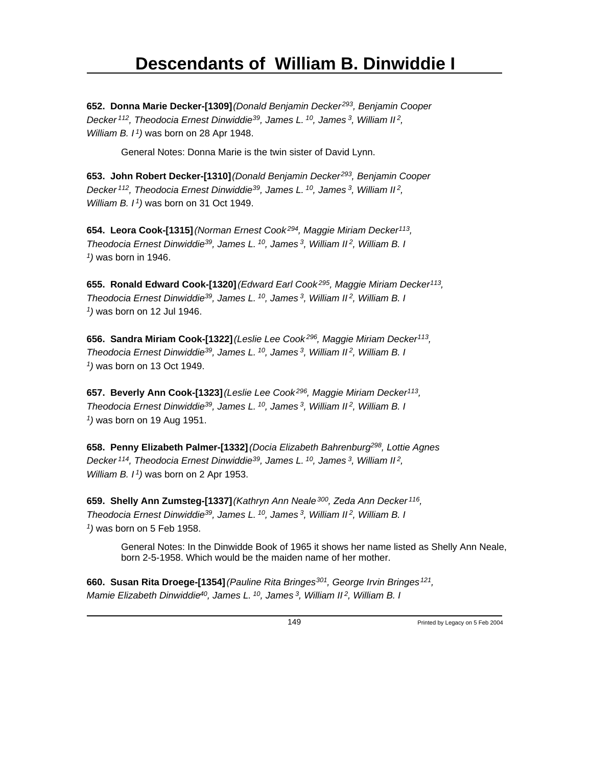# Descendants of William B. Dinwiddie I

**652. Donna Marie Decker-[1309]** *(Donald Benjamin Decker[293], Benjamin Cooper Decker[112], Theodocia Ernest Dinwiddie[39], James L.[10], James[3], William II[2], William B. I[1])* was born on 28 Apr 1948.

General Notes: Donna Marie is the twin sister of David Lynn.

**653. John Robert Decker-[1310]** *(Donald Benjamin Decker[293], Benjamin Cooper Decker[112], Theodocia Ernest Dinwiddie[39], James L.[10], James[3], William II[2], William B. I[1])* was born on 31 Oct 1949.

**654. Leora Cook-[1315]** *(Norman Ernest Cook[294], Maggie Miriam Decker[113], Theodocia Ernest Dinwiddie[39], James L.[10], James[3], William II[2], William B. I[1])* was born in 1946.

**655. Ronald Edward Cook-[1320]** *(Edward Earl Cook[295], Maggie Miriam Decker[113], Theodocia Ernest Dinwiddie[39], James L.[10], James[3], William II[2], William B. I[1])* was born on 12 Jul 1946.

**656. Sandra Miriam Cook-[1322]** *(Leslie Lee Cook[296], Maggie Miriam Decker[113], Theodocia Ernest Dinwiddie[39], James L.[10], James[3], William II[2], William B. I[1])* was born on 13 Oct 1949.

**657. Beverly Ann Cook-[1323]** *(Leslie Lee Cook[296], Maggie Miriam Decker[113], Theodocia Ernest Dinwiddie[39], James L.[10], James[3], William II[2], William B. I[1])* was born on 19 Aug 1951.

**658. Penny Elizabeth Palmer-[1332]** *(Docia Elizabeth Bahrenburg[298], Lottie Agnes Decker[114], Theodocia Ernest Dinwiddie[39], James L.[10], James[3], William II[2], William B. I[1])* was born on 2 Apr 1953.

**659. Shelly Ann Zumsteg-[1337]** *(Kathryn Ann Neale[300], Zeda Ann Decker[116], Theodocia Ernest Dinwiddie[39], James L.[10], James[3], William II[2], William B. I[1])* was born on 5 Feb 1958.

General Notes: In the Dinwidde Book of 1965 it shows her name listed as Shelly Ann Neale, born 2-5-1958. Which would be the maiden name of her mother.

**660. Susan Rita Droege-[1354]** *(Pauline Rita Bringes[301], George Irvin Bringes[121], Mamie Elizabeth Dinwiddie[40], James L.[10], James[3], William II[2], William B. I*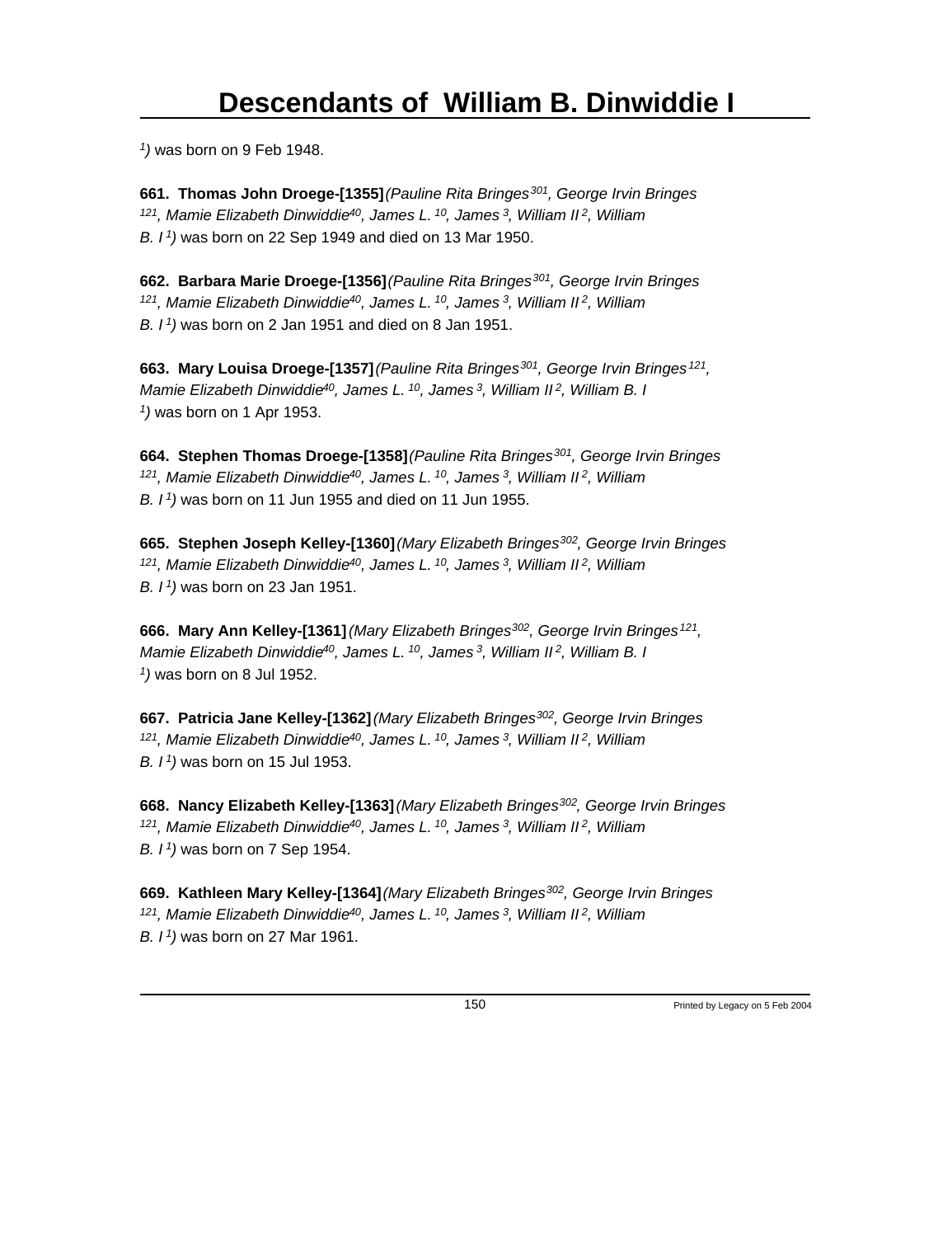[1]) was born on 9 Feb 1948.

**661. Thomas John Droege-[1355]***(Pauline Rita Bringes[301], George Irvin Bringes [121], Mamie Elizabeth Dinwiddie[40], James L.[10], James[3], William II[2], William B. I[1])* was born on 22 Sep 1949 and died on 13 Mar 1950.

**662. Barbara Marie Droege-[1356]***(Pauline Rita Bringes[301], George Irvin Bringes [121], Mamie Elizabeth Dinwiddie[40], James L.[10], James[3], William II[2], William B. I[1])* was born on 2 Jan 1951 and died on 8 Jan 1951.

**663. Mary Louisa Droege-[1357]***(Pauline Rita Bringes[301], George Irvin Bringes[121], Mamie Elizabeth Dinwiddie[40], James L.[10], James[3], William II[2], William B. I [1])* was born on 1 Apr 1953.

**664. Stephen Thomas Droege-[1358]***(Pauline Rita Bringes[301], George Irvin Bringes [121], Mamie Elizabeth Dinwiddie[40], James L.[10], James[3], William II[2], William B. I[1])* was born on 11 Jun 1955 and died on 11 Jun 1955.

**665. Stephen Joseph Kelley-[1360]***(Mary Elizabeth Bringes[302], George Irvin Bringes [121], Mamie Elizabeth Dinwiddie[40], James L.[10], James[3], William II[2], William B. I[1])* was born on 23 Jan 1951.

**666. Mary Ann Kelley-[1361]***(Mary Elizabeth Bringes[302], George Irvin Bringes[121], Mamie Elizabeth Dinwiddie[40], James L.[10], James[3], William II[2], William B. I [1])* was born on 8 Jul 1952.

**667. Patricia Jane Kelley-[1362]***(Mary Elizabeth Bringes[302], George Irvin Bringes [121], Mamie Elizabeth Dinwiddie[40], James L.[10], James[3], William II[2], William B. I[1])* was born on 15 Jul 1953.

**668. Nancy Elizabeth Kelley-[1363]***(Mary Elizabeth Bringes[302], George Irvin Bringes [121], Mamie Elizabeth Dinwiddie[40], James L.[10], James[3], William II[2], William B. I[1])* was born on 7 Sep 1954.

**669. Kathleen Mary Kelley-[1364]***(Mary Elizabeth Bringes[302], George Irvin Bringes [121], Mamie Elizabeth Dinwiddie[40], James L.[10], James[3], William II[2], William B. I[1])* was born on 27 Mar 1961.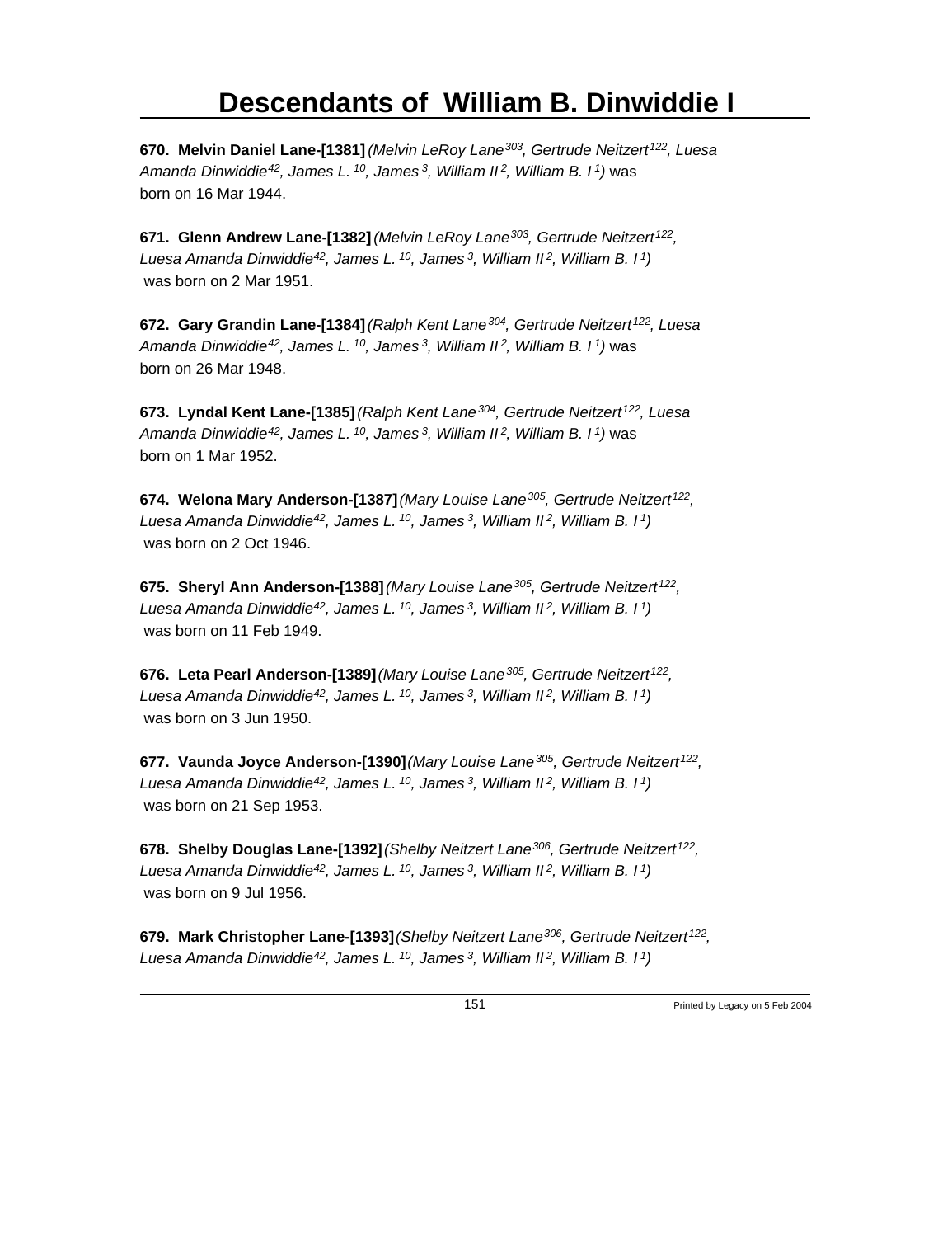# Descendants of William B. Dinwiddie I

**670. Melvin Daniel Lane-[1381]** *(Melvin LeRoy Lane[303], Gertrude Neitzert[122], Luesa Amanda Dinwiddie[42], James L.[10], James[3], William II[2], William B. I[1])* was born on 16 Mar 1944.

**671. Glenn Andrew Lane-[1382]** *(Melvin LeRoy Lane[303], Gertrude Neitzert[122], Luesa Amanda Dinwiddie[42], James L.[10], James[3], William II[2], William B. I[1])* was born on 2 Mar 1951.

**672. Gary Grandin Lane-[1384]** *(Ralph Kent Lane[304], Gertrude Neitzert[122], Luesa Amanda Dinwiddie[42], James L.[10], James[3], William II[2], William B. I[1])* was born on 26 Mar 1948.

**673. Lyndal Kent Lane-[1385]** *(Ralph Kent Lane[304], Gertrude Neitzert[122], Luesa Amanda Dinwiddie[42], James L.[10], James[3], William II[2], William B. I[1])* was born on 1 Mar 1952.

**674. Welona Mary Anderson-[1387]** *(Mary Louise Lane[305], Gertrude Neitzert[122], Luesa Amanda Dinwiddie[42], James L.[10], James[3], William II[2], William B. I[1])* was born on 2 Oct 1946.

**675. Sheryl Ann Anderson-[1388]** *(Mary Louise Lane[305], Gertrude Neitzert[122], Luesa Amanda Dinwiddie[42], James L.[10], James[3], William II[2], William B. I[1])* was born on 11 Feb 1949.

**676. Leta Pearl Anderson-[1389]** *(Mary Louise Lane[305], Gertrude Neitzert[122], Luesa Amanda Dinwiddie[42], James L.[10], James[3], William II[2], William B. I[1])* was born on 3 Jun 1950.

**677. Vaunda Joyce Anderson-[1390]** *(Mary Louise Lane[305], Gertrude Neitzert[122], Luesa Amanda Dinwiddie[42], James L.[10], James[3], William II[2], William B. I[1])* was born on 21 Sep 1953.

**678. Shelby Douglas Lane-[1392]** *(Shelby Neitzert Lane[306], Gertrude Neitzert[122], Luesa Amanda Dinwiddie[42], James L.[10], James[3], William II[2], William B. I[1])* was born on 9 Jul 1956.

**679. Mark Christopher Lane-[1393]** *(Shelby Neitzert Lane[306], Gertrude Neitzert[122], Luesa Amanda Dinwiddie[42], James L.[10], James[3], William II[2], William B. I[1])*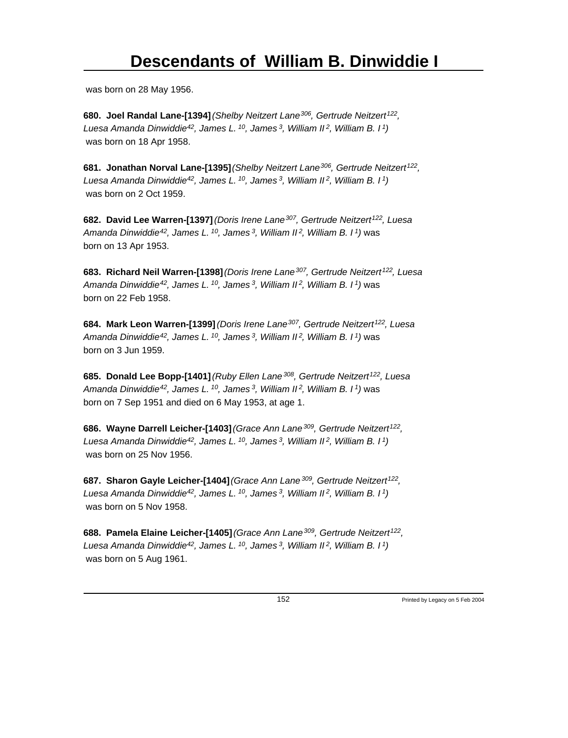was born on 28 May 1956.

**680. Joel Randal Lane-[1394]** *(Shelby Neitzert Lane[306], Gertrude Neitzert[122], Luesa Amanda Dinwiddie[42], James L.[10], James[3], William II[2], William B. I[1])* was born on 18 Apr 1958.

**681. Jonathan Norval Lane-[1395]** *(Shelby Neitzert Lane[306], Gertrude Neitzert[122], Luesa Amanda Dinwiddie[42], James L.[10], James[3], William II[2], William B. I[1])* was born on 2 Oct 1959.

**682. David Lee Warren-[1397]** *(Doris Irene Lane[307], Gertrude Neitzert[122], Luesa Amanda Dinwiddie[42], James L.[10], James[3], William II[2], William B. I[1])* was born on 13 Apr 1953.

**683. Richard Neil Warren-[1398]** *(Doris Irene Lane[307], Gertrude Neitzert[122], Luesa Amanda Dinwiddie[42], James L.[10], James[3], William II[2], William B. I[1])* was born on 22 Feb 1958.

**684. Mark Leon Warren-[1399]** *(Doris Irene Lane[307], Gertrude Neitzert[122], Luesa Amanda Dinwiddie[42], James L.[10], James[3], William II[2], William B. I[1])* was born on 3 Jun 1959.

**685. Donald Lee Bopp-[1401]** *(Ruby Ellen Lane[308], Gertrude Neitzert[122], Luesa Amanda Dinwiddie[42], James L.[10], James[3], William II[2], William B. I[1])* was born on 7 Sep 1951 and died on 6 May 1953, at age 1.

**686. Wayne Darrell Leicher-[1403]** *(Grace Ann Lane[309], Gertrude Neitzert[122], Luesa Amanda Dinwiddie[42], James L.[10], James[3], William II[2], William B. I[1])* was born on 25 Nov 1956.

**687. Sharon Gayle Leicher-[1404]** *(Grace Ann Lane[309], Gertrude Neitzert[122], Luesa Amanda Dinwiddie[42], James L.[10], James[3], William II[2], William B. I[1])* was born on 5 Nov 1958.

**688. Pamela Elaine Leicher-[1405]** *(Grace Ann Lane[309], Gertrude Neitzert[122], Luesa Amanda Dinwiddie[42], James L.[10], James[3], William II[2], William B. I[1])* was born on 5 Aug 1961.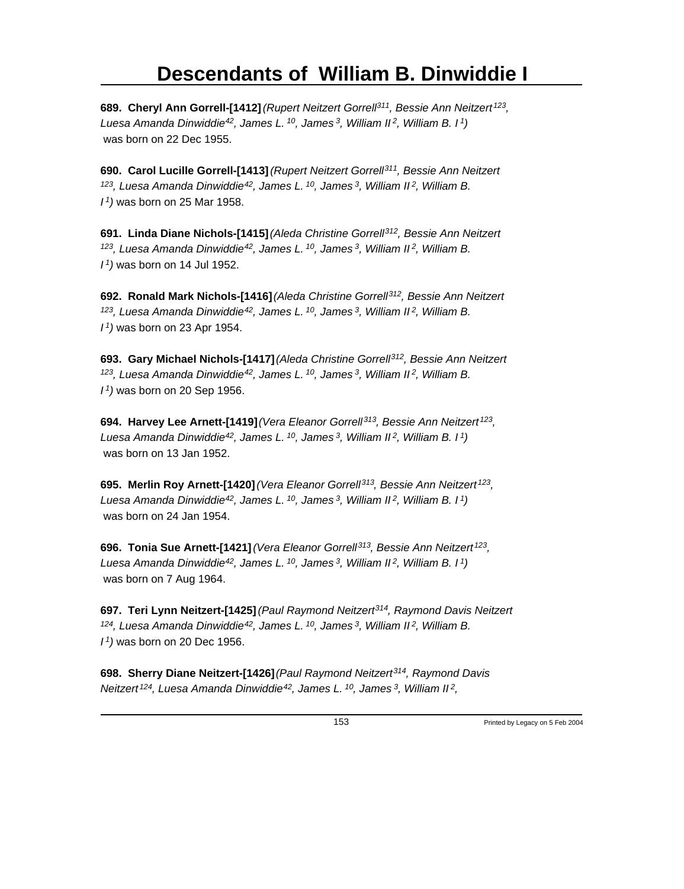# Descendants of William B. Dinwiddie I

**689. Cheryl Ann Gorrell-[1412]** *(Rupert Neitzert Gorrell[311], Bessie Ann Neitzert[123], Luesa Amanda Dinwiddie[42], James L.[10], James[3], William II[2], William B. I[1])* was born on 22 Dec 1955.

**690. Carol Lucille Gorrell-[1413]** *(Rupert Neitzert Gorrell[311], Bessie Ann Neitzert[123], Luesa Amanda Dinwiddie[42], James L.[10], James[3], William II[2], William B. I[1])* was born on 25 Mar 1958.

**691. Linda Diane Nichols-[1415]** *(Aleda Christine Gorrell[312], Bessie Ann Neitzert[123], Luesa Amanda Dinwiddie[42], James L.[10], James[3], William II[2], William B. I[1])* was born on 14 Jul 1952.

**692. Ronald Mark Nichols-[1416]** *(Aleda Christine Gorrell[312], Bessie Ann Neitzert[123], Luesa Amanda Dinwiddie[42], James L.[10], James[3], William II[2], William B. I[1])* was born on 23 Apr 1954.

**693. Gary Michael Nichols-[1417]** *(Aleda Christine Gorrell[312], Bessie Ann Neitzert[123], Luesa Amanda Dinwiddie[42], James L.[10], James[3], William II[2], William B. I[1])* was born on 20 Sep 1956.

**694. Harvey Lee Arnett-[1419]** *(Vera Eleanor Gorrell[313], Bessie Ann Neitzert[123], Luesa Amanda Dinwiddie[42], James L.[10], James[3], William II[2], William B. I[1])* was born on 13 Jan 1952.

**695. Merlin Roy Arnett-[1420]** *(Vera Eleanor Gorrell[313], Bessie Ann Neitzert[123], Luesa Amanda Dinwiddie[42], James L.[10], James[3], William II[2], William B. I[1])* was born on 24 Jan 1954.

**696. Tonia Sue Arnett-[1421]** *(Vera Eleanor Gorrell[313], Bessie Ann Neitzert[123], Luesa Amanda Dinwiddie[42], James L.[10], James[3], William II[2], William B. I[1])* was born on 7 Aug 1964.

**697. Teri Lynn Neitzert-[1425]** *(Paul Raymond Neitzert[314], Raymond Davis Neitzert[124], Luesa Amanda Dinwiddie[42], James L.[10], James[3], William II[2], William B. I[1])* was born on 20 Dec 1956.

**698. Sherry Diane Neitzert-[1426]** *(Paul Raymond Neitzert[314], Raymond Davis Neitzert[124], Luesa Amanda Dinwiddie[42], James L.[10], James[3], William II[2],*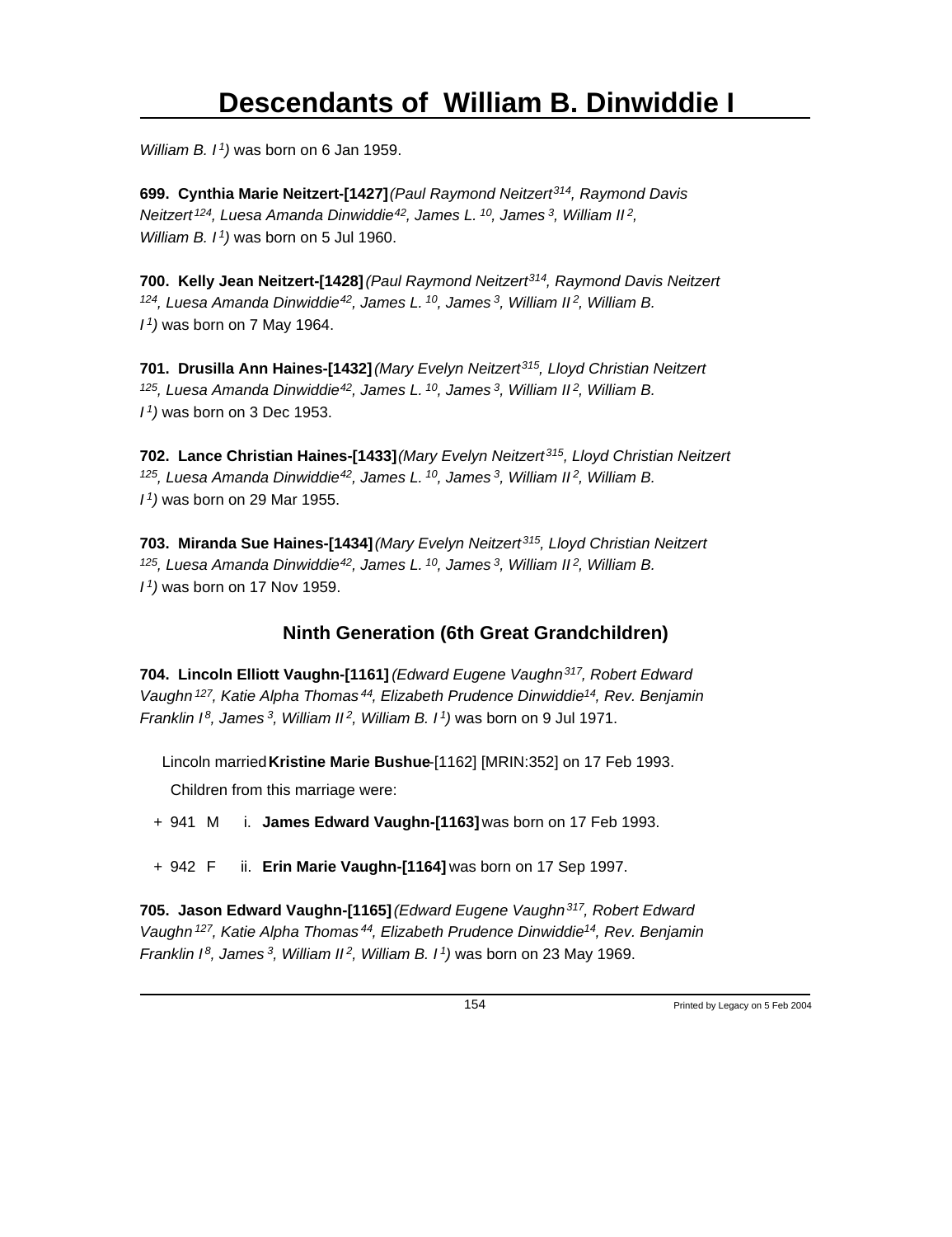*William B. I[1])* was born on 6 Jan 1959.

**699. Cynthia Marie Neitzert-[1427]** *(Paul Raymond Neitzert[314], Raymond Davis Neitzert[124], Luesa Amanda Dinwiddie[42], James L.[10], James[3], William II[2], William B. I[1])* was born on 5 Jul 1960.

**700. Kelly Jean Neitzert-[1428]** *(Paul Raymond Neitzert[314], Raymond Davis Neitzert[124], Luesa Amanda Dinwiddie[42], James L.[10], James[3], William II[2], William B. I[1])* was born on 7 May 1964.

**701. Drusilla Ann Haines-[1432]** *(Mary Evelyn Neitzert[315], Lloyd Christian Neitzert[125], Luesa Amanda Dinwiddie[42], James L.[10], James[3], William II[2], William B. I[1])* was born on 3 Dec 1953.

**702. Lance Christian Haines-[1433]** *(Mary Evelyn Neitzert[315], Lloyd Christian Neitzert[125], Luesa Amanda Dinwiddie[42], James L.[10], James[3], William II[2], William B. I[1])* was born on 29 Mar 1955.

**703. Miranda Sue Haines-[1434]** *(Mary Evelyn Neitzert[315], Lloyd Christian Neitzert[125], Luesa Amanda Dinwiddie[42], James L.[10], James[3], William II[2], William B. I[1])* was born on 17 Nov 1959.

## Ninth Generation (6th Great Grandchildren)

**704. Lincoln Elliott Vaughn-[1161]** *(Edward Eugene Vaughn[317], Robert Edward Vaughn[127], Katie Alpha Thomas[44], Elizabeth Prudence Dinwiddie[14], Rev. Benjamin Franklin I[8], James[3], William II[2], William B. I[1])* was born on 9 Jul 1971.

Lincoln married **Kristine Marie Bushue**-[1162] [MRIN:352] on 17 Feb 1993.

Children from this marriage were:

+ 941 M i. **James Edward Vaughn-[1163]** was born on 17 Feb 1993.

+ 942 F ii. **Erin Marie Vaughn-[1164]** was born on 17 Sep 1997.

**705. Jason Edward Vaughn-[1165]** *(Edward Eugene Vaughn[317], Robert Edward Vaughn[127], Katie Alpha Thomas[44], Elizabeth Prudence Dinwiddie[14], Rev. Benjamin Franklin I[8], James[3], William II[2], William B. I[1])* was born on 23 May 1969.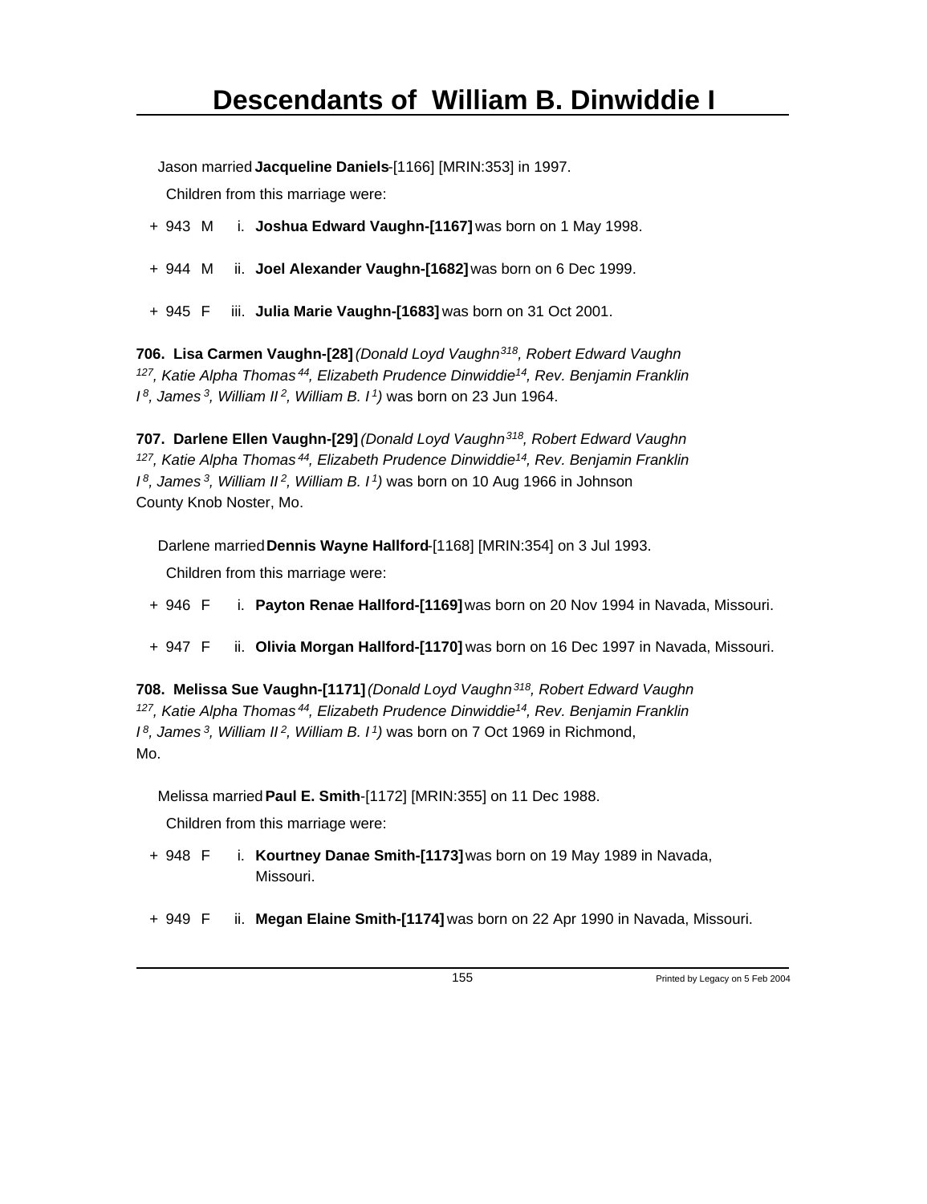Jason married **Jacqueline Daniels**-[1166] [MRIN:353] in 1997.

Children from this marriage were:

+ 943 M i. **Joshua Edward Vaughn-[1167]** was born on 1 May 1998.

+ 944 M ii. **Joel Alexander Vaughn-[1682]** was born on 6 Dec 1999.

+ 945 F iii. **Julia Marie Vaughn-[1683]** was born on 31 Oct 2001.

**706. Lisa Carmen Vaughn-[28]** *(Donald Loyd Vaughn[318], Robert Edward Vaughn[127], Katie Alpha Thomas[44], Elizabeth Prudence Dinwiddie[14], Rev. Benjamin Franklin I[8], James[3], William II[2], William B. I[1])* was born on 23 Jun 1964.

**707. Darlene Ellen Vaughn-[29]** *(Donald Loyd Vaughn[318], Robert Edward Vaughn[127], Katie Alpha Thomas[44], Elizabeth Prudence Dinwiddie[14], Rev. Benjamin Franklin I[8], James[3], William II[2], William B. I[1])* was born on 10 Aug 1966 in Johnson County Knob Noster, Mo.

Darlene married **Dennis Wayne Hallford**-[1168] [MRIN:354] on 3 Jul 1993.

Children from this marriage were:

+ 946 F i. **Payton Renae Hallford-[1169]** was born on 20 Nov 1994 in Navada, Missouri.

+ 947 F ii. **Olivia Morgan Hallford-[1170]** was born on 16 Dec 1997 in Navada, Missouri.

**708. Melissa Sue Vaughn-[1171]** *(Donald Loyd Vaughn[318], Robert Edward Vaughn[127], Katie Alpha Thomas[44], Elizabeth Prudence Dinwiddie[14], Rev. Benjamin Franklin I[8], James[3], William II[2], William B. I[1])* was born on 7 Oct 1969 in Richmond, Mo.

Melissa married **Paul E. Smith**-[1172] [MRIN:355] on 11 Dec 1988.

Children from this marriage were:

+ 948 F i. **Kourtney Danae Smith-[1173]** was born on 19 May 1989 in Navada, Missouri.

+ 949 F ii. **Megan Elaine Smith-[1174]** was born on 22 Apr 1990 in Navada, Missouri.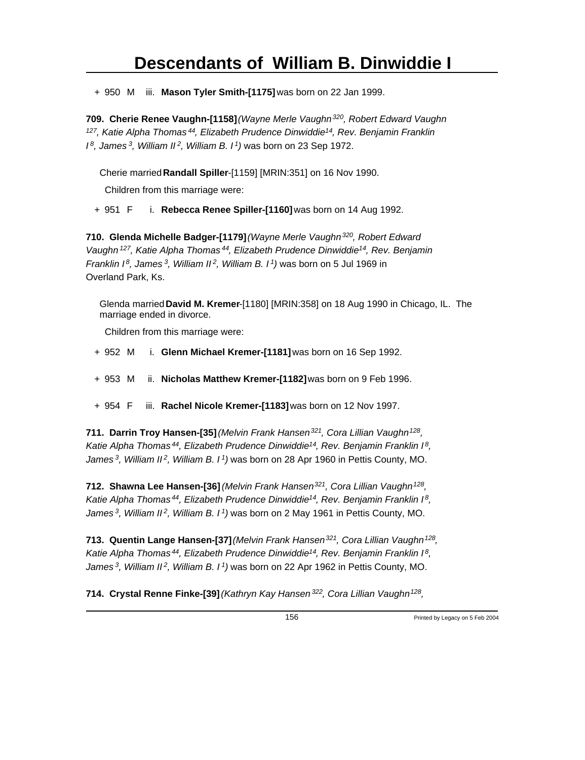+ 950 M iii. **Mason Tyler Smith-[1175]** was born on 22 Jan 1999.

**709. Cherie Renee Vaughn-[1158]** *(Wayne Merle Vaughn[320], Robert Edward Vaughn[127], Katie Alpha Thomas[44], Elizabeth Prudence Dinwiddie[14], Rev. Benjamin Franklin I[8], James[3], William II[2], William B. I[1])* was born on 23 Sep 1972.

Cherie married **Randall Spiller**-[1159] [MRIN:351] on 16 Nov 1990.

Children from this marriage were:

+ 951 F i. **Rebecca Renee Spiller-[1160]** was born on 14 Aug 1992.

**710. Glenda Michelle Badger-[1179]** *(Wayne Merle Vaughn[320], Robert Edward Vaughn[127], Katie Alpha Thomas[44], Elizabeth Prudence Dinwiddie[14], Rev. Benjamin Franklin I[8], James[3], William II[2], William B. I[1])* was born on 5 Jul 1969 in Overland Park, Ks.

Glenda married **David M. Kremer**-[1180] [MRIN:358] on 18 Aug 1990 in Chicago, IL. The marriage ended in divorce.

Children from this marriage were:

+ 952 M i. **Glenn Michael Kremer-[1181]** was born on 16 Sep 1992.

+ 953 M ii. **Nicholas Matthew Kremer-[1182]** was born on 9 Feb 1996.

+ 954 F iii. **Rachel Nicole Kremer-[1183]** was born on 12 Nov 1997.

**711. Darrin Troy Hansen-[35]** *(Melvin Frank Hansen[321], Cora Lillian Vaughn[128], Katie Alpha Thomas[44], Elizabeth Prudence Dinwiddie[14], Rev. Benjamin Franklin I[8], James[3], William II[2], William B. I[1])* was born on 28 Apr 1960 in Pettis County, MO.

**712. Shawna Lee Hansen-[36]** *(Melvin Frank Hansen[321], Cora Lillian Vaughn[128], Katie Alpha Thomas[44], Elizabeth Prudence Dinwiddie[14], Rev. Benjamin Franklin I[8], James[3], William II[2], William B. I[1])* was born on 2 May 1961 in Pettis County, MO.

**713. Quentin Lange Hansen-[37]** *(Melvin Frank Hansen[321], Cora Lillian Vaughn[128], Katie Alpha Thomas[44], Elizabeth Prudence Dinwiddie[14], Rev. Benjamin Franklin I[8], James[3], William II[2], William B. I[1])* was born on 22 Apr 1962 in Pettis County, MO.

**714. Crystal Renne Finke-[39]** *(Kathryn Kay Hansen[322], Cora Lillian Vaughn[128],*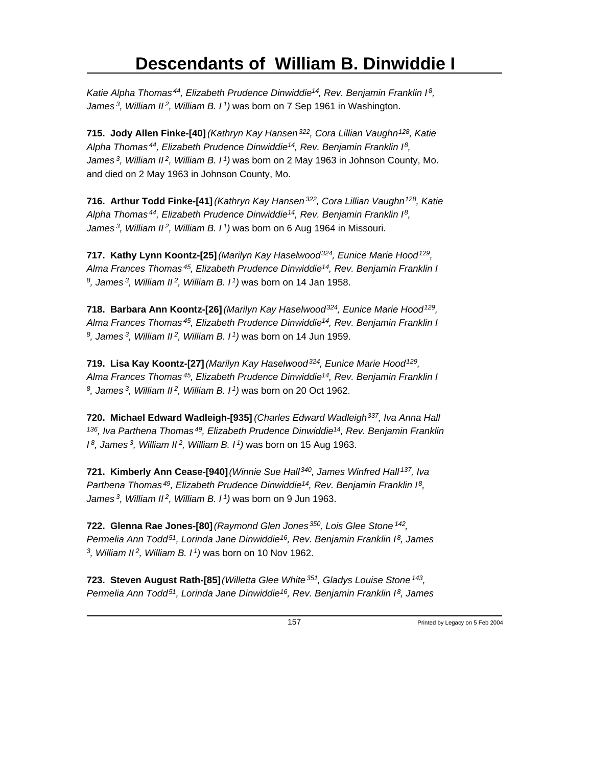*Katie Alpha Thomas[44], Elizabeth Prudence Dinwiddie[14], Rev. Benjamin Franklin I[8], James[3], William II[2], William B. I[1])* was born on 7 Sep 1961 in Washington.

**715. Jody Allen Finke-[40]** *(Kathryn Kay Hansen[322], Cora Lillian Vaughn[128], Katie Alpha Thomas[44], Elizabeth Prudence Dinwiddie[14], Rev. Benjamin Franklin I[8], James[3], William II[2], William B. I[1])* was born on 2 May 1963 in Johnson County, Mo. and died on 2 May 1963 in Johnson County, Mo.

**716. Arthur Todd Finke-[41]** *(Kathryn Kay Hansen[322], Cora Lillian Vaughn[128], Katie Alpha Thomas[44], Elizabeth Prudence Dinwiddie[14], Rev. Benjamin Franklin I[8], James[3], William II[2], William B. I[1])* was born on 6 Aug 1964 in Missouri.

**717. Kathy Lynn Koontz-[25]** *(Marilyn Kay Haselwood[324], Eunice Marie Hood[129], Alma Frances Thomas[45], Elizabeth Prudence Dinwiddie[14], Rev. Benjamin Franklin I[8], James[3], William II[2], William B. I[1])* was born on 14 Jan 1958.

**718. Barbara Ann Koontz-[26]** *(Marilyn Kay Haselwood[324], Eunice Marie Hood[129], Alma Frances Thomas[45], Elizabeth Prudence Dinwiddie[14], Rev. Benjamin Franklin I[8], James[3], William II[2], William B. I[1])* was born on 14 Jun 1959.

**719. Lisa Kay Koontz-[27]** *(Marilyn Kay Haselwood[324], Eunice Marie Hood[129], Alma Frances Thomas[45], Elizabeth Prudence Dinwiddie[14], Rev. Benjamin Franklin I[8], James[3], William II[2], William B. I[1])* was born on 20 Oct 1962.

**720. Michael Edward Wadleigh-[935]** *(Charles Edward Wadleigh[337], Iva Anna Hall[136], Iva Parthena Thomas[49], Elizabeth Prudence Dinwiddie[14], Rev. Benjamin Franklin I[8], James[3], William II[2], William B. I[1])* was born on 15 Aug 1963.

**721. Kimberly Ann Cease-[940]** *(Winnie Sue Hall[340], James Winfred Hall[137], Iva Parthena Thomas[49], Elizabeth Prudence Dinwiddie[14], Rev. Benjamin Franklin I[8], James[3], William II[2], William B. I[1])* was born on 9 Jun 1963.

**722. Glenna Rae Jones-[80]** *(Raymond Glen Jones[350], Lois Glee Stone[142], Permelia Ann Todd[51], Lorinda Jane Dinwiddie[16], Rev. Benjamin Franklin I[8], James[3], William II[2], William B. I[1])* was born on 10 Nov 1962.

**723. Steven August Rath-[85]** *(Willetta Glee White[351], Gladys Louise Stone[143], Permelia Ann Todd[51], Lorinda Jane Dinwiddie[16], Rev. Benjamin Franklin I[8], James*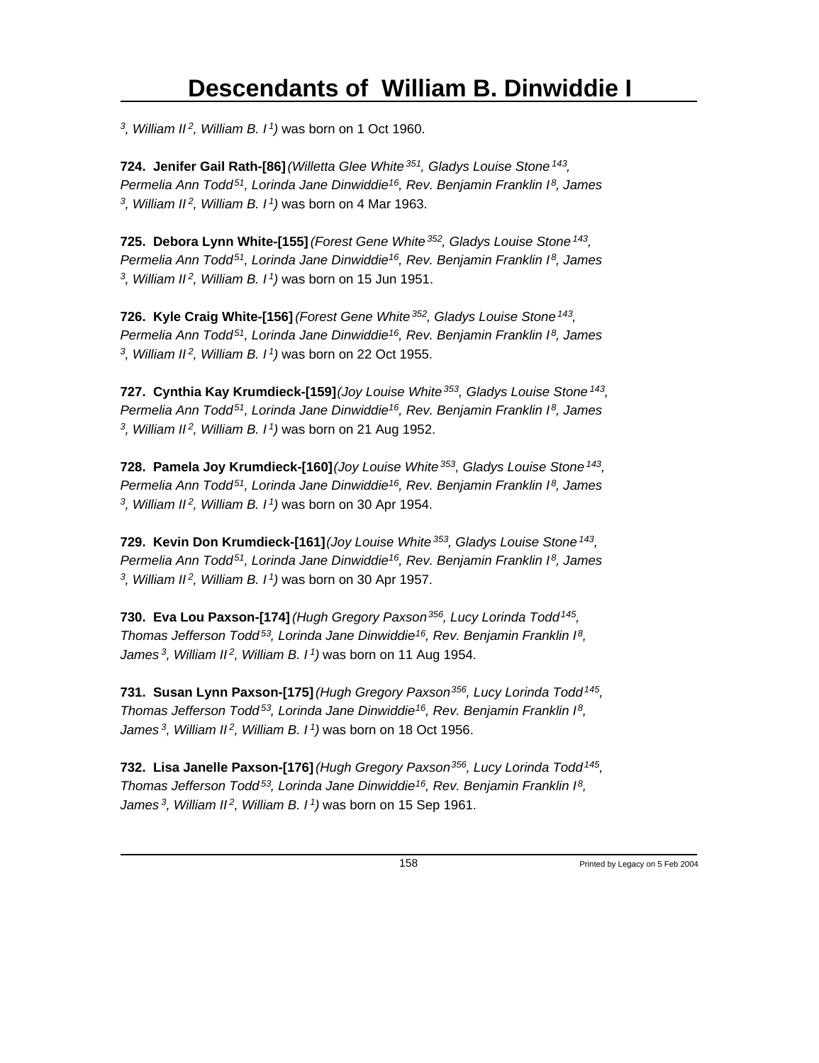*[3], William II[2], William B. I[1])* was born on 1 Oct 1960.

**724. Jenifer Gail Rath-[86]** *(Willetta Glee White[351], Gladys Louise Stone[143], Permelia Ann Todd[51], Lorinda Jane Dinwiddie[16], Rev. Benjamin Franklin I[8], James[3], William II[2], William B. I[1])* was born on 4 Mar 1963.

**725. Debora Lynn White-[155]** *(Forest Gene White[352], Gladys Louise Stone[143], Permelia Ann Todd[51], Lorinda Jane Dinwiddie[16], Rev. Benjamin Franklin I[8], James[3], William II[2], William B. I[1])* was born on 15 Jun 1951.

**726. Kyle Craig White-[156]** *(Forest Gene White[352], Gladys Louise Stone[143], Permelia Ann Todd[51], Lorinda Jane Dinwiddie[16], Rev. Benjamin Franklin I[8], James[3], William II[2], William B. I[1])* was born on 22 Oct 1955.

**727. Cynthia Kay Krumdieck-[159]** *(Joy Louise White[353], Gladys Louise Stone[143], Permelia Ann Todd[51], Lorinda Jane Dinwiddie[16], Rev. Benjamin Franklin I[8], James[3], William II[2], William B. I[1])* was born on 21 Aug 1952.

**728. Pamela Joy Krumdieck-[160]** *(Joy Louise White[353], Gladys Louise Stone[143], Permelia Ann Todd[51], Lorinda Jane Dinwiddie[16], Rev. Benjamin Franklin I[8], James[3], William II[2], William B. I[1])* was born on 30 Apr 1954.

**729. Kevin Don Krumdieck-[161]** *(Joy Louise White[353], Gladys Louise Stone[143], Permelia Ann Todd[51], Lorinda Jane Dinwiddie[16], Rev. Benjamin Franklin I[8], James[3], William II[2], William B. I[1])* was born on 30 Apr 1957.

**730. Eva Lou Paxson-[174]** *(Hugh Gregory Paxson[356], Lucy Lorinda Todd[145], Thomas Jefferson Todd[53], Lorinda Jane Dinwiddie[16], Rev. Benjamin Franklin I[8], James[3], William II[2], William B. I[1])* was born on 11 Aug 1954.

**731. Susan Lynn Paxson-[175]** *(Hugh Gregory Paxson[356], Lucy Lorinda Todd[145], Thomas Jefferson Todd[53], Lorinda Jane Dinwiddie[16], Rev. Benjamin Franklin I[8], James[3], William II[2], William B. I[1])* was born on 18 Oct 1956.

**732. Lisa Janelle Paxson-[176]** *(Hugh Gregory Paxson[356], Lucy Lorinda Todd[145], Thomas Jefferson Todd[53], Lorinda Jane Dinwiddie[16], Rev. Benjamin Franklin I[8], James[3], William II[2], William B. I[1])* was born on 15 Sep 1961.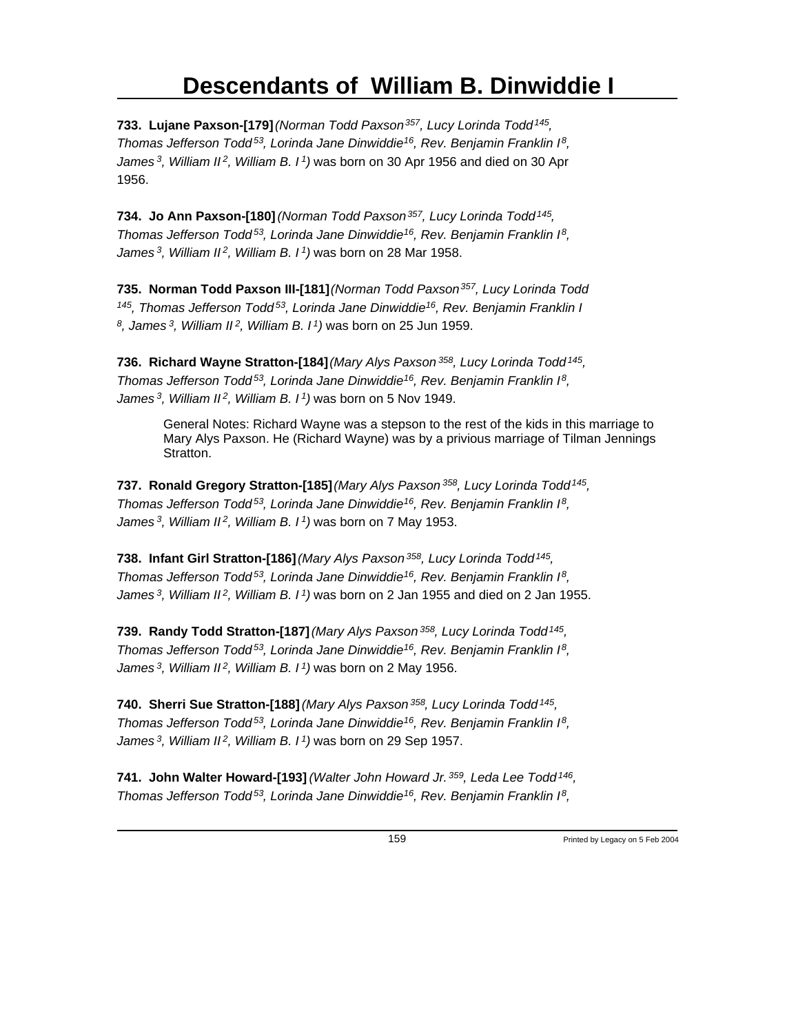**733. Lujane Paxson-[179]** *(Norman Todd Paxson[357], Lucy Lorinda Todd[145], Thomas Jefferson Todd[53], Lorinda Jane Dinwiddie[16], Rev. Benjamin Franklin I[8], James[3], William II[2], William B. I[1])* was born on 30 Apr 1956 and died on 30 Apr 1956.

**734. Jo Ann Paxson-[180]** *(Norman Todd Paxson[357], Lucy Lorinda Todd[145], Thomas Jefferson Todd[53], Lorinda Jane Dinwiddie[16], Rev. Benjamin Franklin I[8], James[3], William II[2], William B. I[1])* was born on 28 Mar 1958.

**735. Norman Todd Paxson III-[181]** *(Norman Todd Paxson[357], Lucy Lorinda Todd[145], Thomas Jefferson Todd[53], Lorinda Jane Dinwiddie[16], Rev. Benjamin Franklin I[8], James[3], William II[2], William B. I[1])* was born on 25 Jun 1959.

**736. Richard Wayne Stratton-[184]** *(Mary Alys Paxson[358], Lucy Lorinda Todd[145], Thomas Jefferson Todd[53], Lorinda Jane Dinwiddie[16], Rev. Benjamin Franklin I[8], James[3], William II[2], William B. I[1])* was born on 5 Nov 1949.

> General Notes: Richard Wayne was a stepson to the rest of the kids in this marriage to Mary Alys Paxson. He (Richard Wayne) was by a privious marriage of Tilman Jennings Stratton.

**737. Ronald Gregory Stratton-[185]** *(Mary Alys Paxson[358], Lucy Lorinda Todd[145], Thomas Jefferson Todd[53], Lorinda Jane Dinwiddie[16], Rev. Benjamin Franklin I[8], James[3], William II[2], William B. I[1])* was born on 7 May 1953.

**738. Infant Girl Stratton-[186]** *(Mary Alys Paxson[358], Lucy Lorinda Todd[145], Thomas Jefferson Todd[53], Lorinda Jane Dinwiddie[16], Rev. Benjamin Franklin I[8], James[3], William II[2], William B. I[1])* was born on 2 Jan 1955 and died on 2 Jan 1955.

**739. Randy Todd Stratton-[187]** *(Mary Alys Paxson[358], Lucy Lorinda Todd[145], Thomas Jefferson Todd[53], Lorinda Jane Dinwiddie[16], Rev. Benjamin Franklin I[8], James[3], William II[2], William B. I[1])* was born on 2 May 1956.

**740. Sherri Sue Stratton-[188]** *(Mary Alys Paxson[358], Lucy Lorinda Todd[145], Thomas Jefferson Todd[53], Lorinda Jane Dinwiddie[16], Rev. Benjamin Franklin I[8], James[3], William II[2], William B. I[1])* was born on 29 Sep 1957.

**741. John Walter Howard-[193]** *(Walter John Howard Jr.[359], Leda Lee Todd[146], Thomas Jefferson Todd[53], Lorinda Jane Dinwiddie[16], Rev. Benjamin Franklin I[8],*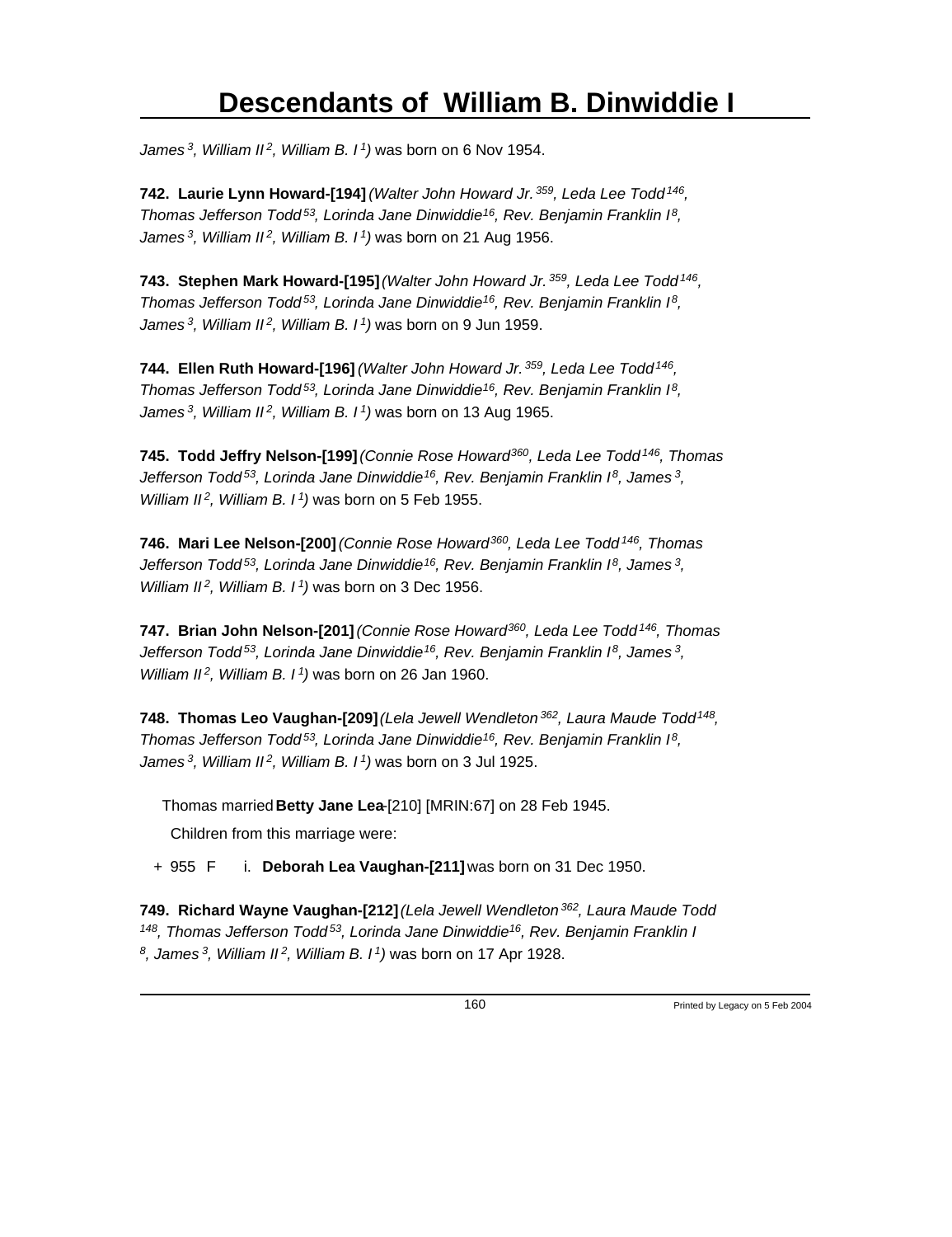*James [3], William II [2], William B. I [1])* was born on 6 Nov 1954.

**742. Laurie Lynn Howard-[194]** *(Walter John Howard Jr. [359], Leda Lee Todd [146], Thomas Jefferson Todd [53], Lorinda Jane Dinwiddie [16], Rev. Benjamin Franklin I [8], James [3], William II [2], William B. I [1])* was born on 21 Aug 1956.

**743. Stephen Mark Howard-[195]** *(Walter John Howard Jr. [359], Leda Lee Todd [146], Thomas Jefferson Todd [53], Lorinda Jane Dinwiddie [16], Rev. Benjamin Franklin I [8], James [3], William II [2], William B. I [1])* was born on 9 Jun 1959.

**744. Ellen Ruth Howard-[196]** *(Walter John Howard Jr. [359], Leda Lee Todd [146], Thomas Jefferson Todd [53], Lorinda Jane Dinwiddie [16], Rev. Benjamin Franklin I [8], James [3], William II [2], William B. I [1])* was born on 13 Aug 1965.

**745. Todd Jeffry Nelson-[199]** *(Connie Rose Howard [360], Leda Lee Todd [146], Thomas Jefferson Todd [53], Lorinda Jane Dinwiddie [16], Rev. Benjamin Franklin I [8], James [3], William II [2], William B. I [1])* was born on 5 Feb 1955.

**746. Mari Lee Nelson-[200]** *(Connie Rose Howard [360], Leda Lee Todd [146], Thomas Jefferson Todd [53], Lorinda Jane Dinwiddie [16], Rev. Benjamin Franklin I [8], James [3], William II [2], William B. I [1])* was born on 3 Dec 1956.

**747. Brian John Nelson-[201]** *(Connie Rose Howard [360], Leda Lee Todd [146], Thomas Jefferson Todd [53], Lorinda Jane Dinwiddie [16], Rev. Benjamin Franklin I [8], James [3], William II [2], William B. I [1])* was born on 26 Jan 1960.

**748. Thomas Leo Vaughan-[209]** *(Lela Jewell Wendleton [362], Laura Maude Todd [148], Thomas Jefferson Todd [53], Lorinda Jane Dinwiddie [16], Rev. Benjamin Franklin I [8], James [3], William II [2], William B. I [1])* was born on 3 Jul 1925.

Thomas married **Betty Jane Lea**-[210] [MRIN:67] on 28 Feb 1945.

Children from this marriage were:

+ 955 F i. **Deborah Lea Vaughan-[211]** was born on 31 Dec 1950.

**749. Richard Wayne Vaughan-[212]** *(Lela Jewell Wendleton [362], Laura Maude Todd [148], Thomas Jefferson Todd [53], Lorinda Jane Dinwiddie [16], Rev. Benjamin Franklin I [8], James [3], William II [2], William B. I [1])* was born on 17 Apr 1928.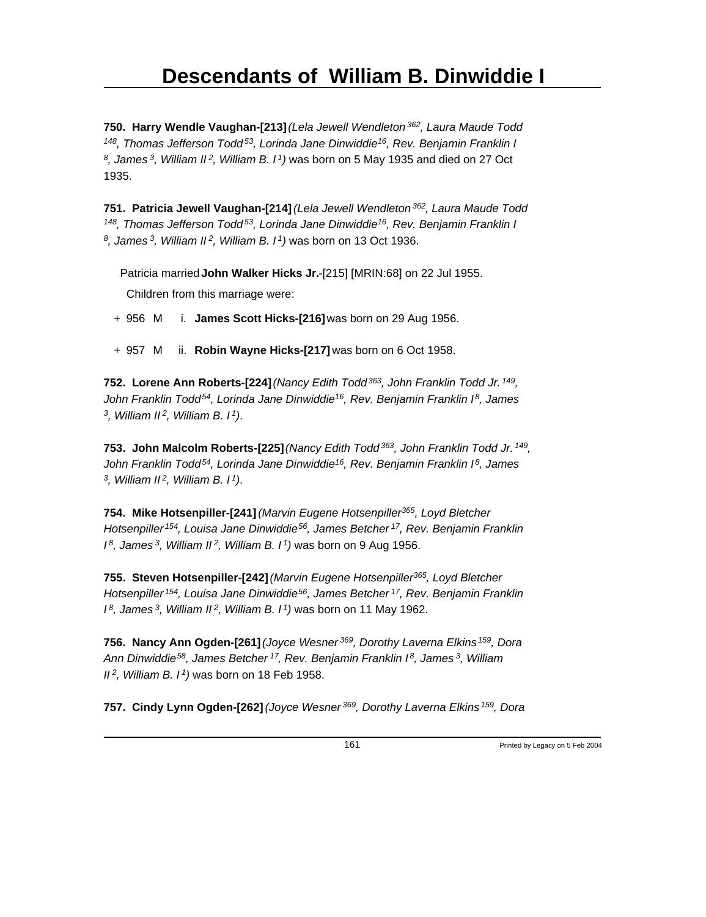# Descendants of William B. Dinwiddie I

**750. Harry Wendle Vaughan-[213]** *(Lela Jewell Wendleton[362], Laura Maude Todd[148], Thomas Jefferson Todd[53], Lorinda Jane Dinwiddie[16], Rev. Benjamin Franklin I[8], James[3], William II[2], William B. I[1])* was born on 5 May 1935 and died on 27 Oct 1935.

**751. Patricia Jewell Vaughan-[214]** *(Lela Jewell Wendleton[362], Laura Maude Todd[148], Thomas Jefferson Todd[53], Lorinda Jane Dinwiddie[16], Rev. Benjamin Franklin I[8], James[3], William II[2], William B. I[1])* was born on 13 Oct 1936.

Patricia married **John Walker Hicks Jr.**-[215] [MRIN:68] on 22 Jul 1955.

Children from this marriage were:

+ 956 M i. **James Scott Hicks-[216]** was born on 29 Aug 1956.

+ 957 M ii. **Robin Wayne Hicks-[217]** was born on 6 Oct 1958.

**752. Lorene Ann Roberts-[224]** *(Nancy Edith Todd[363], John Franklin Todd Jr.[149], John Franklin Todd[54], Lorinda Jane Dinwiddie[16], Rev. Benjamin Franklin I[8], James[3], William II[2], William B. I[1])*.

**753. John Malcolm Roberts-[225]** *(Nancy Edith Todd[363], John Franklin Todd Jr.[149], John Franklin Todd[54], Lorinda Jane Dinwiddie[16], Rev. Benjamin Franklin I[8], James[3], William II[2], William B. I[1])*.

**754. Mike Hotsenpiller-[241]** *(Marvin Eugene Hotsenpiller[365], Loyd Bletcher Hotsenpiller[154], Louisa Jane Dinwiddie[56], James Betcher[17], Rev. Benjamin Franklin I[8], James[3], William II[2], William B. I[1])* was born on 9 Aug 1956.

**755. Steven Hotsenpiller-[242]** *(Marvin Eugene Hotsenpiller[365], Loyd Bletcher Hotsenpiller[154], Louisa Jane Dinwiddie[56], James Betcher[17], Rev. Benjamin Franklin I[8], James[3], William II[2], William B. I[1])* was born on 11 May 1962.

**756. Nancy Ann Ogden-[261]** *(Joyce Wesner[369], Dorothy Laverna Elkins[159], Dora Ann Dinwiddie[58], James Betcher[17], Rev. Benjamin Franklin I[8], James[3], William II[2], William B. I[1])* was born on 18 Feb 1958.

**757. Cindy Lynn Ogden-[262]** *(Joyce Wesner[369], Dorothy Laverna Elkins[159], Dora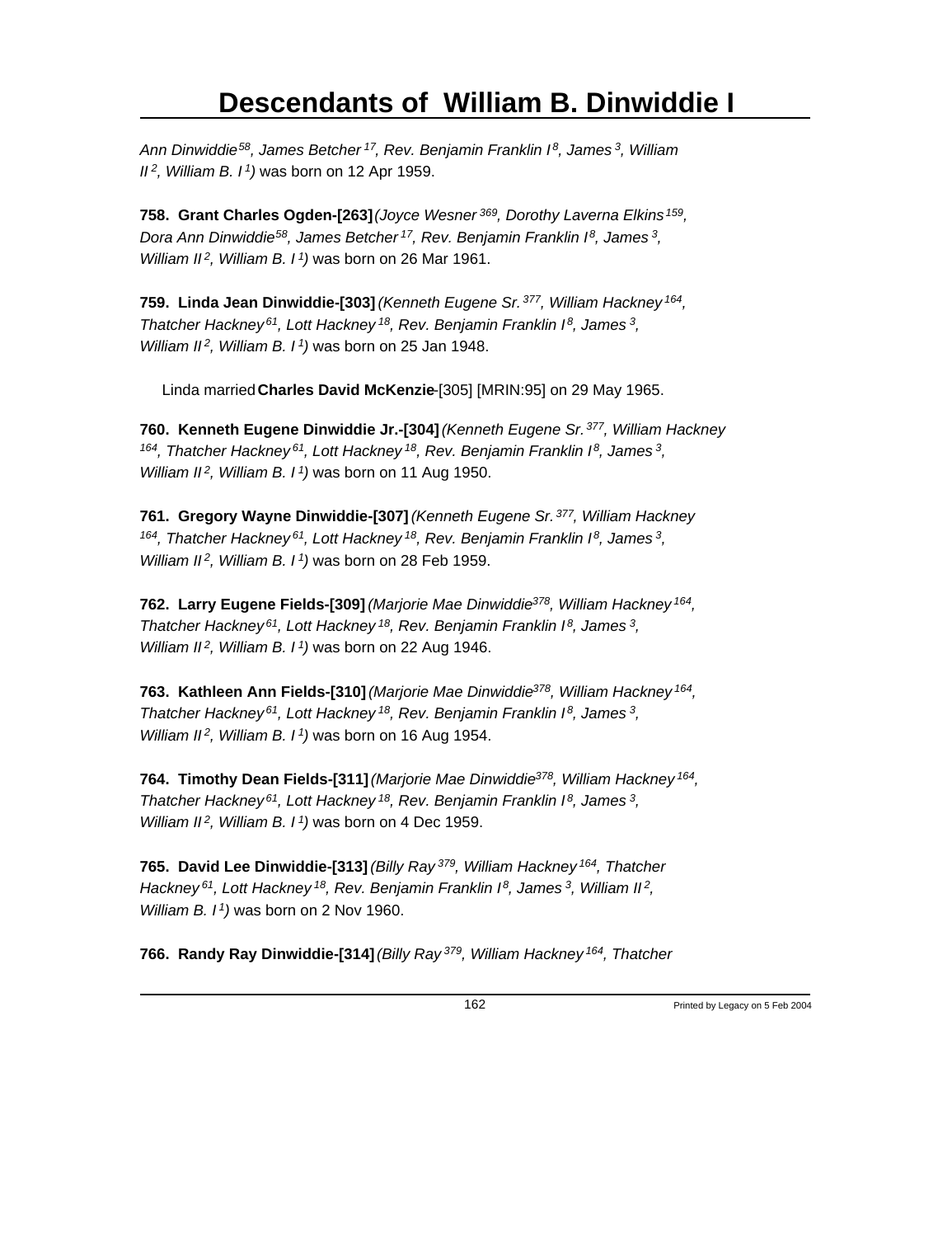*Ann Dinwiddie[58], James Betcher[17], Rev. Benjamin Franklin I[8], James[3], William II[2], William B. I[1])* was born on 12 Apr 1959.

**758. Grant Charles Ogden-[263]** *(Joyce Wesner[369], Dorothy Laverna Elkins[159], Dora Ann Dinwiddie[58], James Betcher[17], Rev. Benjamin Franklin I[8], James[3], William II[2], William B. I[1])* was born on 26 Mar 1961.

**759. Linda Jean Dinwiddie-[303]** *(Kenneth Eugene Sr.[377], William Hackney[164], Thatcher Hackney[61], Lott Hackney[18], Rev. Benjamin Franklin I[8], James[3], William II[2], William B. I[1])* was born on 25 Jan 1948.

Linda married **Charles David McKenzie**-[305] [MRIN:95] on 29 May 1965.

**760. Kenneth Eugene Dinwiddie Jr.-[304]** *(Kenneth Eugene Sr.[377], William Hackney[164], Thatcher Hackney[61], Lott Hackney[18], Rev. Benjamin Franklin I[8], James[3], William II[2], William B. I[1])* was born on 11 Aug 1950.

**761. Gregory Wayne Dinwiddie-[307]** *(Kenneth Eugene Sr.[377], William Hackney[164], Thatcher Hackney[61], Lott Hackney[18], Rev. Benjamin Franklin I[8], James[3], William II[2], William B. I[1])* was born on 28 Feb 1959.

**762. Larry Eugene Fields-[309]** *(Marjorie Mae Dinwiddie[378], William Hackney[164], Thatcher Hackney[61], Lott Hackney[18], Rev. Benjamin Franklin I[8], James[3], William II[2], William B. I[1])* was born on 22 Aug 1946.

**763. Kathleen Ann Fields-[310]** *(Marjorie Mae Dinwiddie[378], William Hackney[164], Thatcher Hackney[61], Lott Hackney[18], Rev. Benjamin Franklin I[8], James[3], William II[2], William B. I[1])* was born on 16 Aug 1954.

**764. Timothy Dean Fields-[311]** *(Marjorie Mae Dinwiddie[378], William Hackney[164], Thatcher Hackney[61], Lott Hackney[18], Rev. Benjamin Franklin I[8], James[3], William II[2], William B. I[1])* was born on 4 Dec 1959.

**765. David Lee Dinwiddie-[313]** *(Billy Ray[379], William Hackney[164], Thatcher Hackney[61], Lott Hackney[18], Rev. Benjamin Franklin I[8], James[3], William II[2], William B. I[1])* was born on 2 Nov 1960.

**766. Randy Ray Dinwiddie-[314]** *(Billy Ray[379], William Hackney[164], Thatcher*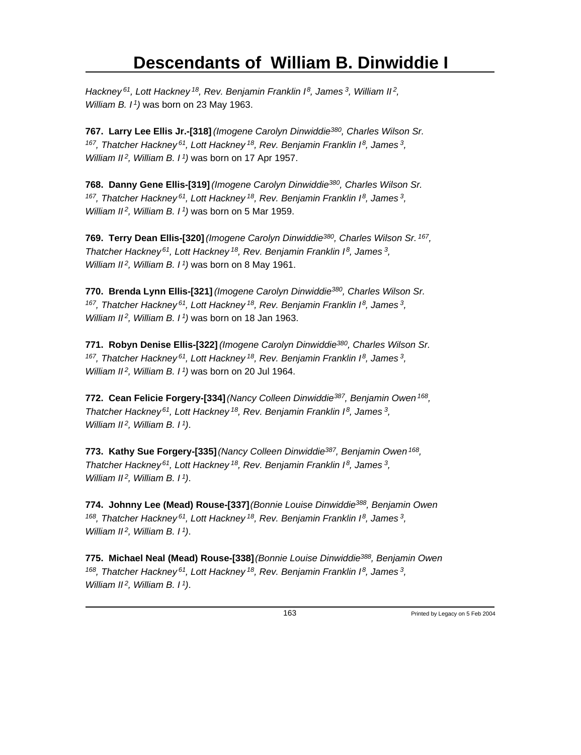*Hackney[61], Lott Hackney[18], Rev. Benjamin Franklin I[8], James[3], William II[2], William B. I[1])* was born on 23 May 1963.

**767. Larry Lee Ellis Jr.-[318]** *(Imogene Carolyn Dinwiddie[380], Charles Wilson Sr.[167], Thatcher Hackney[61], Lott Hackney[18], Rev. Benjamin Franklin I[8], James[3], William II[2], William B. I[1])* was born on 17 Apr 1957.

**768. Danny Gene Ellis-[319]** *(Imogene Carolyn Dinwiddie[380], Charles Wilson Sr.[167], Thatcher Hackney[61], Lott Hackney[18], Rev. Benjamin Franklin I[8], James[3], William II[2], William B. I[1])* was born on 5 Mar 1959.

**769. Terry Dean Ellis-[320]** *(Imogene Carolyn Dinwiddie[380], Charles Wilson Sr.[167], Thatcher Hackney[61], Lott Hackney[18], Rev. Benjamin Franklin I[8], James[3], William II[2], William B. I[1])* was born on 8 May 1961.

**770. Brenda Lynn Ellis-[321]** *(Imogene Carolyn Dinwiddie[380], Charles Wilson Sr.[167], Thatcher Hackney[61], Lott Hackney[18], Rev. Benjamin Franklin I[8], James[3], William II[2], William B. I[1])* was born on 18 Jan 1963.

**771. Robyn Denise Ellis-[322]** *(Imogene Carolyn Dinwiddie[380], Charles Wilson Sr.[167], Thatcher Hackney[61], Lott Hackney[18], Rev. Benjamin Franklin I[8], James[3], William II[2], William B. I[1])* was born on 20 Jul 1964.

**772. Cean Felicie Forgery-[334]** *(Nancy Colleen Dinwiddie[387], Benjamin Owen[168], Thatcher Hackney[61], Lott Hackney[18], Rev. Benjamin Franklin I[8], James[3], William II[2], William B. I[1])*.

**773. Kathy Sue Forgery-[335]** *(Nancy Colleen Dinwiddie[387], Benjamin Owen[168], Thatcher Hackney[61], Lott Hackney[18], Rev. Benjamin Franklin I[8], James[3], William II[2], William B. I[1])*.

**774. Johnny Lee (Mead) Rouse-[337]** *(Bonnie Louise Dinwiddie[388], Benjamin Owen[168], Thatcher Hackney[61], Lott Hackney[18], Rev. Benjamin Franklin I[8], James[3], William II[2], William B. I[1])*.

**775. Michael Neal (Mead) Rouse-[338]** *(Bonnie Louise Dinwiddie[388], Benjamin Owen[168], Thatcher Hackney[61], Lott Hackney[18], Rev. Benjamin Franklin I[8], James[3], William II[2], William B. I[1])*.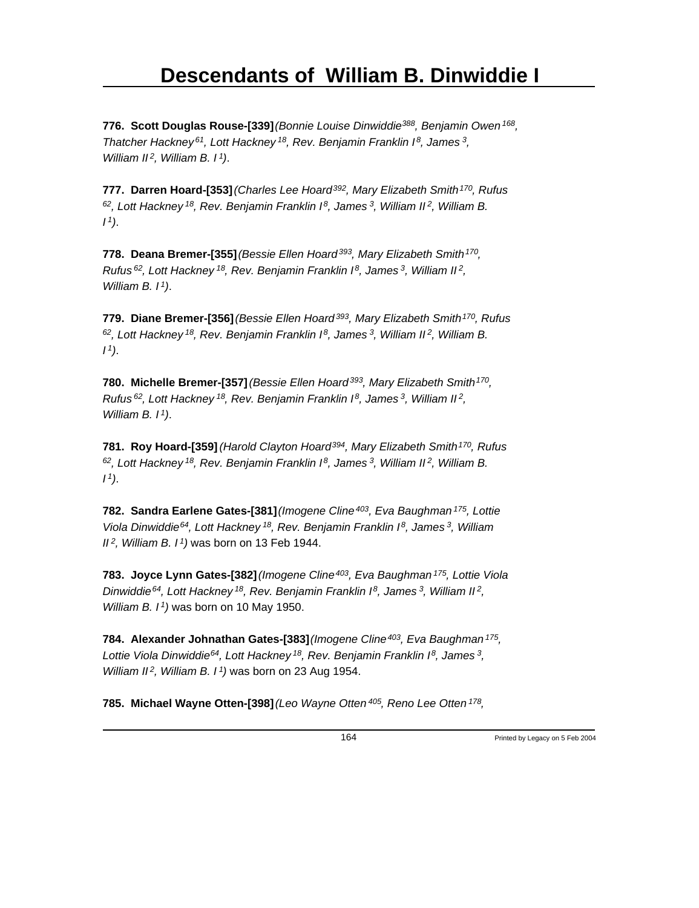# Descendants of William B. Dinwiddie I

**776. Scott Douglas Rouse-[339]** *(Bonnie Louise Dinwiddie[388], Benjamin Owen[168], Thatcher Hackney[61], Lott Hackney[18], Rev. Benjamin Franklin I[8], James[3], William II[2], William B. I[1])*.

**777. Darren Hoard-[353]** *(Charles Lee Hoard[392], Mary Elizabeth Smith[170], Rufus[62], Lott Hackney[18], Rev. Benjamin Franklin I[8], James[3], William II[2], William B. I[1])*.

**778. Deana Bremer-[355]** *(Bessie Ellen Hoard[393], Mary Elizabeth Smith[170], Rufus[62], Lott Hackney[18], Rev. Benjamin Franklin I[8], James[3], William II[2], William B. I[1])*.

**779. Diane Bremer-[356]** *(Bessie Ellen Hoard[393], Mary Elizabeth Smith[170], Rufus[62], Lott Hackney[18], Rev. Benjamin Franklin I[8], James[3], William II[2], William B. I[1])*.

**780. Michelle Bremer-[357]** *(Bessie Ellen Hoard[393], Mary Elizabeth Smith[170], Rufus[62], Lott Hackney[18], Rev. Benjamin Franklin I[8], James[3], William II[2], William B. I[1])*.

**781. Roy Hoard-[359]** *(Harold Clayton Hoard[394], Mary Elizabeth Smith[170], Rufus[62], Lott Hackney[18], Rev. Benjamin Franklin I[8], James[3], William II[2], William B. I[1])*.

**782. Sandra Earlene Gates-[381]** *(Imogene Cline[403], Eva Baughman[175], Lottie Viola Dinwiddie[64], Lott Hackney[18], Rev. Benjamin Franklin I[8], James[3], William II[2], William B. I[1])* was born on 13 Feb 1944.

**783. Joyce Lynn Gates-[382]** *(Imogene Cline[403], Eva Baughman[175], Lottie Viola Dinwiddie[64], Lott Hackney[18], Rev. Benjamin Franklin I[8], James[3], William II[2], William B. I[1])* was born on 10 May 1950.

**784. Alexander Johnathan Gates-[383]** *(Imogene Cline[403], Eva Baughman[175], Lottie Viola Dinwiddie[64], Lott Hackney[18], Rev. Benjamin Franklin I[8], James[3], William II[2], William B. I[1])* was born on 23 Aug 1954.

**785. Michael Wayne Otten-[398]** *(Leo Wayne Otten[405], Reno Lee Otten[178],*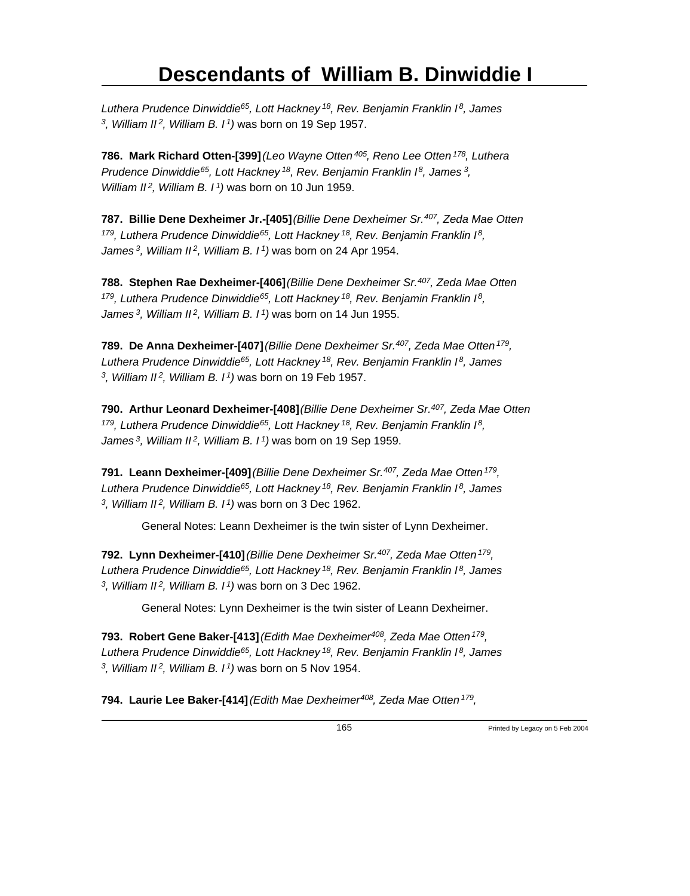*Luthera Prudence Dinwiddie[65], Lott Hackney[18], Rev. Benjamin Franklin I[8], James [3], William II[2], William B. I[1])* was born on 19 Sep 1957.

**786. Mark Richard Otten-[399]** *(Leo Wayne Otten[405], Reno Lee Otten[178], Luthera Prudence Dinwiddie[65], Lott Hackney[18], Rev. Benjamin Franklin I[8], James[3], William II[2], William B. I[1])* was born on 10 Jun 1959.

**787. Billie Dene Dexheimer Jr.-[405]** *(Billie Dene Dexheimer Sr.[407], Zeda Mae Otten [179], Luthera Prudence Dinwiddie[65], Lott Hackney[18], Rev. Benjamin Franklin I[8], James[3], William II[2], William B. I[1])* was born on 24 Apr 1954.

**788. Stephen Rae Dexheimer-[406]** *(Billie Dene Dexheimer Sr.[407], Zeda Mae Otten [179], Luthera Prudence Dinwiddie[65], Lott Hackney[18], Rev. Benjamin Franklin I[8], James[3], William II[2], William B. I[1])* was born on 14 Jun 1955.

**789. De Anna Dexheimer-[407]** *(Billie Dene Dexheimer Sr.[407], Zeda Mae Otten[179], Luthera Prudence Dinwiddie[65], Lott Hackney[18], Rev. Benjamin Franklin I[8], James [3], William II[2], William B. I[1])* was born on 19 Feb 1957.

**790. Arthur Leonard Dexheimer-[408]** *(Billie Dene Dexheimer Sr.[407], Zeda Mae Otten [179], Luthera Prudence Dinwiddie[65], Lott Hackney[18], Rev. Benjamin Franklin I[8], James[3], William II[2], William B. I[1])* was born on 19 Sep 1959.

**791. Leann Dexheimer-[409]** *(Billie Dene Dexheimer Sr.[407], Zeda Mae Otten[179], Luthera Prudence Dinwiddie[65], Lott Hackney[18], Rev. Benjamin Franklin I[8], James [3], William II[2], William B. I[1])* was born on 3 Dec 1962.

General Notes: Leann Dexheimer is the twin sister of Lynn Dexheimer.

**792. Lynn Dexheimer-[410]** *(Billie Dene Dexheimer Sr.[407], Zeda Mae Otten[179], Luthera Prudence Dinwiddie[65], Lott Hackney[18], Rev. Benjamin Franklin I[8], James [3], William II[2], William B. I[1])* was born on 3 Dec 1962.

General Notes: Lynn Dexheimer is the twin sister of Leann Dexheimer.

**793. Robert Gene Baker-[413]** *(Edith Mae Dexheimer[408], Zeda Mae Otten[179], Luthera Prudence Dinwiddie[65], Lott Hackney[18], Rev. Benjamin Franklin I[8], James [3], William II[2], William B. I[1])* was born on 5 Nov 1954.

**794. Laurie Lee Baker-[414]** *(Edith Mae Dexheimer[408], Zeda Mae Otten[179],*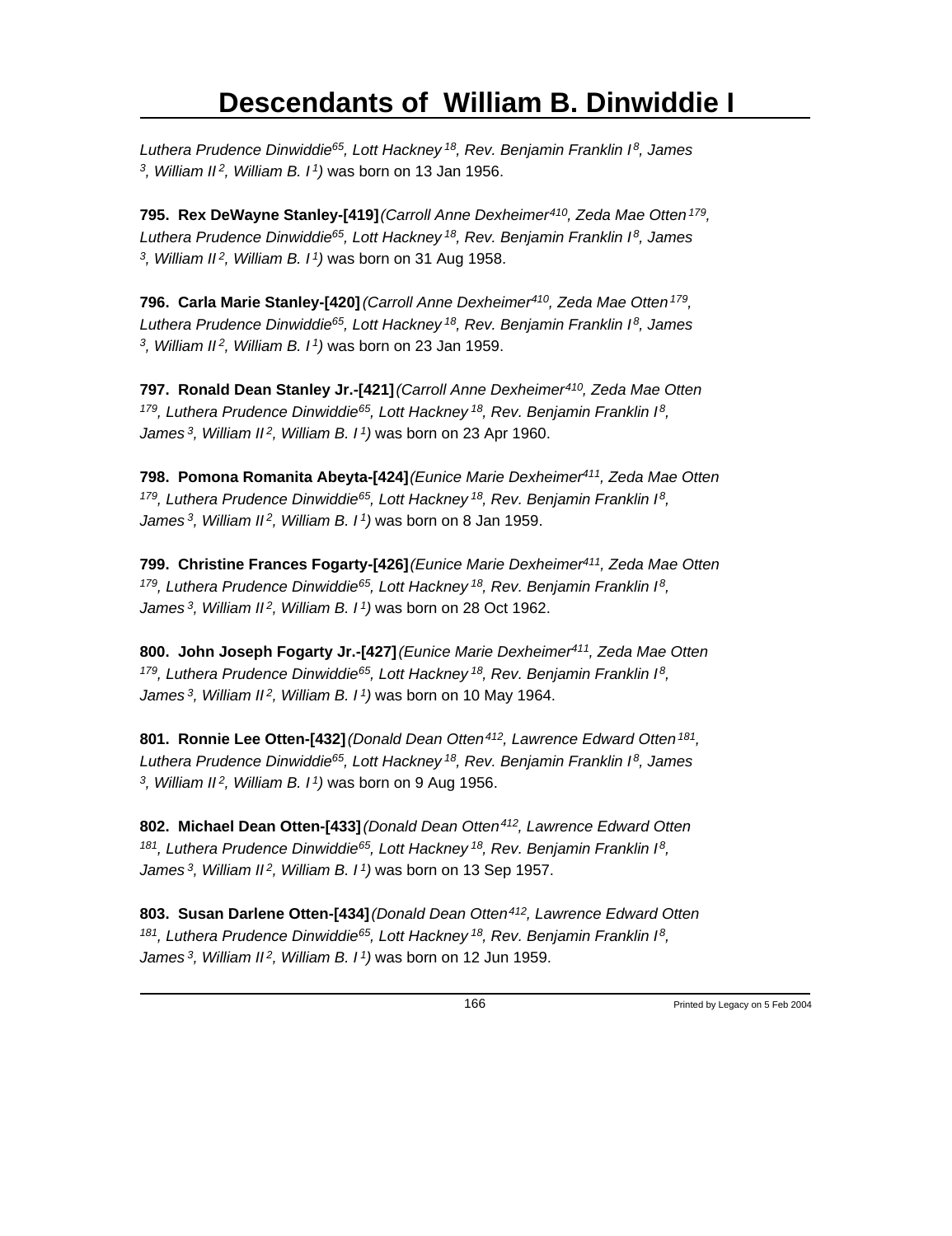*Luthera Prudence Dinwiddie[65], Lott Hackney[18], Rev. Benjamin Franklin I[8], James[3], William II[2], William B. I[1])* was born on 13 Jan 1956.

**795. Rex DeWayne Stanley-[419]** *(Carroll Anne Dexheimer[410], Zeda Mae Otten[179], Luthera Prudence Dinwiddie[65], Lott Hackney[18], Rev. Benjamin Franklin I[8], James[3], William II[2], William B. I[1])* was born on 31 Aug 1958.

**796. Carla Marie Stanley-[420]** *(Carroll Anne Dexheimer[410], Zeda Mae Otten[179], Luthera Prudence Dinwiddie[65], Lott Hackney[18], Rev. Benjamin Franklin I[8], James[3], William II[2], William B. I[1])* was born on 23 Jan 1959.

**797. Ronald Dean Stanley Jr.-[421]** *(Carroll Anne Dexheimer[410], Zeda Mae Otten[179], Luthera Prudence Dinwiddie[65], Lott Hackney[18], Rev. Benjamin Franklin I[8], James[3], William II[2], William B. I[1])* was born on 23 Apr 1960.

**798. Pomona Romanita Abeyta-[424]** *(Eunice Marie Dexheimer[411], Zeda Mae Otten[179], Luthera Prudence Dinwiddie[65], Lott Hackney[18], Rev. Benjamin Franklin I[8], James[3], William II[2], William B. I[1])* was born on 8 Jan 1959.

**799. Christine Frances Fogarty-[426]** *(Eunice Marie Dexheimer[411], Zeda Mae Otten[179], Luthera Prudence Dinwiddie[65], Lott Hackney[18], Rev. Benjamin Franklin I[8], James[3], William II[2], William B. I[1])* was born on 28 Oct 1962.

**800. John Joseph Fogarty Jr.-[427]** *(Eunice Marie Dexheimer[411], Zeda Mae Otten[179], Luthera Prudence Dinwiddie[65], Lott Hackney[18], Rev. Benjamin Franklin I[8], James[3], William II[2], William B. I[1])* was born on 10 May 1964.

**801. Ronnie Lee Otten-[432]** *(Donald Dean Otten[412], Lawrence Edward Otten[181], Luthera Prudence Dinwiddie[65], Lott Hackney[18], Rev. Benjamin Franklin I[8], James[3], William II[2], William B. I[1])* was born on 9 Aug 1956.

**802. Michael Dean Otten-[433]** *(Donald Dean Otten[412], Lawrence Edward Otten[181], Luthera Prudence Dinwiddie[65], Lott Hackney[18], Rev. Benjamin Franklin I[8], James[3], William II[2], William B. I[1])* was born on 13 Sep 1957.

**803. Susan Darlene Otten-[434]** *(Donald Dean Otten[412], Lawrence Edward Otten[181], Luthera Prudence Dinwiddie[65], Lott Hackney[18], Rev. Benjamin Franklin I[8], James[3], William II[2], William B. I[1])* was born on 12 Jun 1959.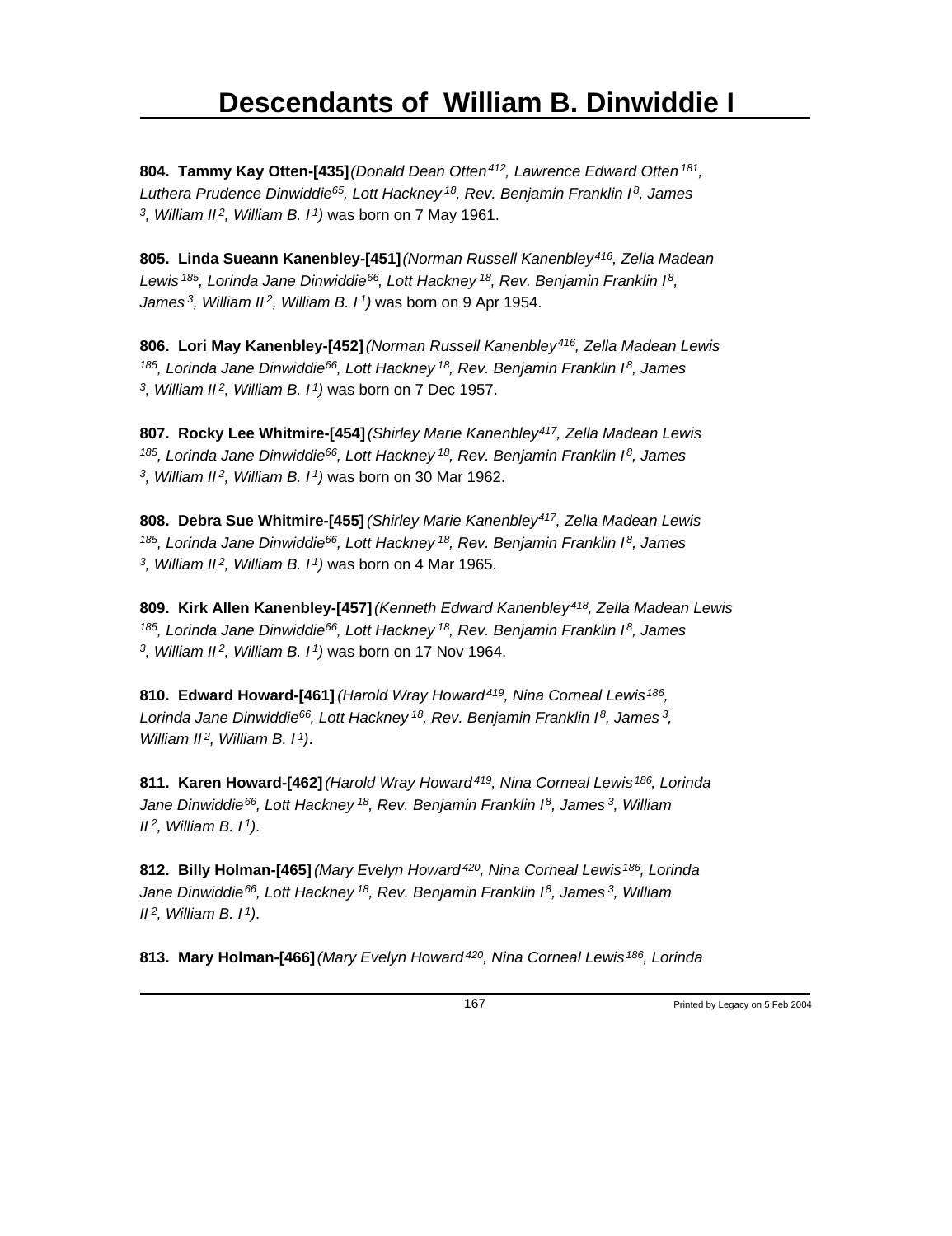# Descendants of William B. Dinwiddie I

**804. Tammy Kay Otten-[435]** *(Donald Dean Otten[412], Lawrence Edward Otten[181], Luthera Prudence Dinwiddie[65], Lott Hackney[18], Rev. Benjamin Franklin I[8], James[3], William II[2], William B. I[1])* was born on 7 May 1961.

**805. Linda Sueann Kanenbley-[451]** *(Norman Russell Kanenbley[416], Zella Madean Lewis[185], Lorinda Jane Dinwiddie[66], Lott Hackney[18], Rev. Benjamin Franklin I[8], James[3], William II[2], William B. I[1])* was born on 9 Apr 1954.

**806. Lori May Kanenbley-[452]** *(Norman Russell Kanenbley[416], Zella Madean Lewis[185], Lorinda Jane Dinwiddie[66], Lott Hackney[18], Rev. Benjamin Franklin I[8], James[3], William II[2], William B. I[1])* was born on 7 Dec 1957.

**807. Rocky Lee Whitmire-[454]** *(Shirley Marie Kanenbley[417], Zella Madean Lewis[185], Lorinda Jane Dinwiddie[66], Lott Hackney[18], Rev. Benjamin Franklin I[8], James[3], William II[2], William B. I[1])* was born on 30 Mar 1962.

**808. Debra Sue Whitmire-[455]** *(Shirley Marie Kanenbley[417], Zella Madean Lewis[185], Lorinda Jane Dinwiddie[66], Lott Hackney[18], Rev. Benjamin Franklin I[8], James[3], William II[2], William B. I[1])* was born on 4 Mar 1965.

**809. Kirk Allen Kanenbley-[457]** *(Kenneth Edward Kanenbley[418], Zella Madean Lewis[185], Lorinda Jane Dinwiddie[66], Lott Hackney[18], Rev. Benjamin Franklin I[8], James[3], William II[2], William B. I[1])* was born on 17 Nov 1964.

**810. Edward Howard-[461]** *(Harold Wray Howard[419], Nina Corneal Lewis[186], Lorinda Jane Dinwiddie[66], Lott Hackney[18], Rev. Benjamin Franklin I[8], James[3], William II[2], William B. I[1])*.

**811. Karen Howard-[462]** *(Harold Wray Howard[419], Nina Corneal Lewis[186], Lorinda Jane Dinwiddie[66], Lott Hackney[18], Rev. Benjamin Franklin I[8], James[3], William II[2], William B. I[1])*.

**812. Billy Holman-[465]** *(Mary Evelyn Howard[420], Nina Corneal Lewis[186], Lorinda Jane Dinwiddie[66], Lott Hackney[18], Rev. Benjamin Franklin I[8], James[3], William II[2], William B. I[1])*.

**813. Mary Holman-[466]** *(Mary Evelyn Howard[420], Nina Corneal Lewis[186], Lorinda*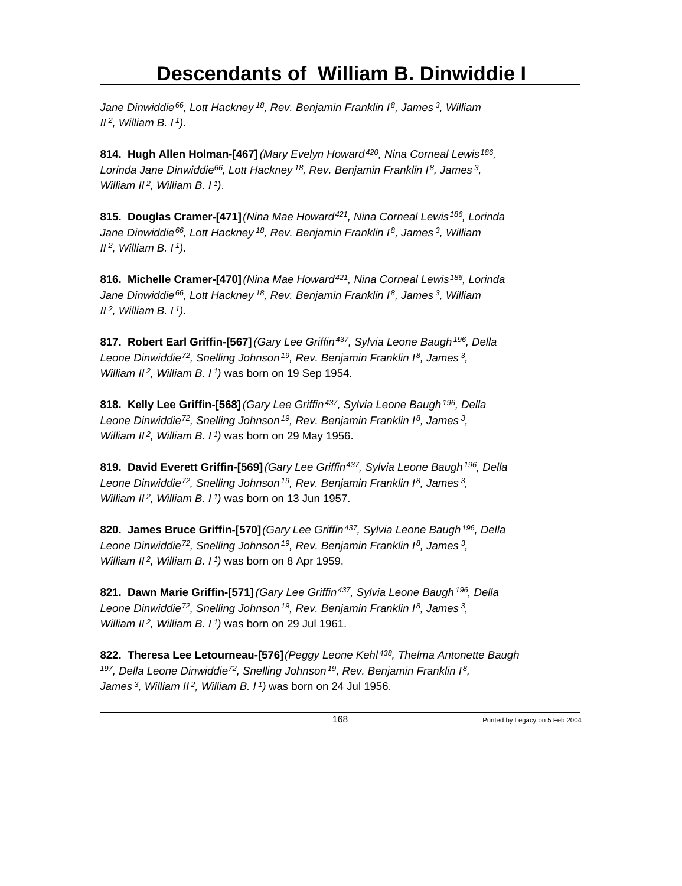*Jane Dinwiddie[66], Lott Hackney [18], Rev. Benjamin Franklin I[8], James [3], William II [2], William B. I [1])*.

**814. Hugh Allen Holman-[467]** *(Mary Evelyn Howard[420], Nina Corneal Lewis[186], Lorinda Jane Dinwiddie[66], Lott Hackney [18], Rev. Benjamin Franklin I[8], James [3], William II [2], William B. I [1])*.

**815. Douglas Cramer-[471]** *(Nina Mae Howard[421], Nina Corneal Lewis[186], Lorinda Jane Dinwiddie[66], Lott Hackney [18], Rev. Benjamin Franklin I[8], James [3], William II [2], William B. I [1])*.

**816. Michelle Cramer-[470]** *(Nina Mae Howard[421], Nina Corneal Lewis[186], Lorinda Jane Dinwiddie[66], Lott Hackney [18], Rev. Benjamin Franklin I[8], James [3], William II [2], William B. I [1])*.

**817. Robert Earl Griffin-[567]** *(Gary Lee Griffin[437], Sylvia Leone Baugh[196], Della Leone Dinwiddie[72], Snelling Johnson[19], Rev. Benjamin Franklin I[8], James [3], William II [2], William B. I [1])* was born on 19 Sep 1954.

**818. Kelly Lee Griffin-[568]** *(Gary Lee Griffin[437], Sylvia Leone Baugh[196], Della Leone Dinwiddie[72], Snelling Johnson[19], Rev. Benjamin Franklin I[8], James [3], William II [2], William B. I [1])* was born on 29 May 1956.

**819. David Everett Griffin-[569]** *(Gary Lee Griffin[437], Sylvia Leone Baugh[196], Della Leone Dinwiddie[72], Snelling Johnson[19], Rev. Benjamin Franklin I[8], James [3], William II [2], William B. I [1])* was born on 13 Jun 1957.

**820. James Bruce Griffin-[570]** *(Gary Lee Griffin[437], Sylvia Leone Baugh[196], Della Leone Dinwiddie[72], Snelling Johnson[19], Rev. Benjamin Franklin I[8], James [3], William II [2], William B. I [1])* was born on 8 Apr 1959.

**821. Dawn Marie Griffin-[571]** *(Gary Lee Griffin[437], Sylvia Leone Baugh[196], Della Leone Dinwiddie[72], Snelling Johnson[19], Rev. Benjamin Franklin I[8], James [3], William II [2], William B. I [1])* was born on 29 Jul 1961.

**822. Theresa Lee Letourneau-[576]** *(Peggy Leone Kehl[438], Thelma Antonette Baugh [197], Della Leone Dinwiddie[72], Snelling Johnson[19], Rev. Benjamin Franklin I[8], James [3], William II [2], William B. I [1])* was born on 24 Jul 1956.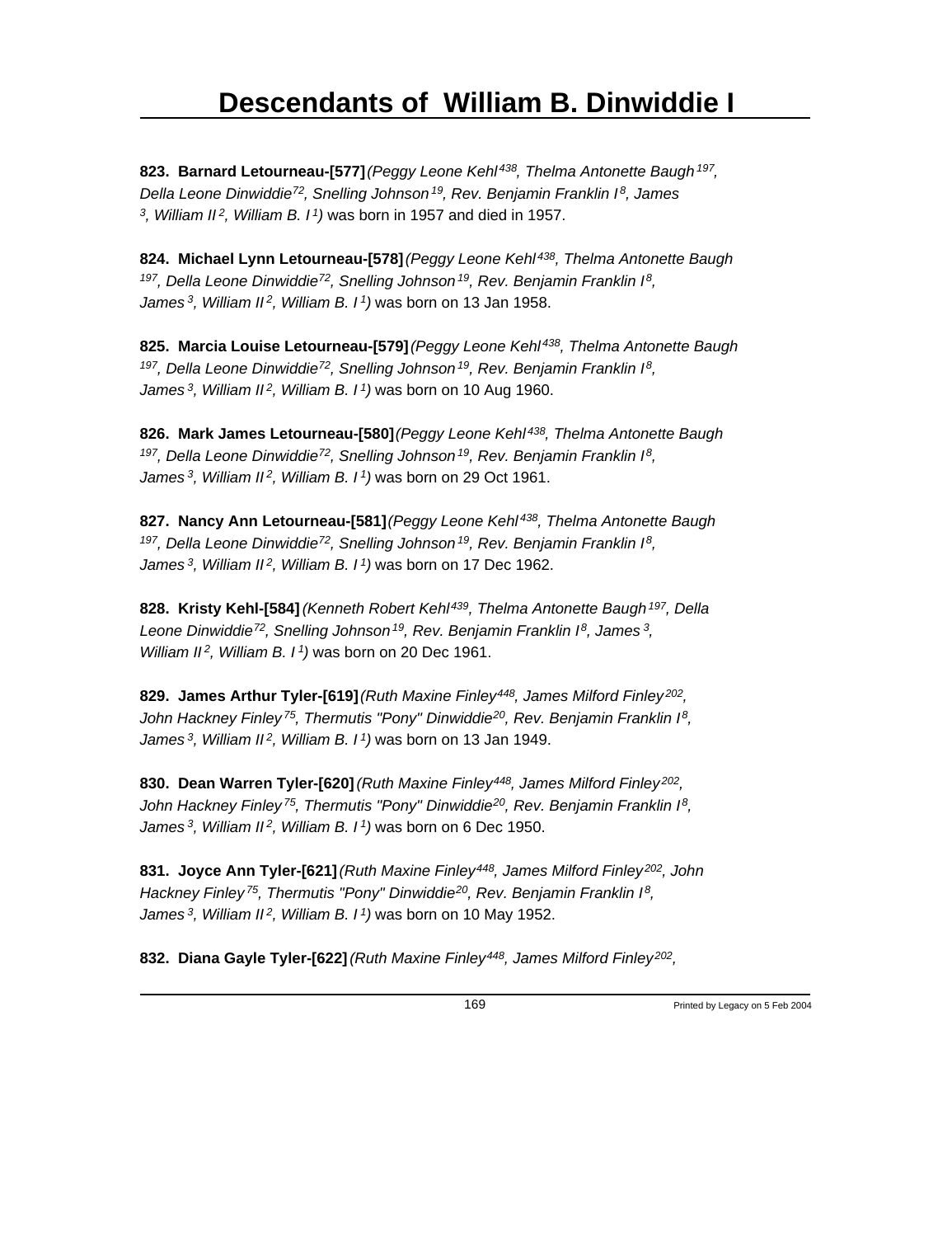# Descendants of William B. Dinwiddie I

**823. Barnard Letourneau-[577]** *(Peggy Leone Kehl[438], Thelma Antonette Baugh[197], Della Leone Dinwiddie[72], Snelling Johnson[19], Rev. Benjamin Franklin I[8], James [3], William II[2], William B. I[1])* was born in 1957 and died in 1957.

**824. Michael Lynn Letourneau-[578]** *(Peggy Leone Kehl[438], Thelma Antonette Baugh [197], Della Leone Dinwiddie[72], Snelling Johnson[19], Rev. Benjamin Franklin I[8], James[3], William II[2], William B. I[1])* was born on 13 Jan 1958.

**825. Marcia Louise Letourneau-[579]** *(Peggy Leone Kehl[438], Thelma Antonette Baugh [197], Della Leone Dinwiddie[72], Snelling Johnson[19], Rev. Benjamin Franklin I[8], James[3], William II[2], William B. I[1])* was born on 10 Aug 1960.

**826. Mark James Letourneau-[580]** *(Peggy Leone Kehl[438], Thelma Antonette Baugh [197], Della Leone Dinwiddie[72], Snelling Johnson[19], Rev. Benjamin Franklin I[8], James[3], William II[2], William B. I[1])* was born on 29 Oct 1961.

**827. Nancy Ann Letourneau-[581]** *(Peggy Leone Kehl[438], Thelma Antonette Baugh [197], Della Leone Dinwiddie[72], Snelling Johnson[19], Rev. Benjamin Franklin I[8], James[3], William II[2], William B. I[1])* was born on 17 Dec 1962.

**828. Kristy Kehl-[584]** *(Kenneth Robert Kehl[439], Thelma Antonette Baugh[197], Della Leone Dinwiddie[72], Snelling Johnson[19], Rev. Benjamin Franklin I[8], James[3], William II[2], William B. I[1])* was born on 20 Dec 1961.

**829. James Arthur Tyler-[619]** *(Ruth Maxine Finley[448], James Milford Finley[202], John Hackney Finley[75], Thermutis "Pony" Dinwiddie[20], Rev. Benjamin Franklin I[8], James[3], William II[2], William B. I[1])* was born on 13 Jan 1949.

**830. Dean Warren Tyler-[620]** *(Ruth Maxine Finley[448], James Milford Finley[202], John Hackney Finley[75], Thermutis "Pony" Dinwiddie[20], Rev. Benjamin Franklin I[8], James[3], William II[2], William B. I[1])* was born on 6 Dec 1950.

**831. Joyce Ann Tyler-[621]** *(Ruth Maxine Finley[448], James Milford Finley[202], John Hackney Finley[75], Thermutis "Pony" Dinwiddie[20], Rev. Benjamin Franklin I[8], James[3], William II[2], William B. I[1])* was born on 10 May 1952.

**832. Diana Gayle Tyler-[622]** *(Ruth Maxine Finley[448], James Milford Finley[202],*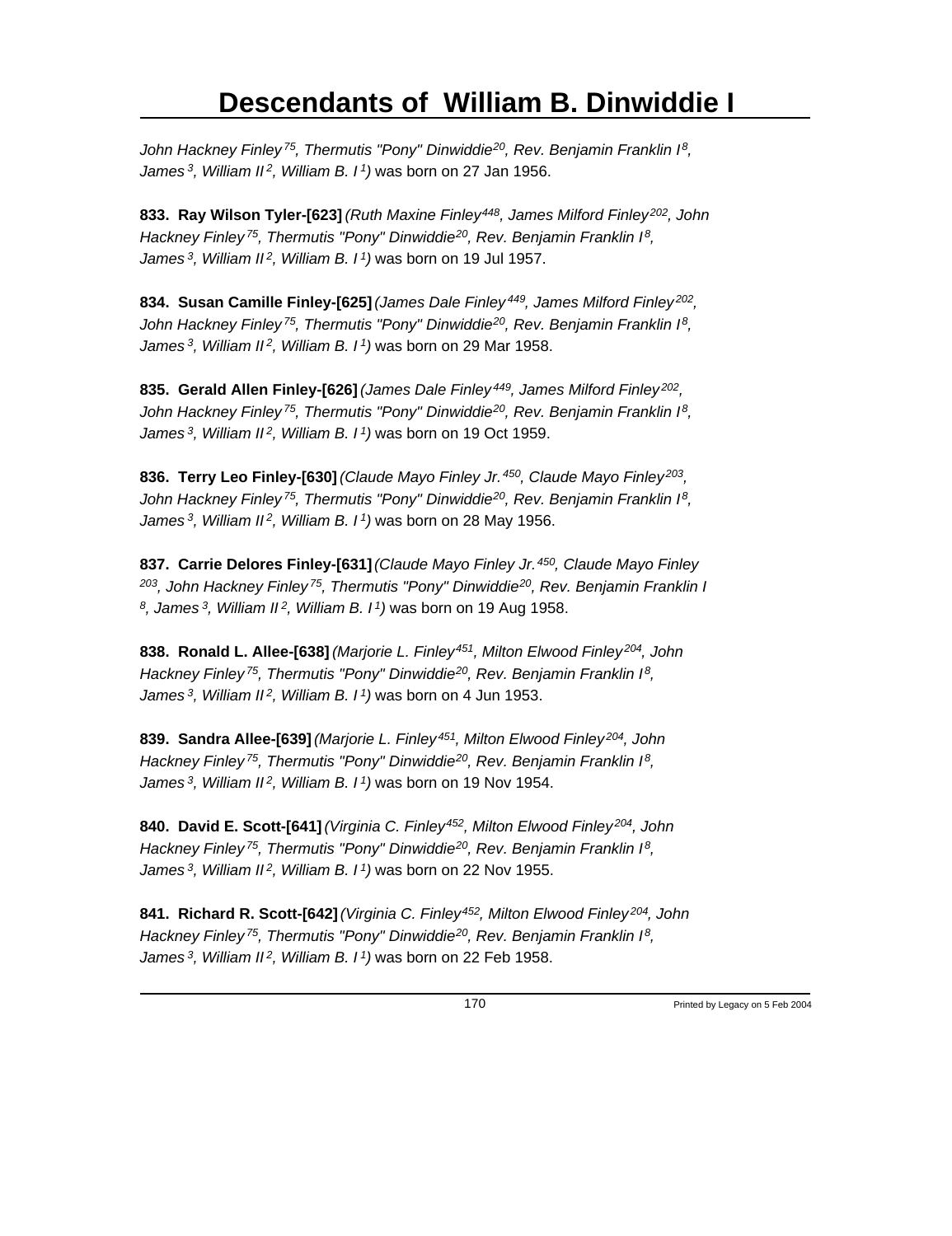*John Hackney Finley[75], Thermutis "Pony" Dinwiddie[20], Rev. Benjamin Franklin I[8], James[3], William II[2], William B. I[1])* was born on 27 Jan 1956.

**833. Ray Wilson Tyler-[623]** *(Ruth Maxine Finley[448], James Milford Finley[202], John Hackney Finley[75], Thermutis "Pony" Dinwiddie[20], Rev. Benjamin Franklin I[8], James[3], William II[2], William B. I[1])* was born on 19 Jul 1957.

**834. Susan Camille Finley-[625]** *(James Dale Finley[449], James Milford Finley[202], John Hackney Finley[75], Thermutis "Pony" Dinwiddie[20], Rev. Benjamin Franklin I[8], James[3], William II[2], William B. I[1])* was born on 29 Mar 1958.

**835. Gerald Allen Finley-[626]** *(James Dale Finley[449], James Milford Finley[202], John Hackney Finley[75], Thermutis "Pony" Dinwiddie[20], Rev. Benjamin Franklin I[8], James[3], William II[2], William B. I[1])* was born on 19 Oct 1959.

**836. Terry Leo Finley-[630]** *(Claude Mayo Finley Jr.[450], Claude Mayo Finley[203], John Hackney Finley[75], Thermutis "Pony" Dinwiddie[20], Rev. Benjamin Franklin I[8], James[3], William II[2], William B. I[1])* was born on 28 May 1956.

**837. Carrie Delores Finley-[631]** *(Claude Mayo Finley Jr.[450], Claude Mayo Finley[203], John Hackney Finley[75], Thermutis "Pony" Dinwiddie[20], Rev. Benjamin Franklin I[8], James[3], William II[2], William B. I[1])* was born on 19 Aug 1958.

**838. Ronald L. Allee-[638]** *(Marjorie L. Finley[451], Milton Elwood Finley[204], John Hackney Finley[75], Thermutis "Pony" Dinwiddie[20], Rev. Benjamin Franklin I[8], James[3], William II[2], William B. I[1])* was born on 4 Jun 1953.

**839. Sandra Allee-[639]** *(Marjorie L. Finley[451], Milton Elwood Finley[204], John Hackney Finley[75], Thermutis "Pony" Dinwiddie[20], Rev. Benjamin Franklin I[8], James[3], William II[2], William B. I[1])* was born on 19 Nov 1954.

**840. David E. Scott-[641]** *(Virginia C. Finley[452], Milton Elwood Finley[204], John Hackney Finley[75], Thermutis "Pony" Dinwiddie[20], Rev. Benjamin Franklin I[8], James[3], William II[2], William B. I[1])* was born on 22 Nov 1955.

**841. Richard R. Scott-[642]** *(Virginia C. Finley[452], Milton Elwood Finley[204], John Hackney Finley[75], Thermutis "Pony" Dinwiddie[20], Rev. Benjamin Franklin I[8], James[3], William II[2], William B. I[1])* was born on 22 Feb 1958.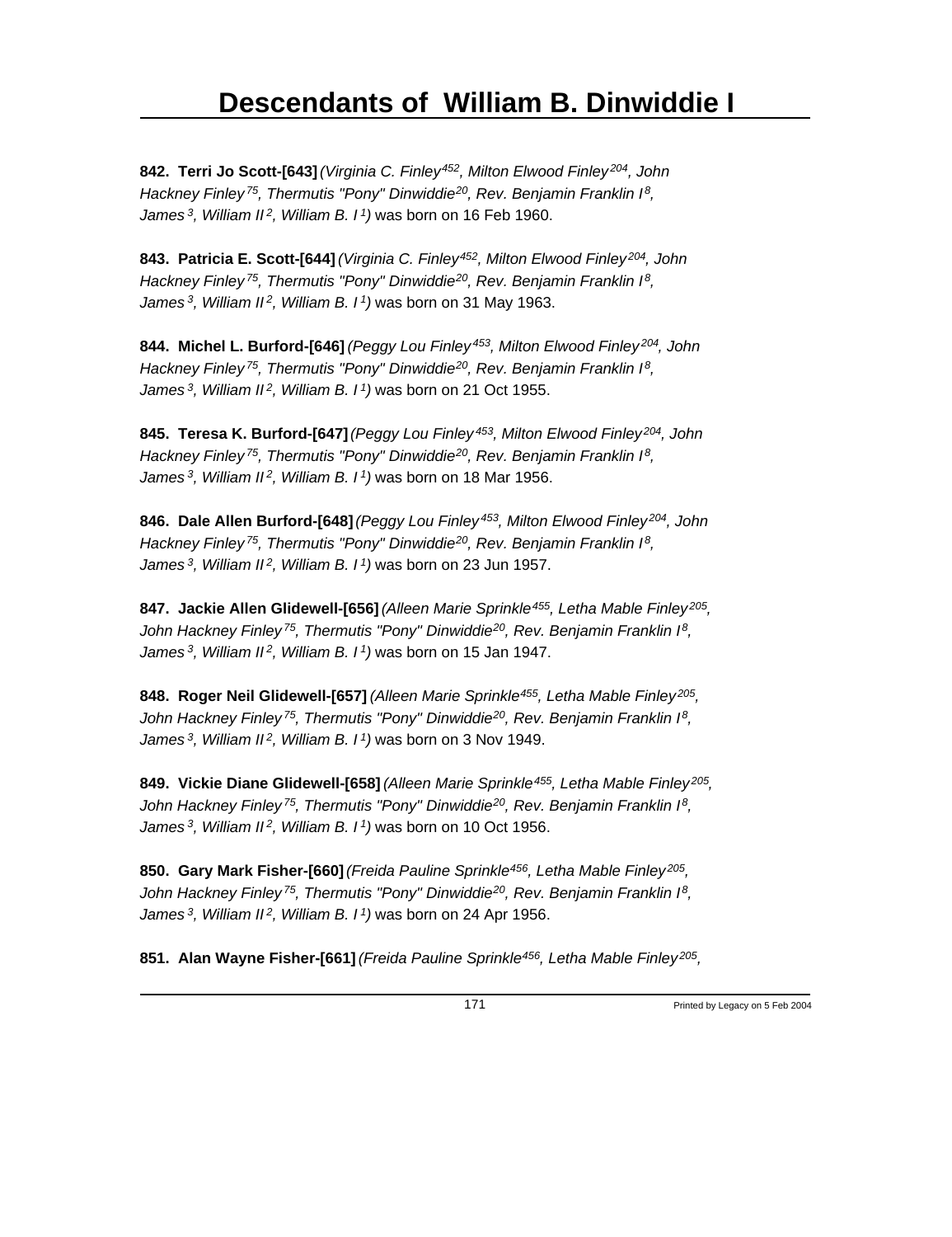# Descendants of William B. Dinwiddie I

**842. Terri Jo Scott-[643]** *(Virginia C. Finley[452], Milton Elwood Finley[204], John Hackney Finley[75], Thermutis "Pony" Dinwiddie[20], Rev. Benjamin Franklin I[8], James[3], William II[2], William B. I[1])* was born on 16 Feb 1960.

**843. Patricia E. Scott-[644]** *(Virginia C. Finley[452], Milton Elwood Finley[204], John Hackney Finley[75], Thermutis "Pony" Dinwiddie[20], Rev. Benjamin Franklin I[8], James[3], William II[2], William B. I[1])* was born on 31 May 1963.

**844. Michel L. Burford-[646]** *(Peggy Lou Finley[453], Milton Elwood Finley[204], John Hackney Finley[75], Thermutis "Pony" Dinwiddie[20], Rev. Benjamin Franklin I[8], James[3], William II[2], William B. I[1])* was born on 21 Oct 1955.

**845. Teresa K. Burford-[647]** *(Peggy Lou Finley[453], Milton Elwood Finley[204], John Hackney Finley[75], Thermutis "Pony" Dinwiddie[20], Rev. Benjamin Franklin I[8], James[3], William II[2], William B. I[1])* was born on 18 Mar 1956.

**846. Dale Allen Burford-[648]** *(Peggy Lou Finley[453], Milton Elwood Finley[204], John Hackney Finley[75], Thermutis "Pony" Dinwiddie[20], Rev. Benjamin Franklin I[8], James[3], William II[2], William B. I[1])* was born on 23 Jun 1957.

**847. Jackie Allen Glidewell-[656]** *(Alleen Marie Sprinkle[455], Letha Mable Finley[205], John Hackney Finley[75], Thermutis "Pony" Dinwiddie[20], Rev. Benjamin Franklin I[8], James[3], William II[2], William B. I[1])* was born on 15 Jan 1947.

**848. Roger Neil Glidewell-[657]** *(Alleen Marie Sprinkle[455], Letha Mable Finley[205], John Hackney Finley[75], Thermutis "Pony" Dinwiddie[20], Rev. Benjamin Franklin I[8], James[3], William II[2], William B. I[1])* was born on 3 Nov 1949.

**849. Vickie Diane Glidewell-[658]** *(Alleen Marie Sprinkle[455], Letha Mable Finley[205], John Hackney Finley[75], Thermutis "Pony" Dinwiddie[20], Rev. Benjamin Franklin I[8], James[3], William II[2], William B. I[1])* was born on 10 Oct 1956.

**850. Gary Mark Fisher-[660]** *(Freida Pauline Sprinkle[456], Letha Mable Finley[205], John Hackney Finley[75], Thermutis "Pony" Dinwiddie[20], Rev. Benjamin Franklin I[8], James[3], William II[2], William B. I[1])* was born on 24 Apr 1956.

**851. Alan Wayne Fisher-[661]** *(Freida Pauline Sprinkle[456], Letha Mable Finley[205],*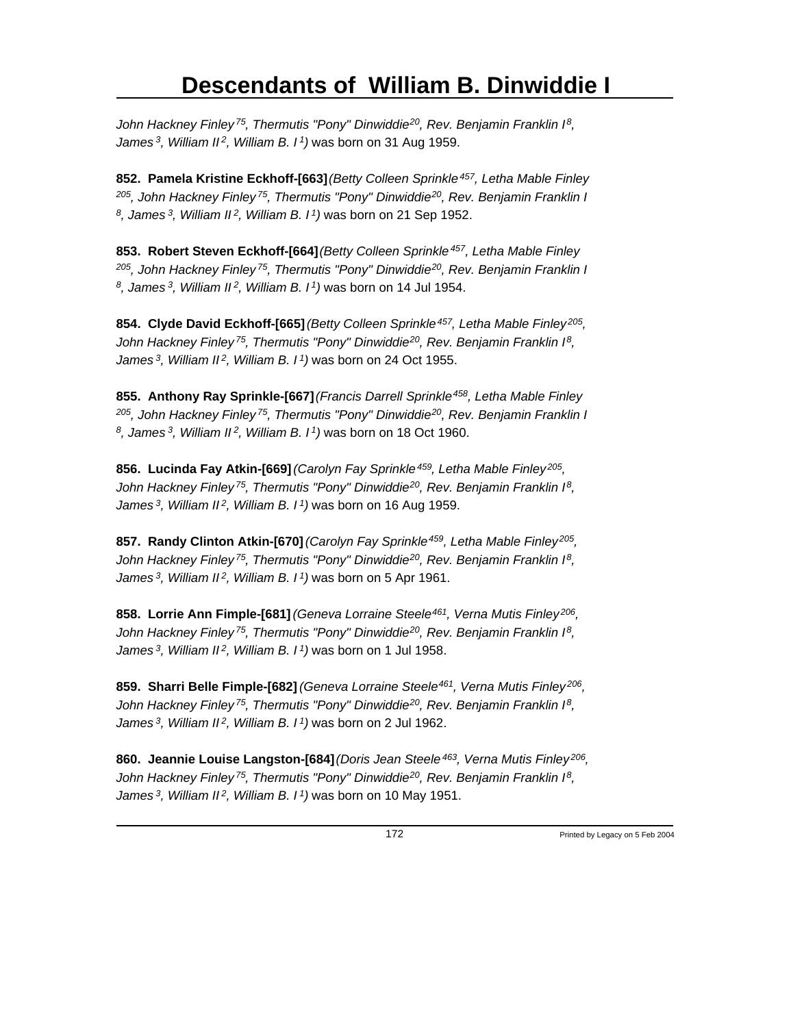*John Hackney Finley[75], Thermutis "Pony" Dinwiddie[20], Rev. Benjamin Franklin I[8], James[3], William II[2], William B. I[1])* was born on 31 Aug 1959.

**852. Pamela Kristine Eckhoff-[663]** *(Betty Colleen Sprinkle[457], Letha Mable Finley[205], John Hackney Finley[75], Thermutis "Pony" Dinwiddie[20], Rev. Benjamin Franklin I[8], James[3], William II[2], William B. I[1])* was born on 21 Sep 1952.

**853. Robert Steven Eckhoff-[664]** *(Betty Colleen Sprinkle[457], Letha Mable Finley[205], John Hackney Finley[75], Thermutis "Pony" Dinwiddie[20], Rev. Benjamin Franklin I[8], James[3], William II[2], William B. I[1])* was born on 14 Jul 1954.

**854. Clyde David Eckhoff-[665]** *(Betty Colleen Sprinkle[457], Letha Mable Finley[205], John Hackney Finley[75], Thermutis "Pony" Dinwiddie[20], Rev. Benjamin Franklin I[8], James[3], William II[2], William B. I[1])* was born on 24 Oct 1955.

**855. Anthony Ray Sprinkle-[667]** *(Francis Darrell Sprinkle[458], Letha Mable Finley[205], John Hackney Finley[75], Thermutis "Pony" Dinwiddie[20], Rev. Benjamin Franklin I[8], James[3], William II[2], William B. I[1])* was born on 18 Oct 1960.

**856. Lucinda Fay Atkin-[669]** *(Carolyn Fay Sprinkle[459], Letha Mable Finley[205], John Hackney Finley[75], Thermutis "Pony" Dinwiddie[20], Rev. Benjamin Franklin I[8], James[3], William II[2], William B. I[1])* was born on 16 Aug 1959.

**857. Randy Clinton Atkin-[670]** *(Carolyn Fay Sprinkle[459], Letha Mable Finley[205], John Hackney Finley[75], Thermutis "Pony" Dinwiddie[20], Rev. Benjamin Franklin I[8], James[3], William II[2], William B. I[1])* was born on 5 Apr 1961.

**858. Lorrie Ann Fimple-[681]** *(Geneva Lorraine Steele[461], Verna Mutis Finley[206], John Hackney Finley[75], Thermutis "Pony" Dinwiddie[20], Rev. Benjamin Franklin I[8], James[3], William II[2], William B. I[1])* was born on 1 Jul 1958.

**859. Sharri Belle Fimple-[682]** *(Geneva Lorraine Steele[461], Verna Mutis Finley[206], John Hackney Finley[75], Thermutis "Pony" Dinwiddie[20], Rev. Benjamin Franklin I[8], James[3], William II[2], William B. I[1])* was born on 2 Jul 1962.

**860. Jeannie Louise Langston-[684]** *(Doris Jean Steele[463], Verna Mutis Finley[206], John Hackney Finley[75], Thermutis "Pony" Dinwiddie[20], Rev. Benjamin Franklin I[8], James[3], William II[2], William B. I[1])* was born on 10 May 1951.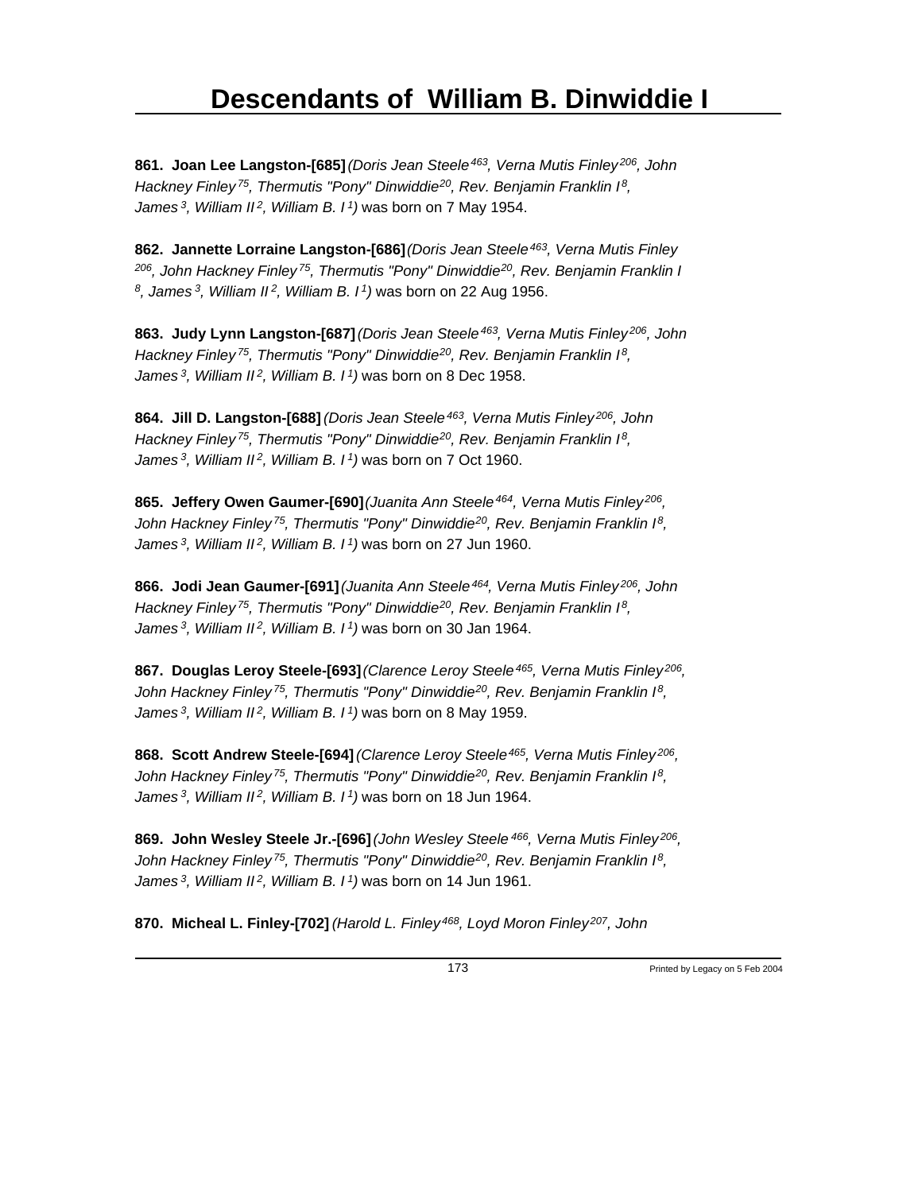# Descendants of William B. Dinwiddie I

**861. Joan Lee Langston-[685]** *(Doris Jean Steele[463], Verna Mutis Finley[206], John Hackney Finley[75], Thermutis "Pony" Dinwiddie[20], Rev. Benjamin Franklin I[8], James[3], William II[2], William B. I[1])* was born on 7 May 1954.

**862. Jannette Lorraine Langston-[686]** *(Doris Jean Steele[463], Verna Mutis Finley[206], John Hackney Finley[75], Thermutis "Pony" Dinwiddie[20], Rev. Benjamin Franklin I[8], James[3], William II[2], William B. I[1])* was born on 22 Aug 1956.

**863. Judy Lynn Langston-[687]** *(Doris Jean Steele[463], Verna Mutis Finley[206], John Hackney Finley[75], Thermutis "Pony" Dinwiddie[20], Rev. Benjamin Franklin I[8], James[3], William II[2], William B. I[1])* was born on 8 Dec 1958.

**864. Jill D. Langston-[688]** *(Doris Jean Steele[463], Verna Mutis Finley[206], John Hackney Finley[75], Thermutis "Pony" Dinwiddie[20], Rev. Benjamin Franklin I[8], James[3], William II[2], William B. I[1])* was born on 7 Oct 1960.

**865. Jeffery Owen Gaumer-[690]** *(Juanita Ann Steele[464], Verna Mutis Finley[206], John Hackney Finley[75], Thermutis "Pony" Dinwiddie[20], Rev. Benjamin Franklin I[8], James[3], William II[2], William B. I[1])* was born on 27 Jun 1960.

**866. Jodi Jean Gaumer-[691]** *(Juanita Ann Steele[464], Verna Mutis Finley[206], John Hackney Finley[75], Thermutis "Pony" Dinwiddie[20], Rev. Benjamin Franklin I[8], James[3], William II[2], William B. I[1])* was born on 30 Jan 1964.

**867. Douglas Leroy Steele-[693]** *(Clarence Leroy Steele[465], Verna Mutis Finley[206], John Hackney Finley[75], Thermutis "Pony" Dinwiddie[20], Rev. Benjamin Franklin I[8], James[3], William II[2], William B. I[1])* was born on 8 May 1959.

**868. Scott Andrew Steele-[694]** *(Clarence Leroy Steele[465], Verna Mutis Finley[206], John Hackney Finley[75], Thermutis "Pony" Dinwiddie[20], Rev. Benjamin Franklin I[8], James[3], William II[2], William B. I[1])* was born on 18 Jun 1964.

**869. John Wesley Steele Jr.-[696]** *(John Wesley Steele[466], Verna Mutis Finley[206], John Hackney Finley[75], Thermutis "Pony" Dinwiddie[20], Rev. Benjamin Franklin I[8], James[3], William II[2], William B. I[1])* was born on 14 Jun 1961.

**870. Micheal L. Finley-[702]** *(Harold L. Finley[468], Loyd Moron Finley[207], John*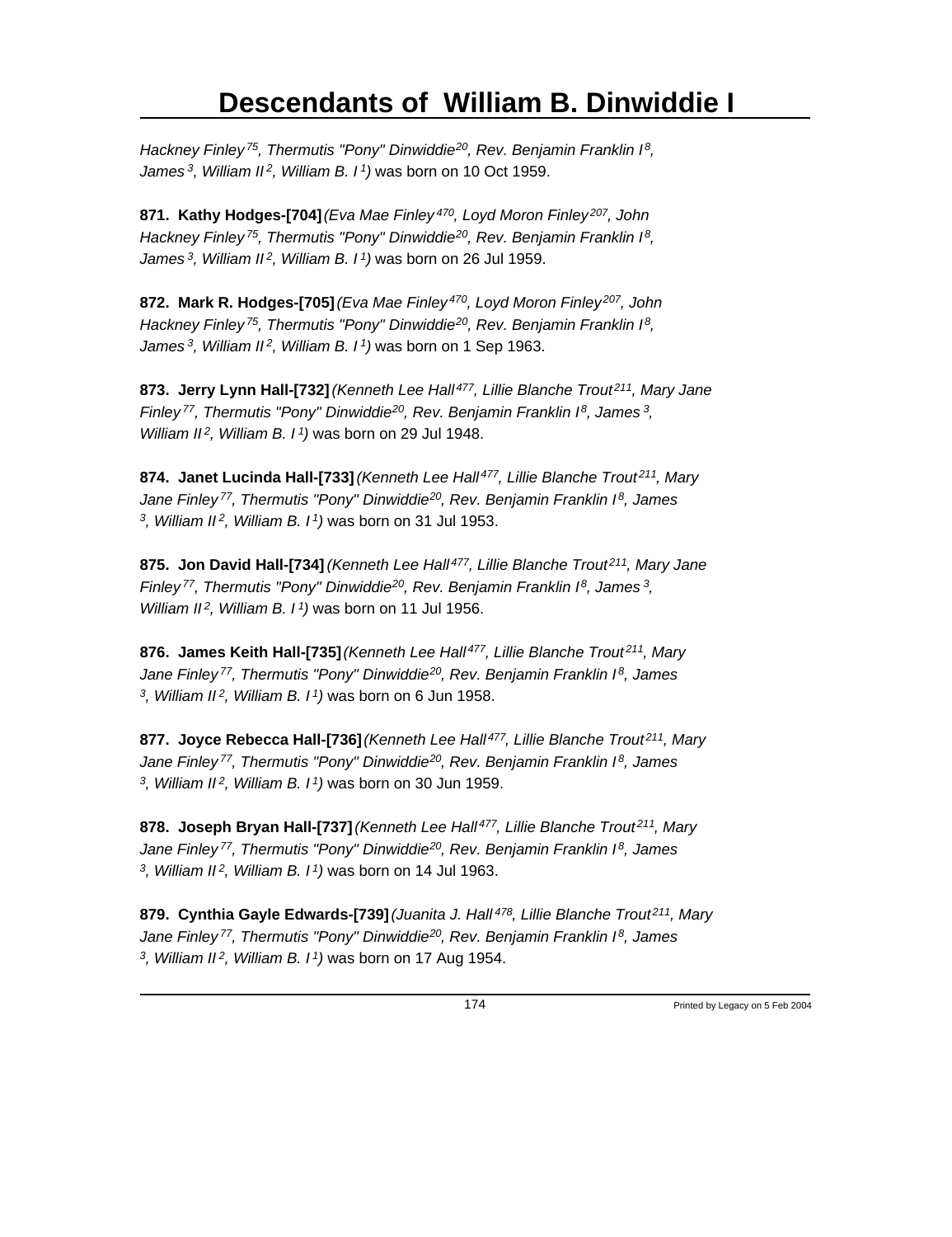*Hackney Finley[75], Thermutis "Pony" Dinwiddie[20], Rev. Benjamin Franklin I[8], James[3], William II[2], William B. I[1])* was born on 10 Oct 1959.

**871. Kathy Hodges-[704]** *(Eva Mae Finley[470], Loyd Moron Finley[207], John Hackney Finley[75], Thermutis "Pony" Dinwiddie[20], Rev. Benjamin Franklin I[8], James[3], William II[2], William B. I[1])* was born on 26 Jul 1959.

**872. Mark R. Hodges-[705]** *(Eva Mae Finley[470], Loyd Moron Finley[207], John Hackney Finley[75], Thermutis "Pony" Dinwiddie[20], Rev. Benjamin Franklin I[8], James[3], William II[2], William B. I[1])* was born on 1 Sep 1963.

**873. Jerry Lynn Hall-[732]** *(Kenneth Lee Hall[477], Lillie Blanche Trout[211], Mary Jane Finley[77], Thermutis "Pony" Dinwiddie[20], Rev. Benjamin Franklin I[8], James[3], William II[2], William B. I[1])* was born on 29 Jul 1948.

**874. Janet Lucinda Hall-[733]** *(Kenneth Lee Hall[477], Lillie Blanche Trout[211], Mary Jane Finley[77], Thermutis "Pony" Dinwiddie[20], Rev. Benjamin Franklin I[8], James[3], William II[2], William B. I[1])* was born on 31 Jul 1953.

**875. Jon David Hall-[734]** *(Kenneth Lee Hall[477], Lillie Blanche Trout[211], Mary Jane Finley[77], Thermutis "Pony" Dinwiddie[20], Rev. Benjamin Franklin I[8], James[3], William II[2], William B. I[1])* was born on 11 Jul 1956.

**876. James Keith Hall-[735]** *(Kenneth Lee Hall[477], Lillie Blanche Trout[211], Mary Jane Finley[77], Thermutis "Pony" Dinwiddie[20], Rev. Benjamin Franklin I[8], James[3], William II[2], William B. I[1])* was born on 6 Jun 1958.

**877. Joyce Rebecca Hall-[736]** *(Kenneth Lee Hall[477], Lillie Blanche Trout[211], Mary Jane Finley[77], Thermutis "Pony" Dinwiddie[20], Rev. Benjamin Franklin I[8], James[3], William II[2], William B. I[1])* was born on 30 Jun 1959.

**878. Joseph Bryan Hall-[737]** *(Kenneth Lee Hall[477], Lillie Blanche Trout[211], Mary Jane Finley[77], Thermutis "Pony" Dinwiddie[20], Rev. Benjamin Franklin I[8], James[3], William II[2], William B. I[1])* was born on 14 Jul 1963.

**879. Cynthia Gayle Edwards-[739]** *(Juanita J. Hall[478], Lillie Blanche Trout[211], Mary Jane Finley[77], Thermutis "Pony" Dinwiddie[20], Rev. Benjamin Franklin I[8], James[3], William II[2], William B. I[1])* was born on 17 Aug 1954.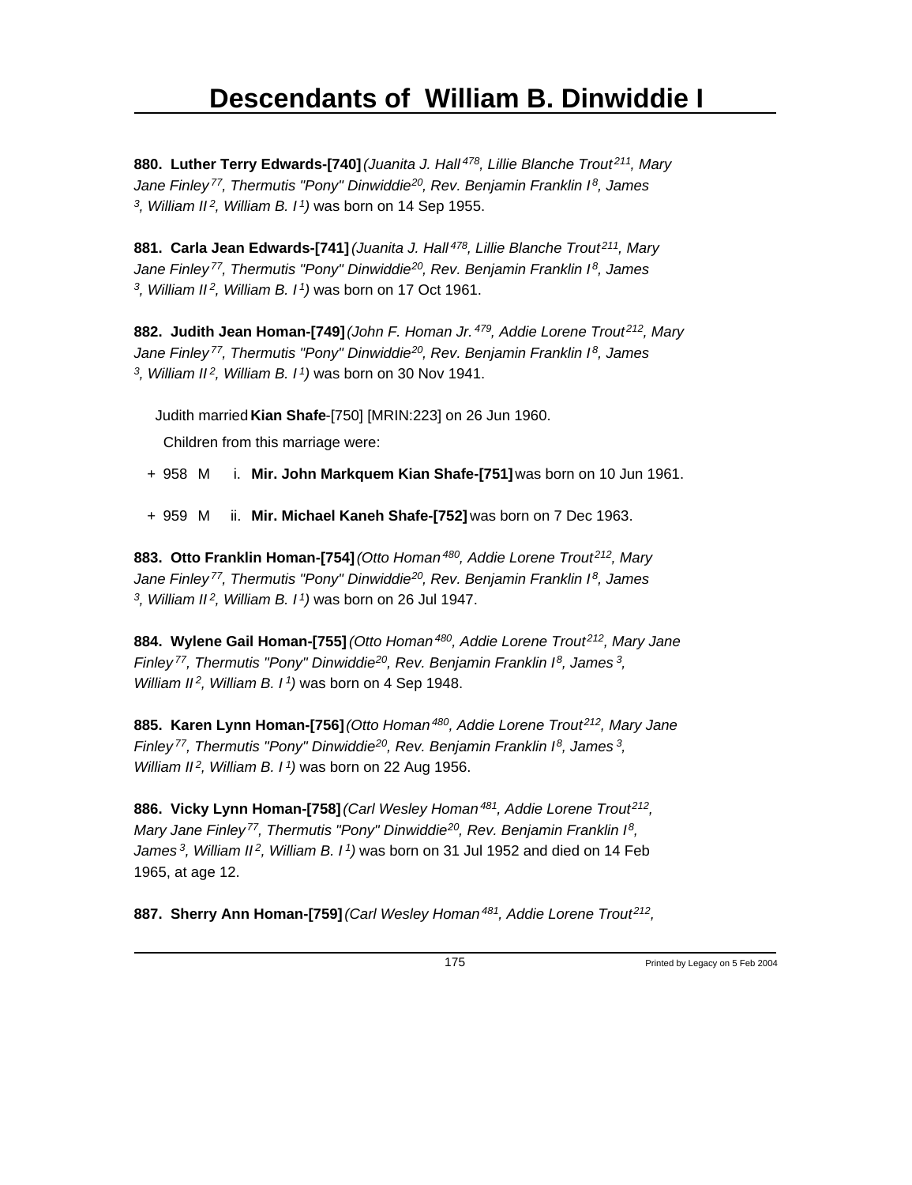# Descendants of William B. Dinwiddie I

**880. Luther Terry Edwards-[740]** *(Juanita J. Hall[478], Lillie Blanche Trout[211], Mary Jane Finley[77], Thermutis "Pony" Dinwiddie[20], Rev. Benjamin Franklin I[8], James [3], William II[2], William B. I[1])* was born on 14 Sep 1955.

**881. Carla Jean Edwards-[741]** *(Juanita J. Hall[478], Lillie Blanche Trout[211], Mary Jane Finley[77], Thermutis "Pony" Dinwiddie[20], Rev. Benjamin Franklin I[8], James [3], William II[2], William B. I[1])* was born on 17 Oct 1961.

**882. Judith Jean Homan-[749]** *(John F. Homan Jr.[479], Addie Lorene Trout[212], Mary Jane Finley[77], Thermutis "Pony" Dinwiddie[20], Rev. Benjamin Franklin I[8], James [3], William II[2], William B. I[1])* was born on 30 Nov 1941.

Judith married **Kian Shafe**-[750] [MRIN:223] on 26 Jun 1960.

Children from this marriage were:

+ 958 M i. **Mir. John Markquem Kian Shafe-[751]** was born on 10 Jun 1961.

+ 959 M ii. **Mir. Michael Kaneh Shafe-[752]** was born on 7 Dec 1963.

**883. Otto Franklin Homan-[754]** *(Otto Homan[480], Addie Lorene Trout[212], Mary Jane Finley[77], Thermutis "Pony" Dinwiddie[20], Rev. Benjamin Franklin I[8], James [3], William II[2], William B. I[1])* was born on 26 Jul 1947.

**884. Wylene Gail Homan-[755]** *(Otto Homan[480], Addie Lorene Trout[212], Mary Jane Finley[77], Thermutis "Pony" Dinwiddie[20], Rev. Benjamin Franklin I[8], James[3], William II[2], William B. I[1])* was born on 4 Sep 1948.

**885. Karen Lynn Homan-[756]** *(Otto Homan[480], Addie Lorene Trout[212], Mary Jane Finley[77], Thermutis "Pony" Dinwiddie[20], Rev. Benjamin Franklin I[8], James[3], William II[2], William B. I[1])* was born on 22 Aug 1956.

**886. Vicky Lynn Homan-[758]** *(Carl Wesley Homan[481], Addie Lorene Trout[212], Mary Jane Finley[77], Thermutis "Pony" Dinwiddie[20], Rev. Benjamin Franklin I[8], James[3], William II[2], William B. I[1])* was born on 31 Jul 1952 and died on 14 Feb 1965, at age 12.

**887. Sherry Ann Homan-[759]** *(Carl Wesley Homan[481], Addie Lorene Trout[212],*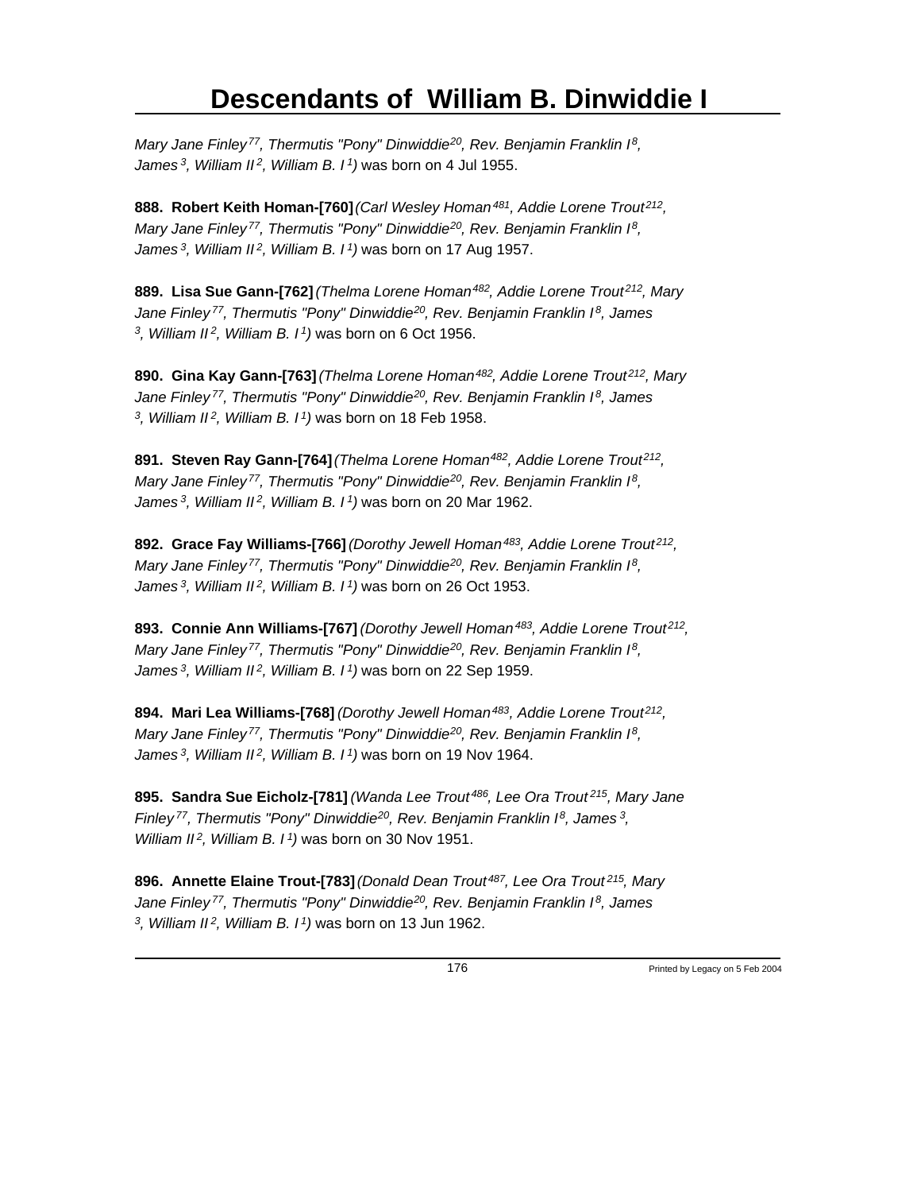*Mary Jane Finley[77], Thermutis "Pony" Dinwiddie[20], Rev. Benjamin Franklin I[8], James[3], William II[2], William B. I[1])* was born on 4 Jul 1955.

**888. Robert Keith Homan-[760]** *(Carl Wesley Homan[481], Addie Lorene Trout[212], Mary Jane Finley[77], Thermutis "Pony" Dinwiddie[20], Rev. Benjamin Franklin I[8], James[3], William II[2], William B. I[1])* was born on 17 Aug 1957.

**889. Lisa Sue Gann-[762]** *(Thelma Lorene Homan[482], Addie Lorene Trout[212], Mary Jane Finley[77], Thermutis "Pony" Dinwiddie[20], Rev. Benjamin Franklin I[8], James[3], William II[2], William B. I[1])* was born on 6 Oct 1956.

**890. Gina Kay Gann-[763]** *(Thelma Lorene Homan[482], Addie Lorene Trout[212], Mary Jane Finley[77], Thermutis "Pony" Dinwiddie[20], Rev. Benjamin Franklin I[8], James[3], William II[2], William B. I[1])* was born on 18 Feb 1958.

**891. Steven Ray Gann-[764]** *(Thelma Lorene Homan[482], Addie Lorene Trout[212], Mary Jane Finley[77], Thermutis "Pony" Dinwiddie[20], Rev. Benjamin Franklin I[8], James[3], William II[2], William B. I[1])* was born on 20 Mar 1962.

**892. Grace Fay Williams-[766]** *(Dorothy Jewell Homan[483], Addie Lorene Trout[212], Mary Jane Finley[77], Thermutis "Pony" Dinwiddie[20], Rev. Benjamin Franklin I[8], James[3], William II[2], William B. I[1])* was born on 26 Oct 1953.

**893. Connie Ann Williams-[767]** *(Dorothy Jewell Homan[483], Addie Lorene Trout[212], Mary Jane Finley[77], Thermutis "Pony" Dinwiddie[20], Rev. Benjamin Franklin I[8], James[3], William II[2], William B. I[1])* was born on 22 Sep 1959.

**894. Mari Lea Williams-[768]** *(Dorothy Jewell Homan[483], Addie Lorene Trout[212], Mary Jane Finley[77], Thermutis "Pony" Dinwiddie[20], Rev. Benjamin Franklin I[8], James[3], William II[2], William B. I[1])* was born on 19 Nov 1964.

**895. Sandra Sue Eicholz-[781]** *(Wanda Lee Trout[486], Lee Ora Trout[215], Mary Jane Finley[77], Thermutis "Pony" Dinwiddie[20], Rev. Benjamin Franklin I[8], James[3], William II[2], William B. I[1])* was born on 30 Nov 1951.

**896. Annette Elaine Trout-[783]** *(Donald Dean Trout[487], Lee Ora Trout[215], Mary Jane Finley[77], Thermutis "Pony" Dinwiddie[20], Rev. Benjamin Franklin I[8], James[3], William II[2], William B. I[1])* was born on 13 Jun 1962.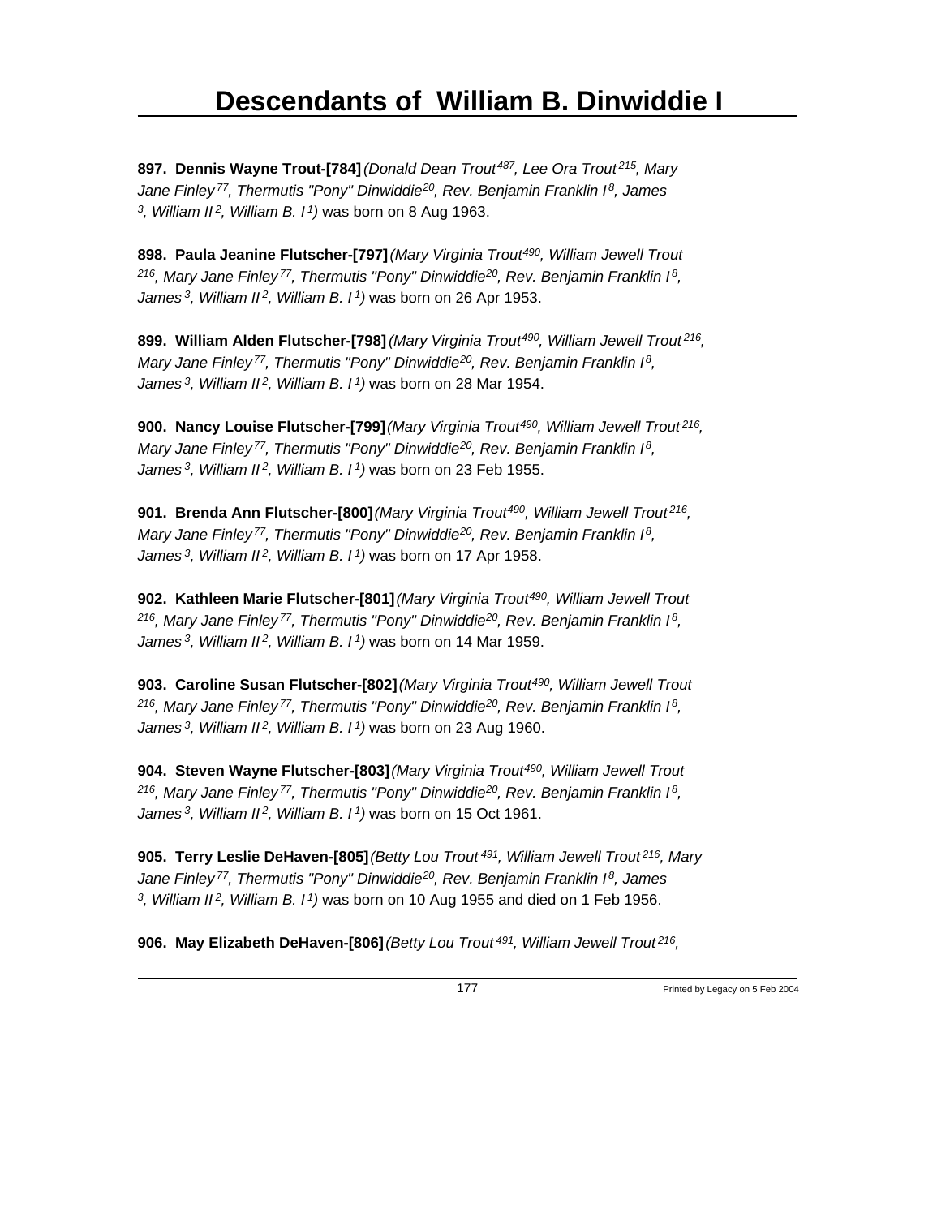# Descendants of William B. Dinwiddie I

**897. Dennis Wayne Trout-[784]** *(Donald Dean Trout[487], Lee Ora Trout[215], Mary Jane Finley[77], Thermutis "Pony" Dinwiddie[20], Rev. Benjamin Franklin I[8], James[3], William II[2], William B. I[1])* was born on 8 Aug 1963.

**898. Paula Jeanine Flutscher-[797]** *(Mary Virginia Trout[490], William Jewell Trout[216], Mary Jane Finley[77], Thermutis "Pony" Dinwiddie[20], Rev. Benjamin Franklin I[8], James[3], William II[2], William B. I[1])* was born on 26 Apr 1953.

**899. William Alden Flutscher-[798]** *(Mary Virginia Trout[490], William Jewell Trout[216], Mary Jane Finley[77], Thermutis "Pony" Dinwiddie[20], Rev. Benjamin Franklin I[8], James[3], William II[2], William B. I[1])* was born on 28 Mar 1954.

**900. Nancy Louise Flutscher-[799]** *(Mary Virginia Trout[490], William Jewell Trout[216], Mary Jane Finley[77], Thermutis "Pony" Dinwiddie[20], Rev. Benjamin Franklin I[8], James[3], William II[2], William B. I[1])* was born on 23 Feb 1955.

**901. Brenda Ann Flutscher-[800]** *(Mary Virginia Trout[490], William Jewell Trout[216], Mary Jane Finley[77], Thermutis "Pony" Dinwiddie[20], Rev. Benjamin Franklin I[8], James[3], William II[2], William B. I[1])* was born on 17 Apr 1958.

**902. Kathleen Marie Flutscher-[801]** *(Mary Virginia Trout[490], William Jewell Trout[216], Mary Jane Finley[77], Thermutis "Pony" Dinwiddie[20], Rev. Benjamin Franklin I[8], James[3], William II[2], William B. I[1])* was born on 14 Mar 1959.

**903. Caroline Susan Flutscher-[802]** *(Mary Virginia Trout[490], William Jewell Trout[216], Mary Jane Finley[77], Thermutis "Pony" Dinwiddie[20], Rev. Benjamin Franklin I[8], James[3], William II[2], William B. I[1])* was born on 23 Aug 1960.

**904. Steven Wayne Flutscher-[803]** *(Mary Virginia Trout[490], William Jewell Trout[216], Mary Jane Finley[77], Thermutis "Pony" Dinwiddie[20], Rev. Benjamin Franklin I[8], James[3], William II[2], William B. I[1])* was born on 15 Oct 1961.

**905. Terry Leslie DeHaven-[805]** *(Betty Lou Trout[491], William Jewell Trout[216], Mary Jane Finley[77], Thermutis "Pony" Dinwiddie[20], Rev. Benjamin Franklin I[8], James[3], William II[2], William B. I[1])* was born on 10 Aug 1955 and died on 1 Feb 1956.

**906. May Elizabeth DeHaven-[806]** *(Betty Lou Trout[491], William Jewell Trout[216],*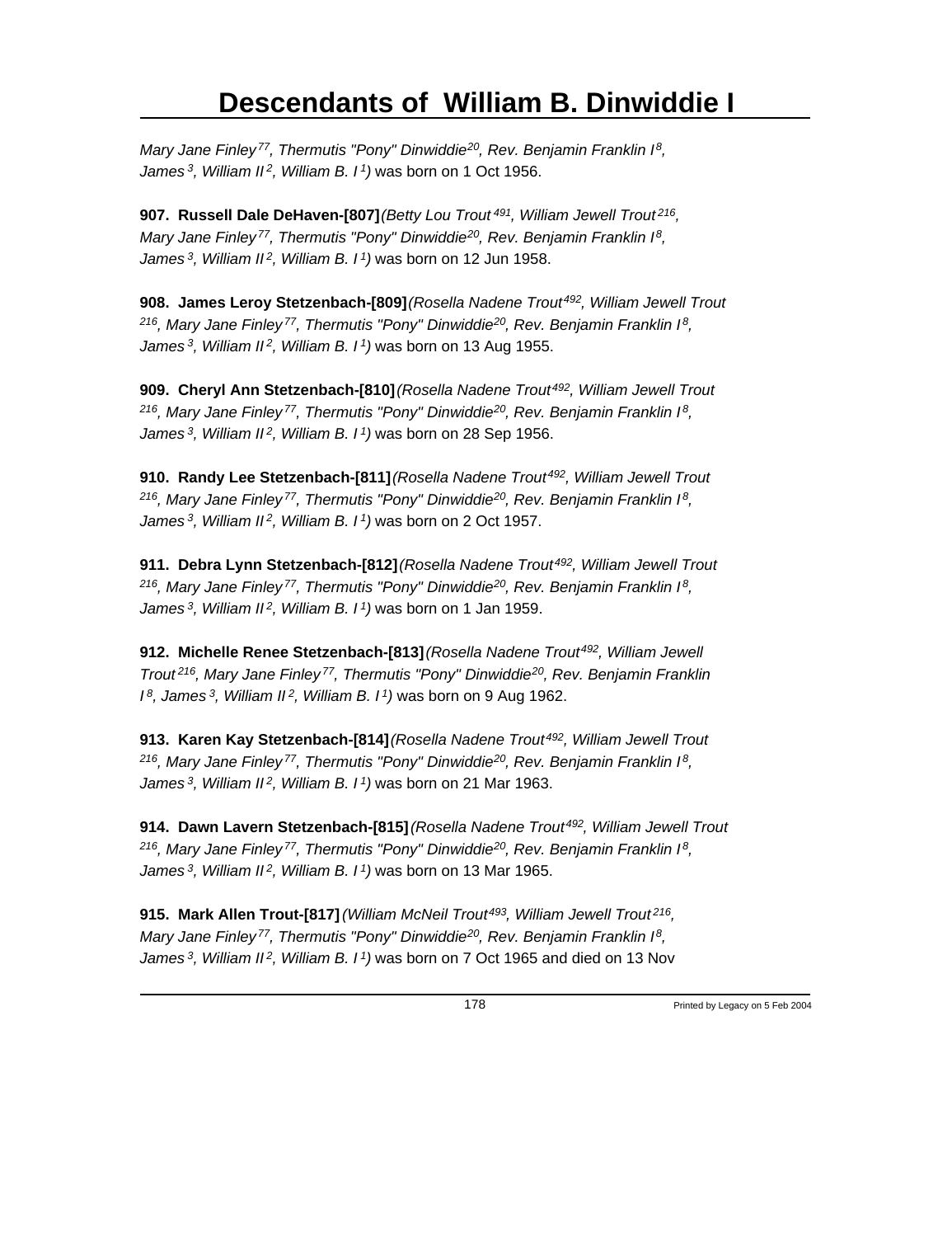*Mary Jane Finley[77], Thermutis "Pony" Dinwiddie[20], Rev. Benjamin Franklin I[8], James[3], William II[2], William B. I[1])* was born on 1 Oct 1956.

**907. Russell Dale DeHaven-[807]***(Betty Lou Trout[491], William Jewell Trout[216], Mary Jane Finley[77], Thermutis "Pony" Dinwiddie[20], Rev. Benjamin Franklin I[8], James[3], William II[2], William B. I[1])* was born on 12 Jun 1958.

**908. James Leroy Stetzenbach-[809]***(Rosella Nadene Trout[492], William Jewell Trout[216], Mary Jane Finley[77], Thermutis "Pony" Dinwiddie[20], Rev. Benjamin Franklin I[8], James[3], William II[2], William B. I[1])* was born on 13 Aug 1955.

**909. Cheryl Ann Stetzenbach-[810]***(Rosella Nadene Trout[492], William Jewell Trout[216], Mary Jane Finley[77], Thermutis "Pony" Dinwiddie[20], Rev. Benjamin Franklin I[8], James[3], William II[2], William B. I[1])* was born on 28 Sep 1956.

**910. Randy Lee Stetzenbach-[811]***(Rosella Nadene Trout[492], William Jewell Trout[216], Mary Jane Finley[77], Thermutis "Pony" Dinwiddie[20], Rev. Benjamin Franklin I[8], James[3], William II[2], William B. I[1])* was born on 2 Oct 1957.

**911. Debra Lynn Stetzenbach-[812]***(Rosella Nadene Trout[492], William Jewell Trout[216], Mary Jane Finley[77], Thermutis "Pony" Dinwiddie[20], Rev. Benjamin Franklin I[8], James[3], William II[2], William B. I[1])* was born on 1 Jan 1959.

**912. Michelle Renee Stetzenbach-[813]***(Rosella Nadene Trout[492], William Jewell Trout[216], Mary Jane Finley[77], Thermutis "Pony" Dinwiddie[20], Rev. Benjamin Franklin I[8], James[3], William II[2], William B. I[1])* was born on 9 Aug 1962.

**913. Karen Kay Stetzenbach-[814]***(Rosella Nadene Trout[492], William Jewell Trout[216], Mary Jane Finley[77], Thermutis "Pony" Dinwiddie[20], Rev. Benjamin Franklin I[8], James[3], William II[2], William B. I[1])* was born on 21 Mar 1963.

**914. Dawn Lavern Stetzenbach-[815]***(Rosella Nadene Trout[492], William Jewell Trout[216], Mary Jane Finley[77], Thermutis "Pony" Dinwiddie[20], Rev. Benjamin Franklin I[8], James[3], William II[2], William B. I[1])* was born on 13 Mar 1965.

**915. Mark Allen Trout-[817]***(William McNeil Trout[493], William Jewell Trout[216], Mary Jane Finley[77], Thermutis "Pony" Dinwiddie[20], Rev. Benjamin Franklin I[8], James[3], William II[2], William B. I[1])* was born on 7 Oct 1965 and died on 13 Nov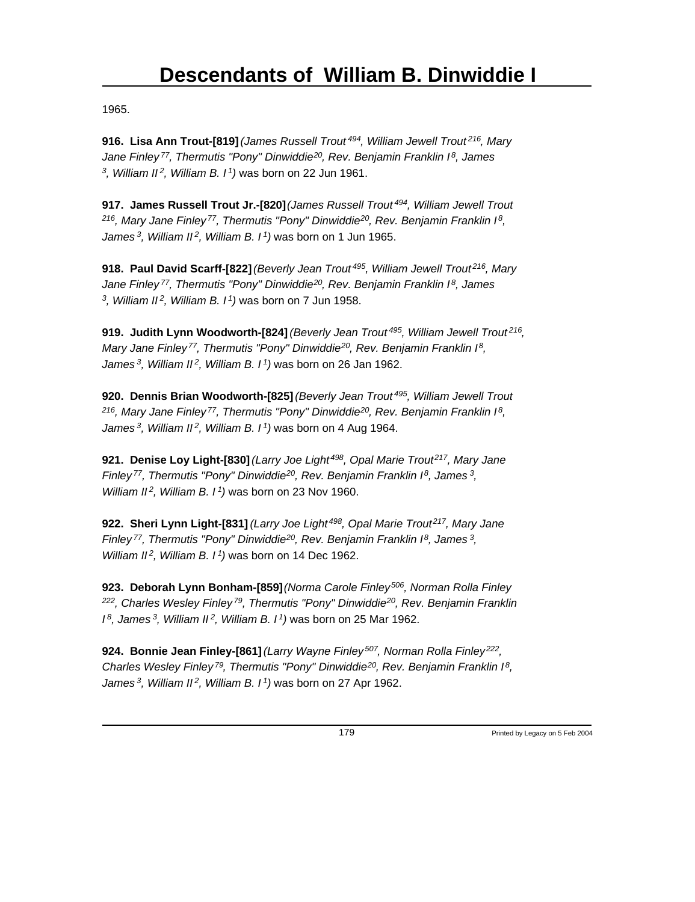1965.

**916. Lisa Ann Trout-[819]** *(James Russell Trout[494], William Jewell Trout[216], Mary Jane Finley[77], Thermutis "Pony" Dinwiddie[20], Rev. Benjamin Franklin I[8], James[3], William II[2], William B. I[1])* was born on 22 Jun 1961.

**917. James Russell Trout Jr.-[820]** *(James Russell Trout[494], William Jewell Trout[216], Mary Jane Finley[77], Thermutis "Pony" Dinwiddie[20], Rev. Benjamin Franklin I[8], James[3], William II[2], William B. I[1])* was born on 1 Jun 1965.

**918. Paul David Scarff-[822]** *(Beverly Jean Trout[495], William Jewell Trout[216], Mary Jane Finley[77], Thermutis "Pony" Dinwiddie[20], Rev. Benjamin Franklin I[8], James[3], William II[2], William B. I[1])* was born on 7 Jun 1958.

**919. Judith Lynn Woodworth-[824]** *(Beverly Jean Trout[495], William Jewell Trout[216], Mary Jane Finley[77], Thermutis "Pony" Dinwiddie[20], Rev. Benjamin Franklin I[8], James[3], William II[2], William B. I[1])* was born on 26 Jan 1962.

**920. Dennis Brian Woodworth-[825]** *(Beverly Jean Trout[495], William Jewell Trout[216], Mary Jane Finley[77], Thermutis "Pony" Dinwiddie[20], Rev. Benjamin Franklin I[8], James[3], William II[2], William B. I[1])* was born on 4 Aug 1964.

**921. Denise Loy Light-[830]** *(Larry Joe Light[498], Opal Marie Trout[217], Mary Jane Finley[77], Thermutis "Pony" Dinwiddie[20], Rev. Benjamin Franklin I[8], James[3], William II[2], William B. I[1])* was born on 23 Nov 1960.

**922. Sheri Lynn Light-[831]** *(Larry Joe Light[498], Opal Marie Trout[217], Mary Jane Finley[77], Thermutis "Pony" Dinwiddie[20], Rev. Benjamin Franklin I[8], James[3], William II[2], William B. I[1])* was born on 14 Dec 1962.

**923. Deborah Lynn Bonham-[859]** *(Norma Carole Finley[506], Norman Rolla Finley[222], Charles Wesley Finley[79], Thermutis "Pony" Dinwiddie[20], Rev. Benjamin Franklin I[8], James[3], William II[2], William B. I[1])* was born on 25 Mar 1962.

**924. Bonnie Jean Finley-[861]** *(Larry Wayne Finley[507], Norman Rolla Finley[222], Charles Wesley Finley[79], Thermutis "Pony" Dinwiddie[20], Rev. Benjamin Franklin I[8], James[3], William II[2], William B. I[1])* was born on 27 Apr 1962.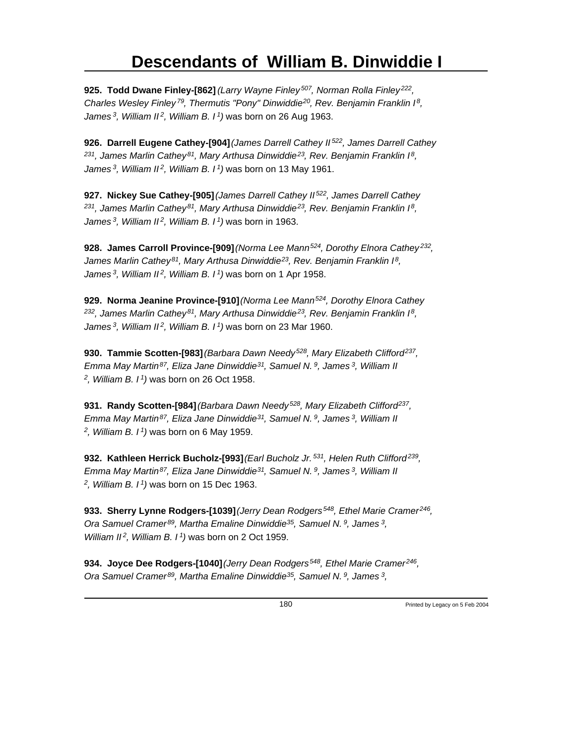# Descendants of William B. Dinwiddie I

**925. Todd Dwane Finley-[862]** *(Larry Wayne Finley[507], Norman Rolla Finley[222], Charles Wesley Finley[79], Thermutis "Pony" Dinwiddie[20], Rev. Benjamin Franklin I[8], James[3], William II[2], William B. I[1])* was born on 26 Aug 1963.

**926. Darrell Eugene Cathey-[904]** *(James Darrell Cathey II[522], James Darrell Cathey[231], James Marlin Cathey[81], Mary Arthusa Dinwiddie[23], Rev. Benjamin Franklin I[8], James[3], William II[2], William B. I[1])* was born on 13 May 1961.

**927. Nickey Sue Cathey-[905]** *(James Darrell Cathey II[522], James Darrell Cathey[231], James Marlin Cathey[81], Mary Arthusa Dinwiddie[23], Rev. Benjamin Franklin I[8], James[3], William II[2], William B. I[1])* was born in 1963.

**928. James Carroll Province-[909]** *(Norma Lee Mann[524], Dorothy Elnora Cathey[232], James Marlin Cathey[81], Mary Arthusa Dinwiddie[23], Rev. Benjamin Franklin I[8], James[3], William II[2], William B. I[1])* was born on 1 Apr 1958.

**929. Norma Jeanine Province-[910]** *(Norma Lee Mann[524], Dorothy Elnora Cathey[232], James Marlin Cathey[81], Mary Arthusa Dinwiddie[23], Rev. Benjamin Franklin I[8], James[3], William II[2], William B. I[1])* was born on 23 Mar 1960.

**930. Tammie Scotten-[983]** *(Barbara Dawn Needy[528], Mary Elizabeth Clifford[237], Emma May Martin[87], Eliza Jane Dinwiddie[31], Samuel N.[9], James[3], William II[2], William B. I[1])* was born on 26 Oct 1958.

**931. Randy Scotten-[984]** *(Barbara Dawn Needy[528], Mary Elizabeth Clifford[237], Emma May Martin[87], Eliza Jane Dinwiddie[31], Samuel N.[9], James[3], William II[2], William B. I[1])* was born on 6 May 1959.

**932. Kathleen Herrick Bucholz-[993]** *(Earl Bucholz Jr.[531], Helen Ruth Clifford[239], Emma May Martin[87], Eliza Jane Dinwiddie[31], Samuel N.[9], James[3], William II[2], William B. I[1])* was born on 15 Dec 1963.

**933. Sherry Lynne Rodgers-[1039]** *(Jerry Dean Rodgers[548], Ethel Marie Cramer[246], Ora Samuel Cramer[89], Martha Emaline Dinwiddie[35], Samuel N.[9], James[3], William II[2], William B. I[1])* was born on 2 Oct 1959.

**934. Joyce Dee Rodgers-[1040]** *(Jerry Dean Rodgers[548], Ethel Marie Cramer[246], Ora Samuel Cramer[89], Martha Emaline Dinwiddie[35], Samuel N.[9], James[3],*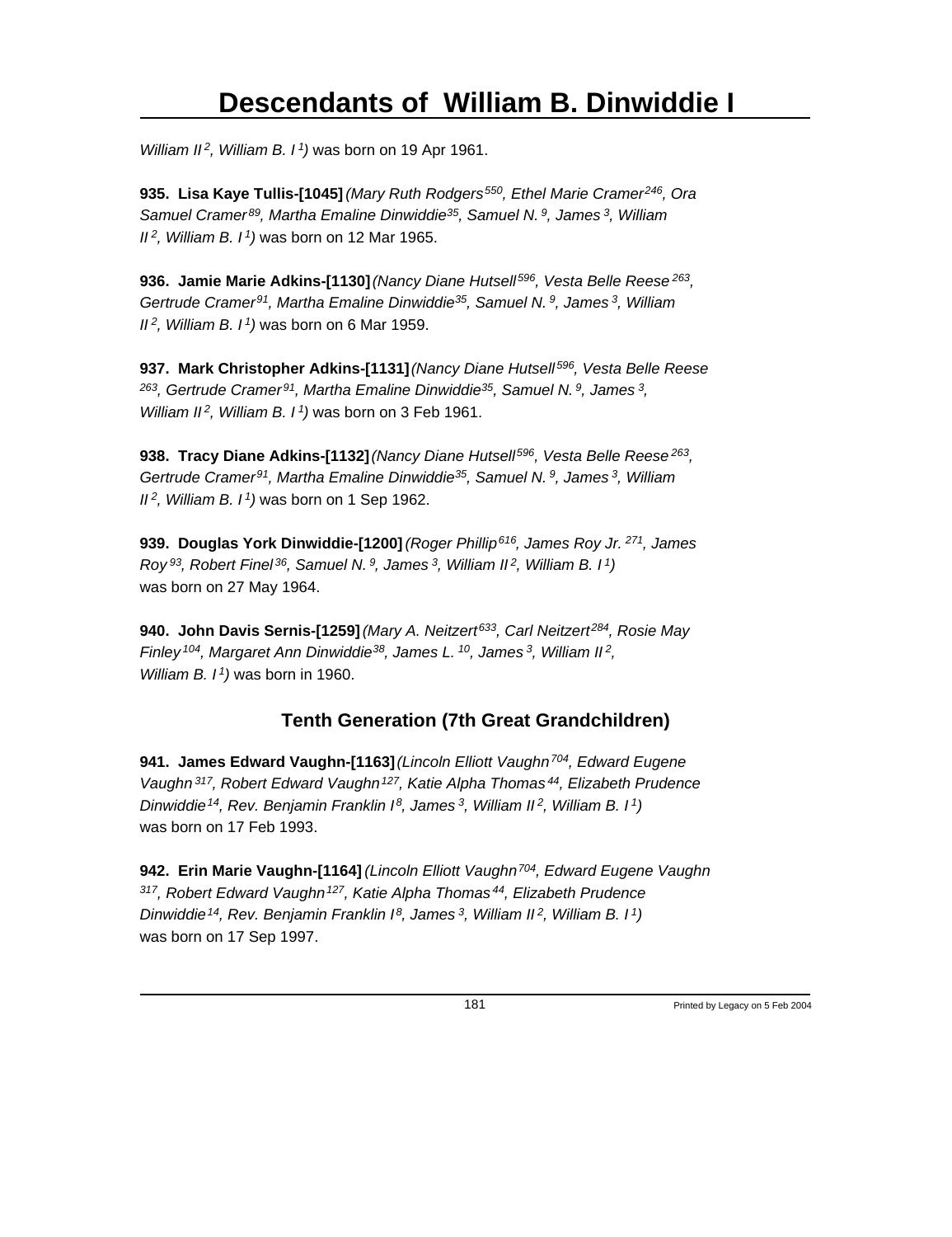*William II[2], William B. I[1])* was born on 19 Apr 1961.

**935. Lisa Kaye Tullis-[1045]** *(Mary Ruth Rodgers[550], Ethel Marie Cramer[246], Ora Samuel Cramer[89], Martha Emaline Dinwiddie[35], Samuel N.[9], James[3], William II[2], William B. I[1])* was born on 12 Mar 1965.

**936. Jamie Marie Adkins-[1130]** *(Nancy Diane Hutsell[596], Vesta Belle Reese[263], Gertrude Cramer[91], Martha Emaline Dinwiddie[35], Samuel N.[9], James[3], William II[2], William B. I[1])* was born on 6 Mar 1959.

**937. Mark Christopher Adkins-[1131]** *(Nancy Diane Hutsell[596], Vesta Belle Reese[263], Gertrude Cramer[91], Martha Emaline Dinwiddie[35], Samuel N.[9], James[3], William II[2], William B. I[1])* was born on 3 Feb 1961.

**938. Tracy Diane Adkins-[1132]** *(Nancy Diane Hutsell[596], Vesta Belle Reese[263], Gertrude Cramer[91], Martha Emaline Dinwiddie[35], Samuel N.[9], James[3], William II[2], William B. I[1])* was born on 1 Sep 1962.

**939. Douglas York Dinwiddie-[1200]** *(Roger Phillip[616], James Roy Jr.[271], James Roy[93], Robert Finel[36], Samuel N.[9], James[3], William II[2], William B. I[1])* was born on 27 May 1964.

**940. John Davis Sernis-[1259]** *(Mary A. Neitzert[633], Carl Neitzert[284], Rosie May Finley[104], Margaret Ann Dinwiddie[38], James L.[10], James[3], William II[2], William B. I[1])* was born in 1960.

## Tenth Generation (7th Great Grandchildren)

**941. James Edward Vaughn-[1163]** *(Lincoln Elliott Vaughn[704], Edward Eugene Vaughn[317], Robert Edward Vaughn[127], Katie Alpha Thomas[44], Elizabeth Prudence Dinwiddie[14], Rev. Benjamin Franklin I[8], James[3], William II[2], William B. I[1])* was born on 17 Feb 1993.

**942. Erin Marie Vaughn-[1164]** *(Lincoln Elliott Vaughn[704], Edward Eugene Vaughn[317], Robert Edward Vaughn[127], Katie Alpha Thomas[44], Elizabeth Prudence Dinwiddie[14], Rev. Benjamin Franklin I[8], James[3], William II[2], William B. I[1])* was born on 17 Sep 1997.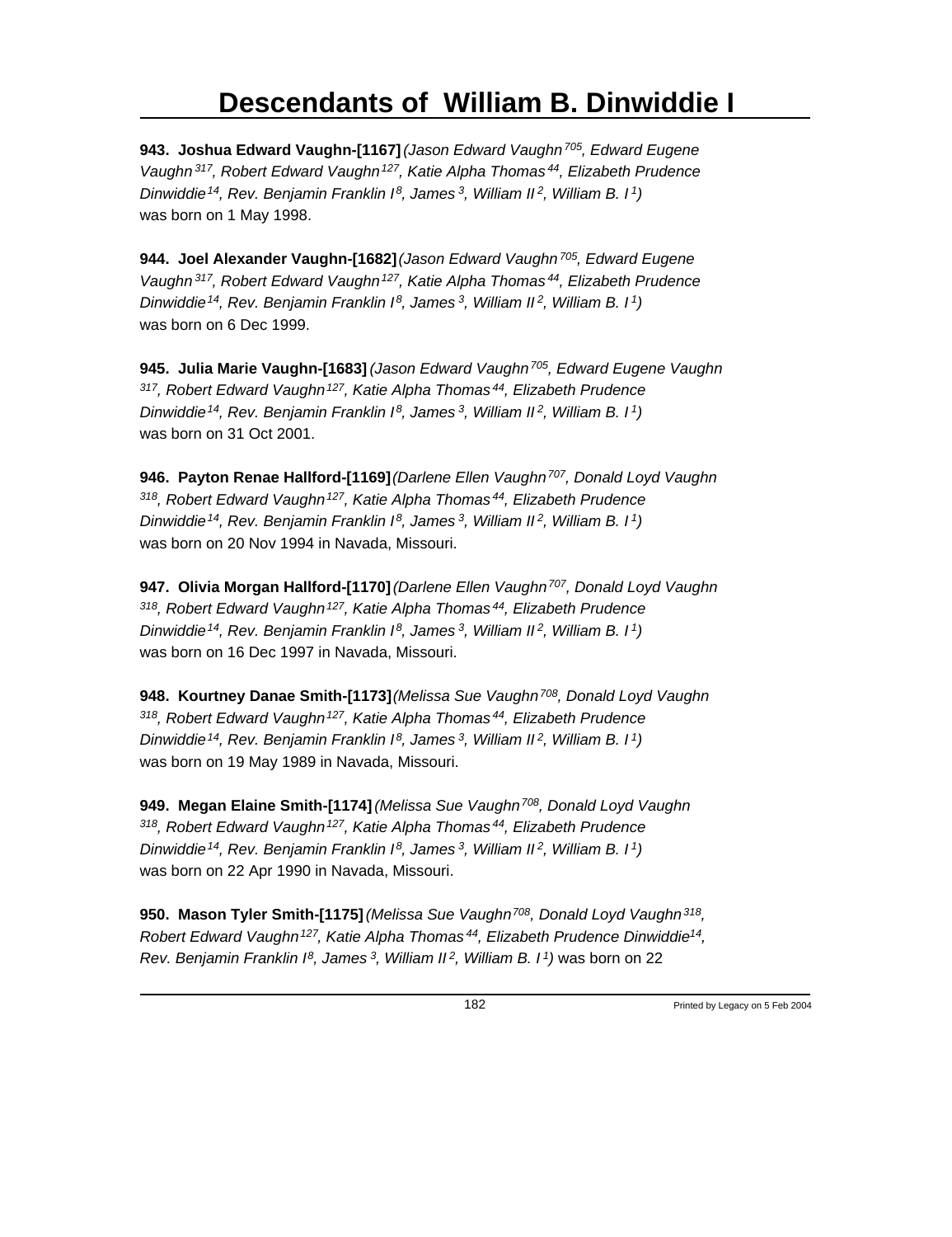**943. Joshua Edward Vaughn-[1167]** *(Jason Edward Vaughn[705], Edward Eugene Vaughn[317], Robert Edward Vaughn[127], Katie Alpha Thomas[44], Elizabeth Prudence Dinwiddie[14], Rev. Benjamin Franklin I[8], James[3], William II[2], William B. I[1])* was born on 1 May 1998.

**944. Joel Alexander Vaughn-[1682]** *(Jason Edward Vaughn[705], Edward Eugene Vaughn[317], Robert Edward Vaughn[127], Katie Alpha Thomas[44], Elizabeth Prudence Dinwiddie[14], Rev. Benjamin Franklin I[8], James[3], William II[2], William B. I[1])* was born on 6 Dec 1999.

**945. Julia Marie Vaughn-[1683]** *(Jason Edward Vaughn[705], Edward Eugene Vaughn[317], Robert Edward Vaughn[127], Katie Alpha Thomas[44], Elizabeth Prudence Dinwiddie[14], Rev. Benjamin Franklin I[8], James[3], William II[2], William B. I[1])* was born on 31 Oct 2001.

**946. Payton Renae Hallford-[1169]** *(Darlene Ellen Vaughn[707], Donald Loyd Vaughn[318], Robert Edward Vaughn[127], Katie Alpha Thomas[44], Elizabeth Prudence Dinwiddie[14], Rev. Benjamin Franklin I[8], James[3], William II[2], William B. I[1])* was born on 20 Nov 1994 in Navada, Missouri.

**947. Olivia Morgan Hallford-[1170]** *(Darlene Ellen Vaughn[707], Donald Loyd Vaughn[318], Robert Edward Vaughn[127], Katie Alpha Thomas[44], Elizabeth Prudence Dinwiddie[14], Rev. Benjamin Franklin I[8], James[3], William II[2], William B. I[1])* was born on 16 Dec 1997 in Navada, Missouri.

**948. Kourtney Danae Smith-[1173]** *(Melissa Sue Vaughn[708], Donald Loyd Vaughn[318], Robert Edward Vaughn[127], Katie Alpha Thomas[44], Elizabeth Prudence Dinwiddie[14], Rev. Benjamin Franklin I[8], James[3], William II[2], William B. I[1])* was born on 19 May 1989 in Navada, Missouri.

**949. Megan Elaine Smith-[1174]** *(Melissa Sue Vaughn[708], Donald Loyd Vaughn[318], Robert Edward Vaughn[127], Katie Alpha Thomas[44], Elizabeth Prudence Dinwiddie[14], Rev. Benjamin Franklin I[8], James[3], William II[2], William B. I[1])* was born on 22 Apr 1990 in Navada, Missouri.

**950. Mason Tyler Smith-[1175]** *(Melissa Sue Vaughn[708], Donald Loyd Vaughn[318], Robert Edward Vaughn[127], Katie Alpha Thomas[44], Elizabeth Prudence Dinwiddie[14], Rev. Benjamin Franklin I[8], James[3], William II[2], William B. I[1])* was born on 22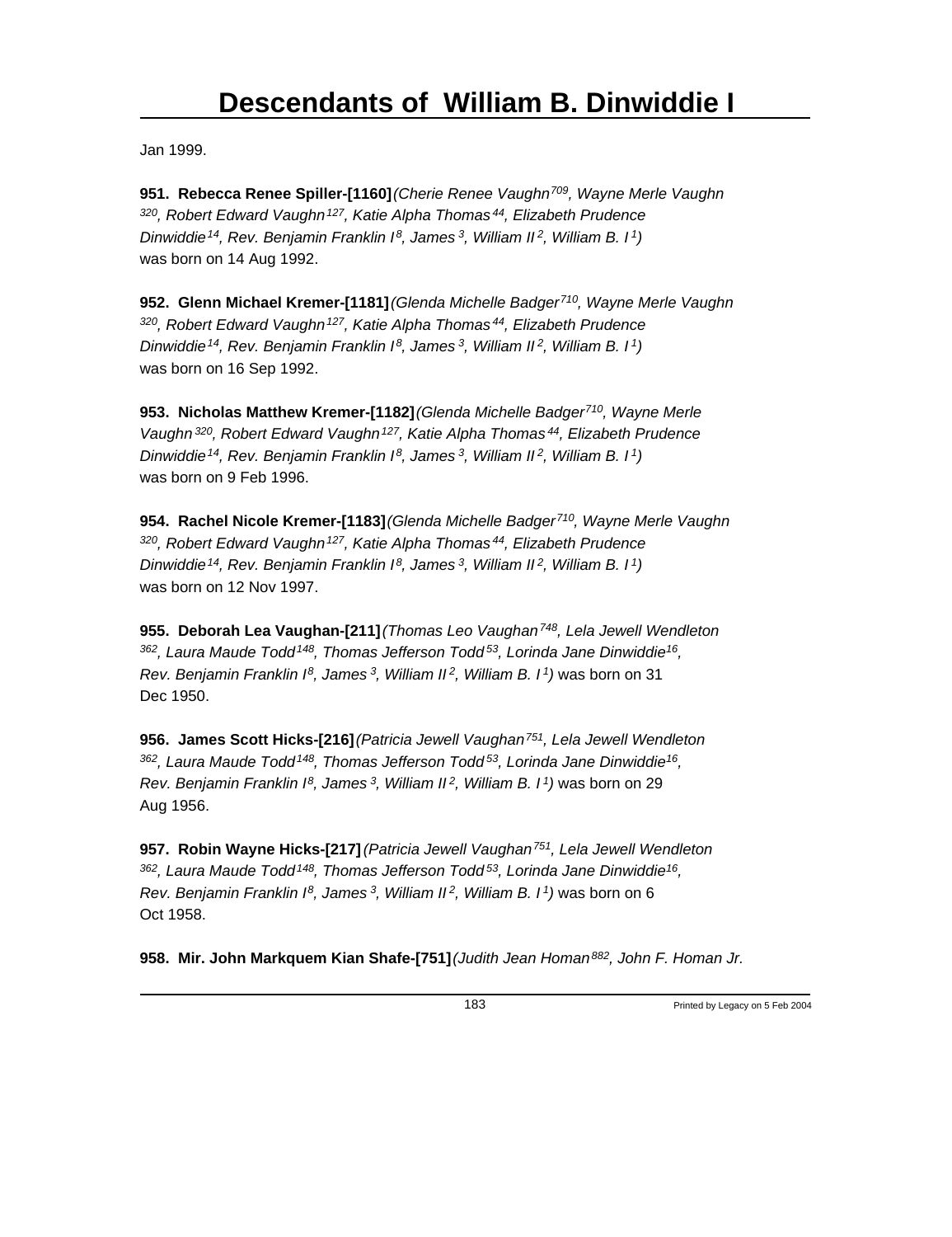Jan 1999.

**951. Rebecca Renee Spiller-[1160]**_(Cherie Renee Vaughn[709], Wayne Merle Vaughn [320], Robert Edward Vaughn[127], Katie Alpha Thomas[44], Elizabeth Prudence Dinwiddie[14], Rev. Benjamin Franklin I[8], James[3], William II[2], William B. I[1])_ was born on 14 Aug 1992.

**952. Glenn Michael Kremer-[1181]**_(Glenda Michelle Badger[710], Wayne Merle Vaughn [320], Robert Edward Vaughn[127], Katie Alpha Thomas[44], Elizabeth Prudence Dinwiddie[14], Rev. Benjamin Franklin I[8], James[3], William II[2], William B. I[1])_ was born on 16 Sep 1992.

**953. Nicholas Matthew Kremer-[1182]**_(Glenda Michelle Badger[710], Wayne Merle Vaughn[320], Robert Edward Vaughn[127], Katie Alpha Thomas[44], Elizabeth Prudence Dinwiddie[14], Rev. Benjamin Franklin I[8], James[3], William II[2], William B. I[1])_ was born on 9 Feb 1996.

**954. Rachel Nicole Kremer-[1183]**_(Glenda Michelle Badger[710], Wayne Merle Vaughn [320], Robert Edward Vaughn[127], Katie Alpha Thomas[44], Elizabeth Prudence Dinwiddie[14], Rev. Benjamin Franklin I[8], James[3], William II[2], William B. I[1])_ was born on 12 Nov 1997.

**955. Deborah Lea Vaughan-[211]**_(Thomas Leo Vaughan[748], Lela Jewell Wendleton [362], Laura Maude Todd[148], Thomas Jefferson Todd[53], Lorinda Jane Dinwiddie[16], Rev. Benjamin Franklin I[8], James[3], William II[2], William B. I[1])_ was born on 31 Dec 1950.

**956. James Scott Hicks-[216]**_(Patricia Jewell Vaughan[751], Lela Jewell Wendleton [362], Laura Maude Todd[148], Thomas Jefferson Todd[53], Lorinda Jane Dinwiddie[16], Rev. Benjamin Franklin I[8], James[3], William II[2], William B. I[1])_ was born on 29 Aug 1956.

**957. Robin Wayne Hicks-[217]**_(Patricia Jewell Vaughan[751], Lela Jewell Wendleton [362], Laura Maude Todd[148], Thomas Jefferson Todd[53], Lorinda Jane Dinwiddie[16], Rev. Benjamin Franklin I[8], James[3], William II[2], William B. I[1])_ was born on 6 Oct 1958.

**958. Mir. John Markquem Kian Shafe-[751]**_(Judith Jean Homan[882], John F. Homan Jr._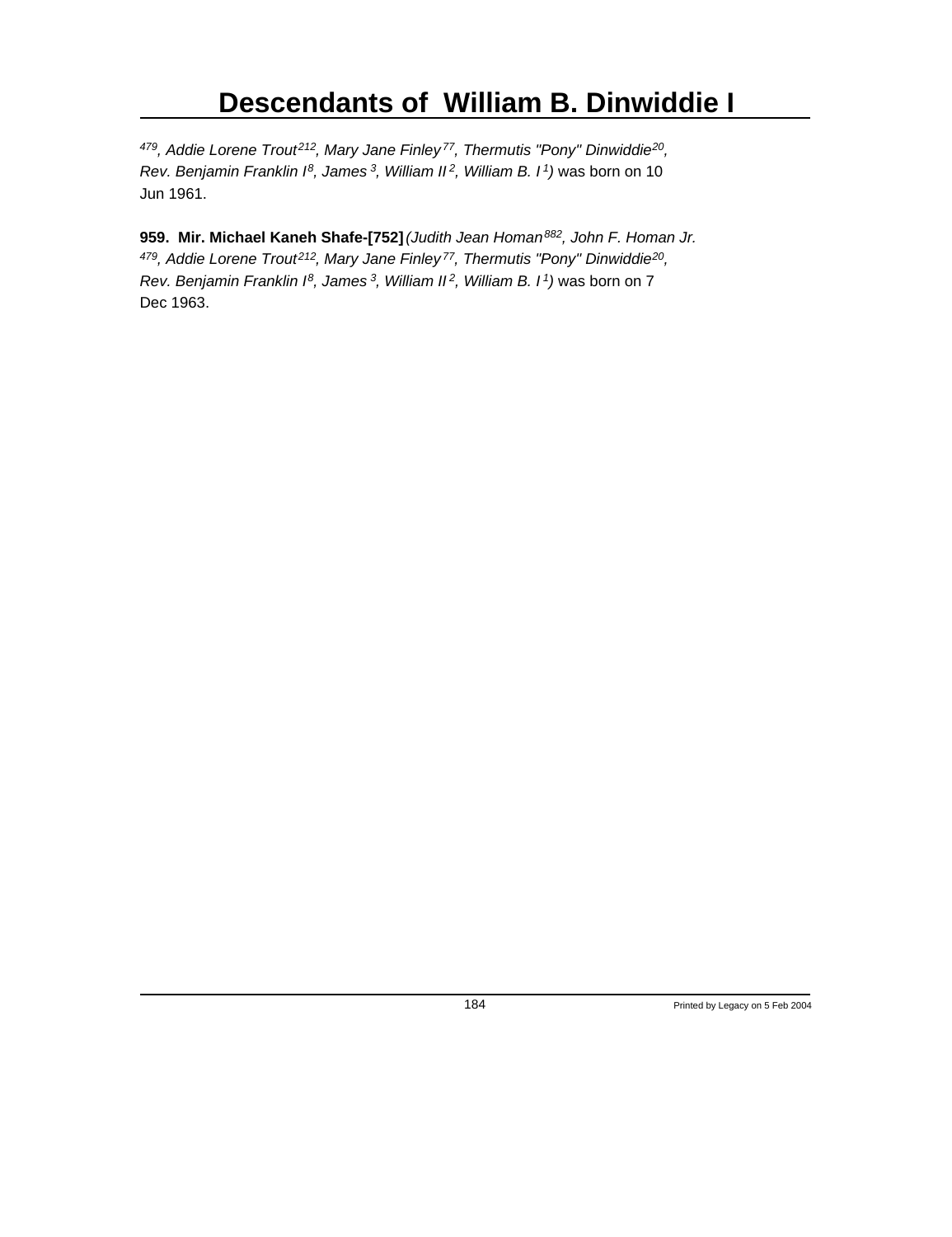[479], Addie Lorene Trout[212], Mary Jane Finley[77], Thermutis "Pony" Dinwiddie[20], Rev. Benjamin Franklin I[8], James[3], William II[2], William B. I[1])* was born on 10 Jun 1961.

**959. Mir. Michael Kaneh Shafe-[752]** *(Judith Jean Homan[882], John F. Homan Jr.[479], Addie Lorene Trout[212], Mary Jane Finley[77], Thermutis "Pony" Dinwiddie[20], Rev. Benjamin Franklin I[8], James[3], William II[2], William B. I[1])* was born on 7 Dec 1963.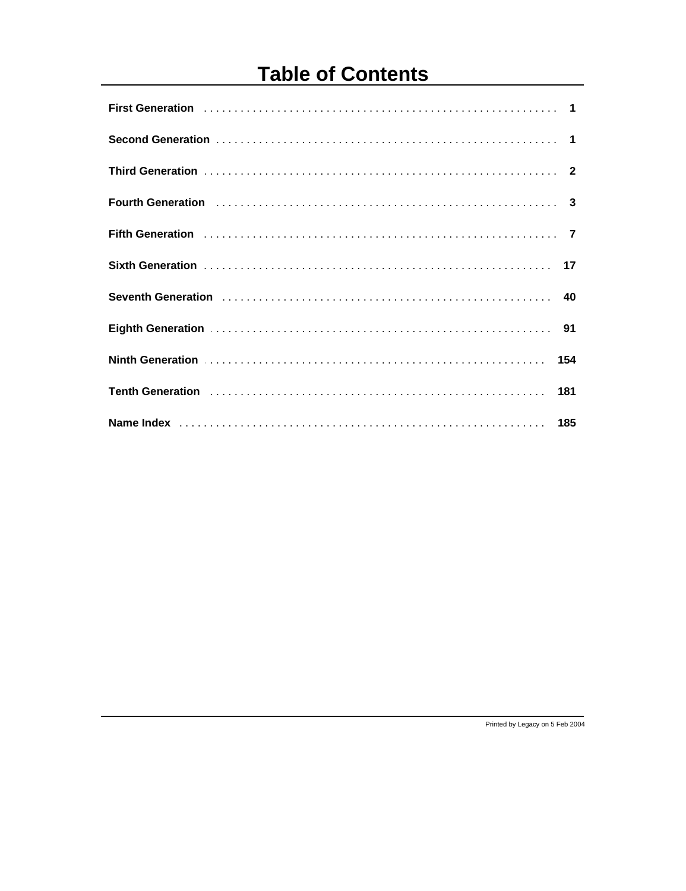# Table of Contents

| | |
|---|---|
| **First Generation** | **1** |
| **Second Generation** | **1** |
| **Third Generation** | **2** |
| **Fourth Generation** | **3** |
| **Fifth Generation** | **7** |
| **Sixth Generation** | **17** |
| **Seventh Generation** | **40** |
| **Eighth Generation** | **91** |
| **Ninth Generation** | **154** |
| **Tenth Generation** | **181** |
| **Name Index** | **185** |

Printed by Legacy on 5 Feb 2004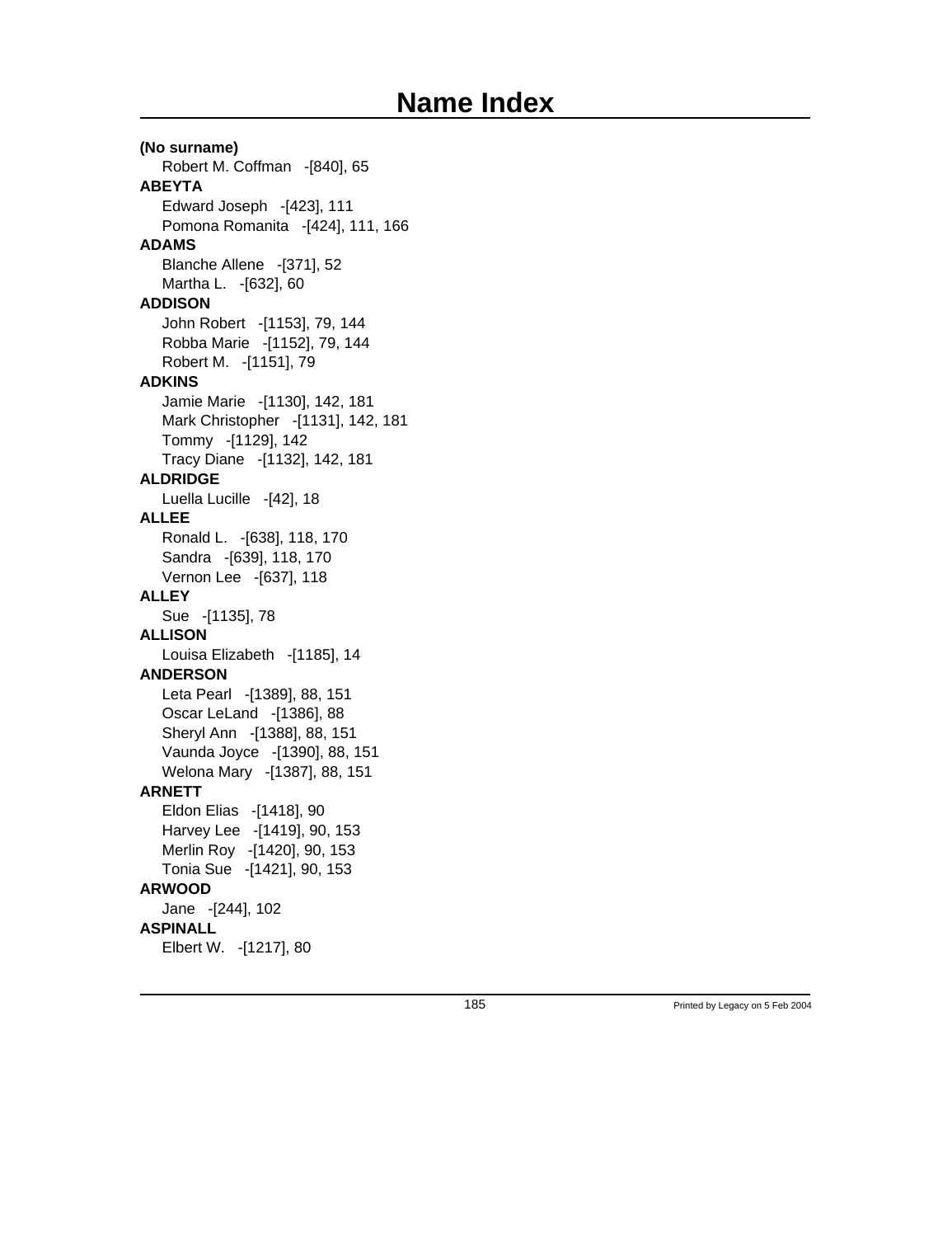# Name Index

**(No surname)**

Robert M. Coffman -[840], 65

**ABEYTA**

Edward Joseph -[423], 111

Pomona Romanita -[424], 111, 166

**ADAMS**

Blanche Allene -[371], 52

Martha L. -[632], 60

**ADDISON**

John Robert -[1153], 79, 144

Robba Marie -[1152], 79, 144

Robert M. -[1151], 79

**ADKINS**

Jamie Marie -[1130], 142, 181

Mark Christopher -[1131], 142, 181

Tommy -[1129], 142

Tracy Diane -[1132], 142, 181

**ALDRIDGE**

Luella Lucille -[42], 18

**ALLEE**

Ronald L. -[638], 118, 170

Sandra -[639], 118, 170

Vernon Lee -[637], 118

**ALLEY**

Sue -[1135], 78

**ALLISON**

Louisa Elizabeth -[1185], 14

**ANDERSON**

Leta Pearl -[1389], 88, 151

Oscar LeLand -[1386], 88

Sheryl Ann -[1388], 88, 151

Vaunda Joyce -[1390], 88, 151

Welona Mary -[1387], 88, 151

**ARNETT**

Eldon Elias -[1418], 90

Harvey Lee -[1419], 90, 153

Merlin Roy -[1420], 90, 153

Tonia Sue -[1421], 90, 153

**ARWOOD**

Jane -[244], 102

**ASPINALL**

Elbert W. -[1217], 80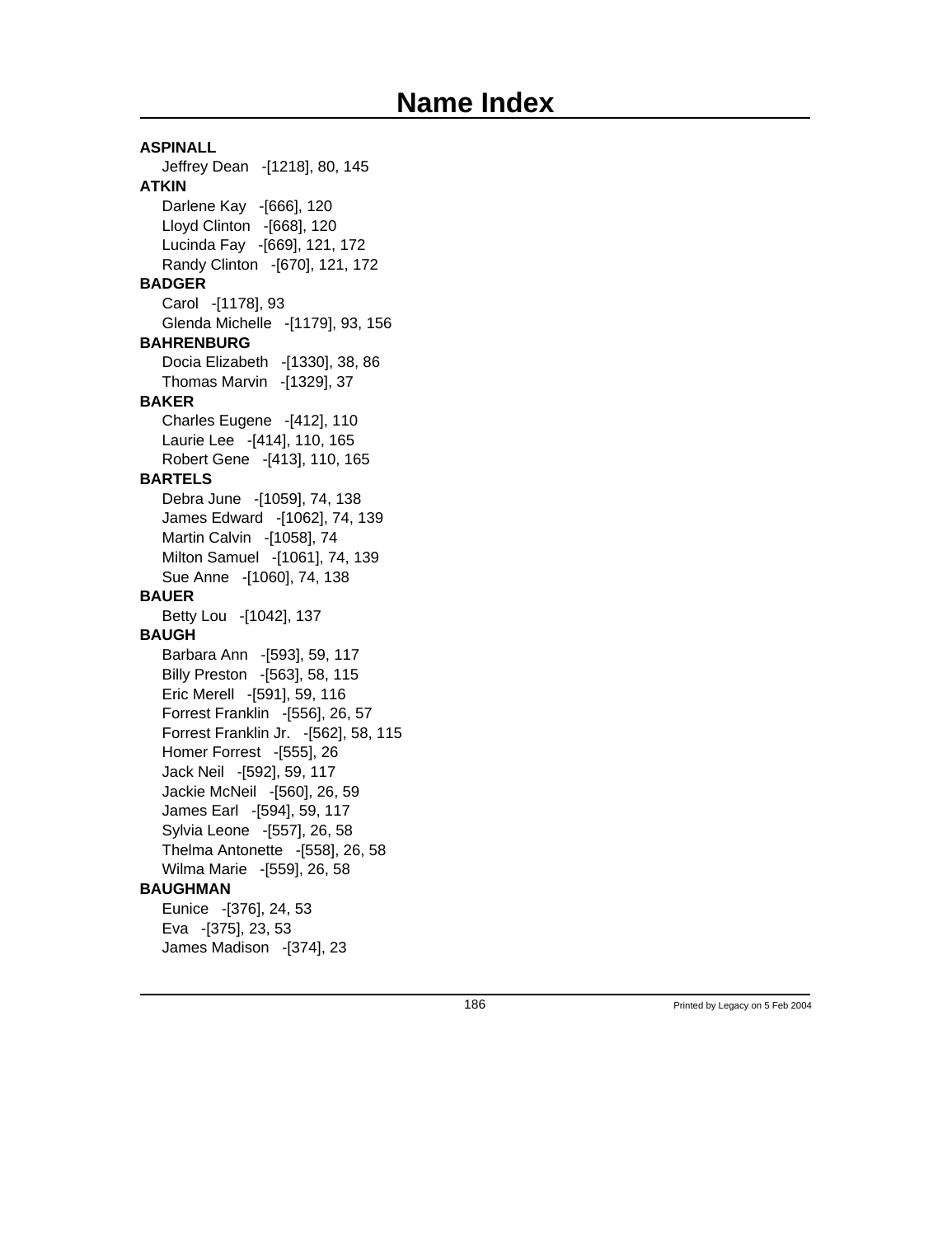# Name Index

**ASPINALL**

Jeffrey Dean -[1218], 80, 145

**ATKIN**

Darlene Kay -[666], 120
Lloyd Clinton -[668], 120
Lucinda Fay -[669], 121, 172
Randy Clinton -[670], 121, 172

**BADGER**

Carol -[1178], 93
Glenda Michelle -[1179], 93, 156

**BAHRENBURG**

Docia Elizabeth -[1330], 38, 86
Thomas Marvin -[1329], 37

**BAKER**

Charles Eugene -[412], 110
Laurie Lee -[414], 110, 165
Robert Gene -[413], 110, 165

**BARTELS**

Debra June -[1059], 74, 138
James Edward -[1062], 74, 139
Martin Calvin -[1058], 74
Milton Samuel -[1061], 74, 139
Sue Anne -[1060], 74, 138

**BAUER**

Betty Lou -[1042], 137

**BAUGH**

Barbara Ann -[593], 59, 117
Billy Preston -[563], 58, 115
Eric Merell -[591], 59, 116
Forrest Franklin -[556], 26, 57
Forrest Franklin Jr. -[562], 58, 115
Homer Forrest -[555], 26
Jack Neil -[592], 59, 117
Jackie McNeil -[560], 26, 59
James Earl -[594], 59, 117
Sylvia Leone -[557], 26, 58
Thelma Antonette -[558], 26, 58
Wilma Marie -[559], 26, 58

**BAUGHMAN**

Eunice -[376], 24, 53
Eva -[375], 23, 53
James Madison -[374], 23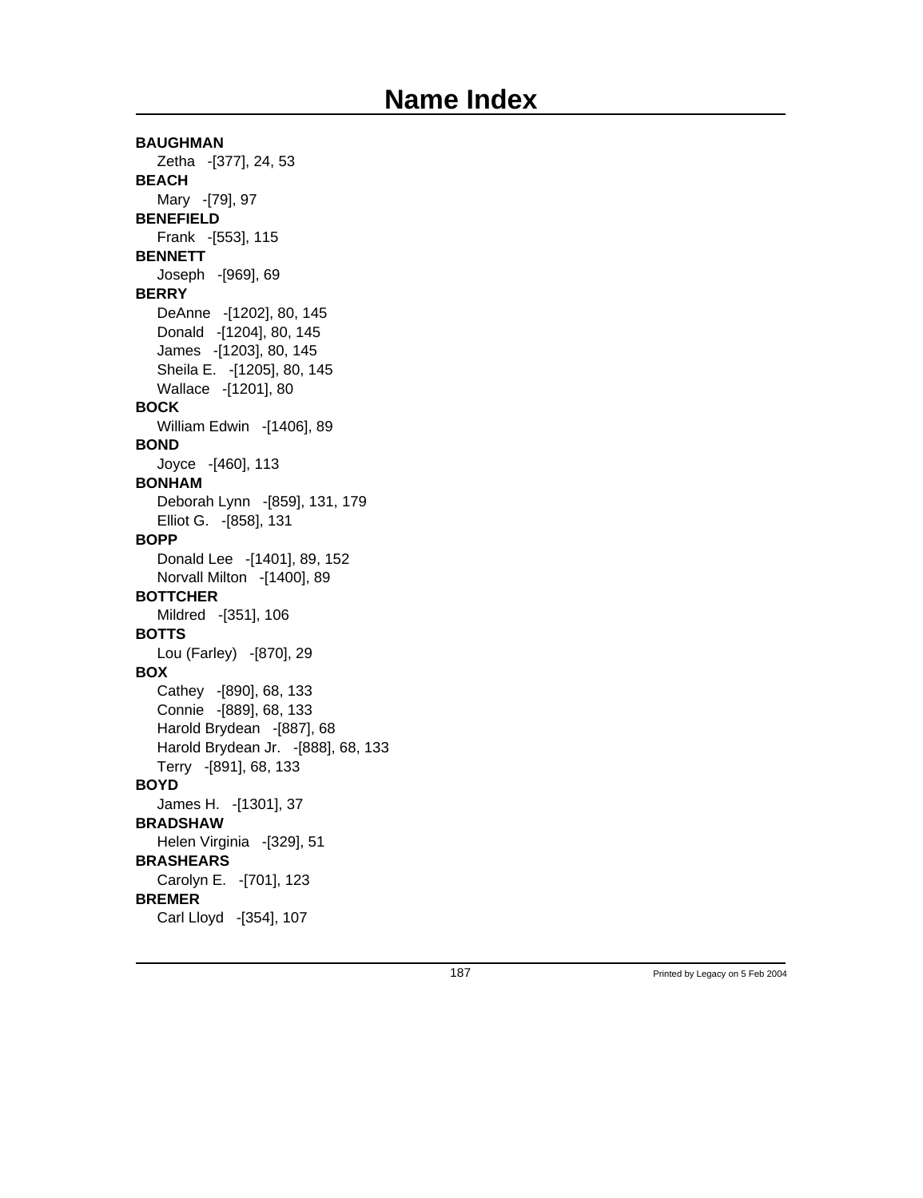# Name Index

**BAUGHMAN**
   Zetha -[377], 24, 53
**BEACH**
   Mary -[79], 97
**BENEFIELD**
   Frank -[553], 115
**BENNETT**
   Joseph -[969], 69
**BERRY**
   DeAnne -[1202], 80, 145
   Donald -[1204], 80, 145
   James -[1203], 80, 145
   Sheila E. -[1205], 80, 145
   Wallace -[1201], 80
**BOCK**
   William Edwin -[1406], 89
**BOND**
   Joyce -[460], 113
**BONHAM**
   Deborah Lynn -[859], 131, 179
   Elliot G. -[858], 131
**BOPP**
   Donald Lee -[1401], 89, 152
   Norvall Milton -[1400], 89
**BOTTCHER**
   Mildred -[351], 106
**BOTTS**
   Lou (Farley) -[870], 29
**BOX**
   Cathey -[890], 68, 133
   Connie -[889], 68, 133
   Harold Brydean -[887], 68
   Harold Brydean Jr. -[888], 68, 133
   Terry -[891], 68, 133
**BOYD**
   James H. -[1301], 37
**BRADSHAW**
   Helen Virginia -[329], 51
**BRASHEARS**
   Carolyn E. -[701], 123
**BREMER**
   Carl Lloyd -[354], 107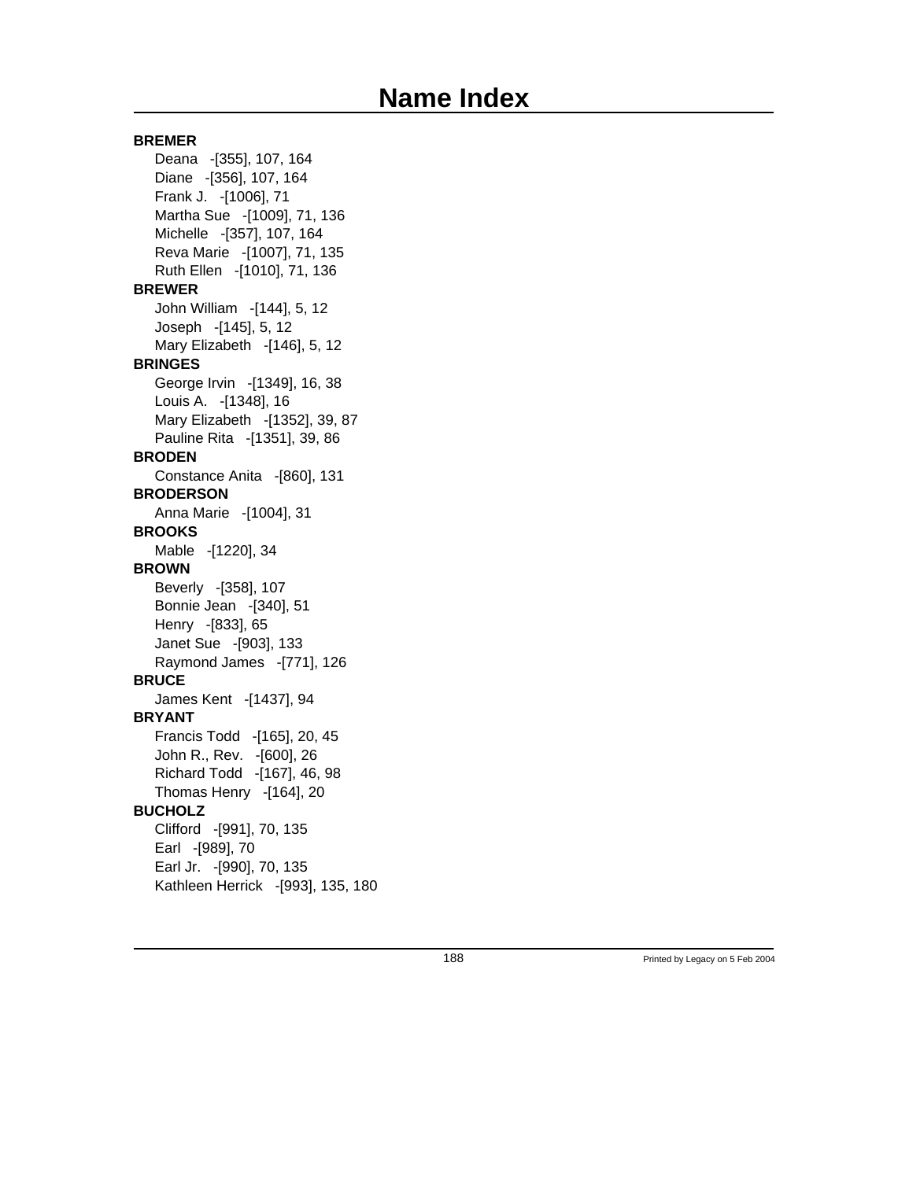# Name Index

**BREMER**

Deana -[355], 107, 164
Diane -[356], 107, 164
Frank J. -[1006], 71
Martha Sue -[1009], 71, 136
Michelle -[357], 107, 164
Reva Marie -[1007], 71, 135
Ruth Ellen -[1010], 71, 136

**BREWER**

John William -[144], 5, 12
Joseph -[145], 5, 12
Mary Elizabeth -[146], 5, 12

**BRINGES**

George Irvin -[1349], 16, 38
Louis A. -[1348], 16
Mary Elizabeth -[1352], 39, 87
Pauline Rita -[1351], 39, 86

**BRODEN**

Constance Anita -[860], 131

**BRODERSON**

Anna Marie -[1004], 31

**BROOKS**

Mable -[1220], 34

**BROWN**

Beverly -[358], 107
Bonnie Jean -[340], 51
Henry -[833], 65
Janet Sue -[903], 133
Raymond James -[771], 126

**BRUCE**

James Kent -[1437], 94

**BRYANT**

Francis Todd -[165], 20, 45
John R., Rev. -[600], 26
Richard Todd -[167], 46, 98
Thomas Henry -[164], 20

**BUCHOLZ**

Clifford -[991], 70, 135
Earl -[989], 70
Earl Jr. -[990], 70, 135
Kathleen Herrick -[993], 135, 180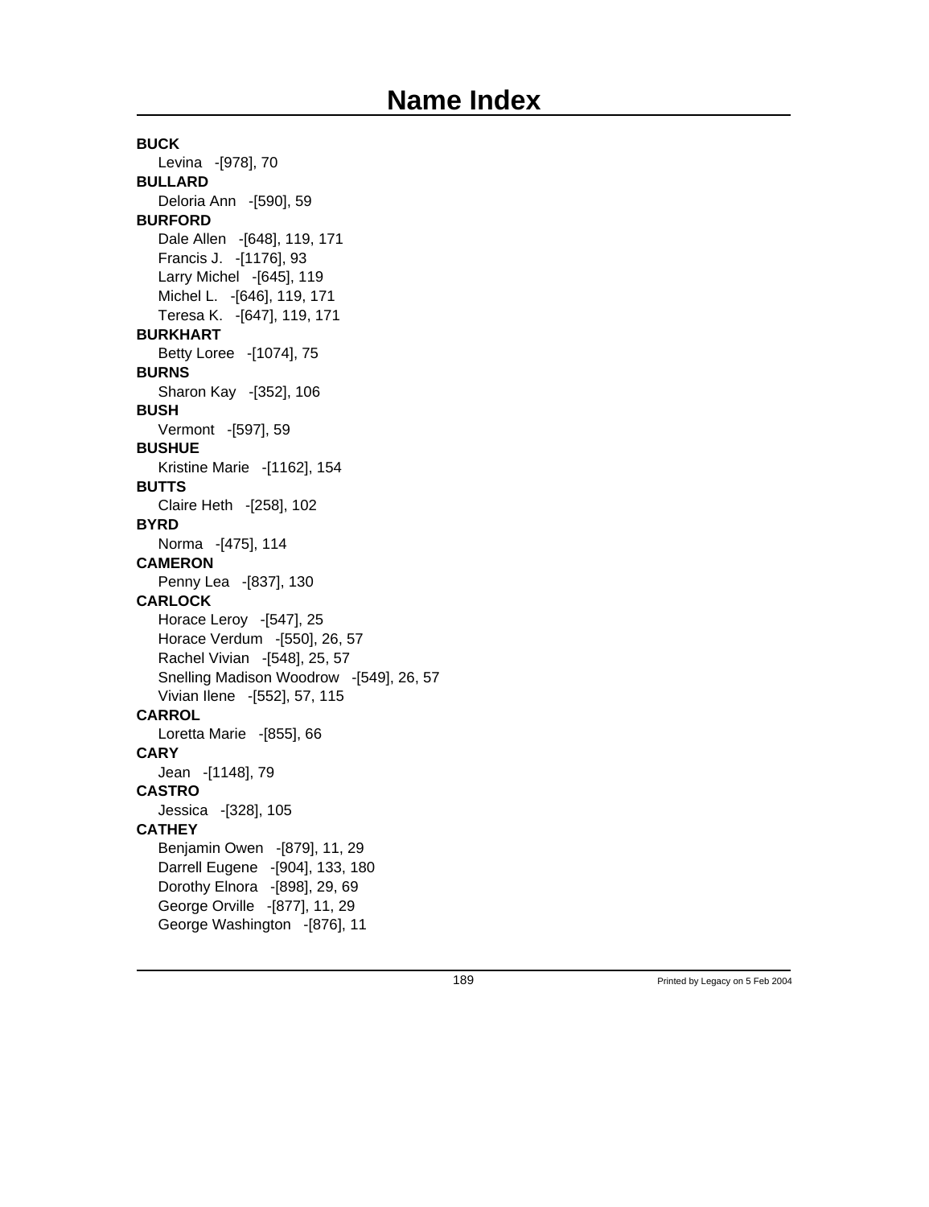# Name Index

**BUCK**
Levina -[978], 70
**BULLARD**
Deloria Ann -[590], 59
**BURFORD**
Dale Allen -[648], 119, 171
Francis J. -[1176], 93
Larry Michel -[645], 119
Michel L. -[646], 119, 171
Teresa K. -[647], 119, 171
**BURKHART**
Betty Loree -[1074], 75
**BURNS**
Sharon Kay -[352], 106
**BUSH**
Vermont -[597], 59
**BUSHUE**
Kristine Marie -[1162], 154
**BUTTS**
Claire Heth -[258], 102
**BYRD**
Norma -[475], 114
**CAMERON**
Penny Lea -[837], 130
**CARLOCK**
Horace Leroy -[547], 25
Horace Verdum -[550], 26, 57
Rachel Vivian -[548], 25, 57
Snelling Madison Woodrow -[549], 26, 57
Vivian Ilene -[552], 57, 115
**CARROL**
Loretta Marie -[855], 66
**CARY**
Jean -[1148], 79
**CASTRO**
Jessica -[328], 105
**CATHEY**
Benjamin Owen -[879], 11, 29
Darrell Eugene -[904], 133, 180
Dorothy Elnora -[898], 29, 69
George Orville -[877], 11, 29
George Washington -[876], 11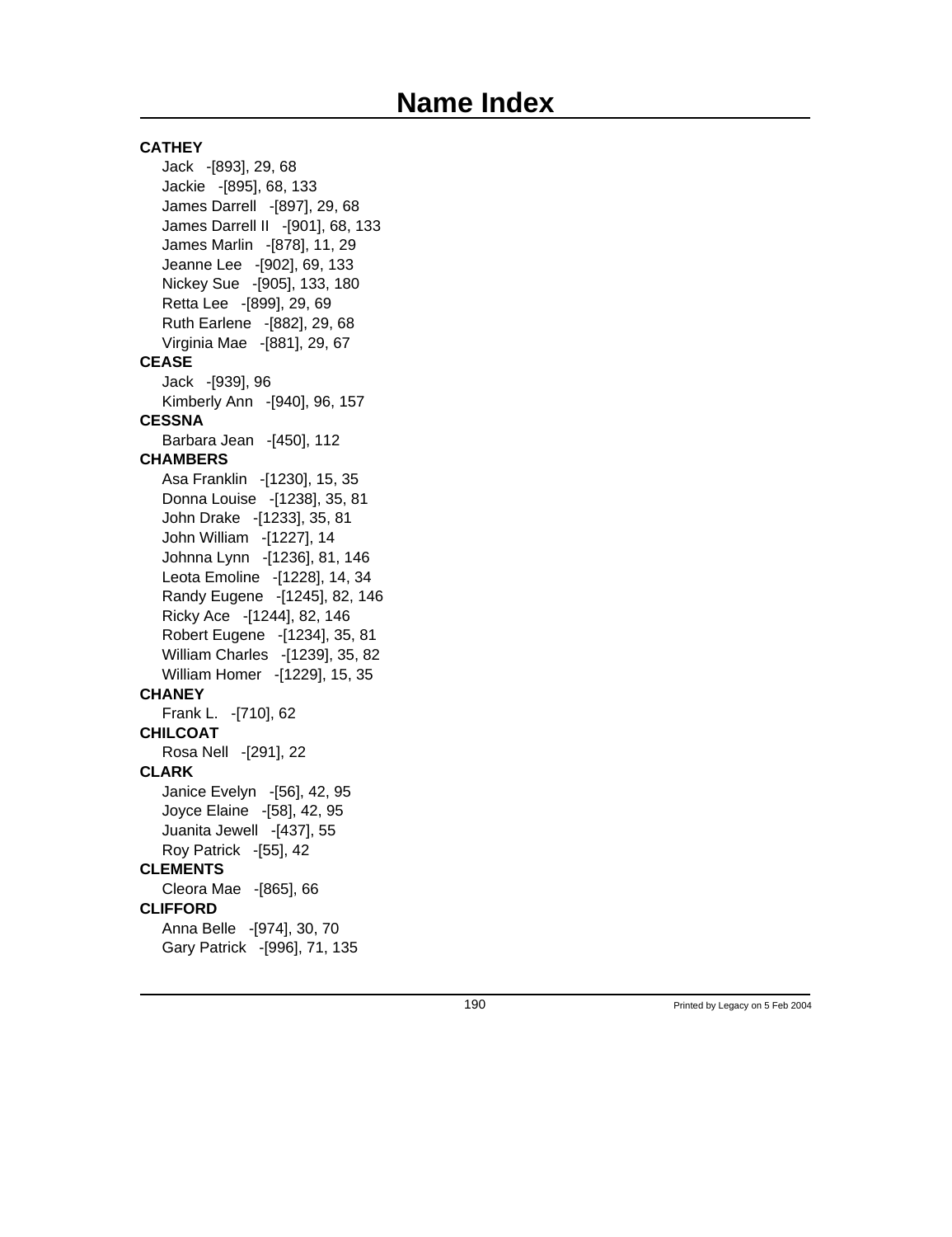# Name Index

**CATHEY**

- Jack -[893], 29, 68
- Jackie -[895], 68, 133
- James Darrell -[897], 29, 68
- James Darrell II -[901], 68, 133
- James Marlin -[878], 11, 29
- Jeanne Lee -[902], 69, 133
- Nickey Sue -[905], 133, 180
- Retta Lee -[899], 29, 69
- Ruth Earlene -[882], 29, 68
- Virginia Mae -[881], 29, 67

**CEASE**

- Jack -[939], 96
- Kimberly Ann -[940], 96, 157

**CESSNA**

- Barbara Jean -[450], 112

**CHAMBERS**

- Asa Franklin -[1230], 15, 35
- Donna Louise -[1238], 35, 81
- John Drake -[1233], 35, 81
- John William -[1227], 14
- Johnna Lynn -[1236], 81, 146
- Leota Emoline -[1228], 14, 34
- Randy Eugene -[1245], 82, 146
- Ricky Ace -[1244], 82, 146
- Robert Eugene -[1234], 35, 81
- William Charles -[1239], 35, 82
- William Homer -[1229], 15, 35

**CHANEY**

- Frank L. -[710], 62

**CHILCOAT**

- Rosa Nell -[291], 22

**CLARK**

- Janice Evelyn -[56], 42, 95
- Joyce Elaine -[58], 42, 95
- Juanita Jewell -[437], 55
- Roy Patrick -[55], 42

**CLEMENTS**

- Cleora Mae -[865], 66

**CLIFFORD**

- Anna Belle -[974], 30, 70
- Gary Patrick -[996], 71, 135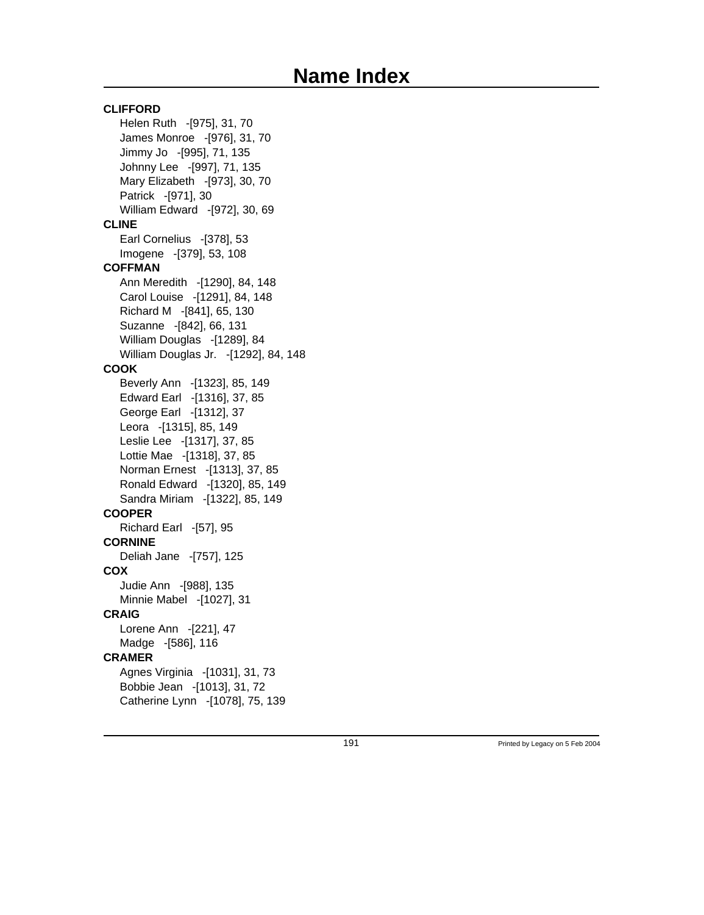# Name Index

**CLIFFORD**

- Helen Ruth -[975], 31, 70
- James Monroe -[976], 31, 70
- Jimmy Jo -[995], 71, 135
- Johnny Lee -[997], 71, 135
- Mary Elizabeth -[973], 30, 70
- Patrick -[971], 30
- William Edward -[972], 30, 69

**CLINE**

- Earl Cornelius -[378], 53
- Imogene -[379], 53, 108

**COFFMAN**

- Ann Meredith -[1290], 84, 148
- Carol Louise -[1291], 84, 148
- Richard M -[841], 65, 130
- Suzanne -[842], 66, 131
- William Douglas -[1289], 84
- William Douglas Jr. -[1292], 84, 148

**COOK**

- Beverly Ann -[1323], 85, 149
- Edward Earl -[1316], 37, 85
- George Earl -[1312], 37
- Leora -[1315], 85, 149
- Leslie Lee -[1317], 37, 85
- Lottie Mae -[1318], 37, 85
- Norman Ernest -[1313], 37, 85
- Ronald Edward -[1320], 85, 149
- Sandra Miriam -[1322], 85, 149

**COOPER**

- Richard Earl -[57], 95

**CORNINE**

- Deliah Jane -[757], 125

**COX**

- Judie Ann -[988], 135
- Minnie Mabel -[1027], 31

**CRAIG**

- Lorene Ann -[221], 47
- Madge -[586], 116

**CRAMER**

- Agnes Virginia -[1031], 31, 73
- Bobbie Jean -[1013], 31, 72
- Catherine Lynn -[1078], 75, 139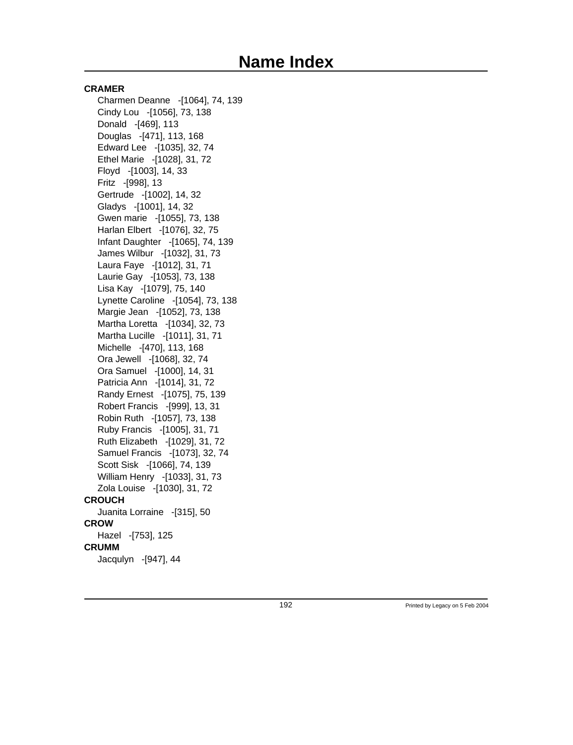# Name Index

**CRAMER**

- Charmen Deanne -[1064], 74, 139
- Cindy Lou -[1056], 73, 138
- Donald -[469], 113
- Douglas -[471], 113, 168
- Edward Lee -[1035], 32, 74
- Ethel Marie -[1028], 31, 72
- Floyd -[1003], 14, 33
- Fritz -[998], 13
- Gertrude -[1002], 14, 32
- Gladys -[1001], 14, 32
- Gwen marie -[1055], 73, 138
- Harlan Elbert -[1076], 32, 75
- Infant Daughter -[1065], 74, 139
- James Wilbur -[1032], 31, 73
- Laura Faye -[1012], 31, 71
- Laurie Gay -[1053], 73, 138
- Lisa Kay -[1079], 75, 140
- Lynette Caroline -[1054], 73, 138
- Margie Jean -[1052], 73, 138
- Martha Loretta -[1034], 32, 73
- Martha Lucille -[1011], 31, 71
- Michelle -[470], 113, 168
- Ora Jewell -[1068], 32, 74
- Ora Samuel -[1000], 14, 31
- Patricia Ann -[1014], 31, 72
- Randy Ernest -[1075], 75, 139
- Robert Francis -[999], 13, 31
- Robin Ruth -[1057], 73, 138
- Ruby Francis -[1005], 31, 71
- Ruth Elizabeth -[1029], 31, 72
- Samuel Francis -[1073], 32, 74
- Scott Sisk -[1066], 74, 139
- William Henry -[1033], 31, 73
- Zola Louise -[1030], 31, 72

**CROUCH**

- Juanita Lorraine -[315], 50

**CROW**

- Hazel -[753], 125

**CRUMM**

- Jacqulyn -[947], 44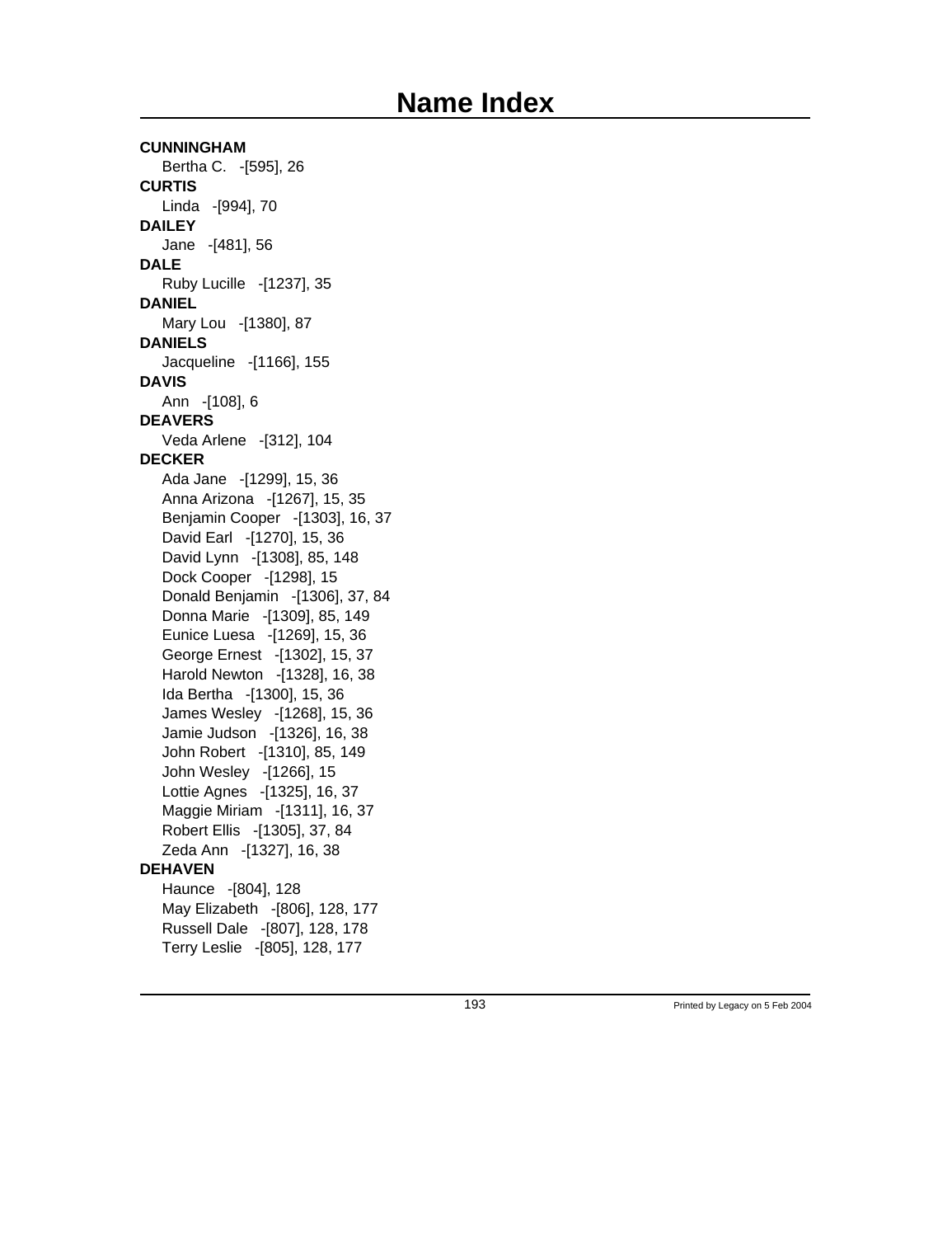# Name Index

**CUNNINGHAM**

Bertha C. -[595], 26

**CURTIS**

Linda -[994], 70

**DAILEY**

Jane -[481], 56

**DALE**

Ruby Lucille -[1237], 35

**DANIEL**

Mary Lou -[1380], 87

**DANIELS**

Jacqueline -[1166], 155

**DAVIS**

Ann -[108], 6

**DEAVERS**

Veda Arlene -[312], 104

**DECKER**

Ada Jane -[1299], 15, 36
Anna Arizona -[1267], 15, 35
Benjamin Cooper -[1303], 16, 37
David Earl -[1270], 15, 36
David Lynn -[1308], 85, 148
Dock Cooper -[1298], 15
Donald Benjamin -[1306], 37, 84
Donna Marie -[1309], 85, 149
Eunice Luesa -[1269], 15, 36
George Ernest -[1302], 15, 37
Harold Newton -[1328], 16, 38
Ida Bertha -[1300], 15, 36
James Wesley -[1268], 15, 36
Jamie Judson -[1326], 16, 38
John Robert -[1310], 85, 149
John Wesley -[1266], 15
Lottie Agnes -[1325], 16, 37
Maggie Miriam -[1311], 16, 37
Robert Ellis -[1305], 37, 84
Zeda Ann -[1327], 16, 38

**DEHAVEN**

Haunce -[804], 128
May Elizabeth -[806], 128, 177
Russell Dale -[807], 128, 178
Terry Leslie -[805], 128, 177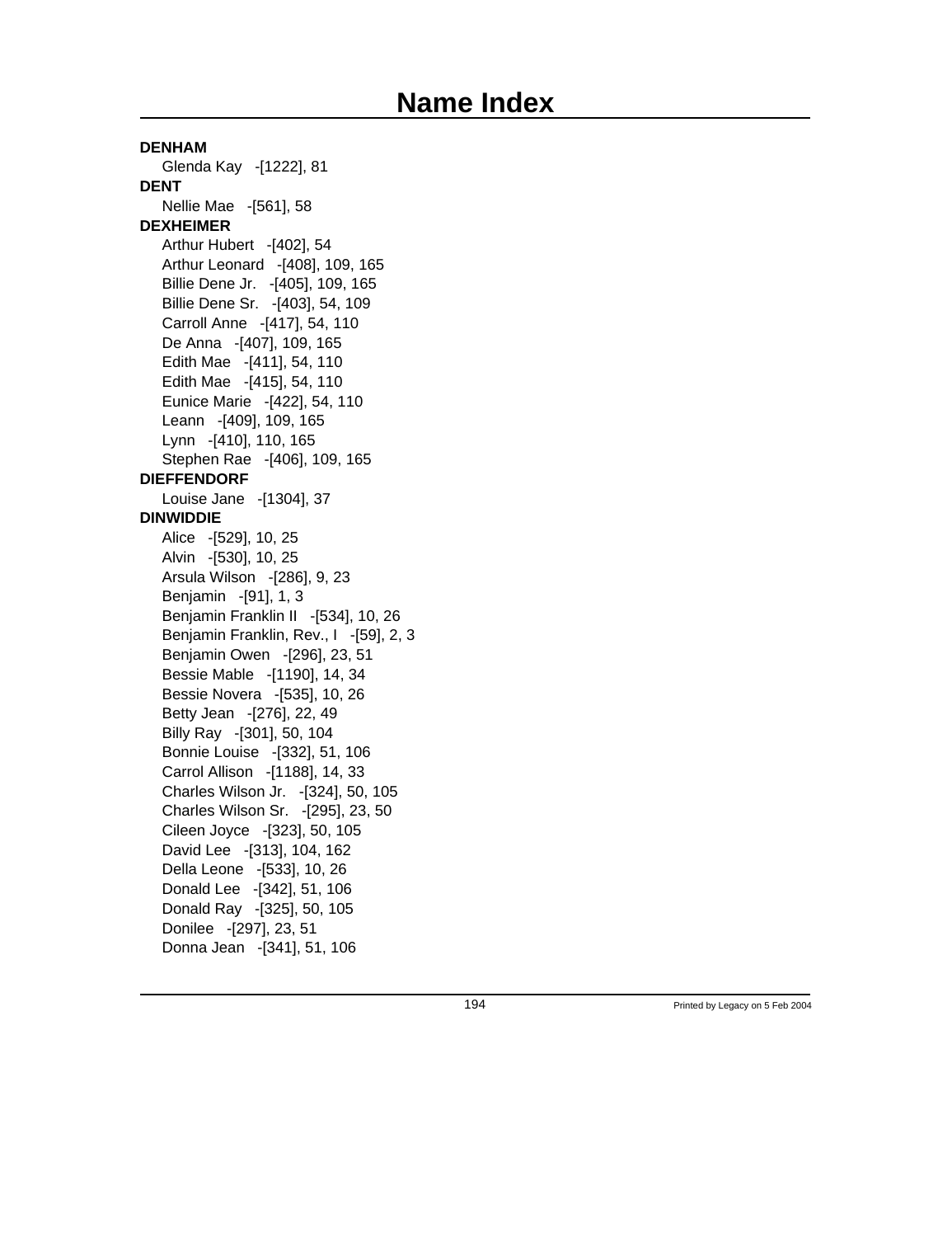# Name Index

**DENHAM**

Glenda Kay -[1222], 81

**DENT**

Nellie Mae -[561], 58

**DEXHEIMER**

Arthur Hubert -[402], 54
Arthur Leonard -[408], 109, 165
Billie Dene Jr. -[405], 109, 165
Billie Dene Sr. -[403], 54, 109
Carroll Anne -[417], 54, 110
De Anna -[407], 109, 165
Edith Mae -[411], 54, 110
Edith Mae -[415], 54, 110
Eunice Marie -[422], 54, 110
Leann -[409], 109, 165
Lynn -[410], 110, 165
Stephen Rae -[406], 109, 165

**DIEFFENDORF**

Louise Jane -[1304], 37

**DINWIDDIE**

Alice -[529], 10, 25
Alvin -[530], 10, 25
Arsula Wilson -[286], 9, 23
Benjamin -[91], 1, 3
Benjamin Franklin II -[534], 10, 26
Benjamin Franklin, Rev., I -[59], 2, 3
Benjamin Owen -[296], 23, 51
Bessie Mable -[1190], 14, 34
Bessie Novera -[535], 10, 26
Betty Jean -[276], 22, 49
Billy Ray -[301], 50, 104
Bonnie Louise -[332], 51, 106
Carrol Allison -[1188], 14, 33
Charles Wilson Jr. -[324], 50, 105
Charles Wilson Sr. -[295], 23, 50
Cileen Joyce -[323], 50, 105
David Lee -[313], 104, 162
Della Leone -[533], 10, 26
Donald Lee -[342], 51, 106
Donald Ray -[325], 50, 105
Donilee -[297], 23, 51
Donna Jean -[341], 51, 106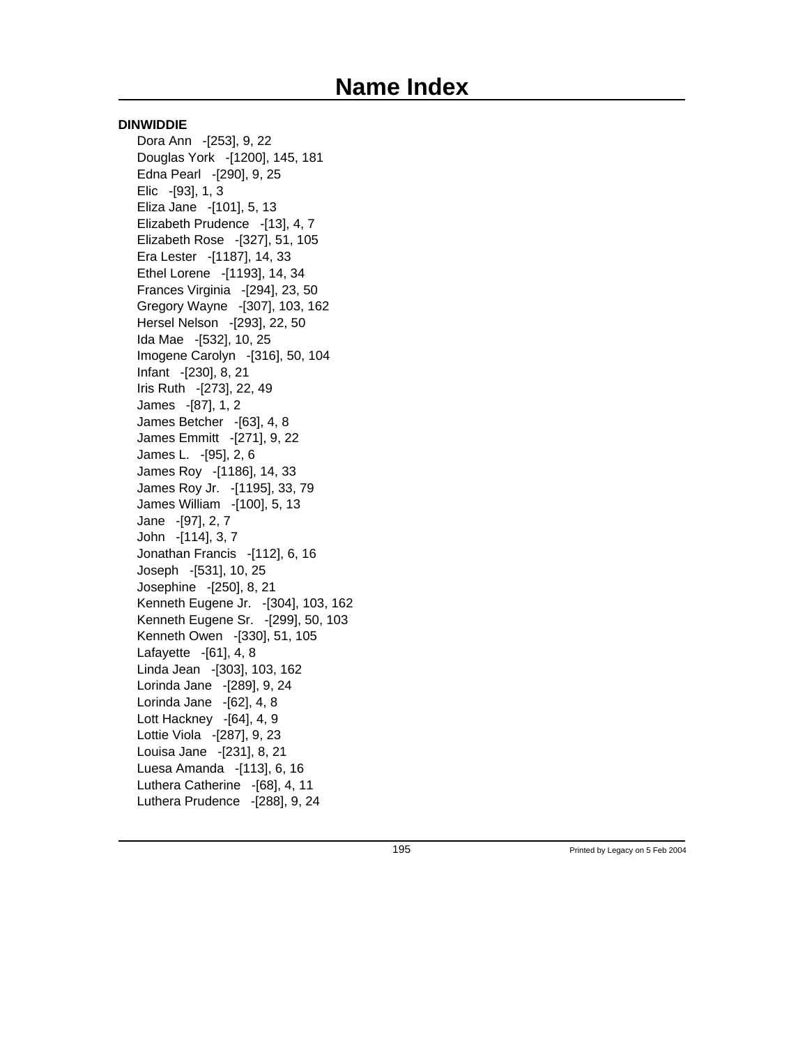# Name Index

**DINWIDDIE**

Dora Ann -[253], 9, 22
Douglas York -[1200], 145, 181
Edna Pearl -[290], 9, 25
Elic -[93], 1, 3
Eliza Jane -[101], 5, 13
Elizabeth Prudence -[13], 4, 7
Elizabeth Rose -[327], 51, 105
Era Lester -[1187], 14, 33
Ethel Lorene -[1193], 14, 34
Frances Virginia -[294], 23, 50
Gregory Wayne -[307], 103, 162
Hersel Nelson -[293], 22, 50
Ida Mae -[532], 10, 25
Imogene Carolyn -[316], 50, 104
Infant -[230], 8, 21
Iris Ruth -[273], 22, 49
James -[87], 1, 2
James Betcher -[63], 4, 8
James Emmitt -[271], 9, 22
James L. -[95], 2, 6
James Roy -[1186], 14, 33
James Roy Jr. -[1195], 33, 79
James William -[100], 5, 13
Jane -[97], 2, 7
John -[114], 3, 7
Jonathan Francis -[112], 6, 16
Joseph -[531], 10, 25
Josephine -[250], 8, 21
Kenneth Eugene Jr. -[304], 103, 162
Kenneth Eugene Sr. -[299], 50, 103
Kenneth Owen -[330], 51, 105
Lafayette -[61], 4, 8
Linda Jean -[303], 103, 162
Lorinda Jane -[289], 9, 24
Lorinda Jane -[62], 4, 8
Lott Hackney -[64], 4, 9
Lottie Viola -[287], 9, 23
Louisa Jane -[231], 8, 21
Luesa Amanda -[113], 6, 16
Luthera Catherine -[68], 4, 11
Luthera Prudence -[288], 9, 24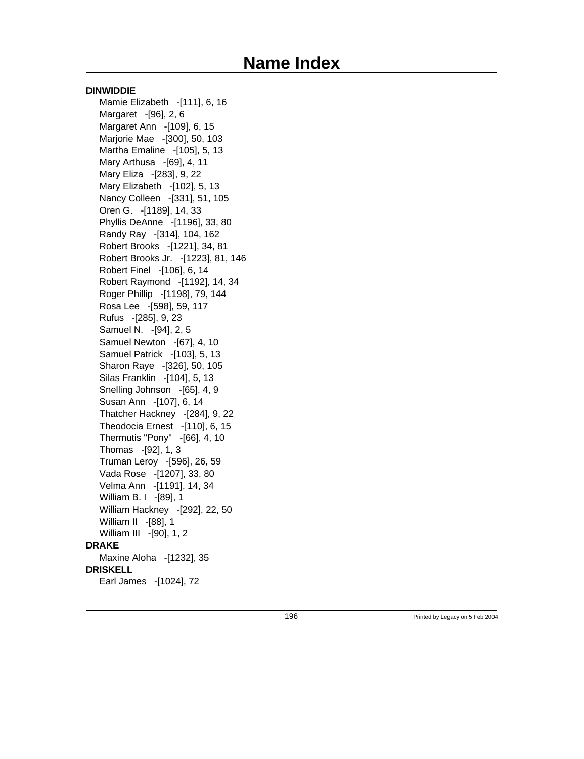# Name Index

**DINWIDDIE**

- Mamie Elizabeth -[111], 6, 16
- Margaret -[96], 2, 6
- Margaret Ann -[109], 6, 15
- Marjorie Mae -[300], 50, 103
- Martha Emaline -[105], 5, 13
- Mary Arthusa -[69], 4, 11
- Mary Eliza -[283], 9, 22
- Mary Elizabeth -[102], 5, 13
- Nancy Colleen -[331], 51, 105
- Oren G. -[1189], 14, 33
- Phyllis DeAnne -[1196], 33, 80
- Randy Ray -[314], 104, 162
- Robert Brooks -[1221], 34, 81
- Robert Brooks Jr. -[1223], 81, 146
- Robert Finel -[106], 6, 14
- Robert Raymond -[1192], 14, 34
- Roger Phillip -[1198], 79, 144
- Rosa Lee -[598], 59, 117
- Rufus -[285], 9, 23
- Samuel N. -[94], 2, 5
- Samuel Newton -[67], 4, 10
- Samuel Patrick -[103], 5, 13
- Sharon Raye -[326], 50, 105
- Silas Franklin -[104], 5, 13
- Snelling Johnson -[65], 4, 9
- Susan Ann -[107], 6, 14
- Thatcher Hackney -[284], 9, 22
- Theodocia Ernest -[110], 6, 15
- Thermutis "Pony" -[66], 4, 10
- Thomas -[92], 1, 3
- Truman Leroy -[596], 26, 59
- Vada Rose -[1207], 33, 80
- Velma Ann -[1191], 14, 34
- William B. I -[89], 1
- William Hackney -[292], 22, 50
- William II -[88], 1
- William III -[90], 1, 2

**DRAKE**

- Maxine Aloha -[1232], 35

**DRISKELL**

- Earl James -[1024], 72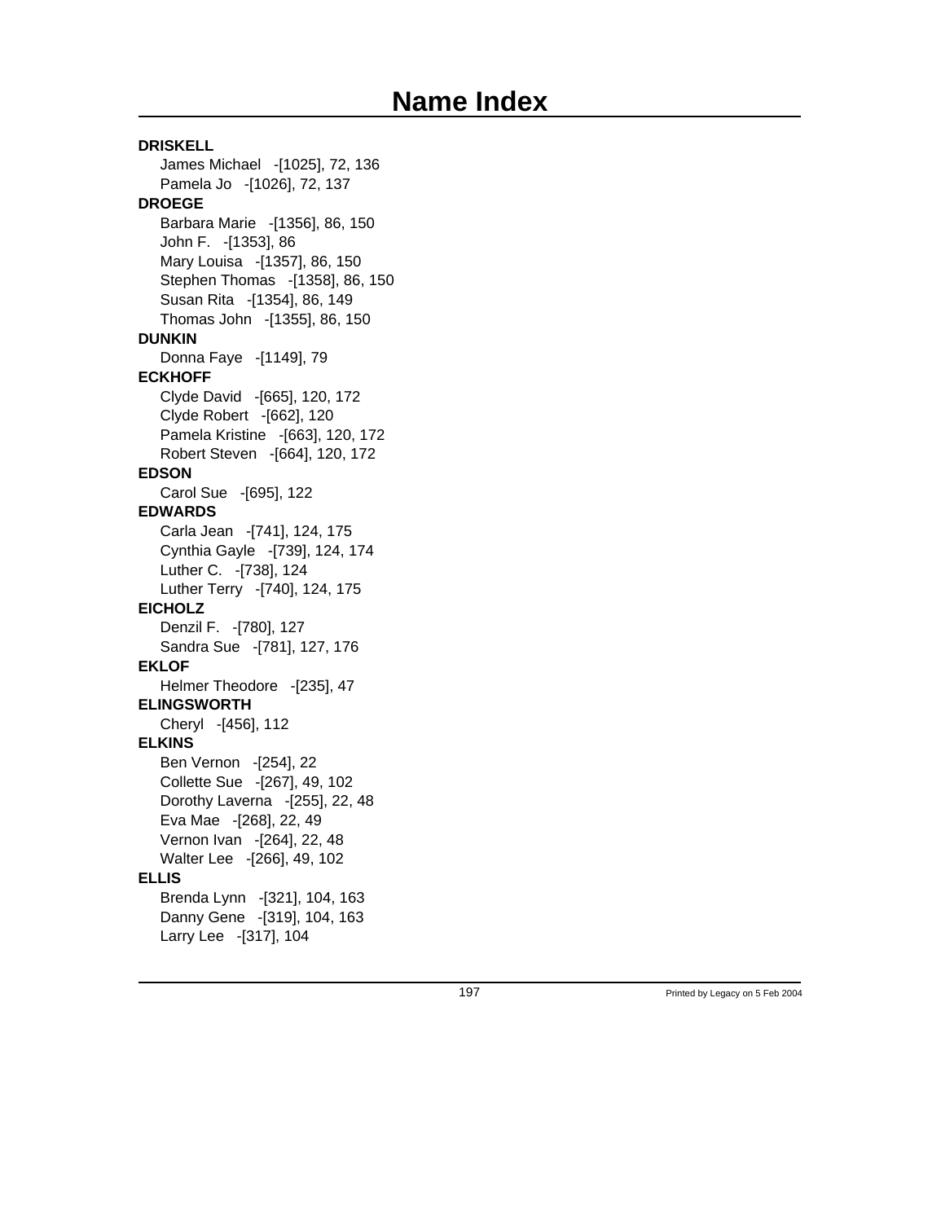# Name Index

**DRISKELL**

James Michael -[1025], 72, 136
Pamela Jo -[1026], 72, 137

**DROEGE**

Barbara Marie -[1356], 86, 150
John F. -[1353], 86
Mary Louisa -[1357], 86, 150
Stephen Thomas -[1358], 86, 150
Susan Rita -[1354], 86, 149
Thomas John -[1355], 86, 150

**DUNKIN**

Donna Faye -[1149], 79

**ECKHOFF**

Clyde David -[665], 120, 172
Clyde Robert -[662], 120
Pamela Kristine -[663], 120, 172
Robert Steven -[664], 120, 172

**EDSON**

Carol Sue -[695], 122

**EDWARDS**

Carla Jean -[741], 124, 175
Cynthia Gayle -[739], 124, 174
Luther C. -[738], 124
Luther Terry -[740], 124, 175

**EICHOLZ**

Denzil F. -[780], 127
Sandra Sue -[781], 127, 176

**EKLOF**

Helmer Theodore -[235], 47

**ELINGSWORTH**

Cheryl -[456], 112

**ELKINS**

Ben Vernon -[254], 22
Collette Sue -[267], 49, 102
Dorothy Laverna -[255], 22, 48
Eva Mae -[268], 22, 49
Vernon Ivan -[264], 22, 48
Walter Lee -[266], 49, 102

**ELLIS**

Brenda Lynn -[321], 104, 163
Danny Gene -[319], 104, 163
Larry Lee -[317], 104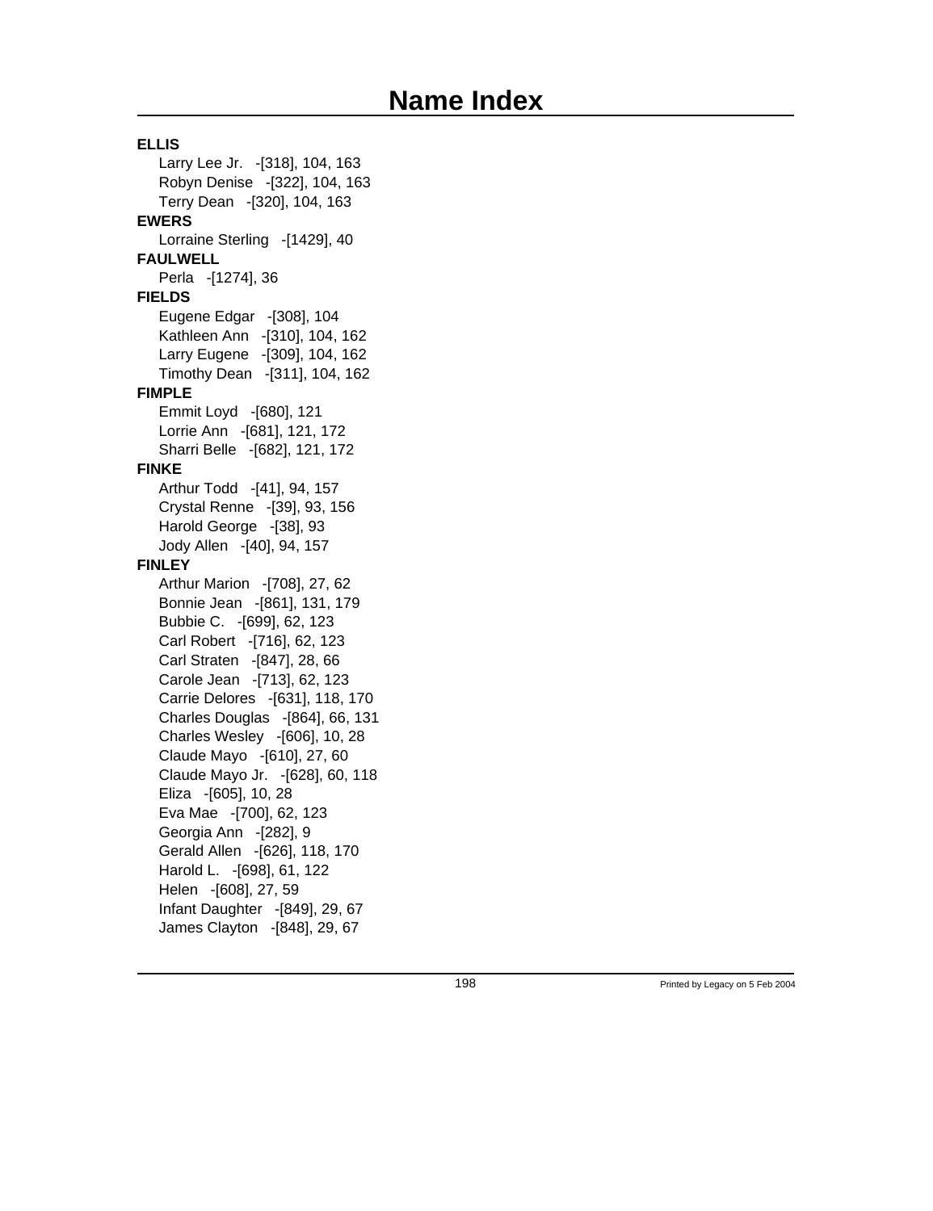# Name Index

**ELLIS**

Larry Lee Jr. -[318], 104, 163
Robyn Denise -[322], 104, 163
Terry Dean -[320], 104, 163

**EWERS**

Lorraine Sterling -[1429], 40

**FAULWELL**

Perla -[1274], 36

**FIELDS**

Eugene Edgar -[308], 104
Kathleen Ann -[310], 104, 162
Larry Eugene -[309], 104, 162
Timothy Dean -[311], 104, 162

**FIMPLE**

Emmit Loyd -[680], 121
Lorrie Ann -[681], 121, 172
Sharri Belle -[682], 121, 172

**FINKE**

Arthur Todd -[41], 94, 157
Crystal Renne -[39], 93, 156
Harold George -[38], 93
Jody Allen -[40], 94, 157

**FINLEY**

Arthur Marion -[708], 27, 62
Bonnie Jean -[861], 131, 179
Bubbie C. -[699], 62, 123
Carl Robert -[716], 62, 123
Carl Straten -[847], 28, 66
Carole Jean -[713], 62, 123
Carrie Delores -[631], 118, 170
Charles Douglas -[864], 66, 131
Charles Wesley -[606], 10, 28
Claude Mayo -[610], 27, 60
Claude Mayo Jr. -[628], 60, 118
Eliza -[605], 10, 28
Eva Mae -[700], 62, 123
Georgia Ann -[282], 9
Gerald Allen -[626], 118, 170
Harold L. -[698], 61, 122
Helen -[608], 27, 59
Infant Daughter -[849], 29, 67
James Clayton -[848], 29, 67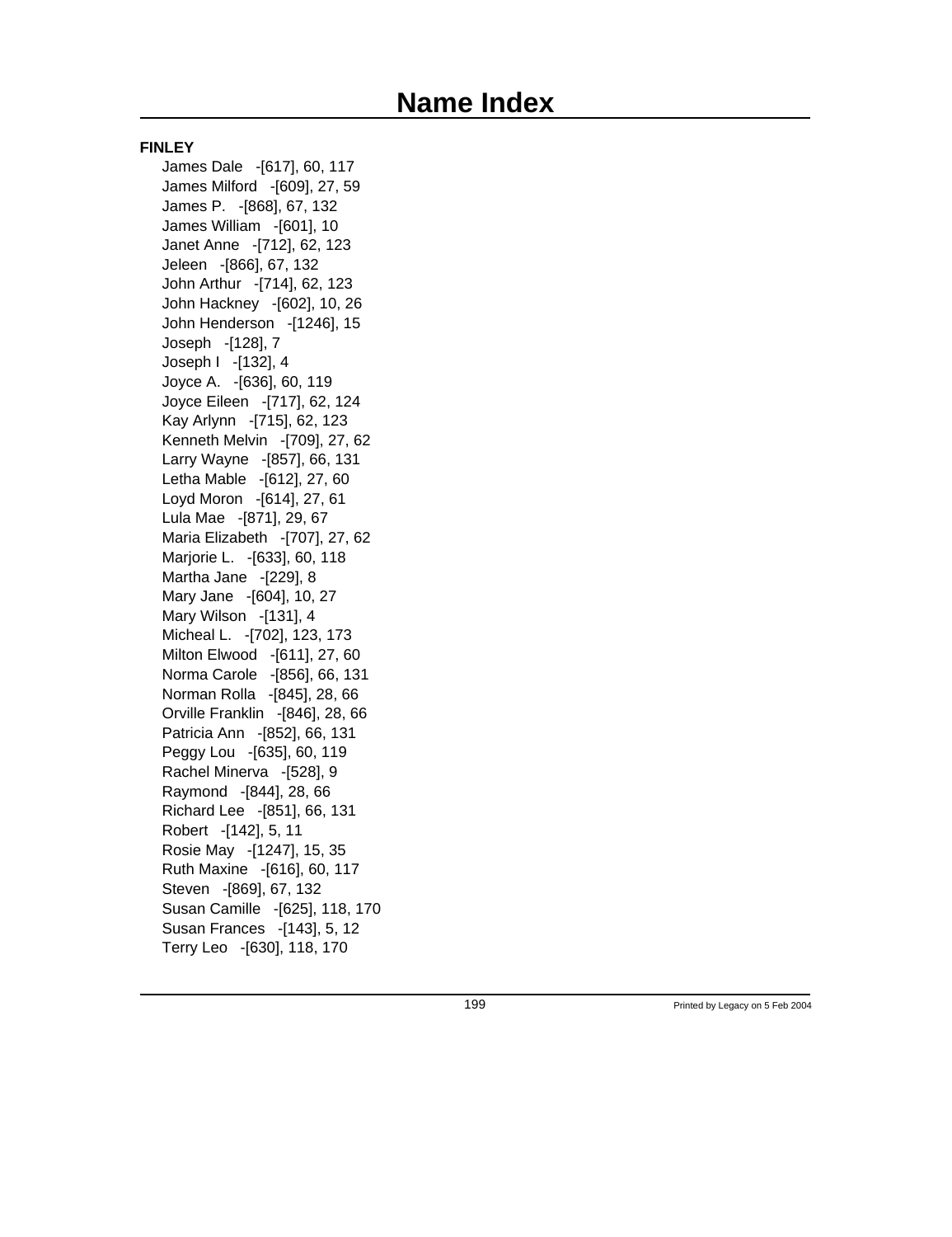# Name Index

**FINLEY**

James Dale -[617], 60, 117
James Milford -[609], 27, 59
James P. -[868], 67, 132
James William -[601], 10
Janet Anne -[712], 62, 123
Jeleen -[866], 67, 132
John Arthur -[714], 62, 123
John Hackney -[602], 10, 26
John Henderson -[1246], 15
Joseph -[128], 7
Joseph I -[132], 4
Joyce A. -[636], 60, 119
Joyce Eileen -[717], 62, 124
Kay Arlynn -[715], 62, 123
Kenneth Melvin -[709], 27, 62
Larry Wayne -[857], 66, 131
Letha Mable -[612], 27, 60
Loyd Moron -[614], 27, 61
Lula Mae -[871], 29, 67
Maria Elizabeth -[707], 27, 62
Marjorie L. -[633], 60, 118
Martha Jane -[229], 8
Mary Jane -[604], 10, 27
Mary Wilson -[131], 4
Micheal L. -[702], 123, 173
Milton Elwood -[611], 27, 60
Norma Carole -[856], 66, 131
Norman Rolla -[845], 28, 66
Orville Franklin -[846], 28, 66
Patricia Ann -[852], 66, 131
Peggy Lou -[635], 60, 119
Rachel Minerva -[528], 9
Raymond -[844], 28, 66
Richard Lee -[851], 66, 131
Robert -[142], 5, 11
Rosie May -[1247], 15, 35
Ruth Maxine -[616], 60, 117
Steven -[869], 67, 132
Susan Camille -[625], 118, 170
Susan Frances -[143], 5, 12
Terry Leo -[630], 118, 170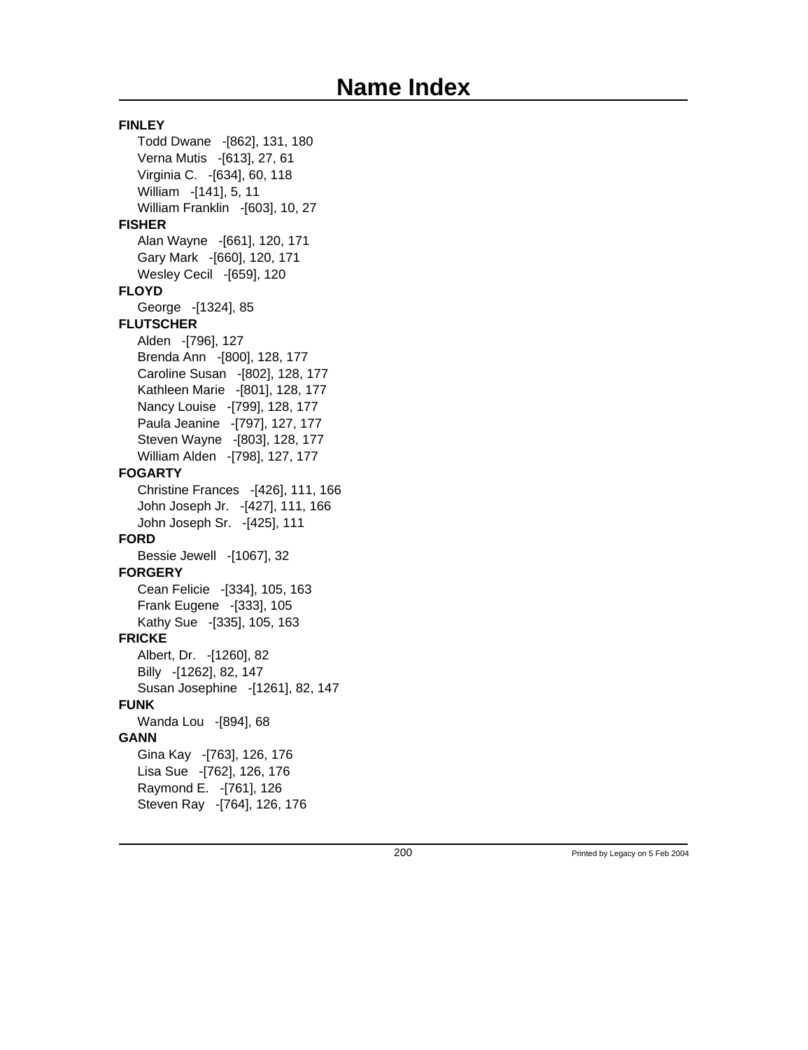# Name Index

**FINLEY**

Todd Dwane -[862], 131, 180
Verna Mutis -[613], 27, 61
Virginia C. -[634], 60, 118
William -[141], 5, 11
William Franklin -[603], 10, 27

**FISHER**

Alan Wayne -[661], 120, 171
Gary Mark -[660], 120, 171
Wesley Cecil -[659], 120

**FLOYD**

George -[1324], 85

**FLUTSCHER**

Alden -[796], 127
Brenda Ann -[800], 128, 177
Caroline Susan -[802], 128, 177
Kathleen Marie -[801], 128, 177
Nancy Louise -[799], 128, 177
Paula Jeanine -[797], 127, 177
Steven Wayne -[803], 128, 177
William Alden -[798], 127, 177

**FOGARTY**

Christine Frances -[426], 111, 166
John Joseph Jr. -[427], 111, 166
John Joseph Sr. -[425], 111

**FORD**

Bessie Jewell -[1067], 32

**FORGERY**

Cean Felicie -[334], 105, 163
Frank Eugene -[333], 105
Kathy Sue -[335], 105, 163

**FRICKE**

Albert, Dr. -[1260], 82
Billy -[1262], 82, 147
Susan Josephine -[1261], 82, 147

**FUNK**

Wanda Lou -[894], 68

**GANN**

Gina Kay -[763], 126, 176
Lisa Sue -[762], 126, 176
Raymond E. -[761], 126
Steven Ray -[764], 126, 176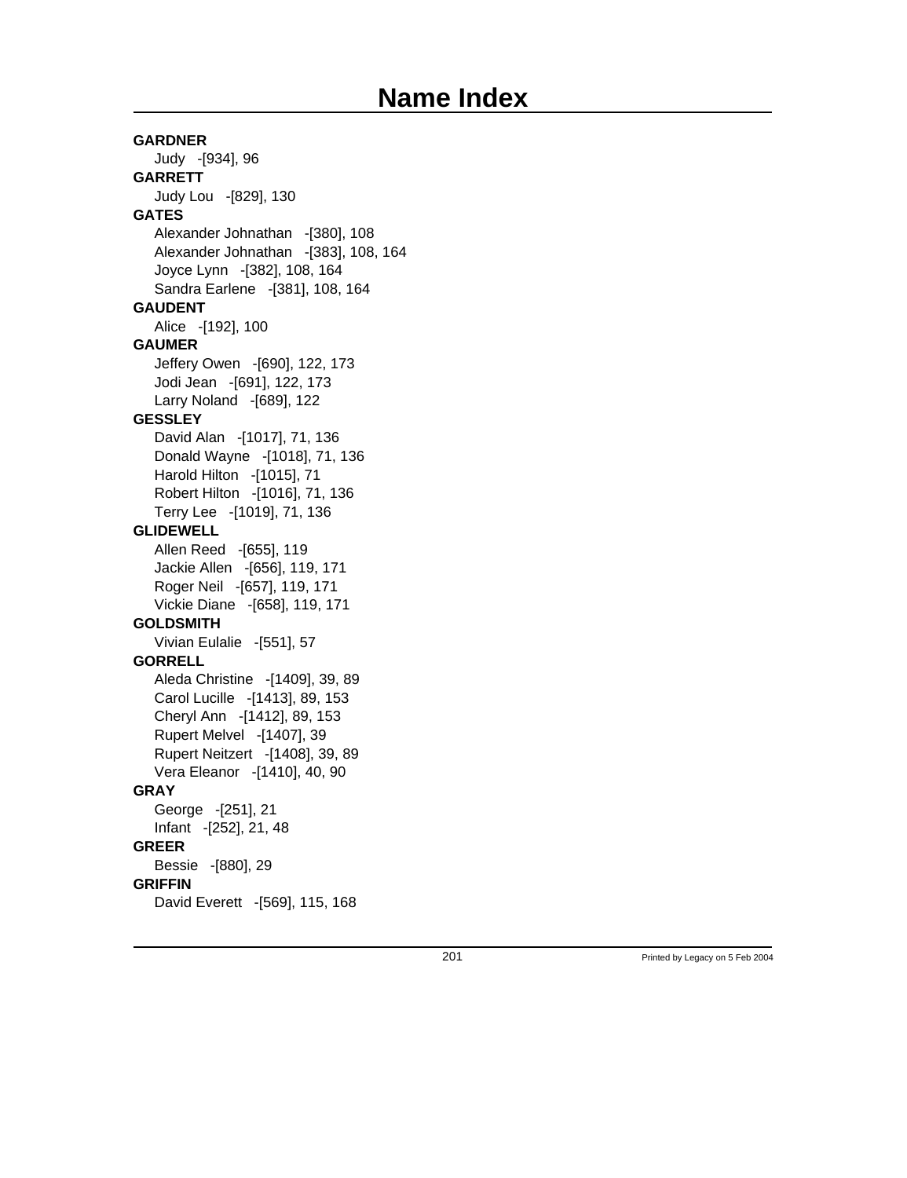# Name Index

**GARDNER**

Judy -[934], 96

**GARRETT**

Judy Lou -[829], 130

**GATES**

Alexander Johnathan -[380], 108
Alexander Johnathan -[383], 108, 164
Joyce Lynn -[382], 108, 164
Sandra Earlene -[381], 108, 164

**GAUDENT**

Alice -[192], 100

**GAUMER**

Jeffery Owen -[690], 122, 173
Jodi Jean -[691], 122, 173
Larry Noland -[689], 122

**GESSLEY**

David Alan -[1017], 71, 136
Donald Wayne -[1018], 71, 136
Harold Hilton -[1015], 71
Robert Hilton -[1016], 71, 136
Terry Lee -[1019], 71, 136

**GLIDEWELL**

Allen Reed -[655], 119
Jackie Allen -[656], 119, 171
Roger Neil -[657], 119, 171
Vickie Diane -[658], 119, 171

**GOLDSMITH**

Vivian Eulalie -[551], 57

**GORRELL**

Aleda Christine -[1409], 39, 89
Carol Lucille -[1413], 89, 153
Cheryl Ann -[1412], 89, 153
Rupert Melvel -[1407], 39
Rupert Neitzert -[1408], 39, 89
Vera Eleanor -[1410], 40, 90

**GRAY**

George -[251], 21
Infant -[252], 21, 48

**GREER**

Bessie -[880], 29

**GRIFFIN**

David Everett -[569], 115, 168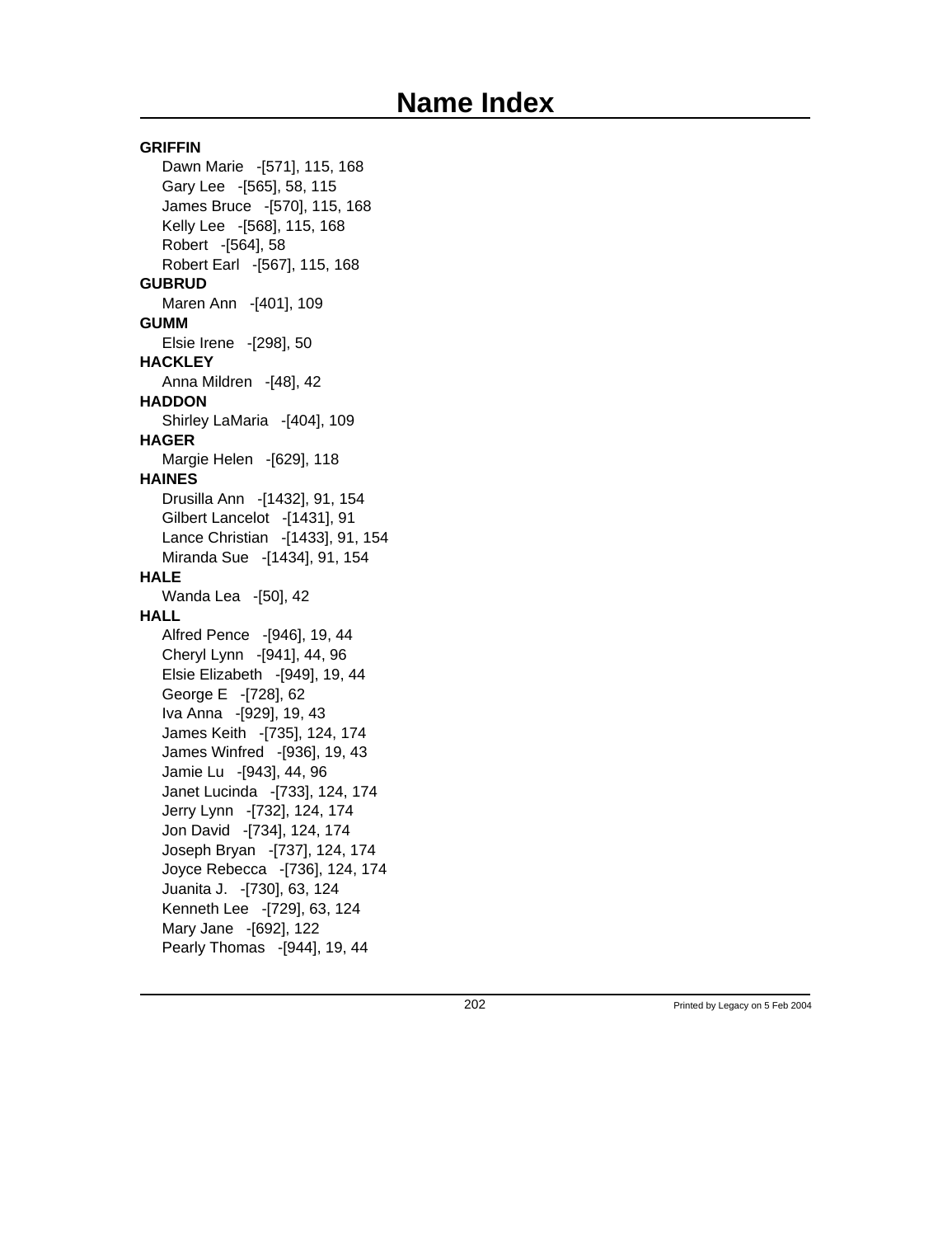# Name Index

**GRIFFIN**

Dawn Marie -[571], 115, 168
Gary Lee -[565], 58, 115
James Bruce -[570], 115, 168
Kelly Lee -[568], 115, 168
Robert -[564], 58
Robert Earl -[567], 115, 168

**GUBRUD**

Maren Ann -[401], 109

**GUMM**

Elsie Irene -[298], 50

**HACKLEY**

Anna Mildren -[48], 42

**HADDON**

Shirley LaMaria -[404], 109

**HAGER**

Margie Helen -[629], 118

**HAINES**

Drusilla Ann -[1432], 91, 154
Gilbert Lancelot -[1431], 91
Lance Christian -[1433], 91, 154
Miranda Sue -[1434], 91, 154

**HALE**

Wanda Lea -[50], 42

**HALL**

Alfred Pence -[946], 19, 44
Cheryl Lynn -[941], 44, 96
Elsie Elizabeth -[949], 19, 44
George E -[728], 62
Iva Anna -[929], 19, 43
James Keith -[735], 124, 174
James Winfred -[936], 19, 43
Jamie Lu -[943], 44, 96
Janet Lucinda -[733], 124, 174
Jerry Lynn -[732], 124, 174
Jon David -[734], 124, 174
Joseph Bryan -[737], 124, 174
Joyce Rebecca -[736], 124, 174
Juanita J. -[730], 63, 124
Kenneth Lee -[729], 63, 124
Mary Jane -[692], 122
Pearly Thomas -[944], 19, 44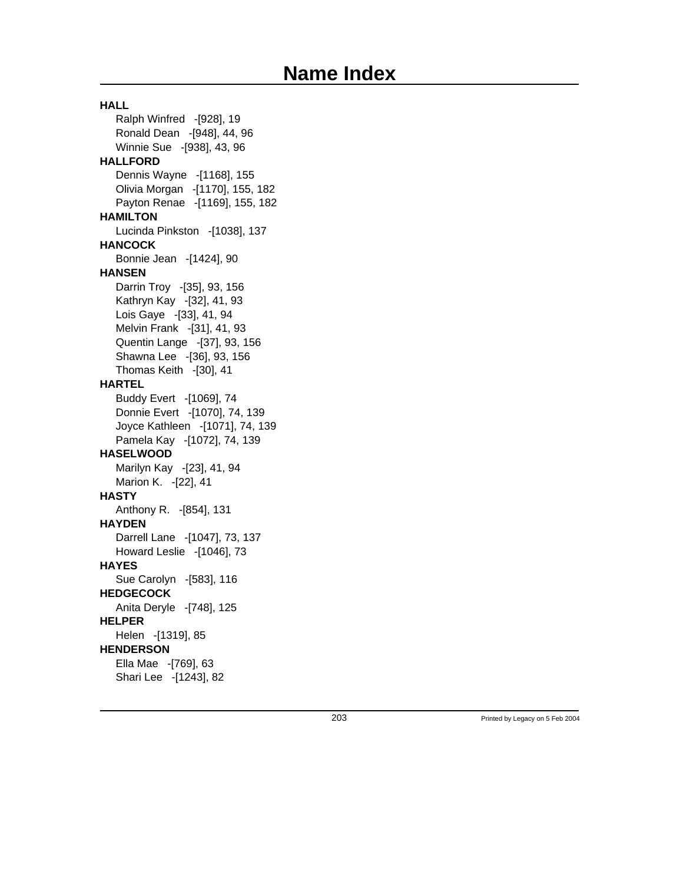# Name Index

**HALL**

Ralph Winfred -[928], 19
Ronald Dean -[948], 44, 96
Winnie Sue -[938], 43, 96

**HALLFORD**

Dennis Wayne -[1168], 155
Olivia Morgan -[1170], 155, 182
Payton Renae -[1169], 155, 182

**HAMILTON**

Lucinda Pinkston -[1038], 137

**HANCOCK**

Bonnie Jean -[1424], 90

**HANSEN**

Darrin Troy -[35], 93, 156
Kathryn Kay -[32], 41, 93
Lois Gaye -[33], 41, 94
Melvin Frank -[31], 41, 93
Quentin Lange -[37], 93, 156
Shawna Lee -[36], 93, 156
Thomas Keith -[30], 41

**HARTEL**

Buddy Evert -[1069], 74
Donnie Evert -[1070], 74, 139
Joyce Kathleen -[1071], 74, 139
Pamela Kay -[1072], 74, 139

**HASELWOOD**

Marilyn Kay -[23], 41, 94
Marion K. -[22], 41

**HASTY**

Anthony R. -[854], 131

**HAYDEN**

Darrell Lane -[1047], 73, 137
Howard Leslie -[1046], 73

**HAYES**

Sue Carolyn -[583], 116

**HEDGECOCK**

Anita Deryle -[748], 125

**HELPER**

Helen -[1319], 85

**HENDERSON**

Ella Mae -[769], 63
Shari Lee -[1243], 82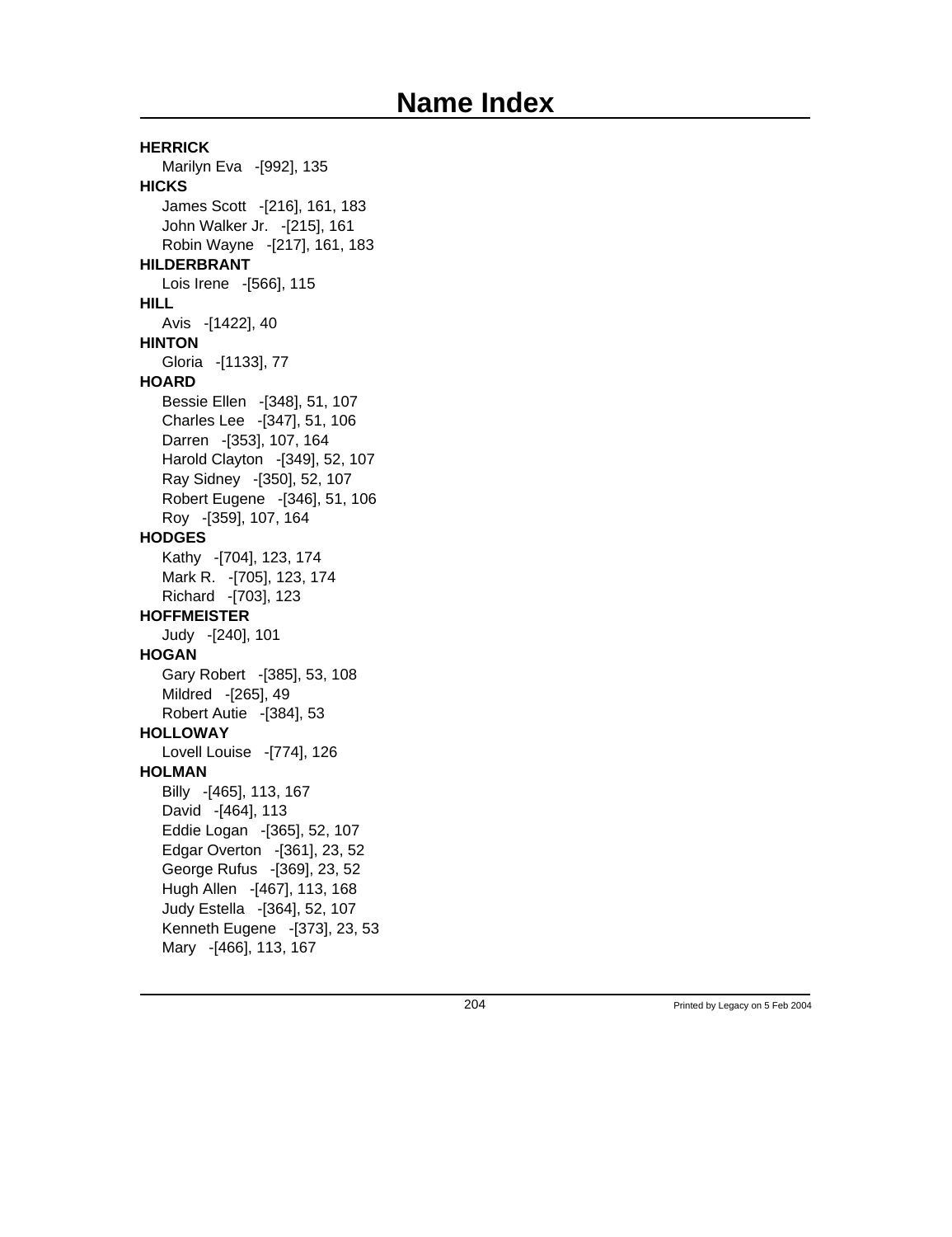# Name Index

**HERRICK**
Marilyn Eva -[992], 135

**HICKS**
James Scott -[216], 161, 183
John Walker Jr. -[215], 161
Robin Wayne -[217], 161, 183

**HILDERBRANT**
Lois Irene -[566], 115

**HILL**
Avis -[1422], 40

**HINTON**
Gloria -[1133], 77

**HOARD**
Bessie Ellen -[348], 51, 107
Charles Lee -[347], 51, 106
Darren -[353], 107, 164
Harold Clayton -[349], 52, 107
Ray Sidney -[350], 52, 107
Robert Eugene -[346], 51, 106
Roy -[359], 107, 164

**HODGES**
Kathy -[704], 123, 174
Mark R. -[705], 123, 174
Richard -[703], 123

**HOFFMEISTER**
Judy -[240], 101

**HOGAN**
Gary Robert -[385], 53, 108
Mildred -[265], 49
Robert Autie -[384], 53

**HOLLOWAY**
Lovell Louise -[774], 126

**HOLMAN**
Billy -[465], 113, 167
David -[464], 113
Eddie Logan -[365], 52, 107
Edgar Overton -[361], 23, 52
George Rufus -[369], 23, 52
Hugh Allen -[467], 113, 168
Judy Estella -[364], 52, 107
Kenneth Eugene -[373], 23, 53
Mary -[466], 113, 167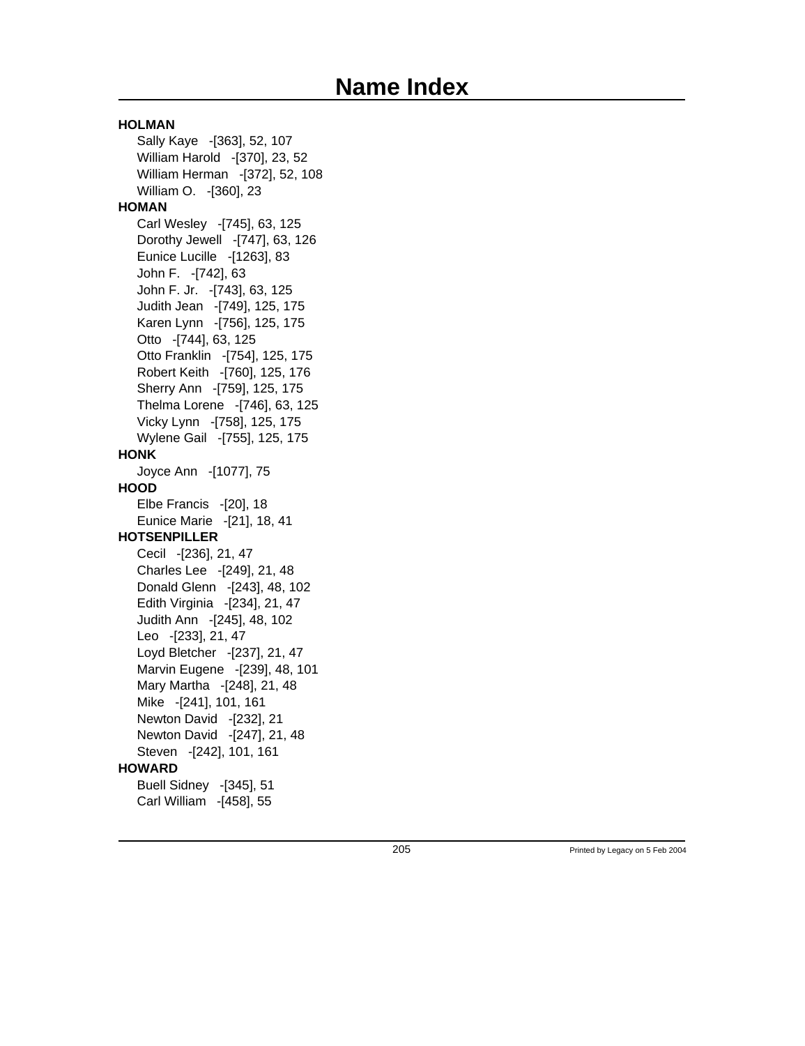# Name Index

**HOLMAN**

- Sally Kaye -[363], 52, 107
- William Harold -[370], 23, 52
- William Herman -[372], 52, 108
- William O. -[360], 23

**HOMAN**

- Carl Wesley -[745], 63, 125
- Dorothy Jewell -[747], 63, 126
- Eunice Lucille -[1263], 83
- John F. -[742], 63
- John F. Jr. -[743], 63, 125
- Judith Jean -[749], 125, 175
- Karen Lynn -[756], 125, 175
- Otto -[744], 63, 125
- Otto Franklin -[754], 125, 175
- Robert Keith -[760], 125, 176
- Sherry Ann -[759], 125, 175
- Thelma Lorene -[746], 63, 125
- Vicky Lynn -[758], 125, 175
- Wylene Gail -[755], 125, 175

**HONK**

- Joyce Ann -[1077], 75

**HOOD**

- Elbe Francis -[20], 18
- Eunice Marie -[21], 18, 41

**HOTSENPILLER**

- Cecil -[236], 21, 47
- Charles Lee -[249], 21, 48
- Donald Glenn -[243], 48, 102
- Edith Virginia -[234], 21, 47
- Judith Ann -[245], 48, 102
- Leo -[233], 21, 47
- Loyd Bletcher -[237], 21, 47
- Marvin Eugene -[239], 48, 101
- Mary Martha -[248], 21, 48
- Mike -[241], 101, 161
- Newton David -[232], 21
- Newton David -[247], 21, 48
- Steven -[242], 101, 161

**HOWARD**

- Buell Sidney -[345], 51
- Carl William -[458], 55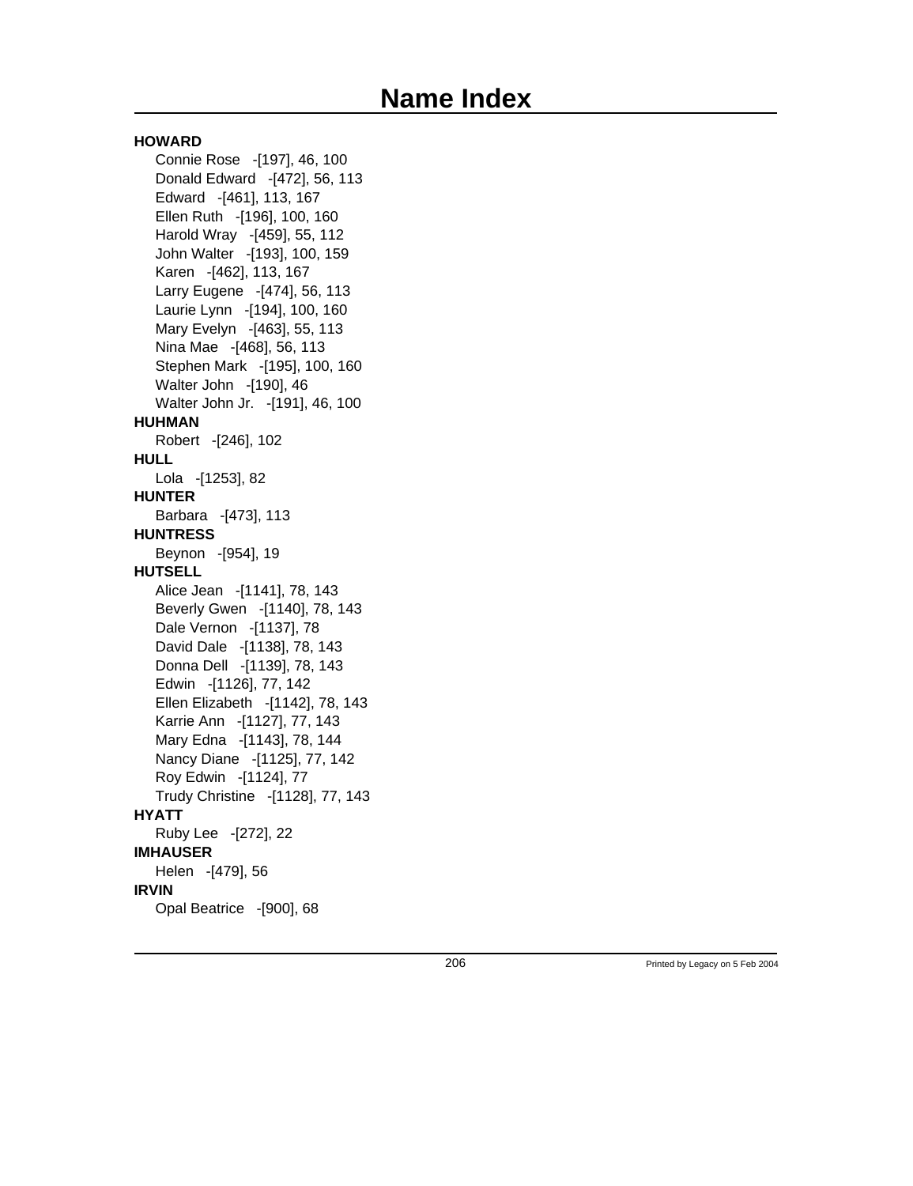# Name Index

**HOWARD**

Connie Rose -[197], 46, 100
Donald Edward -[472], 56, 113
Edward -[461], 113, 167
Ellen Ruth -[196], 100, 160
Harold Wray -[459], 55, 112
John Walter -[193], 100, 159
Karen -[462], 113, 167
Larry Eugene -[474], 56, 113
Laurie Lynn -[194], 100, 160
Mary Evelyn -[463], 55, 113
Nina Mae -[468], 56, 113
Stephen Mark -[195], 100, 160
Walter John -[190], 46
Walter John Jr. -[191], 46, 100

**HUHMAN**

Robert -[246], 102

**HULL**

Lola -[1253], 82

**HUNTER**

Barbara -[473], 113

**HUNTRESS**

Beynon -[954], 19

**HUTSELL**

Alice Jean -[1141], 78, 143
Beverly Gwen -[1140], 78, 143
Dale Vernon -[1137], 78
David Dale -[1138], 78, 143
Donna Dell -[1139], 78, 143
Edwin -[1126], 77, 142
Ellen Elizabeth -[1142], 78, 143
Karrie Ann -[1127], 77, 143
Mary Edna -[1143], 78, 144
Nancy Diane -[1125], 77, 142
Roy Edwin -[1124], 77
Trudy Christine -[1128], 77, 143

**HYATT**

Ruby Lee -[272], 22

**IMHAUSER**

Helen -[479], 56

**IRVIN**

Opal Beatrice -[900], 68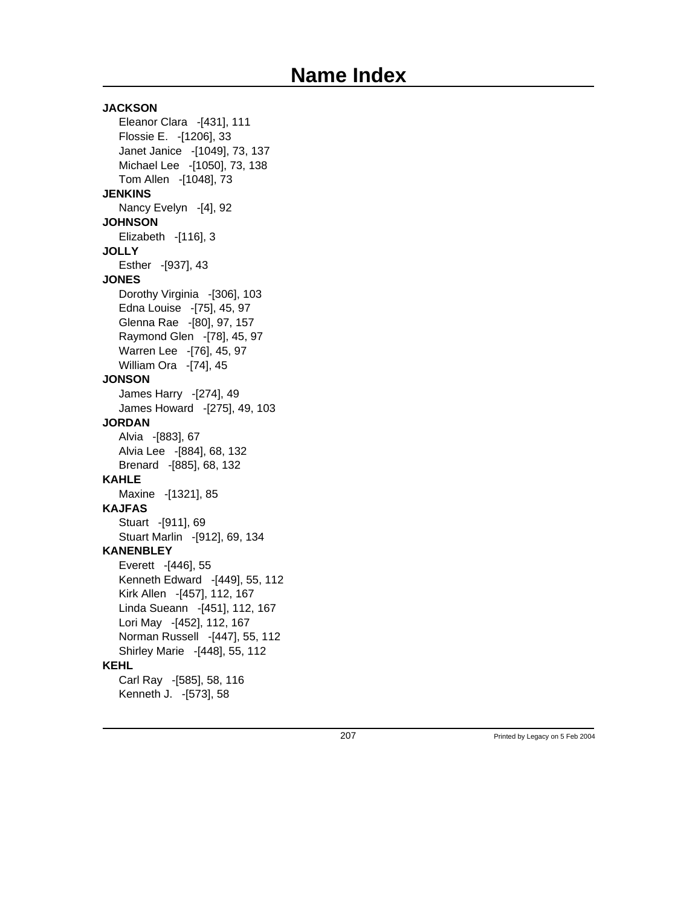# Name Index

**JACKSON**

Eleanor Clara -[431], 111
Flossie E. -[1206], 33
Janet Janice -[1049], 73, 137
Michael Lee -[1050], 73, 138
Tom Allen -[1048], 73

**JENKINS**

Nancy Evelyn -[4], 92

**JOHNSON**

Elizabeth -[116], 3

**JOLLY**

Esther -[937], 43

**JONES**

Dorothy Virginia -[306], 103
Edna Louise -[75], 45, 97
Glenna Rae -[80], 97, 157
Raymond Glen -[78], 45, 97
Warren Lee -[76], 45, 97
William Ora -[74], 45

**JONSON**

James Harry -[274], 49
James Howard -[275], 49, 103

**JORDAN**

Alvia -[883], 67
Alvia Lee -[884], 68, 132
Brenard -[885], 68, 132

**KAHLE**

Maxine -[1321], 85

**KAJFAS**

Stuart -[911], 69
Stuart Marlin -[912], 69, 134

**KANENBLEY**

Everett -[446], 55
Kenneth Edward -[449], 55, 112
Kirk Allen -[457], 112, 167
Linda Sueann -[451], 112, 167
Lori May -[452], 112, 167
Norman Russell -[447], 55, 112
Shirley Marie -[448], 55, 112

**KEHL**

Carl Ray -[585], 58, 116
Kenneth J. -[573], 58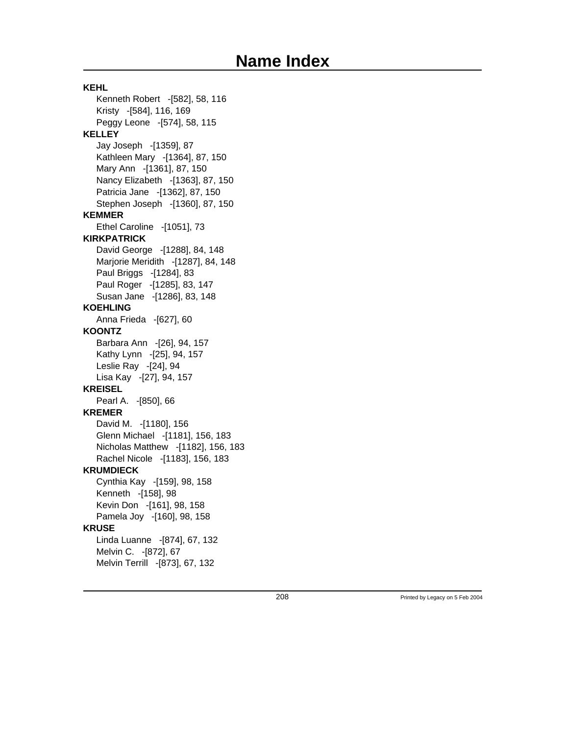# Name Index

**KEHL**

Kenneth Robert -[582], 58, 116
Kristy -[584], 116, 169
Peggy Leone -[574], 58, 115

**KELLEY**

Jay Joseph -[1359], 87
Kathleen Mary -[1364], 87, 150
Mary Ann -[1361], 87, 150
Nancy Elizabeth -[1363], 87, 150
Patricia Jane -[1362], 87, 150
Stephen Joseph -[1360], 87, 150

**KEMMER**

Ethel Caroline -[1051], 73

**KIRKPATRICK**

David George -[1288], 84, 148
Marjorie Meridith -[1287], 84, 148
Paul Briggs -[1284], 83
Paul Roger -[1285], 83, 147
Susan Jane -[1286], 83, 148

**KOEHLING**

Anna Frieda -[627], 60

**KOONTZ**

Barbara Ann -[26], 94, 157
Kathy Lynn -[25], 94, 157
Leslie Ray -[24], 94
Lisa Kay -[27], 94, 157

**KREISEL**

Pearl A. -[850], 66

**KREMER**

David M. -[1180], 156
Glenn Michael -[1181], 156, 183
Nicholas Matthew -[1182], 156, 183
Rachel Nicole -[1183], 156, 183

**KRUMDIECK**

Cynthia Kay -[159], 98, 158
Kenneth -[158], 98
Kevin Don -[161], 98, 158
Pamela Joy -[160], 98, 158

**KRUSE**

Linda Luanne -[874], 67, 132
Melvin C. -[872], 67
Melvin Terrill -[873], 67, 132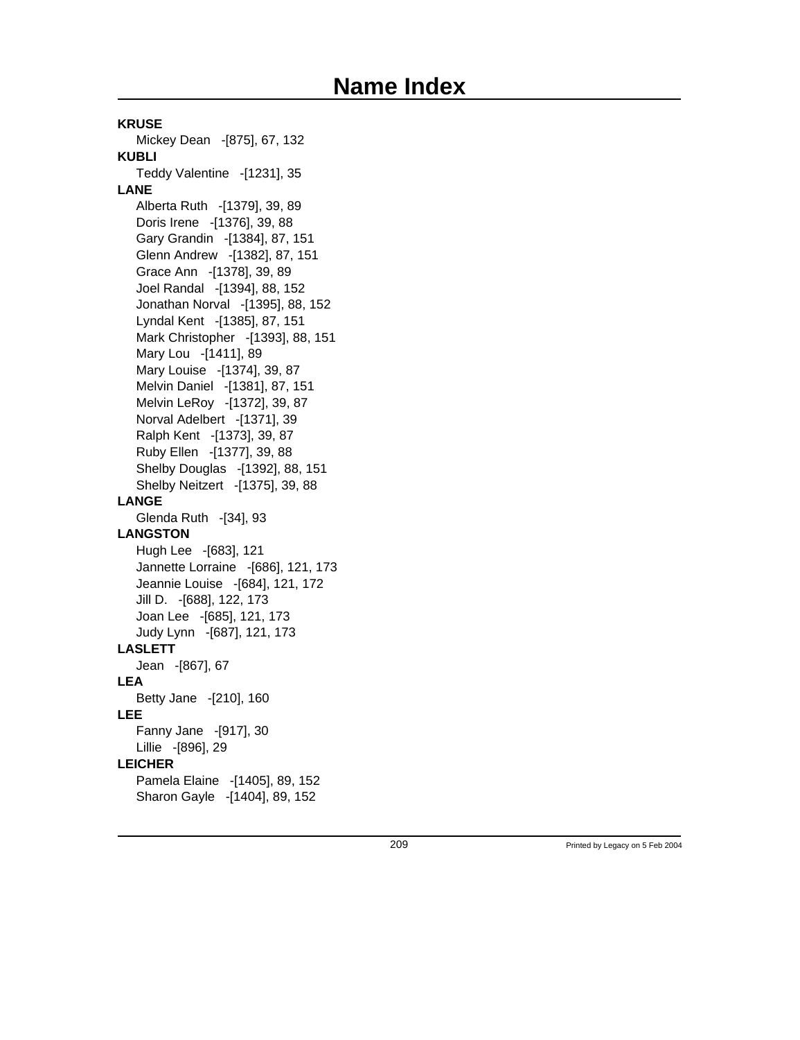# Name Index

**KRUSE**
Mickey Dean -[875], 67, 132

**KUBLI**
Teddy Valentine -[1231], 35

**LANE**
Alberta Ruth -[1379], 39, 89
Doris Irene -[1376], 39, 88
Gary Grandin -[1384], 87, 151
Glenn Andrew -[1382], 87, 151
Grace Ann -[1378], 39, 89
Joel Randal -[1394], 88, 152
Jonathan Norval -[1395], 88, 152
Lyndal Kent -[1385], 87, 151
Mark Christopher -[1393], 88, 151
Mary Lou -[1411], 89
Mary Louise -[1374], 39, 87
Melvin Daniel -[1381], 87, 151
Melvin LeRoy -[1372], 39, 87
Norval Adelbert -[1371], 39
Ralph Kent -[1373], 39, 87
Ruby Ellen -[1377], 39, 88
Shelby Douglas -[1392], 88, 151
Shelby Neitzert -[1375], 39, 88

**LANGE**
Glenda Ruth -[34], 93

**LANGSTON**
Hugh Lee -[683], 121
Jannette Lorraine -[686], 121, 173
Jeannie Louise -[684], 121, 172
Jill D. -[688], 122, 173
Joan Lee -[685], 121, 173
Judy Lynn -[687], 121, 173

**LASLETT**
Jean -[867], 67

**LEA**
Betty Jane -[210], 160

**LEE**
Fanny Jane -[917], 30
Lillie -[896], 29

**LEICHER**
Pamela Elaine -[1405], 89, 152
Sharon Gayle -[1404], 89, 152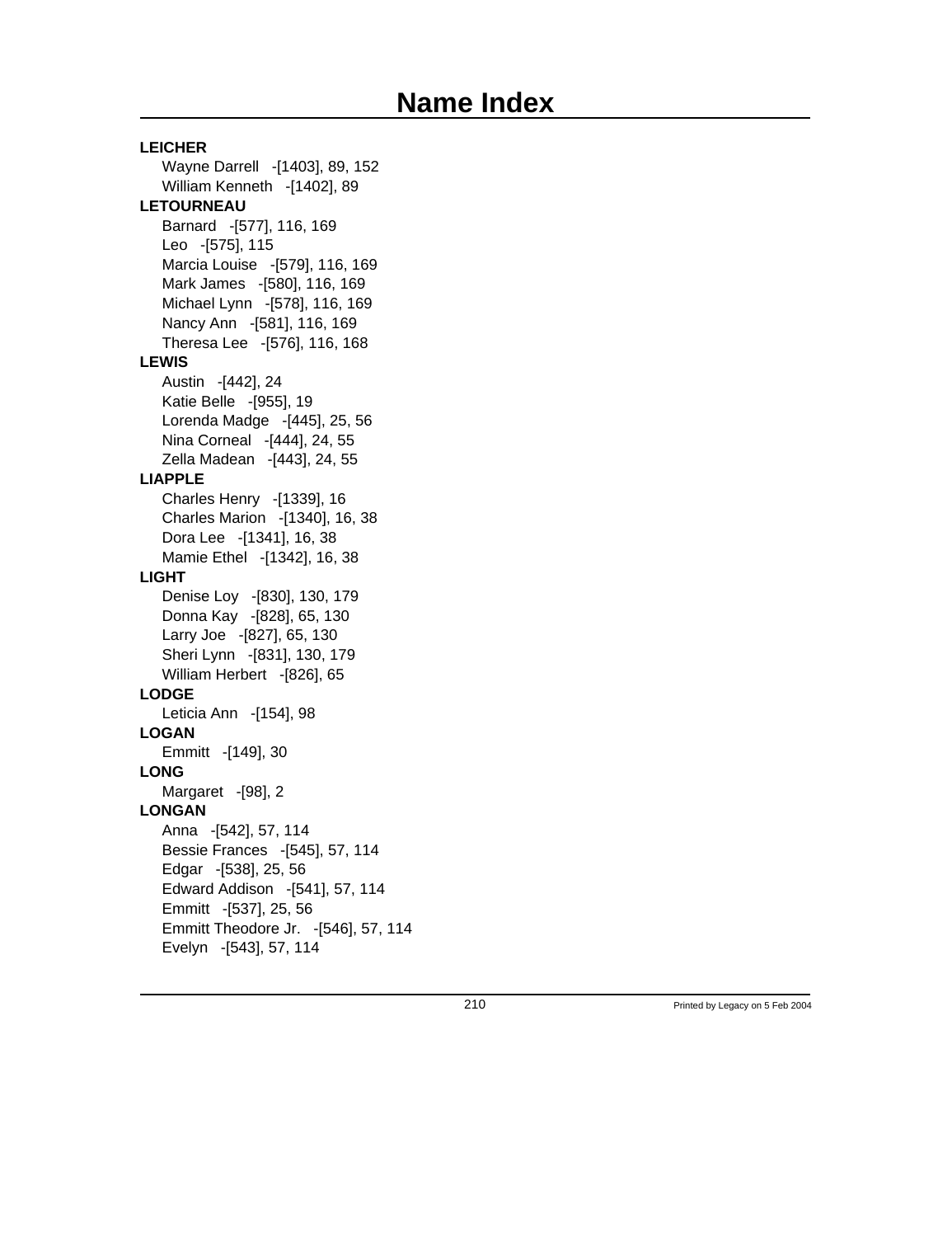# Name Index

**LEICHER**

Wayne Darrell -[1403], 89, 152
William Kenneth -[1402], 89

**LETOURNEAU**

Barnard -[577], 116, 169
Leo -[575], 115
Marcia Louise -[579], 116, 169
Mark James -[580], 116, 169
Michael Lynn -[578], 116, 169
Nancy Ann -[581], 116, 169
Theresa Lee -[576], 116, 168

**LEWIS**

Austin -[442], 24
Katie Belle -[955], 19
Lorenda Madge -[445], 25, 56
Nina Corneal -[444], 24, 55
Zella Madean -[443], 24, 55

**LIAPPLE**

Charles Henry -[1339], 16
Charles Marion -[1340], 16, 38
Dora Lee -[1341], 16, 38
Mamie Ethel -[1342], 16, 38

**LIGHT**

Denise Loy -[830], 130, 179
Donna Kay -[828], 65, 130
Larry Joe -[827], 65, 130
Sheri Lynn -[831], 130, 179
William Herbert -[826], 65

**LODGE**

Leticia Ann -[154], 98

**LOGAN**

Emmitt -[149], 30

**LONG**

Margaret -[98], 2

**LONGAN**

Anna -[542], 57, 114
Bessie Frances -[545], 57, 114
Edgar -[538], 25, 56
Edward Addison -[541], 57, 114
Emmitt -[537], 25, 56
Emmitt Theodore Jr. -[546], 57, 114
Evelyn -[543], 57, 114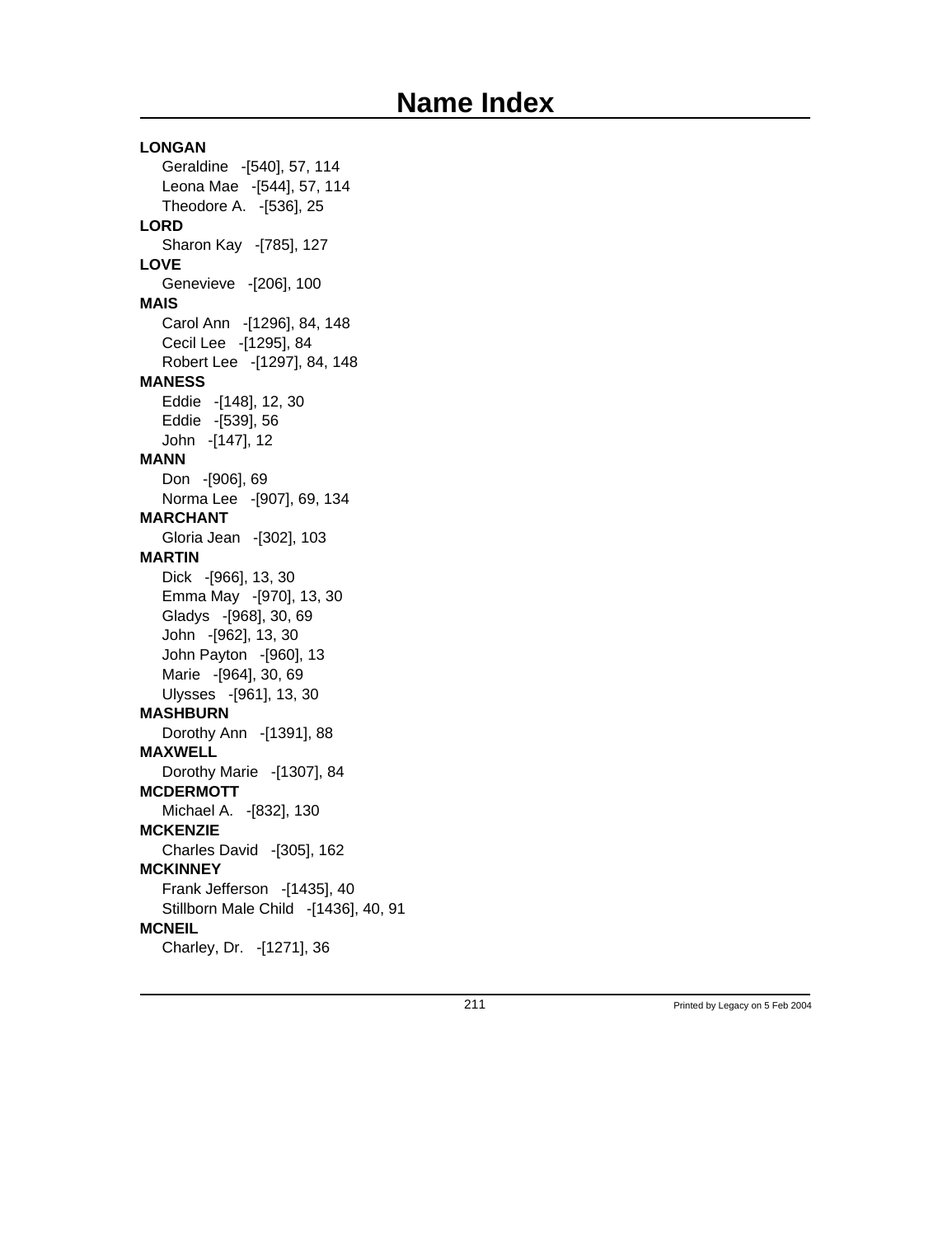# Name Index

**LONGAN**

Geraldine -[540], 57, 114
Leona Mae -[544], 57, 114
Theodore A. -[536], 25

**LORD**

Sharon Kay -[785], 127

**LOVE**

Genevieve -[206], 100

**MAIS**

Carol Ann -[1296], 84, 148
Cecil Lee -[1295], 84
Robert Lee -[1297], 84, 148

**MANESS**

Eddie -[148], 12, 30
Eddie -[539], 56
John -[147], 12

**MANN**

Don -[906], 69
Norma Lee -[907], 69, 134

**MARCHANT**

Gloria Jean -[302], 103

**MARTIN**

Dick -[966], 13, 30
Emma May -[970], 13, 30
Gladys -[968], 30, 69
John -[962], 13, 30
John Payton -[960], 13
Marie -[964], 30, 69
Ulysses -[961], 13, 30

**MASHBURN**

Dorothy Ann -[1391], 88

**MAXWELL**

Dorothy Marie -[1307], 84

**MCDERMOTT**

Michael A. -[832], 130

**MCKENZIE**

Charles David -[305], 162

**MCKINNEY**

Frank Jefferson -[1435], 40
Stillborn Male Child -[1436], 40, 91

**MCNEIL**

Charley, Dr. -[1271], 36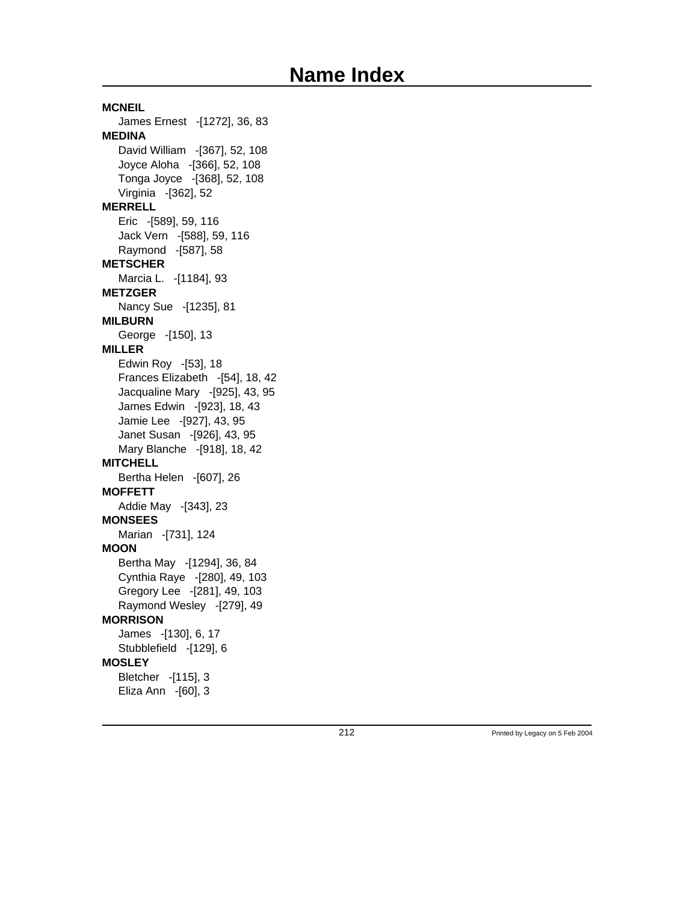# Name Index

**MCNEIL**

James Ernest -[1272], 36, 83

**MEDINA**

David William -[367], 52, 108
Joyce Aloha -[366], 52, 108
Tonga Joyce -[368], 52, 108
Virginia -[362], 52

**MERRELL**

Eric -[589], 59, 116
Jack Vern -[588], 59, 116
Raymond -[587], 58

**METSCHER**

Marcia L. -[1184], 93

**METZGER**

Nancy Sue -[1235], 81

**MILBURN**

George -[150], 13

**MILLER**

Edwin Roy -[53], 18
Frances Elizabeth -[54], 18, 42
Jacqualine Mary -[925], 43, 95
James Edwin -[923], 18, 43
Jamie Lee -[927], 43, 95
Janet Susan -[926], 43, 95
Mary Blanche -[918], 18, 42

**MITCHELL**

Bertha Helen -[607], 26

**MOFFETT**

Addie May -[343], 23

**MONSEES**

Marian -[731], 124

**MOON**

Bertha May -[1294], 36, 84
Cynthia Raye -[280], 49, 103
Gregory Lee -[281], 49, 103
Raymond Wesley -[279], 49

**MORRISON**

James -[130], 6, 17
Stubblefield -[129], 6

**MOSLEY**

Bletcher -[115], 3
Eliza Ann -[60], 3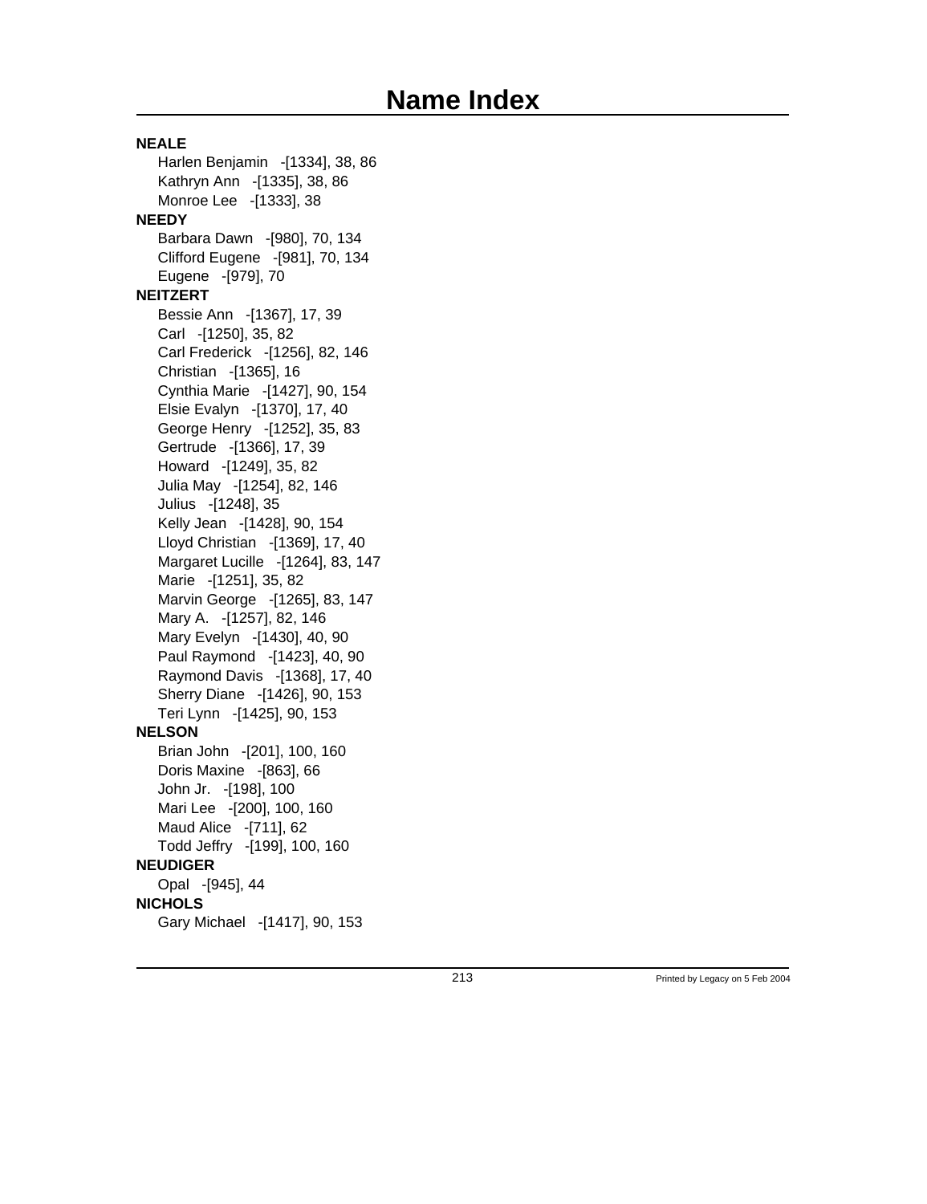# Name Index

**NEALE**

Harlen Benjamin -[1334], 38, 86
Kathryn Ann -[1335], 38, 86
Monroe Lee -[1333], 38

**NEEDY**

Barbara Dawn -[980], 70, 134
Clifford Eugene -[981], 70, 134
Eugene -[979], 70

**NEITZERT**

Bessie Ann -[1367], 17, 39
Carl -[1250], 35, 82
Carl Frederick -[1256], 82, 146
Christian -[1365], 16
Cynthia Marie -[1427], 90, 154
Elsie Evalyn -[1370], 17, 40
George Henry -[1252], 35, 83
Gertrude -[1366], 17, 39
Howard -[1249], 35, 82
Julia May -[1254], 82, 146
Julius -[1248], 35
Kelly Jean -[1428], 90, 154
Lloyd Christian -[1369], 17, 40
Margaret Lucille -[1264], 83, 147
Marie -[1251], 35, 82
Marvin George -[1265], 83, 147
Mary A. -[1257], 82, 146
Mary Evelyn -[1430], 40, 90
Paul Raymond -[1423], 40, 90
Raymond Davis -[1368], 17, 40
Sherry Diane -[1426], 90, 153
Teri Lynn -[1425], 90, 153

**NELSON**

Brian John -[201], 100, 160
Doris Maxine -[863], 66
John Jr. -[198], 100
Mari Lee -[200], 100, 160
Maud Alice -[711], 62
Todd Jeffry -[199], 100, 160

**NEUDIGER**

Opal -[945], 44

**NICHOLS**

Gary Michael -[1417], 90, 153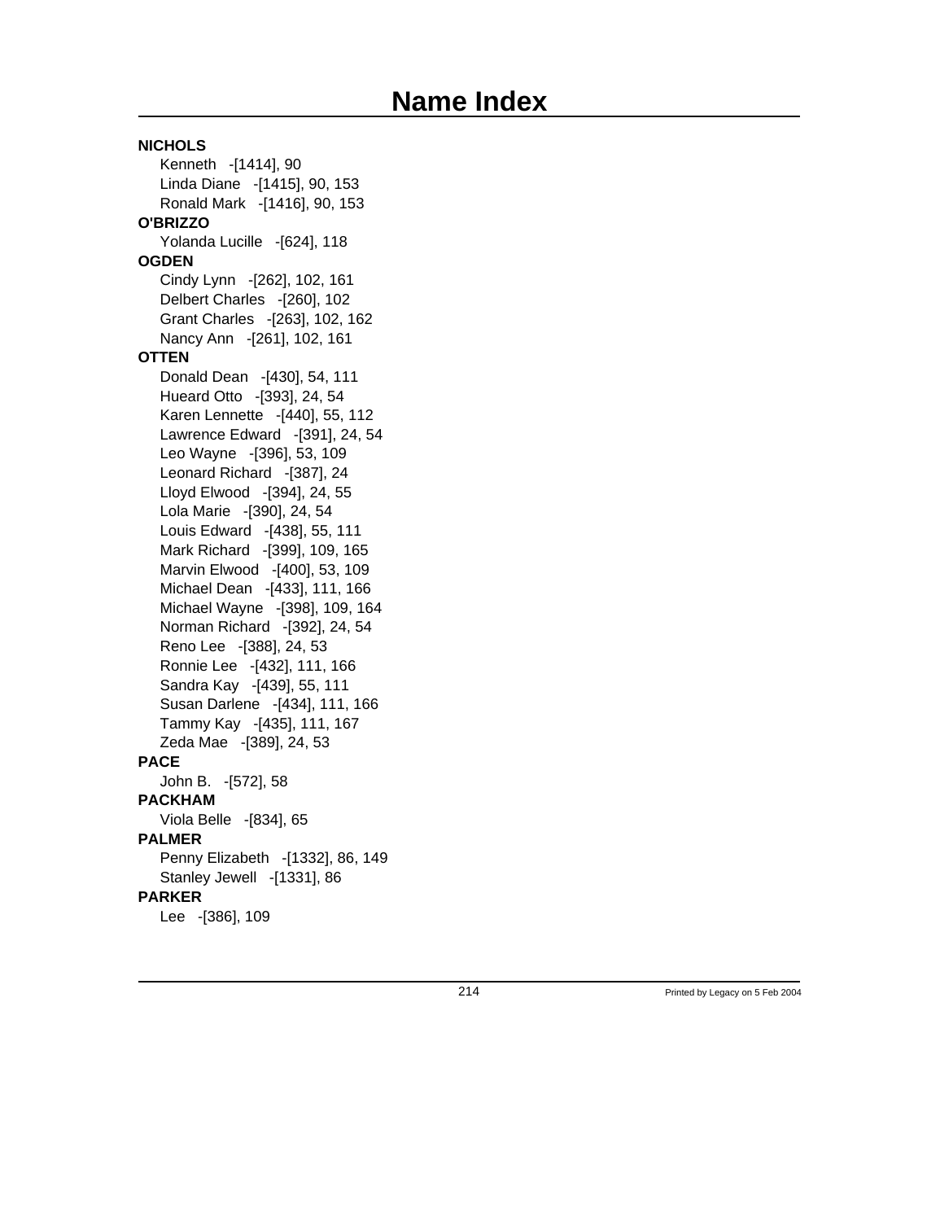# Name Index

**NICHOLS**

Kenneth -[1414], 90
Linda Diane -[1415], 90, 153
Ronald Mark -[1416], 90, 153

**O'BRIZZO**

Yolanda Lucille -[624], 118

**OGDEN**

Cindy Lynn -[262], 102, 161
Delbert Charles -[260], 102
Grant Charles -[263], 102, 162
Nancy Ann -[261], 102, 161

**OTTEN**

Donald Dean -[430], 54, 111
Hueard Otto -[393], 24, 54
Karen Lennette -[440], 55, 112
Lawrence Edward -[391], 24, 54
Leo Wayne -[396], 53, 109
Leonard Richard -[387], 24
Lloyd Elwood -[394], 24, 55
Lola Marie -[390], 24, 54
Louis Edward -[438], 55, 111
Mark Richard -[399], 109, 165
Marvin Elwood -[400], 53, 109
Michael Dean -[433], 111, 166
Michael Wayne -[398], 109, 164
Norman Richard -[392], 24, 54
Reno Lee -[388], 24, 53
Ronnie Lee -[432], 111, 166
Sandra Kay -[439], 55, 111
Susan Darlene -[434], 111, 166
Tammy Kay -[435], 111, 167
Zeda Mae -[389], 24, 53

**PACE**

John B. -[572], 58

**PACKHAM**

Viola Belle -[834], 65

**PALMER**

Penny Elizabeth -[1332], 86, 149
Stanley Jewell -[1331], 86

**PARKER**

Lee -[386], 109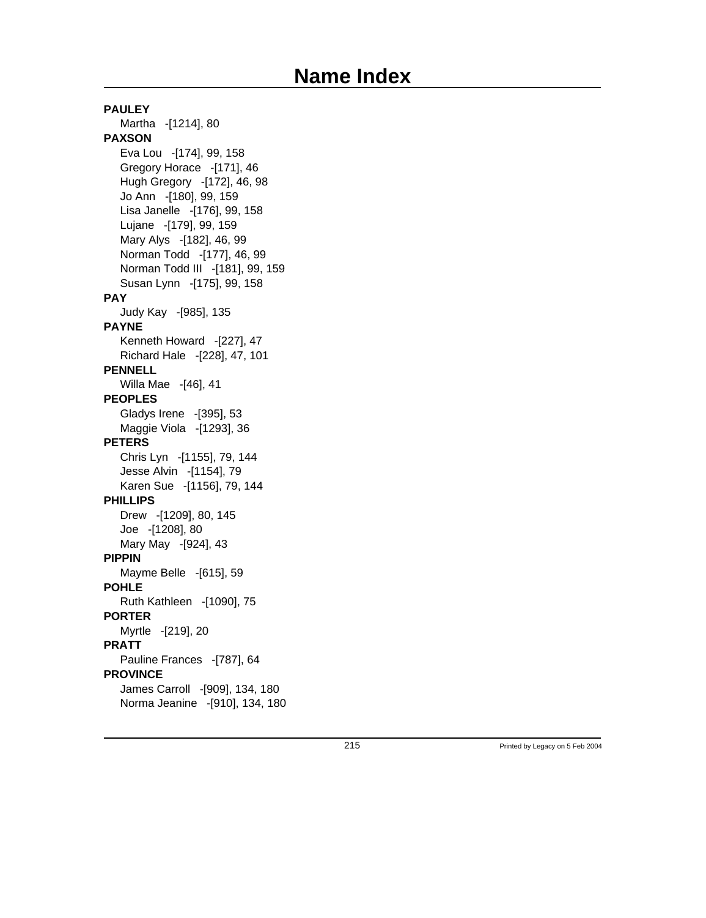# Name Index

**PAULEY**

Martha -[1214], 80

**PAXSON**

Eva Lou -[174], 99, 158
Gregory Horace -[171], 46
Hugh Gregory -[172], 46, 98
Jo Ann -[180], 99, 159
Lisa Janelle -[176], 99, 158
Lujane -[179], 99, 159
Mary Alys -[182], 46, 99
Norman Todd -[177], 46, 99
Norman Todd III -[181], 99, 159
Susan Lynn -[175], 99, 158

**PAY**

Judy Kay -[985], 135

**PAYNE**

Kenneth Howard -[227], 47
Richard Hale -[228], 47, 101

**PENNELL**

Willa Mae -[46], 41

**PEOPLES**

Gladys Irene -[395], 53
Maggie Viola -[1293], 36

**PETERS**

Chris Lyn -[1155], 79, 144
Jesse Alvin -[1154], 79
Karen Sue -[1156], 79, 144

**PHILLIPS**

Drew -[1209], 80, 145
Joe -[1208], 80
Mary May -[924], 43

**PIPPIN**

Mayme Belle -[615], 59

**POHLE**

Ruth Kathleen -[1090], 75

**PORTER**

Myrtle -[219], 20

**PRATT**

Pauline Frances -[787], 64

**PROVINCE**

James Carroll -[909], 134, 180
Norma Jeanine -[910], 134, 180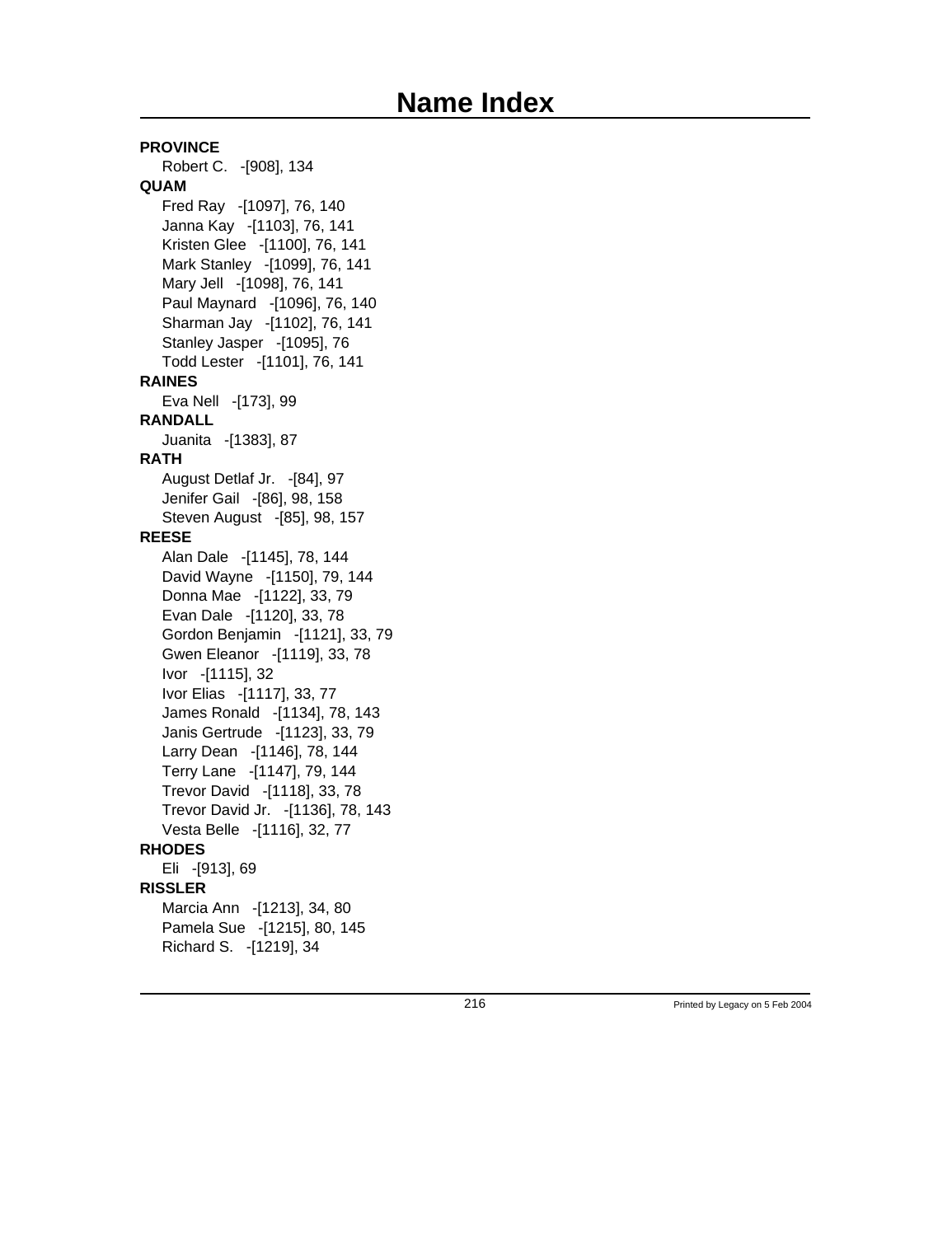# Name Index

**PROVINCE**

Robert C. -[908], 134

**QUAM**

Fred Ray -[1097], 76, 140
Janna Kay -[1103], 76, 141
Kristen Glee -[1100], 76, 141
Mark Stanley -[1099], 76, 141
Mary Jell -[1098], 76, 141
Paul Maynard -[1096], 76, 140
Sharman Jay -[1102], 76, 141
Stanley Jasper -[1095], 76
Todd Lester -[1101], 76, 141

**RAINES**

Eva Nell -[173], 99

**RANDALL**

Juanita -[1383], 87

**RATH**

August Detlaf Jr. -[84], 97
Jenifer Gail -[86], 98, 158
Steven August -[85], 98, 157

**REESE**

Alan Dale -[1145], 78, 144
David Wayne -[1150], 79, 144
Donna Mae -[1122], 33, 79
Evan Dale -[1120], 33, 78
Gordon Benjamin -[1121], 33, 79
Gwen Eleanor -[1119], 33, 78
Ivor -[1115], 32
Ivor Elias -[1117], 33, 77
James Ronald -[1134], 78, 143
Janis Gertrude -[1123], 33, 79
Larry Dean -[1146], 78, 144
Terry Lane -[1147], 79, 144
Trevor David -[1118], 33, 78
Trevor David Jr. -[1136], 78, 143
Vesta Belle -[1116], 32, 77

**RHODES**

Eli -[913], 69

**RISSLER**

Marcia Ann -[1213], 34, 80
Pamela Sue -[1215], 80, 145
Richard S. -[1219], 34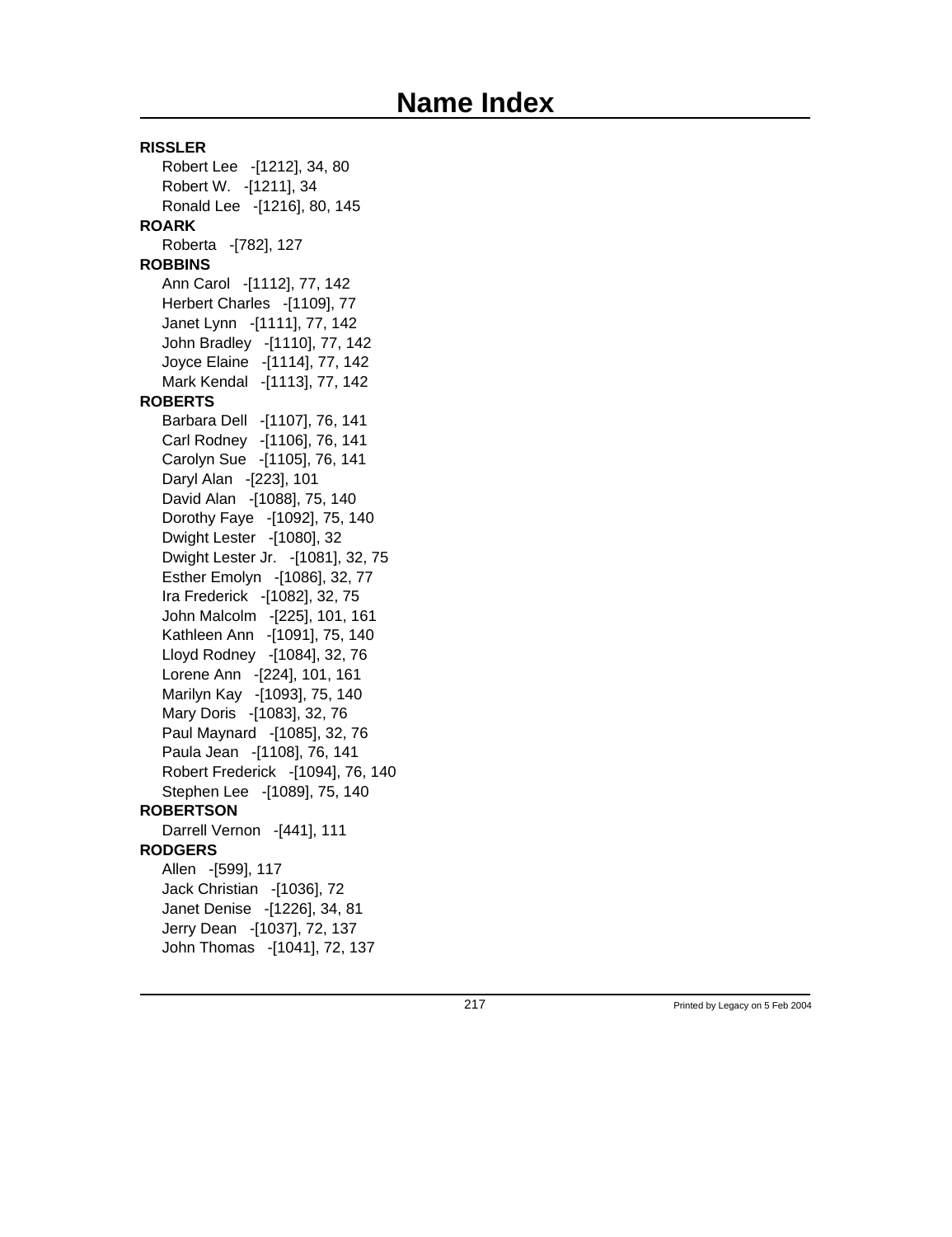# Name Index

**RISSLER**

Robert Lee -[1212], 34, 80
Robert W. -[1211], 34
Ronald Lee -[1216], 80, 145

**ROARK**

Roberta -[782], 127

**ROBBINS**

Ann Carol -[1112], 77, 142
Herbert Charles -[1109], 77
Janet Lynn -[1111], 77, 142
John Bradley -[1110], 77, 142
Joyce Elaine -[1114], 77, 142
Mark Kendal -[1113], 77, 142

**ROBERTS**

Barbara Dell -[1107], 76, 141
Carl Rodney -[1106], 76, 141
Carolyn Sue -[1105], 76, 141
Daryl Alan -[223], 101
David Alan -[1088], 75, 140
Dorothy Faye -[1092], 75, 140
Dwight Lester -[1080], 32
Dwight Lester Jr. -[1081], 32, 75
Esther Emolyn -[1086], 32, 77
Ira Frederick -[1082], 32, 75
John Malcolm -[225], 101, 161
Kathleen Ann -[1091], 75, 140
Lloyd Rodney -[1084], 32, 76
Lorene Ann -[224], 101, 161
Marilyn Kay -[1093], 75, 140
Mary Doris -[1083], 32, 76
Paul Maynard -[1085], 32, 76
Paula Jean -[1108], 76, 141
Robert Frederick -[1094], 76, 140
Stephen Lee -[1089], 75, 140

**ROBERTSON**

Darrell Vernon -[441], 111

**RODGERS**

Allen -[599], 117
Jack Christian -[1036], 72
Janet Denise -[1226], 34, 81
Jerry Dean -[1037], 72, 137
John Thomas -[1041], 72, 137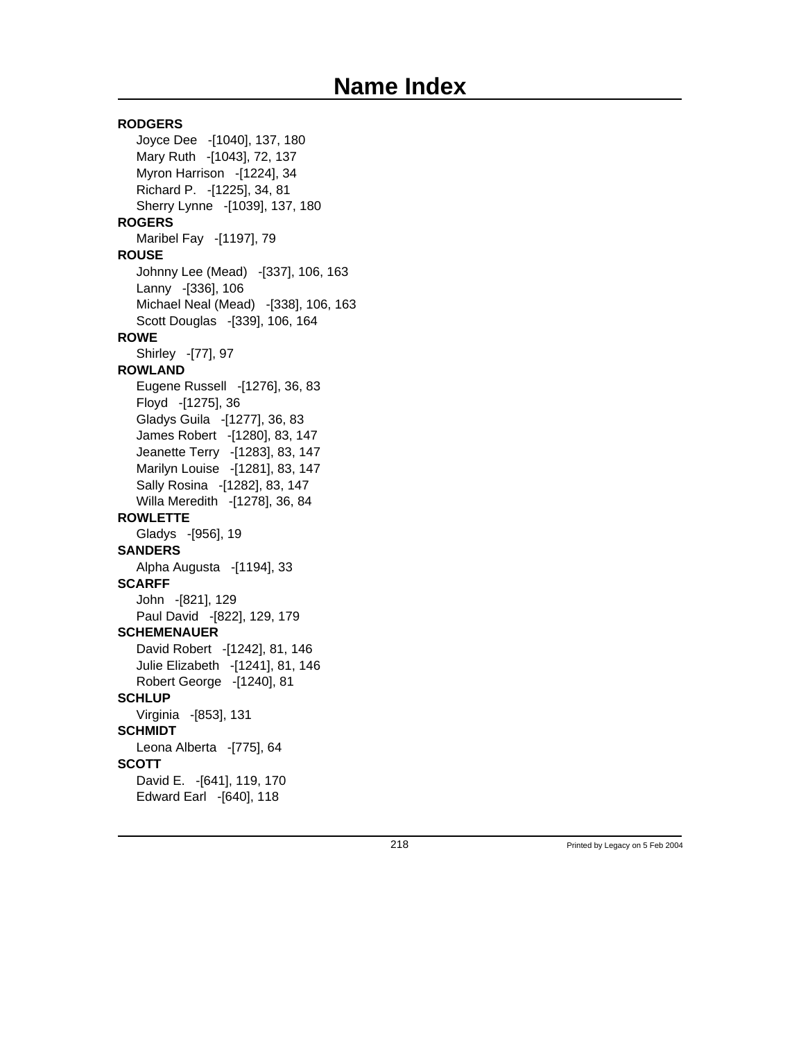# Name Index

**RODGERS**

- Joyce Dee -[1040], 137, 180
- Mary Ruth -[1043], 72, 137
- Myron Harrison -[1224], 34
- Richard P. -[1225], 34, 81
- Sherry Lynne -[1039], 137, 180

**ROGERS**

- Maribel Fay -[1197], 79

**ROUSE**

- Johnny Lee (Mead) -[337], 106, 163
- Lanny -[336], 106
- Michael Neal (Mead) -[338], 106, 163
- Scott Douglas -[339], 106, 164

**ROWE**

- Shirley -[77], 97

**ROWLAND**

- Eugene Russell -[1276], 36, 83
- Floyd -[1275], 36
- Gladys Guila -[1277], 36, 83
- James Robert -[1280], 83, 147
- Jeanette Terry -[1283], 83, 147
- Marilyn Louise -[1281], 83, 147
- Sally Rosina -[1282], 83, 147
- Willa Meredith -[1278], 36, 84

**ROWLETTE**

- Gladys -[956], 19

**SANDERS**

- Alpha Augusta -[1194], 33

**SCARFF**

- John -[821], 129
- Paul David -[822], 129, 179

**SCHEMENAUER**

- David Robert -[1242], 81, 146
- Julie Elizabeth -[1241], 81, 146
- Robert George -[1240], 81

**SCHLUP**

- Virginia -[853], 131

**SCHMIDT**

- Leona Alberta -[775], 64

**SCOTT**

- David E. -[641], 119, 170
- Edward Earl -[640], 118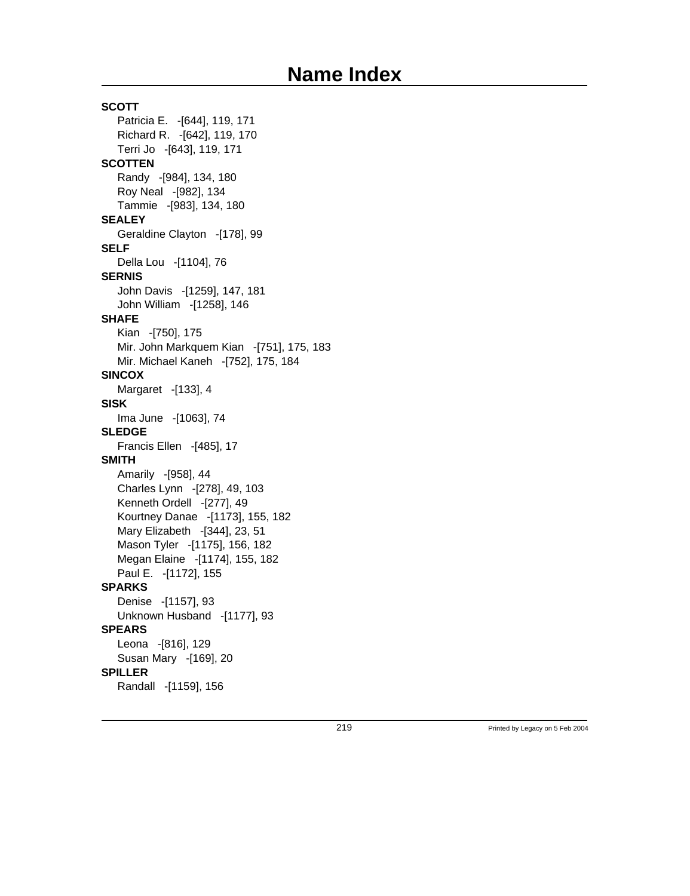# Name Index

**SCOTT**

Patricia E. -[644], 119, 171
Richard R. -[642], 119, 170
Terri Jo -[643], 119, 171

**SCOTTEN**

Randy -[984], 134, 180
Roy Neal -[982], 134
Tammie -[983], 134, 180

**SEALEY**

Geraldine Clayton -[178], 99

**SELF**

Della Lou -[1104], 76

**SERNIS**

John Davis -[1259], 147, 181
John William -[1258], 146

**SHAFE**

Kian -[750], 175
Mir. John Markquem Kian -[751], 175, 183
Mir. Michael Kaneh -[752], 175, 184

**SINCOX**

Margaret -[133], 4

**SISK**

Ima June -[1063], 74

**SLEDGE**

Francis Ellen -[485], 17

**SMITH**

Amarily -[958], 44
Charles Lynn -[278], 49, 103
Kenneth Ordell -[277], 49
Kourtney Danae -[1173], 155, 182
Mary Elizabeth -[344], 23, 51
Mason Tyler -[1175], 156, 182
Megan Elaine -[1174], 155, 182
Paul E. -[1172], 155

**SPARKS**

Denise -[1157], 93
Unknown Husband -[1177], 93

**SPEARS**

Leona -[816], 129
Susan Mary -[169], 20

**SPILLER**

Randall -[1159], 156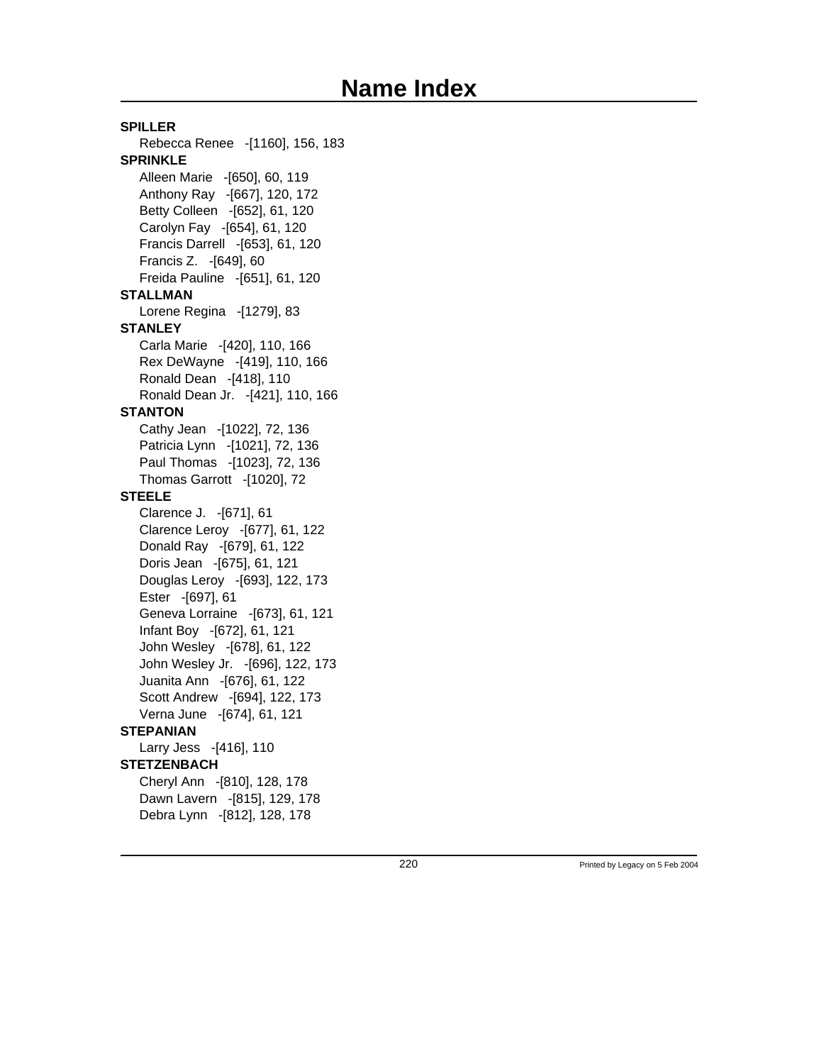# Name Index

**SPILLER**

Rebecca Renee -[1160], 156, 183

**SPRINKLE**

Alleen Marie -[650], 60, 119
Anthony Ray -[667], 120, 172
Betty Colleen -[652], 61, 120
Carolyn Fay -[654], 61, 120
Francis Darrell -[653], 61, 120
Francis Z. -[649], 60
Freida Pauline -[651], 61, 120

**STALLMAN**

Lorene Regina -[1279], 83

**STANLEY**

Carla Marie -[420], 110, 166
Rex DeWayne -[419], 110, 166
Ronald Dean -[418], 110
Ronald Dean Jr. -[421], 110, 166

**STANTON**

Cathy Jean -[1022], 72, 136
Patricia Lynn -[1021], 72, 136
Paul Thomas -[1023], 72, 136
Thomas Garrott -[1020], 72

**STEELE**

Clarence J. -[671], 61
Clarence Leroy -[677], 61, 122
Donald Ray -[679], 61, 122
Doris Jean -[675], 61, 121
Douglas Leroy -[693], 122, 173
Ester -[697], 61
Geneva Lorraine -[673], 61, 121
Infant Boy -[672], 61, 121
John Wesley -[678], 61, 122
John Wesley Jr. -[696], 122, 173
Juanita Ann -[676], 61, 122
Scott Andrew -[694], 122, 173
Verna June -[674], 61, 121

**STEPANIAN**

Larry Jess -[416], 110

**STETZENBACH**

Cheryl Ann -[810], 128, 178
Dawn Lavern -[815], 129, 178
Debra Lynn -[812], 128, 178

Printed by Legacy on 5 Feb 2004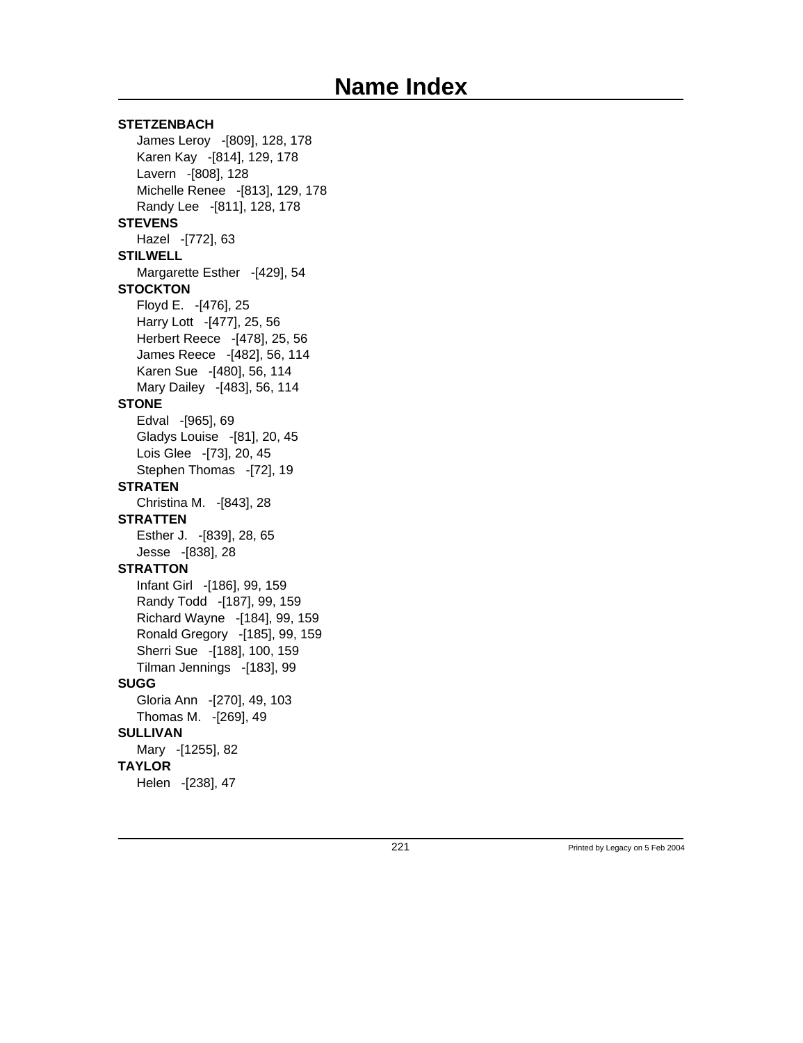# Name Index

**STETZENBACH**

James Leroy -[809], 128, 178
Karen Kay -[814], 129, 178
Lavern -[808], 128
Michelle Renee -[813], 129, 178
Randy Lee -[811], 128, 178

**STEVENS**

Hazel -[772], 63

**STILWELL**

Margarette Esther -[429], 54

**STOCKTON**

Floyd E. -[476], 25
Harry Lott -[477], 25, 56
Herbert Reece -[478], 25, 56
James Reece -[482], 56, 114
Karen Sue -[480], 56, 114
Mary Dailey -[483], 56, 114

**STONE**

Edval -[965], 69
Gladys Louise -[81], 20, 45
Lois Glee -[73], 20, 45
Stephen Thomas -[72], 19

**STRATEN**

Christina M. -[843], 28

**STRATTEN**

Esther J. -[839], 28, 65
Jesse -[838], 28

**STRATTON**

Infant Girl -[186], 99, 159
Randy Todd -[187], 99, 159
Richard Wayne -[184], 99, 159
Ronald Gregory -[185], 99, 159
Sherri Sue -[188], 100, 159
Tilman Jennings -[183], 99

**SUGG**

Gloria Ann -[270], 49, 103
Thomas M. -[269], 49

**SULLIVAN**

Mary -[1255], 82

**TAYLOR**

Helen -[238], 47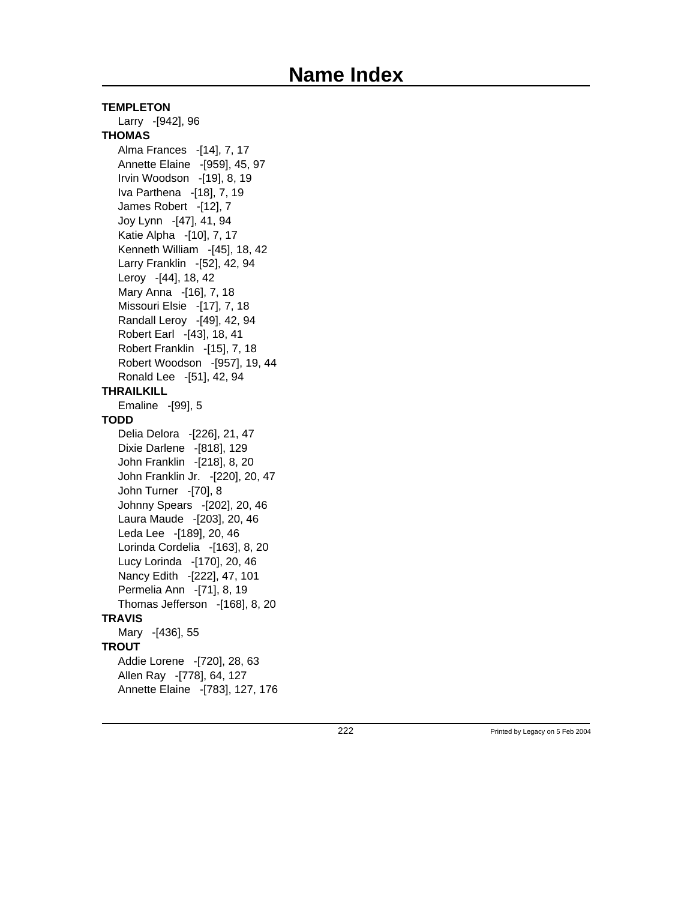# Name Index

**TEMPLETON**

Larry -[942], 96

**THOMAS**

Alma Frances -[14], 7, 17
Annette Elaine -[959], 45, 97
Irvin Woodson -[19], 8, 19
Iva Parthena -[18], 7, 19
James Robert -[12], 7
Joy Lynn -[47], 41, 94
Katie Alpha -[10], 7, 17
Kenneth William -[45], 18, 42
Larry Franklin -[52], 42, 94
Leroy -[44], 18, 42
Mary Anna -[16], 7, 18
Missouri Elsie -[17], 7, 18
Randall Leroy -[49], 42, 94
Robert Earl -[43], 18, 41
Robert Franklin -[15], 7, 18
Robert Woodson -[957], 19, 44
Ronald Lee -[51], 42, 94

**THRAILKILL**

Emaline -[99], 5

**TODD**

Delia Delora -[226], 21, 47
Dixie Darlene -[818], 129
John Franklin -[218], 8, 20
John Franklin Jr. -[220], 20, 47
John Turner -[70], 8
Johnny Spears -[202], 20, 46
Laura Maude -[203], 20, 46
Leda Lee -[189], 20, 46
Lorinda Cordelia -[163], 8, 20
Lucy Lorinda -[170], 20, 46
Nancy Edith -[222], 47, 101
Permelia Ann -[71], 8, 19
Thomas Jefferson -[168], 8, 20

**TRAVIS**

Mary -[436], 55

**TROUT**

Addie Lorene -[720], 28, 63
Allen Ray -[778], 64, 127
Annette Elaine -[783], 127, 176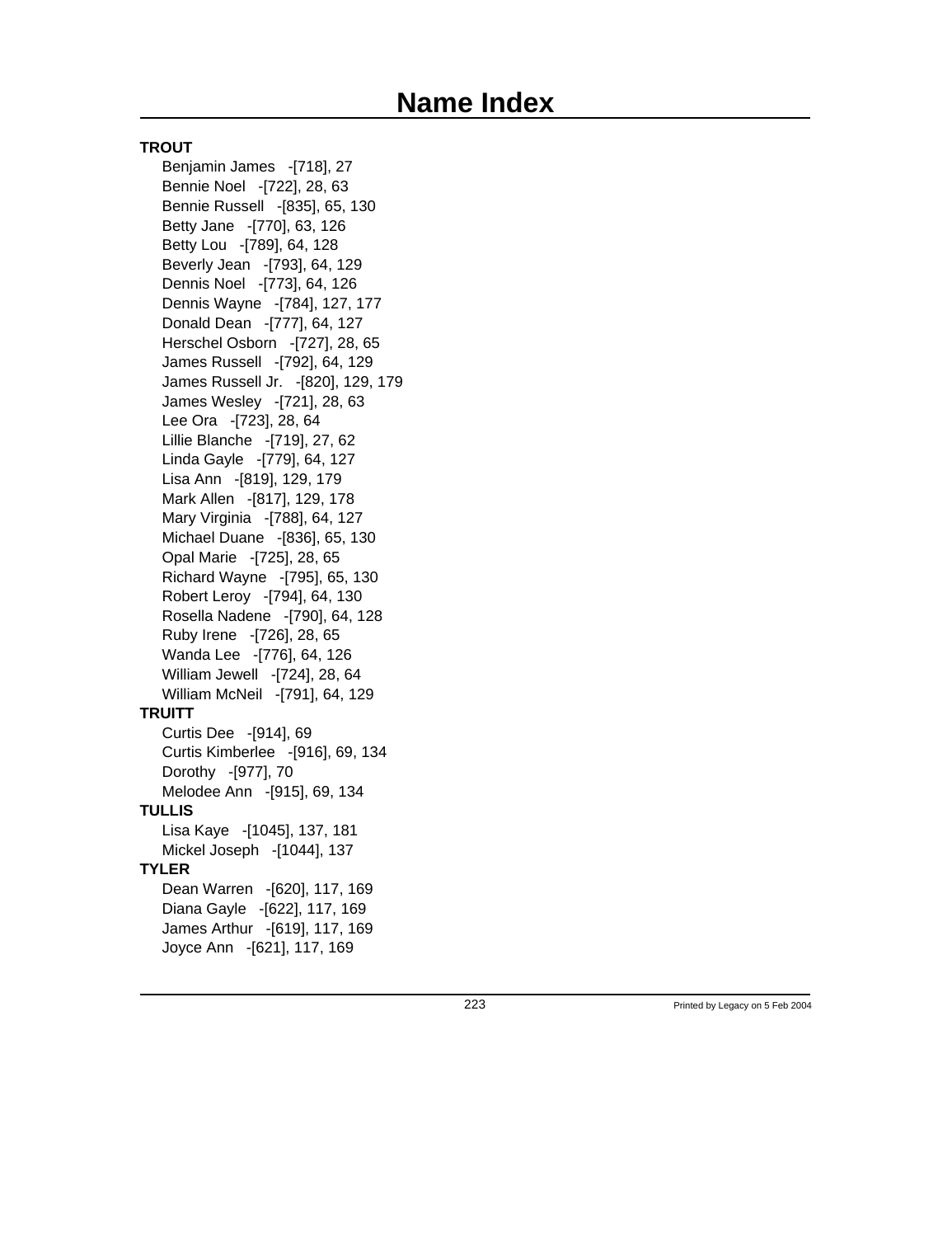# Name Index

**TROUT**

- Benjamin James -[718], 27
- Bennie Noel -[722], 28, 63
- Bennie Russell -[835], 65, 130
- Betty Jane -[770], 63, 126
- Betty Lou -[789], 64, 128
- Beverly Jean -[793], 64, 129
- Dennis Noel -[773], 64, 126
- Dennis Wayne -[784], 127, 177
- Donald Dean -[777], 64, 127
- Herschel Osborn -[727], 28, 65
- James Russell -[792], 64, 129
- James Russell Jr. -[820], 129, 179
- James Wesley -[721], 28, 63
- Lee Ora -[723], 28, 64
- Lillie Blanche -[719], 27, 62
- Linda Gayle -[779], 64, 127
- Lisa Ann -[819], 129, 179
- Mark Allen -[817], 129, 178
- Mary Virginia -[788], 64, 127
- Michael Duane -[836], 65, 130
- Opal Marie -[725], 28, 65
- Richard Wayne -[795], 65, 130
- Robert Leroy -[794], 64, 130
- Rosella Nadene -[790], 64, 128
- Ruby Irene -[726], 28, 65
- Wanda Lee -[776], 64, 126
- William Jewell -[724], 28, 64
- William McNeil -[791], 64, 129

**TRUITT**

- Curtis Dee -[914], 69
- Curtis Kimberlee -[916], 69, 134
- Dorothy -[977], 70
- Melodee Ann -[915], 69, 134

**TULLIS**

- Lisa Kaye -[1045], 137, 181
- Mickel Joseph -[1044], 137

**TYLER**

- Dean Warren -[620], 117, 169
- Diana Gayle -[622], 117, 169
- James Arthur -[619], 117, 169
- Joyce Ann -[621], 117, 169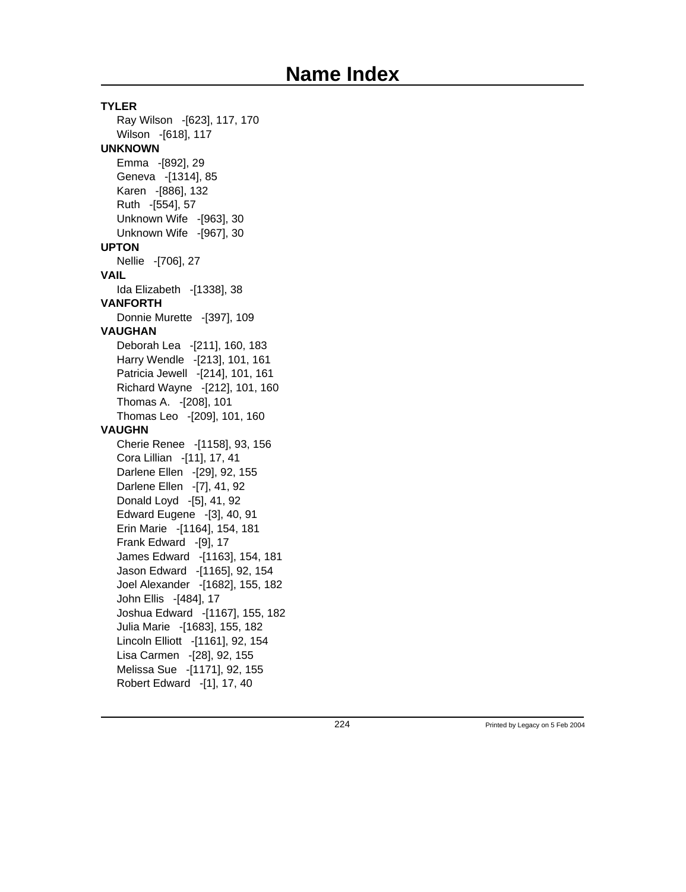# Name Index

**TYLER**

Ray Wilson -[623], 117, 170
Wilson -[618], 117

**UNKNOWN**

Emma -[892], 29
Geneva -[1314], 85
Karen -[886], 132
Ruth -[554], 57
Unknown Wife -[963], 30
Unknown Wife -[967], 30

**UPTON**

Nellie -[706], 27

**VAIL**

Ida Elizabeth -[1338], 38

**VANFORTH**

Donnie Murette -[397], 109

**VAUGHAN**

Deborah Lea -[211], 160, 183
Harry Wendle -[213], 101, 161
Patricia Jewell -[214], 101, 161
Richard Wayne -[212], 101, 160
Thomas A. -[208], 101
Thomas Leo -[209], 101, 160

**VAUGHN**

Cherie Renee -[1158], 93, 156
Cora Lillian -[11], 17, 41
Darlene Ellen -[29], 92, 155
Darlene Ellen -[7], 41, 92
Donald Loyd -[5], 41, 92
Edward Eugene -[3], 40, 91
Erin Marie -[1164], 154, 181
Frank Edward -[9], 17
James Edward -[1163], 154, 181
Jason Edward -[1165], 92, 154
Joel Alexander -[1682], 155, 182
John Ellis -[484], 17
Joshua Edward -[1167], 155, 182
Julia Marie -[1683], 155, 182
Lincoln Elliott -[1161], 92, 154
Lisa Carmen -[28], 92, 155
Melissa Sue -[1171], 92, 155
Robert Edward -[1], 17, 40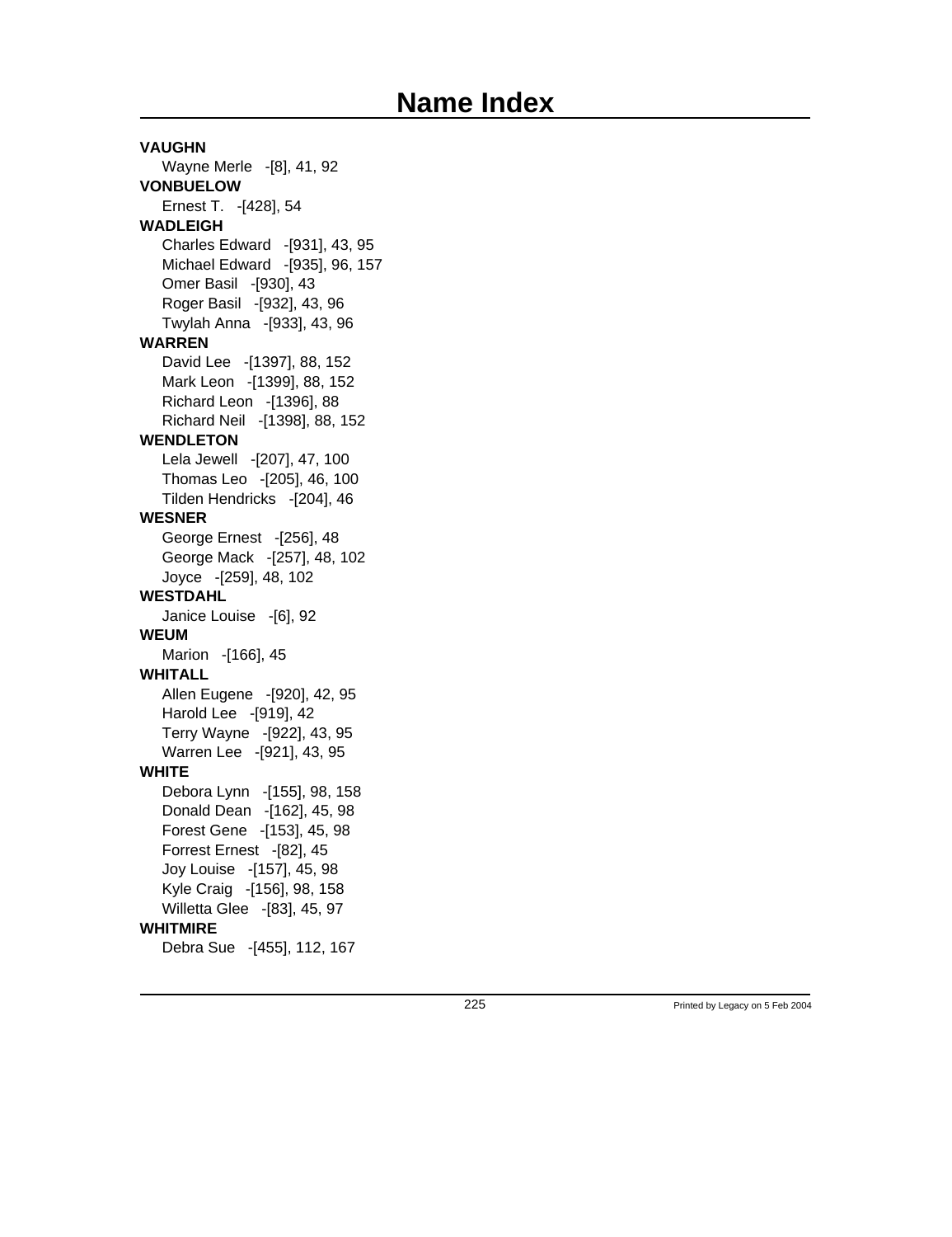# Name Index

**VAUGHN**
- Wayne Merle -[8], 41, 92

**VONBUELOW**
- Ernest T. -[428], 54

**WADLEIGH**
- Charles Edward -[931], 43, 95
- Michael Edward -[935], 96, 157
- Omer Basil -[930], 43
- Roger Basil -[932], 43, 96
- Twylah Anna -[933], 43, 96

**WARREN**
- David Lee -[1397], 88, 152
- Mark Leon -[1399], 88, 152
- Richard Leon -[1396], 88
- Richard Neil -[1398], 88, 152

**WENDLETON**
- Lela Jewell -[207], 47, 100
- Thomas Leo -[205], 46, 100
- Tilden Hendricks -[204], 46

**WESNER**
- George Ernest -[256], 48
- George Mack -[257], 48, 102
- Joyce -[259], 48, 102

**WESTDAHL**
- Janice Louise -[6], 92

**WEUM**
- Marion -[166], 45

**WHITALL**
- Allen Eugene -[920], 42, 95
- Harold Lee -[919], 42
- Terry Wayne -[922], 43, 95
- Warren Lee -[921], 43, 95

**WHITE**
- Debora Lynn -[155], 98, 158
- Donald Dean -[162], 45, 98
- Forest Gene -[153], 45, 98
- Forrest Ernest -[82], 45
- Joy Louise -[157], 45, 98
- Kyle Craig -[156], 98, 158
- Willetta Glee -[83], 45, 97

**WHITMIRE**
- Debra Sue -[455], 112, 167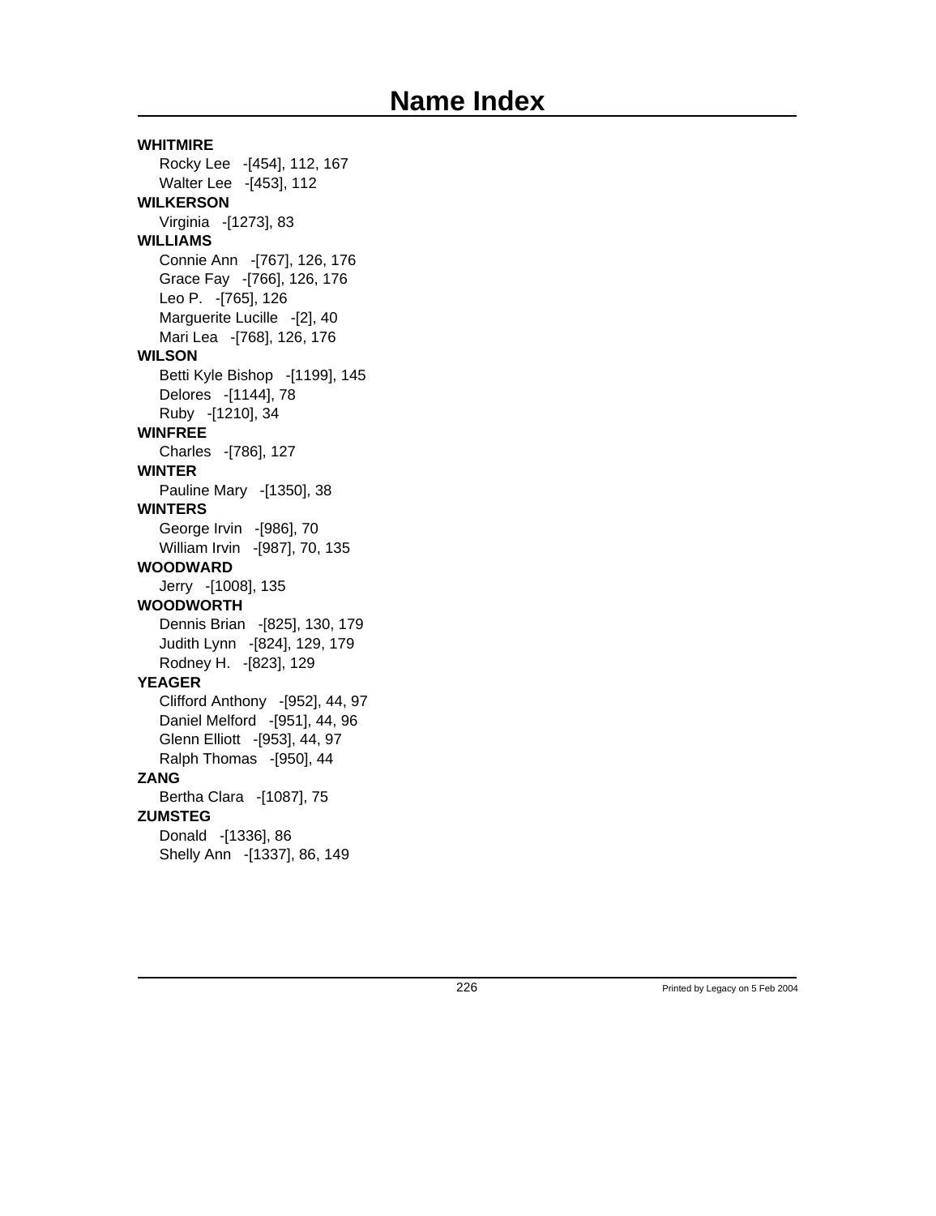# Name Index

**WHITMIRE**
Rocky Lee -[454], 112, 167
Walter Lee -[453], 112

**WILKERSON**
Virginia -[1273], 83

**WILLIAMS**
Connie Ann -[767], 126, 176
Grace Fay -[766], 126, 176
Leo P. -[765], 126
Marguerite Lucille -[2], 40
Mari Lea -[768], 126, 176

**WILSON**
Betti Kyle Bishop -[1199], 145
Delores -[1144], 78
Ruby -[1210], 34

**WINFREE**
Charles -[786], 127

**WINTER**
Pauline Mary -[1350], 38

**WINTERS**
George Irvin -[986], 70
William Irvin -[987], 70, 135

**WOODWARD**
Jerry -[1008], 135

**WOODWORTH**
Dennis Brian -[825], 130, 179
Judith Lynn -[824], 129, 179
Rodney H. -[823], 129

**YEAGER**
Clifford Anthony -[952], 44, 97
Daniel Melford -[951], 44, 96
Glenn Elliott -[953], 44, 97
Ralph Thomas -[950], 44

**ZANG**
Bertha Clara -[1087], 75

**ZUMSTEG**
Donald -[1336], 86
Shelly Ann -[1337], 86, 149

Printed by Legacy on 5 Feb 2004